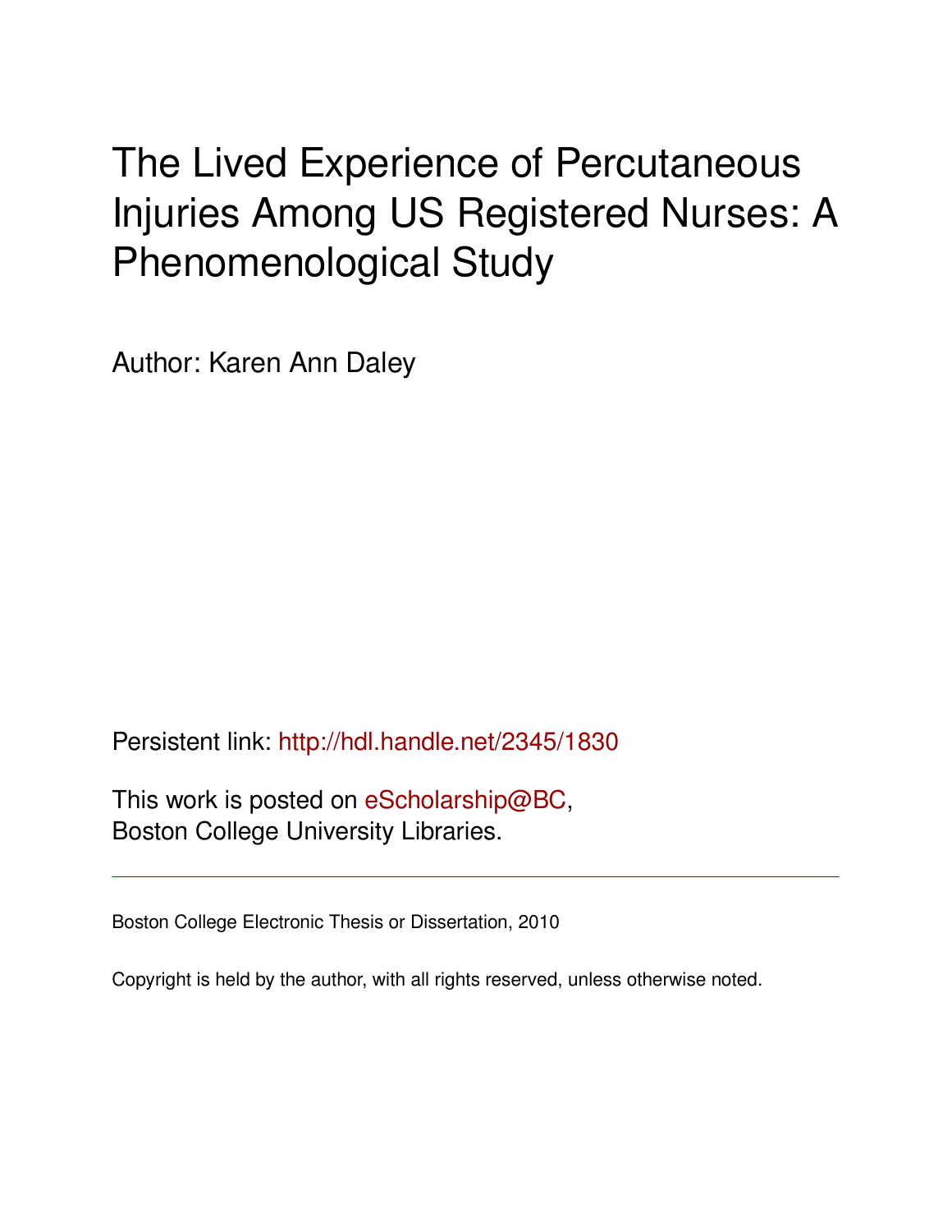# The Lived Experience of Percutaneous Injuries Among US Registered Nurses: A Phenomenological Study

Author: Karen Ann Daley

Persistent link: http://hdl.handle.net/2345/1830

This work is posted on eScholarship@BC, Boston College University Libraries.

---

Boston College Electronic Thesis or Dissertation, 2010

Copyright is held by the author, with all rights reserved, unless otherwise noted.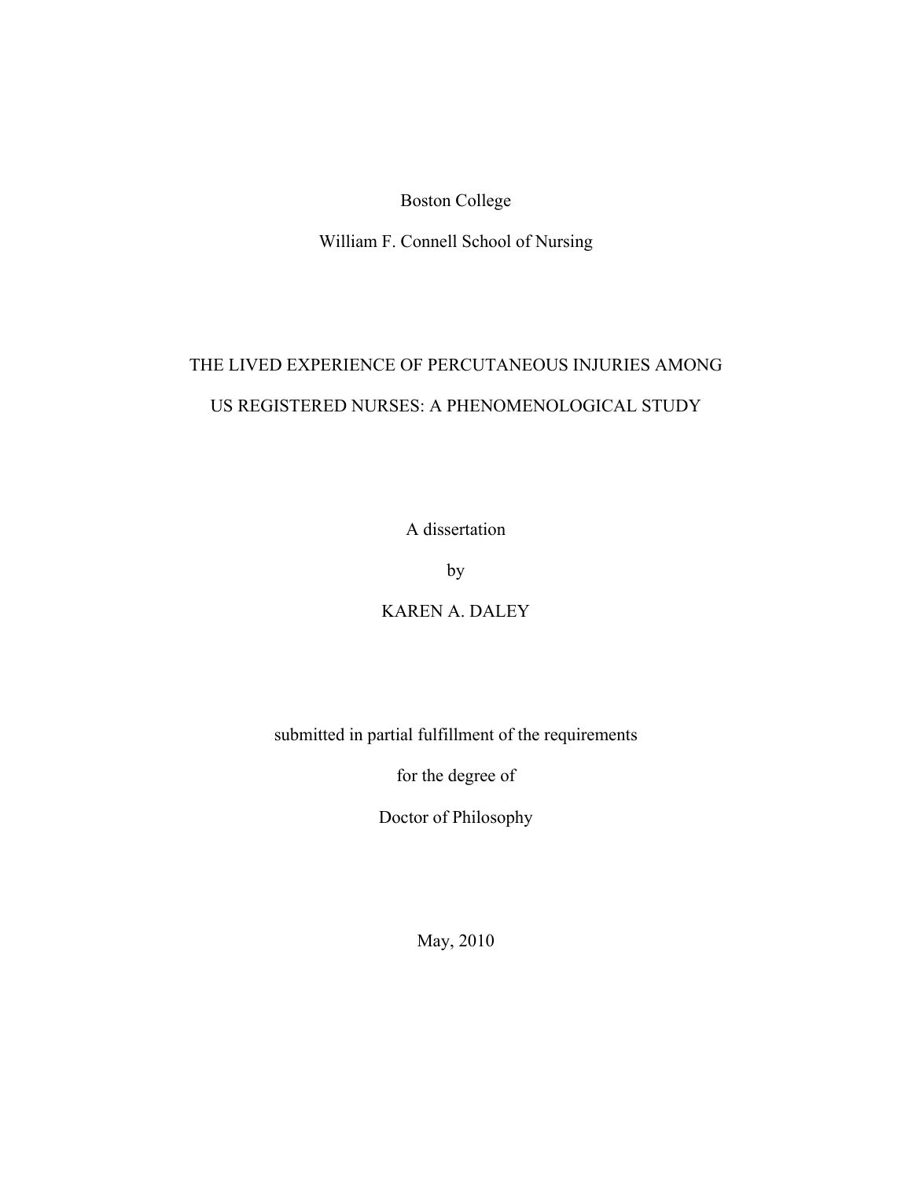Boston College

William F. Connell School of Nursing

# THE LIVED EXPERIENCE OF PERCUTANEOUS INJURIES AMONG US REGISTERED NURSES: A PHENOMENOLOGICAL STUDY

A dissertation

by

KAREN A. DALEY

submitted in partial fulfillment of the requirements

for the degree of

Doctor of Philosophy

May, 2010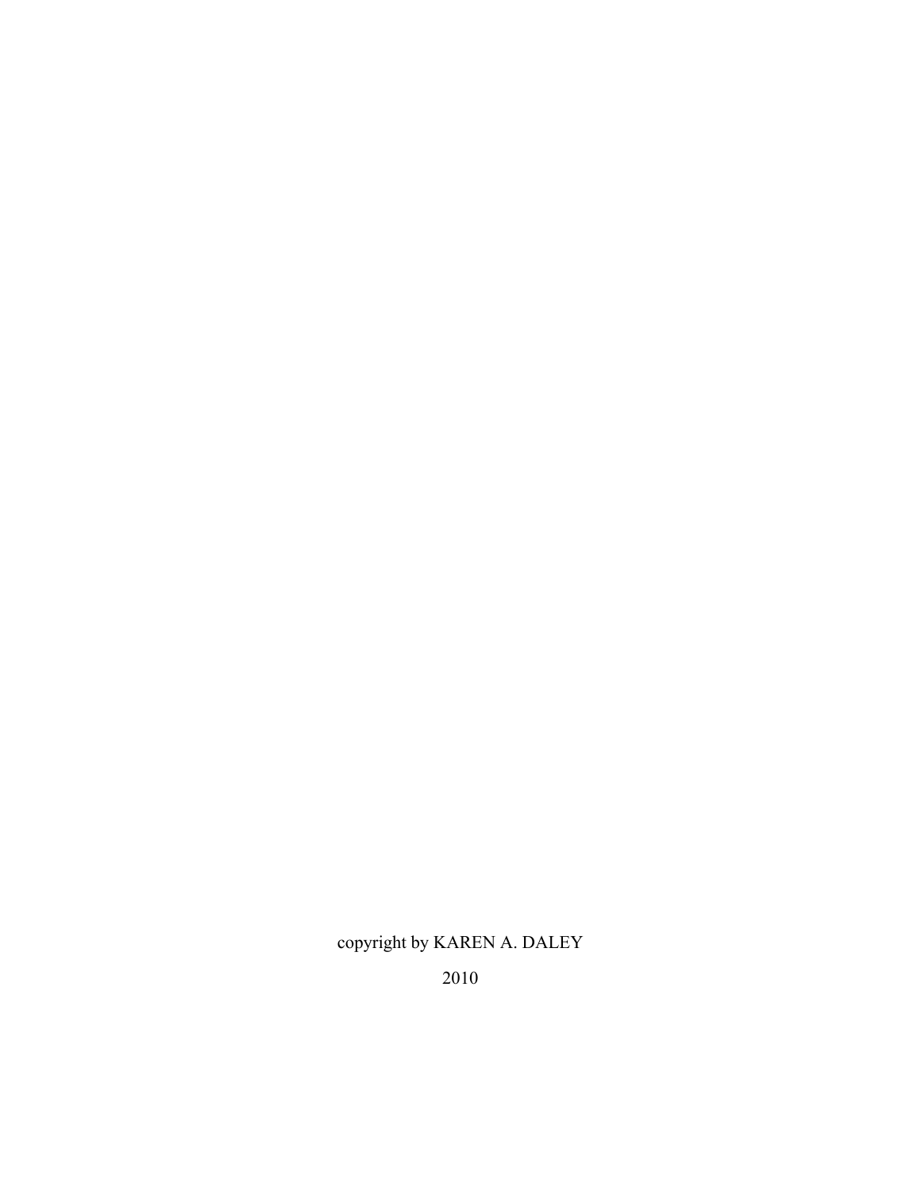copyright by KAREN A. DALEY

2010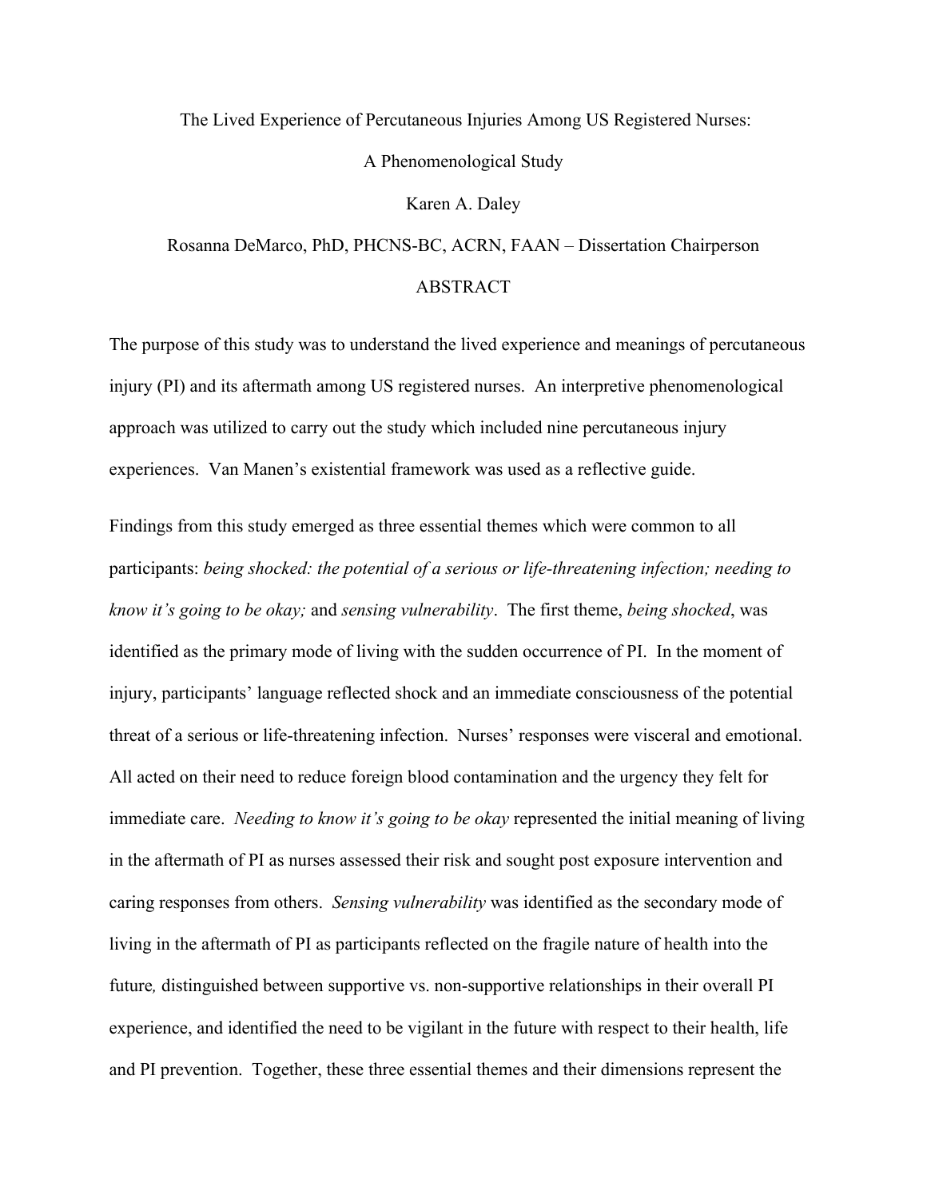The Lived Experience of Percutaneous Injuries Among US Registered Nurses:

A Phenomenological Study

Karen A. Daley

Rosanna DeMarco, PhD, PHCNS-BC, ACRN, FAAN – Dissertation Chairperson

ABSTRACT

The purpose of this study was to understand the lived experience and meanings of percutaneous injury (PI) and its aftermath among US registered nurses. An interpretive phenomenological approach was utilized to carry out the study which included nine percutaneous injury experiences. Van Manen's existential framework was used as a reflective guide.

Findings from this study emerged as three essential themes which were common to all participants: *being shocked: the potential of a serious or life-threatening infection; needing to know it's going to be okay;* and *sensing vulnerability*. The first theme, *being shocked*, was identified as the primary mode of living with the sudden occurrence of PI. In the moment of injury, participants' language reflected shock and an immediate consciousness of the potential threat of a serious or life-threatening infection. Nurses' responses were visceral and emotional. All acted on their need to reduce foreign blood contamination and the urgency they felt for immediate care. *Needing to know it's going to be okay* represented the initial meaning of living in the aftermath of PI as nurses assessed their risk and sought post exposure intervention and caring responses from others. *Sensing vulnerability* was identified as the secondary mode of living in the aftermath of PI as participants reflected on the fragile nature of health into the future*,* distinguished between supportive vs. non-supportive relationships in their overall PI experience, and identified the need to be vigilant in the future with respect to their health, life and PI prevention. Together, these three essential themes and their dimensions represent the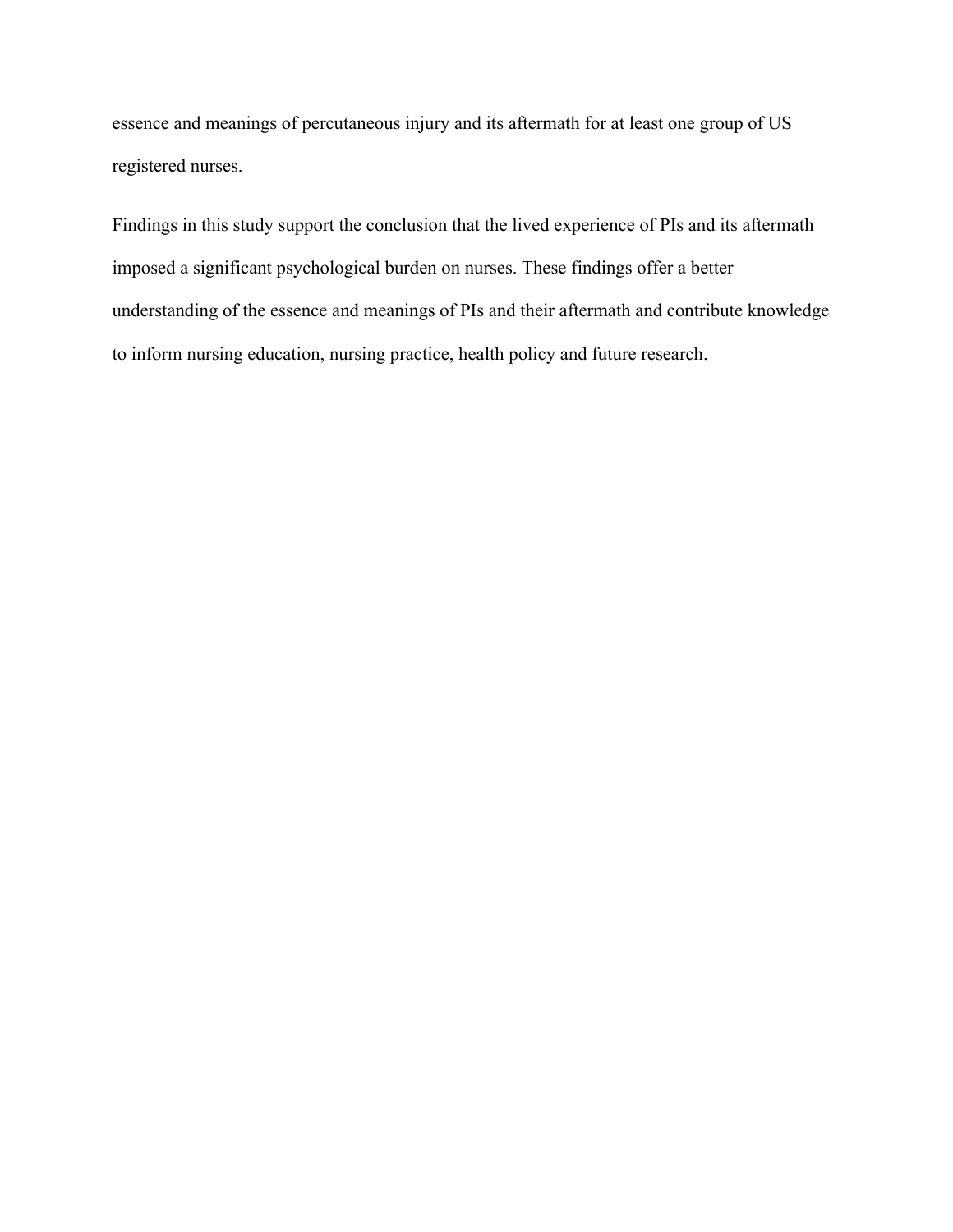essence and meanings of percutaneous injury and its aftermath for at least one group of US registered nurses.

Findings in this study support the conclusion that the lived experience of PIs and its aftermath imposed a significant psychological burden on nurses. These findings offer a better understanding of the essence and meanings of PIs and their aftermath and contribute knowledge to inform nursing education, nursing practice, health policy and future research.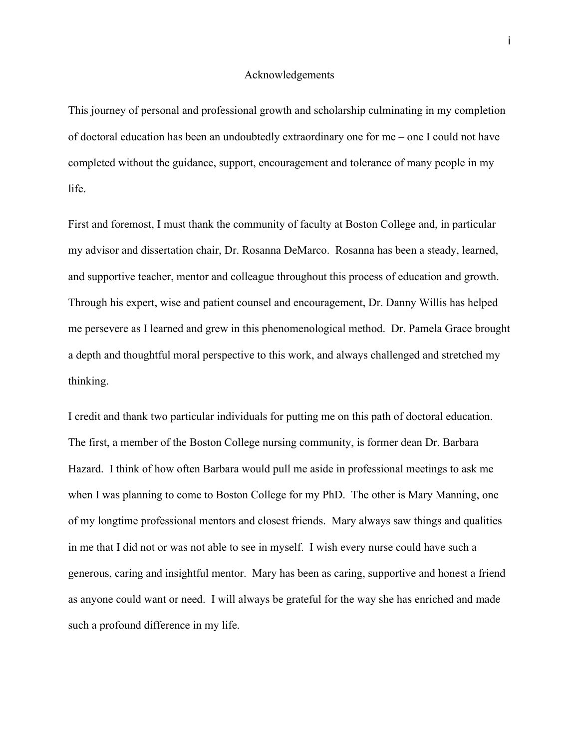# Acknowledgements

This journey of personal and professional growth and scholarship culminating in my completion of doctoral education has been an undoubtedly extraordinary one for me – one I could not have completed without the guidance, support, encouragement and tolerance of many people in my life.

First and foremost, I must thank the community of faculty at Boston College and, in particular my advisor and dissertation chair, Dr. Rosanna DeMarco. Rosanna has been a steady, learned, and supportive teacher, mentor and colleague throughout this process of education and growth. Through his expert, wise and patient counsel and encouragement, Dr. Danny Willis has helped me persevere as I learned and grew in this phenomenological method. Dr. Pamela Grace brought a depth and thoughtful moral perspective to this work, and always challenged and stretched my thinking.

I credit and thank two particular individuals for putting me on this path of doctoral education. The first, a member of the Boston College nursing community, is former dean Dr. Barbara Hazard. I think of how often Barbara would pull me aside in professional meetings to ask me when I was planning to come to Boston College for my PhD. The other is Mary Manning, one of my longtime professional mentors and closest friends. Mary always saw things and qualities in me that I did not or was not able to see in myself. I wish every nurse could have such a generous, caring and insightful mentor. Mary has been as caring, supportive and honest a friend as anyone could want or need. I will always be grateful for the way she has enriched and made such a profound difference in my life.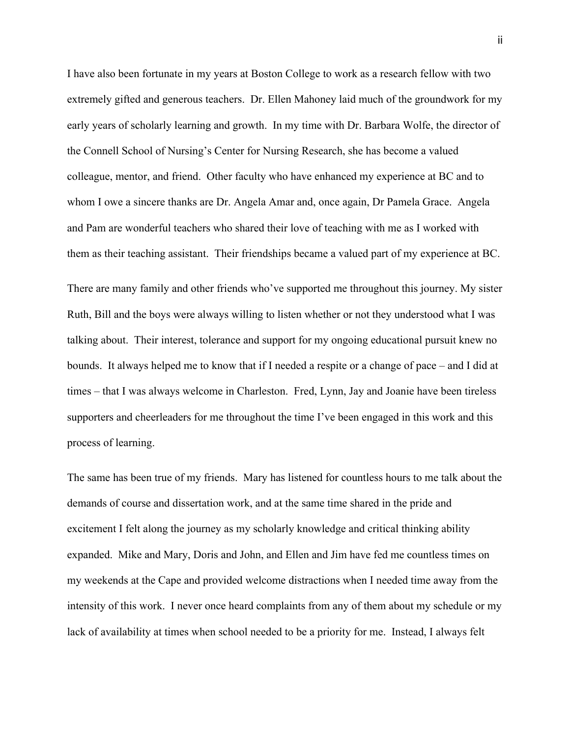I have also been fortunate in my years at Boston College to work as a research fellow with two extremely gifted and generous teachers. Dr. Ellen Mahoney laid much of the groundwork for my early years of scholarly learning and growth. In my time with Dr. Barbara Wolfe, the director of the Connell School of Nursing's Center for Nursing Research, she has become a valued colleague, mentor, and friend. Other faculty who have enhanced my experience at BC and to whom I owe a sincere thanks are Dr. Angela Amar and, once again, Dr Pamela Grace. Angela and Pam are wonderful teachers who shared their love of teaching with me as I worked with them as their teaching assistant. Their friendships became a valued part of my experience at BC.

There are many family and other friends who've supported me throughout this journey. My sister Ruth, Bill and the boys were always willing to listen whether or not they understood what I was talking about. Their interest, tolerance and support for my ongoing educational pursuit knew no bounds. It always helped me to know that if I needed a respite or a change of pace – and I did at times – that I was always welcome in Charleston. Fred, Lynn, Jay and Joanie have been tireless supporters and cheerleaders for me throughout the time I've been engaged in this work and this process of learning.

The same has been true of my friends. Mary has listened for countless hours to me talk about the demands of course and dissertation work, and at the same time shared in the pride and excitement I felt along the journey as my scholarly knowledge and critical thinking ability expanded. Mike and Mary, Doris and John, and Ellen and Jim have fed me countless times on my weekends at the Cape and provided welcome distractions when I needed time away from the intensity of this work. I never once heard complaints from any of them about my schedule or my lack of availability at times when school needed to be a priority for me. Instead, I always felt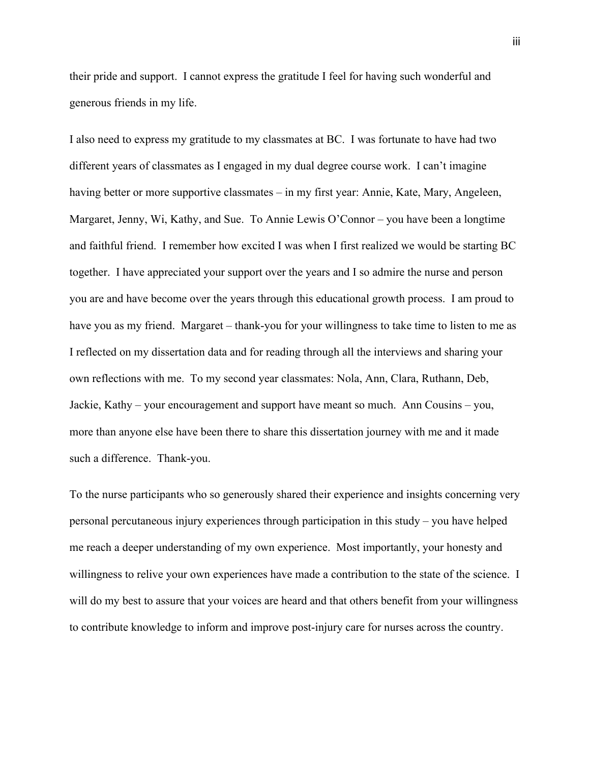their pride and support. I cannot express the gratitude I feel for having such wonderful and generous friends in my life.

I also need to express my gratitude to my classmates at BC. I was fortunate to have had two different years of classmates as I engaged in my dual degree course work. I can't imagine having better or more supportive classmates – in my first year: Annie, Kate, Mary, Angeleen, Margaret, Jenny, Wi, Kathy, and Sue. To Annie Lewis O'Connor – you have been a longtime and faithful friend. I remember how excited I was when I first realized we would be starting BC together. I have appreciated your support over the years and I so admire the nurse and person you are and have become over the years through this educational growth process. I am proud to have you as my friend. Margaret – thank-you for your willingness to take time to listen to me as I reflected on my dissertation data and for reading through all the interviews and sharing your own reflections with me. To my second year classmates: Nola, Ann, Clara, Ruthann, Deb, Jackie, Kathy – your encouragement and support have meant so much. Ann Cousins – you, more than anyone else have been there to share this dissertation journey with me and it made such a difference. Thank-you.

To the nurse participants who so generously shared their experience and insights concerning very personal percutaneous injury experiences through participation in this study – you have helped me reach a deeper understanding of my own experience. Most importantly, your honesty and willingness to relive your own experiences have made a contribution to the state of the science. I will do my best to assure that your voices are heard and that others benefit from your willingness to contribute knowledge to inform and improve post-injury care for nurses across the country.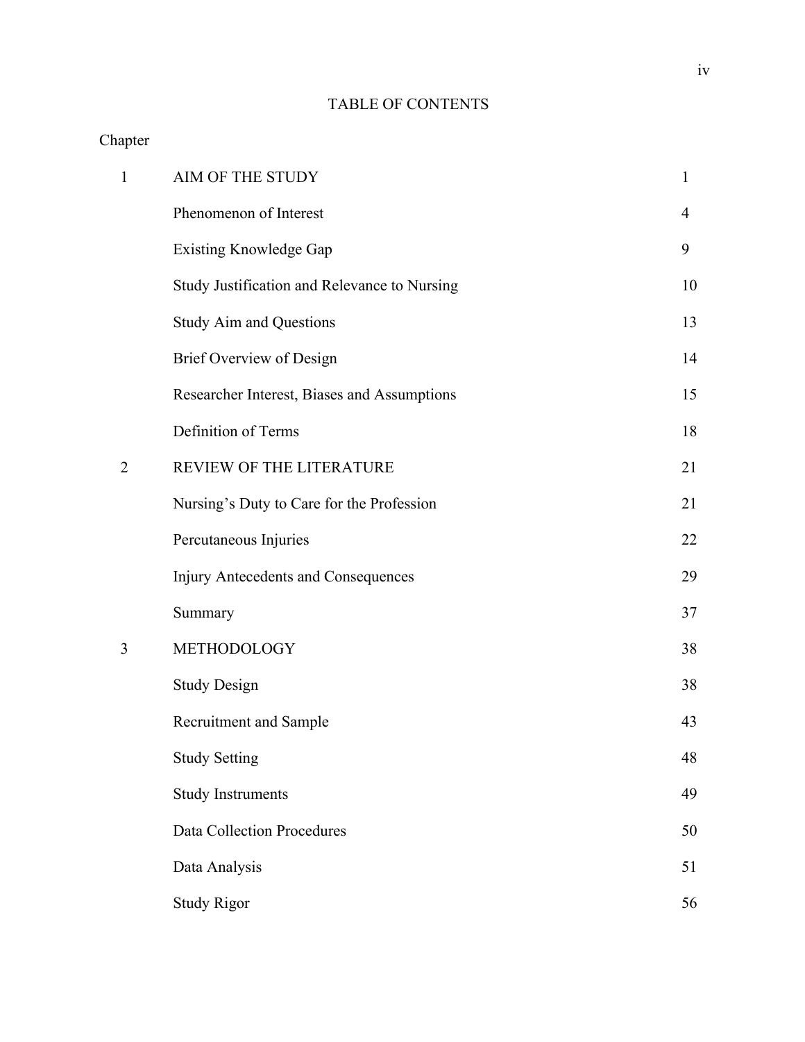# TABLE OF CONTENTS

Chapter

| | | |
|---|---|---|
| 1 | AIM OF THE STUDY | 1 |
| | Phenomenon of Interest | 4 |
| | Existing Knowledge Gap | 9 |
| | Study Justification and Relevance to Nursing | 10 |
| | Study Aim and Questions | 13 |
| | Brief Overview of Design | 14 |
| | Researcher Interest, Biases and Assumptions | 15 |
| | Definition of Terms | 18 |
| 2 | REVIEW OF THE LITERATURE | 21 |
| | Nursing’s Duty to Care for the Profession | 21 |
| | Percutaneous Injuries | 22 |
| | Injury Antecedents and Consequences | 29 |
| | Summary | 37 |
| 3 | METHODOLOGY | 38 |
| | Study Design | 38 |
| | Recruitment and Sample | 43 |
| | Study Setting | 48 |
| | Study Instruments | 49 |
| | Data Collection Procedures | 50 |
| | Data Analysis | 51 |
| | Study Rigor | 56 |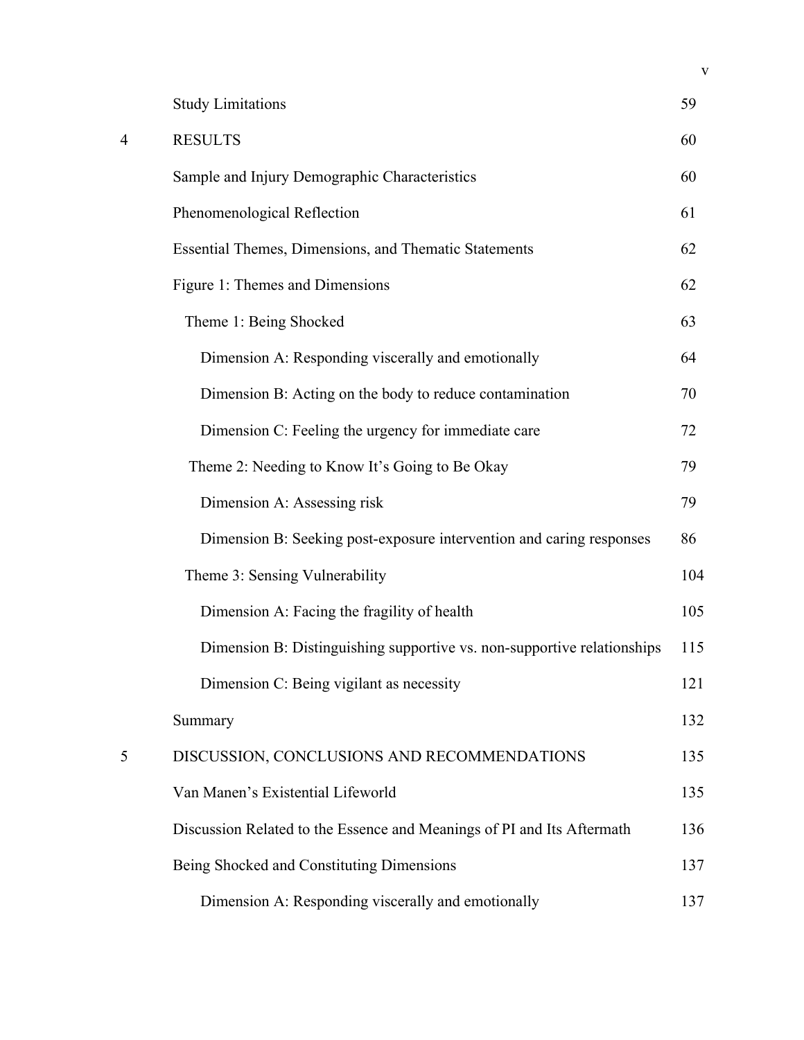| | | |
|---|---|---|
| | Study Limitations | 59 |
| 4 | RESULTS | 60 |
| | Sample and Injury Demographic Characteristics | 60 |
| | Phenomenological Reflection | 61 |
| | Essential Themes, Dimensions, and Thematic Statements | 62 |
| | Figure 1: Themes and Dimensions | 62 |
| | Theme 1: Being Shocked | 63 |
| | Dimension A: Responding viscerally and emotionally | 64 |
| | Dimension B: Acting on the body to reduce contamination | 70 |
| | Dimension C: Feeling the urgency for immediate care | 72 |
| | Theme 2: Needing to Know It's Going to Be Okay | 79 |
| | Dimension A: Assessing risk | 79 |
| | Dimension B: Seeking post-exposure intervention and caring responses | 86 |
| | Theme 3: Sensing Vulnerability | 104 |
| | Dimension A: Facing the fragility of health | 105 |
| | Dimension B: Distinguishing supportive vs. non-supportive relationships | 115 |
| | Dimension C: Being vigilant as necessity | 121 |
| | Summary | 132 |
| 5 | DISCUSSION, CONCLUSIONS AND RECOMMENDATIONS | 135 |
| | Van Manen's Existential Lifeworld | 135 |
| | Discussion Related to the Essence and Meanings of PI and Its Aftermath | 136 |
| | Being Shocked and Constituting Dimensions | 137 |
| | Dimension A: Responding viscerally and emotionally | 137 |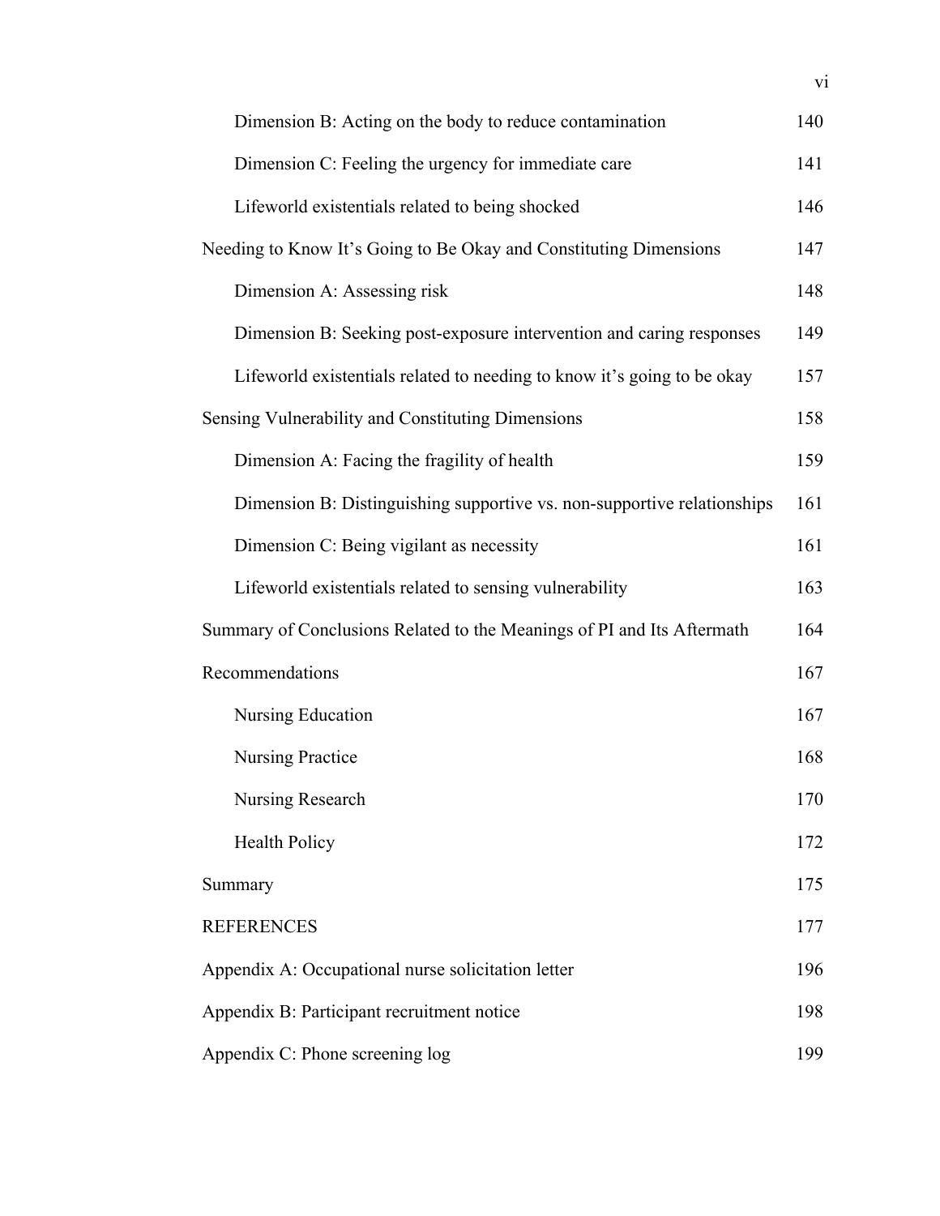| | |
|---|---|
| Dimension B: Acting on the body to reduce contamination | 140 |
| Dimension C: Feeling the urgency for immediate care | 141 |
| Lifeworld existentials related to being shocked | 146 |
| Needing to Know It's Going to Be Okay and Constituting Dimensions | 147 |
| Dimension A: Assessing risk | 148 |
| Dimension B: Seeking post-exposure intervention and caring responses | 149 |
| Lifeworld existentials related to needing to know it's going to be okay | 157 |
| Sensing Vulnerability and Constituting Dimensions | 158 |
| Dimension A: Facing the fragility of health | 159 |
| Dimension B: Distinguishing supportive vs. non-supportive relationships | 161 |
| Dimension C: Being vigilant as necessity | 161 |
| Lifeworld existentials related to sensing vulnerability | 163 |
| Summary of Conclusions Related to the Meanings of PI and Its Aftermath | 164 |
| Recommendations | 167 |
| Nursing Education | 167 |
| Nursing Practice | 168 |
| Nursing Research | 170 |
| Health Policy | 172 |
| Summary | 175 |
| REFERENCES | 177 |
| Appendix A: Occupational nurse solicitation letter | 196 |
| Appendix B: Participant recruitment notice | 198 |
| Appendix C: Phone screening log | 199 |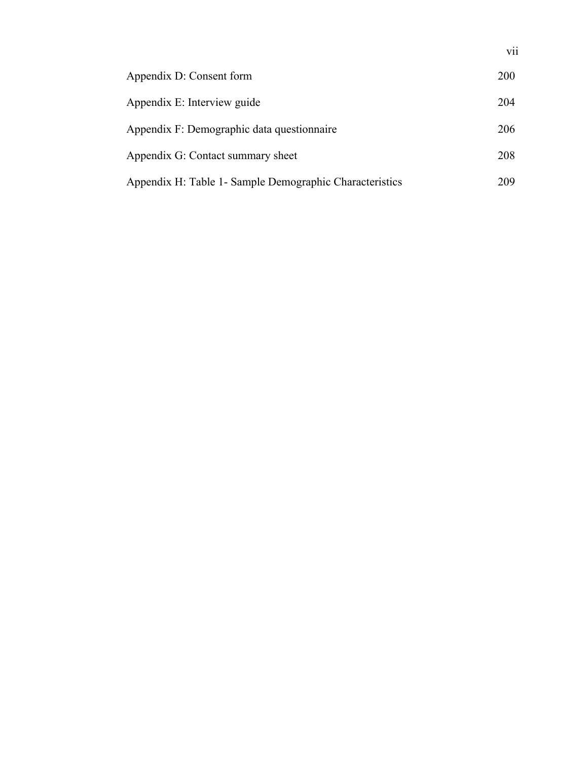| | |
|---|---|
| Appendix D: Consent form | 200 |
| Appendix E: Interview guide | 204 |
| Appendix F: Demographic data questionnaire | 206 |
| Appendix G: Contact summary sheet | 208 |
| Appendix H: Table 1- Sample Demographic Characteristics | 209 |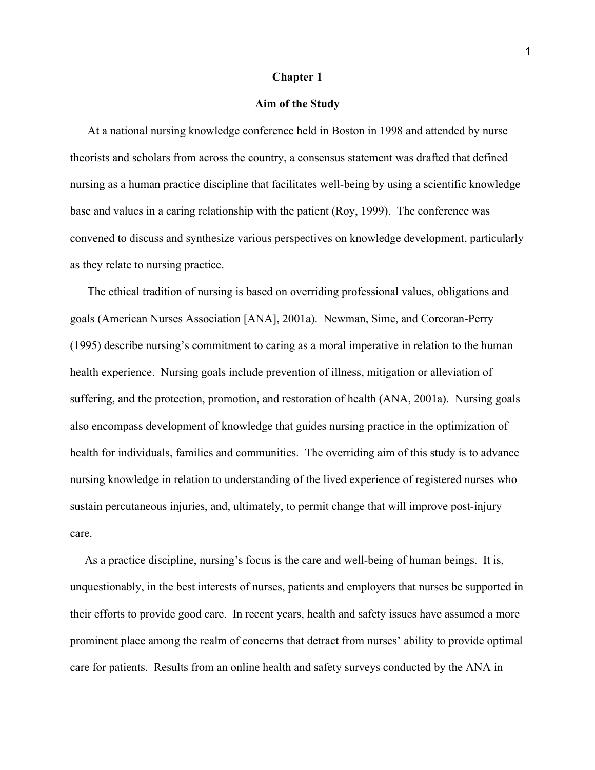# Chapter 1

## Aim of the Study

At a national nursing knowledge conference held in Boston in 1998 and attended by nurse theorists and scholars from across the country, a consensus statement was drafted that defined nursing as a human practice discipline that facilitates well-being by using a scientific knowledge base and values in a caring relationship with the patient (Roy, 1999). The conference was convened to discuss and synthesize various perspectives on knowledge development, particularly as they relate to nursing practice.

The ethical tradition of nursing is based on overriding professional values, obligations and goals (American Nurses Association [ANA], 2001a). Newman, Sime, and Corcoran-Perry (1995) describe nursing's commitment to caring as a moral imperative in relation to the human health experience. Nursing goals include prevention of illness, mitigation or alleviation of suffering, and the protection, promotion, and restoration of health (ANA, 2001a). Nursing goals also encompass development of knowledge that guides nursing practice in the optimization of health for individuals, families and communities. The overriding aim of this study is to advance nursing knowledge in relation to understanding of the lived experience of registered nurses who sustain percutaneous injuries, and, ultimately, to permit change that will improve post-injury care.

As a practice discipline, nursing's focus is the care and well-being of human beings. It is, unquestionably, in the best interests of nurses, patients and employers that nurses be supported in their efforts to provide good care. In recent years, health and safety issues have assumed a more prominent place among the realm of concerns that detract from nurses' ability to provide optimal care for patients. Results from an online health and safety surveys conducted by the ANA in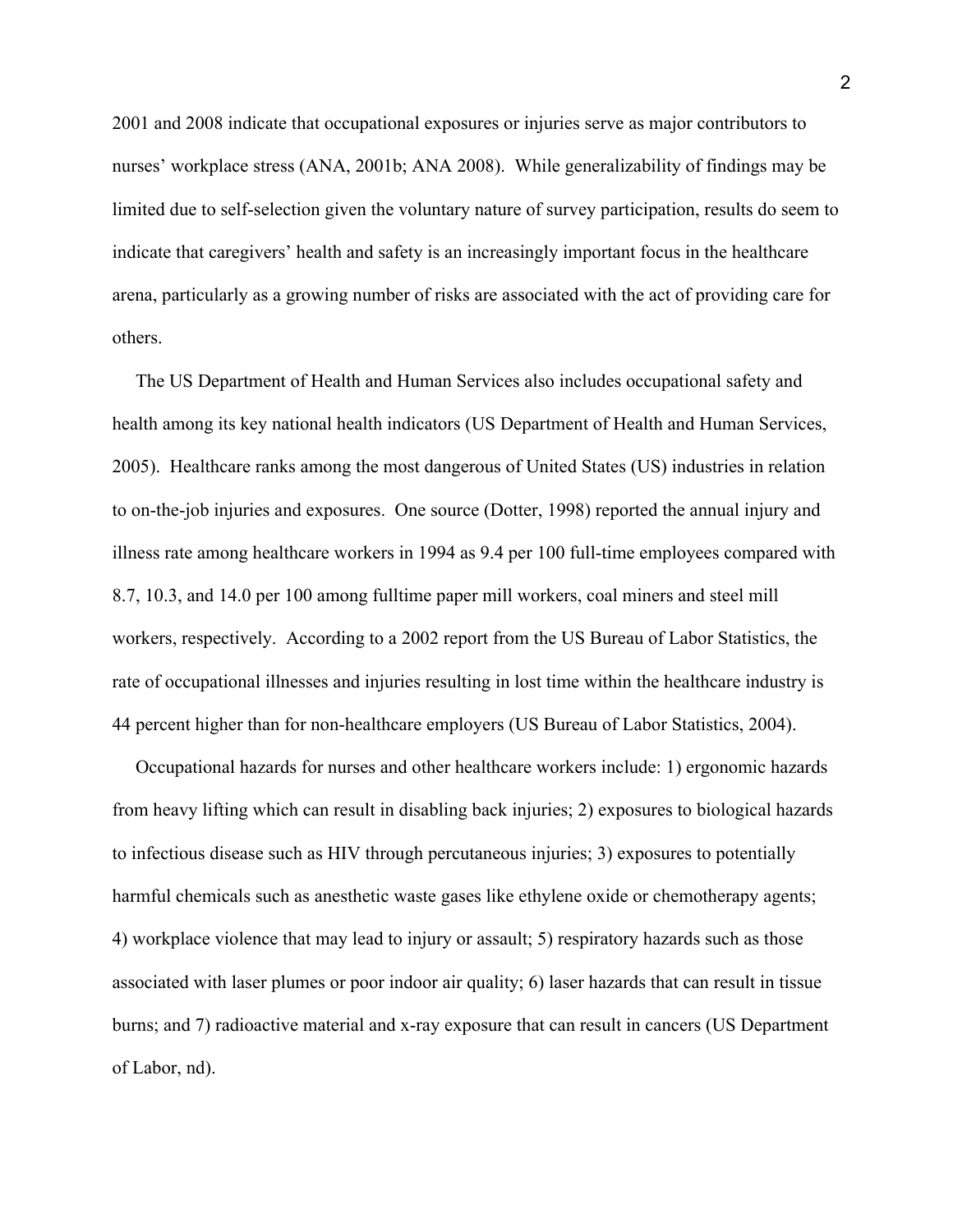2001 and 2008 indicate that occupational exposures or injuries serve as major contributors to nurses' workplace stress (ANA, 2001b; ANA 2008). While generalizability of findings may be limited due to self-selection given the voluntary nature of survey participation, results do seem to indicate that caregivers' health and safety is an increasingly important focus in the healthcare arena, particularly as a growing number of risks are associated with the act of providing care for others.

The US Department of Health and Human Services also includes occupational safety and health among its key national health indicators (US Department of Health and Human Services, 2005). Healthcare ranks among the most dangerous of United States (US) industries in relation to on-the-job injuries and exposures. One source (Dotter, 1998) reported the annual injury and illness rate among healthcare workers in 1994 as 9.4 per 100 full-time employees compared with 8.7, 10.3, and 14.0 per 100 among fulltime paper mill workers, coal miners and steel mill workers, respectively. According to a 2002 report from the US Bureau of Labor Statistics, the rate of occupational illnesses and injuries resulting in lost time within the healthcare industry is 44 percent higher than for non-healthcare employers (US Bureau of Labor Statistics, 2004).

Occupational hazards for nurses and other healthcare workers include: 1) ergonomic hazards from heavy lifting which can result in disabling back injuries; 2) exposures to biological hazards to infectious disease such as HIV through percutaneous injuries; 3) exposures to potentially harmful chemicals such as anesthetic waste gases like ethylene oxide or chemotherapy agents; 4) workplace violence that may lead to injury or assault; 5) respiratory hazards such as those associated with laser plumes or poor indoor air quality; 6) laser hazards that can result in tissue burns; and 7) radioactive material and x-ray exposure that can result in cancers (US Department of Labor, nd).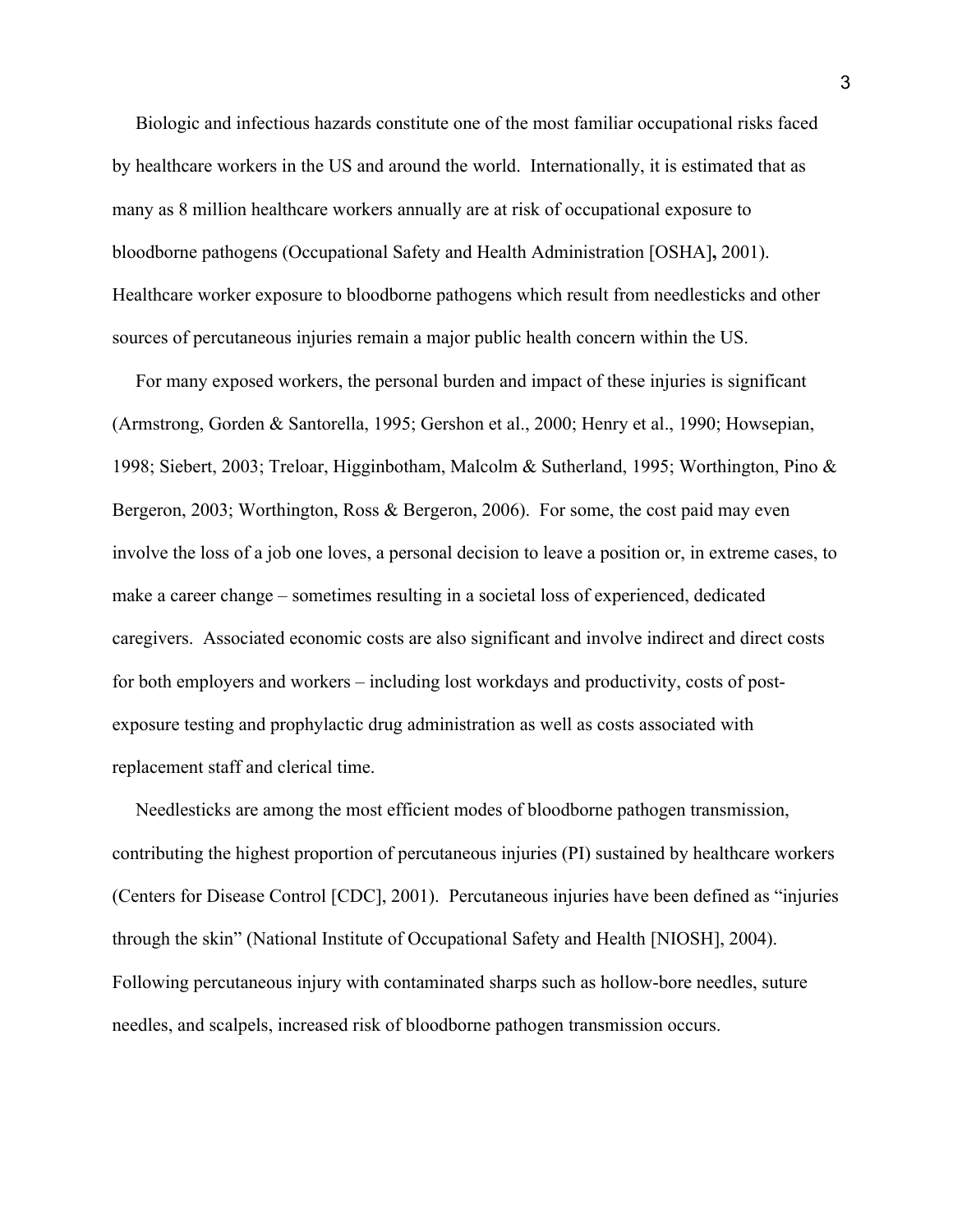Biologic and infectious hazards constitute one of the most familiar occupational risks faced by healthcare workers in the US and around the world. Internationally, it is estimated that as many as 8 million healthcare workers annually are at risk of occupational exposure to bloodborne pathogens (Occupational Safety and Health Administration [OSHA]**,** 2001). Healthcare worker exposure to bloodborne pathogens which result from needlesticks and other sources of percutaneous injuries remain a major public health concern within the US.

For many exposed workers, the personal burden and impact of these injuries is significant (Armstrong, Gorden & Santorella, 1995; Gershon et al., 2000; Henry et al., 1990; Howsepian, 1998; Siebert, 2003; Treloar, Higginbotham, Malcolm & Sutherland, 1995; Worthington, Pino & Bergeron, 2003; Worthington, Ross & Bergeron, 2006). For some, the cost paid may even involve the loss of a job one loves, a personal decision to leave a position or, in extreme cases, to make a career change – sometimes resulting in a societal loss of experienced, dedicated caregivers. Associated economic costs are also significant and involve indirect and direct costs for both employers and workers – including lost workdays and productivity, costs of post-exposure testing and prophylactic drug administration as well as costs associated with replacement staff and clerical time.

Needlesticks are among the most efficient modes of bloodborne pathogen transmission, contributing the highest proportion of percutaneous injuries (PI) sustained by healthcare workers (Centers for Disease Control [CDC], 2001). Percutaneous injuries have been defined as "injuries through the skin" (National Institute of Occupational Safety and Health [NIOSH], 2004). Following percutaneous injury with contaminated sharps such as hollow-bore needles, suture needles, and scalpels, increased risk of bloodborne pathogen transmission occurs.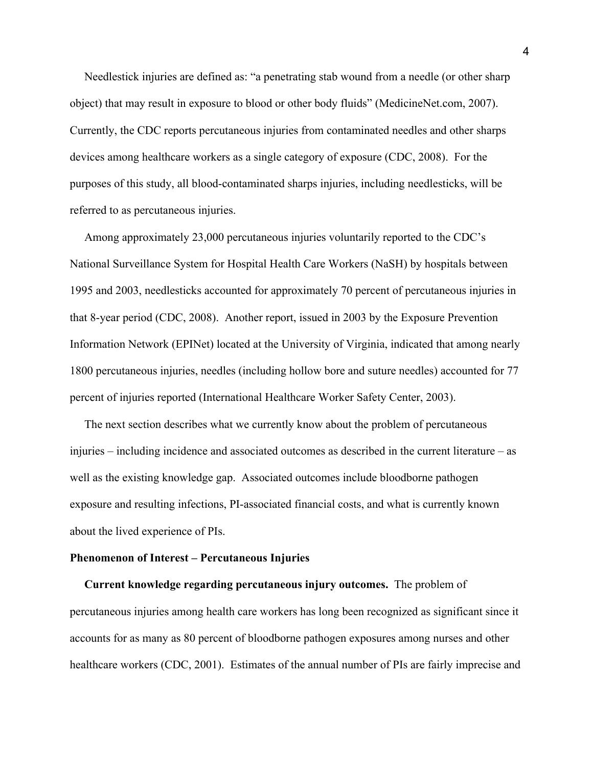Needlestick injuries are defined as: "a penetrating stab wound from a needle (or other sharp object) that may result in exposure to blood or other body fluids" (MedicineNet.com, 2007). Currently, the CDC reports percutaneous injuries from contaminated needles and other sharps devices among healthcare workers as a single category of exposure (CDC, 2008). For the purposes of this study, all blood-contaminated sharps injuries, including needlesticks, will be referred to as percutaneous injuries.

Among approximately 23,000 percutaneous injuries voluntarily reported to the CDC's National Surveillance System for Hospital Health Care Workers (NaSH) by hospitals between 1995 and 2003, needlesticks accounted for approximately 70 percent of percutaneous injuries in that 8-year period (CDC, 2008). Another report, issued in 2003 by the Exposure Prevention Information Network (EPINet) located at the University of Virginia, indicated that among nearly 1800 percutaneous injuries, needles (including hollow bore and suture needles) accounted for 77 percent of injuries reported (International Healthcare Worker Safety Center, 2003).

The next section describes what we currently know about the problem of percutaneous injuries – including incidence and associated outcomes as described in the current literature – as well as the existing knowledge gap. Associated outcomes include bloodborne pathogen exposure and resulting infections, PI-associated financial costs, and what is currently known about the lived experience of PIs.

## Phenomenon of Interest – Percutaneous Injuries

**Current knowledge regarding percutaneous injury outcomes.** The problem of percutaneous injuries among health care workers has long been recognized as significant since it accounts for as many as 80 percent of bloodborne pathogen exposures among nurses and other healthcare workers (CDC, 2001). Estimates of the annual number of PIs are fairly imprecise and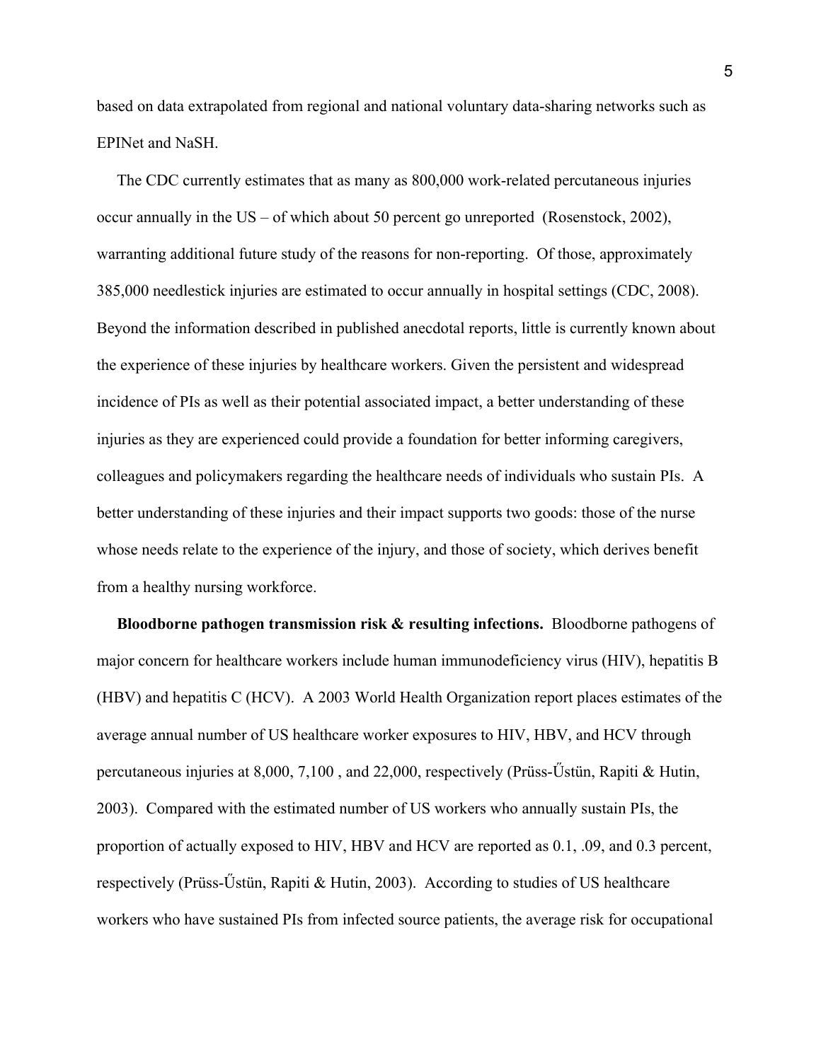based on data extrapolated from regional and national voluntary data-sharing networks such as EPINet and NaSH.

The CDC currently estimates that as many as 800,000 work-related percutaneous injuries occur annually in the US – of which about 50 percent go unreported (Rosenstock, 2002), warranting additional future study of the reasons for non-reporting. Of those, approximately 385,000 needlestick injuries are estimated to occur annually in hospital settings (CDC, 2008). Beyond the information described in published anecdotal reports, little is currently known about the experience of these injuries by healthcare workers. Given the persistent and widespread incidence of PIs as well as their potential associated impact, a better understanding of these injuries as they are experienced could provide a foundation for better informing caregivers, colleagues and policymakers regarding the healthcare needs of individuals who sustain PIs. A better understanding of these injuries and their impact supports two goods: those of the nurse whose needs relate to the experience of the injury, and those of society, which derives benefit from a healthy nursing workforce.

**Bloodborne pathogen transmission risk & resulting infections.** Bloodborne pathogens of major concern for healthcare workers include human immunodeficiency virus (HIV), hepatitis B (HBV) and hepatitis C (HCV). A 2003 World Health Organization report places estimates of the average annual number of US healthcare worker exposures to HIV, HBV, and HCV through percutaneous injuries at 8,000, 7,100 , and 22,000, respectively (Prüss-Űstün, Rapiti & Hutin, 2003). Compared with the estimated number of US workers who annually sustain PIs, the proportion of actually exposed to HIV, HBV and HCV are reported as 0.1, .09, and 0.3 percent, respectively (Prüss-Űstün, Rapiti & Hutin, 2003). According to studies of US healthcare workers who have sustained PIs from infected source patients, the average risk for occupational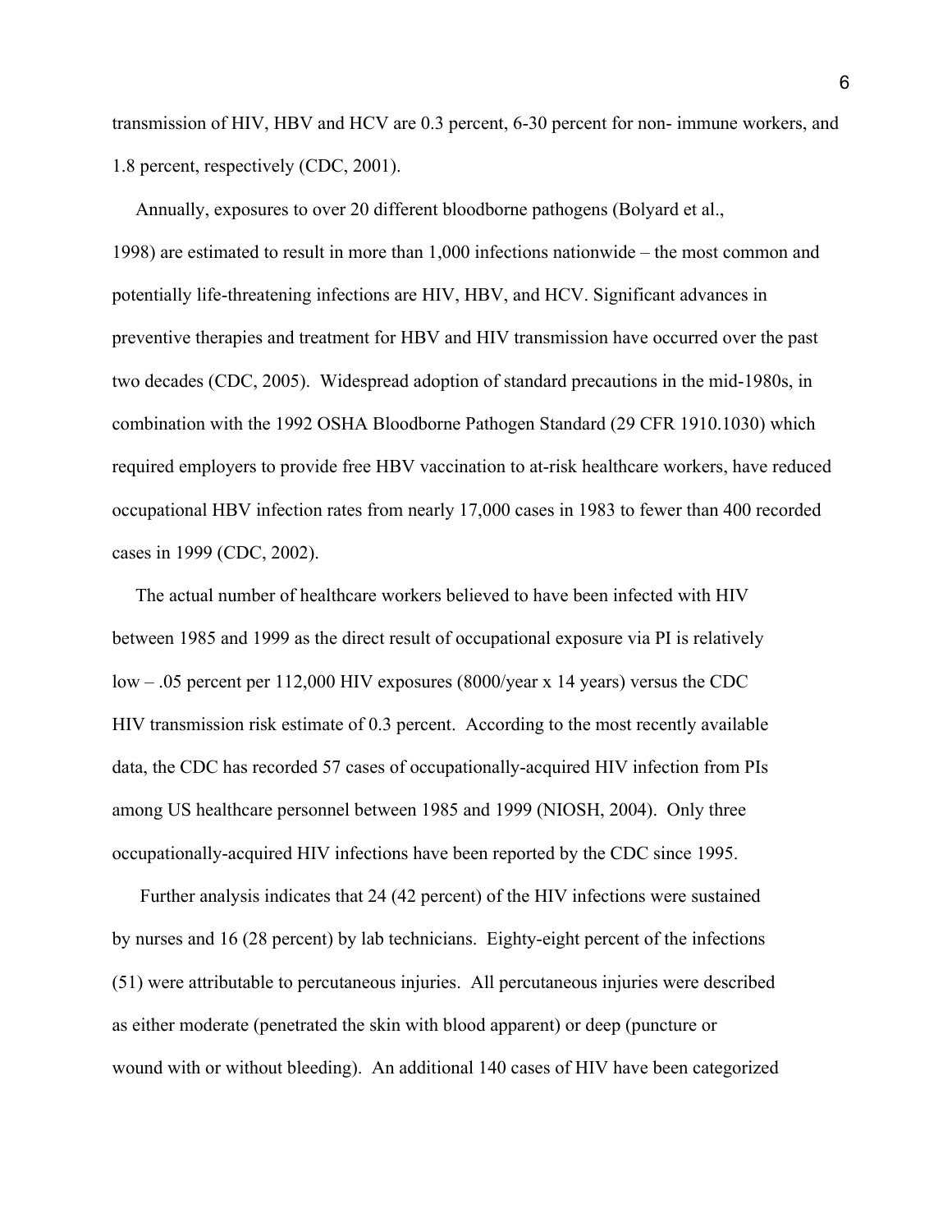transmission of HIV, HBV and HCV are 0.3 percent, 6-30 percent for non- immune workers, and 1.8 percent, respectively (CDC, 2001).

Annually, exposures to over 20 different bloodborne pathogens (Bolyard et al., 1998) are estimated to result in more than 1,000 infections nationwide – the most common and potentially life-threatening infections are HIV, HBV, and HCV. Significant advances in preventive therapies and treatment for HBV and HIV transmission have occurred over the past two decades (CDC, 2005). Widespread adoption of standard precautions in the mid-1980s, in combination with the 1992 OSHA Bloodborne Pathogen Standard (29 CFR 1910.1030) which required employers to provide free HBV vaccination to at-risk healthcare workers, have reduced occupational HBV infection rates from nearly 17,000 cases in 1983 to fewer than 400 recorded cases in 1999 (CDC, 2002).

The actual number of healthcare workers believed to have been infected with HIV between 1985 and 1999 as the direct result of occupational exposure via PI is relatively low – .05 percent per 112,000 HIV exposures (8000/year x 14 years) versus the CDC HIV transmission risk estimate of 0.3 percent. According to the most recently available data, the CDC has recorded 57 cases of occupationally-acquired HIV infection from PIs among US healthcare personnel between 1985 and 1999 (NIOSH, 2004). Only three occupationally-acquired HIV infections have been reported by the CDC since 1995.

Further analysis indicates that 24 (42 percent) of the HIV infections were sustained by nurses and 16 (28 percent) by lab technicians. Eighty-eight percent of the infections (51) were attributable to percutaneous injuries. All percutaneous injuries were described as either moderate (penetrated the skin with blood apparent) or deep (puncture or wound with or without bleeding). An additional 140 cases of HIV have been categorized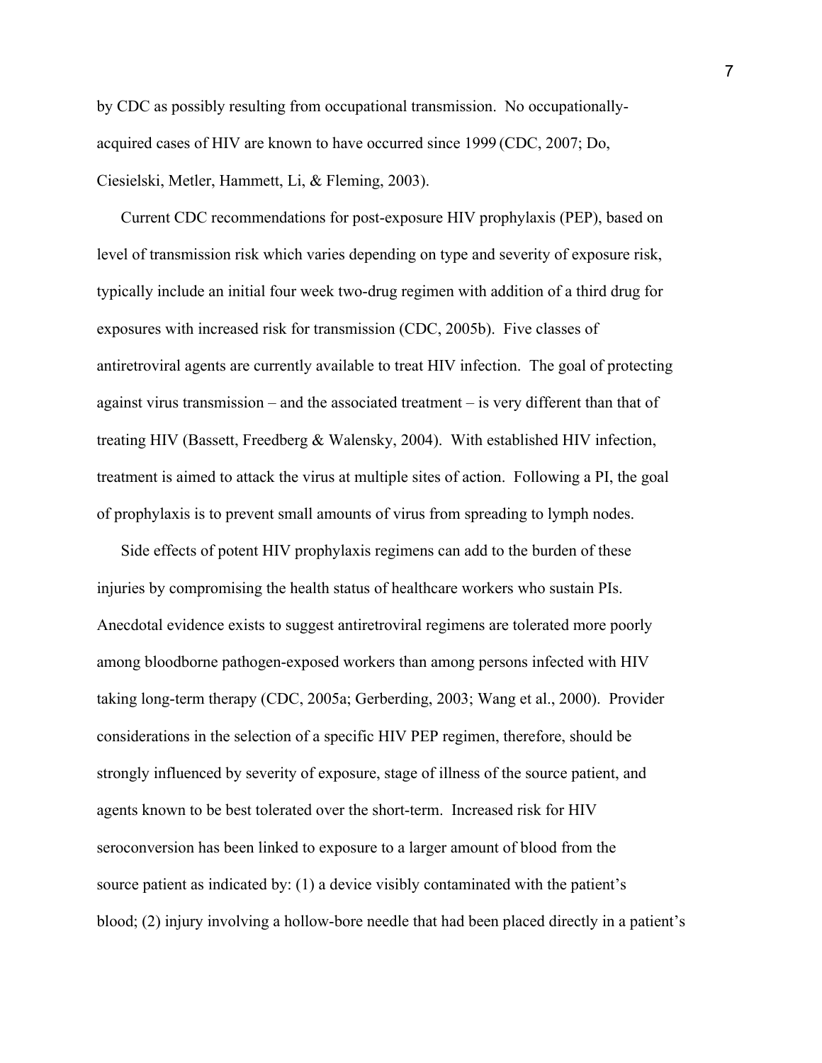by CDC as possibly resulting from occupational transmission. No occupationally-acquired cases of HIV are known to have occurred since 1999 (CDC, 2007; Do, Ciesielski, Metler, Hammett, Li, & Fleming, 2003).

Current CDC recommendations for post-exposure HIV prophylaxis (PEP), based on level of transmission risk which varies depending on type and severity of exposure risk, typically include an initial four week two-drug regimen with addition of a third drug for exposures with increased risk for transmission (CDC, 2005b). Five classes of antiretroviral agents are currently available to treat HIV infection. The goal of protecting against virus transmission – and the associated treatment – is very different than that of treating HIV (Bassett, Freedberg & Walensky, 2004). With established HIV infection, treatment is aimed to attack the virus at multiple sites of action. Following a PI, the goal of prophylaxis is to prevent small amounts of virus from spreading to lymph nodes.

Side effects of potent HIV prophylaxis regimens can add to the burden of these injuries by compromising the health status of healthcare workers who sustain PIs. Anecdotal evidence exists to suggest antiretroviral regimens are tolerated more poorly among bloodborne pathogen-exposed workers than among persons infected with HIV taking long-term therapy (CDC, 2005a; Gerberding, 2003; Wang et al., 2000). Provider considerations in the selection of a specific HIV PEP regimen, therefore, should be strongly influenced by severity of exposure, stage of illness of the source patient, and agents known to be best tolerated over the short-term. Increased risk for HIV seroconversion has been linked to exposure to a larger amount of blood from the source patient as indicated by: (1) a device visibly contaminated with the patient's blood; (2) injury involving a hollow-bore needle that had been placed directly in a patient's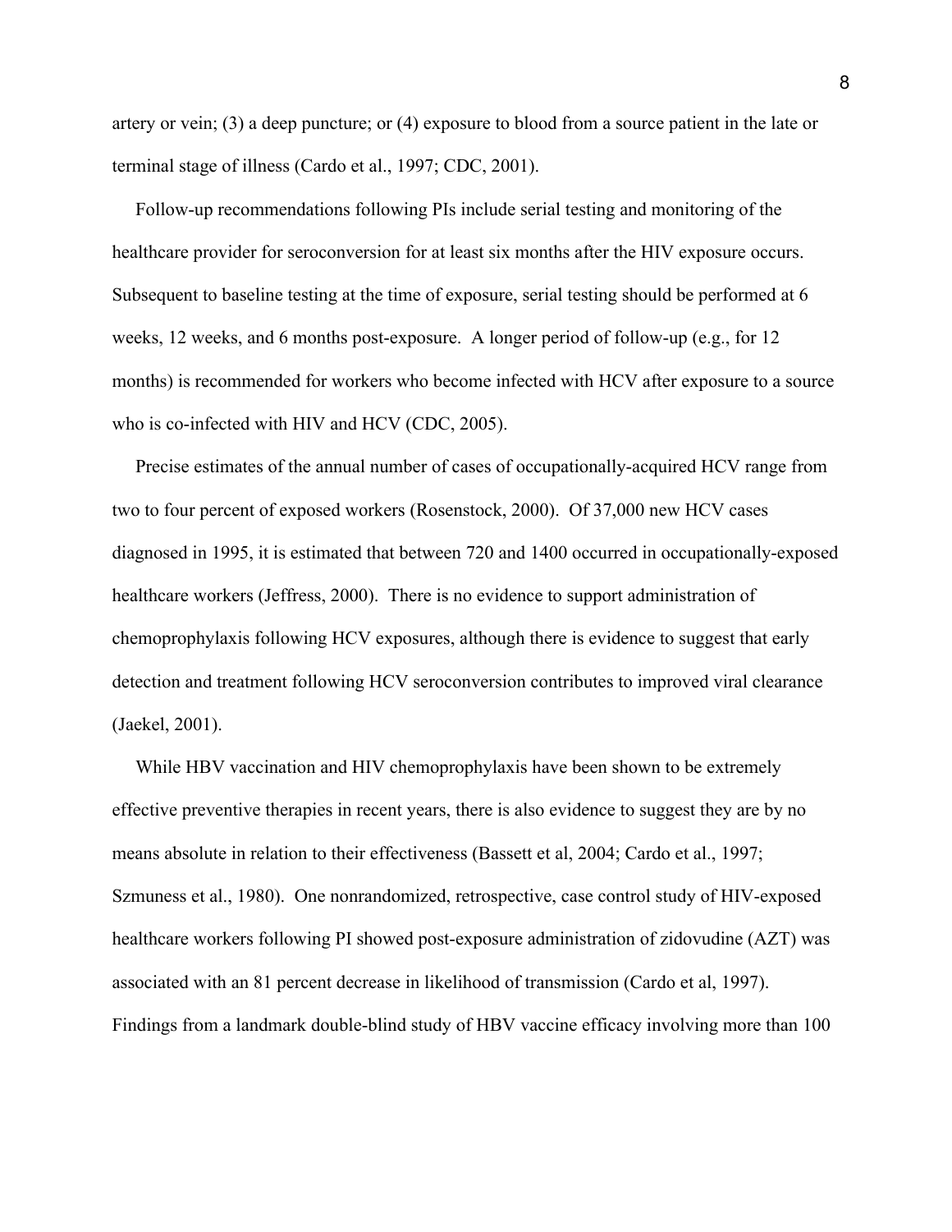artery or vein; (3) a deep puncture; or (4) exposure to blood from a source patient in the late or terminal stage of illness (Cardo et al., 1997; CDC, 2001).

Follow-up recommendations following PIs include serial testing and monitoring of the healthcare provider for seroconversion for at least six months after the HIV exposure occurs. Subsequent to baseline testing at the time of exposure, serial testing should be performed at 6 weeks, 12 weeks, and 6 months post-exposure. A longer period of follow-up (e.g., for 12 months) is recommended for workers who become infected with HCV after exposure to a source who is co-infected with HIV and HCV (CDC, 2005).

Precise estimates of the annual number of cases of occupationally-acquired HCV range from two to four percent of exposed workers (Rosenstock, 2000). Of 37,000 new HCV cases diagnosed in 1995, it is estimated that between 720 and 1400 occurred in occupationally-exposed healthcare workers (Jeffress, 2000). There is no evidence to support administration of chemoprophylaxis following HCV exposures, although there is evidence to suggest that early detection and treatment following HCV seroconversion contributes to improved viral clearance (Jaekel, 2001).

While HBV vaccination and HIV chemoprophylaxis have been shown to be extremely effective preventive therapies in recent years, there is also evidence to suggest they are by no means absolute in relation to their effectiveness (Bassett et al, 2004; Cardo et al., 1997; Szmuness et al., 1980). One nonrandomized, retrospective, case control study of HIV-exposed healthcare workers following PI showed post-exposure administration of zidovudine (AZT) was associated with an 81 percent decrease in likelihood of transmission (Cardo et al, 1997). Findings from a landmark double-blind study of HBV vaccine efficacy involving more than 100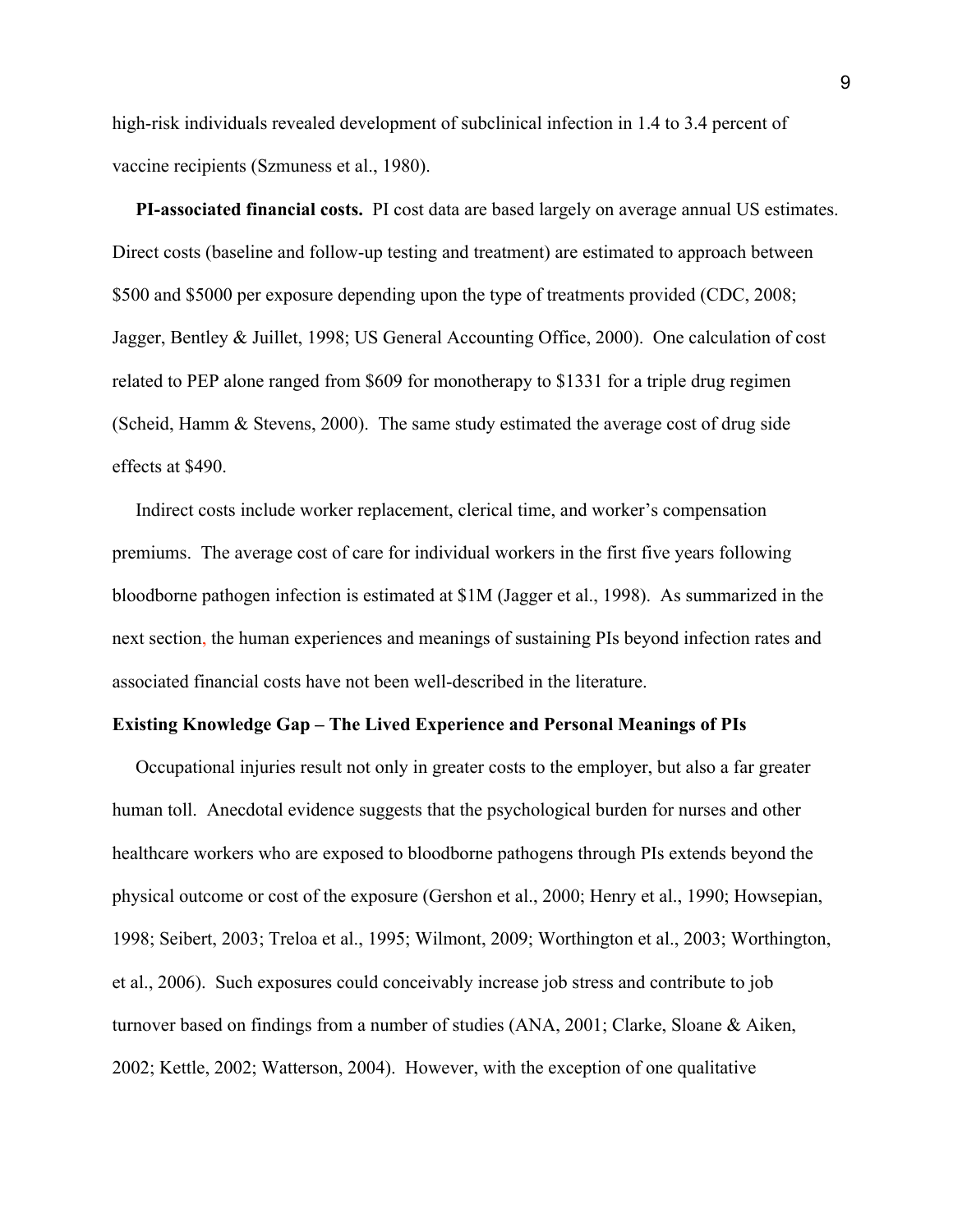high-risk individuals revealed development of subclinical infection in 1.4 to 3.4 percent of vaccine recipients (Szmuness et al., 1980).

**PI-associated financial costs.** PI cost data are based largely on average annual US estimates. Direct costs (baseline and follow-up testing and treatment) are estimated to approach between \$500 and \$5000 per exposure depending upon the type of treatments provided (CDC, 2008; Jagger, Bentley & Juillet, 1998; US General Accounting Office, 2000). One calculation of cost related to PEP alone ranged from \$609 for monotherapy to \$1331 for a triple drug regimen (Scheid, Hamm & Stevens, 2000). The same study estimated the average cost of drug side effects at \$490.

Indirect costs include worker replacement, clerical time, and worker's compensation premiums. The average cost of care for individual workers in the first five years following bloodborne pathogen infection is estimated at \$1M (Jagger et al., 1998). As summarized in the next section, the human experiences and meanings of sustaining PIs beyond infection rates and associated financial costs have not been well-described in the literature.

### Existing Knowledge Gap – The Lived Experience and Personal Meanings of PIs

Occupational injuries result not only in greater costs to the employer, but also a far greater human toll. Anecdotal evidence suggests that the psychological burden for nurses and other healthcare workers who are exposed to bloodborne pathogens through PIs extends beyond the physical outcome or cost of the exposure (Gershon et al., 2000; Henry et al., 1990; Howsepian, 1998; Seibert, 2003; Treloa et al., 1995; Wilmont, 2009; Worthington et al., 2003; Worthington, et al., 2006). Such exposures could conceivably increase job stress and contribute to job turnover based on findings from a number of studies (ANA, 2001; Clarke, Sloane & Aiken, 2002; Kettle, 2002; Watterson, 2004). However, with the exception of one qualitative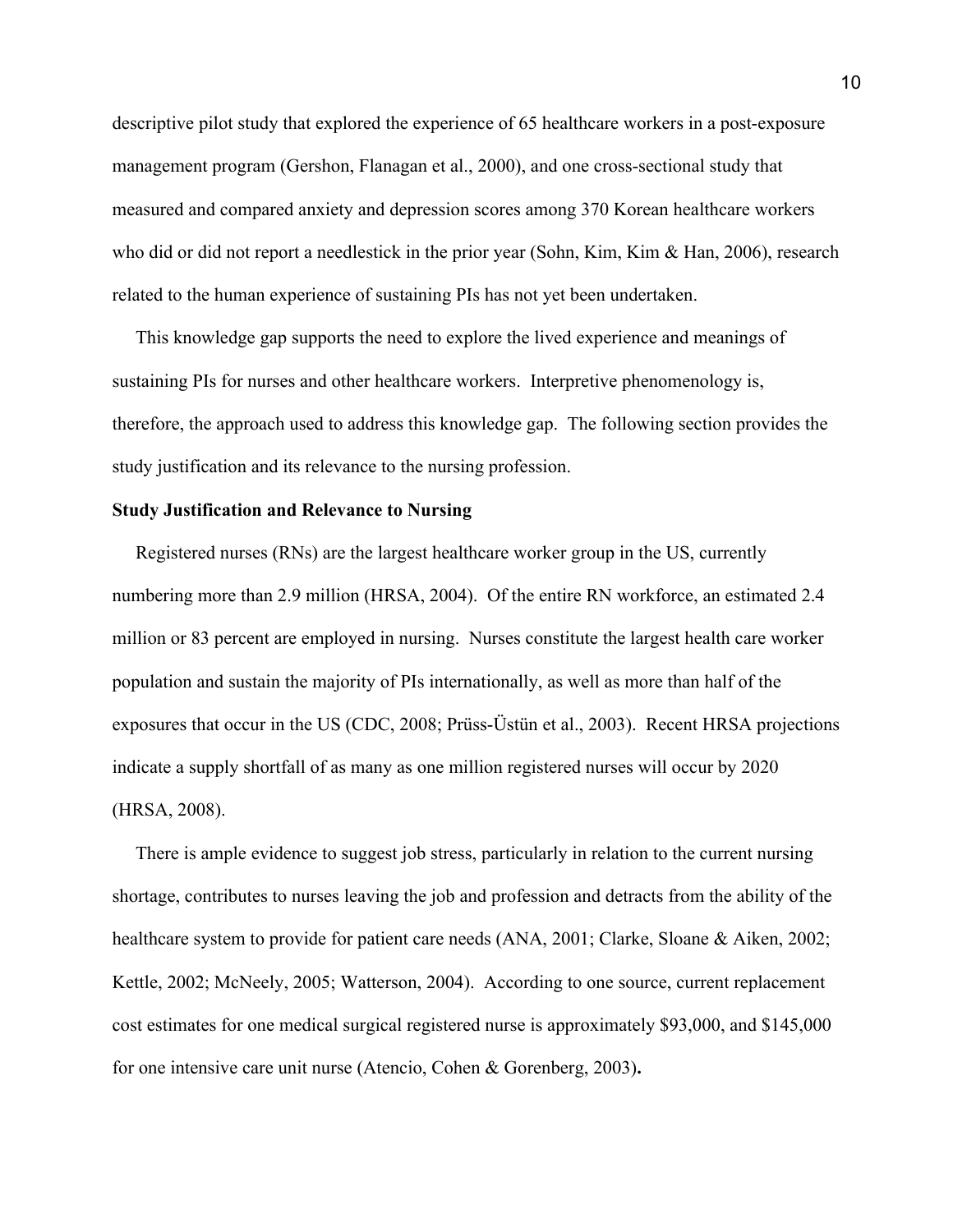descriptive pilot study that explored the experience of 65 healthcare workers in a post-exposure management program (Gershon, Flanagan et al., 2000), and one cross-sectional study that measured and compared anxiety and depression scores among 370 Korean healthcare workers who did or did not report a needlestick in the prior year (Sohn, Kim, Kim & Han, 2006), research related to the human experience of sustaining PIs has not yet been undertaken.

This knowledge gap supports the need to explore the lived experience and meanings of sustaining PIs for nurses and other healthcare workers. Interpretive phenomenology is, therefore, the approach used to address this knowledge gap. The following section provides the study justification and its relevance to the nursing profession.

**Study Justification and Relevance to Nursing**

Registered nurses (RNs) are the largest healthcare worker group in the US, currently numbering more than 2.9 million (HRSA, 2004). Of the entire RN workforce, an estimated 2.4 million or 83 percent are employed in nursing. Nurses constitute the largest health care worker population and sustain the majority of PIs internationally, as well as more than half of the exposures that occur in the US (CDC, 2008; Prüss-Üstün et al., 2003). Recent HRSA projections indicate a supply shortfall of as many as one million registered nurses will occur by 2020 (HRSA, 2008).

There is ample evidence to suggest job stress, particularly in relation to the current nursing shortage, contributes to nurses leaving the job and profession and detracts from the ability of the healthcare system to provide for patient care needs (ANA, 2001; Clarke, Sloane & Aiken, 2002; Kettle, 2002; McNeely, 2005; Watterson, 2004). According to one source, current replacement cost estimates for one medical surgical registered nurse is approximately $93,000, and $145,000 for one intensive care unit nurse (Atencio, Cohen & Gorenberg, 2003).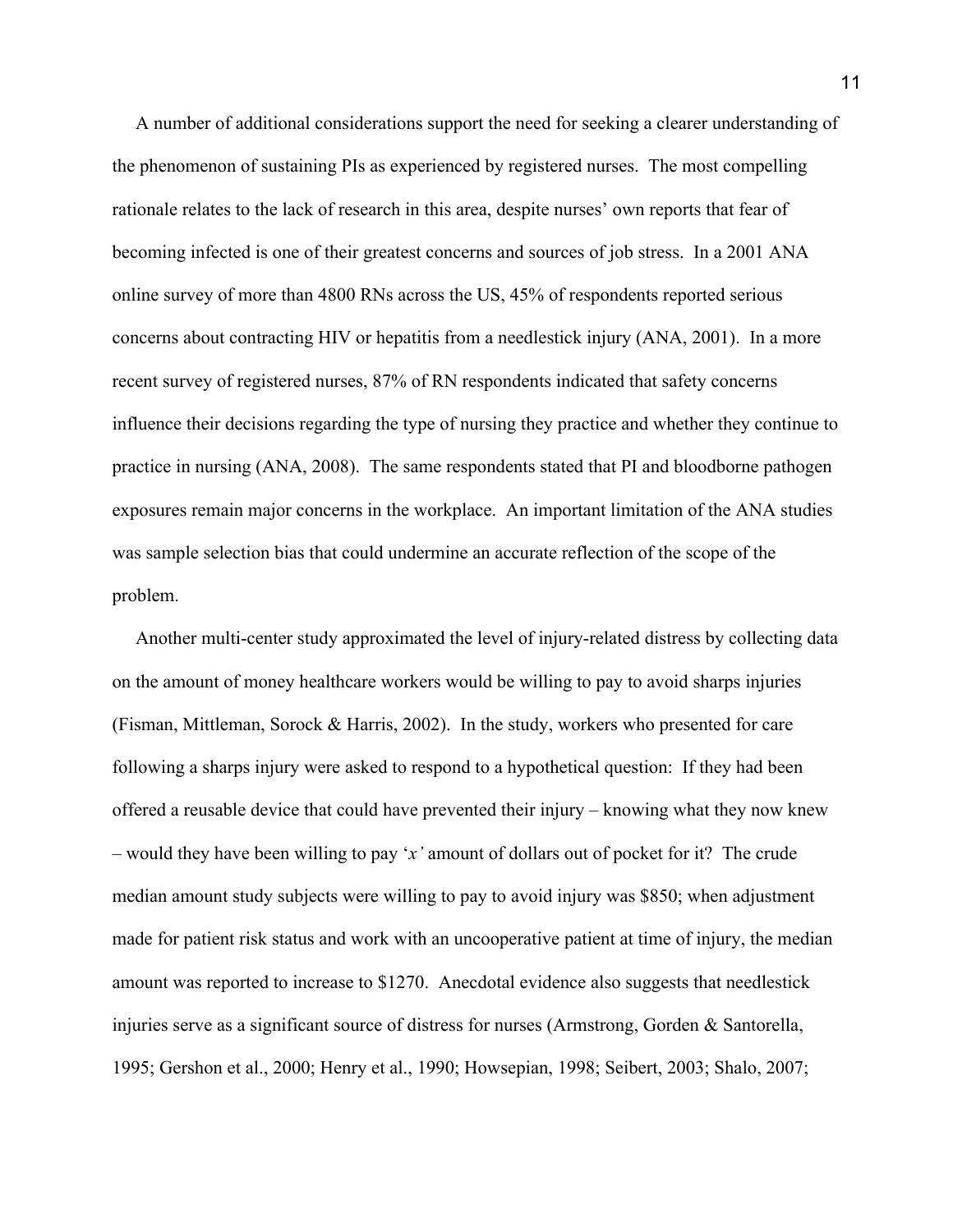A number of additional considerations support the need for seeking a clearer understanding of the phenomenon of sustaining PIs as experienced by registered nurses. The most compelling rationale relates to the lack of research in this area, despite nurses' own reports that fear of becoming infected is one of their greatest concerns and sources of job stress. In a 2001 ANA online survey of more than 4800 RNs across the US, 45% of respondents reported serious concerns about contracting HIV or hepatitis from a needlestick injury (ANA, 2001). In a more recent survey of registered nurses, 87% of RN respondents indicated that safety concerns influence their decisions regarding the type of nursing they practice and whether they continue to practice in nursing (ANA, 2008). The same respondents stated that PI and bloodborne pathogen exposures remain major concerns in the workplace. An important limitation of the ANA studies was sample selection bias that could undermine an accurate reflection of the scope of the problem.

Another multi-center study approximated the level of injury-related distress by collecting data on the amount of money healthcare workers would be willing to pay to avoid sharps injuries (Fisman, Mittleman, Sorock & Harris, 2002). In the study, workers who presented for care following a sharps injury were asked to respond to a hypothetical question: If they had been offered a reusable device that could have prevented their injury – knowing what they now knew – would they have been willing to pay '*x'* amount of dollars out of pocket for it? The crude median amount study subjects were willing to pay to avoid injury was $850; when adjustment made for patient risk status and work with an uncooperative patient at time of injury, the median amount was reported to increase to $1270. Anecdotal evidence also suggests that needlestick injuries serve as a significant source of distress for nurses (Armstrong, Gorden & Santorella, 1995; Gershon et al., 2000; Henry et al., 1990; Howsepian, 1998; Seibert, 2003; Shalo, 2007;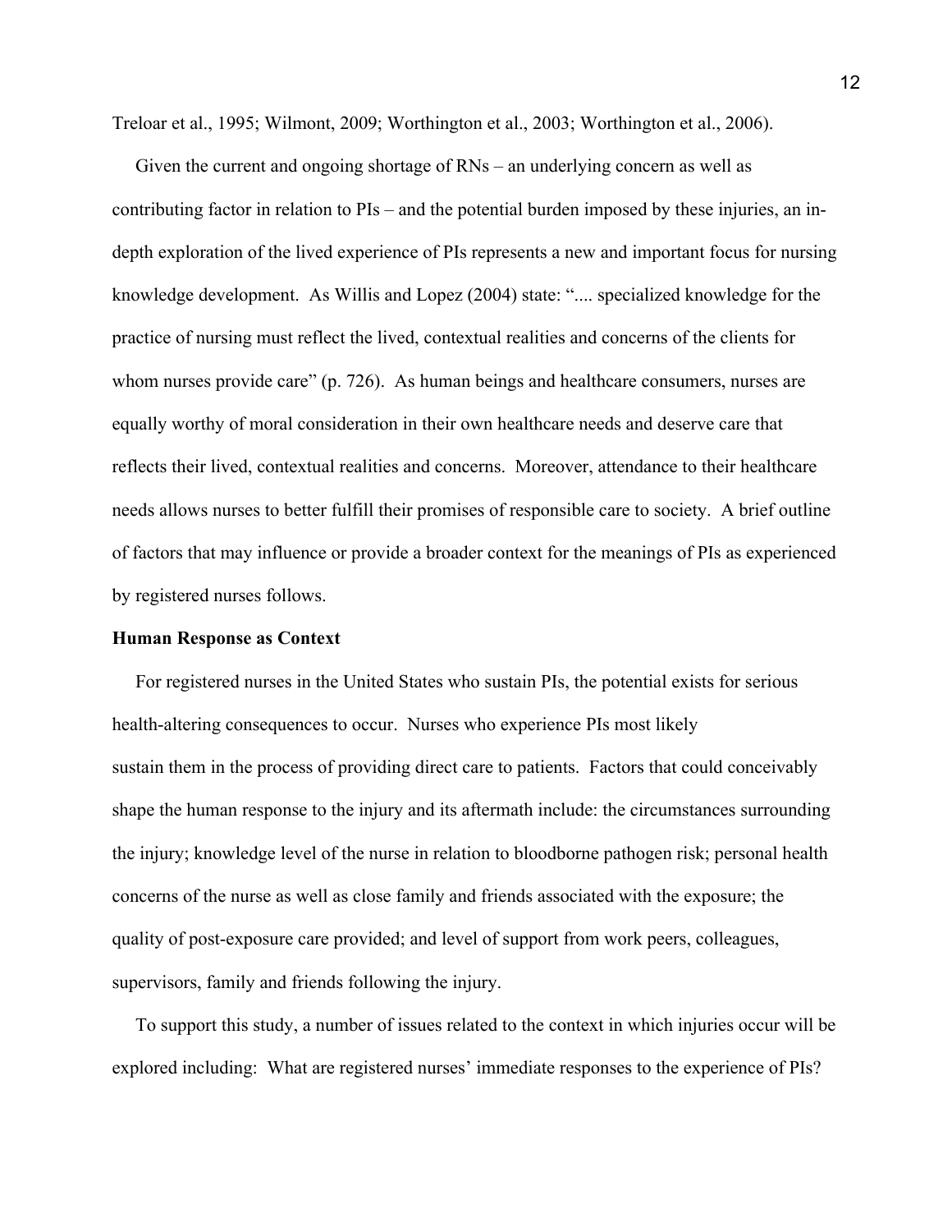Treloar et al., 1995; Wilmont, 2009; Worthington et al., 2003; Worthington et al., 2006).

Given the current and ongoing shortage of RNs – an underlying concern as well as contributing factor in relation to PIs – and the potential burden imposed by these injuries, an in-depth exploration of the lived experience of PIs represents a new and important focus for nursing knowledge development. As Willis and Lopez (2004) state: ".... specialized knowledge for the practice of nursing must reflect the lived, contextual realities and concerns of the clients for whom nurses provide care" (p. 726). As human beings and healthcare consumers, nurses are equally worthy of moral consideration in their own healthcare needs and deserve care that reflects their lived, contextual realities and concerns. Moreover, attendance to their healthcare needs allows nurses to better fulfill their promises of responsible care to society. A brief outline of factors that may influence or provide a broader context for the meanings of PIs as experienced by registered nurses follows.

**Human Response as Context**

For registered nurses in the United States who sustain PIs, the potential exists for serious health-altering consequences to occur. Nurses who experience PIs most likely sustain them in the process of providing direct care to patients. Factors that could conceivably shape the human response to the injury and its aftermath include: the circumstances surrounding the injury; knowledge level of the nurse in relation to bloodborne pathogen risk; personal health concerns of the nurse as well as close family and friends associated with the exposure; the quality of post-exposure care provided; and level of support from work peers, colleagues, supervisors, family and friends following the injury.

To support this study, a number of issues related to the context in which injuries occur will be explored including: What are registered nurses' immediate responses to the experience of PIs?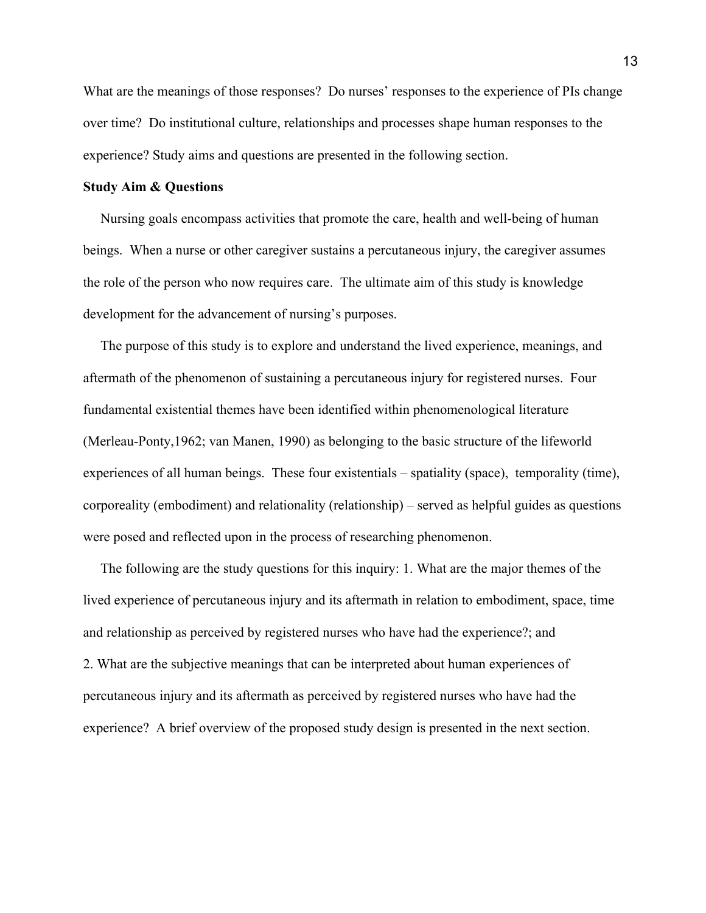What are the meanings of those responses? Do nurses' responses to the experience of PIs change over time? Do institutional culture, relationships and processes shape human responses to the experience? Study aims and questions are presented in the following section.

**Study Aim & Questions**

Nursing goals encompass activities that promote the care, health and well-being of human beings. When a nurse or other caregiver sustains a percutaneous injury, the caregiver assumes the role of the person who now requires care. The ultimate aim of this study is knowledge development for the advancement of nursing's purposes.

The purpose of this study is to explore and understand the lived experience, meanings, and aftermath of the phenomenon of sustaining a percutaneous injury for registered nurses. Four fundamental existential themes have been identified within phenomenological literature (Merleau-Ponty,1962; van Manen, 1990) as belonging to the basic structure of the lifeworld experiences of all human beings. These four existentials – spatiality (space), temporality (time), corporeality (embodiment) and relationality (relationship) – served as helpful guides as questions were posed and reflected upon in the process of researching phenomenon.

The following are the study questions for this inquiry: 1. What are the major themes of the lived experience of percutaneous injury and its aftermath in relation to embodiment, space, time and relationship as perceived by registered nurses who have had the experience?; and 2. What are the subjective meanings that can be interpreted about human experiences of percutaneous injury and its aftermath as perceived by registered nurses who have had the experience? A brief overview of the proposed study design is presented in the next section.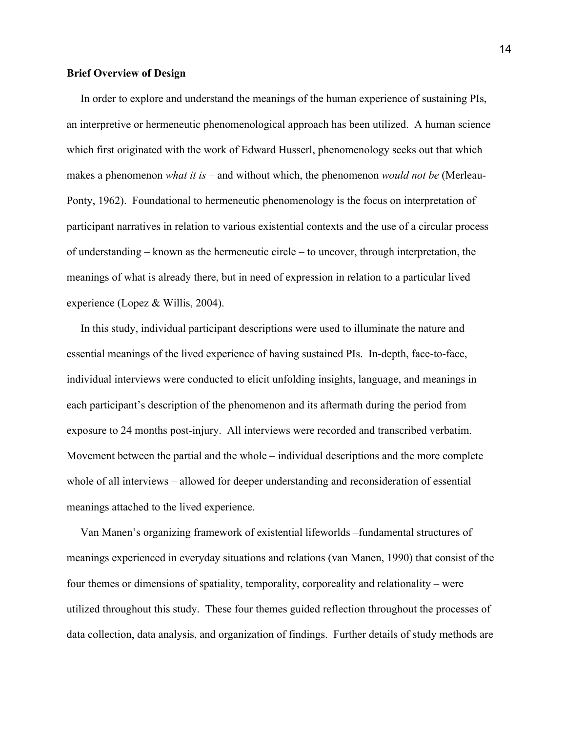**Brief Overview of Design**

In order to explore and understand the meanings of the human experience of sustaining PIs, an interpretive or hermeneutic phenomenological approach has been utilized. A human science which first originated with the work of Edward Husserl, phenomenology seeks out that which makes a phenomenon *what it is* – and without which, the phenomenon *would not be* (Merleau-Ponty, 1962). Foundational to hermeneutic phenomenology is the focus on interpretation of participant narratives in relation to various existential contexts and the use of a circular process of understanding – known as the hermeneutic circle – to uncover, through interpretation, the meanings of what is already there, but in need of expression in relation to a particular lived experience (Lopez & Willis, 2004).

In this study, individual participant descriptions were used to illuminate the nature and essential meanings of the lived experience of having sustained PIs. In-depth, face-to-face, individual interviews were conducted to elicit unfolding insights, language, and meanings in each participant's description of the phenomenon and its aftermath during the period from exposure to 24 months post-injury. All interviews were recorded and transcribed verbatim. Movement between the partial and the whole – individual descriptions and the more complete whole of all interviews – allowed for deeper understanding and reconsideration of essential meanings attached to the lived experience.

Van Manen's organizing framework of existential lifeworlds –fundamental structures of meanings experienced in everyday situations and relations (van Manen, 1990) that consist of the four themes or dimensions of spatiality, temporality, corporeality and relationality – were utilized throughout this study. These four themes guided reflection throughout the processes of data collection, data analysis, and organization of findings. Further details of study methods are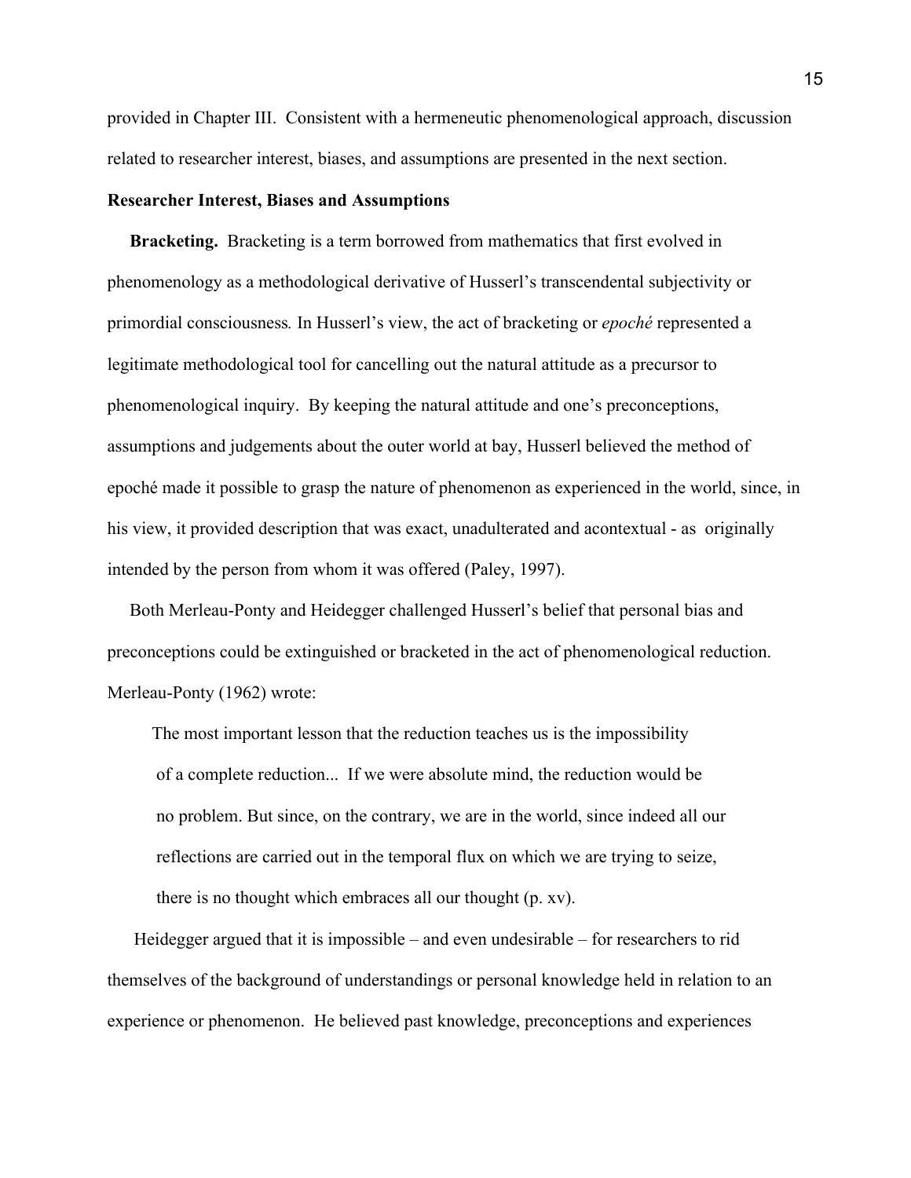provided in Chapter III. Consistent with a hermeneutic phenomenological approach, discussion related to researcher interest, biases, and assumptions are presented in the next section.

### Researcher Interest, Biases and Assumptions

**Bracketing.** Bracketing is a term borrowed from mathematics that first evolved in phenomenology as a methodological derivative of Husserl's transcendental subjectivity or primordial consciousness*.* In Husserl's view, the act of bracketing or *epoché* represented a legitimate methodological tool for cancelling out the natural attitude as a precursor to phenomenological inquiry. By keeping the natural attitude and one's preconceptions, assumptions and judgements about the outer world at bay, Husserl believed the method of epoché made it possible to grasp the nature of phenomenon as experienced in the world, since, in his view, it provided description that was exact, unadulterated and acontextual - as originally intended by the person from whom it was offered (Paley, 1997).

Both Merleau-Ponty and Heidegger challenged Husserl's belief that personal bias and preconceptions could be extinguished or bracketed in the act of phenomenological reduction. Merleau-Ponty (1962) wrote:

> The most important lesson that the reduction teaches us is the impossibility of a complete reduction... If we were absolute mind, the reduction would be no problem. But since, on the contrary, we are in the world, since indeed all our reflections are carried out in the temporal flux on which we are trying to seize, there is no thought which embraces all our thought (p. xv).

Heidegger argued that it is impossible – and even undesirable – for researchers to rid themselves of the background of understandings or personal knowledge held in relation to an experience or phenomenon. He believed past knowledge, preconceptions and experiences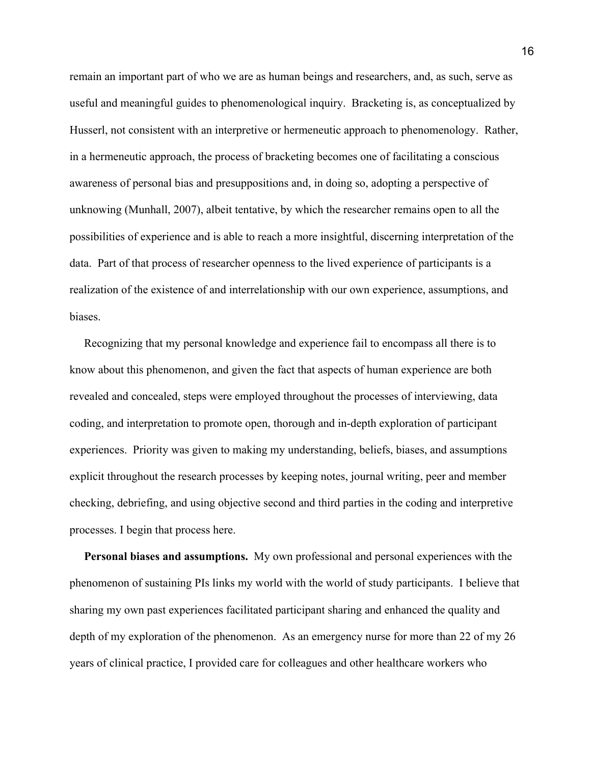remain an important part of who we are as human beings and researchers, and, as such, serve as useful and meaningful guides to phenomenological inquiry. Bracketing is, as conceptualized by Husserl, not consistent with an interpretive or hermeneutic approach to phenomenology. Rather, in a hermeneutic approach, the process of bracketing becomes one of facilitating a conscious awareness of personal bias and presuppositions and, in doing so, adopting a perspective of unknowing (Munhall, 2007), albeit tentative, by which the researcher remains open to all the possibilities of experience and is able to reach a more insightful, discerning interpretation of the data. Part of that process of researcher openness to the lived experience of participants is a realization of the existence of and interrelationship with our own experience, assumptions, and biases.

Recognizing that my personal knowledge and experience fail to encompass all there is to know about this phenomenon, and given the fact that aspects of human experience are both revealed and concealed, steps were employed throughout the processes of interviewing, data coding, and interpretation to promote open, thorough and in-depth exploration of participant experiences. Priority was given to making my understanding, beliefs, biases, and assumptions explicit throughout the research processes by keeping notes, journal writing, peer and member checking, debriefing, and using objective second and third parties in the coding and interpretive processes. I begin that process here.

**Personal biases and assumptions.** My own professional and personal experiences with the phenomenon of sustaining PIs links my world with the world of study participants. I believe that sharing my own past experiences facilitated participant sharing and enhanced the quality and depth of my exploration of the phenomenon. As an emergency nurse for more than 22 of my 26 years of clinical practice, I provided care for colleagues and other healthcare workers who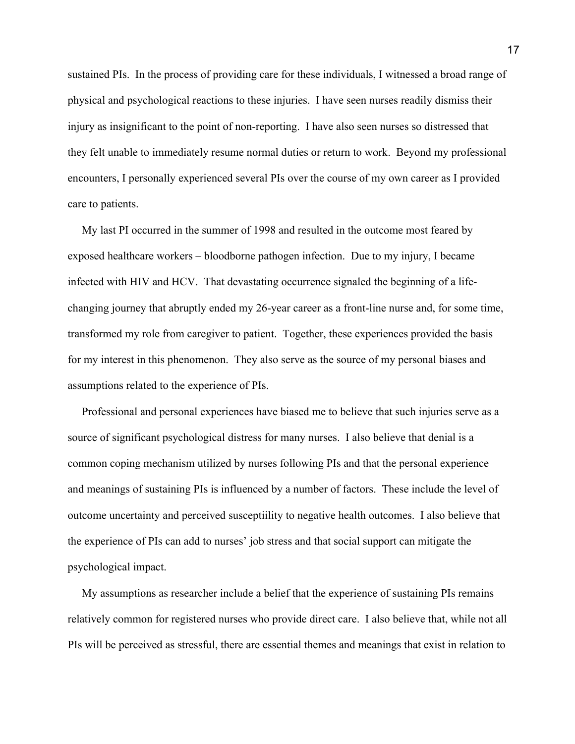sustained PIs. In the process of providing care for these individuals, I witnessed a broad range of physical and psychological reactions to these injuries. I have seen nurses readily dismiss their injury as insignificant to the point of non-reporting. I have also seen nurses so distressed that they felt unable to immediately resume normal duties or return to work. Beyond my professional encounters, I personally experienced several PIs over the course of my own career as I provided care to patients.

My last PI occurred in the summer of 1998 and resulted in the outcome most feared by exposed healthcare workers – bloodborne pathogen infection. Due to my injury, I became infected with HIV and HCV. That devastating occurrence signaled the beginning of a life-changing journey that abruptly ended my 26-year career as a front-line nurse and, for some time, transformed my role from caregiver to patient. Together, these experiences provided the basis for my interest in this phenomenon. They also serve as the source of my personal biases and assumptions related to the experience of PIs.

Professional and personal experiences have biased me to believe that such injuries serve as a source of significant psychological distress for many nurses. I also believe that denial is a common coping mechanism utilized by nurses following PIs and that the personal experience and meanings of sustaining PIs is influenced by a number of factors. These include the level of outcome uncertainty and perceived susceptiility to negative health outcomes. I also believe that the experience of PIs can add to nurses' job stress and that social support can mitigate the psychological impact.

My assumptions as researcher include a belief that the experience of sustaining PIs remains relatively common for registered nurses who provide direct care. I also believe that, while not all PIs will be perceived as stressful, there are essential themes and meanings that exist in relation to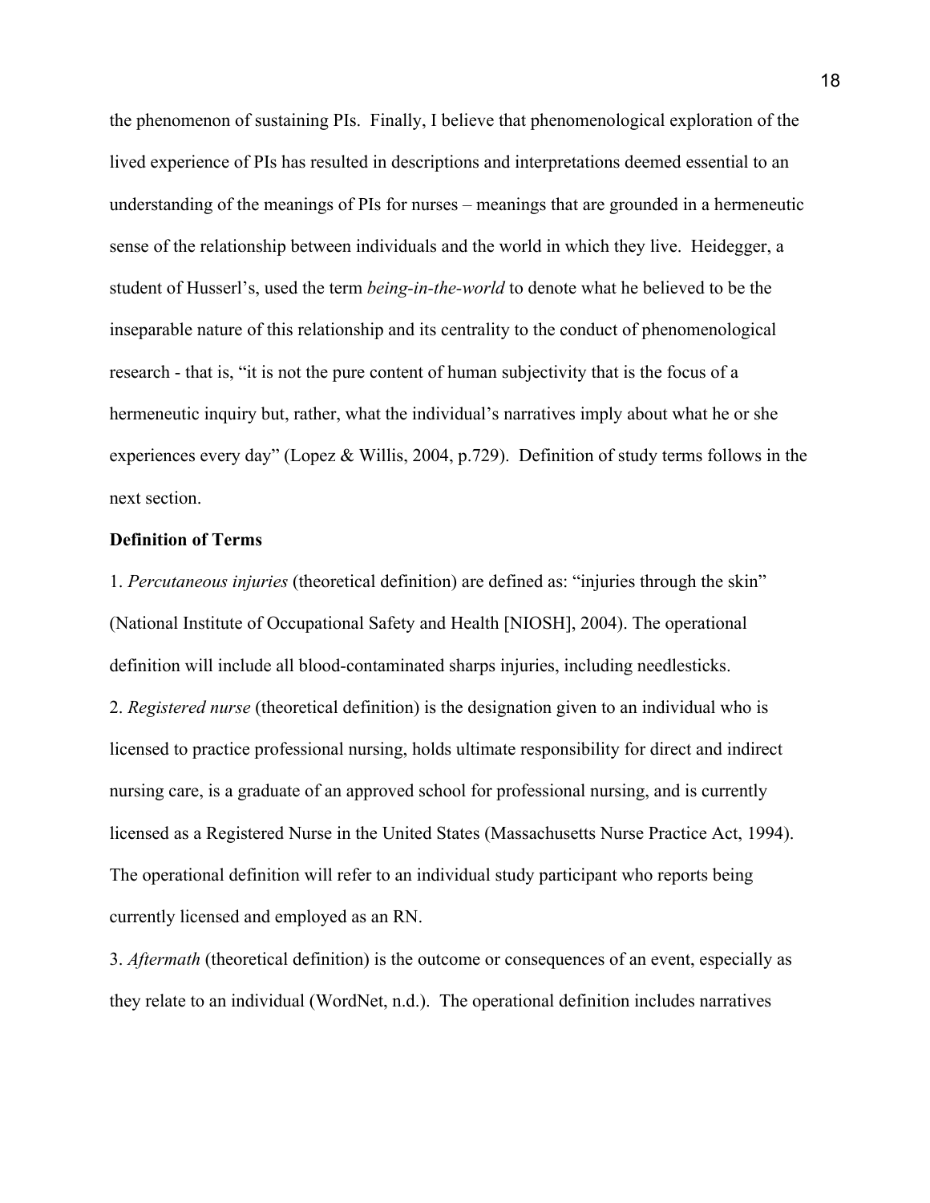the phenomenon of sustaining PIs. Finally, I believe that phenomenological exploration of the lived experience of PIs has resulted in descriptions and interpretations deemed essential to an understanding of the meanings of PIs for nurses – meanings that are grounded in a hermeneutic sense of the relationship between individuals and the world in which they live. Heidegger, a student of Husserl's, used the term *being-in-the-world* to denote what he believed to be the inseparable nature of this relationship and its centrality to the conduct of phenomenological research - that is, "it is not the pure content of human subjectivity that is the focus of a hermeneutic inquiry but, rather, what the individual's narratives imply about what he or she experiences every day" (Lopez & Willis, 2004, p.729). Definition of study terms follows in the next section.

**Definition of Terms**

1. *Percutaneous injuries* (theoretical definition) are defined as: "injuries through the skin" (National Institute of Occupational Safety and Health [NIOSH], 2004). The operational definition will include all blood-contaminated sharps injuries, including needlesticks.

2. *Registered nurse* (theoretical definition) is the designation given to an individual who is licensed to practice professional nursing, holds ultimate responsibility for direct and indirect nursing care, is a graduate of an approved school for professional nursing, and is currently licensed as a Registered Nurse in the United States (Massachusetts Nurse Practice Act, 1994). The operational definition will refer to an individual study participant who reports being currently licensed and employed as an RN.

3. *Aftermath* (theoretical definition) is the outcome or consequences of an event, especially as they relate to an individual (WordNet, n.d.). The operational definition includes narratives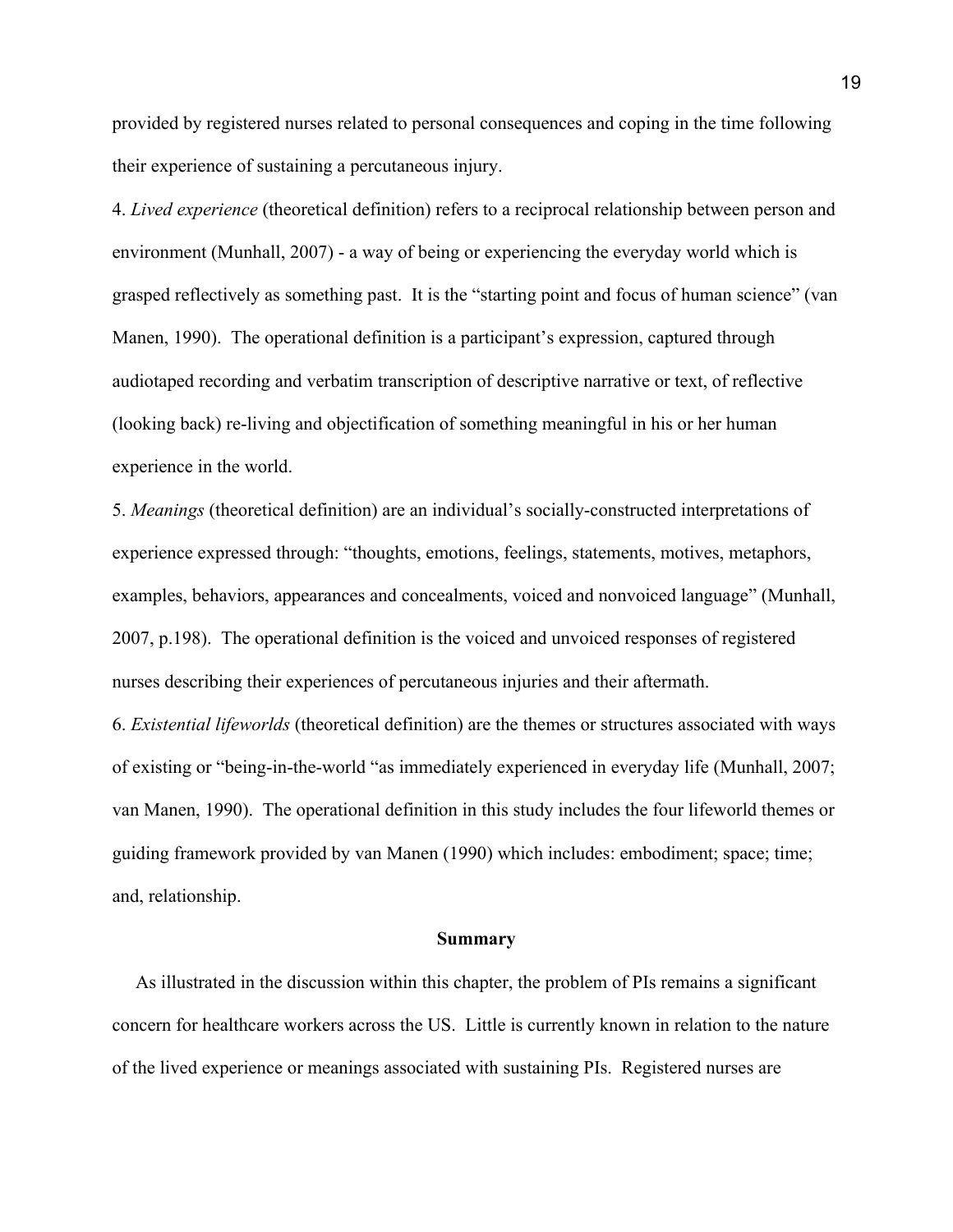provided by registered nurses related to personal consequences and coping in the time following their experience of sustaining a percutaneous injury.

4. *Lived experience* (theoretical definition) refers to a reciprocal relationship between person and environment (Munhall, 2007) - a way of being or experiencing the everyday world which is grasped reflectively as something past. It is the "starting point and focus of human science" (van Manen, 1990). The operational definition is a participant's expression, captured through audiotaped recording and verbatim transcription of descriptive narrative or text, of reflective (looking back) re-living and objectification of something meaningful in his or her human experience in the world.

5. *Meanings* (theoretical definition) are an individual's socially-constructed interpretations of experience expressed through: "thoughts, emotions, feelings, statements, motives, metaphors, examples, behaviors, appearances and concealments, voiced and nonvoiced language" (Munhall, 2007, p.198). The operational definition is the voiced and unvoiced responses of registered nurses describing their experiences of percutaneous injuries and their aftermath.

6. *Existential lifeworlds* (theoretical definition) are the themes or structures associated with ways of existing or "being-in-the-world "as immediately experienced in everyday life (Munhall, 2007; van Manen, 1990). The operational definition in this study includes the four lifeworld themes or guiding framework provided by van Manen (1990) which includes: embodiment; space; time; and, relationship.

## Summary

As illustrated in the discussion within this chapter, the problem of PIs remains a significant concern for healthcare workers across the US. Little is currently known in relation to the nature of the lived experience or meanings associated with sustaining PIs. Registered nurses are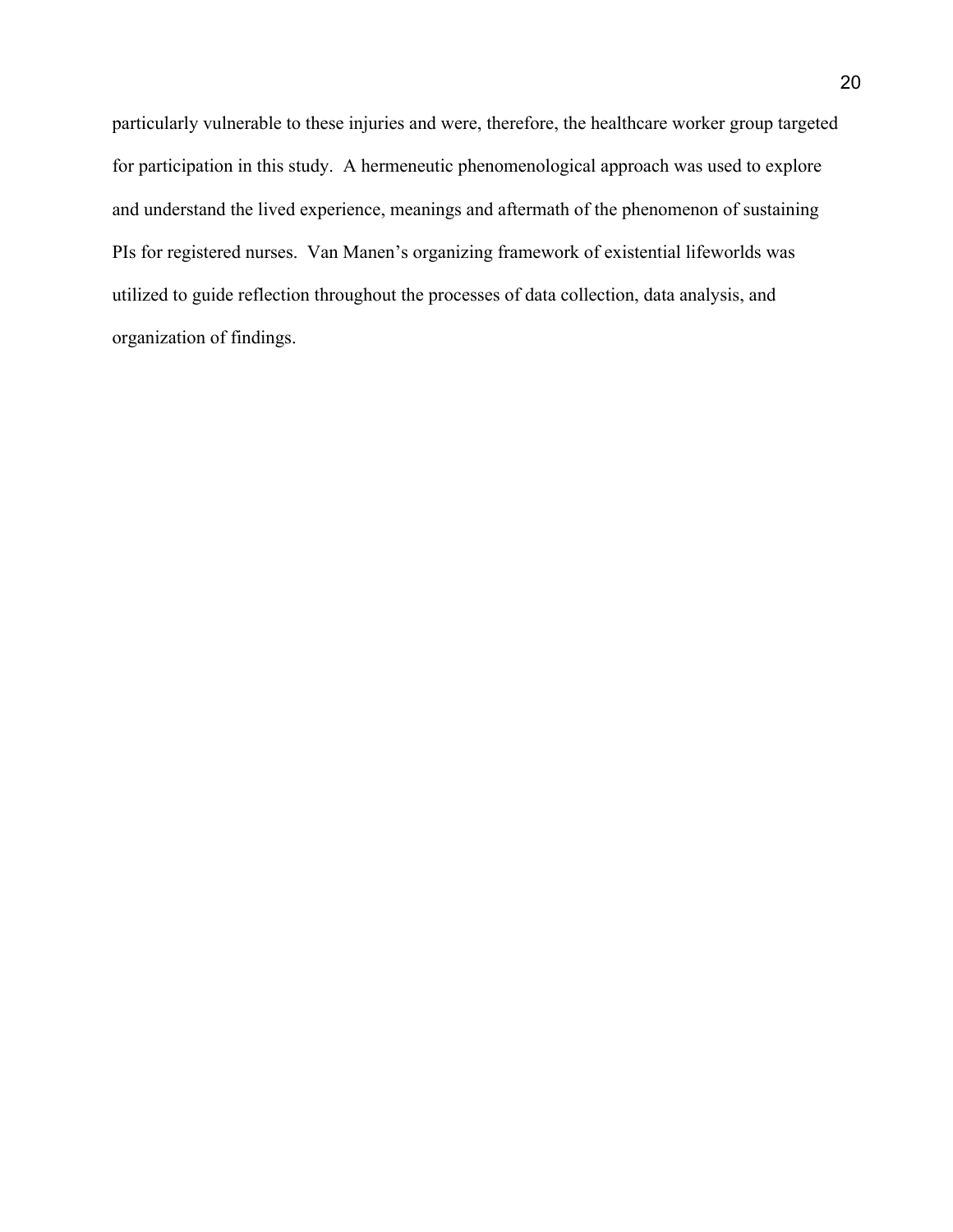particularly vulnerable to these injuries and were, therefore, the healthcare worker group targeted for participation in this study. A hermeneutic phenomenological approach was used to explore and understand the lived experience, meanings and aftermath of the phenomenon of sustaining PIs for registered nurses. Van Manen's organizing framework of existential lifeworlds was utilized to guide reflection throughout the processes of data collection, data analysis, and organization of findings.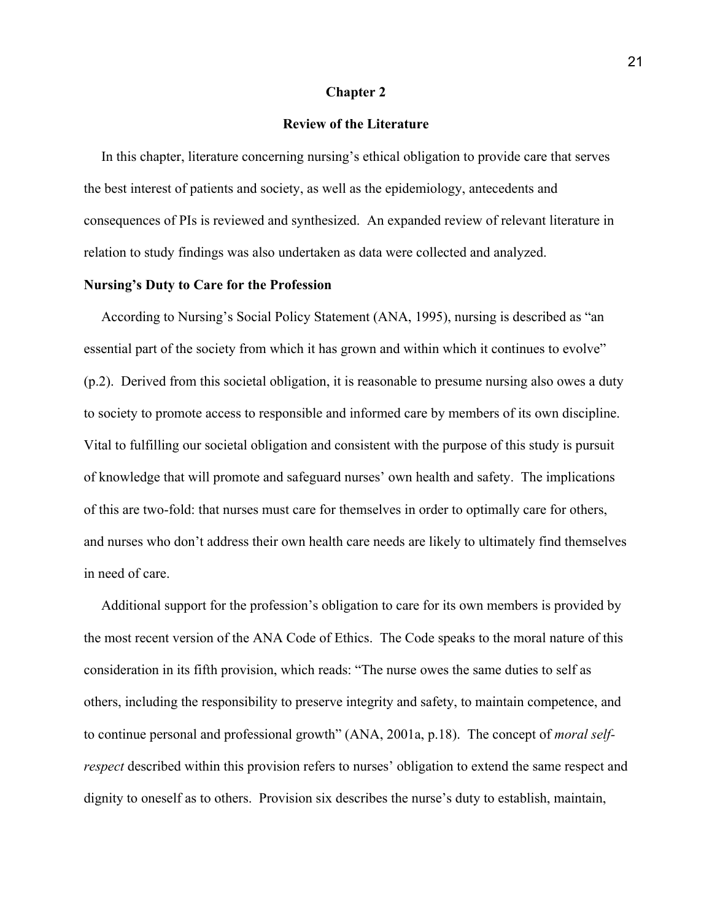# Chapter 2

# Review of the Literature

In this chapter, literature concerning nursing's ethical obligation to provide care that serves the best interest of patients and society, as well as the epidemiology, antecedents and consequences of PIs is reviewed and synthesized. An expanded review of relevant literature in relation to study findings was also undertaken as data were collected and analyzed.

## Nursing's Duty to Care for the Profession

According to Nursing's Social Policy Statement (ANA, 1995), nursing is described as "an essential part of the society from which it has grown and within which it continues to evolve" (p.2). Derived from this societal obligation, it is reasonable to presume nursing also owes a duty to society to promote access to responsible and informed care by members of its own discipline. Vital to fulfilling our societal obligation and consistent with the purpose of this study is pursuit of knowledge that will promote and safeguard nurses' own health and safety. The implications of this are two-fold: that nurses must care for themselves in order to optimally care for others, and nurses who don't address their own health care needs are likely to ultimately find themselves in need of care.

Additional support for the profession's obligation to care for its own members is provided by the most recent version of the ANA Code of Ethics. The Code speaks to the moral nature of this consideration in its fifth provision, which reads: "The nurse owes the same duties to self as others, including the responsibility to preserve integrity and safety, to maintain competence, and to continue personal and professional growth" (ANA, 2001a, p.18). The concept of *moral self-respect* described within this provision refers to nurses' obligation to extend the same respect and dignity to oneself as to others. Provision six describes the nurse's duty to establish, maintain,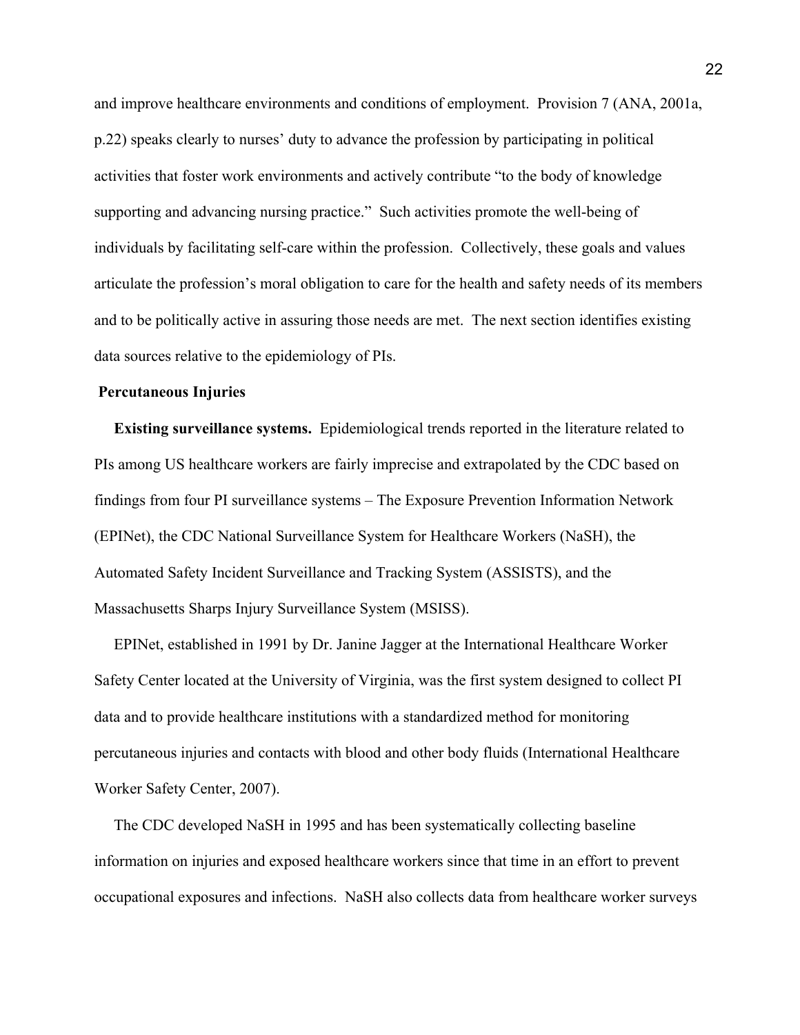and improve healthcare environments and conditions of employment. Provision 7 (ANA, 2001a, p.22) speaks clearly to nurses' duty to advance the profession by participating in political activities that foster work environments and actively contribute "to the body of knowledge supporting and advancing nursing practice." Such activities promote the well-being of individuals by facilitating self-care within the profession. Collectively, these goals and values articulate the profession's moral obligation to care for the health and safety needs of its members and to be politically active in assuring those needs are met. The next section identifies existing data sources relative to the epidemiology of PIs.

## Percutaneous Injuries

**Existing surveillance systems.** Epidemiological trends reported in the literature related to PIs among US healthcare workers are fairly imprecise and extrapolated by the CDC based on findings from four PI surveillance systems – The Exposure Prevention Information Network (EPINet), the CDC National Surveillance System for Healthcare Workers (NaSH), the Automated Safety Incident Surveillance and Tracking System (ASSISTS), and the Massachusetts Sharps Injury Surveillance System (MSISS).

EPINet, established in 1991 by Dr. Janine Jagger at the International Healthcare Worker Safety Center located at the University of Virginia, was the first system designed to collect PI data and to provide healthcare institutions with a standardized method for monitoring percutaneous injuries and contacts with blood and other body fluids (International Healthcare Worker Safety Center, 2007).

The CDC developed NaSH in 1995 and has been systematically collecting baseline information on injuries and exposed healthcare workers since that time in an effort to prevent occupational exposures and infections. NaSH also collects data from healthcare worker surveys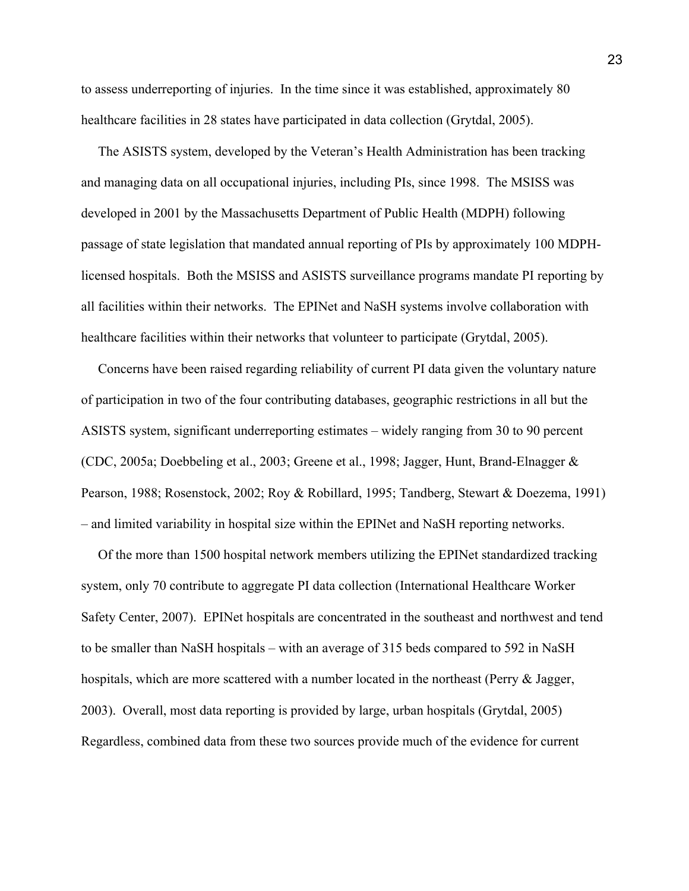to assess underreporting of injuries. In the time since it was established, approximately 80 healthcare facilities in 28 states have participated in data collection (Grytdal, 2005).

The ASISTS system, developed by the Veteran's Health Administration has been tracking and managing data on all occupational injuries, including PIs, since 1998. The MSISS was developed in 2001 by the Massachusetts Department of Public Health (MDPH) following passage of state legislation that mandated annual reporting of PIs by approximately 100 MDPH-licensed hospitals. Both the MSISS and ASISTS surveillance programs mandate PI reporting by all facilities within their networks. The EPINet and NaSH systems involve collaboration with healthcare facilities within their networks that volunteer to participate (Grytdal, 2005).

Concerns have been raised regarding reliability of current PI data given the voluntary nature of participation in two of the four contributing databases, geographic restrictions in all but the ASISTS system, significant underreporting estimates – widely ranging from 30 to 90 percent (CDC, 2005a; Doebbeling et al., 2003; Greene et al., 1998; Jagger, Hunt, Brand-Elnagger & Pearson, 1988; Rosenstock, 2002; Roy & Robillard, 1995; Tandberg, Stewart & Doezema, 1991) – and limited variability in hospital size within the EPINet and NaSH reporting networks.

Of the more than 1500 hospital network members utilizing the EPINet standardized tracking system, only 70 contribute to aggregate PI data collection (International Healthcare Worker Safety Center, 2007). EPINet hospitals are concentrated in the southeast and northwest and tend to be smaller than NaSH hospitals – with an average of 315 beds compared to 592 in NaSH hospitals, which are more scattered with a number located in the northeast (Perry & Jagger, 2003). Overall, most data reporting is provided by large, urban hospitals (Grytdal, 2005) Regardless, combined data from these two sources provide much of the evidence for current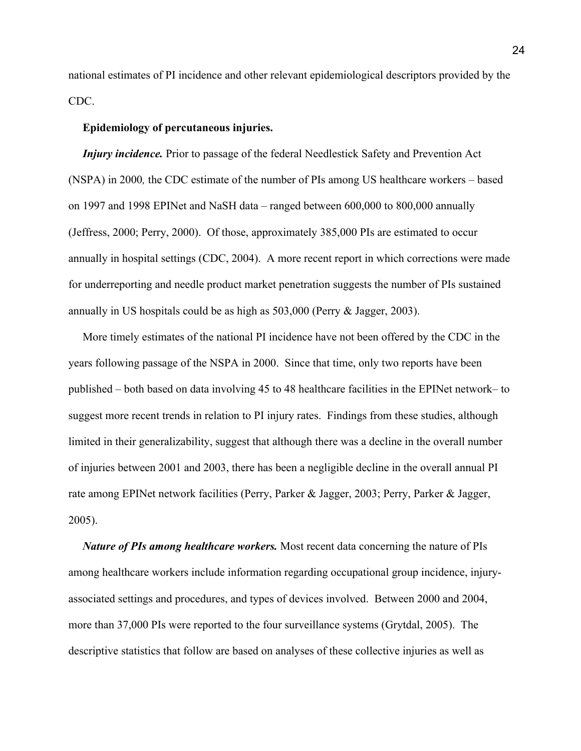national estimates of PI incidence and other relevant epidemiological descriptors provided by the CDC.

**Epidemiology of percutaneous injuries.**

***Injury incidence.*** Prior to passage of the federal Needlestick Safety and Prevention Act (NSPA) in 2000*,* the CDC estimate of the number of PIs among US healthcare workers – based on 1997 and 1998 EPINet and NaSH data – ranged between 600,000 to 800,000 annually (Jeffress, 2000; Perry, 2000). Of those, approximately 385,000 PIs are estimated to occur annually in hospital settings (CDC, 2004). A more recent report in which corrections were made for underreporting and needle product market penetration suggests the number of PIs sustained annually in US hospitals could be as high as 503,000 (Perry & Jagger, 2003).

More timely estimates of the national PI incidence have not been offered by the CDC in the years following passage of the NSPA in 2000. Since that time, only two reports have been published – both based on data involving 45 to 48 healthcare facilities in the EPINet network– to suggest more recent trends in relation to PI injury rates. Findings from these studies, although limited in their generalizability, suggest that although there was a decline in the overall number of injuries between 2001 and 2003, there has been a negligible decline in the overall annual PI rate among EPINet network facilities (Perry, Parker & Jagger, 2003; Perry, Parker & Jagger, 2005).

***Nature of PIs among healthcare workers.*** Most recent data concerning the nature of PIs among healthcare workers include information regarding occupational group incidence, injury-associated settings and procedures, and types of devices involved. Between 2000 and 2004, more than 37,000 PIs were reported to the four surveillance systems (Grytdal, 2005). The descriptive statistics that follow are based on analyses of these collective injuries as well as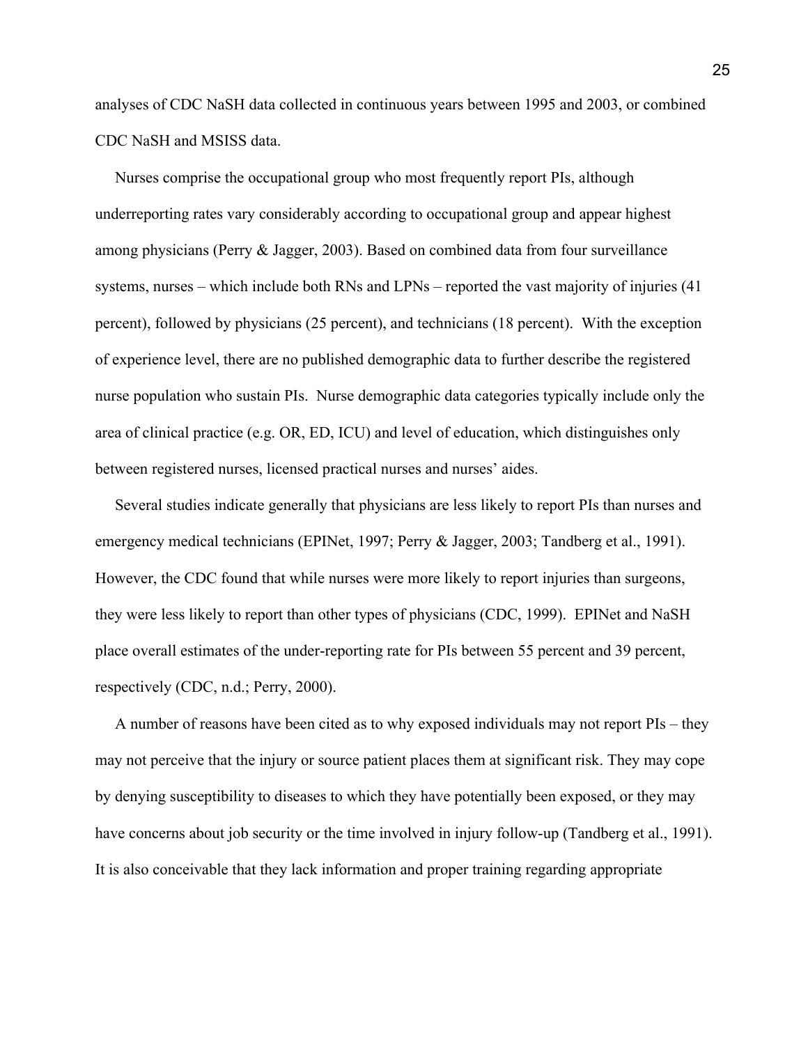analyses of CDC NaSH data collected in continuous years between 1995 and 2003, or combined CDC NaSH and MSISS data.

Nurses comprise the occupational group who most frequently report PIs, although underreporting rates vary considerably according to occupational group and appear highest among physicians (Perry & Jagger, 2003). Based on combined data from four surveillance systems, nurses – which include both RNs and LPNs – reported the vast majority of injuries (41 percent), followed by physicians (25 percent), and technicians (18 percent). With the exception of experience level, there are no published demographic data to further describe the registered nurse population who sustain PIs. Nurse demographic data categories typically include only the area of clinical practice (e.g. OR, ED, ICU) and level of education, which distinguishes only between registered nurses, licensed practical nurses and nurses' aides.

Several studies indicate generally that physicians are less likely to report PIs than nurses and emergency medical technicians (EPINet, 1997; Perry & Jagger, 2003; Tandberg et al., 1991). However, the CDC found that while nurses were more likely to report injuries than surgeons, they were less likely to report than other types of physicians (CDC, 1999). EPINet and NaSH place overall estimates of the under-reporting rate for PIs between 55 percent and 39 percent, respectively (CDC, n.d.; Perry, 2000).

A number of reasons have been cited as to why exposed individuals may not report PIs – they may not perceive that the injury or source patient places them at significant risk. They may cope by denying susceptibility to diseases to which they have potentially been exposed, or they may have concerns about job security or the time involved in injury follow-up (Tandberg et al., 1991). It is also conceivable that they lack information and proper training regarding appropriate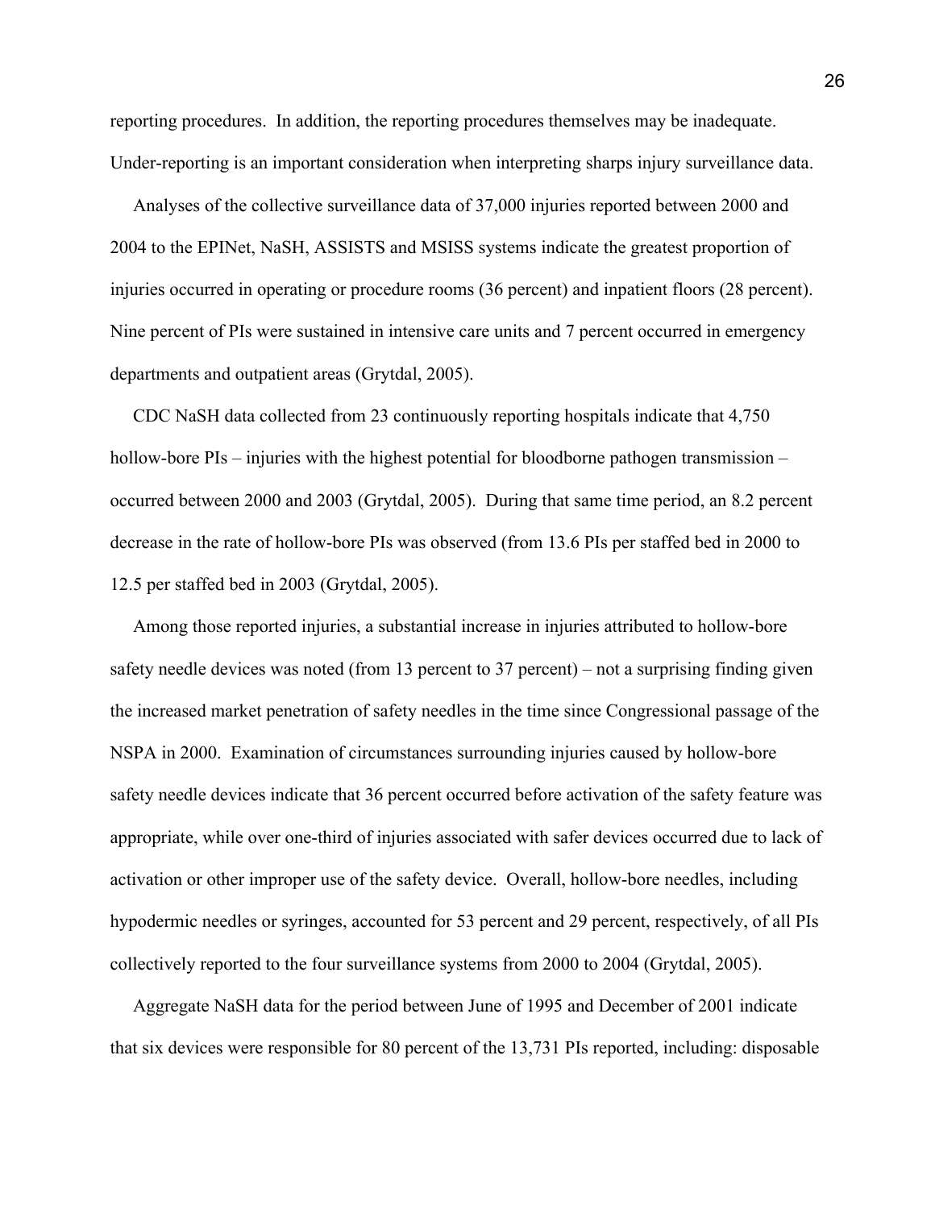reporting procedures. In addition, the reporting procedures themselves may be inadequate. Under-reporting is an important consideration when interpreting sharps injury surveillance data.

Analyses of the collective surveillance data of 37,000 injuries reported between 2000 and 2004 to the EPINet, NaSH, ASSISTS and MSISS systems indicate the greatest proportion of injuries occurred in operating or procedure rooms (36 percent) and inpatient floors (28 percent). Nine percent of PIs were sustained in intensive care units and 7 percent occurred in emergency departments and outpatient areas (Grytdal, 2005).

CDC NaSH data collected from 23 continuously reporting hospitals indicate that 4,750 hollow-bore PIs – injuries with the highest potential for bloodborne pathogen transmission – occurred between 2000 and 2003 (Grytdal, 2005). During that same time period, an 8.2 percent decrease in the rate of hollow-bore PIs was observed (from 13.6 PIs per staffed bed in 2000 to 12.5 per staffed bed in 2003 (Grytdal, 2005).

Among those reported injuries, a substantial increase in injuries attributed to hollow-bore safety needle devices was noted (from 13 percent to 37 percent) – not a surprising finding given the increased market penetration of safety needles in the time since Congressional passage of the NSPA in 2000. Examination of circumstances surrounding injuries caused by hollow-bore safety needle devices indicate that 36 percent occurred before activation of the safety feature was appropriate, while over one-third of injuries associated with safer devices occurred due to lack of activation or other improper use of the safety device. Overall, hollow-bore needles, including hypodermic needles or syringes, accounted for 53 percent and 29 percent, respectively, of all PIs collectively reported to the four surveillance systems from 2000 to 2004 (Grytdal, 2005).

Aggregate NaSH data for the period between June of 1995 and December of 2001 indicate that six devices were responsible for 80 percent of the 13,731 PIs reported, including: disposable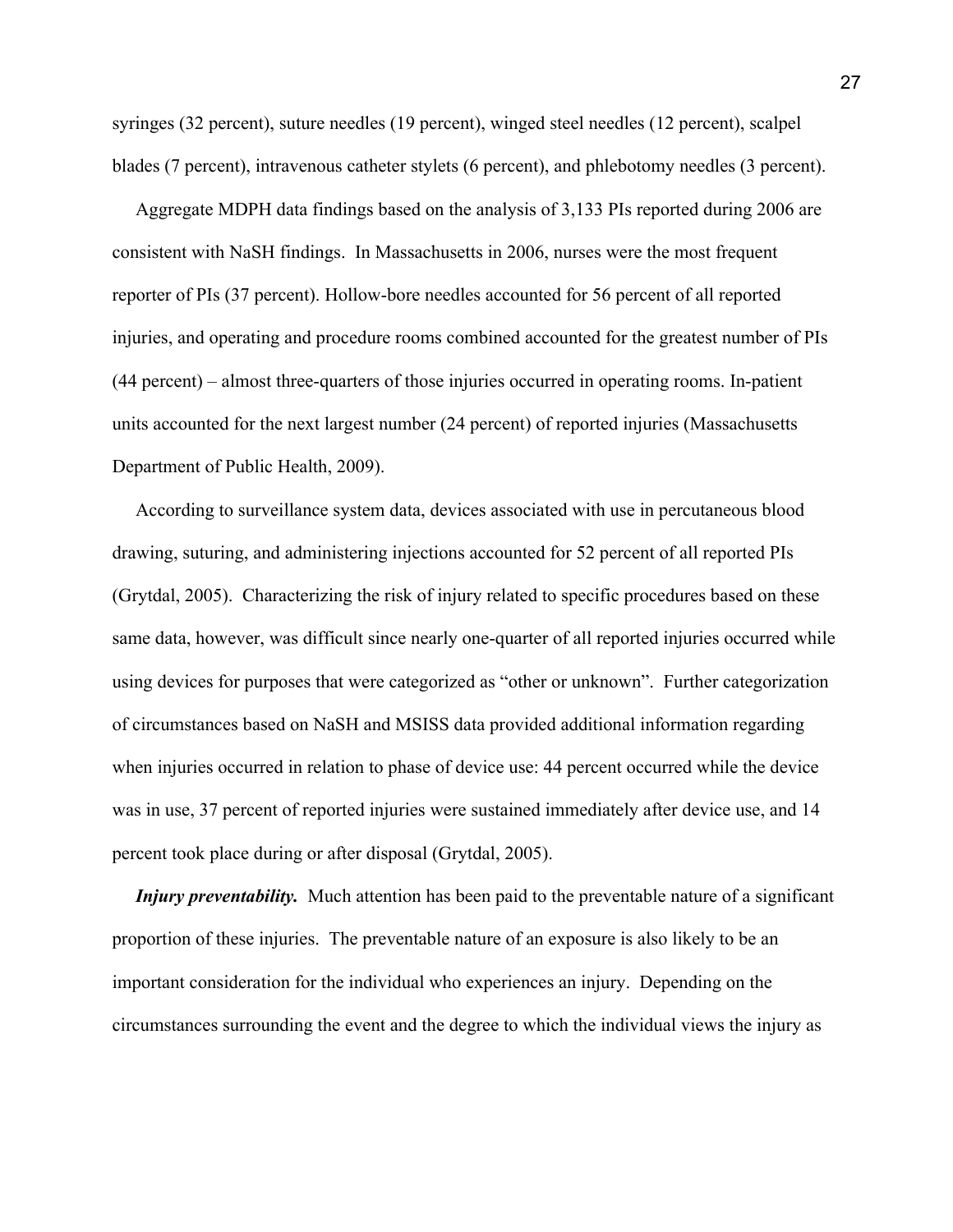syringes (32 percent), suture needles (19 percent), winged steel needles (12 percent), scalpel blades (7 percent), intravenous catheter stylets (6 percent), and phlebotomy needles (3 percent).

Aggregate MDPH data findings based on the analysis of 3,133 PIs reported during 2006 are consistent with NaSH findings. In Massachusetts in 2006, nurses were the most frequent reporter of PIs (37 percent). Hollow-bore needles accounted for 56 percent of all reported injuries, and operating and procedure rooms combined accounted for the greatest number of PIs (44 percent) – almost three-quarters of those injuries occurred in operating rooms. In-patient units accounted for the next largest number (24 percent) of reported injuries (Massachusetts Department of Public Health, 2009).

According to surveillance system data, devices associated with use in percutaneous blood drawing, suturing, and administering injections accounted for 52 percent of all reported PIs (Grytdal, 2005). Characterizing the risk of injury related to specific procedures based on these same data, however, was difficult since nearly one-quarter of all reported injuries occurred while using devices for purposes that were categorized as "other or unknown". Further categorization of circumstances based on NaSH and MSISS data provided additional information regarding when injuries occurred in relation to phase of device use: 44 percent occurred while the device was in use, 37 percent of reported injuries were sustained immediately after device use, and 14 percent took place during or after disposal (Grytdal, 2005).

***Injury preventability.*** Much attention has been paid to the preventable nature of a significant proportion of these injuries. The preventable nature of an exposure is also likely to be an important consideration for the individual who experiences an injury. Depending on the circumstances surrounding the event and the degree to which the individual views the injury as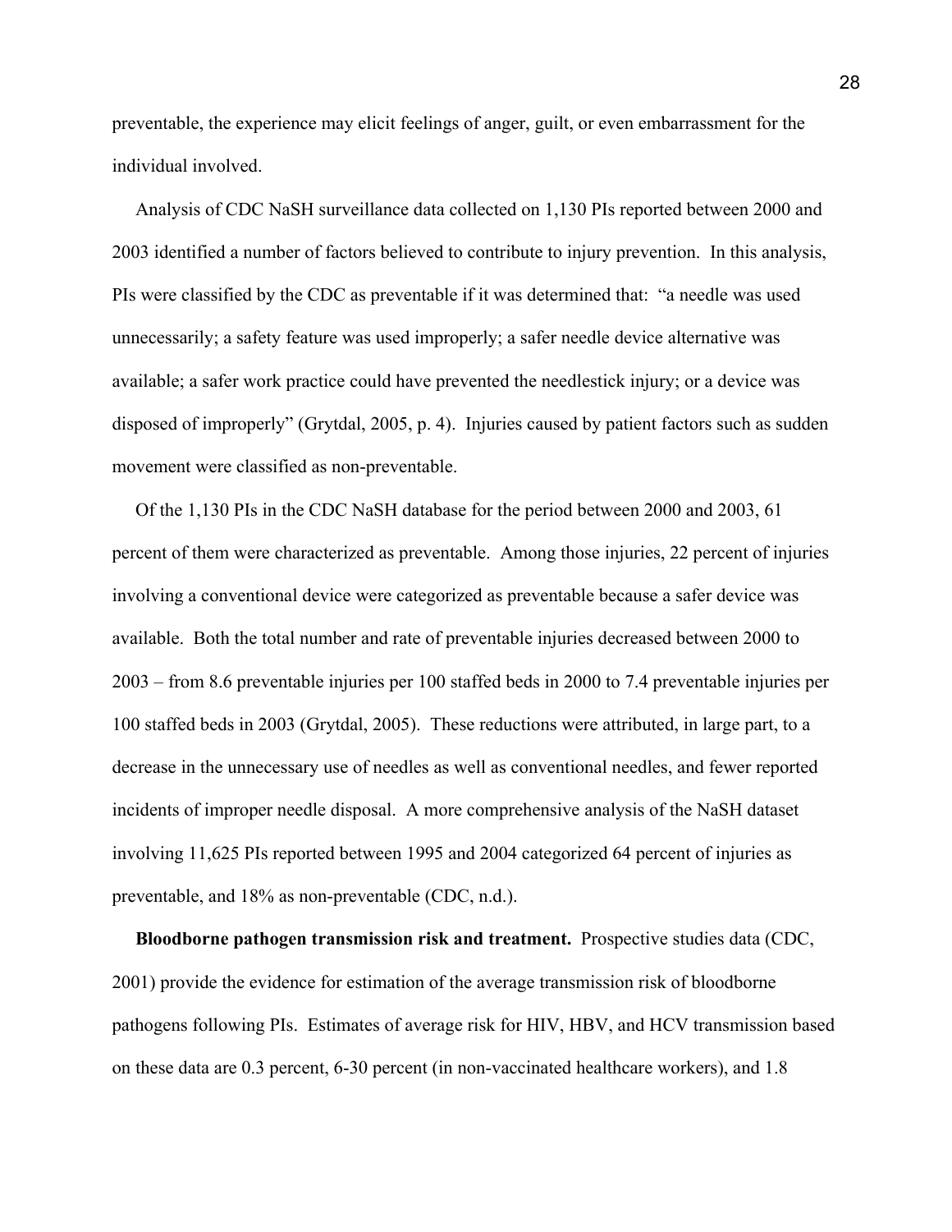preventable, the experience may elicit feelings of anger, guilt, or even embarrassment for the individual involved.

Analysis of CDC NaSH surveillance data collected on 1,130 PIs reported between 2000 and 2003 identified a number of factors believed to contribute to injury prevention. In this analysis, PIs were classified by the CDC as preventable if it was determined that: "a needle was used unnecessarily; a safety feature was used improperly; a safer needle device alternative was available; a safer work practice could have prevented the needlestick injury; or a device was disposed of improperly" (Grytdal, 2005, p. 4). Injuries caused by patient factors such as sudden movement were classified as non-preventable.

Of the 1,130 PIs in the CDC NaSH database for the period between 2000 and 2003, 61 percent of them were characterized as preventable. Among those injuries, 22 percent of injuries involving a conventional device were categorized as preventable because a safer device was available. Both the total number and rate of preventable injuries decreased between 2000 to 2003 – from 8.6 preventable injuries per 100 staffed beds in 2000 to 7.4 preventable injuries per 100 staffed beds in 2003 (Grytdal, 2005). These reductions were attributed, in large part, to a decrease in the unnecessary use of needles as well as conventional needles, and fewer reported incidents of improper needle disposal. A more comprehensive analysis of the NaSH dataset involving 11,625 PIs reported between 1995 and 2004 categorized 64 percent of injuries as preventable, and 18% as non-preventable (CDC, n.d.).

**Bloodborne pathogen transmission risk and treatment.** Prospective studies data (CDC, 2001) provide the evidence for estimation of the average transmission risk of bloodborne pathogens following PIs. Estimates of average risk for HIV, HBV, and HCV transmission based on these data are 0.3 percent, 6-30 percent (in non-vaccinated healthcare workers), and 1.8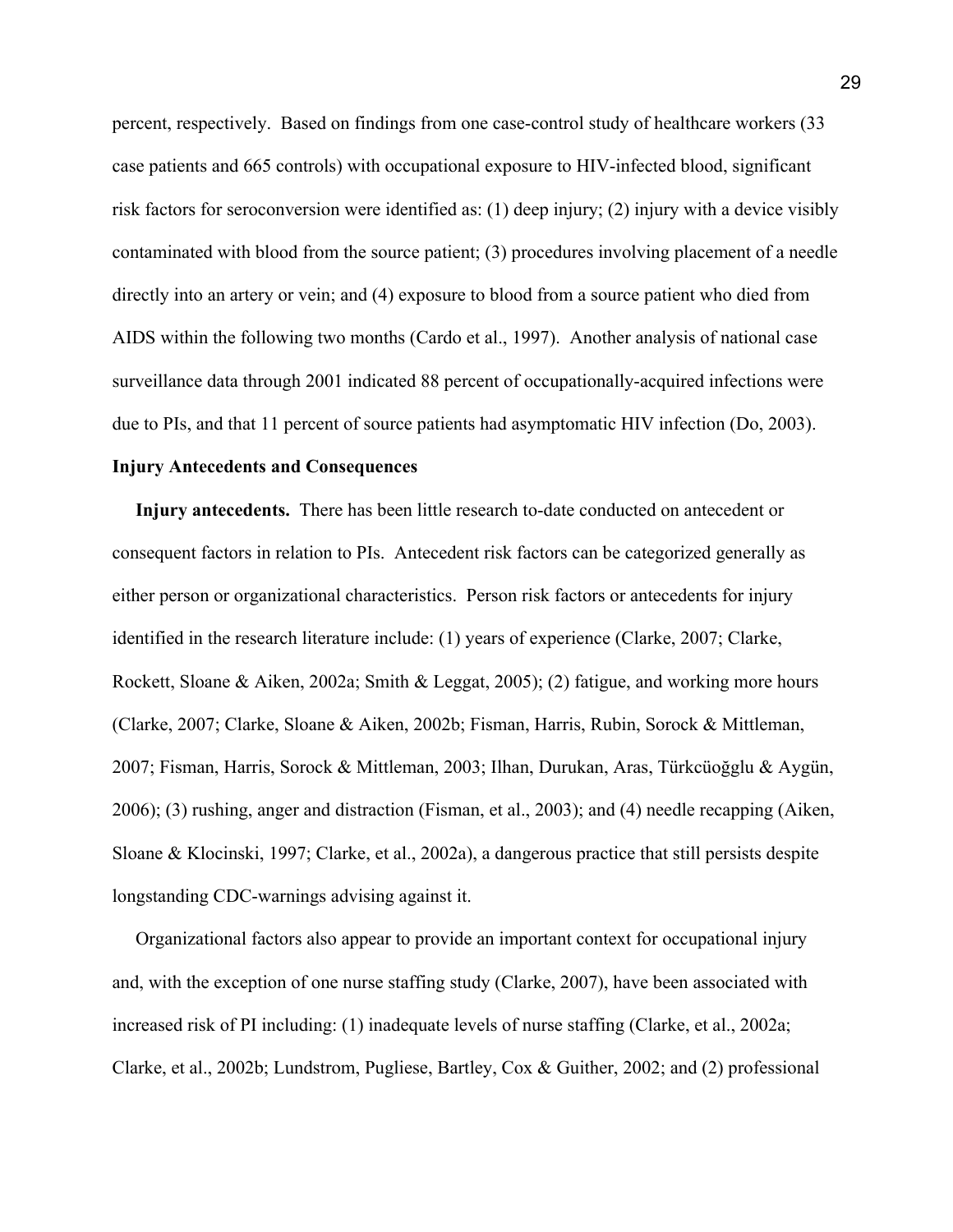percent, respectively. Based on findings from one case-control study of healthcare workers (33 case patients and 665 controls) with occupational exposure to HIV-infected blood, significant risk factors for seroconversion were identified as: (1) deep injury; (2) injury with a device visibly contaminated with blood from the source patient; (3) procedures involving placement of a needle directly into an artery or vein; and (4) exposure to blood from a source patient who died from AIDS within the following two months (Cardo et al., 1997). Another analysis of national case surveillance data through 2001 indicated 88 percent of occupationally-acquired infections were due to PIs, and that 11 percent of source patients had asymptomatic HIV infection (Do, 2003).

**Injury Antecedents and Consequences**

**Injury antecedents.** There has been little research to-date conducted on antecedent or consequent factors in relation to PIs. Antecedent risk factors can be categorized generally as either person or organizational characteristics. Person risk factors or antecedents for injury identified in the research literature include: (1) years of experience (Clarke, 2007; Clarke, Rockett, Sloane & Aiken, 2002a; Smith & Leggat, 2005); (2) fatigue, and working more hours (Clarke, 2007; Clarke, Sloane & Aiken, 2002b; Fisman, Harris, Rubin, Sorock & Mittleman, 2007; Fisman, Harris, Sorock & Mittleman, 2003; Ilhan, Durukan, Aras, Türkcüoğglu & Aygün, 2006); (3) rushing, anger and distraction (Fisman, et al., 2003); and (4) needle recapping (Aiken, Sloane & Klocinski, 1997; Clarke, et al., 2002a), a dangerous practice that still persists despite longstanding CDC-warnings advising against it.

Organizational factors also appear to provide an important context for occupational injury and, with the exception of one nurse staffing study (Clarke, 2007), have been associated with increased risk of PI including: (1) inadequate levels of nurse staffing (Clarke, et al., 2002a; Clarke, et al., 2002b; Lundstrom, Pugliese, Bartley, Cox & Guither, 2002; and (2) professional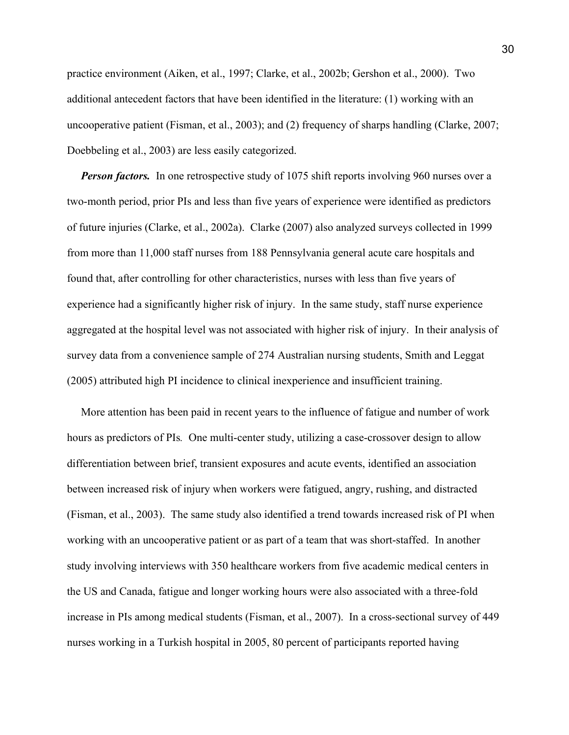practice environment (Aiken, et al., 1997; Clarke, et al., 2002b; Gershon et al., 2000). Two additional antecedent factors that have been identified in the literature: (1) working with an uncooperative patient (Fisman, et al., 2003); and (2) frequency of sharps handling (Clarke, 2007; Doebbeling et al., 2003) are less easily categorized.

***Person factors.*** In one retrospective study of 1075 shift reports involving 960 nurses over a two-month period, prior PIs and less than five years of experience were identified as predictors of future injuries (Clarke, et al., 2002a). Clarke (2007) also analyzed surveys collected in 1999 from more than 11,000 staff nurses from 188 Pennsylvania general acute care hospitals and found that, after controlling for other characteristics, nurses with less than five years of experience had a significantly higher risk of injury. In the same study, staff nurse experience aggregated at the hospital level was not associated with higher risk of injury. In their analysis of survey data from a convenience sample of 274 Australian nursing students, Smith and Leggat (2005) attributed high PI incidence to clinical inexperience and insufficient training.

More attention has been paid in recent years to the influence of fatigue and number of work hours as predictors of PIs. One multi-center study, utilizing a case-crossover design to allow differentiation between brief, transient exposures and acute events, identified an association between increased risk of injury when workers were fatigued, angry, rushing, and distracted (Fisman, et al., 2003). The same study also identified a trend towards increased risk of PI when working with an uncooperative patient or as part of a team that was short-staffed. In another study involving interviews with 350 healthcare workers from five academic medical centers in the US and Canada, fatigue and longer working hours were also associated with a three-fold increase in PIs among medical students (Fisman, et al., 2007). In a cross-sectional survey of 449 nurses working in a Turkish hospital in 2005, 80 percent of participants reported having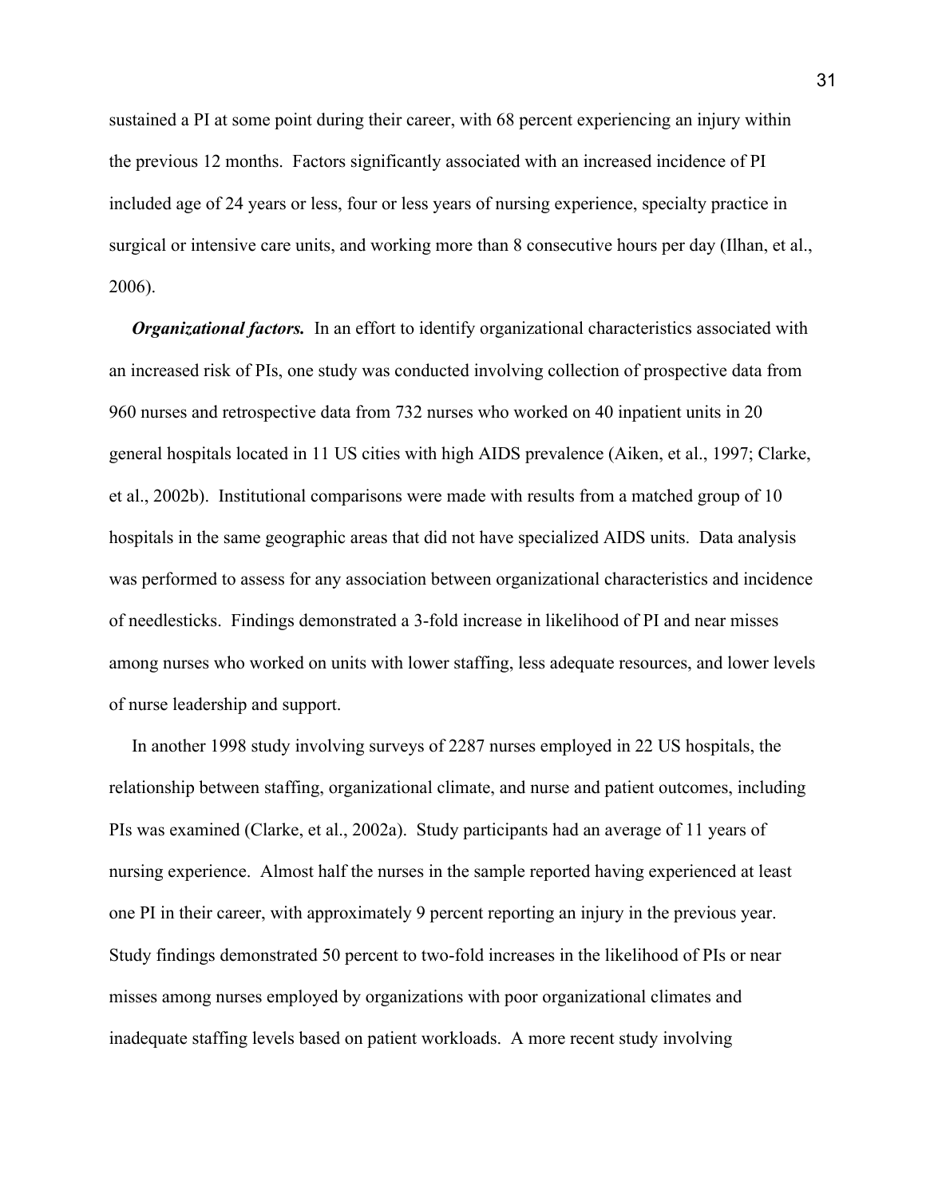sustained a PI at some point during their career, with 68 percent experiencing an injury within the previous 12 months. Factors significantly associated with an increased incidence of PI included age of 24 years or less, four or less years of nursing experience, specialty practice in surgical or intensive care units, and working more than 8 consecutive hours per day (Ilhan, et al., 2006).

***Organizational factors.*** In an effort to identify organizational characteristics associated with an increased risk of PIs, one study was conducted involving collection of prospective data from 960 nurses and retrospective data from 732 nurses who worked on 40 inpatient units in 20 general hospitals located in 11 US cities with high AIDS prevalence (Aiken, et al., 1997; Clarke, et al., 2002b). Institutional comparisons were made with results from a matched group of 10 hospitals in the same geographic areas that did not have specialized AIDS units. Data analysis was performed to assess for any association between organizational characteristics and incidence of needlesticks. Findings demonstrated a 3-fold increase in likelihood of PI and near misses among nurses who worked on units with lower staffing, less adequate resources, and lower levels of nurse leadership and support.

In another 1998 study involving surveys of 2287 nurses employed in 22 US hospitals, the relationship between staffing, organizational climate, and nurse and patient outcomes, including PIs was examined (Clarke, et al., 2002a). Study participants had an average of 11 years of nursing experience. Almost half the nurses in the sample reported having experienced at least one PI in their career, with approximately 9 percent reporting an injury in the previous year. Study findings demonstrated 50 percent to two-fold increases in the likelihood of PIs or near misses among nurses employed by organizations with poor organizational climates and inadequate staffing levels based on patient workloads. A more recent study involving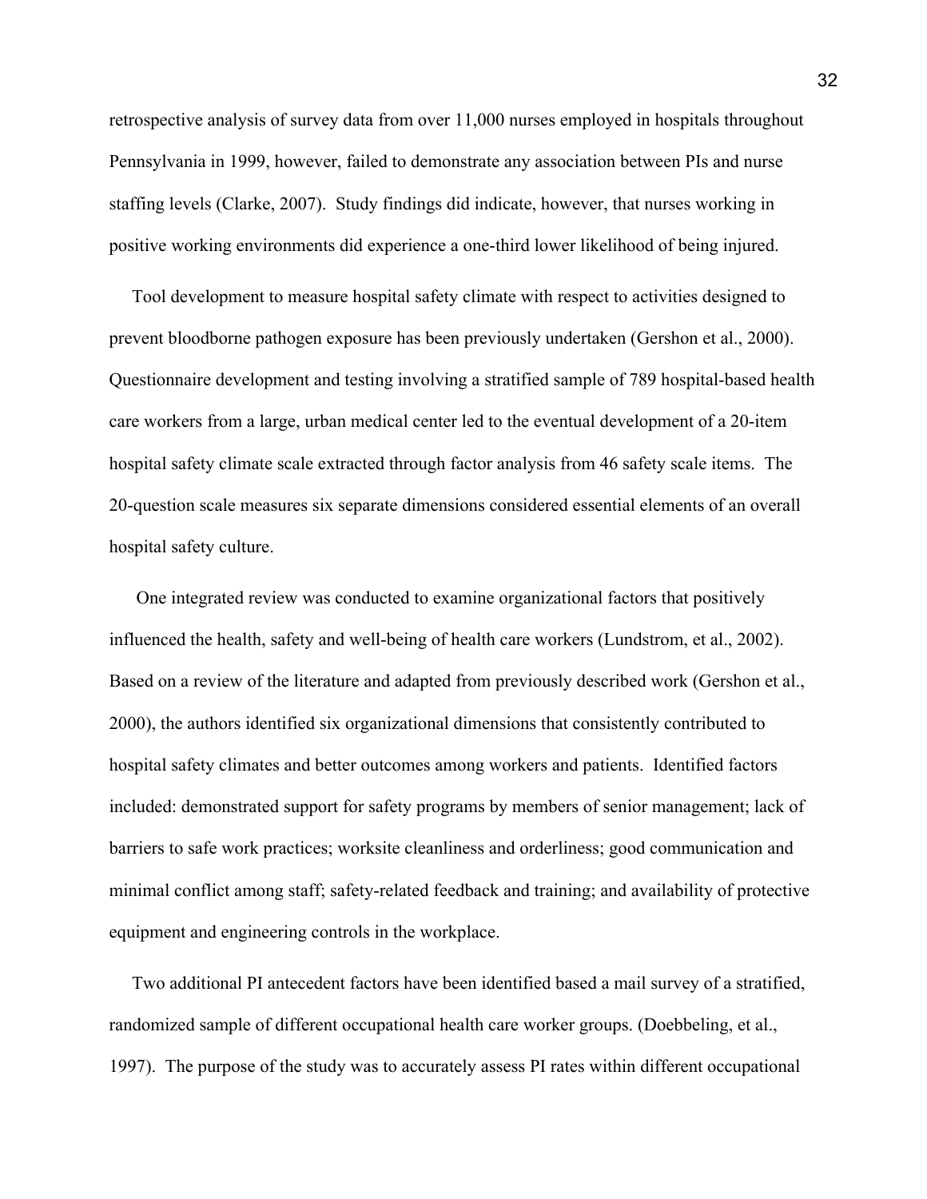retrospective analysis of survey data from over 11,000 nurses employed in hospitals throughout Pennsylvania in 1999, however, failed to demonstrate any association between PIs and nurse staffing levels (Clarke, 2007). Study findings did indicate, however, that nurses working in positive working environments did experience a one-third lower likelihood of being injured.

Tool development to measure hospital safety climate with respect to activities designed to prevent bloodborne pathogen exposure has been previously undertaken (Gershon et al., 2000). Questionnaire development and testing involving a stratified sample of 789 hospital-based health care workers from a large, urban medical center led to the eventual development of a 20-item hospital safety climate scale extracted through factor analysis from 46 safety scale items. The 20-question scale measures six separate dimensions considered essential elements of an overall hospital safety culture.

One integrated review was conducted to examine organizational factors that positively influenced the health, safety and well-being of health care workers (Lundstrom, et al., 2002). Based on a review of the literature and adapted from previously described work (Gershon et al., 2000), the authors identified six organizational dimensions that consistently contributed to hospital safety climates and better outcomes among workers and patients. Identified factors included: demonstrated support for safety programs by members of senior management; lack of barriers to safe work practices; worksite cleanliness and orderliness; good communication and minimal conflict among staff; safety-related feedback and training; and availability of protective equipment and engineering controls in the workplace.

Two additional PI antecedent factors have been identified based a mail survey of a stratified, randomized sample of different occupational health care worker groups. (Doebbeling, et al., 1997). The purpose of the study was to accurately assess PI rates within different occupational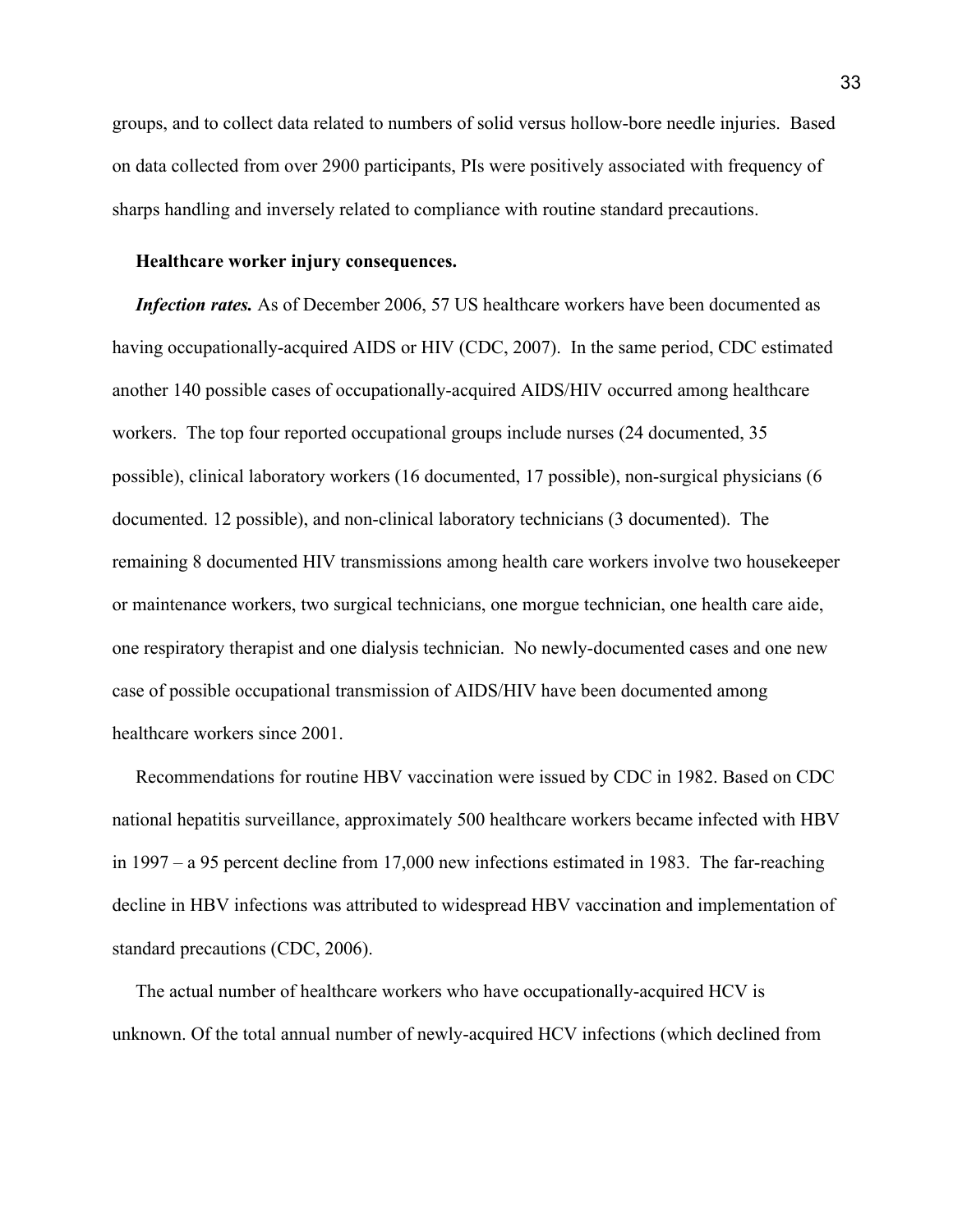groups, and to collect data related to numbers of solid versus hollow-bore needle injuries. Based on data collected from over 2900 participants, PIs were positively associated with frequency of sharps handling and inversely related to compliance with routine standard precautions.

**Healthcare worker injury consequences.**

***Infection rates.*** As of December 2006, 57 US healthcare workers have been documented as having occupationally-acquired AIDS or HIV (CDC, 2007). In the same period, CDC estimated another 140 possible cases of occupationally-acquired AIDS/HIV occurred among healthcare workers. The top four reported occupational groups include nurses (24 documented, 35 possible), clinical laboratory workers (16 documented, 17 possible), non-surgical physicians (6 documented. 12 possible), and non-clinical laboratory technicians (3 documented). The remaining 8 documented HIV transmissions among health care workers involve two housekeeper or maintenance workers, two surgical technicians, one morgue technician, one health care aide, one respiratory therapist and one dialysis technician. No newly-documented cases and one new case of possible occupational transmission of AIDS/HIV have been documented among healthcare workers since 2001.

Recommendations for routine HBV vaccination were issued by CDC in 1982. Based on CDC national hepatitis surveillance, approximately 500 healthcare workers became infected with HBV in 1997 – a 95 percent decline from 17,000 new infections estimated in 1983. The far-reaching decline in HBV infections was attributed to widespread HBV vaccination and implementation of standard precautions (CDC, 2006).

The actual number of healthcare workers who have occupationally-acquired HCV is unknown. Of the total annual number of newly-acquired HCV infections (which declined from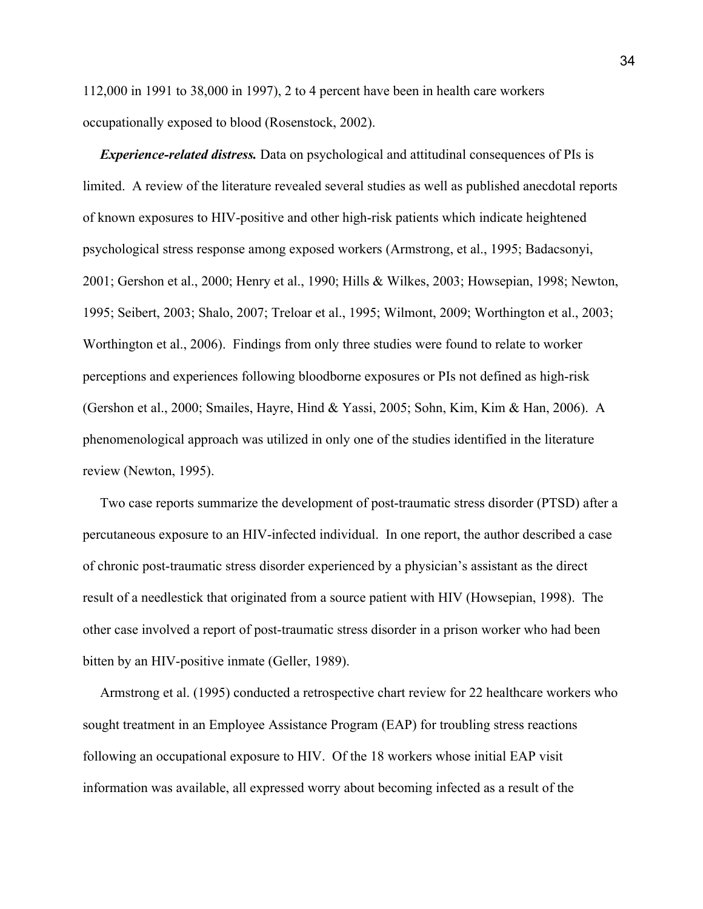112,000 in 1991 to 38,000 in 1997), 2 to 4 percent have been in health care workers occupationally exposed to blood (Rosenstock, 2002).

***Experience-related distress.*** Data on psychological and attitudinal consequences of PIs is limited. A review of the literature revealed several studies as well as published anecdotal reports of known exposures to HIV-positive and other high-risk patients which indicate heightened psychological stress response among exposed workers (Armstrong, et al., 1995; Badacsonyi, 2001; Gershon et al., 2000; Henry et al., 1990; Hills & Wilkes, 2003; Howsepian, 1998; Newton, 1995; Seibert, 2003; Shalo, 2007; Treloar et al., 1995; Wilmont, 2009; Worthington et al., 2003; Worthington et al., 2006). Findings from only three studies were found to relate to worker perceptions and experiences following bloodborne exposures or PIs not defined as high-risk (Gershon et al., 2000; Smailes, Hayre, Hind & Yassi, 2005; Sohn, Kim, Kim & Han, 2006). A phenomenological approach was utilized in only one of the studies identified in the literature review (Newton, 1995).

Two case reports summarize the development of post-traumatic stress disorder (PTSD) after a percutaneous exposure to an HIV-infected individual. In one report, the author described a case of chronic post-traumatic stress disorder experienced by a physician's assistant as the direct result of a needlestick that originated from a source patient with HIV (Howsepian, 1998). The other case involved a report of post-traumatic stress disorder in a prison worker who had been bitten by an HIV-positive inmate (Geller, 1989).

Armstrong et al. (1995) conducted a retrospective chart review for 22 healthcare workers who sought treatment in an Employee Assistance Program (EAP) for troubling stress reactions following an occupational exposure to HIV. Of the 18 workers whose initial EAP visit information was available, all expressed worry about becoming infected as a result of the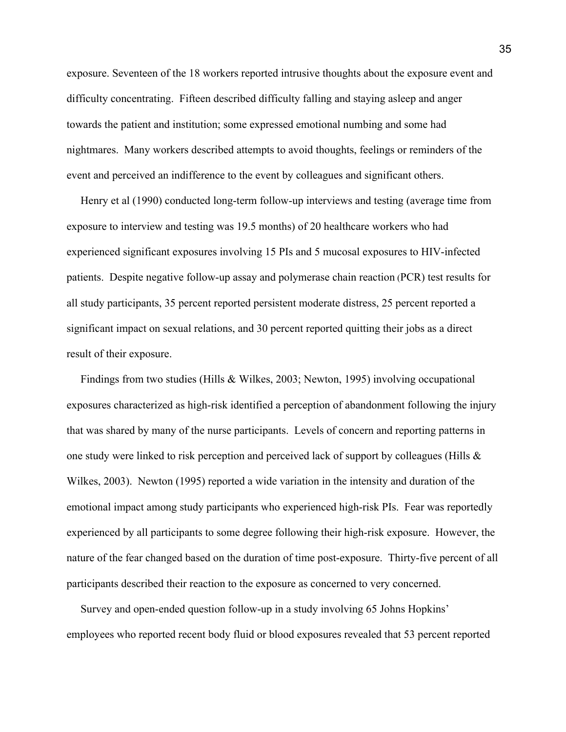exposure. Seventeen of the 18 workers reported intrusive thoughts about the exposure event and difficulty concentrating. Fifteen described difficulty falling and staying asleep and anger towards the patient and institution; some expressed emotional numbing and some had nightmares. Many workers described attempts to avoid thoughts, feelings or reminders of the event and perceived an indifference to the event by colleagues and significant others.

Henry et al (1990) conducted long-term follow-up interviews and testing (average time from exposure to interview and testing was 19.5 months) of 20 healthcare workers who had experienced significant exposures involving 15 PIs and 5 mucosal exposures to HIV-infected patients. Despite negative follow-up assay and polymerase chain reaction (PCR) test results for all study participants, 35 percent reported persistent moderate distress, 25 percent reported a significant impact on sexual relations, and 30 percent reported quitting their jobs as a direct result of their exposure.

Findings from two studies (Hills & Wilkes, 2003; Newton, 1995) involving occupational exposures characterized as high-risk identified a perception of abandonment following the injury that was shared by many of the nurse participants. Levels of concern and reporting patterns in one study were linked to risk perception and perceived lack of support by colleagues (Hills & Wilkes, 2003). Newton (1995) reported a wide variation in the intensity and duration of the emotional impact among study participants who experienced high-risk PIs. Fear was reportedly experienced by all participants to some degree following their high-risk exposure. However, the nature of the fear changed based on the duration of time post-exposure. Thirty-five percent of all participants described their reaction to the exposure as concerned to very concerned.

Survey and open-ended question follow-up in a study involving 65 Johns Hopkins' employees who reported recent body fluid or blood exposures revealed that 53 percent reported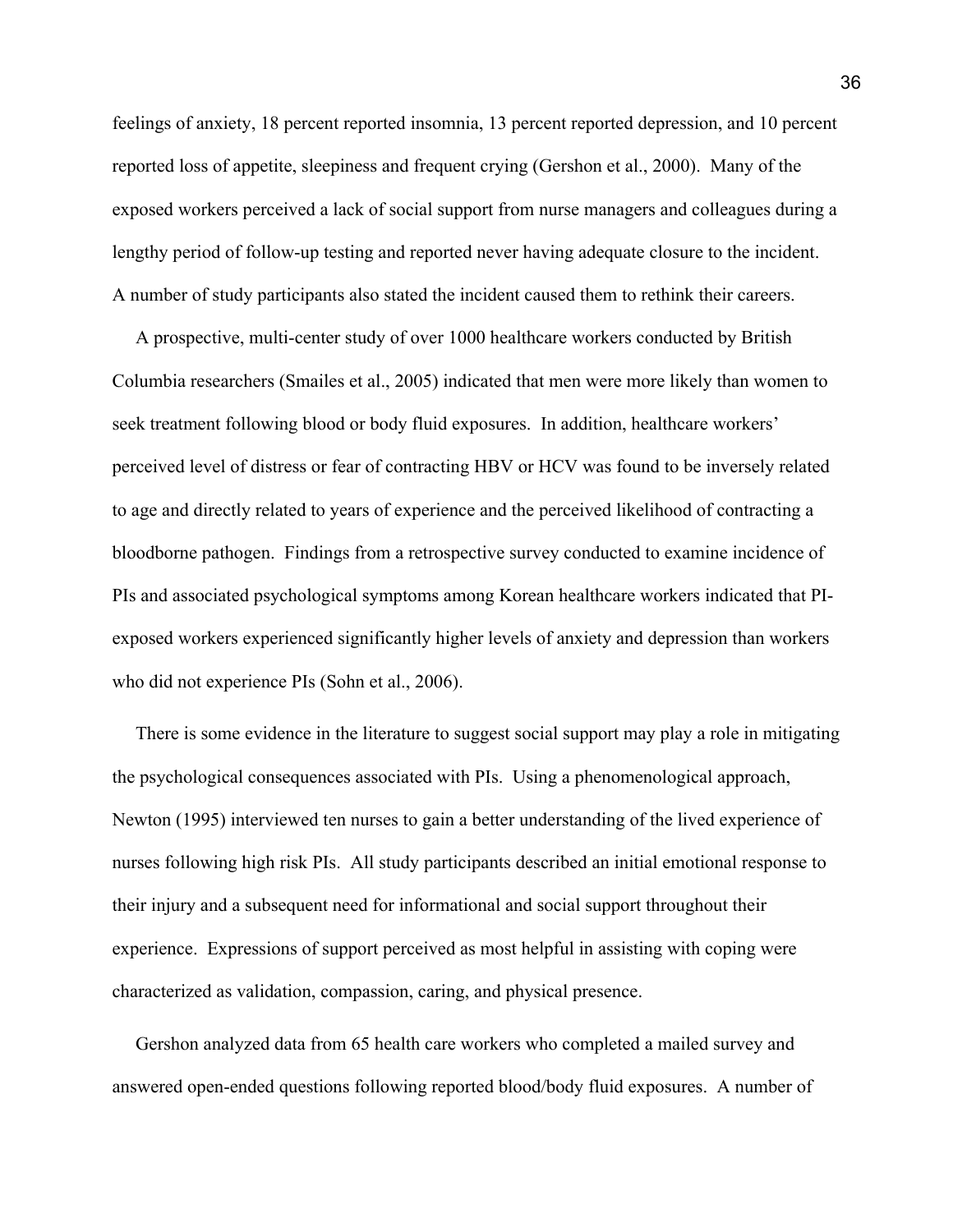feelings of anxiety, 18 percent reported insomnia, 13 percent reported depression, and 10 percent reported loss of appetite, sleepiness and frequent crying (Gershon et al., 2000). Many of the exposed workers perceived a lack of social support from nurse managers and colleagues during a lengthy period of follow-up testing and reported never having adequate closure to the incident. A number of study participants also stated the incident caused them to rethink their careers.

A prospective, multi-center study of over 1000 healthcare workers conducted by British Columbia researchers (Smailes et al., 2005) indicated that men were more likely than women to seek treatment following blood or body fluid exposures. In addition, healthcare workers' perceived level of distress or fear of contracting HBV or HCV was found to be inversely related to age and directly related to years of experience and the perceived likelihood of contracting a bloodborne pathogen. Findings from a retrospective survey conducted to examine incidence of PIs and associated psychological symptoms among Korean healthcare workers indicated that PI-exposed workers experienced significantly higher levels of anxiety and depression than workers who did not experience PIs (Sohn et al., 2006).

There is some evidence in the literature to suggest social support may play a role in mitigating the psychological consequences associated with PIs. Using a phenomenological approach, Newton (1995) interviewed ten nurses to gain a better understanding of the lived experience of nurses following high risk PIs. All study participants described an initial emotional response to their injury and a subsequent need for informational and social support throughout their experience. Expressions of support perceived as most helpful in assisting with coping were characterized as validation, compassion, caring, and physical presence.

Gershon analyzed data from 65 health care workers who completed a mailed survey and answered open-ended questions following reported blood/body fluid exposures. A number of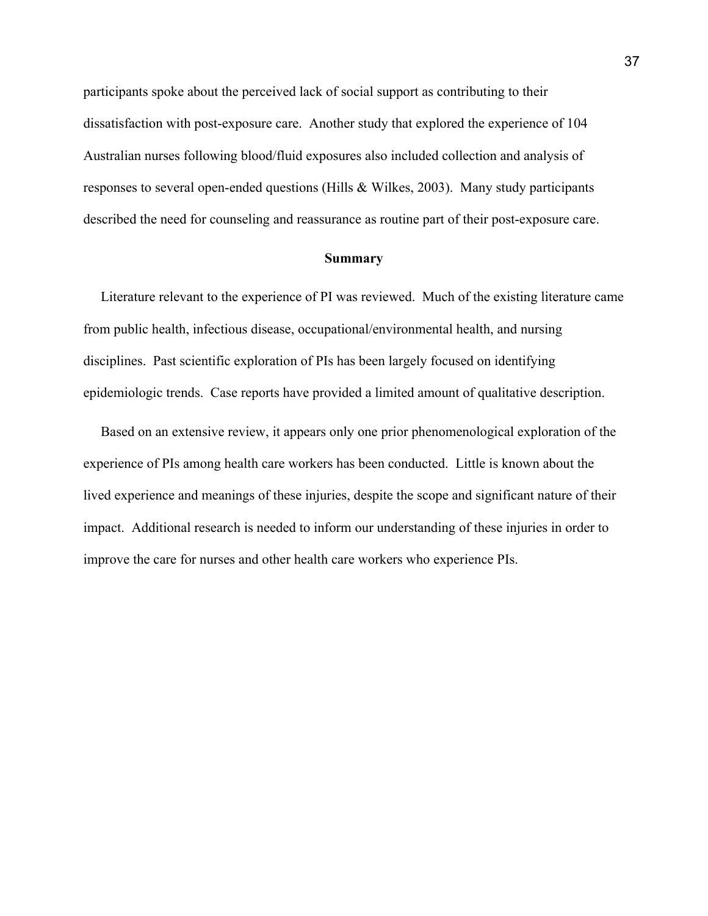participants spoke about the perceived lack of social support as contributing to their dissatisfaction with post-exposure care. Another study that explored the experience of 104 Australian nurses following blood/fluid exposures also included collection and analysis of responses to several open-ended questions (Hills & Wilkes, 2003). Many study participants described the need for counseling and reassurance as routine part of their post-exposure care.

## Summary

Literature relevant to the experience of PI was reviewed. Much of the existing literature came from public health, infectious disease, occupational/environmental health, and nursing disciplines. Past scientific exploration of PIs has been largely focused on identifying epidemiologic trends. Case reports have provided a limited amount of qualitative description.

Based on an extensive review, it appears only one prior phenomenological exploration of the experience of PIs among health care workers has been conducted. Little is known about the lived experience and meanings of these injuries, despite the scope and significant nature of their impact. Additional research is needed to inform our understanding of these injuries in order to improve the care for nurses and other health care workers who experience PIs.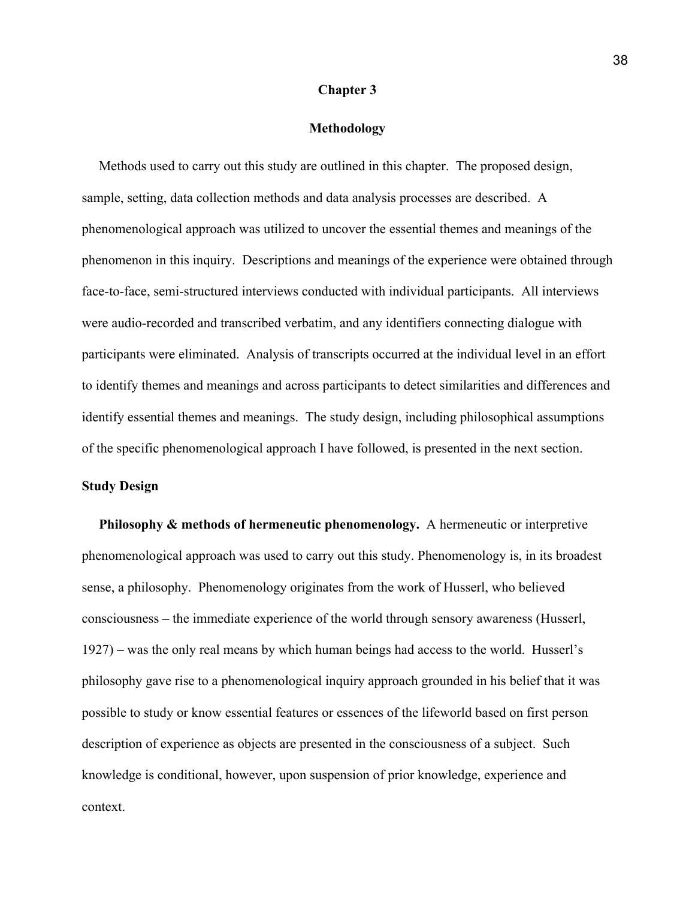# Chapter 3

## Methodology

Methods used to carry out this study are outlined in this chapter. The proposed design, sample, setting, data collection methods and data analysis processes are described. A phenomenological approach was utilized to uncover the essential themes and meanings of the phenomenon in this inquiry. Descriptions and meanings of the experience were obtained through face-to-face, semi-structured interviews conducted with individual participants. All interviews were audio-recorded and transcribed verbatim, and any identifiers connecting dialogue with participants were eliminated. Analysis of transcripts occurred at the individual level in an effort to identify themes and meanings and across participants to detect similarities and differences and identify essential themes and meanings. The study design, including philosophical assumptions of the specific phenomenological approach I have followed, is presented in the next section.

### Study Design

**Philosophy & methods of hermeneutic phenomenology.** A hermeneutic or interpretive phenomenological approach was used to carry out this study. Phenomenology is, in its broadest sense, a philosophy. Phenomenology originates from the work of Husserl, who believed consciousness – the immediate experience of the world through sensory awareness (Husserl, 1927) – was the only real means by which human beings had access to the world. Husserl's philosophy gave rise to a phenomenological inquiry approach grounded in his belief that it was possible to study or know essential features or essences of the lifeworld based on first person description of experience as objects are presented in the consciousness of a subject. Such knowledge is conditional, however, upon suspension of prior knowledge, experience and context.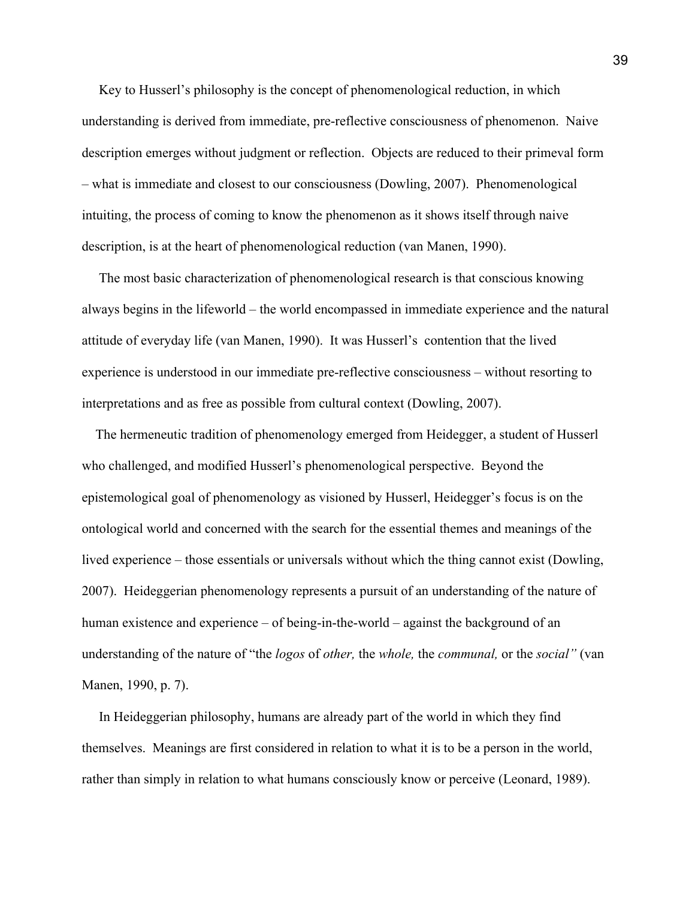Key to Husserl's philosophy is the concept of phenomenological reduction, in which understanding is derived from immediate, pre-reflective consciousness of phenomenon. Naive description emerges without judgment or reflection. Objects are reduced to their primeval form – what is immediate and closest to our consciousness (Dowling, 2007). Phenomenological intuiting, the process of coming to know the phenomenon as it shows itself through naive description, is at the heart of phenomenological reduction (van Manen, 1990).

The most basic characterization of phenomenological research is that conscious knowing always begins in the lifeworld – the world encompassed in immediate experience and the natural attitude of everyday life (van Manen, 1990). It was Husserl's contention that the lived experience is understood in our immediate pre-reflective consciousness – without resorting to interpretations and as free as possible from cultural context (Dowling, 2007).

The hermeneutic tradition of phenomenology emerged from Heidegger, a student of Husserl who challenged, and modified Husserl's phenomenological perspective. Beyond the epistemological goal of phenomenology as visioned by Husserl, Heidegger's focus is on the ontological world and concerned with the search for the essential themes and meanings of the lived experience – those essentials or universals without which the thing cannot exist (Dowling, 2007). Heideggerian phenomenology represents a pursuit of an understanding of the nature of human existence and experience – of being-in-the-world – against the background of an understanding of the nature of "the *logos* of *other,* the *whole,* the *communal,* or the *social"* (van Manen, 1990, p. 7).

In Heideggerian philosophy, humans are already part of the world in which they find themselves. Meanings are first considered in relation to what it is to be a person in the world, rather than simply in relation to what humans consciously know or perceive (Leonard, 1989).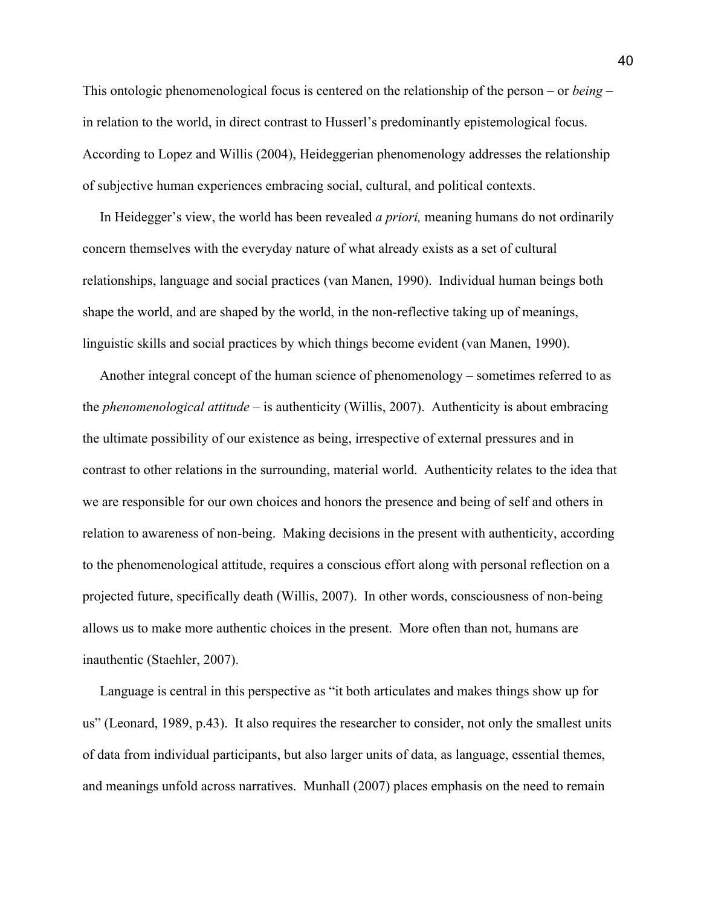This ontologic phenomenological focus is centered on the relationship of the person – or *being* – in relation to the world, in direct contrast to Husserl's predominantly epistemological focus. According to Lopez and Willis (2004), Heideggerian phenomenology addresses the relationship of subjective human experiences embracing social, cultural, and political contexts.

In Heidegger's view, the world has been revealed *a priori,* meaning humans do not ordinarily concern themselves with the everyday nature of what already exists as a set of cultural relationships, language and social practices (van Manen, 1990). Individual human beings both shape the world, and are shaped by the world, in the non-reflective taking up of meanings, linguistic skills and social practices by which things become evident (van Manen, 1990).

Another integral concept of the human science of phenomenology – sometimes referred to as the *phenomenological attitude* – is authenticity (Willis, 2007). Authenticity is about embracing the ultimate possibility of our existence as being, irrespective of external pressures and in contrast to other relations in the surrounding, material world. Authenticity relates to the idea that we are responsible for our own choices and honors the presence and being of self and others in relation to awareness of non-being. Making decisions in the present with authenticity, according to the phenomenological attitude, requires a conscious effort along with personal reflection on a projected future, specifically death (Willis, 2007). In other words, consciousness of non-being allows us to make more authentic choices in the present. More often than not, humans are inauthentic (Staehler, 2007).

Language is central in this perspective as "it both articulates and makes things show up for us" (Leonard, 1989, p.43). It also requires the researcher to consider, not only the smallest units of data from individual participants, but also larger units of data, as language, essential themes, and meanings unfold across narratives. Munhall (2007) places emphasis on the need to remain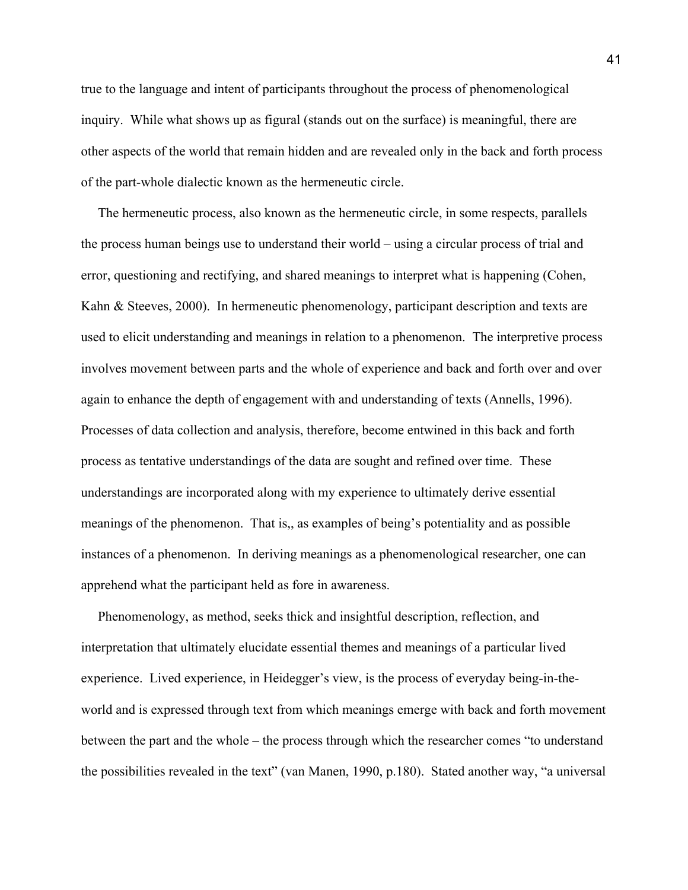true to the language and intent of participants throughout the process of phenomenological inquiry. While what shows up as figural (stands out on the surface) is meaningful, there are other aspects of the world that remain hidden and are revealed only in the back and forth process of the part-whole dialectic known as the hermeneutic circle.

The hermeneutic process, also known as the hermeneutic circle, in some respects, parallels the process human beings use to understand their world – using a circular process of trial and error, questioning and rectifying, and shared meanings to interpret what is happening (Cohen, Kahn & Steeves, 2000). In hermeneutic phenomenology, participant description and texts are used to elicit understanding and meanings in relation to a phenomenon. The interpretive process involves movement between parts and the whole of experience and back and forth over and over again to enhance the depth of engagement with and understanding of texts (Annells, 1996). Processes of data collection and analysis, therefore, become entwined in this back and forth process as tentative understandings of the data are sought and refined over time. These understandings are incorporated along with my experience to ultimately derive essential meanings of the phenomenon. That is,, as examples of being's potentiality and as possible instances of a phenomenon. In deriving meanings as a phenomenological researcher, one can apprehend what the participant held as fore in awareness.

Phenomenology, as method, seeks thick and insightful description, reflection, and interpretation that ultimately elucidate essential themes and meanings of a particular lived experience. Lived experience, in Heidegger's view, is the process of everyday being-in-the-world and is expressed through text from which meanings emerge with back and forth movement between the part and the whole – the process through which the researcher comes "to understand the possibilities revealed in the text" (van Manen, 1990, p.180). Stated another way, "a universal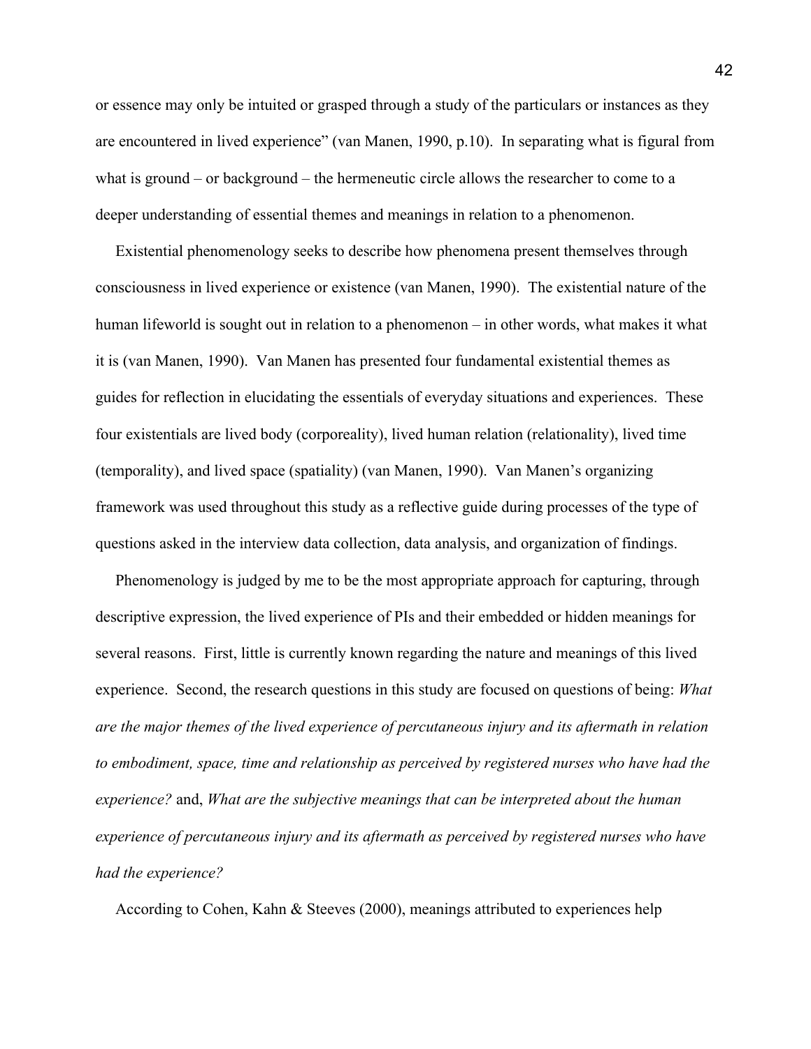or essence may only be intuited or grasped through a study of the particulars or instances as they are encountered in lived experience" (van Manen, 1990, p.10). In separating what is figural from what is ground – or background – the hermeneutic circle allows the researcher to come to a deeper understanding of essential themes and meanings in relation to a phenomenon.

Existential phenomenology seeks to describe how phenomena present themselves through consciousness in lived experience or existence (van Manen, 1990). The existential nature of the human lifeworld is sought out in relation to a phenomenon – in other words, what makes it what it is (van Manen, 1990). Van Manen has presented four fundamental existential themes as guides for reflection in elucidating the essentials of everyday situations and experiences. These four existentials are lived body (corporeality), lived human relation (relationality), lived time (temporality), and lived space (spatiality) (van Manen, 1990). Van Manen's organizing framework was used throughout this study as a reflective guide during processes of the type of questions asked in the interview data collection, data analysis, and organization of findings.

Phenomenology is judged by me to be the most appropriate approach for capturing, through descriptive expression, the lived experience of PIs and their embedded or hidden meanings for several reasons. First, little is currently known regarding the nature and meanings of this lived experience. Second, the research questions in this study are focused on questions of being: *What are the major themes of the lived experience of percutaneous injury and its aftermath in relation to embodiment, space, time and relationship as perceived by registered nurses who have had the experience?* and, *What are the subjective meanings that can be interpreted about the human experience of percutaneous injury and its aftermath as perceived by registered nurses who have had the experience?*

According to Cohen, Kahn & Steeves (2000), meanings attributed to experiences help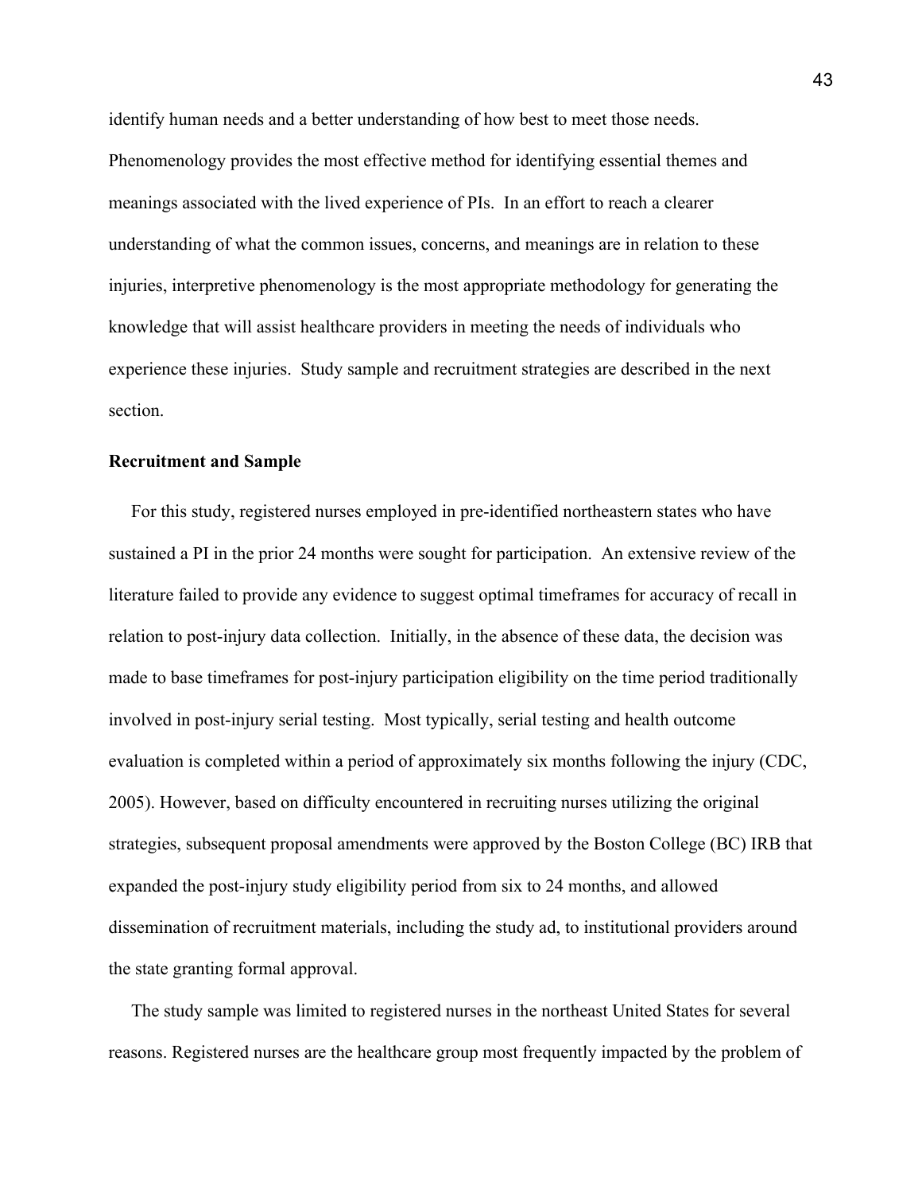identify human needs and a better understanding of how best to meet those needs. Phenomenology provides the most effective method for identifying essential themes and meanings associated with the lived experience of PIs. In an effort to reach a clearer understanding of what the common issues, concerns, and meanings are in relation to these injuries, interpretive phenomenology is the most appropriate methodology for generating the knowledge that will assist healthcare providers in meeting the needs of individuals who experience these injuries. Study sample and recruitment strategies are described in the next section.

**Recruitment and Sample**

For this study, registered nurses employed in pre-identified northeastern states who have sustained a PI in the prior 24 months were sought for participation. An extensive review of the literature failed to provide any evidence to suggest optimal timeframes for accuracy of recall in relation to post-injury data collection. Initially, in the absence of these data, the decision was made to base timeframes for post-injury participation eligibility on the time period traditionally involved in post-injury serial testing. Most typically, serial testing and health outcome evaluation is completed within a period of approximately six months following the injury (CDC, 2005). However, based on difficulty encountered in recruiting nurses utilizing the original strategies, subsequent proposal amendments were approved by the Boston College (BC) IRB that expanded the post-injury study eligibility period from six to 24 months, and allowed dissemination of recruitment materials, including the study ad, to institutional providers around the state granting formal approval.

The study sample was limited to registered nurses in the northeast United States for several reasons. Registered nurses are the healthcare group most frequently impacted by the problem of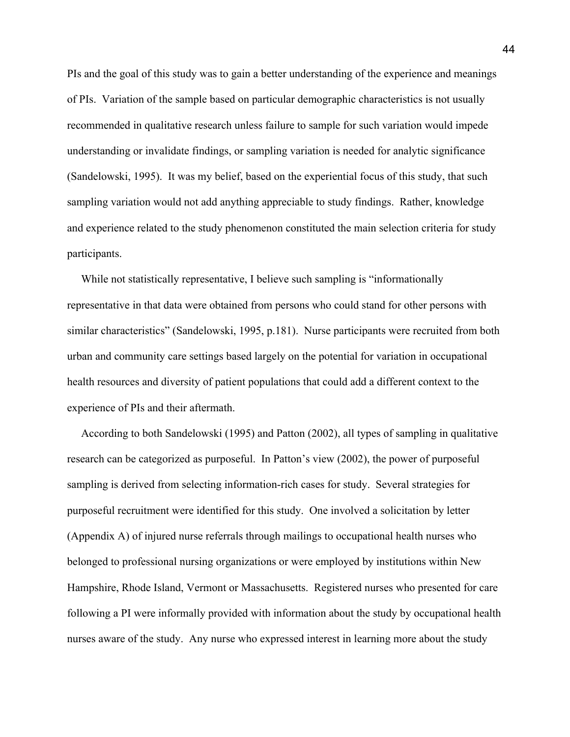PIs and the goal of this study was to gain a better understanding of the experience and meanings of PIs. Variation of the sample based on particular demographic characteristics is not usually recommended in qualitative research unless failure to sample for such variation would impede understanding or invalidate findings, or sampling variation is needed for analytic significance (Sandelowski, 1995). It was my belief, based on the experiential focus of this study, that such sampling variation would not add anything appreciable to study findings. Rather, knowledge and experience related to the study phenomenon constituted the main selection criteria for study participants.

While not statistically representative, I believe such sampling is "informationally representative in that data were obtained from persons who could stand for other persons with similar characteristics" (Sandelowski, 1995, p.181). Nurse participants were recruited from both urban and community care settings based largely on the potential for variation in occupational health resources and diversity of patient populations that could add a different context to the experience of PIs and their aftermath.

According to both Sandelowski (1995) and Patton (2002), all types of sampling in qualitative research can be categorized as purposeful. In Patton's view (2002), the power of purposeful sampling is derived from selecting information-rich cases for study. Several strategies for purposeful recruitment were identified for this study. One involved a solicitation by letter (Appendix A) of injured nurse referrals through mailings to occupational health nurses who belonged to professional nursing organizations or were employed by institutions within New Hampshire, Rhode Island, Vermont or Massachusetts. Registered nurses who presented for care following a PI were informally provided with information about the study by occupational health nurses aware of the study. Any nurse who expressed interest in learning more about the study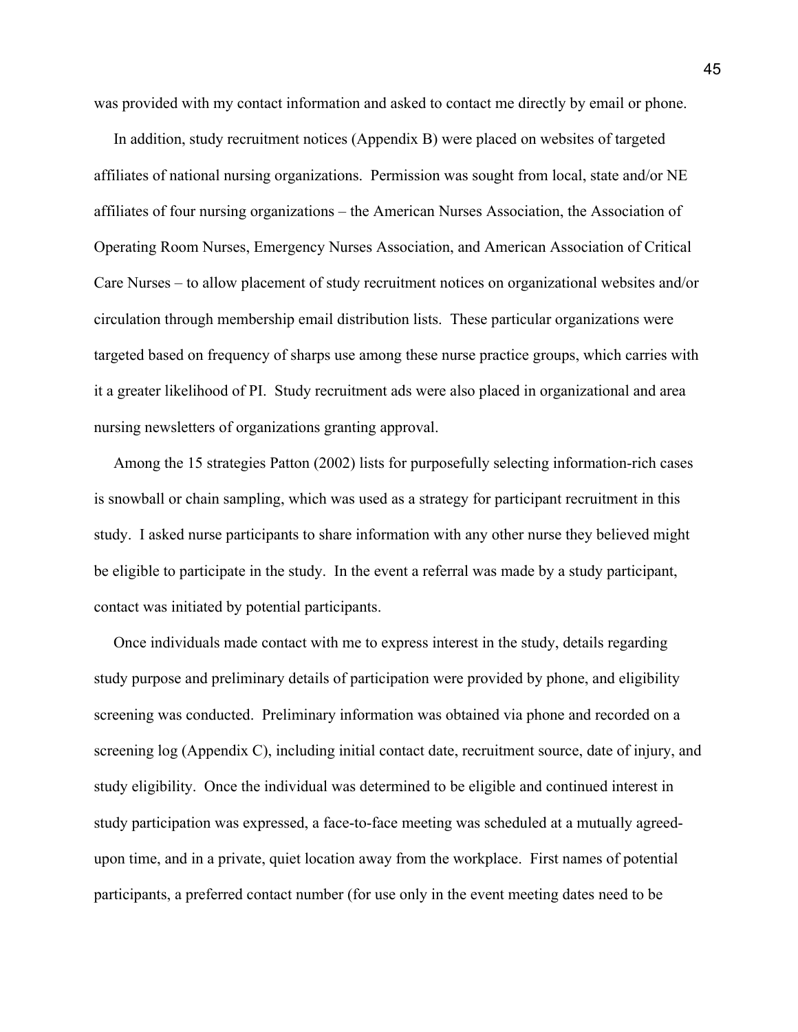was provided with my contact information and asked to contact me directly by email or phone.

In addition, study recruitment notices (Appendix B) were placed on websites of targeted affiliates of national nursing organizations. Permission was sought from local, state and/or NE affiliates of four nursing organizations – the American Nurses Association, the Association of Operating Room Nurses, Emergency Nurses Association, and American Association of Critical Care Nurses – to allow placement of study recruitment notices on organizational websites and/or circulation through membership email distribution lists. These particular organizations were targeted based on frequency of sharps use among these nurse practice groups, which carries with it a greater likelihood of PI. Study recruitment ads were also placed in organizational and area nursing newsletters of organizations granting approval.

Among the 15 strategies Patton (2002) lists for purposefully selecting information-rich cases is snowball or chain sampling, which was used as a strategy for participant recruitment in this study. I asked nurse participants to share information with any other nurse they believed might be eligible to participate in the study. In the event a referral was made by a study participant, contact was initiated by potential participants.

Once individuals made contact with me to express interest in the study, details regarding study purpose and preliminary details of participation were provided by phone, and eligibility screening was conducted. Preliminary information was obtained via phone and recorded on a screening log (Appendix C), including initial contact date, recruitment source, date of injury, and study eligibility. Once the individual was determined to be eligible and continued interest in study participation was expressed, a face-to-face meeting was scheduled at a mutually agreed-upon time, and in a private, quiet location away from the workplace. First names of potential participants, a preferred contact number (for use only in the event meeting dates need to be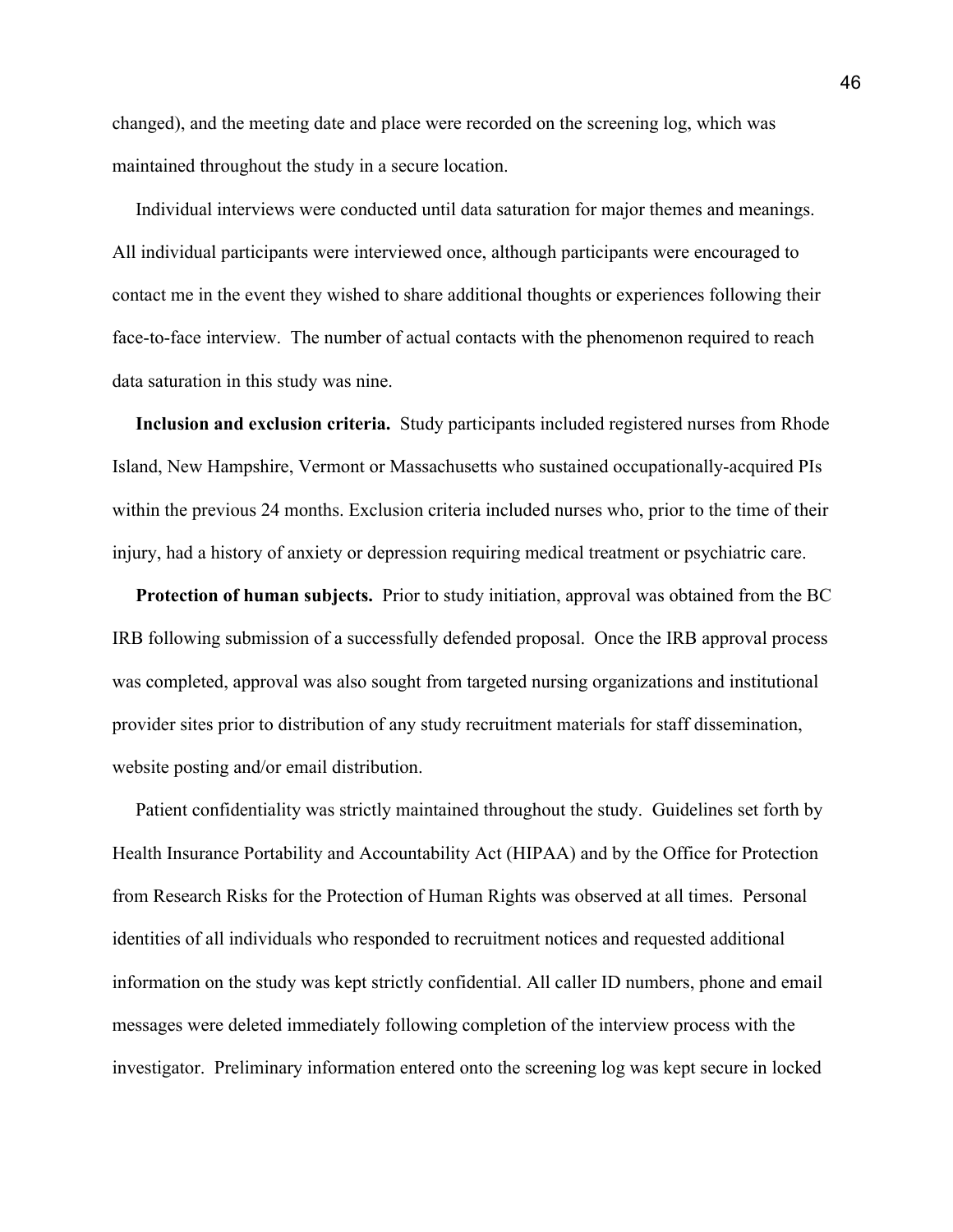changed), and the meeting date and place were recorded on the screening log, which was maintained throughout the study in a secure location.

Individual interviews were conducted until data saturation for major themes and meanings. All individual participants were interviewed once, although participants were encouraged to contact me in the event they wished to share additional thoughts or experiences following their face-to-face interview. The number of actual contacts with the phenomenon required to reach data saturation in this study was nine.

**Inclusion and exclusion criteria.** Study participants included registered nurses from Rhode Island, New Hampshire, Vermont or Massachusetts who sustained occupationally-acquired PIs within the previous 24 months. Exclusion criteria included nurses who, prior to the time of their injury, had a history of anxiety or depression requiring medical treatment or psychiatric care.

**Protection of human subjects.** Prior to study initiation, approval was obtained from the BC IRB following submission of a successfully defended proposal. Once the IRB approval process was completed, approval was also sought from targeted nursing organizations and institutional provider sites prior to distribution of any study recruitment materials for staff dissemination, website posting and/or email distribution.

Patient confidentiality was strictly maintained throughout the study. Guidelines set forth by Health Insurance Portability and Accountability Act (HIPAA) and by the Office for Protection from Research Risks for the Protection of Human Rights was observed at all times. Personal identities of all individuals who responded to recruitment notices and requested additional information on the study was kept strictly confidential. All caller ID numbers, phone and email messages were deleted immediately following completion of the interview process with the investigator. Preliminary information entered onto the screening log was kept secure in locked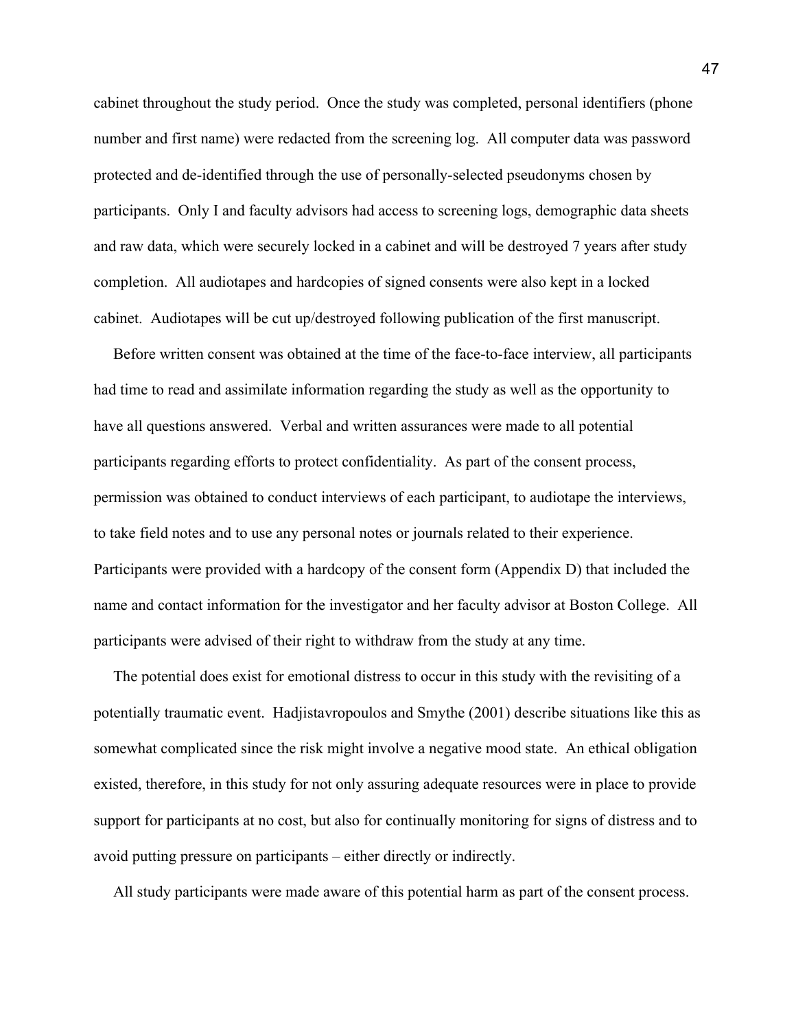cabinet throughout the study period. Once the study was completed, personal identifiers (phone number and first name) were redacted from the screening log. All computer data was password protected and de-identified through the use of personally-selected pseudonyms chosen by participants. Only I and faculty advisors had access to screening logs, demographic data sheets and raw data, which were securely locked in a cabinet and will be destroyed 7 years after study completion. All audiotapes and hardcopies of signed consents were also kept in a locked cabinet. Audiotapes will be cut up/destroyed following publication of the first manuscript.

Before written consent was obtained at the time of the face-to-face interview, all participants had time to read and assimilate information regarding the study as well as the opportunity to have all questions answered. Verbal and written assurances were made to all potential participants regarding efforts to protect confidentiality. As part of the consent process, permission was obtained to conduct interviews of each participant, to audiotape the interviews, to take field notes and to use any personal notes or journals related to their experience. Participants were provided with a hardcopy of the consent form (Appendix D) that included the name and contact information for the investigator and her faculty advisor at Boston College. All participants were advised of their right to withdraw from the study at any time.

The potential does exist for emotional distress to occur in this study with the revisiting of a potentially traumatic event. Hadjistavropoulos and Smythe (2001) describe situations like this as somewhat complicated since the risk might involve a negative mood state. An ethical obligation existed, therefore, in this study for not only assuring adequate resources were in place to provide support for participants at no cost, but also for continually monitoring for signs of distress and to avoid putting pressure on participants – either directly or indirectly.

All study participants were made aware of this potential harm as part of the consent process.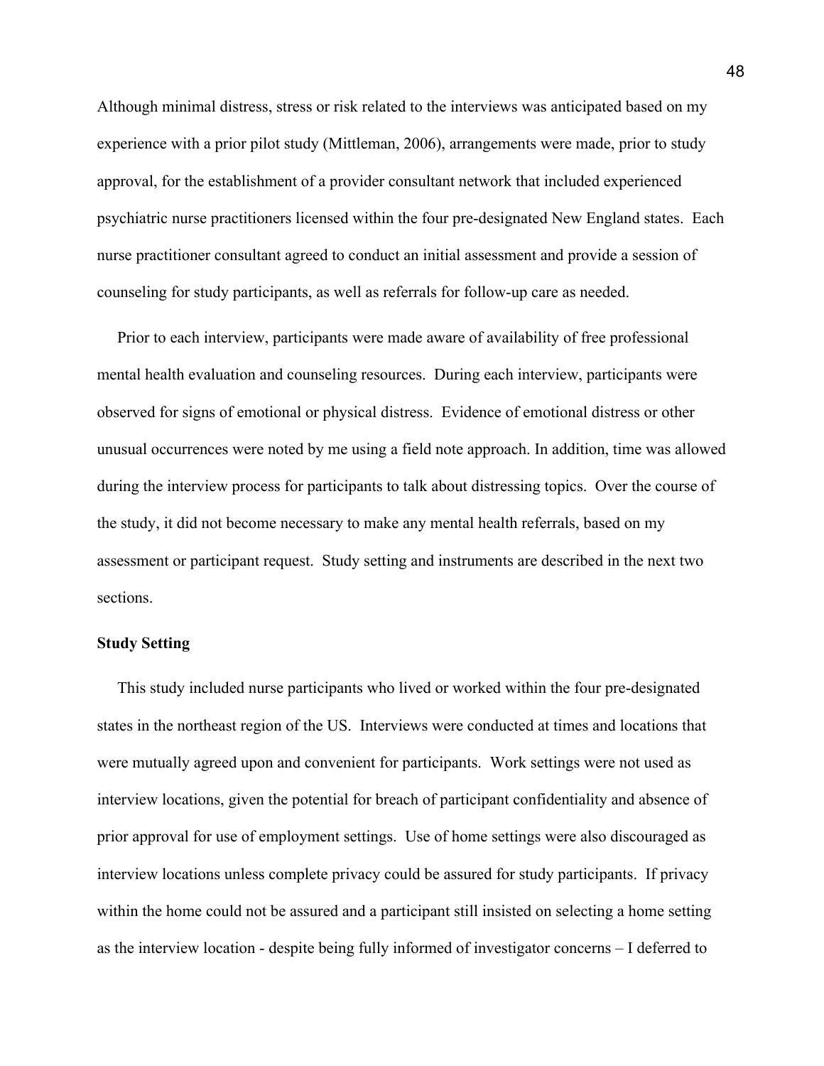Although minimal distress, stress or risk related to the interviews was anticipated based on my experience with a prior pilot study (Mittleman, 2006), arrangements were made, prior to study approval, for the establishment of a provider consultant network that included experienced psychiatric nurse practitioners licensed within the four pre-designated New England states. Each nurse practitioner consultant agreed to conduct an initial assessment and provide a session of counseling for study participants, as well as referrals for follow-up care as needed.

Prior to each interview, participants were made aware of availability of free professional mental health evaluation and counseling resources. During each interview, participants were observed for signs of emotional or physical distress. Evidence of emotional distress or other unusual occurrences were noted by me using a field note approach. In addition, time was allowed during the interview process for participants to talk about distressing topics. Over the course of the study, it did not become necessary to make any mental health referrals, based on my assessment or participant request. Study setting and instruments are described in the next two sections.

**Study Setting**

This study included nurse participants who lived or worked within the four pre-designated states in the northeast region of the US. Interviews were conducted at times and locations that were mutually agreed upon and convenient for participants. Work settings were not used as interview locations, given the potential for breach of participant confidentiality and absence of prior approval for use of employment settings. Use of home settings were also discouraged as interview locations unless complete privacy could be assured for study participants. If privacy within the home could not be assured and a participant still insisted on selecting a home setting as the interview location - despite being fully informed of investigator concerns – I deferred to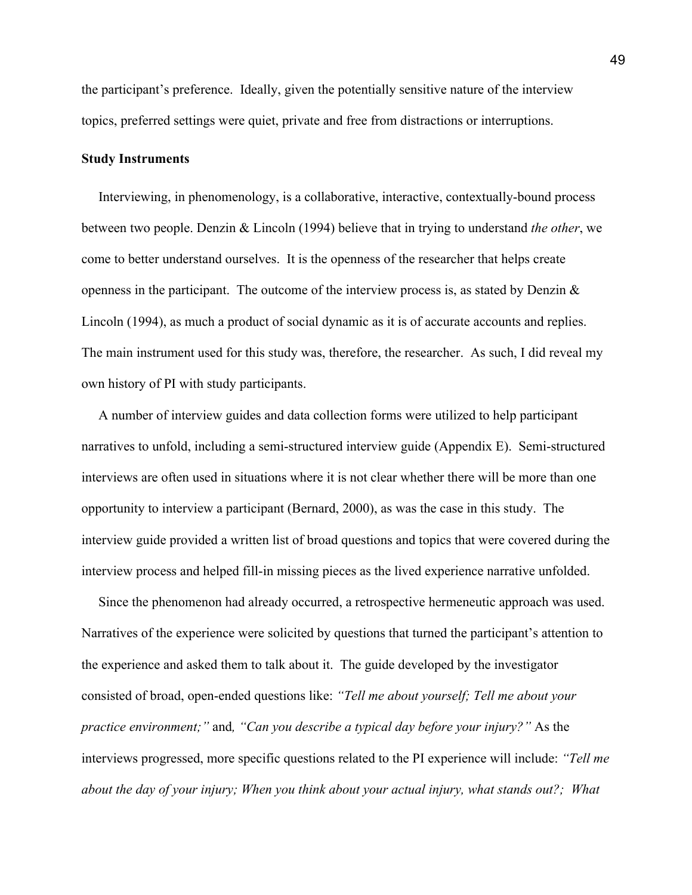the participant's preference. Ideally, given the potentially sensitive nature of the interview topics, preferred settings were quiet, private and free from distractions or interruptions.

**Study Instruments**

Interviewing, in phenomenology, is a collaborative, interactive, contextually-bound process between two people. Denzin & Lincoln (1994) believe that in trying to understand *the other*, we come to better understand ourselves. It is the openness of the researcher that helps create openness in the participant. The outcome of the interview process is, as stated by Denzin & Lincoln (1994), as much a product of social dynamic as it is of accurate accounts and replies. The main instrument used for this study was, therefore, the researcher. As such, I did reveal my own history of PI with study participants.

A number of interview guides and data collection forms were utilized to help participant narratives to unfold, including a semi-structured interview guide (Appendix E). Semi-structured interviews are often used in situations where it is not clear whether there will be more than one opportunity to interview a participant (Bernard, 2000), as was the case in this study. The interview guide provided a written list of broad questions and topics that were covered during the interview process and helped fill-in missing pieces as the lived experience narrative unfolded.

Since the phenomenon had already occurred, a retrospective hermeneutic approach was used. Narratives of the experience were solicited by questions that turned the participant's attention to the experience and asked them to talk about it. The guide developed by the investigator consisted of broad, open-ended questions like: *"Tell me about yourself; Tell me about your practice environment;"* and*, "Can you describe a typical day before your injury?"* As the interviews progressed, more specific questions related to the PI experience will include: *"Tell me about the day of your injury; When you think about your actual injury, what stands out?; What*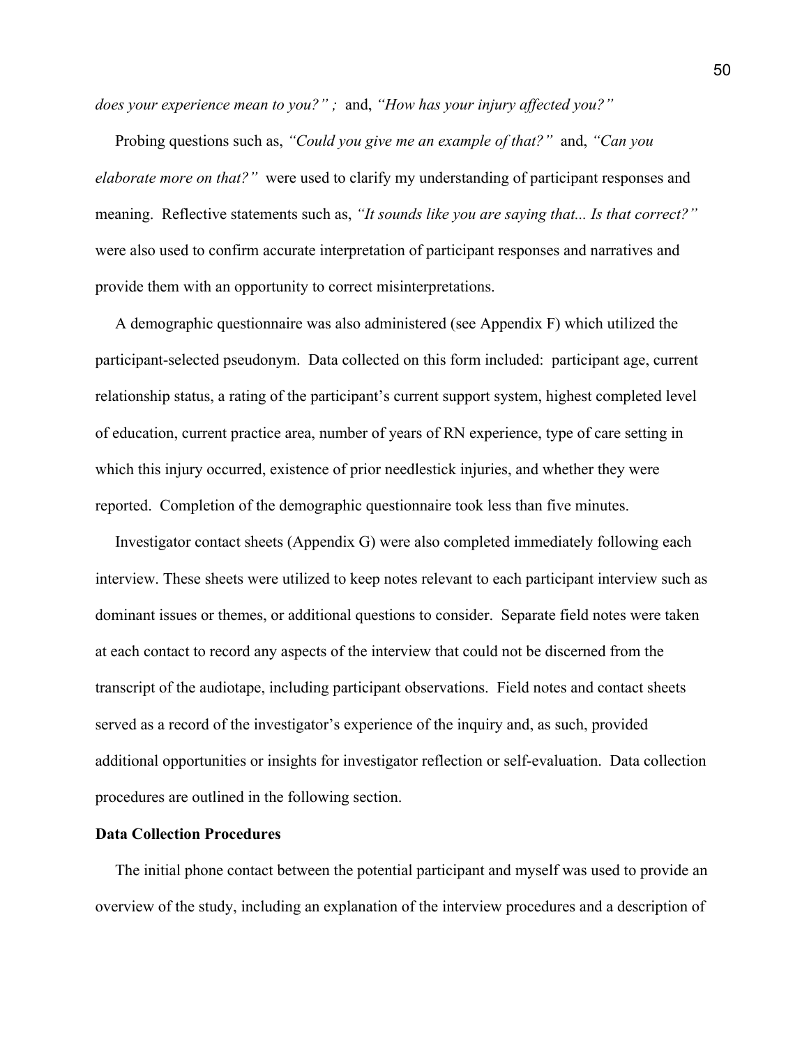*does your experience mean to you?" ;* and, *"How has your injury affected you?"*

Probing questions such as, *"Could you give me an example of that?"* and, *"Can you elaborate more on that?"* were used to clarify my understanding of participant responses and meaning. Reflective statements such as, *"It sounds like you are saying that... Is that correct?"* were also used to confirm accurate interpretation of participant responses and narratives and provide them with an opportunity to correct misinterpretations.

A demographic questionnaire was also administered (see Appendix F) which utilized the participant-selected pseudonym. Data collected on this form included: participant age, current relationship status, a rating of the participant's current support system, highest completed level of education, current practice area, number of years of RN experience, type of care setting in which this injury occurred, existence of prior needlestick injuries, and whether they were reported. Completion of the demographic questionnaire took less than five minutes.

Investigator contact sheets (Appendix G) were also completed immediately following each interview. These sheets were utilized to keep notes relevant to each participant interview such as dominant issues or themes, or additional questions to consider. Separate field notes were taken at each contact to record any aspects of the interview that could not be discerned from the transcript of the audiotape, including participant observations. Field notes and contact sheets served as a record of the investigator's experience of the inquiry and, as such, provided additional opportunities or insights for investigator reflection or self-evaluation. Data collection procedures are outlined in the following section.

**Data Collection Procedures**

The initial phone contact between the potential participant and myself was used to provide an overview of the study, including an explanation of the interview procedures and a description of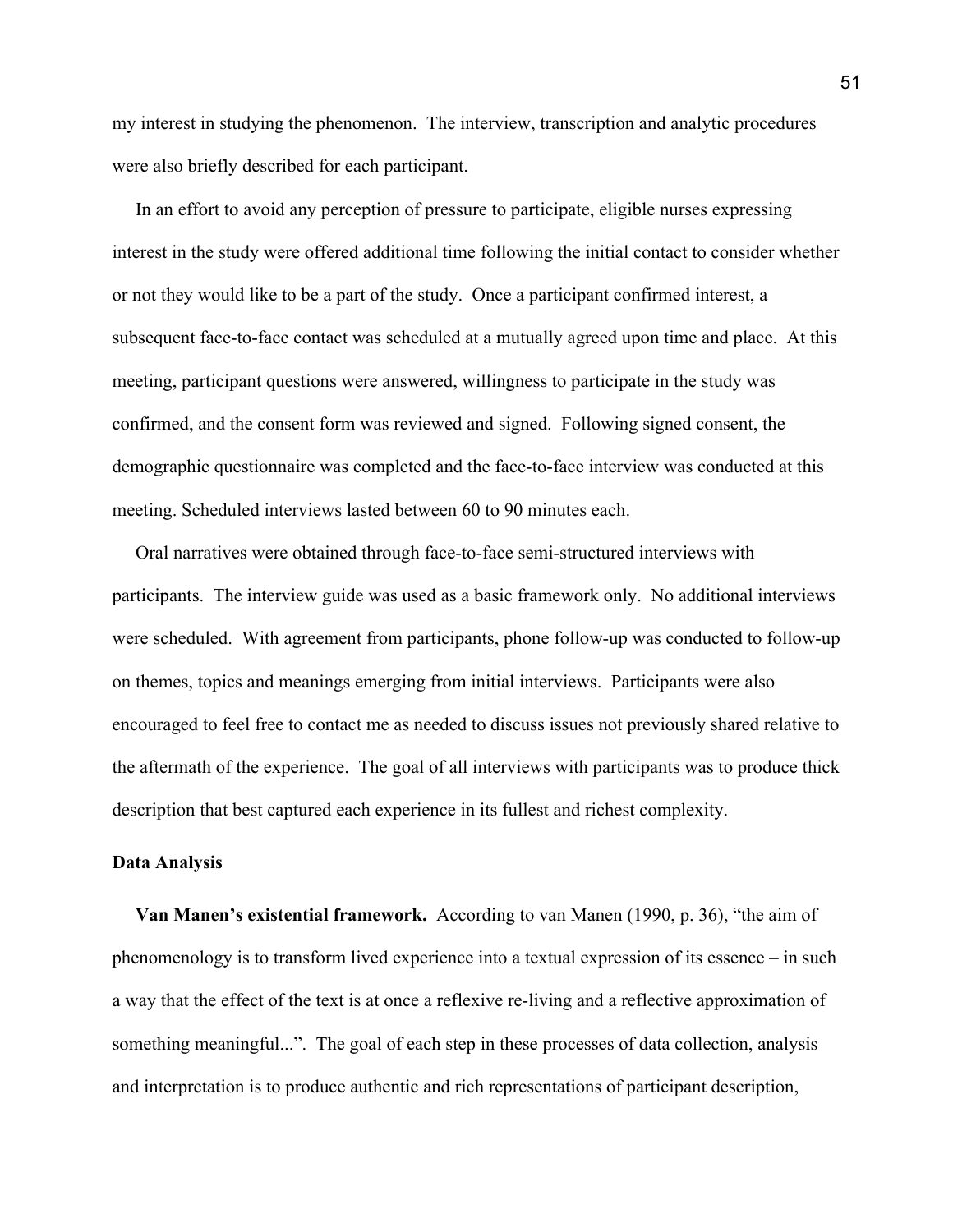my interest in studying the phenomenon. The interview, transcription and analytic procedures were also briefly described for each participant.

In an effort to avoid any perception of pressure to participate, eligible nurses expressing interest in the study were offered additional time following the initial contact to consider whether or not they would like to be a part of the study. Once a participant confirmed interest, a subsequent face-to-face contact was scheduled at a mutually agreed upon time and place. At this meeting, participant questions were answered, willingness to participate in the study was confirmed, and the consent form was reviewed and signed. Following signed consent, the demographic questionnaire was completed and the face-to-face interview was conducted at this meeting. Scheduled interviews lasted between 60 to 90 minutes each.

Oral narratives were obtained through face-to-face semi-structured interviews with participants. The interview guide was used as a basic framework only. No additional interviews were scheduled. With agreement from participants, phone follow-up was conducted to follow-up on themes, topics and meanings emerging from initial interviews. Participants were also encouraged to feel free to contact me as needed to discuss issues not previously shared relative to the aftermath of the experience. The goal of all interviews with participants was to produce thick description that best captured each experience in its fullest and richest complexity.

### Data Analysis

**Van Manen's existential framework.** According to van Manen (1990, p. 36), "the aim of phenomenology is to transform lived experience into a textual expression of its essence – in such a way that the effect of the text is at once a reflexive re-living and a reflective approximation of something meaningful...". The goal of each step in these processes of data collection, analysis and interpretation is to produce authentic and rich representations of participant description,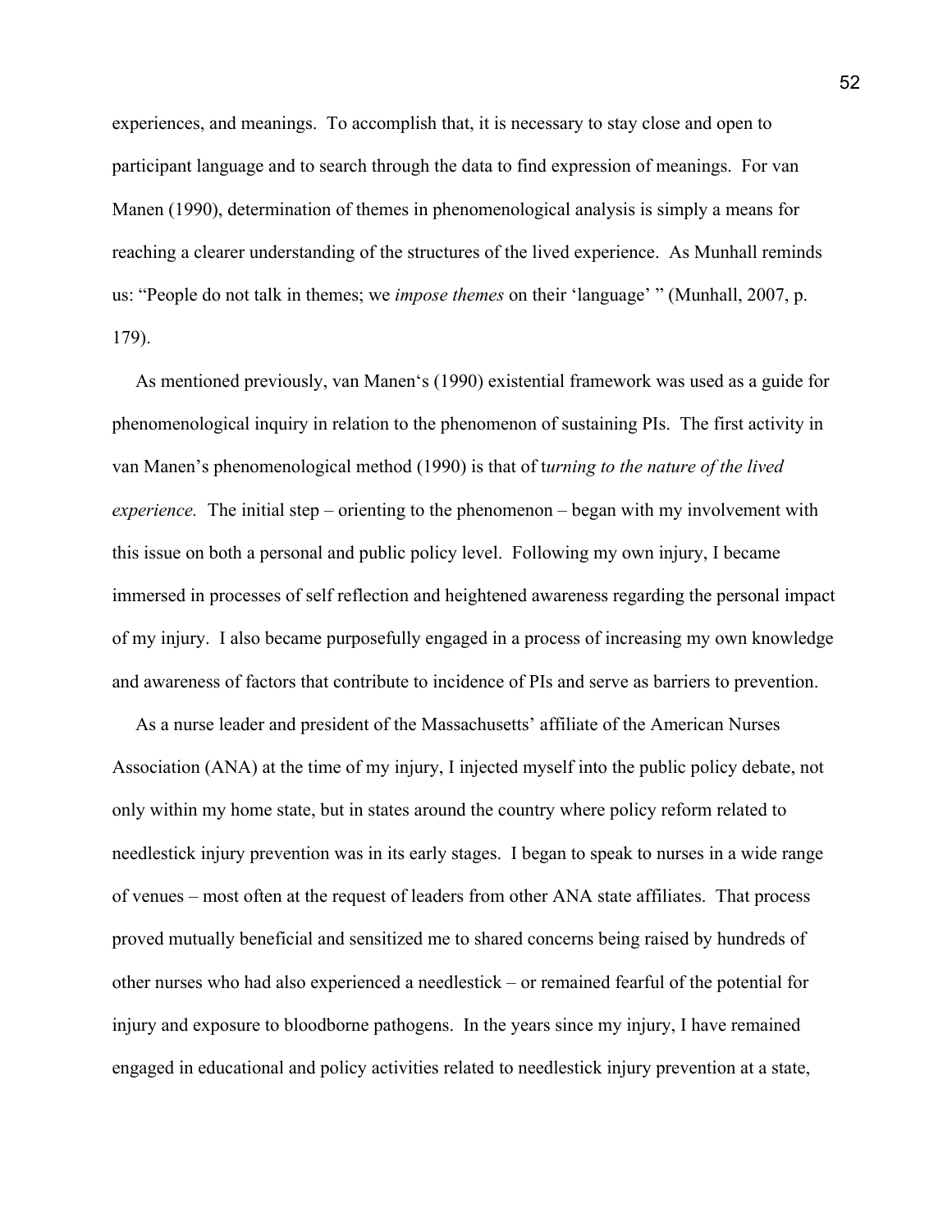experiences, and meanings. To accomplish that, it is necessary to stay close and open to participant language and to search through the data to find expression of meanings. For van Manen (1990), determination of themes in phenomenological analysis is simply a means for reaching a clearer understanding of the structures of the lived experience. As Munhall reminds us: "People do not talk in themes; we *impose themes* on their 'language' " (Munhall, 2007, p. 179).

As mentioned previously, van Manen's (1990) existential framework was used as a guide for phenomenological inquiry in relation to the phenomenon of sustaining PIs. The first activity in van Manen's phenomenological method (1990) is that of t*urning to the nature of the lived experience.* The initial step – orienting to the phenomenon – began with my involvement with this issue on both a personal and public policy level. Following my own injury, I became immersed in processes of self reflection and heightened awareness regarding the personal impact of my injury. I also became purposefully engaged in a process of increasing my own knowledge and awareness of factors that contribute to incidence of PIs and serve as barriers to prevention.

As a nurse leader and president of the Massachusetts' affiliate of the American Nurses Association (ANA) at the time of my injury, I injected myself into the public policy debate, not only within my home state, but in states around the country where policy reform related to needlestick injury prevention was in its early stages. I began to speak to nurses in a wide range of venues – most often at the request of leaders from other ANA state affiliates. That process proved mutually beneficial and sensitized me to shared concerns being raised by hundreds of other nurses who had also experienced a needlestick – or remained fearful of the potential for injury and exposure to bloodborne pathogens. In the years since my injury, I have remained engaged in educational and policy activities related to needlestick injury prevention at a state,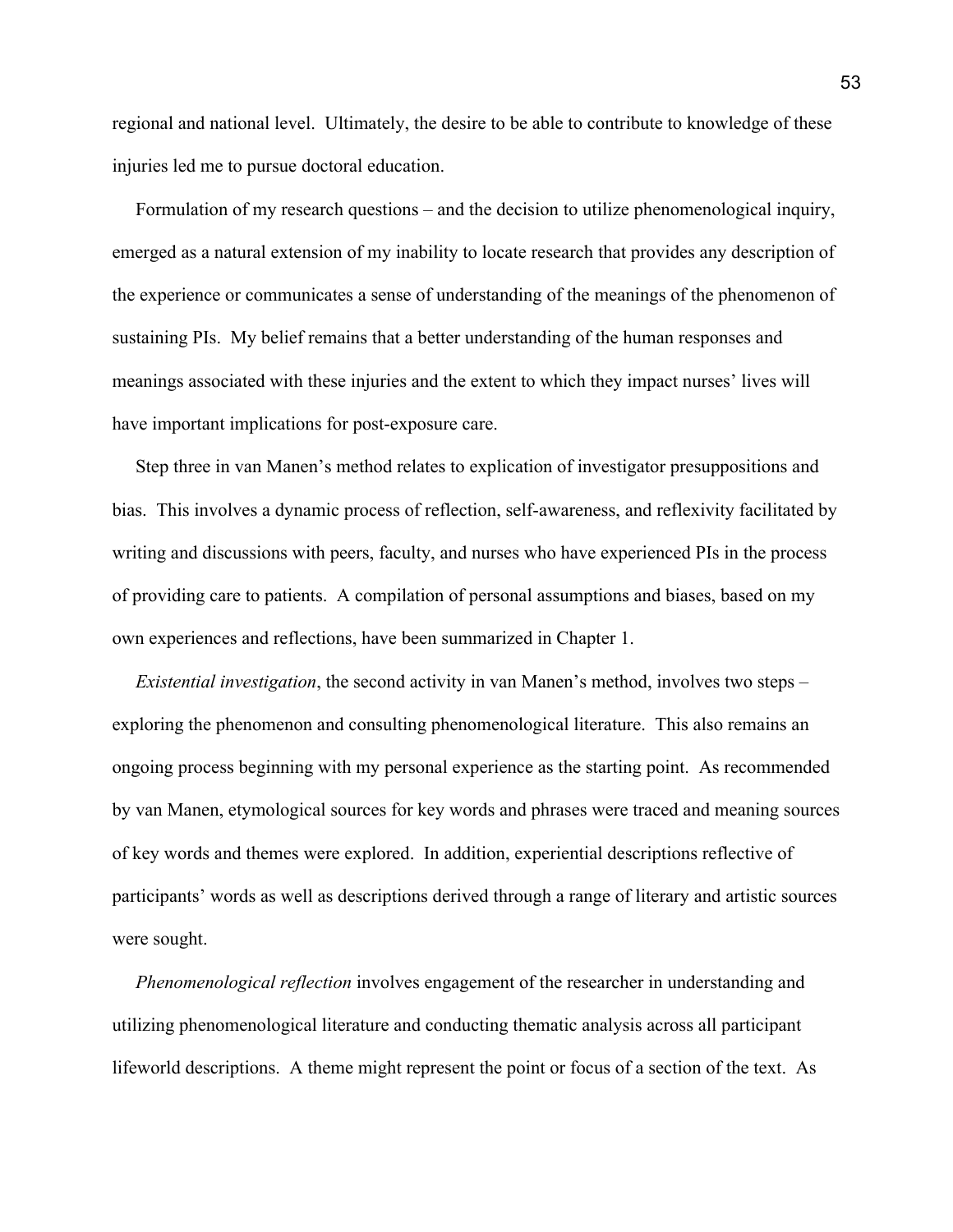regional and national level. Ultimately, the desire to be able to contribute to knowledge of these injuries led me to pursue doctoral education.

Formulation of my research questions – and the decision to utilize phenomenological inquiry, emerged as a natural extension of my inability to locate research that provides any description of the experience or communicates a sense of understanding of the meanings of the phenomenon of sustaining PIs. My belief remains that a better understanding of the human responses and meanings associated with these injuries and the extent to which they impact nurses' lives will have important implications for post-exposure care.

Step three in van Manen's method relates to explication of investigator presuppositions and bias. This involves a dynamic process of reflection, self-awareness, and reflexivity facilitated by writing and discussions with peers, faculty, and nurses who have experienced PIs in the process of providing care to patients. A compilation of personal assumptions and biases, based on my own experiences and reflections, have been summarized in Chapter 1.

*Existential investigation*, the second activity in van Manen's method, involves two steps – exploring the phenomenon and consulting phenomenological literature. This also remains an ongoing process beginning with my personal experience as the starting point. As recommended by van Manen, etymological sources for key words and phrases were traced and meaning sources of key words and themes were explored. In addition, experiential descriptions reflective of participants' words as well as descriptions derived through a range of literary and artistic sources were sought.

*Phenomenological reflection* involves engagement of the researcher in understanding and utilizing phenomenological literature and conducting thematic analysis across all participant lifeworld descriptions. A theme might represent the point or focus of a section of the text. As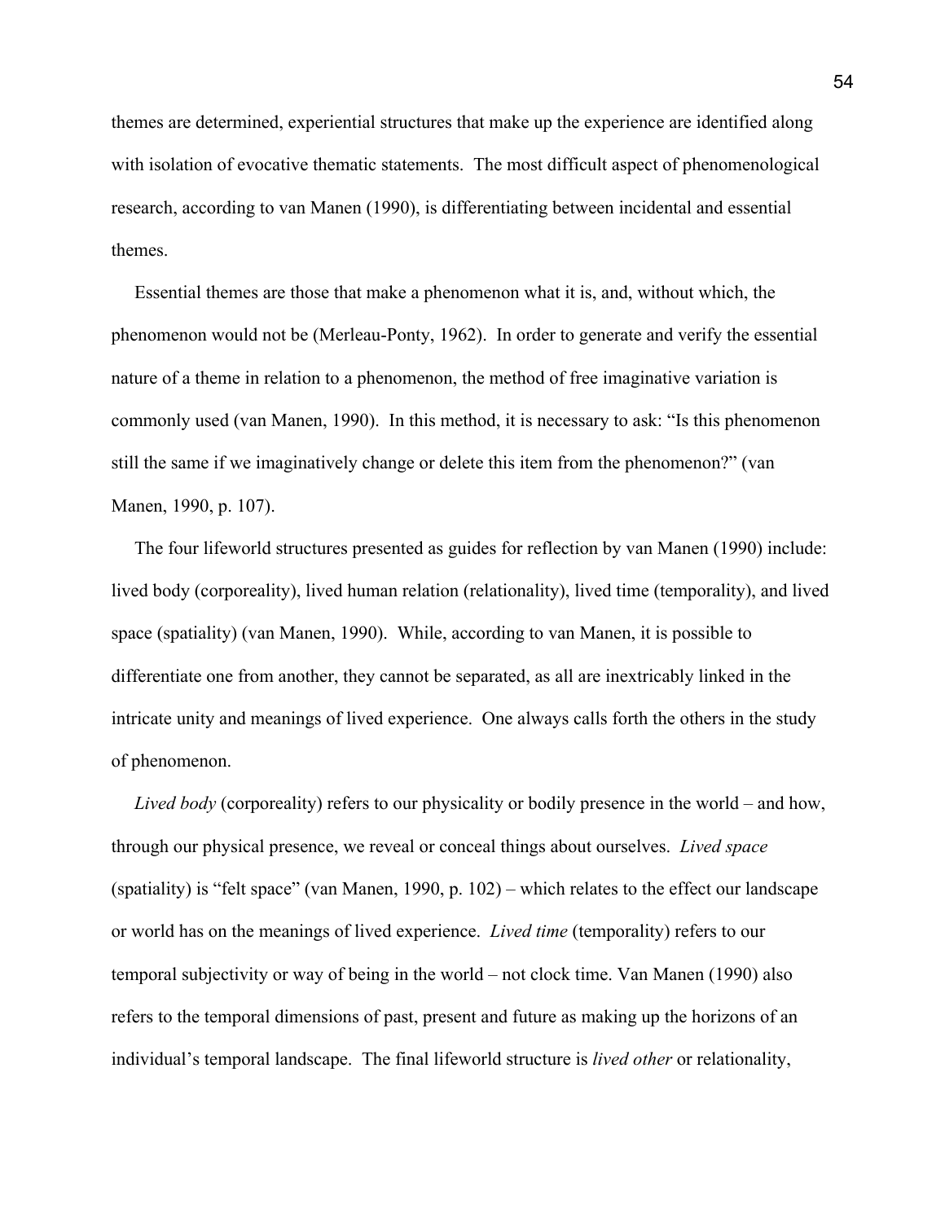themes are determined, experiential structures that make up the experience are identified along with isolation of evocative thematic statements. The most difficult aspect of phenomenological research, according to van Manen (1990), is differentiating between incidental and essential themes.

Essential themes are those that make a phenomenon what it is, and, without which, the phenomenon would not be (Merleau-Ponty, 1962). In order to generate and verify the essential nature of a theme in relation to a phenomenon, the method of free imaginative variation is commonly used (van Manen, 1990). In this method, it is necessary to ask: "Is this phenomenon still the same if we imaginatively change or delete this item from the phenomenon?" (van Manen, 1990, p. 107).

The four lifeworld structures presented as guides for reflection by van Manen (1990) include: lived body (corporeality), lived human relation (relationality), lived time (temporality), and lived space (spatiality) (van Manen, 1990). While, according to van Manen, it is possible to differentiate one from another, they cannot be separated, as all are inextricably linked in the intricate unity and meanings of lived experience. One always calls forth the others in the study of phenomenon.

*Lived body* (corporeality) refers to our physicality or bodily presence in the world – and how, through our physical presence, we reveal or conceal things about ourselves. *Lived space* (spatiality) is "felt space" (van Manen, 1990, p. 102) – which relates to the effect our landscape or world has on the meanings of lived experience. *Lived time* (temporality) refers to our temporal subjectivity or way of being in the world – not clock time. Van Manen (1990) also refers to the temporal dimensions of past, present and future as making up the horizons of an individual's temporal landscape. The final lifeworld structure is *lived other* or relationality,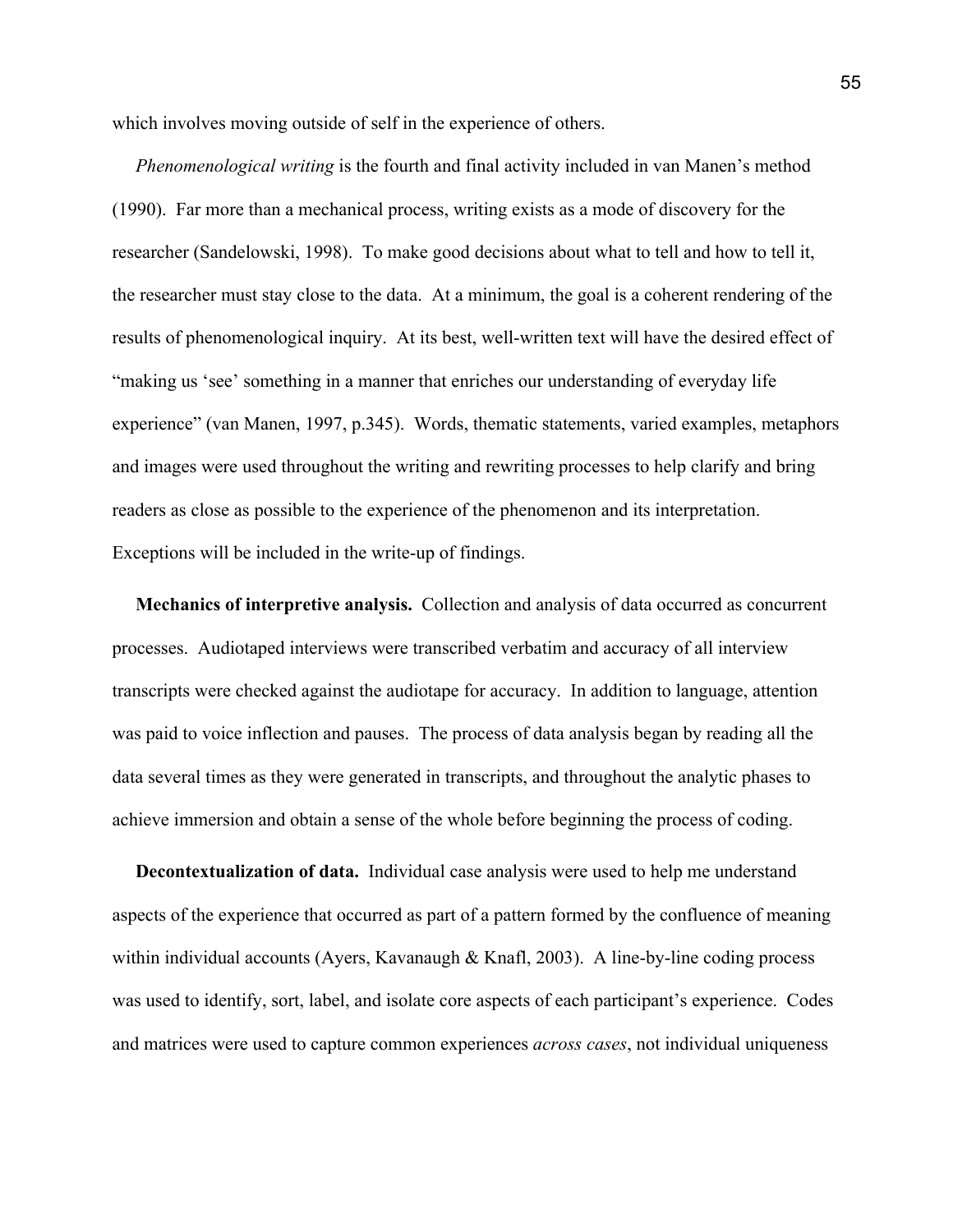which involves moving outside of self in the experience of others.

*Phenomenological writing* is the fourth and final activity included in van Manen's method (1990). Far more than a mechanical process, writing exists as a mode of discovery for the researcher (Sandelowski, 1998). To make good decisions about what to tell and how to tell it, the researcher must stay close to the data. At a minimum, the goal is a coherent rendering of the results of phenomenological inquiry. At its best, well-written text will have the desired effect of "making us 'see' something in a manner that enriches our understanding of everyday life experience" (van Manen, 1997, p.345). Words, thematic statements, varied examples, metaphors and images were used throughout the writing and rewriting processes to help clarify and bring readers as close as possible to the experience of the phenomenon and its interpretation. Exceptions will be included in the write-up of findings.

**Mechanics of interpretive analysis.** Collection and analysis of data occurred as concurrent processes. Audiotaped interviews were transcribed verbatim and accuracy of all interview transcripts were checked against the audiotape for accuracy. In addition to language, attention was paid to voice inflection and pauses. The process of data analysis began by reading all the data several times as they were generated in transcripts, and throughout the analytic phases to achieve immersion and obtain a sense of the whole before beginning the process of coding.

**Decontextualization of data.** Individual case analysis were used to help me understand aspects of the experience that occurred as part of a pattern formed by the confluence of meaning within individual accounts (Ayers, Kavanaugh & Knafl, 2003). A line-by-line coding process was used to identify, sort, label, and isolate core aspects of each participant's experience. Codes and matrices were used to capture common experiences *across cases*, not individual uniqueness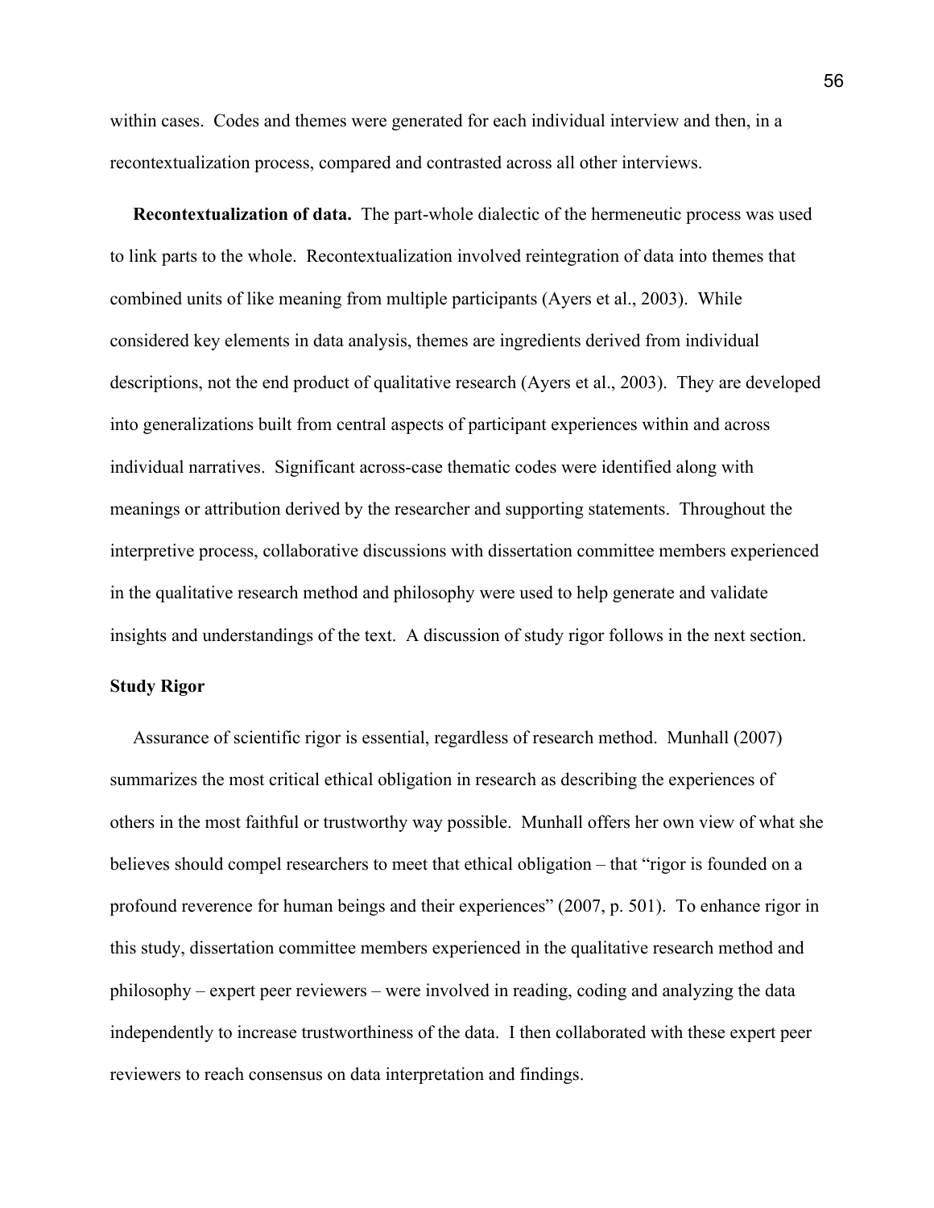within cases. Codes and themes were generated for each individual interview and then, in a recontextualization process, compared and contrasted across all other interviews.

**Recontextualization of data.** The part-whole dialectic of the hermeneutic process was used to link parts to the whole. Recontextualization involved reintegration of data into themes that combined units of like meaning from multiple participants (Ayers et al., 2003). While considered key elements in data analysis, themes are ingredients derived from individual descriptions, not the end product of qualitative research (Ayers et al., 2003). They are developed into generalizations built from central aspects of participant experiences within and across individual narratives. Significant across-case thematic codes were identified along with meanings or attribution derived by the researcher and supporting statements. Throughout the interpretive process, collaborative discussions with dissertation committee members experienced in the qualitative research method and philosophy were used to help generate and validate insights and understandings of the text. A discussion of study rigor follows in the next section.

### Study Rigor

Assurance of scientific rigor is essential, regardless of research method. Munhall (2007) summarizes the most critical ethical obligation in research as describing the experiences of others in the most faithful or trustworthy way possible. Munhall offers her own view of what she believes should compel researchers to meet that ethical obligation – that "rigor is founded on a profound reverence for human beings and their experiences" (2007, p. 501). To enhance rigor in this study, dissertation committee members experienced in the qualitative research method and philosophy – expert peer reviewers – were involved in reading, coding and analyzing the data independently to increase trustworthiness of the data. I then collaborated with these expert peer reviewers to reach consensus on data interpretation and findings.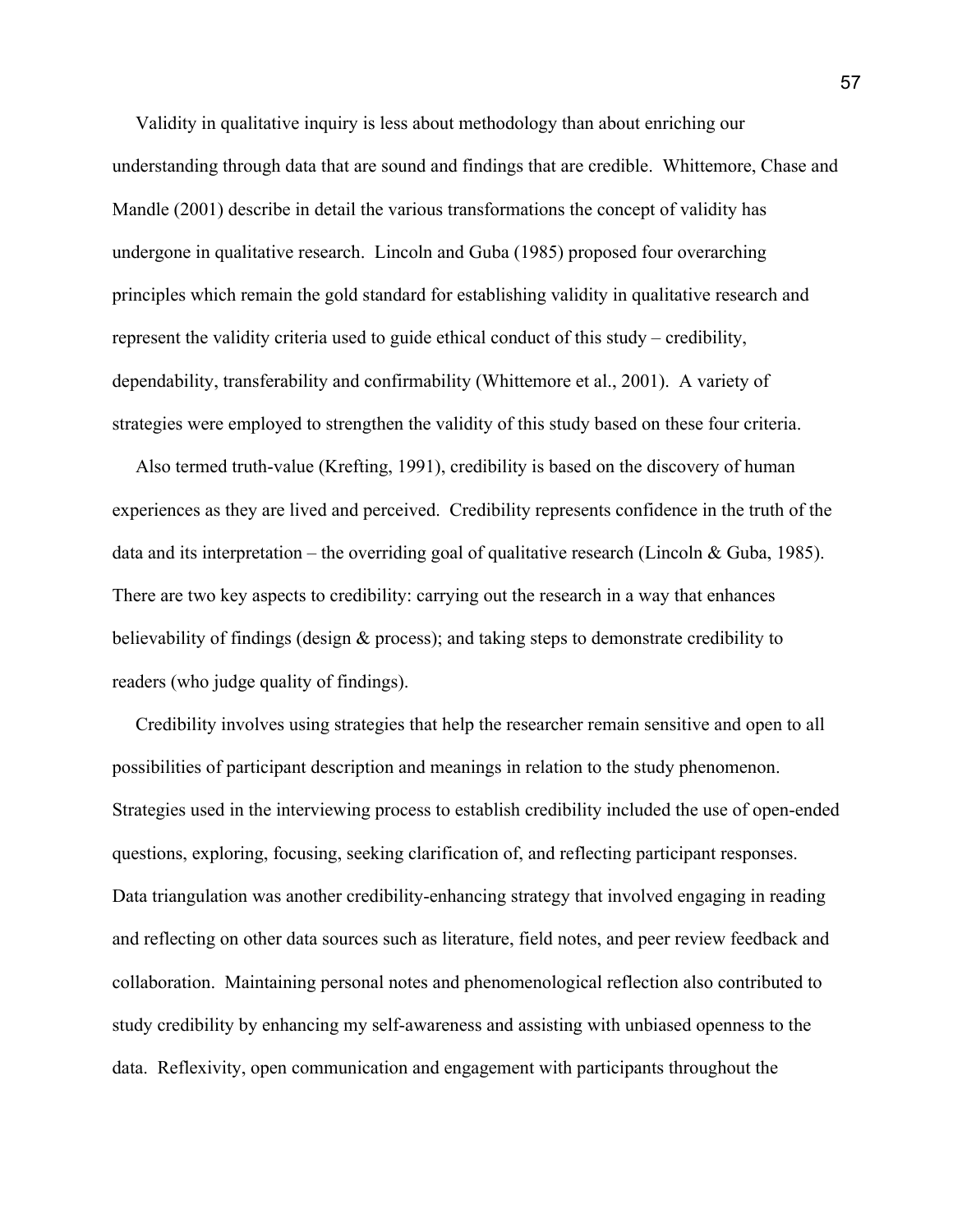Validity in qualitative inquiry is less about methodology than about enriching our understanding through data that are sound and findings that are credible. Whittemore, Chase and Mandle (2001) describe in detail the various transformations the concept of validity has undergone in qualitative research. Lincoln and Guba (1985) proposed four overarching principles which remain the gold standard for establishing validity in qualitative research and represent the validity criteria used to guide ethical conduct of this study – credibility, dependability, transferability and confirmability (Whittemore et al., 2001). A variety of strategies were employed to strengthen the validity of this study based on these four criteria.

Also termed truth-value (Krefting, 1991), credibility is based on the discovery of human experiences as they are lived and perceived. Credibility represents confidence in the truth of the data and its interpretation – the overriding goal of qualitative research (Lincoln & Guba, 1985). There are two key aspects to credibility: carrying out the research in a way that enhances believability of findings (design & process); and taking steps to demonstrate credibility to readers (who judge quality of findings).

Credibility involves using strategies that help the researcher remain sensitive and open to all possibilities of participant description and meanings in relation to the study phenomenon. Strategies used in the interviewing process to establish credibility included the use of open-ended questions, exploring, focusing, seeking clarification of, and reflecting participant responses. Data triangulation was another credibility-enhancing strategy that involved engaging in reading and reflecting on other data sources such as literature, field notes, and peer review feedback and collaboration. Maintaining personal notes and phenomenological reflection also contributed to study credibility by enhancing my self-awareness and assisting with unbiased openness to the data. Reflexivity, open communication and engagement with participants throughout the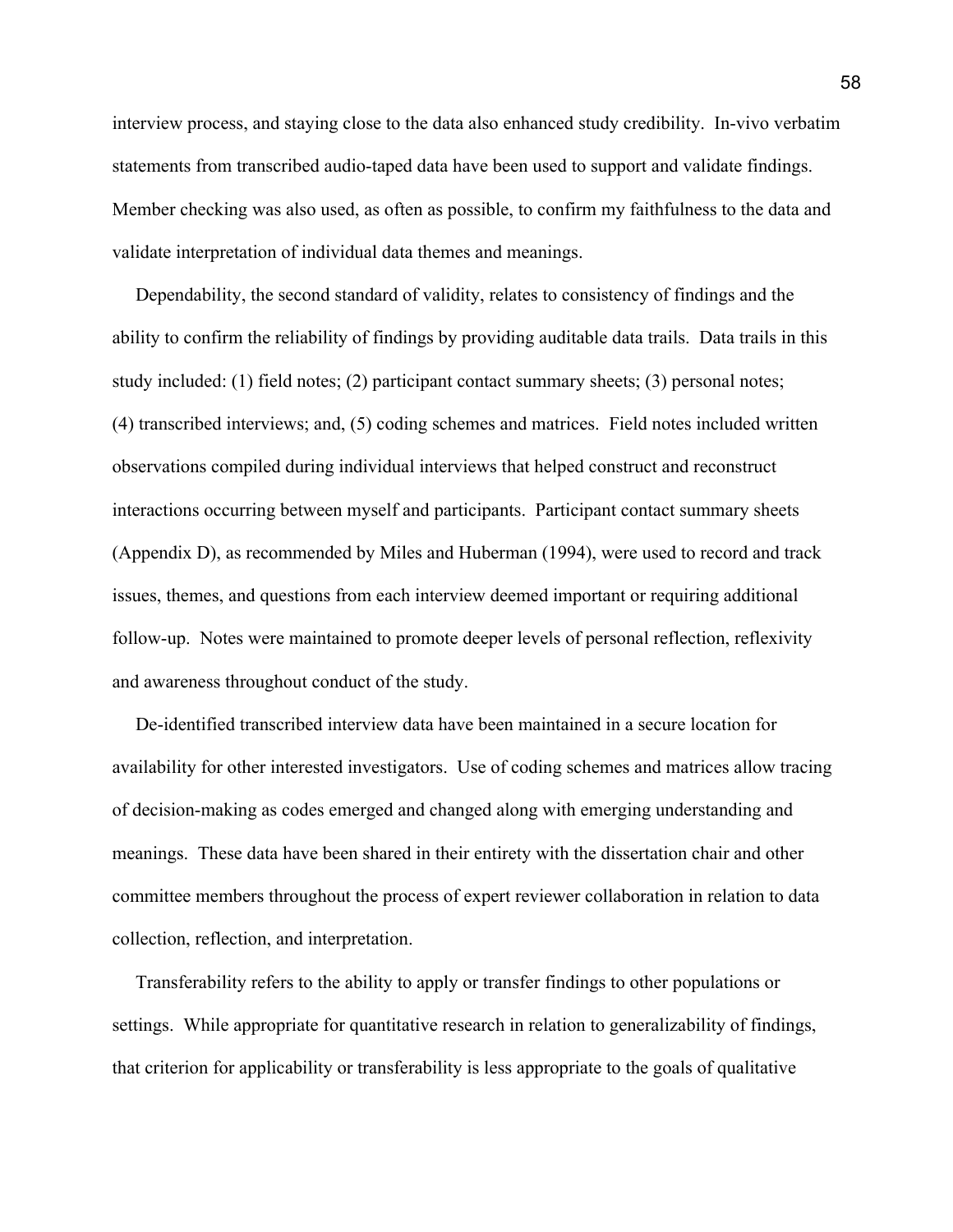interview process, and staying close to the data also enhanced study credibility. In-vivo verbatim statements from transcribed audio-taped data have been used to support and validate findings. Member checking was also used, as often as possible, to confirm my faithfulness to the data and validate interpretation of individual data themes and meanings.

Dependability, the second standard of validity, relates to consistency of findings and the ability to confirm the reliability of findings by providing auditable data trails. Data trails in this study included: (1) field notes; (2) participant contact summary sheets; (3) personal notes; (4) transcribed interviews; and, (5) coding schemes and matrices. Field notes included written observations compiled during individual interviews that helped construct and reconstruct interactions occurring between myself and participants. Participant contact summary sheets (Appendix D), as recommended by Miles and Huberman (1994), were used to record and track issues, themes, and questions from each interview deemed important or requiring additional follow-up. Notes were maintained to promote deeper levels of personal reflection, reflexivity and awareness throughout conduct of the study.

De-identified transcribed interview data have been maintained in a secure location for availability for other interested investigators. Use of coding schemes and matrices allow tracing of decision-making as codes emerged and changed along with emerging understanding and meanings. These data have been shared in their entirety with the dissertation chair and other committee members throughout the process of expert reviewer collaboration in relation to data collection, reflection, and interpretation.

Transferability refers to the ability to apply or transfer findings to other populations or settings. While appropriate for quantitative research in relation to generalizability of findings, that criterion for applicability or transferability is less appropriate to the goals of qualitative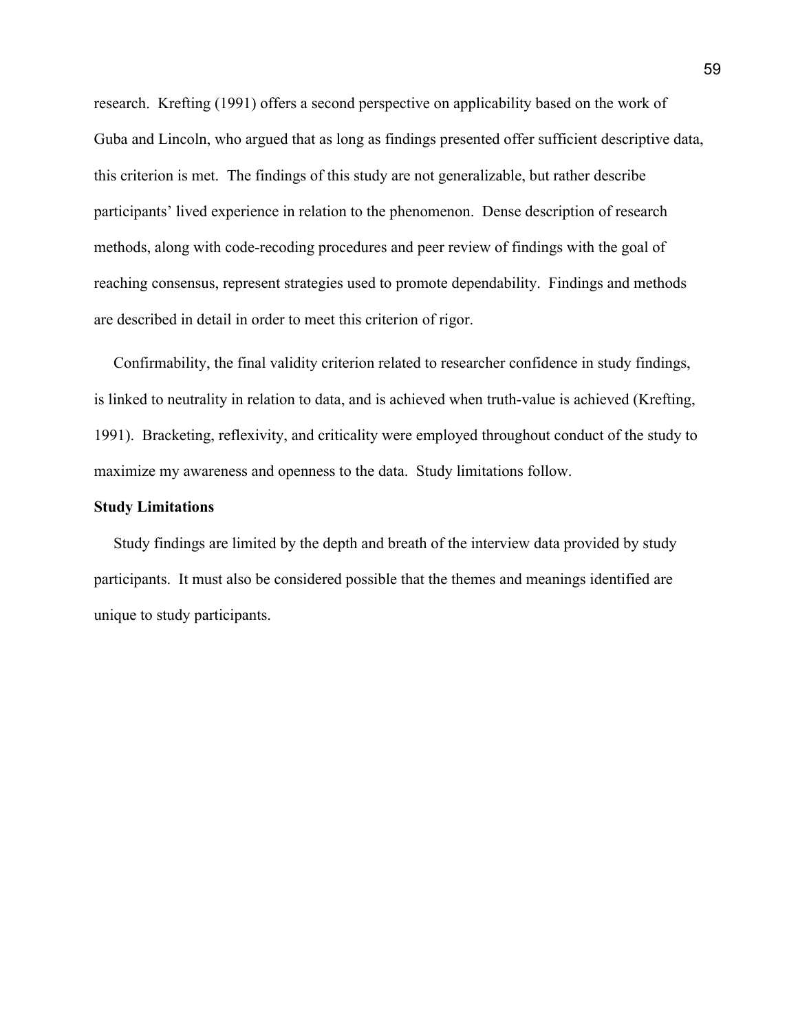research. Krefting (1991) offers a second perspective on applicability based on the work of Guba and Lincoln, who argued that as long as findings presented offer sufficient descriptive data, this criterion is met. The findings of this study are not generalizable, but rather describe participants' lived experience in relation to the phenomenon. Dense description of research methods, along with code-recoding procedures and peer review of findings with the goal of reaching consensus, represent strategies used to promote dependability. Findings and methods are described in detail in order to meet this criterion of rigor.

Confirmability, the final validity criterion related to researcher confidence in study findings, is linked to neutrality in relation to data, and is achieved when truth-value is achieved (Krefting, 1991). Bracketing, reflexivity, and criticality were employed throughout conduct of the study to maximize my awareness and openness to the data. Study limitations follow.

**Study Limitations**

Study findings are limited by the depth and breath of the interview data provided by study participants. It must also be considered possible that the themes and meanings identified are unique to study participants.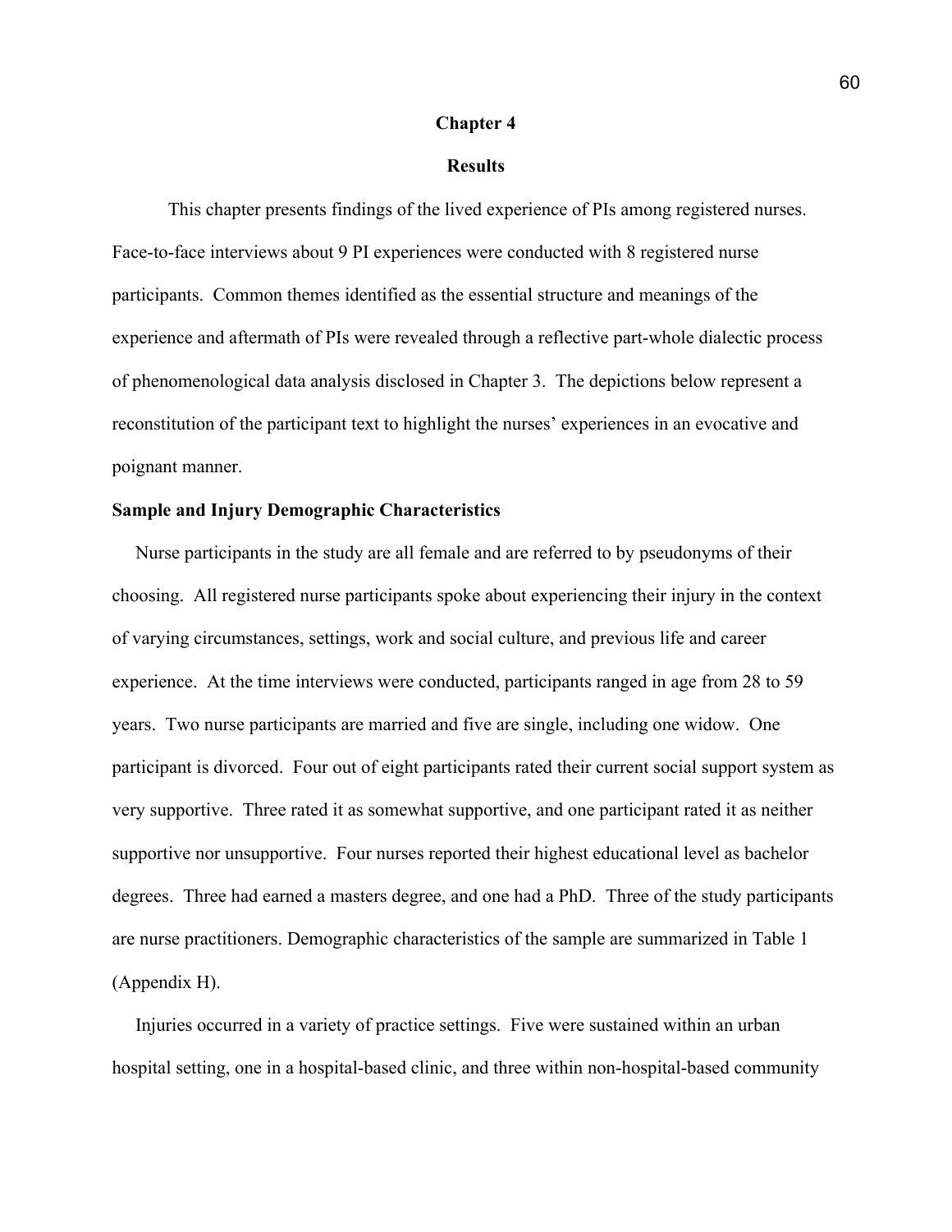# Chapter 4

# Results

This chapter presents findings of the lived experience of PIs among registered nurses. Face-to-face interviews about 9 PI experiences were conducted with 8 registered nurse participants. Common themes identified as the essential structure and meanings of the experience and aftermath of PIs were revealed through a reflective part-whole dialectic process of phenomenological data analysis disclosed in Chapter 3. The depictions below represent a reconstitution of the participant text to highlight the nurses' experiences in an evocative and poignant manner.

## Sample and Injury Demographic Characteristics

Nurse participants in the study are all female and are referred to by pseudonyms of their choosing. All registered nurse participants spoke about experiencing their injury in the context of varying circumstances, settings, work and social culture, and previous life and career experience. At the time interviews were conducted, participants ranged in age from 28 to 59 years. Two nurse participants are married and five are single, including one widow. One participant is divorced. Four out of eight participants rated their current social support system as very supportive. Three rated it as somewhat supportive, and one participant rated it as neither supportive nor unsupportive. Four nurses reported their highest educational level as bachelor degrees. Three had earned a masters degree, and one had a PhD. Three of the study participants are nurse practitioners. Demographic characteristics of the sample are summarized in Table 1 (Appendix H).

Injuries occurred in a variety of practice settings. Five were sustained within an urban hospital setting, one in a hospital-based clinic, and three within non-hospital-based community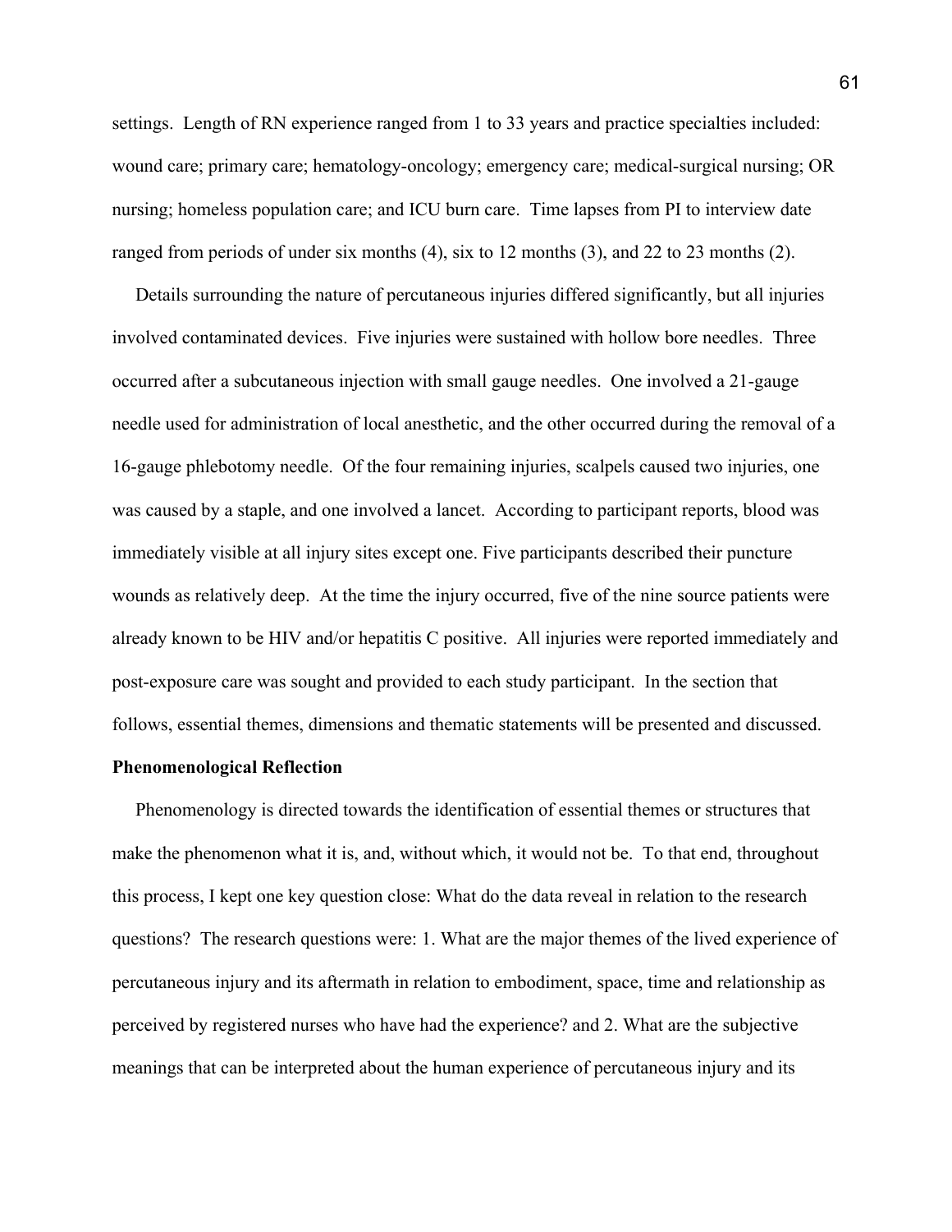settings. Length of RN experience ranged from 1 to 33 years and practice specialties included: wound care; primary care; hematology-oncology; emergency care; medical-surgical nursing; OR nursing; homeless population care; and ICU burn care. Time lapses from PI to interview date ranged from periods of under six months (4), six to 12 months (3), and 22 to 23 months (2).

Details surrounding the nature of percutaneous injuries differed significantly, but all injuries involved contaminated devices. Five injuries were sustained with hollow bore needles. Three occurred after a subcutaneous injection with small gauge needles. One involved a 21-gauge needle used for administration of local anesthetic, and the other occurred during the removal of a 16-gauge phlebotomy needle. Of the four remaining injuries, scalpels caused two injuries, one was caused by a staple, and one involved a lancet. According to participant reports, blood was immediately visible at all injury sites except one. Five participants described their puncture wounds as relatively deep. At the time the injury occurred, five of the nine source patients were already known to be HIV and/or hepatitis C positive. All injuries were reported immediately and post-exposure care was sought and provided to each study participant. In the section that follows, essential themes, dimensions and thematic statements will be presented and discussed.

**Phenomenological Reflection**

Phenomenology is directed towards the identification of essential themes or structures that make the phenomenon what it is, and, without which, it would not be. To that end, throughout this process, I kept one key question close: What do the data reveal in relation to the research questions? The research questions were: 1. What are the major themes of the lived experience of percutaneous injury and its aftermath in relation to embodiment, space, time and relationship as perceived by registered nurses who have had the experience? and 2. What are the subjective meanings that can be interpreted about the human experience of percutaneous injury and its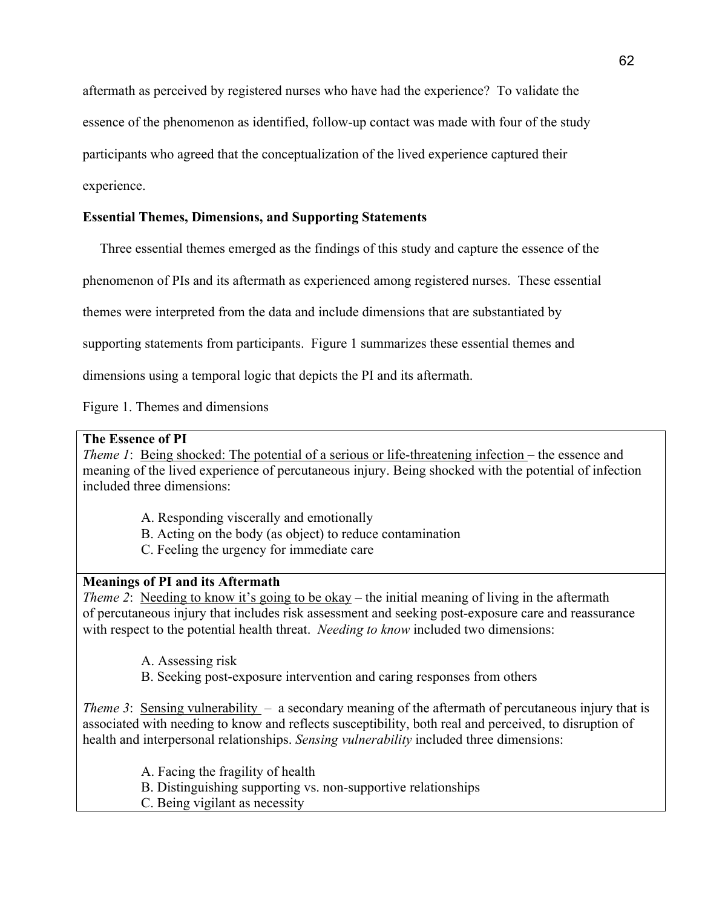aftermath as perceived by registered nurses who have had the experience? To validate the essence of the phenomenon as identified, follow-up contact was made with four of the study participants who agreed that the conceptualization of the lived experience captured their experience.

**Essential Themes, Dimensions, and Supporting Statements**

Three essential themes emerged as the findings of this study and capture the essence of the phenomenon of PIs and its aftermath as experienced among registered nurses. These essential themes were interpreted from the data and include dimensions that are substantiated by supporting statements from participants. Figure 1 summarizes these essential themes and dimensions using a temporal logic that depicts the PI and its aftermath.

Figure 1. Themes and dimensions

**The Essence of PI**

*Theme 1*: <u>Being shocked: The potential of a serious or life-threatening infection</u> – the essence and meaning of the lived experience of percutaneous injury. Being shocked with the potential of infection included three dimensions:

A. Responding viscerally and emotionally
B. Acting on the body (as object) to reduce contamination
C. Feeling the urgency for immediate care

**Meanings of PI and its Aftermath**

*Theme 2*: <u>Needing to know it's going to be okay</u> – the initial meaning of living in the aftermath of percutaneous injury that includes risk assessment and seeking post-exposure care and reassurance with respect to the potential health threat. *Needing to know* included two dimensions:

A. Assessing risk
B. Seeking post-exposure intervention and caring responses from others

*Theme 3*: <u>Sensing vulnerability</u> – a secondary meaning of the aftermath of percutaneous injury that is associated with needing to know and reflects susceptibility, both real and perceived, to disruption of health and interpersonal relationships. *Sensing vulnerability* included three dimensions:

A. Facing the fragility of health
B. Distinguishing supporting vs. non-supportive relationships
C. Being vigilant as necessity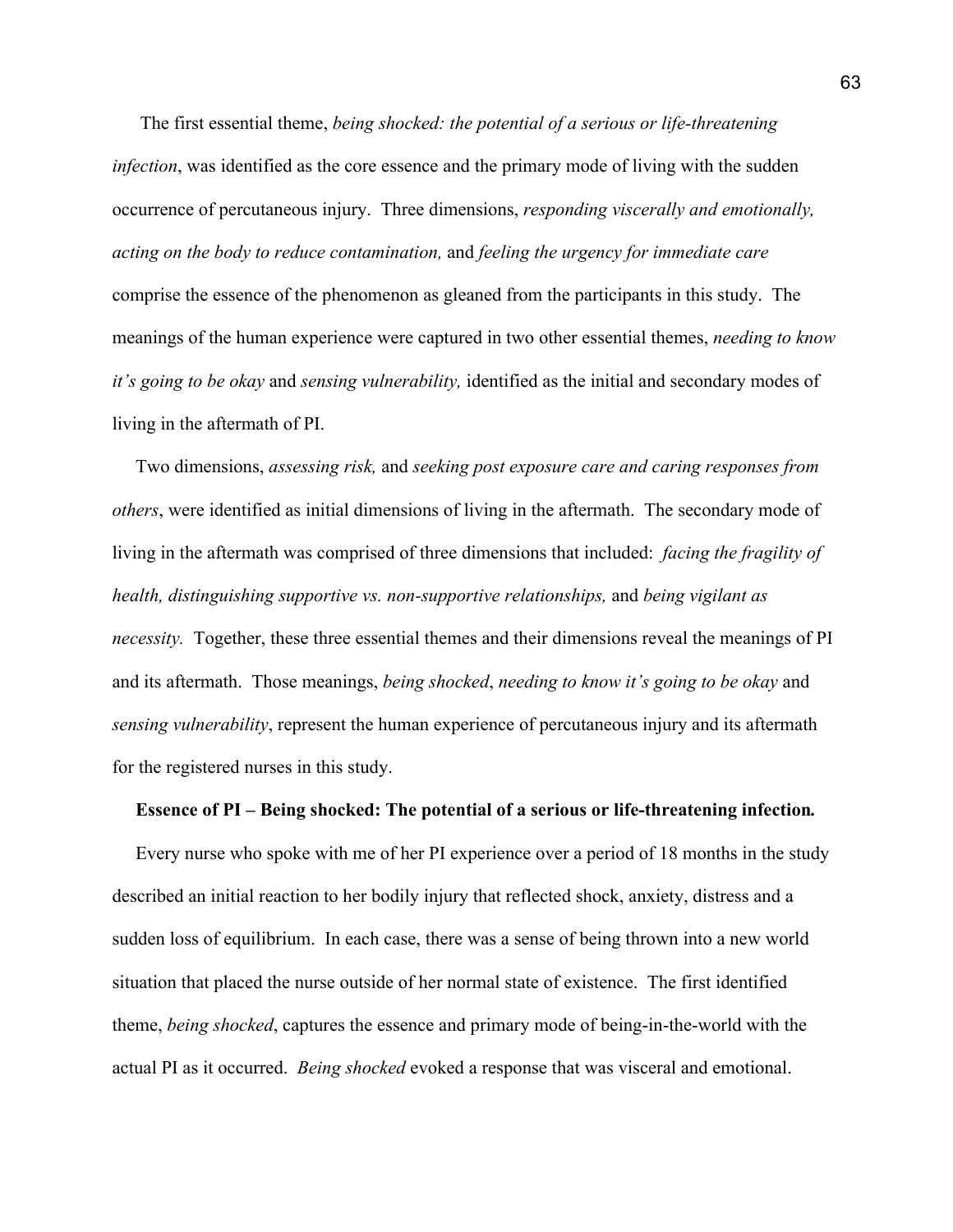The first essential theme, *being shocked: the potential of a serious or life-threatening infection*, was identified as the core essence and the primary mode of living with the sudden occurrence of percutaneous injury. Three dimensions, *responding viscerally and emotionally, acting on the body to reduce contamination,* and *feeling the urgency for immediate care* comprise the essence of the phenomenon as gleaned from the participants in this study. The meanings of the human experience were captured in two other essential themes, *needing to know it's going to be okay* and *sensing vulnerability,* identified as the initial and secondary modes of living in the aftermath of PI.

Two dimensions, *assessing risk,* and *seeking post exposure care and caring responses from others*, were identified as initial dimensions of living in the aftermath. The secondary mode of living in the aftermath was comprised of three dimensions that included: *facing the fragility of health, distinguishing supportive vs. non-supportive relationships,* and *being vigilant as necessity.* Together, these three essential themes and their dimensions reveal the meanings of PI and its aftermath. Those meanings, *being shocked*, *needing to know it's going to be okay* and *sensing vulnerability*, represent the human experience of percutaneous injury and its aftermath for the registered nurses in this study.

**Essence of PI – Being shocked: The potential of a serious or life-threatening infection.**

Every nurse who spoke with me of her PI experience over a period of 18 months in the study described an initial reaction to her bodily injury that reflected shock, anxiety, distress and a sudden loss of equilibrium. In each case, there was a sense of being thrown into a new world situation that placed the nurse outside of her normal state of existence. The first identified theme, *being shocked*, captures the essence and primary mode of being-in-the-world with the actual PI as it occurred. *Being shocked* evoked a response that was visceral and emotional.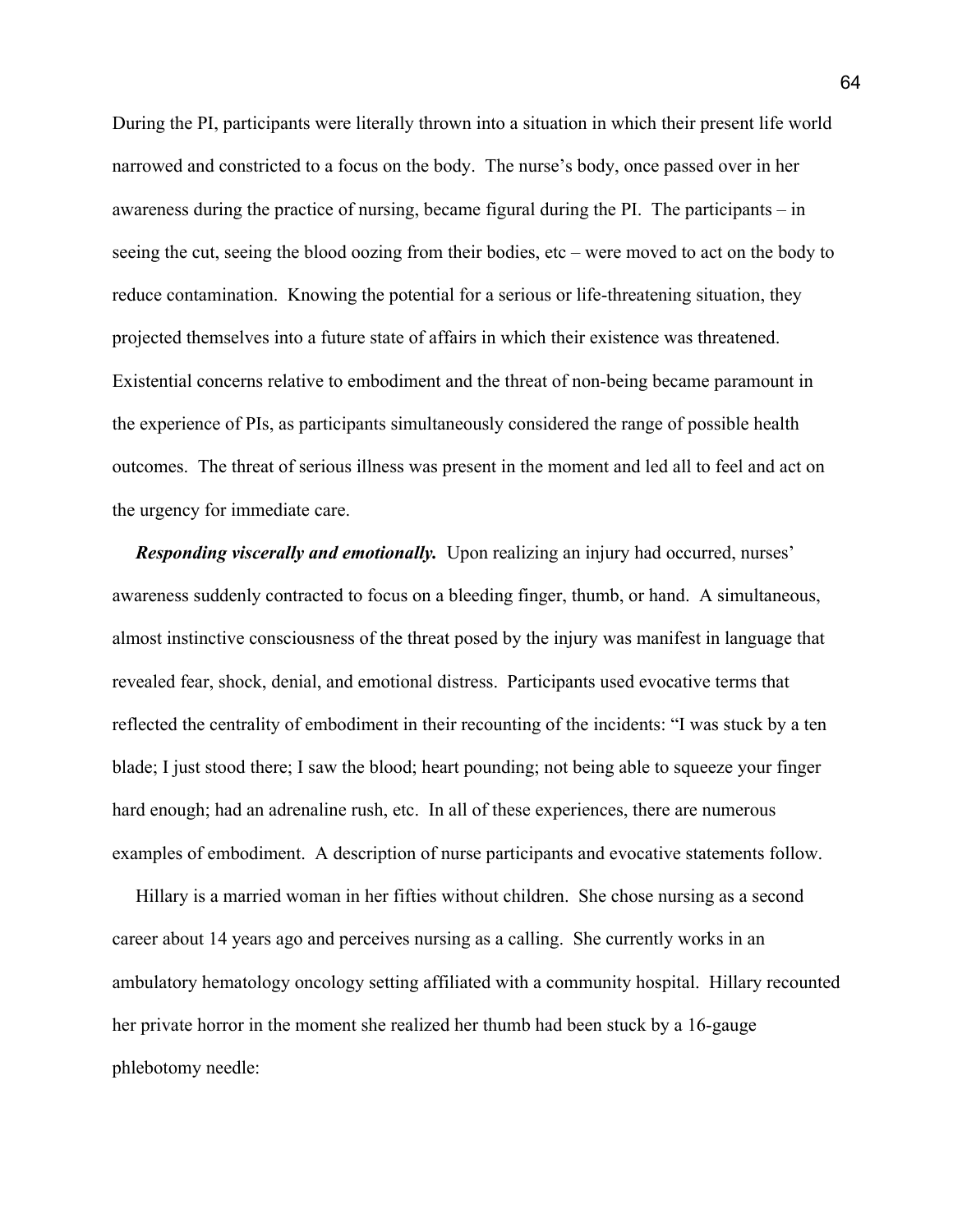During the PI, participants were literally thrown into a situation in which their present life world narrowed and constricted to a focus on the body. The nurse's body, once passed over in her awareness during the practice of nursing, became figural during the PI. The participants – in seeing the cut, seeing the blood oozing from their bodies, etc – were moved to act on the body to reduce contamination. Knowing the potential for a serious or life-threatening situation, they projected themselves into a future state of affairs in which their existence was threatened. Existential concerns relative to embodiment and the threat of non-being became paramount in the experience of PIs, as participants simultaneously considered the range of possible health outcomes. The threat of serious illness was present in the moment and led all to feel and act on the urgency for immediate care.

***Responding viscerally and emotionally.*** Upon realizing an injury had occurred, nurses' awareness suddenly contracted to focus on a bleeding finger, thumb, or hand. A simultaneous, almost instinctive consciousness of the threat posed by the injury was manifest in language that revealed fear, shock, denial, and emotional distress. Participants used evocative terms that reflected the centrality of embodiment in their recounting of the incidents: "I was stuck by a ten blade; I just stood there; I saw the blood; heart pounding; not being able to squeeze your finger hard enough; had an adrenaline rush, etc. In all of these experiences, there are numerous examples of embodiment. A description of nurse participants and evocative statements follow.

Hillary is a married woman in her fifties without children. She chose nursing as a second career about 14 years ago and perceives nursing as a calling. She currently works in an ambulatory hematology oncology setting affiliated with a community hospital. Hillary recounted her private horror in the moment she realized her thumb had been stuck by a 16-gauge phlebotomy needle: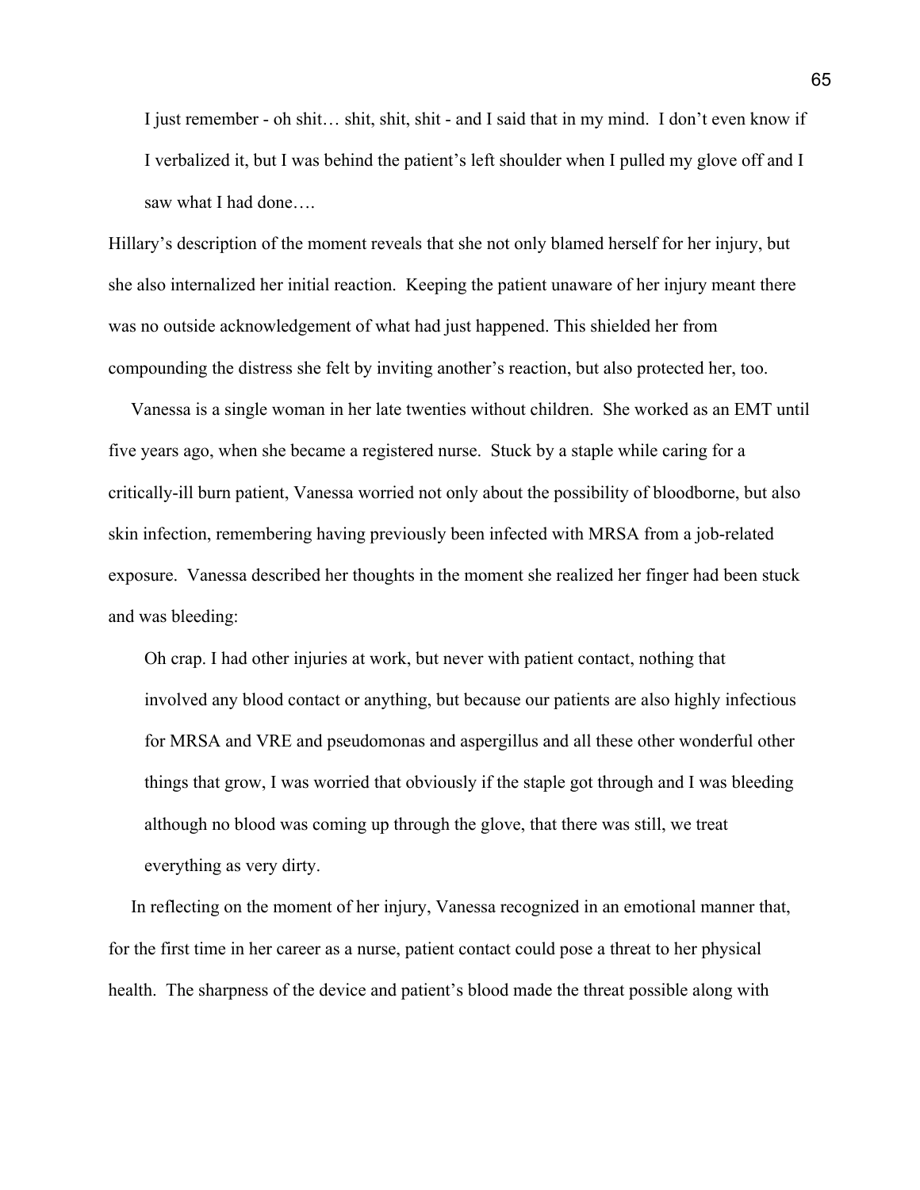> I just remember - oh shit… shit, shit, shit - and I said that in my mind. I don't even know if I verbalized it, but I was behind the patient's left shoulder when I pulled my glove off and I saw what I had done….

Hillary's description of the moment reveals that she not only blamed herself for her injury, but she also internalized her initial reaction. Keeping the patient unaware of her injury meant there was no outside acknowledgement of what had just happened. This shielded her from compounding the distress she felt by inviting another's reaction, but also protected her, too.

Vanessa is a single woman in her late twenties without children. She worked as an EMT until five years ago, when she became a registered nurse. Stuck by a staple while caring for a critically-ill burn patient, Vanessa worried not only about the possibility of bloodborne, but also skin infection, remembering having previously been infected with MRSA from a job-related exposure. Vanessa described her thoughts in the moment she realized her finger had been stuck and was bleeding:

> Oh crap. I had other injuries at work, but never with patient contact, nothing that involved any blood contact or anything, but because our patients are also highly infectious for MRSA and VRE and pseudomonas and aspergillus and all these other wonderful other things that grow, I was worried that obviously if the staple got through and I was bleeding although no blood was coming up through the glove, that there was still, we treat everything as very dirty.

In reflecting on the moment of her injury, Vanessa recognized in an emotional manner that, for the first time in her career as a nurse, patient contact could pose a threat to her physical health. The sharpness of the device and patient's blood made the threat possible along with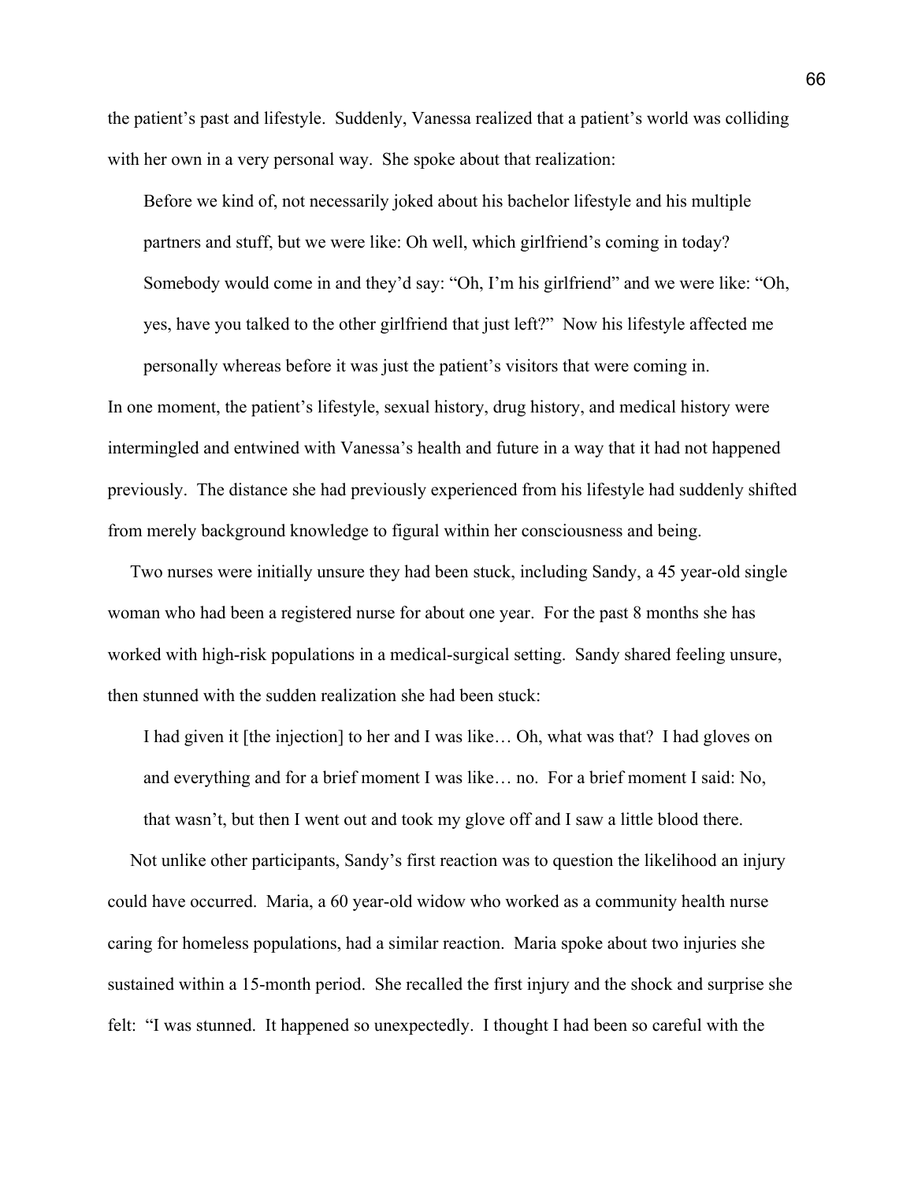the patient's past and lifestyle. Suddenly, Vanessa realized that a patient's world was colliding with her own in a very personal way. She spoke about that realization:

> Before we kind of, not necessarily joked about his bachelor lifestyle and his multiple partners and stuff, but we were like: Oh well, which girlfriend's coming in today? Somebody would come in and they'd say: "Oh, I'm his girlfriend" and we were like: "Oh, yes, have you talked to the other girlfriend that just left?" Now his lifestyle affected me personally whereas before it was just the patient's visitors that were coming in.

In one moment, the patient's lifestyle, sexual history, drug history, and medical history were intermingled and entwined with Vanessa's health and future in a way that it had not happened previously. The distance she had previously experienced from his lifestyle had suddenly shifted from merely background knowledge to figural within her consciousness and being.

Two nurses were initially unsure they had been stuck, including Sandy, a 45 year-old single woman who had been a registered nurse for about one year. For the past 8 months she has worked with high-risk populations in a medical-surgical setting. Sandy shared feeling unsure, then stunned with the sudden realization she had been stuck:

> I had given it [the injection] to her and I was like… Oh, what was that? I had gloves on and everything and for a brief moment I was like… no. For a brief moment I said: No, that wasn't, but then I went out and took my glove off and I saw a little blood there.

Not unlike other participants, Sandy's first reaction was to question the likelihood an injury could have occurred. Maria, a 60 year-old widow who worked as a community health nurse caring for homeless populations, had a similar reaction. Maria spoke about two injuries she sustained within a 15-month period. She recalled the first injury and the shock and surprise she felt: "I was stunned. It happened so unexpectedly. I thought I had been so careful with the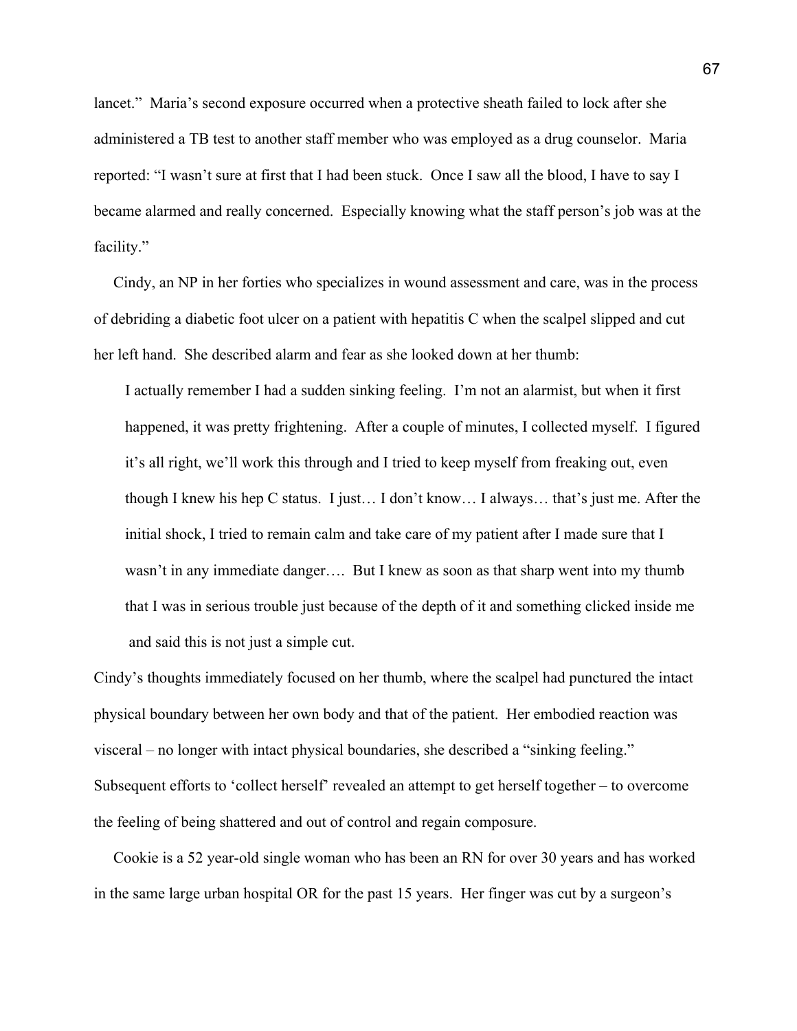lancet." Maria's second exposure occurred when a protective sheath failed to lock after she administered a TB test to another staff member who was employed as a drug counselor. Maria reported: "I wasn't sure at first that I had been stuck. Once I saw all the blood, I have to say I became alarmed and really concerned. Especially knowing what the staff person's job was at the facility."

Cindy, an NP in her forties who specializes in wound assessment and care, was in the process of debriding a diabetic foot ulcer on a patient with hepatitis C when the scalpel slipped and cut her left hand. She described alarm and fear as she looked down at her thumb:

> I actually remember I had a sudden sinking feeling. I'm not an alarmist, but when it first happened, it was pretty frightening. After a couple of minutes, I collected myself. I figured it's all right, we'll work this through and I tried to keep myself from freaking out, even though I knew his hep C status. I just… I don't know… I always… that's just me. After the initial shock, I tried to remain calm and take care of my patient after I made sure that I wasn't in any immediate danger…. But I knew as soon as that sharp went into my thumb that I was in serious trouble just because of the depth of it and something clicked inside me and said this is not just a simple cut.

Cindy's thoughts immediately focused on her thumb, where the scalpel had punctured the intact physical boundary between her own body and that of the patient. Her embodied reaction was visceral – no longer with intact physical boundaries, she described a "sinking feeling." Subsequent efforts to 'collect herself' revealed an attempt to get herself together – to overcome the feeling of being shattered and out of control and regain composure.

Cookie is a 52 year-old single woman who has been an RN for over 30 years and has worked in the same large urban hospital OR for the past 15 years. Her finger was cut by a surgeon's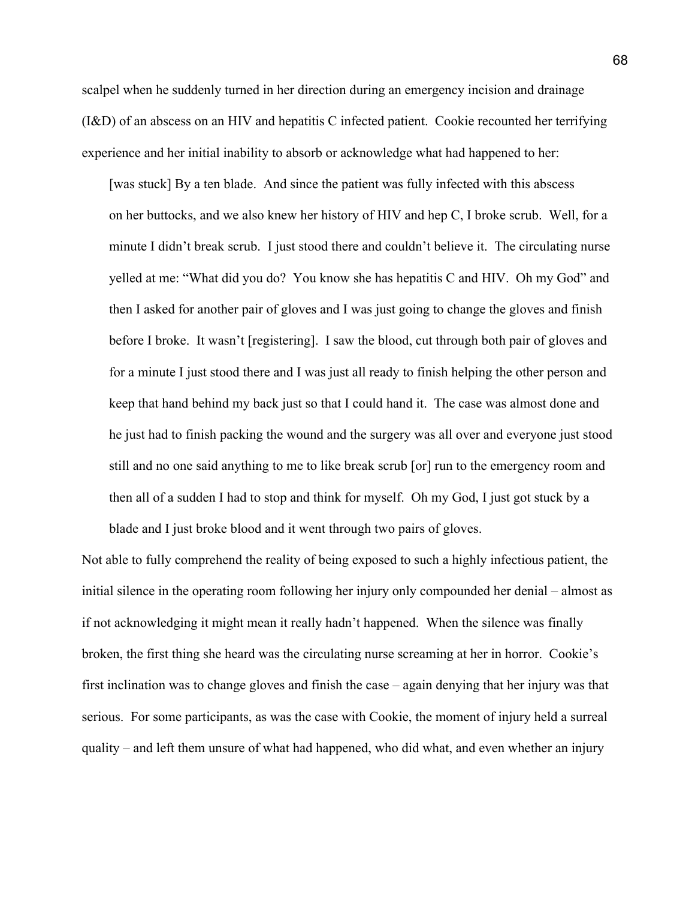scalpel when he suddenly turned in her direction during an emergency incision and drainage (I&D) of an abscess on an HIV and hepatitis C infected patient. Cookie recounted her terrifying experience and her initial inability to absorb or acknowledge what had happened to her:

> [was stuck] By a ten blade. And since the patient was fully infected with this abscess on her buttocks, and we also knew her history of HIV and hep C, I broke scrub. Well, for a minute I didn't break scrub. I just stood there and couldn't believe it. The circulating nurse yelled at me: "What did you do? You know she has hepatitis C and HIV. Oh my God" and then I asked for another pair of gloves and I was just going to change the gloves and finish before I broke. It wasn't [registering]. I saw the blood, cut through both pair of gloves and for a minute I just stood there and I was just all ready to finish helping the other person and keep that hand behind my back just so that I could hand it. The case was almost done and he just had to finish packing the wound and the surgery was all over and everyone just stood still and no one said anything to me to like break scrub [or] run to the emergency room and then all of a sudden I had to stop and think for myself. Oh my God, I just got stuck by a blade and I just broke blood and it went through two pairs of gloves.

Not able to fully comprehend the reality of being exposed to such a highly infectious patient, the initial silence in the operating room following her injury only compounded her denial – almost as if not acknowledging it might mean it really hadn't happened. When the silence was finally broken, the first thing she heard was the circulating nurse screaming at her in horror. Cookie's first inclination was to change gloves and finish the case – again denying that her injury was that serious. For some participants, as was the case with Cookie, the moment of injury held a surreal quality – and left them unsure of what had happened, who did what, and even whether an injury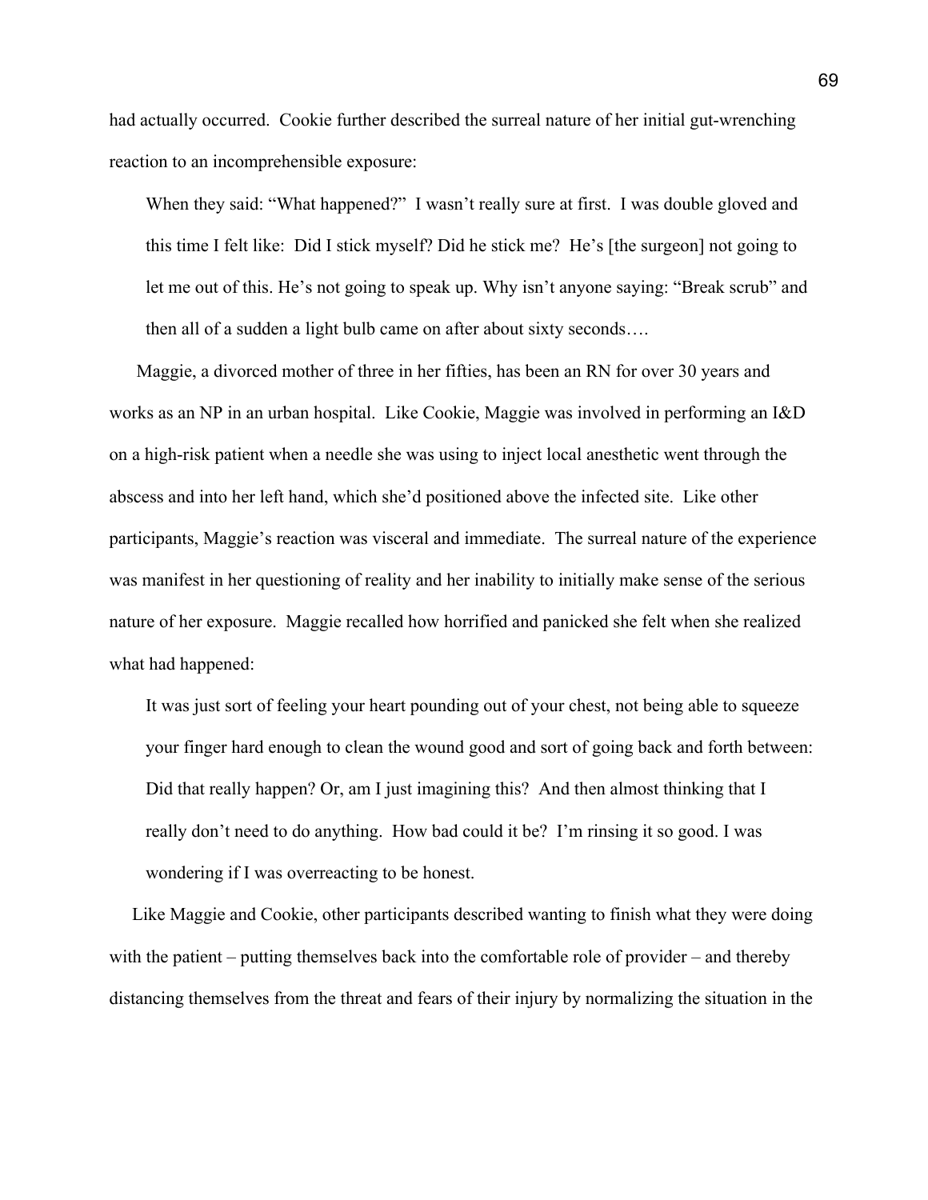had actually occurred. Cookie further described the surreal nature of her initial gut-wrenching reaction to an incomprehensible exposure:

> When they said: "What happened?" I wasn't really sure at first. I was double gloved and this time I felt like: Did I stick myself? Did he stick me? He's [the surgeon] not going to let me out of this. He's not going to speak up. Why isn't anyone saying: "Break scrub" and then all of a sudden a light bulb came on after about sixty seconds….

Maggie, a divorced mother of three in her fifties, has been an RN for over 30 years and works as an NP in an urban hospital. Like Cookie, Maggie was involved in performing an I&D on a high-risk patient when a needle she was using to inject local anesthetic went through the abscess and into her left hand, which she'd positioned above the infected site. Like other participants, Maggie's reaction was visceral and immediate. The surreal nature of the experience was manifest in her questioning of reality and her inability to initially make sense of the serious nature of her exposure. Maggie recalled how horrified and panicked she felt when she realized what had happened:

> It was just sort of feeling your heart pounding out of your chest, not being able to squeeze your finger hard enough to clean the wound good and sort of going back and forth between: Did that really happen? Or, am I just imagining this? And then almost thinking that I really don't need to do anything. How bad could it be? I'm rinsing it so good. I was wondering if I was overreacting to be honest.

Like Maggie and Cookie, other participants described wanting to finish what they were doing with the patient – putting themselves back into the comfortable role of provider – and thereby distancing themselves from the threat and fears of their injury by normalizing the situation in the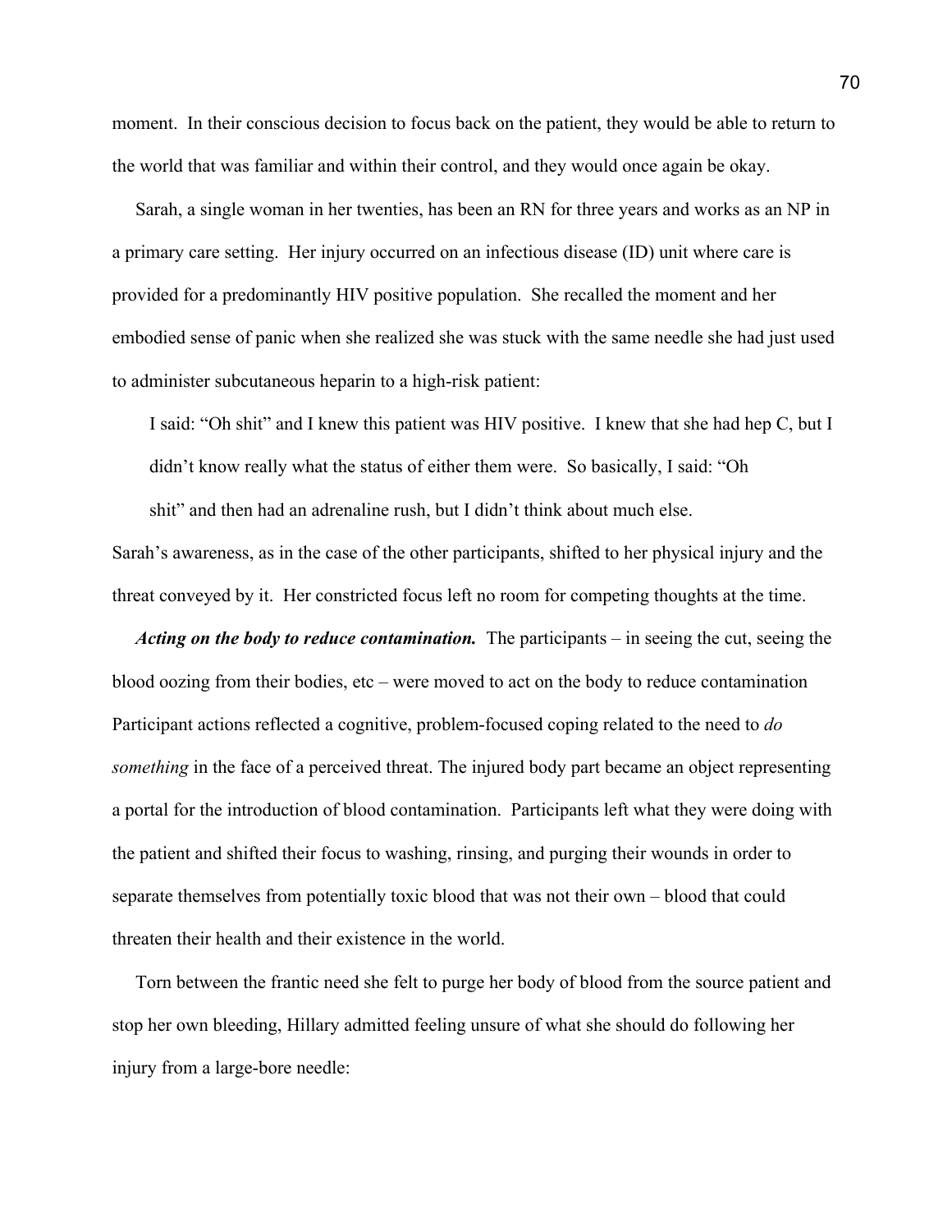moment. In their conscious decision to focus back on the patient, they would be able to return to the world that was familiar and within their control, and they would once again be okay.

Sarah, a single woman in her twenties, has been an RN for three years and works as an NP in a primary care setting. Her injury occurred on an infectious disease (ID) unit where care is provided for a predominantly HIV positive population. She recalled the moment and her embodied sense of panic when she realized she was stuck with the same needle she had just used to administer subcutaneous heparin to a high-risk patient:

> I said: "Oh shit" and I knew this patient was HIV positive. I knew that she had hep C, but I didn't know really what the status of either them were. So basically, I said: "Oh shit" and then had an adrenaline rush, but I didn't think about much else.

Sarah's awareness, as in the case of the other participants, shifted to her physical injury and the threat conveyed by it. Her constricted focus left no room for competing thoughts at the time.

***Acting on the body to reduce contamination.*** The participants – in seeing the cut, seeing the blood oozing from their bodies, etc – were moved to act on the body to reduce contamination Participant actions reflected a cognitive, problem-focused coping related to the need to *do something* in the face of a perceived threat. The injured body part became an object representing a portal for the introduction of blood contamination. Participants left what they were doing with the patient and shifted their focus to washing, rinsing, and purging their wounds in order to separate themselves from potentially toxic blood that was not their own – blood that could threaten their health and their existence in the world.

Torn between the frantic need she felt to purge her body of blood from the source patient and stop her own bleeding, Hillary admitted feeling unsure of what she should do following her injury from a large-bore needle: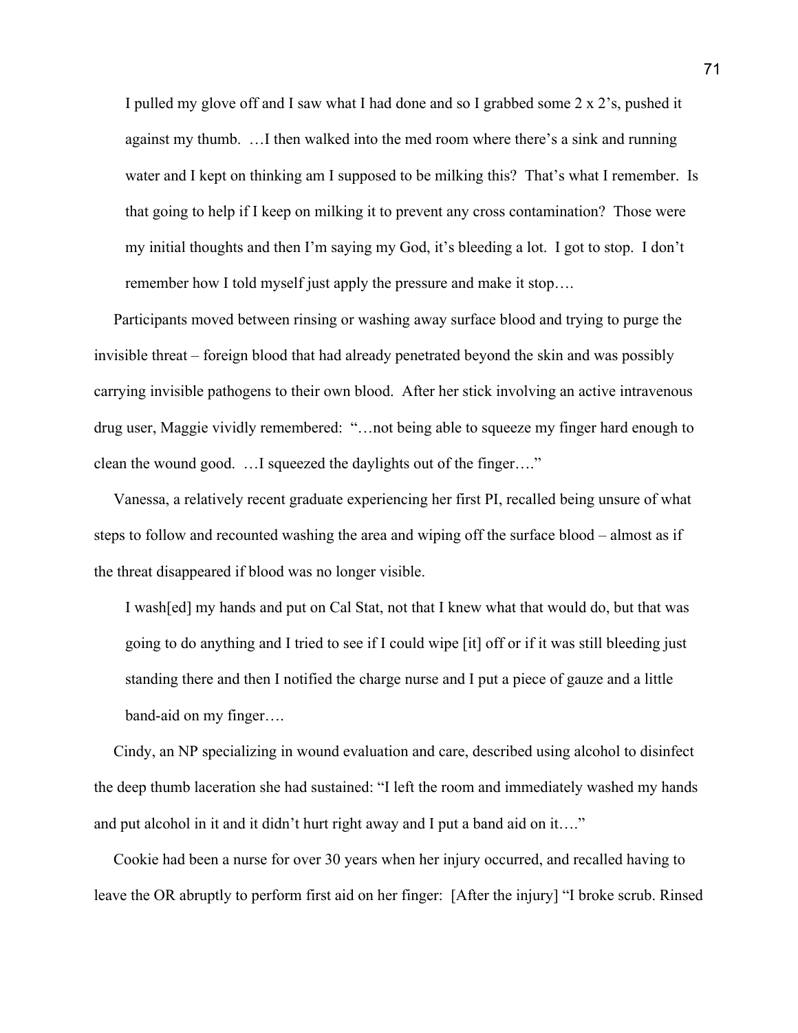> I pulled my glove off and I saw what I had done and so I grabbed some 2 x 2's, pushed it against my thumb. …I then walked into the med room where there's a sink and running water and I kept on thinking am I supposed to be milking this? That's what I remember. Is that going to help if I keep on milking it to prevent any cross contamination? Those were my initial thoughts and then I'm saying my God, it's bleeding a lot. I got to stop. I don't remember how I told myself just apply the pressure and make it stop….

Participants moved between rinsing or washing away surface blood and trying to purge the invisible threat – foreign blood that had already penetrated beyond the skin and was possibly carrying invisible pathogens to their own blood. After her stick involving an active intravenous drug user, Maggie vividly remembered: "…not being able to squeeze my finger hard enough to clean the wound good. …I squeezed the daylights out of the finger…."

Vanessa, a relatively recent graduate experiencing her first PI, recalled being unsure of what steps to follow and recounted washing the area and wiping off the surface blood – almost as if the threat disappeared if blood was no longer visible.

> I wash[ed] my hands and put on Cal Stat, not that I knew what that would do, but that was going to do anything and I tried to see if I could wipe [it] off or if it was still bleeding just standing there and then I notified the charge nurse and I put a piece of gauze and a little band-aid on my finger….

Cindy, an NP specializing in wound evaluation and care, described using alcohol to disinfect the deep thumb laceration she had sustained: "I left the room and immediately washed my hands and put alcohol in it and it didn't hurt right away and I put a band aid on it…."

Cookie had been a nurse for over 30 years when her injury occurred, and recalled having to leave the OR abruptly to perform first aid on her finger: [After the injury] "I broke scrub. Rinsed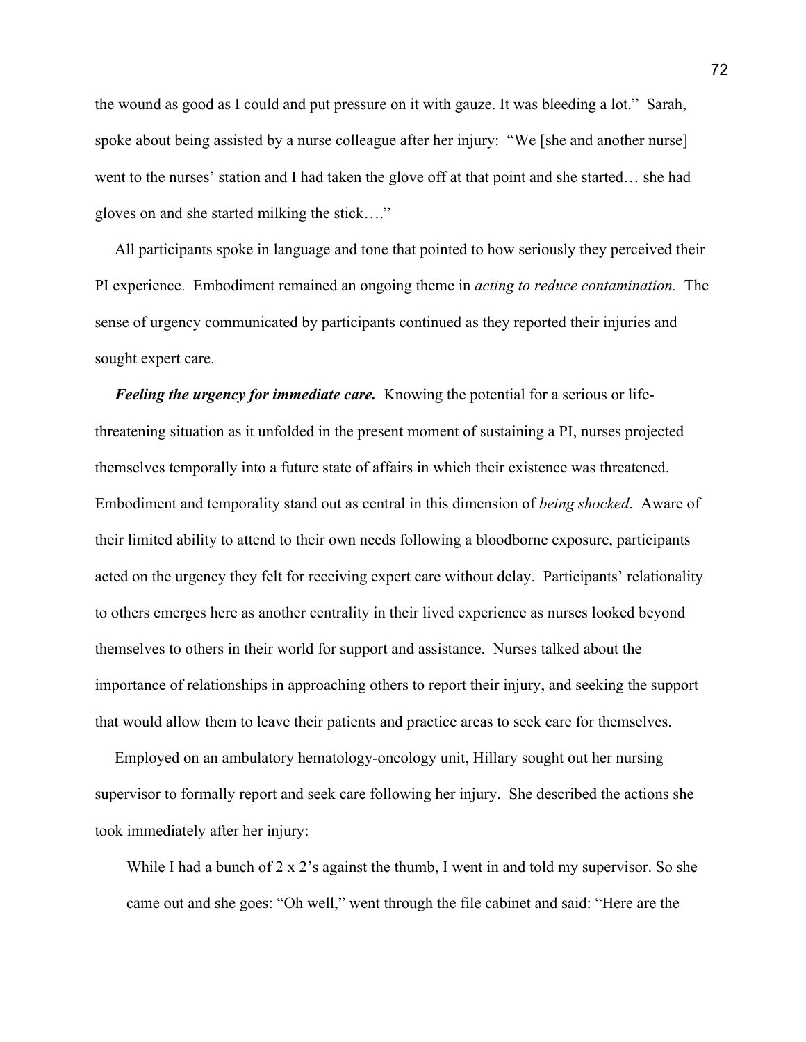the wound as good as I could and put pressure on it with gauze. It was bleeding a lot." Sarah, spoke about being assisted by a nurse colleague after her injury: "We [she and another nurse] went to the nurses' station and I had taken the glove off at that point and she started… she had gloves on and she started milking the stick…."

All participants spoke in language and tone that pointed to how seriously they perceived their PI experience. Embodiment remained an ongoing theme in *acting to reduce contamination.* The sense of urgency communicated by participants continued as they reported their injuries and sought expert care.

***Feeling the urgency for immediate care.*** Knowing the potential for a serious or life-threatening situation as it unfolded in the present moment of sustaining a PI, nurses projected themselves temporally into a future state of affairs in which their existence was threatened. Embodiment and temporality stand out as central in this dimension of *being shocked*. Aware of their limited ability to attend to their own needs following a bloodborne exposure, participants acted on the urgency they felt for receiving expert care without delay. Participants' relationality to others emerges here as another centrality in their lived experience as nurses looked beyond themselves to others in their world for support and assistance. Nurses talked about the importance of relationships in approaching others to report their injury, and seeking the support that would allow them to leave their patients and practice areas to seek care for themselves.

Employed on an ambulatory hematology-oncology unit, Hillary sought out her nursing supervisor to formally report and seek care following her injury. She described the actions she took immediately after her injury:

> While I had a bunch of 2 x 2's against the thumb, I went in and told my supervisor. So she came out and she goes: "Oh well," went through the file cabinet and said: "Here are the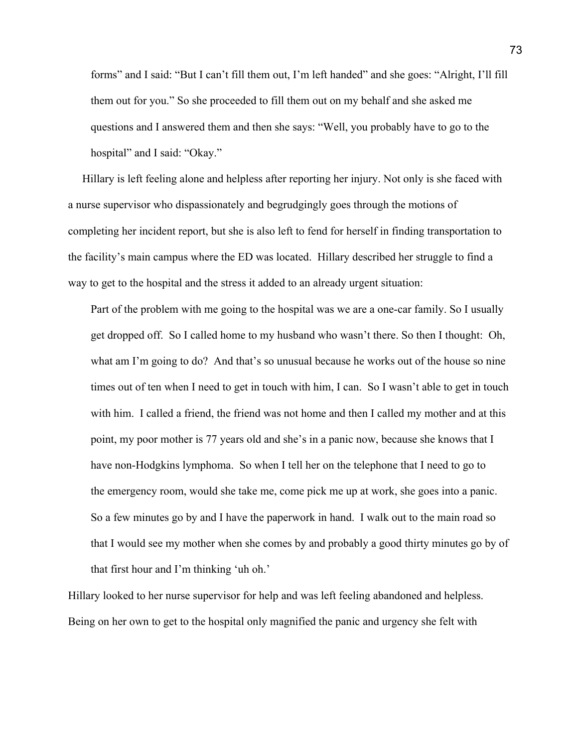> forms" and I said: "But I can't fill them out, I'm left handed" and she goes: "Alright, I'll fill them out for you." So she proceeded to fill them out on my behalf and she asked me questions and I answered them and then she says: "Well, you probably have to go to the hospital" and I said: "Okay."

Hillary is left feeling alone and helpless after reporting her injury. Not only is she faced with a nurse supervisor who dispassionately and begrudgingly goes through the motions of completing her incident report, but she is also left to fend for herself in finding transportation to the facility's main campus where the ED was located. Hillary described her struggle to find a way to get to the hospital and the stress it added to an already urgent situation:

> Part of the problem with me going to the hospital was we are a one-car family. So I usually get dropped off. So I called home to my husband who wasn't there. So then I thought: Oh, what am I'm going to do? And that's so unusual because he works out of the house so nine times out of ten when I need to get in touch with him, I can. So I wasn't able to get in touch with him. I called a friend, the friend was not home and then I called my mother and at this point, my poor mother is 77 years old and she's in a panic now, because she knows that I have non-Hodgkins lymphoma. So when I tell her on the telephone that I need to go to the emergency room, would she take me, come pick me up at work, she goes into a panic. So a few minutes go by and I have the paperwork in hand. I walk out to the main road so that I would see my mother when she comes by and probably a good thirty minutes go by of that first hour and I'm thinking 'uh oh.'

Hillary looked to her nurse supervisor for help and was left feeling abandoned and helpless. Being on her own to get to the hospital only magnified the panic and urgency she felt with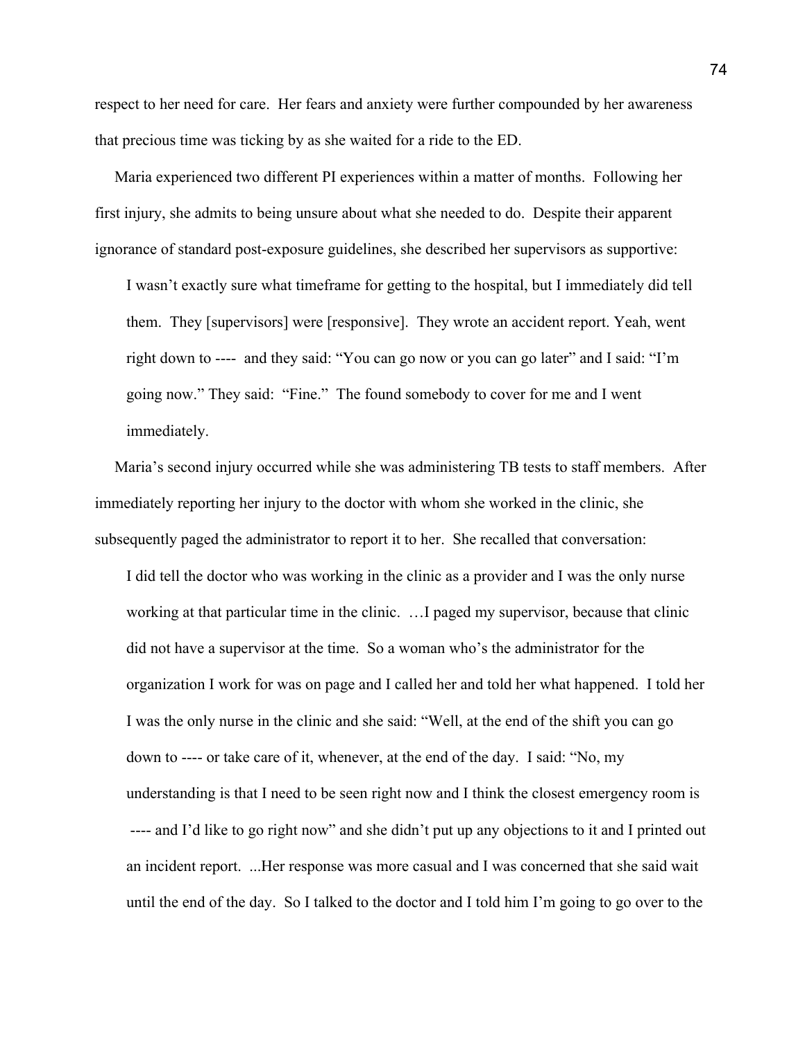respect to her need for care. Her fears and anxiety were further compounded by her awareness that precious time was ticking by as she waited for a ride to the ED.

Maria experienced two different PI experiences within a matter of months. Following her first injury, she admits to being unsure about what she needed to do. Despite their apparent ignorance of standard post-exposure guidelines, she described her supervisors as supportive:

> I wasn't exactly sure what timeframe for getting to the hospital, but I immediately did tell them. They [supervisors] were [responsive]. They wrote an accident report. Yeah, went right down to ---- and they said: "You can go now or you can go later" and I said: "I'm going now." They said: "Fine." The found somebody to cover for me and I went immediately.

Maria's second injury occurred while she was administering TB tests to staff members. After immediately reporting her injury to the doctor with whom she worked in the clinic, she subsequently paged the administrator to report it to her. She recalled that conversation:

> I did tell the doctor who was working in the clinic as a provider and I was the only nurse working at that particular time in the clinic. …I paged my supervisor, because that clinic did not have a supervisor at the time. So a woman who's the administrator for the organization I work for was on page and I called her and told her what happened. I told her I was the only nurse in the clinic and she said: "Well, at the end of the shift you can go down to ---- or take care of it, whenever, at the end of the day. I said: "No, my understanding is that I need to be seen right now and I think the closest emergency room is ---- and I'd like to go right now" and she didn't put up any objections to it and I printed out an incident report. ...Her response was more casual and I was concerned that she said wait until the end of the day. So I talked to the doctor and I told him I'm going to go over to the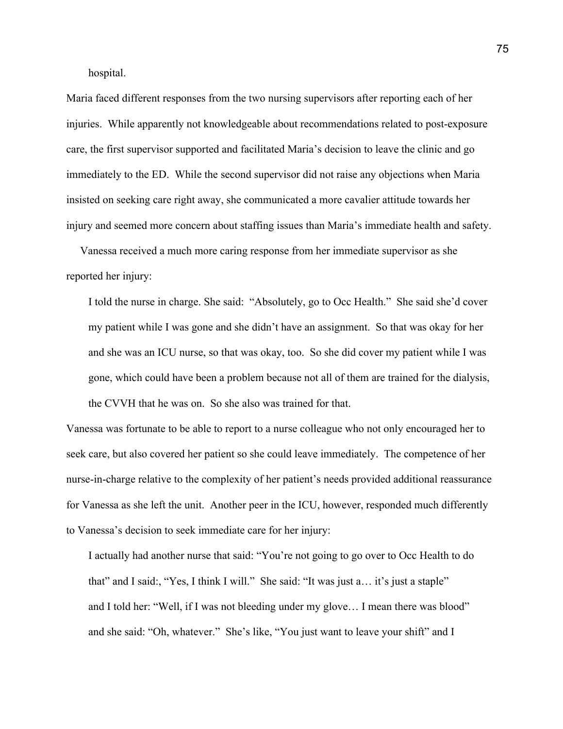hospital.

Maria faced different responses from the two nursing supervisors after reporting each of her injuries. While apparently not knowledgeable about recommendations related to post-exposure care, the first supervisor supported and facilitated Maria's decision to leave the clinic and go immediately to the ED. While the second supervisor did not raise any objections when Maria insisted on seeking care right away, she communicated a more cavalier attitude towards her injury and seemed more concern about staffing issues than Maria's immediate health and safety.

Vanessa received a much more caring response from her immediate supervisor as she reported her injury:

> I told the nurse in charge. She said: "Absolutely, go to Occ Health." She said she'd cover my patient while I was gone and she didn't have an assignment. So that was okay for her and she was an ICU nurse, so that was okay, too. So she did cover my patient while I was gone, which could have been a problem because not all of them are trained for the dialysis, the CVVH that he was on. So she also was trained for that.

Vanessa was fortunate to be able to report to a nurse colleague who not only encouraged her to seek care, but also covered her patient so she could leave immediately. The competence of her nurse-in-charge relative to the complexity of her patient's needs provided additional reassurance for Vanessa as she left the unit. Another peer in the ICU, however, responded much differently to Vanessa's decision to seek immediate care for her injury:

> I actually had another nurse that said: "You're not going to go over to Occ Health to do that" and I said:, "Yes, I think I will." She said: "It was just a… it's just a staple" and I told her: "Well, if I was not bleeding under my glove… I mean there was blood" and she said: "Oh, whatever." She's like, "You just want to leave your shift" and I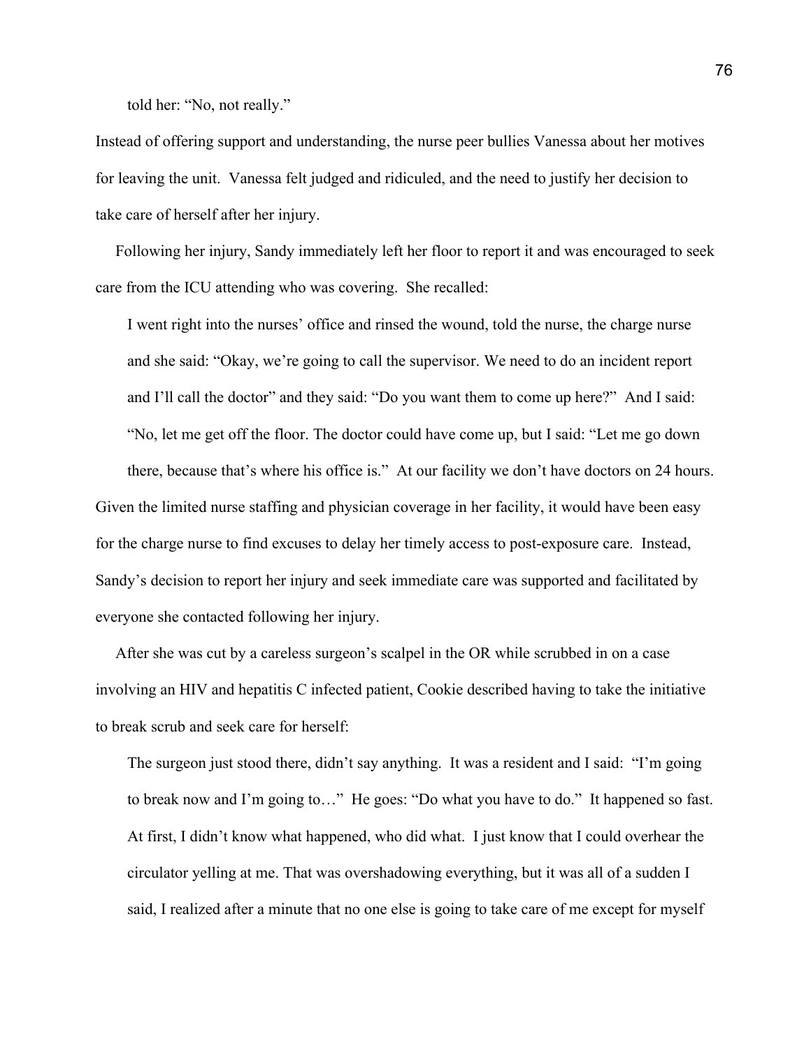told her: "No, not really."

Instead of offering support and understanding, the nurse peer bullies Vanessa about her motives for leaving the unit. Vanessa felt judged and ridiculed, and the need to justify her decision to take care of herself after her injury.

Following her injury, Sandy immediately left her floor to report it and was encouraged to seek care from the ICU attending who was covering. She recalled:

> I went right into the nurses' office and rinsed the wound, told the nurse, the charge nurse and she said: "Okay, we're going to call the supervisor. We need to do an incident report and I'll call the doctor" and they said: "Do you want them to come up here?" And I said: "No, let me get off the floor. The doctor could have come up, but I said: "Let me go down there, because that's where his office is." At our facility we don't have doctors on 24 hours.

Given the limited nurse staffing and physician coverage in her facility, it would have been easy for the charge nurse to find excuses to delay her timely access to post-exposure care. Instead, Sandy's decision to report her injury and seek immediate care was supported and facilitated by everyone she contacted following her injury.

After she was cut by a careless surgeon's scalpel in the OR while scrubbed in on a case involving an HIV and hepatitis C infected patient, Cookie described having to take the initiative to break scrub and seek care for herself:

> The surgeon just stood there, didn't say anything. It was a resident and I said: "I'm going to break now and I'm going to…" He goes: "Do what you have to do." It happened so fast. At first, I didn't know what happened, who did what. I just know that I could overhear the circulator yelling at me. That was overshadowing everything, but it was all of a sudden I said, I realized after a minute that no one else is going to take care of me except for myself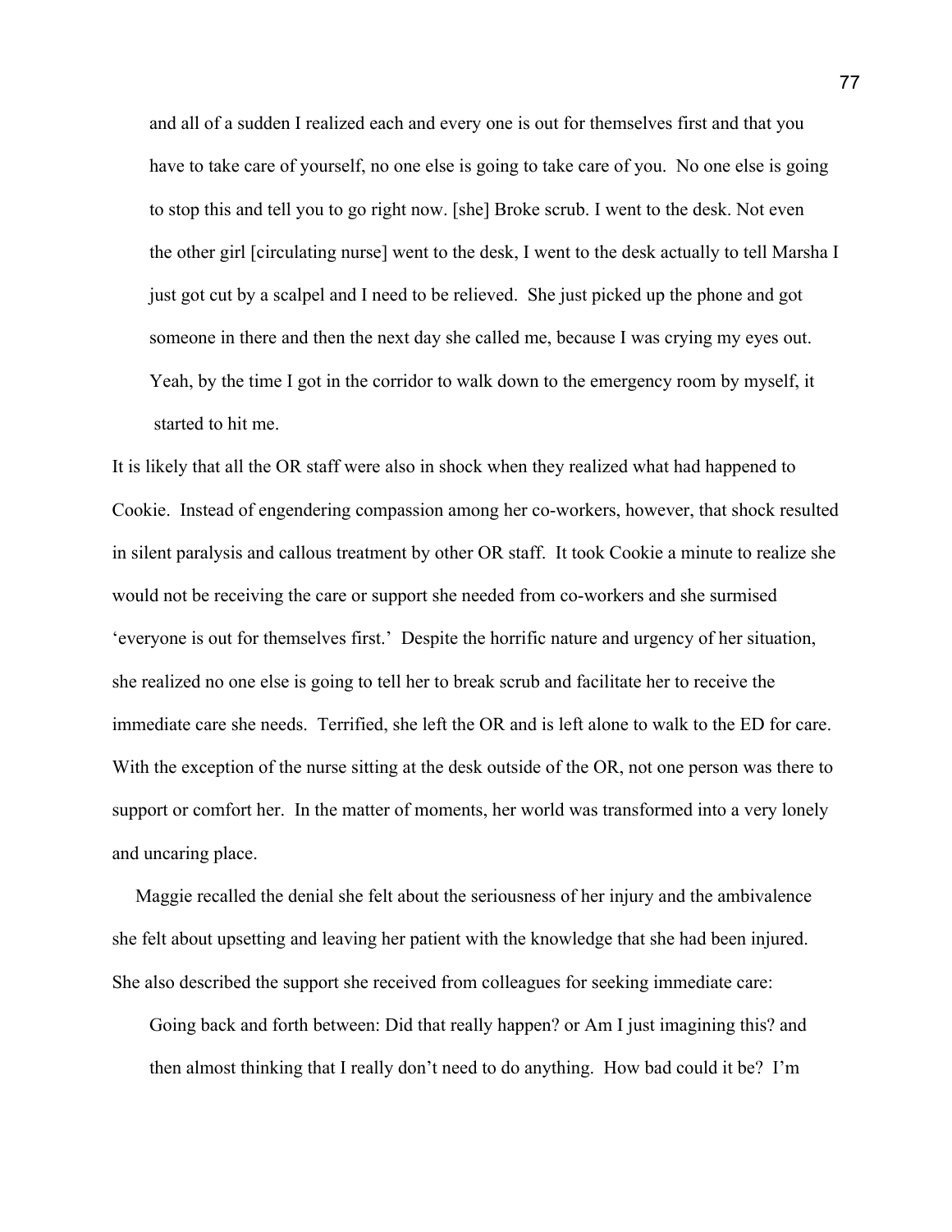> and all of a sudden I realized each and every one is out for themselves first and that you have to take care of yourself, no one else is going to take care of you. No one else is going to stop this and tell you to go right now. [she] Broke scrub. I went to the desk. Not even the other girl [circulating nurse] went to the desk, I went to the desk actually to tell Marsha I just got cut by a scalpel and I need to be relieved. She just picked up the phone and got someone in there and then the next day she called me, because I was crying my eyes out. Yeah, by the time I got in the corridor to walk down to the emergency room by myself, it started to hit me.

It is likely that all the OR staff were also in shock when they realized what had happened to Cookie. Instead of engendering compassion among her co-workers, however, that shock resulted in silent paralysis and callous treatment by other OR staff. It took Cookie a minute to realize she would not be receiving the care or support she needed from co-workers and she surmised 'everyone is out for themselves first.' Despite the horrific nature and urgency of her situation, she realized no one else is going to tell her to break scrub and facilitate her to receive the immediate care she needs. Terrified, she left the OR and is left alone to walk to the ED for care. With the exception of the nurse sitting at the desk outside of the OR, not one person was there to support or comfort her. In the matter of moments, her world was transformed into a very lonely and uncaring place.

Maggie recalled the denial she felt about the seriousness of her injury and the ambivalence she felt about upsetting and leaving her patient with the knowledge that she had been injured. She also described the support she received from colleagues for seeking immediate care:

> Going back and forth between: Did that really happen? or Am I just imagining this? and then almost thinking that I really don't need to do anything. How bad could it be? I'm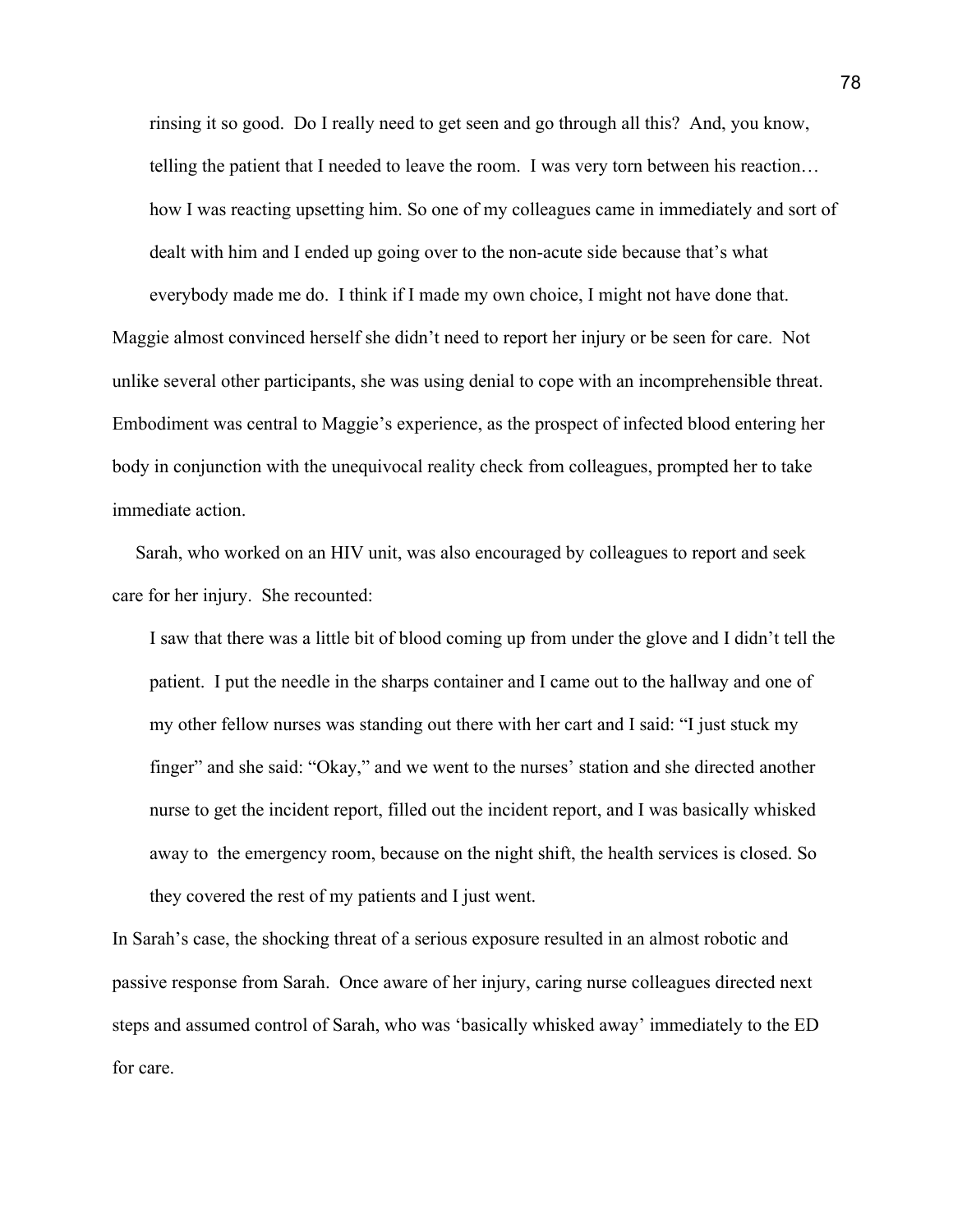> rinsing it so good. Do I really need to get seen and go through all this? And, you know, telling the patient that I needed to leave the room. I was very torn between his reaction… how I was reacting upsetting him. So one of my colleagues came in immediately and sort of dealt with him and I ended up going over to the non-acute side because that's what everybody made me do. I think if I made my own choice, I might not have done that.

Maggie almost convinced herself she didn't need to report her injury or be seen for care. Not unlike several other participants, she was using denial to cope with an incomprehensible threat. Embodiment was central to Maggie's experience, as the prospect of infected blood entering her body in conjunction with the unequivocal reality check from colleagues, prompted her to take immediate action.

Sarah, who worked on an HIV unit, was also encouraged by colleagues to report and seek care for her injury. She recounted:

> I saw that there was a little bit of blood coming up from under the glove and I didn't tell the patient. I put the needle in the sharps container and I came out to the hallway and one of my other fellow nurses was standing out there with her cart and I said: "I just stuck my finger" and she said: "Okay," and we went to the nurses' station and she directed another nurse to get the incident report, filled out the incident report, and I was basically whisked away to the emergency room, because on the night shift, the health services is closed. So they covered the rest of my patients and I just went.

In Sarah's case, the shocking threat of a serious exposure resulted in an almost robotic and passive response from Sarah. Once aware of her injury, caring nurse colleagues directed next steps and assumed control of Sarah, who was 'basically whisked away' immediately to the ED for care.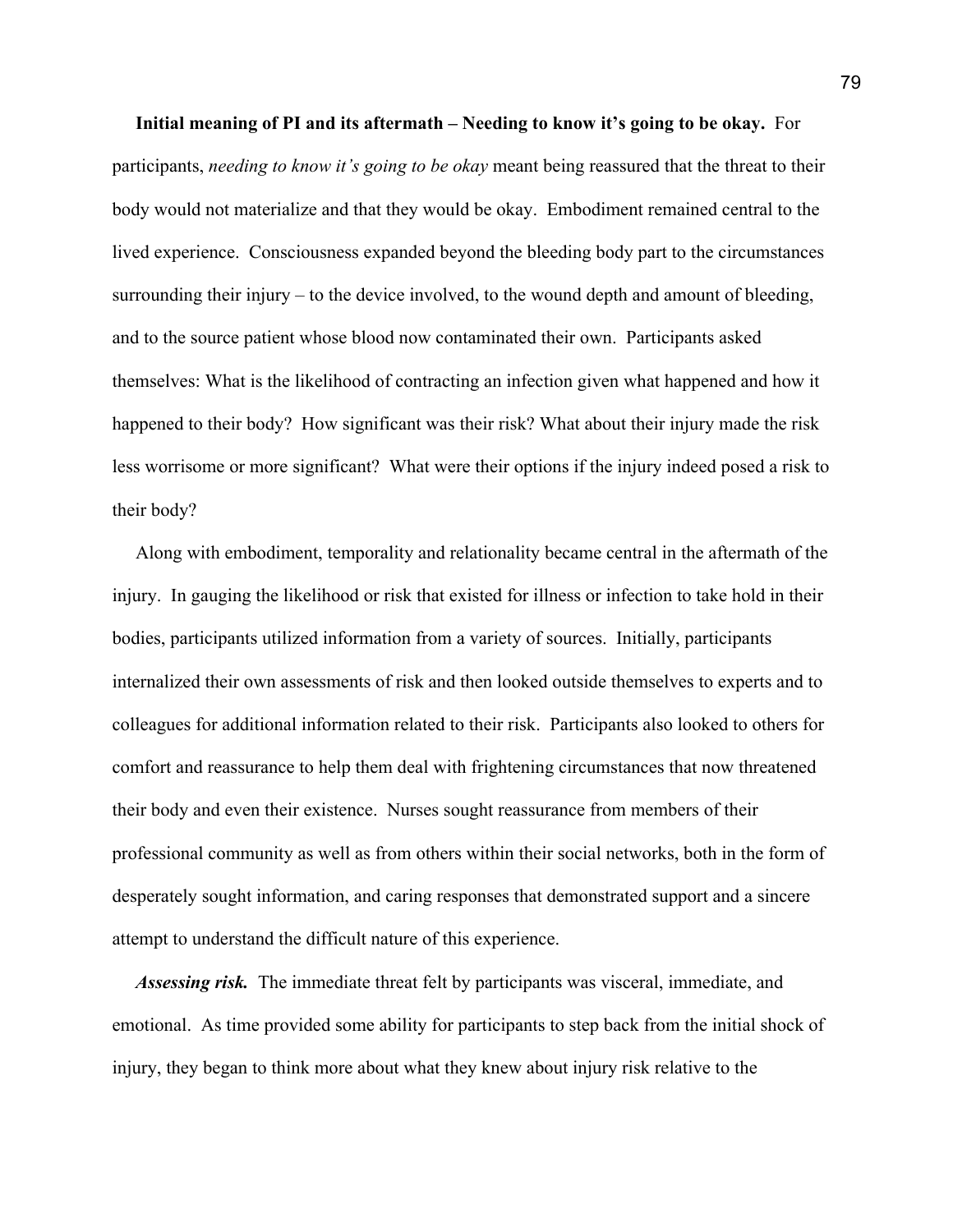**Initial meaning of PI and its aftermath – Needing to know it's going to be okay.** For participants, *needing to know it's going to be okay* meant being reassured that the threat to their body would not materialize and that they would be okay. Embodiment remained central to the lived experience. Consciousness expanded beyond the bleeding body part to the circumstances surrounding their injury – to the device involved, to the wound depth and amount of bleeding, and to the source patient whose blood now contaminated their own. Participants asked themselves: What is the likelihood of contracting an infection given what happened and how it happened to their body? How significant was their risk? What about their injury made the risk less worrisome or more significant? What were their options if the injury indeed posed a risk to their body?

Along with embodiment, temporality and relationality became central in the aftermath of the injury. In gauging the likelihood or risk that existed for illness or infection to take hold in their bodies, participants utilized information from a variety of sources. Initially, participants internalized their own assessments of risk and then looked outside themselves to experts and to colleagues for additional information related to their risk. Participants also looked to others for comfort and reassurance to help them deal with frightening circumstances that now threatened their body and even their existence. Nurses sought reassurance from members of their professional community as well as from others within their social networks, both in the form of desperately sought information, and caring responses that demonstrated support and a sincere attempt to understand the difficult nature of this experience.

***Assessing risk.*** The immediate threat felt by participants was visceral, immediate, and emotional. As time provided some ability for participants to step back from the initial shock of injury, they began to think more about what they knew about injury risk relative to the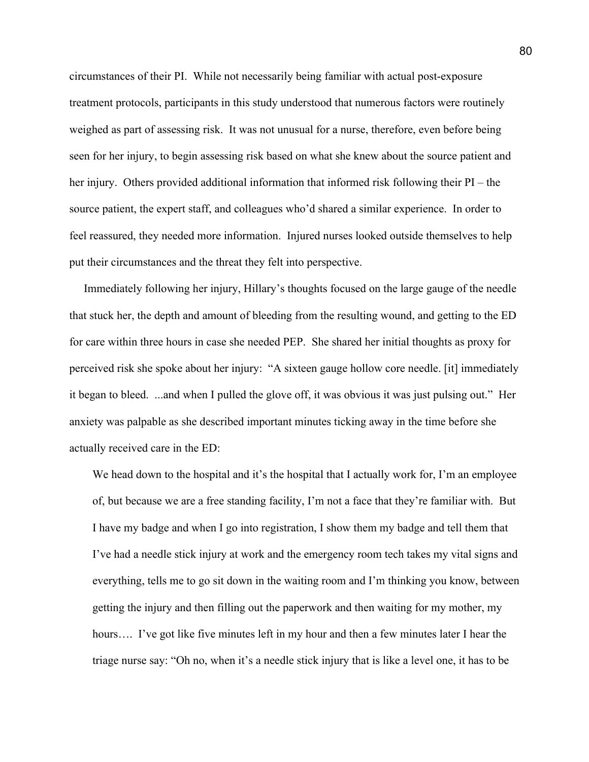circumstances of their PI. While not necessarily being familiar with actual post-exposure treatment protocols, participants in this study understood that numerous factors were routinely weighed as part of assessing risk. It was not unusual for a nurse, therefore, even before being seen for her injury, to begin assessing risk based on what she knew about the source patient and her injury. Others provided additional information that informed risk following their PI – the source patient, the expert staff, and colleagues who'd shared a similar experience. In order to feel reassured, they needed more information. Injured nurses looked outside themselves to help put their circumstances and the threat they felt into perspective.

Immediately following her injury, Hillary's thoughts focused on the large gauge of the needle that stuck her, the depth and amount of bleeding from the resulting wound, and getting to the ED for care within three hours in case she needed PEP. She shared her initial thoughts as proxy for perceived risk she spoke about her injury: "A sixteen gauge hollow core needle. [it] immediately it began to bleed. ...and when I pulled the glove off, it was obvious it was just pulsing out." Her anxiety was palpable as she described important minutes ticking away in the time before she actually received care in the ED:

> We head down to the hospital and it's the hospital that I actually work for, I'm an employee of, but because we are a free standing facility, I'm not a face that they're familiar with. But I have my badge and when I go into registration, I show them my badge and tell them that I've had a needle stick injury at work and the emergency room tech takes my vital signs and everything, tells me to go sit down in the waiting room and I'm thinking you know, between getting the injury and then filling out the paperwork and then waiting for my mother, my hours…. I've got like five minutes left in my hour and then a few minutes later I hear the triage nurse say: "Oh no, when it's a needle stick injury that is like a level one, it has to be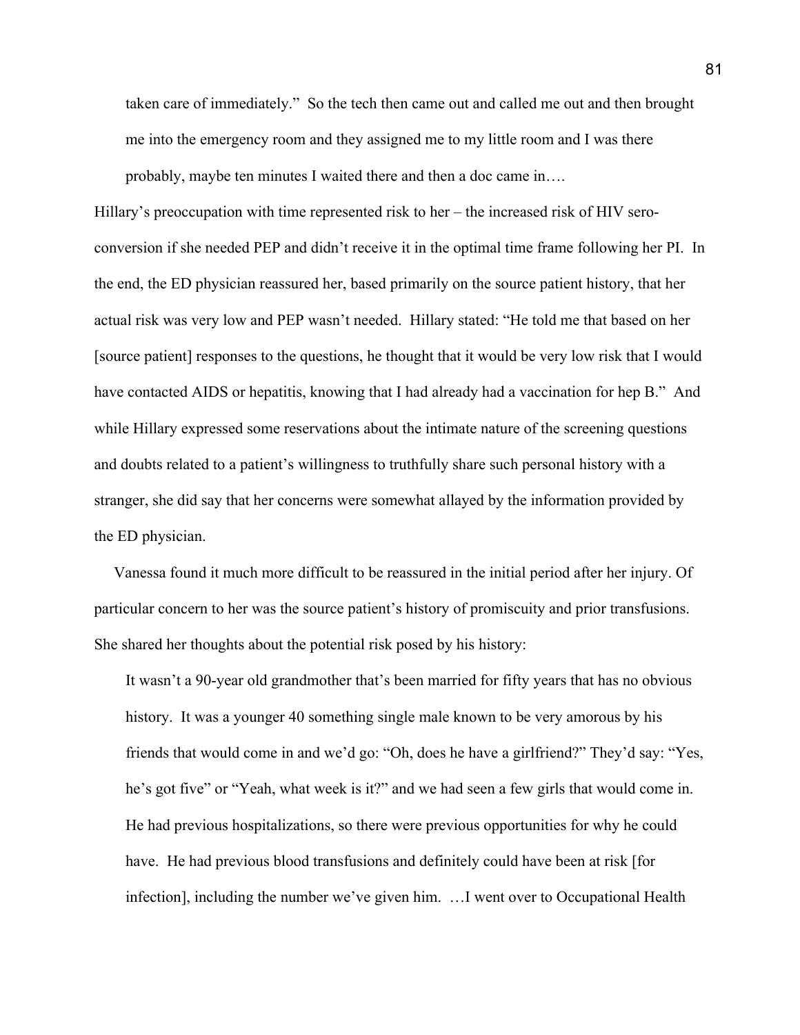> taken care of immediately." So the tech then came out and called me out and then brought me into the emergency room and they assigned me to my little room and I was there probably, maybe ten minutes I waited there and then a doc came in….

Hillary's preoccupation with time represented risk to her – the increased risk of HIV sero-conversion if she needed PEP and didn't receive it in the optimal time frame following her PI. In the end, the ED physician reassured her, based primarily on the source patient history, that her actual risk was very low and PEP wasn't needed. Hillary stated: "He told me that based on her [source patient] responses to the questions, he thought that it would be very low risk that I would have contacted AIDS or hepatitis, knowing that I had already had a vaccination for hep B." And while Hillary expressed some reservations about the intimate nature of the screening questions and doubts related to a patient's willingness to truthfully share such personal history with a stranger, she did say that her concerns were somewhat allayed by the information provided by the ED physician.

Vanessa found it much more difficult to be reassured in the initial period after her injury. Of particular concern to her was the source patient's history of promiscuity and prior transfusions. She shared her thoughts about the potential risk posed by his history:

> It wasn't a 90-year old grandmother that's been married for fifty years that has no obvious history. It was a younger 40 something single male known to be very amorous by his friends that would come in and we'd go: "Oh, does he have a girlfriend?" They'd say: "Yes, he's got five" or "Yeah, what week is it?" and we had seen a few girls that would come in. He had previous hospitalizations, so there were previous opportunities for why he could have. He had previous blood transfusions and definitely could have been at risk [for infection], including the number we've given him. …I went over to Occupational Health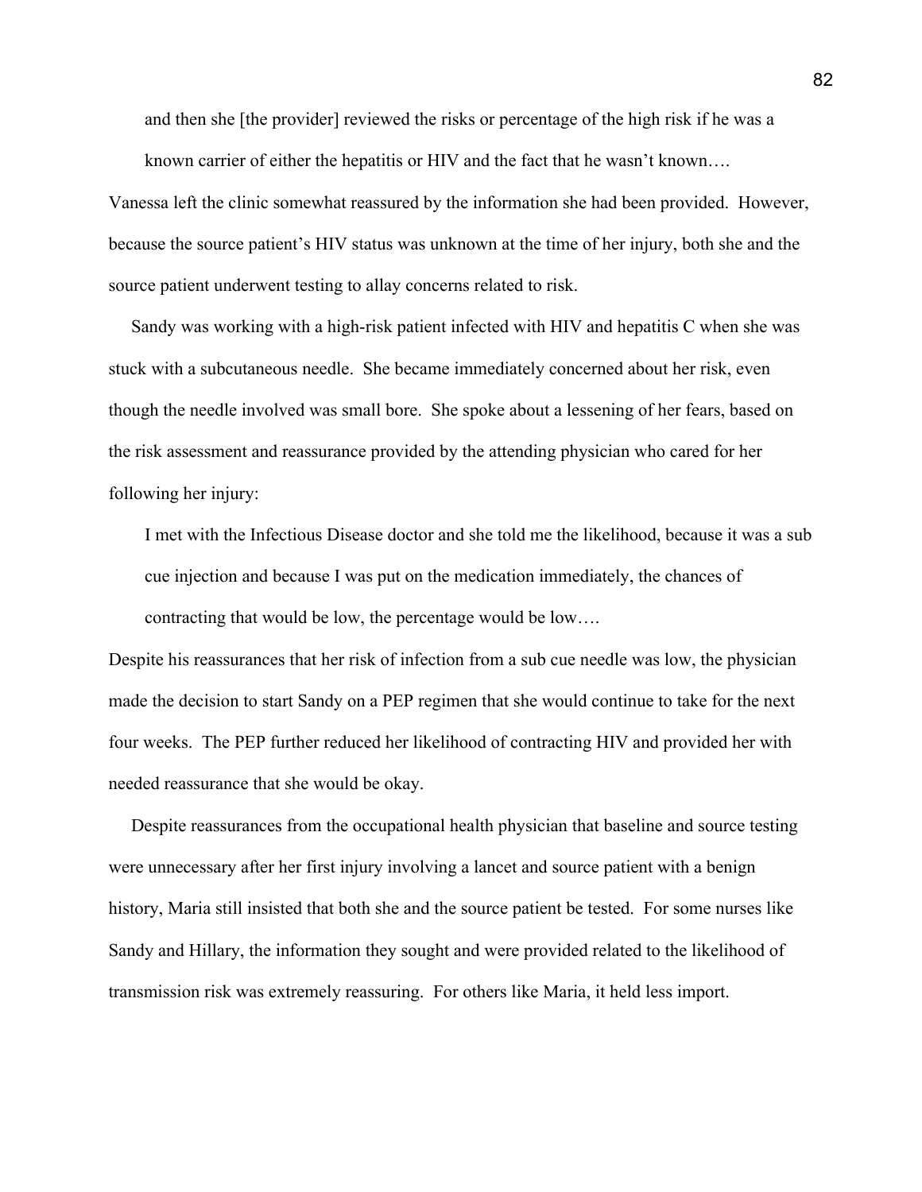> and then she [the provider] reviewed the risks or percentage of the high risk if he was a known carrier of either the hepatitis or HIV and the fact that he wasn't known….

Vanessa left the clinic somewhat reassured by the information she had been provided. However, because the source patient's HIV status was unknown at the time of her injury, both she and the source patient underwent testing to allay concerns related to risk.

Sandy was working with a high-risk patient infected with HIV and hepatitis C when she was stuck with a subcutaneous needle. She became immediately concerned about her risk, even though the needle involved was small bore. She spoke about a lessening of her fears, based on the risk assessment and reassurance provided by the attending physician who cared for her following her injury:

> I met with the Infectious Disease doctor and she told me the likelihood, because it was a sub cue injection and because I was put on the medication immediately, the chances of contracting that would be low, the percentage would be low….

Despite his reassurances that her risk of infection from a sub cue needle was low, the physician made the decision to start Sandy on a PEP regimen that she would continue to take for the next four weeks. The PEP further reduced her likelihood of contracting HIV and provided her with needed reassurance that she would be okay.

Despite reassurances from the occupational health physician that baseline and source testing were unnecessary after her first injury involving a lancet and source patient with a benign history, Maria still insisted that both she and the source patient be tested. For some nurses like Sandy and Hillary, the information they sought and were provided related to the likelihood of transmission risk was extremely reassuring. For others like Maria, it held less import.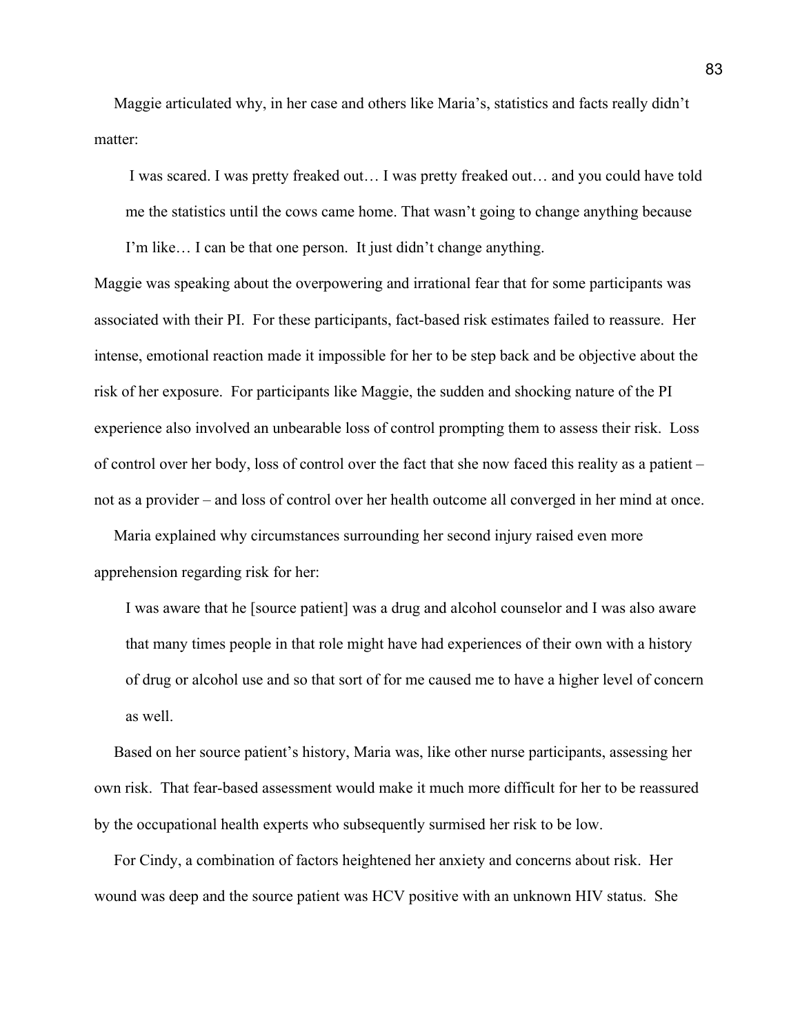Maggie articulated why, in her case and others like Maria's, statistics and facts really didn't matter:

> I was scared. I was pretty freaked out… I was pretty freaked out… and you could have told me the statistics until the cows came home. That wasn't going to change anything because I'm like… I can be that one person. It just didn't change anything.

Maggie was speaking about the overpowering and irrational fear that for some participants was associated with their PI. For these participants, fact-based risk estimates failed to reassure. Her intense, emotional reaction made it impossible for her to be step back and be objective about the risk of her exposure. For participants like Maggie, the sudden and shocking nature of the PI experience also involved an unbearable loss of control prompting them to assess their risk. Loss of control over her body, loss of control over the fact that she now faced this reality as a patient – not as a provider – and loss of control over her health outcome all converged in her mind at once.

Maria explained why circumstances surrounding her second injury raised even more apprehension regarding risk for her:

> I was aware that he [source patient] was a drug and alcohol counselor and I was also aware that many times people in that role might have had experiences of their own with a history of drug or alcohol use and so that sort of for me caused me to have a higher level of concern as well.

Based on her source patient's history, Maria was, like other nurse participants, assessing her own risk. That fear-based assessment would make it much more difficult for her to be reassured by the occupational health experts who subsequently surmised her risk to be low.

For Cindy, a combination of factors heightened her anxiety and concerns about risk. Her wound was deep and the source patient was HCV positive with an unknown HIV status. She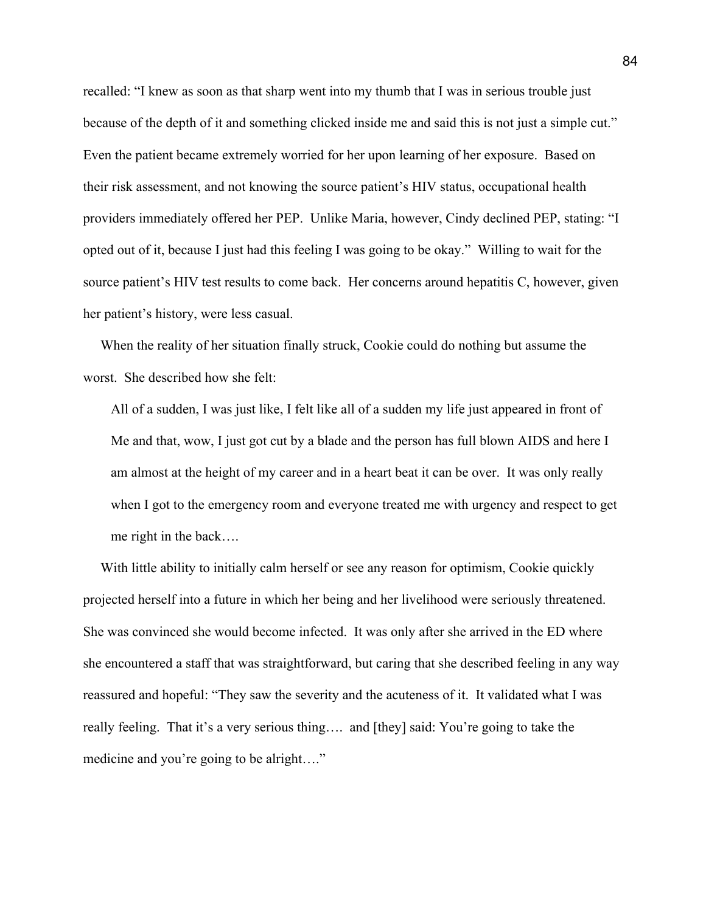recalled: “I knew as soon as that sharp went into my thumb that I was in serious trouble just because of the depth of it and something clicked inside me and said this is not just a simple cut.” Even the patient became extremely worried for her upon learning of her exposure. Based on their risk assessment, and not knowing the source patient’s HIV status, occupational health providers immediately offered her PEP. Unlike Maria, however, Cindy declined PEP, stating: “I opted out of it, because I just had this feeling I was going to be okay.” Willing to wait for the source patient’s HIV test results to come back. Her concerns around hepatitis C, however, given her patient’s history, were less casual.

When the reality of her situation finally struck, Cookie could do nothing but assume the worst. She described how she felt:

> All of a sudden, I was just like, I felt like all of a sudden my life just appeared in front of Me and that, wow, I just got cut by a blade and the person has full blown AIDS and here I am almost at the height of my career and in a heart beat it can be over. It was only really when I got to the emergency room and everyone treated me with urgency and respect to get me right in the back….

With little ability to initially calm herself or see any reason for optimism, Cookie quickly projected herself into a future in which her being and her livelihood were seriously threatened. She was convinced she would become infected. It was only after she arrived in the ED where she encountered a staff that was straightforward, but caring that she described feeling in any way reassured and hopeful: “They saw the severity and the acuteness of it. It validated what I was really feeling. That it’s a very serious thing…. and [they] said: You’re going to take the medicine and you’re going to be alright….”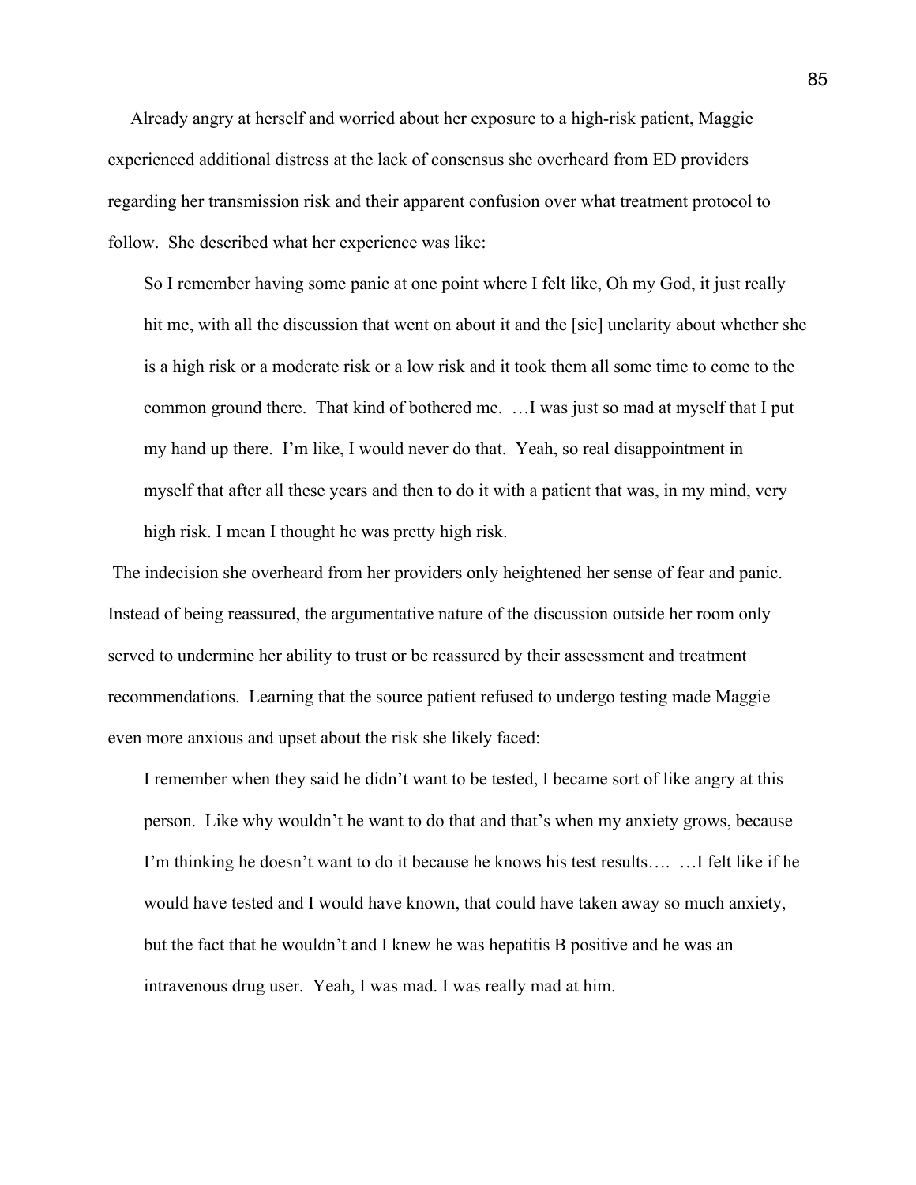Already angry at herself and worried about her exposure to a high-risk patient, Maggie experienced additional distress at the lack of consensus she overheard from ED providers regarding her transmission risk and their apparent confusion over what treatment protocol to follow. She described what her experience was like:

> So I remember having some panic at one point where I felt like, Oh my God, it just really hit me, with all the discussion that went on about it and the [sic] unclarity about whether she is a high risk or a moderate risk or a low risk and it took them all some time to come to the common ground there. That kind of bothered me. …I was just so mad at myself that I put my hand up there. I'm like, I would never do that. Yeah, so real disappointment in myself that after all these years and then to do it with a patient that was, in my mind, very high risk. I mean I thought he was pretty high risk.

The indecision she overheard from her providers only heightened her sense of fear and panic. Instead of being reassured, the argumentative nature of the discussion outside her room only served to undermine her ability to trust or be reassured by their assessment and treatment recommendations. Learning that the source patient refused to undergo testing made Maggie even more anxious and upset about the risk she likely faced:

> I remember when they said he didn't want to be tested, I became sort of like angry at this person. Like why wouldn't he want to do that and that's when my anxiety grows, because I'm thinking he doesn't want to do it because he knows his test results…. …I felt like if he would have tested and I would have known, that could have taken away so much anxiety, but the fact that he wouldn't and I knew he was hepatitis B positive and he was an intravenous drug user. Yeah, I was mad. I was really mad at him.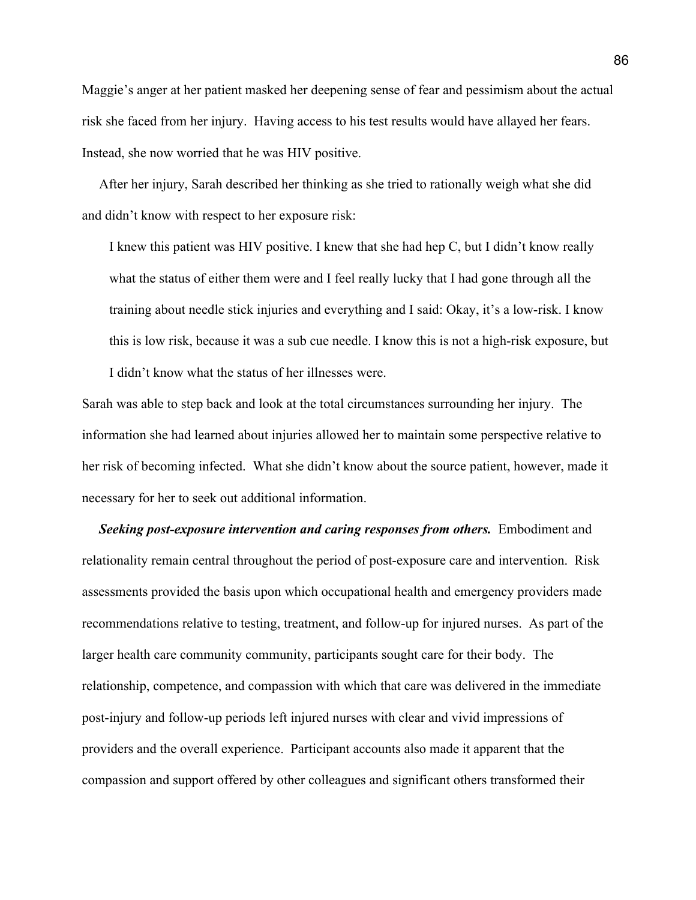Maggie's anger at her patient masked her deepening sense of fear and pessimism about the actual risk she faced from her injury. Having access to his test results would have allayed her fears. Instead, she now worried that he was HIV positive.

After her injury, Sarah described her thinking as she tried to rationally weigh what she did and didn't know with respect to her exposure risk:

> I knew this patient was HIV positive. I knew that she had hep C, but I didn't know really what the status of either them were and I feel really lucky that I had gone through all the training about needle stick injuries and everything and I said: Okay, it's a low-risk. I know this is low risk, because it was a sub cue needle. I know this is not a high-risk exposure, but I didn't know what the status of her illnesses were.

Sarah was able to step back and look at the total circumstances surrounding her injury. The information she had learned about injuries allowed her to maintain some perspective relative to her risk of becoming infected. What she didn't know about the source patient, however, made it necessary for her to seek out additional information.

***Seeking post-exposure intervention and caring responses from others.*** Embodiment and relationality remain central throughout the period of post-exposure care and intervention. Risk assessments provided the basis upon which occupational health and emergency providers made recommendations relative to testing, treatment, and follow-up for injured nurses. As part of the larger health care community community, participants sought care for their body. The relationship, competence, and compassion with which that care was delivered in the immediate post-injury and follow-up periods left injured nurses with clear and vivid impressions of providers and the overall experience. Participant accounts also made it apparent that the compassion and support offered by other colleagues and significant others transformed their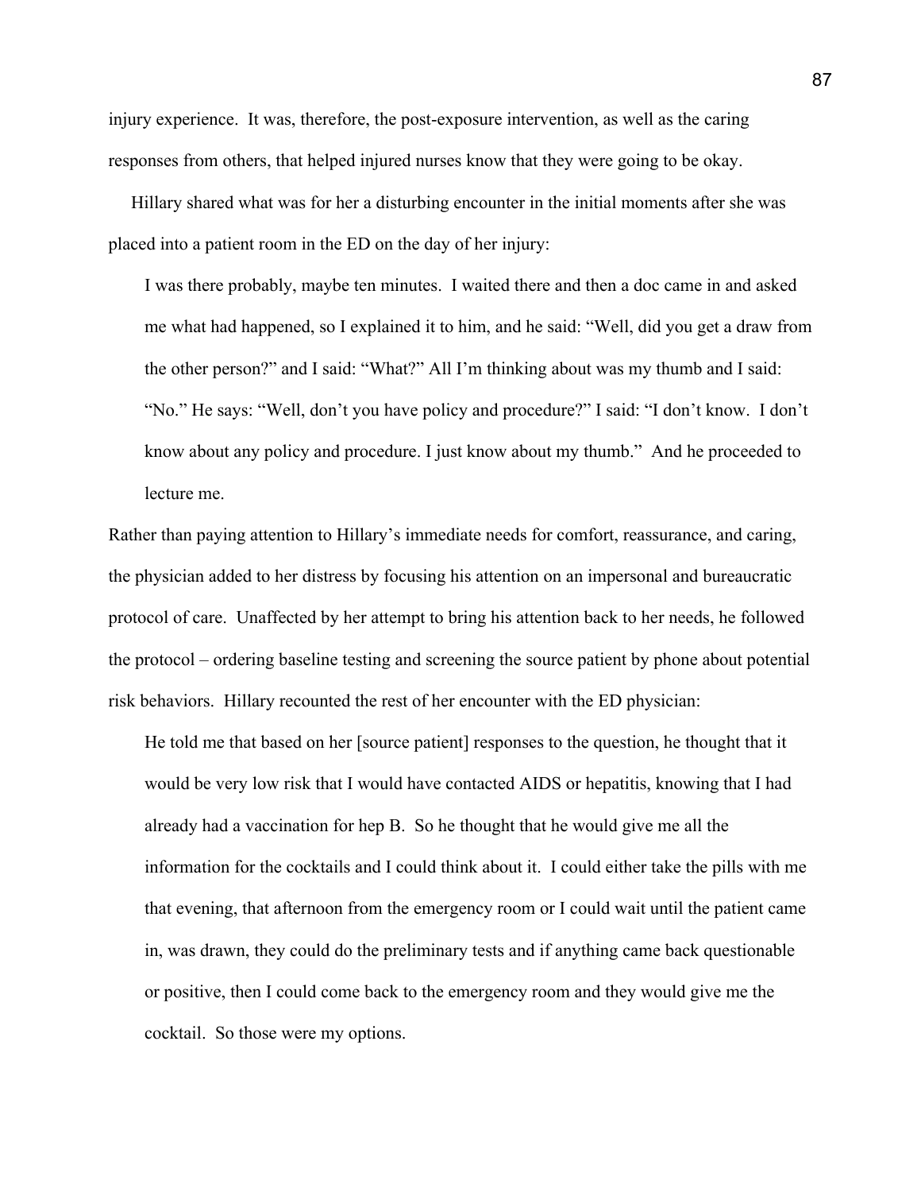injury experience. It was, therefore, the post-exposure intervention, as well as the caring responses from others, that helped injured nurses know that they were going to be okay.

Hillary shared what was for her a disturbing encounter in the initial moments after she was placed into a patient room in the ED on the day of her injury:

> I was there probably, maybe ten minutes. I waited there and then a doc came in and asked me what had happened, so I explained it to him, and he said: "Well, did you get a draw from the other person?" and I said: "What?" All I'm thinking about was my thumb and I said: "No." He says: "Well, don't you have policy and procedure?" I said: "I don't know. I don't know about any policy and procedure. I just know about my thumb." And he proceeded to lecture me.

Rather than paying attention to Hillary's immediate needs for comfort, reassurance, and caring, the physician added to her distress by focusing his attention on an impersonal and bureaucratic protocol of care. Unaffected by her attempt to bring his attention back to her needs, he followed the protocol – ordering baseline testing and screening the source patient by phone about potential risk behaviors. Hillary recounted the rest of her encounter with the ED physician:

> He told me that based on her [source patient] responses to the question, he thought that it would be very low risk that I would have contacted AIDS or hepatitis, knowing that I had already had a vaccination for hep B. So he thought that he would give me all the information for the cocktails and I could think about it. I could either take the pills with me that evening, that afternoon from the emergency room or I could wait until the patient came in, was drawn, they could do the preliminary tests and if anything came back questionable or positive, then I could come back to the emergency room and they would give me the cocktail. So those were my options.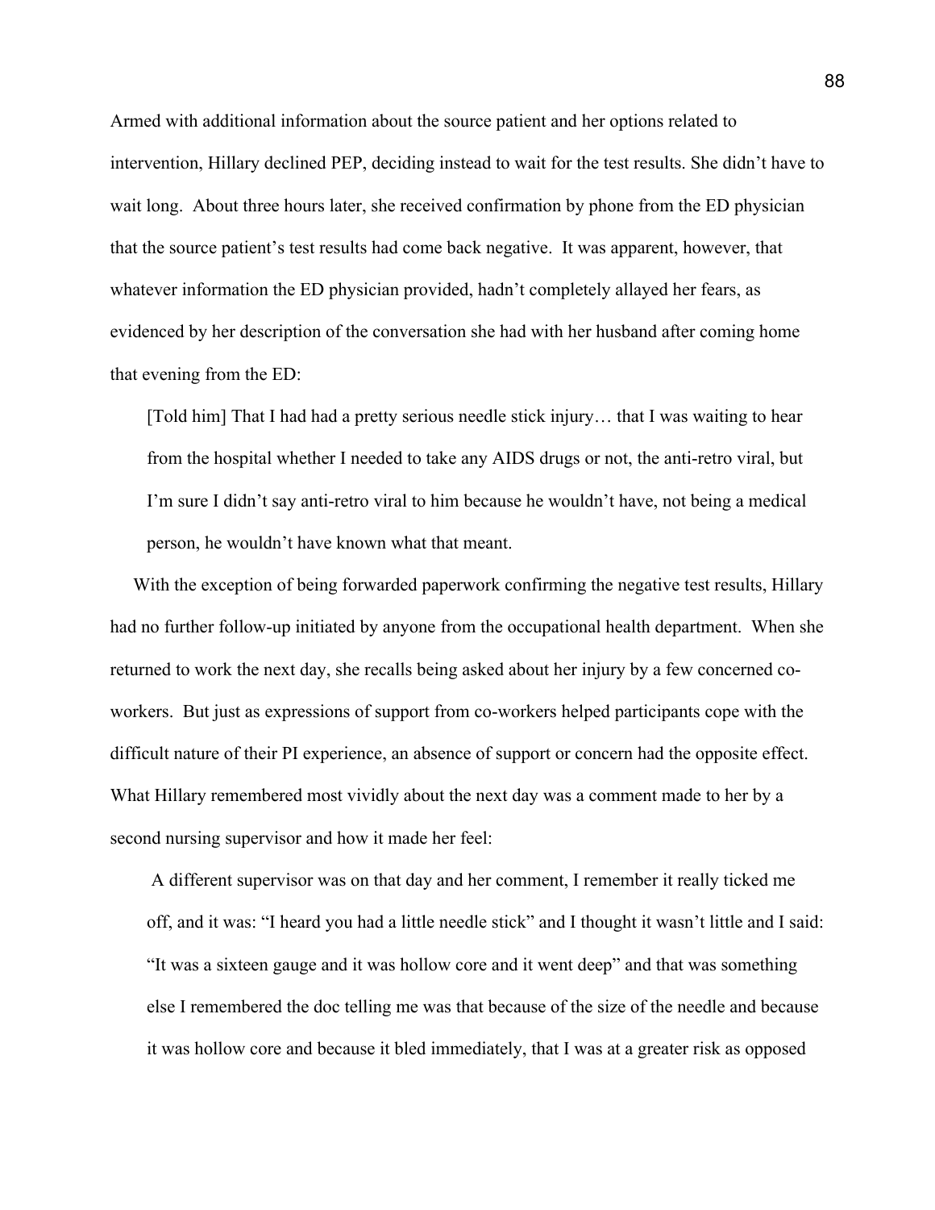Armed with additional information about the source patient and her options related to intervention, Hillary declined PEP, deciding instead to wait for the test results. She didn't have to wait long. About three hours later, she received confirmation by phone from the ED physician that the source patient's test results had come back negative. It was apparent, however, that whatever information the ED physician provided, hadn't completely allayed her fears, as evidenced by her description of the conversation she had with her husband after coming home that evening from the ED:

> [Told him] That I had had a pretty serious needle stick injury… that I was waiting to hear from the hospital whether I needed to take any AIDS drugs or not, the anti-retro viral, but I'm sure I didn't say anti-retro viral to him because he wouldn't have, not being a medical person, he wouldn't have known what that meant.

With the exception of being forwarded paperwork confirming the negative test results, Hillary had no further follow-up initiated by anyone from the occupational health department. When she returned to work the next day, she recalls being asked about her injury by a few concerned co-workers. But just as expressions of support from co-workers helped participants cope with the difficult nature of their PI experience, an absence of support or concern had the opposite effect. What Hillary remembered most vividly about the next day was a comment made to her by a second nursing supervisor and how it made her feel:

> A different supervisor was on that day and her comment, I remember it really ticked me off, and it was: "I heard you had a little needle stick" and I thought it wasn't little and I said: "It was a sixteen gauge and it was hollow core and it went deep" and that was something else I remembered the doc telling me was that because of the size of the needle and because it was hollow core and because it bled immediately, that I was at a greater risk as opposed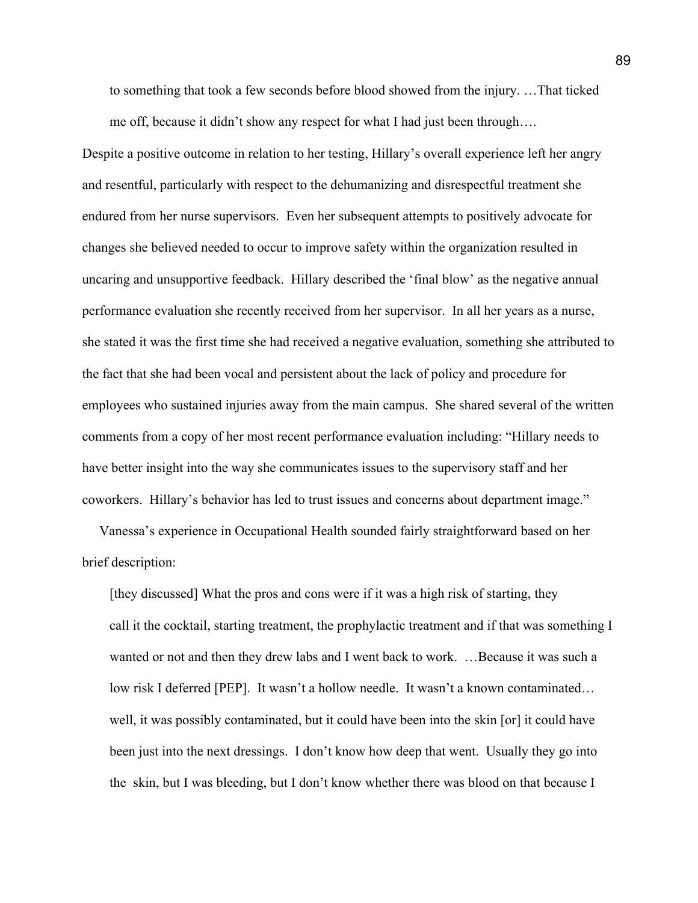> to something that took a few seconds before blood showed from the injury. …That ticked me off, because it didn't show any respect for what I had just been through….

Despite a positive outcome in relation to her testing, Hillary's overall experience left her angry and resentful, particularly with respect to the dehumanizing and disrespectful treatment she endured from her nurse supervisors. Even her subsequent attempts to positively advocate for changes she believed needed to occur to improve safety within the organization resulted in uncaring and unsupportive feedback. Hillary described the 'final blow' as the negative annual performance evaluation she recently received from her supervisor. In all her years as a nurse, she stated it was the first time she had received a negative evaluation, something she attributed to the fact that she had been vocal and persistent about the lack of policy and procedure for employees who sustained injuries away from the main campus. She shared several of the written comments from a copy of her most recent performance evaluation including: "Hillary needs to have better insight into the way she communicates issues to the supervisory staff and her coworkers. Hillary's behavior has led to trust issues and concerns about department image."

Vanessa's experience in Occupational Health sounded fairly straightforward based on her brief description:

> [they discussed] What the pros and cons were if it was a high risk of starting, they call it the cocktail, starting treatment, the prophylactic treatment and if that was something I wanted or not and then they drew labs and I went back to work. …Because it was such a low risk I deferred [PEP]. It wasn't a hollow needle. It wasn't a known contaminated… well, it was possibly contaminated, but it could have been into the skin [or] it could have been just into the next dressings. I don't know how deep that went. Usually they go into the skin, but I was bleeding, but I don't know whether there was blood on that because I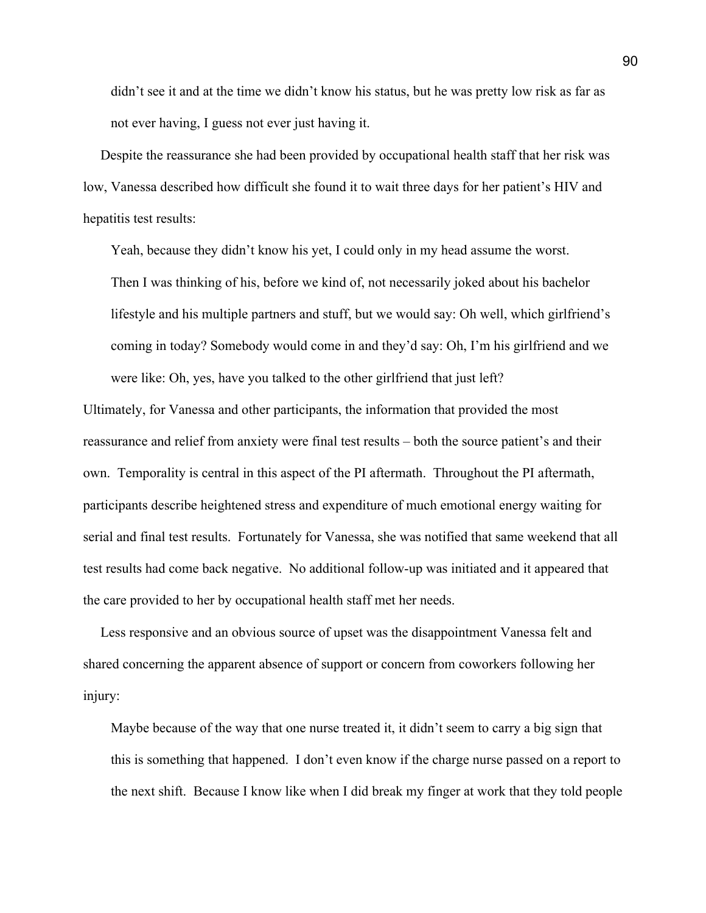> didn't see it and at the time we didn't know his status, but he was pretty low risk as far as not ever having, I guess not ever just having it.

Despite the reassurance she had been provided by occupational health staff that her risk was low, Vanessa described how difficult she found it to wait three days for her patient's HIV and hepatitis test results:

> Yeah, because they didn't know his yet, I could only in my head assume the worst. Then I was thinking of his, before we kind of, not necessarily joked about his bachelor lifestyle and his multiple partners and stuff, but we would say: Oh well, which girlfriend's coming in today? Somebody would come in and they'd say: Oh, I'm his girlfriend and we were like: Oh, yes, have you talked to the other girlfriend that just left?

Ultimately, for Vanessa and other participants, the information that provided the most reassurance and relief from anxiety were final test results – both the source patient's and their own. Temporality is central in this aspect of the PI aftermath. Throughout the PI aftermath, participants describe heightened stress and expenditure of much emotional energy waiting for serial and final test results. Fortunately for Vanessa, she was notified that same weekend that all test results had come back negative. No additional follow-up was initiated and it appeared that the care provided to her by occupational health staff met her needs.

Less responsive and an obvious source of upset was the disappointment Vanessa felt and shared concerning the apparent absence of support or concern from coworkers following her injury:

> Maybe because of the way that one nurse treated it, it didn't seem to carry a big sign that this is something that happened. I don't even know if the charge nurse passed on a report to the next shift. Because I know like when I did break my finger at work that they told people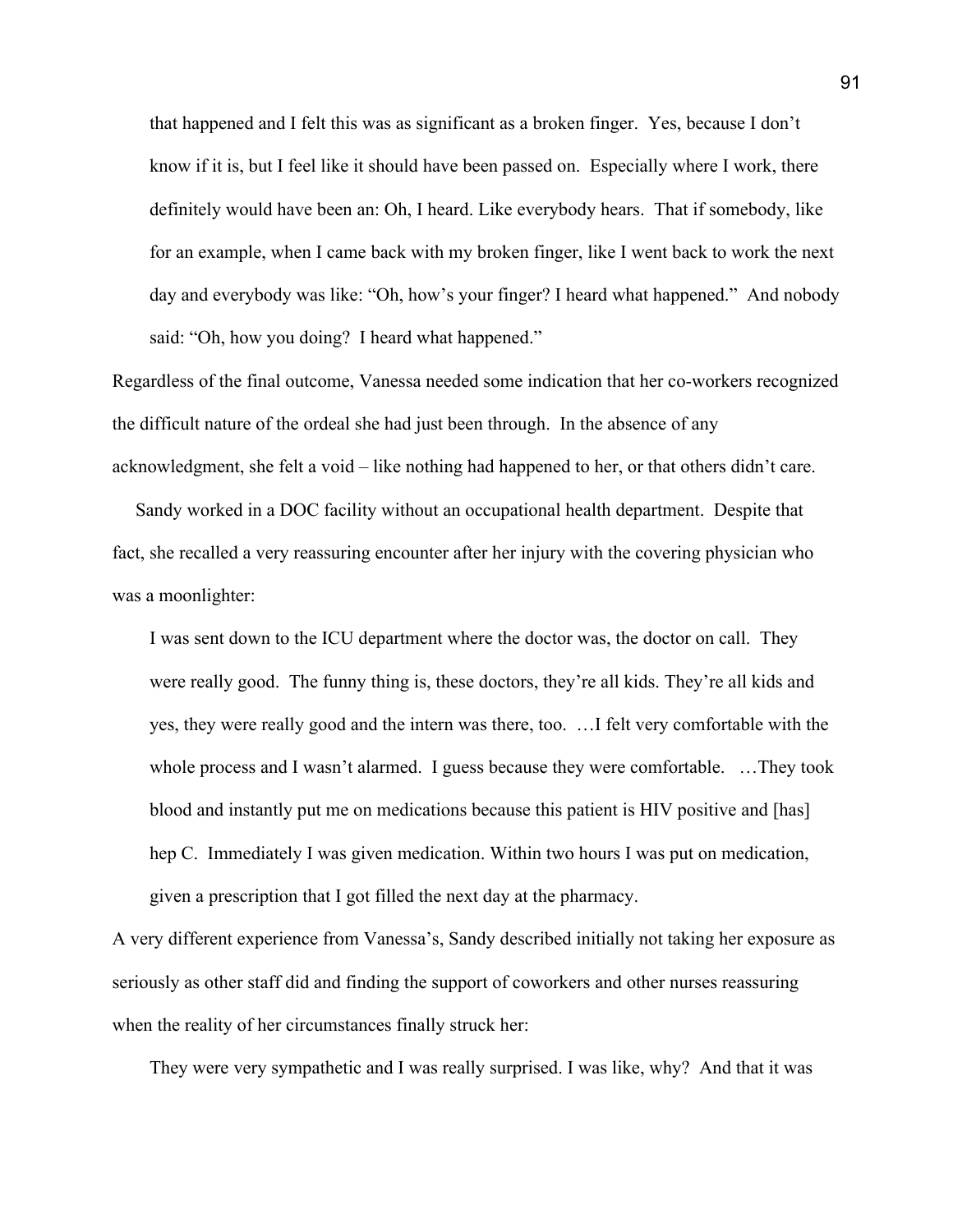> that happened and I felt this was as significant as a broken finger. Yes, because I don't know if it is, but I feel like it should have been passed on. Especially where I work, there definitely would have been an: Oh, I heard. Like everybody hears. That if somebody, like for an example, when I came back with my broken finger, like I went back to work the next day and everybody was like: "Oh, how's your finger? I heard what happened." And nobody said: "Oh, how you doing? I heard what happened."

Regardless of the final outcome, Vanessa needed some indication that her co-workers recognized the difficult nature of the ordeal she had just been through. In the absence of any acknowledgment, she felt a void – like nothing had happened to her, or that others didn't care.

Sandy worked in a DOC facility without an occupational health department. Despite that fact, she recalled a very reassuring encounter after her injury with the covering physician who was a moonlighter:

> I was sent down to the ICU department where the doctor was, the doctor on call. They were really good. The funny thing is, these doctors, they're all kids. They're all kids and yes, they were really good and the intern was there, too. …I felt very comfortable with the whole process and I wasn't alarmed. I guess because they were comfortable. …They took blood and instantly put me on medications because this patient is HIV positive and [has] hep C. Immediately I was given medication. Within two hours I was put on medication, given a prescription that I got filled the next day at the pharmacy.

A very different experience from Vanessa's, Sandy described initially not taking her exposure as seriously as other staff did and finding the support of coworkers and other nurses reassuring when the reality of her circumstances finally struck her:

> They were very sympathetic and I was really surprised. I was like, why? And that it was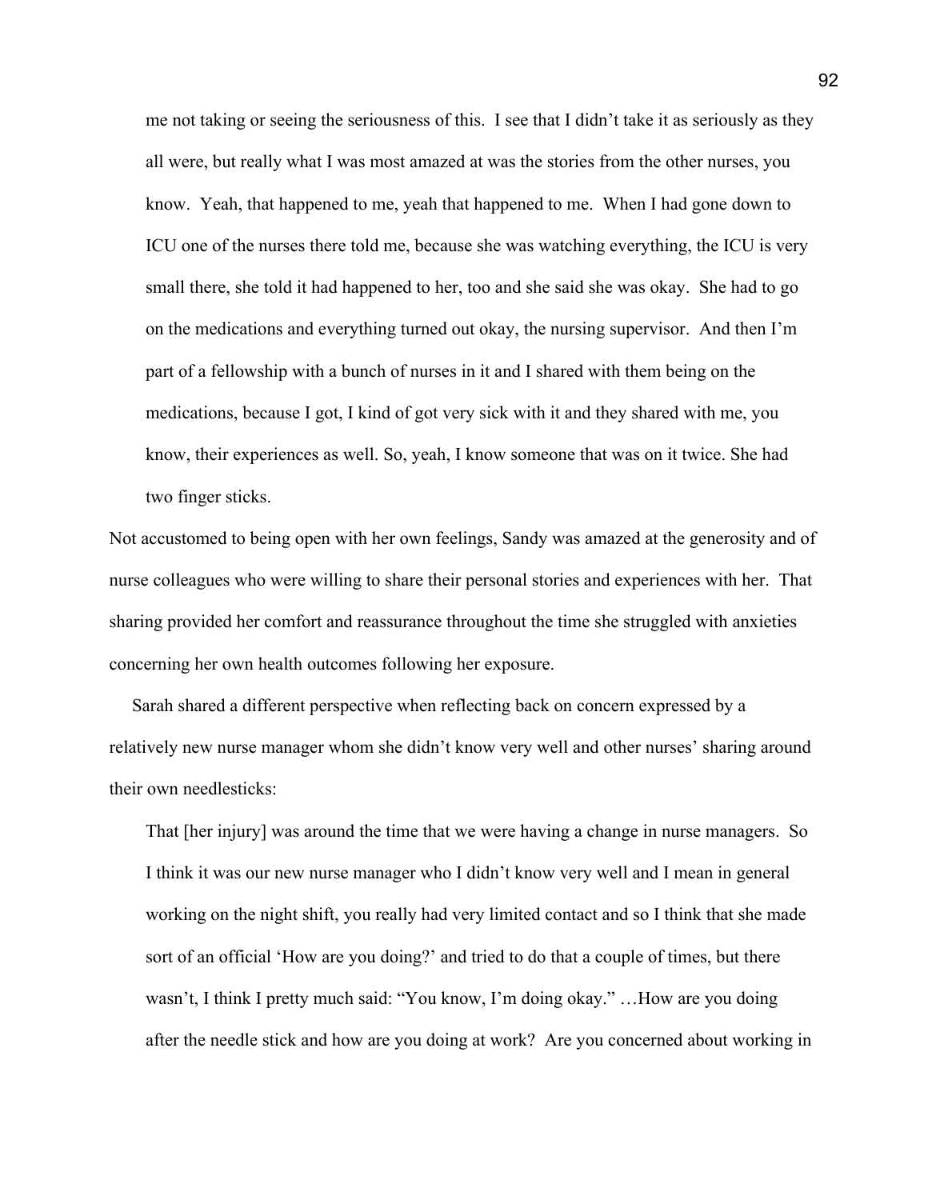> me not taking or seeing the seriousness of this. I see that I didn't take it as seriously as they all were, but really what I was most amazed at was the stories from the other nurses, you know. Yeah, that happened to me, yeah that happened to me. When I had gone down to ICU one of the nurses there told me, because she was watching everything, the ICU is very small there, she told it had happened to her, too and she said she was okay. She had to go on the medications and everything turned out okay, the nursing supervisor. And then I'm part of a fellowship with a bunch of nurses in it and I shared with them being on the medications, because I got, I kind of got very sick with it and they shared with me, you know, their experiences as well. So, yeah, I know someone that was on it twice. She had two finger sticks.

Not accustomed to being open with her own feelings, Sandy was amazed at the generosity and of nurse colleagues who were willing to share their personal stories and experiences with her. That sharing provided her comfort and reassurance throughout the time she struggled with anxieties concerning her own health outcomes following her exposure.

Sarah shared a different perspective when reflecting back on concern expressed by a relatively new nurse manager whom she didn't know very well and other nurses' sharing around their own needlesticks:

> That [her injury] was around the time that we were having a change in nurse managers. So I think it was our new nurse manager who I didn't know very well and I mean in general working on the night shift, you really had very limited contact and so I think that she made sort of an official 'How are you doing?' and tried to do that a couple of times, but there wasn't, I think I pretty much said: "You know, I'm doing okay." …How are you doing after the needle stick and how are you doing at work? Are you concerned about working in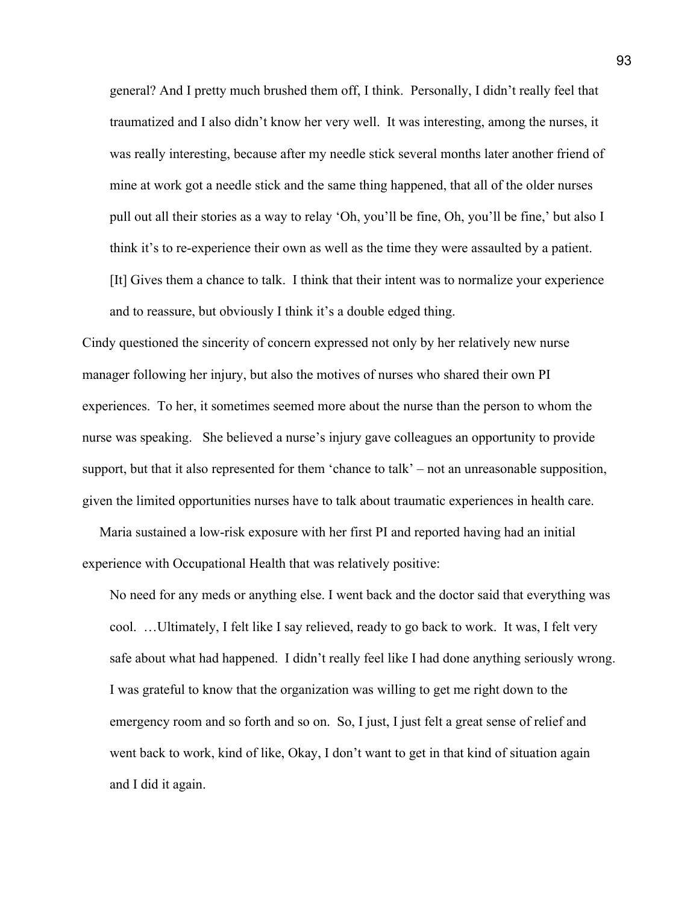> general? And I pretty much brushed them off, I think. Personally, I didn't really feel that traumatized and I also didn't know her very well. It was interesting, among the nurses, it was really interesting, because after my needle stick several months later another friend of mine at work got a needle stick and the same thing happened, that all of the older nurses pull out all their stories as a way to relay 'Oh, you'll be fine, Oh, you'll be fine,' but also I think it's to re-experience their own as well as the time they were assaulted by a patient. [It] Gives them a chance to talk. I think that their intent was to normalize your experience and to reassure, but obviously I think it's a double edged thing.

Cindy questioned the sincerity of concern expressed not only by her relatively new nurse manager following her injury, but also the motives of nurses who shared their own PI experiences. To her, it sometimes seemed more about the nurse than the person to whom the nurse was speaking. She believed a nurse's injury gave colleagues an opportunity to provide support, but that it also represented for them 'chance to talk' – not an unreasonable supposition, given the limited opportunities nurses have to talk about traumatic experiences in health care.

Maria sustained a low-risk exposure with her first PI and reported having had an initial experience with Occupational Health that was relatively positive:

> No need for any meds or anything else. I went back and the doctor said that everything was cool. …Ultimately, I felt like I say relieved, ready to go back to work. It was, I felt very safe about what had happened. I didn't really feel like I had done anything seriously wrong. I was grateful to know that the organization was willing to get me right down to the emergency room and so forth and so on. So, I just, I just felt a great sense of relief and went back to work, kind of like, Okay, I don't want to get in that kind of situation again and I did it again.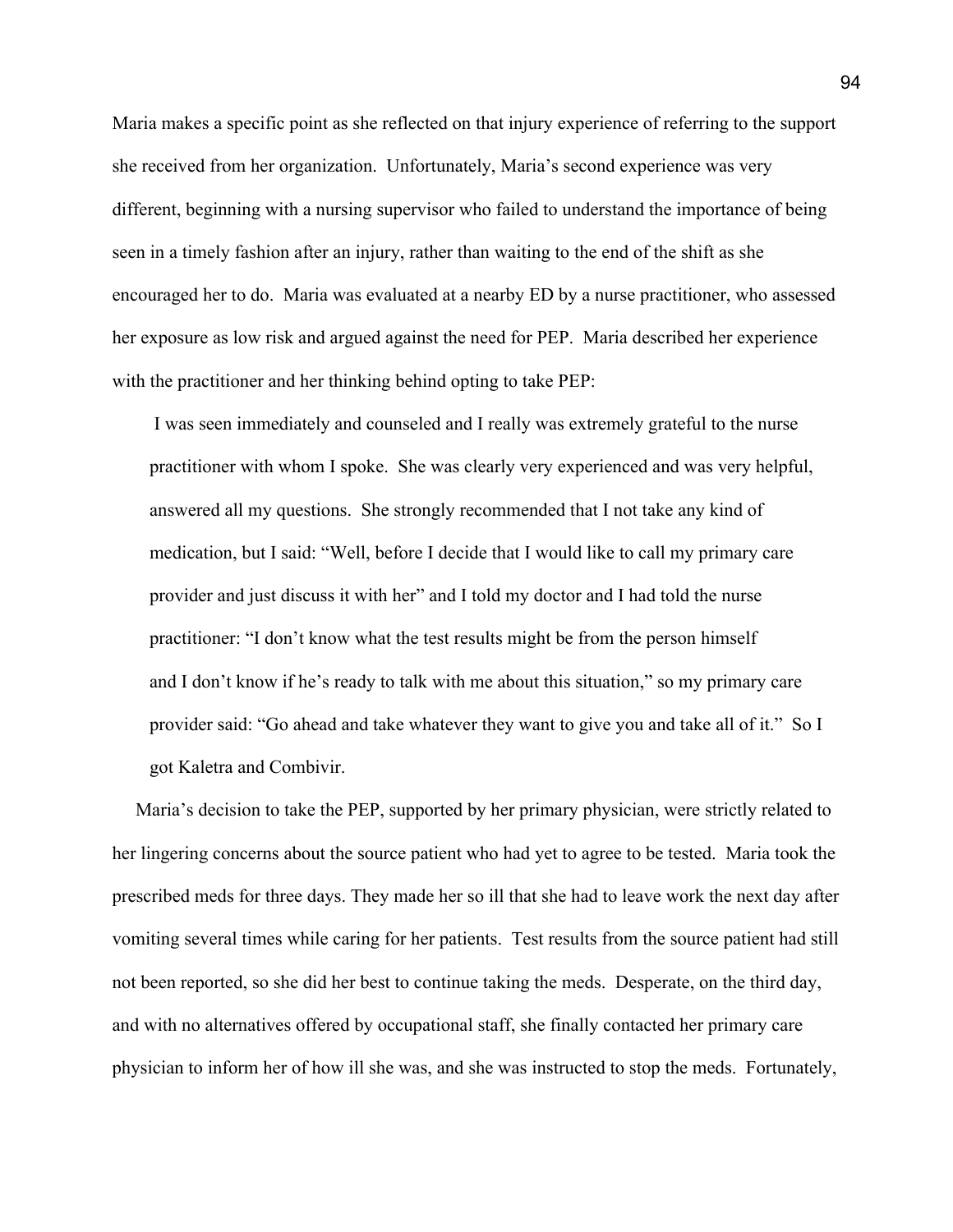Maria makes a specific point as she reflected on that injury experience of referring to the support she received from her organization. Unfortunately, Maria's second experience was very different, beginning with a nursing supervisor who failed to understand the importance of being seen in a timely fashion after an injury, rather than waiting to the end of the shift as she encouraged her to do. Maria was evaluated at a nearby ED by a nurse practitioner, who assessed her exposure as low risk and argued against the need for PEP. Maria described her experience with the practitioner and her thinking behind opting to take PEP:

> I was seen immediately and counseled and I really was extremely grateful to the nurse practitioner with whom I spoke. She was clearly very experienced and was very helpful, answered all my questions. She strongly recommended that I not take any kind of medication, but I said: "Well, before I decide that I would like to call my primary care provider and just discuss it with her" and I told my doctor and I had told the nurse practitioner: "I don't know what the test results might be from the person himself and I don't know if he's ready to talk with me about this situation," so my primary care provider said: "Go ahead and take whatever they want to give you and take all of it." So I got Kaletra and Combivir.

Maria's decision to take the PEP, supported by her primary physician, were strictly related to her lingering concerns about the source patient who had yet to agree to be tested. Maria took the prescribed meds for three days. They made her so ill that she had to leave work the next day after vomiting several times while caring for her patients. Test results from the source patient had still not been reported, so she did her best to continue taking the meds. Desperate, on the third day, and with no alternatives offered by occupational staff, she finally contacted her primary care physician to inform her of how ill she was, and she was instructed to stop the meds. Fortunately,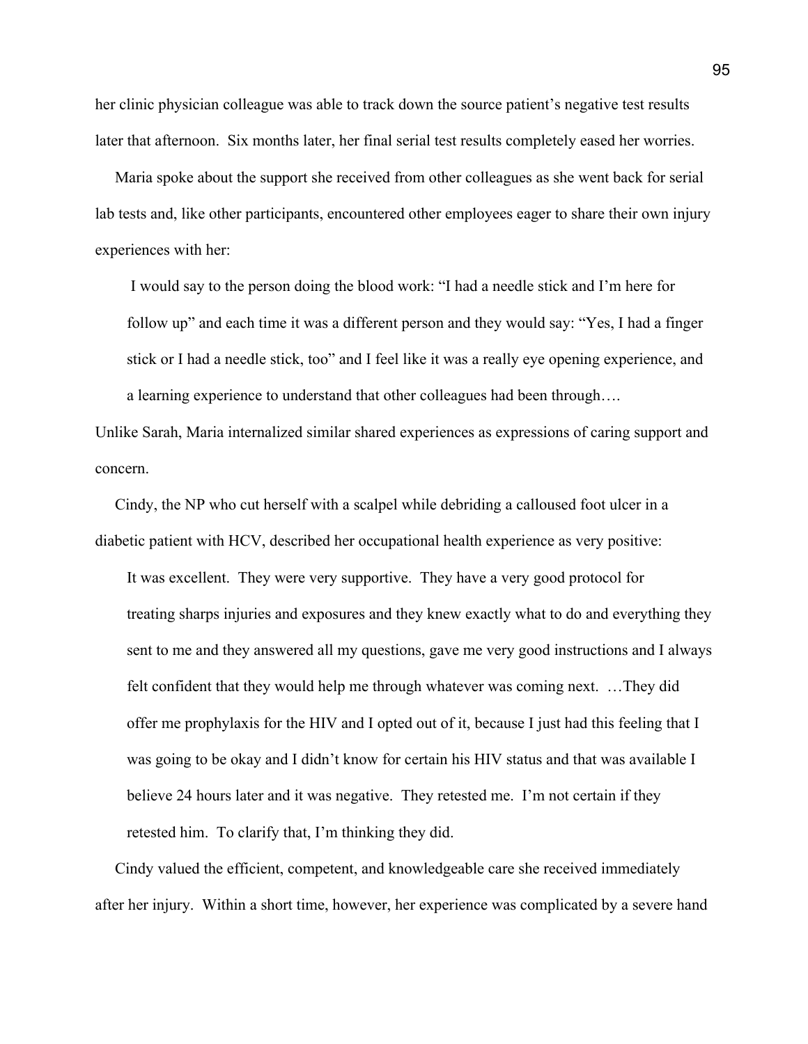her clinic physician colleague was able to track down the source patient's negative test results later that afternoon. Six months later, her final serial test results completely eased her worries.

Maria spoke about the support she received from other colleagues as she went back for serial lab tests and, like other participants, encountered other employees eager to share their own injury experiences with her:

> I would say to the person doing the blood work: "I had a needle stick and I'm here for follow up" and each time it was a different person and they would say: "Yes, I had a finger stick or I had a needle stick, too" and I feel like it was a really eye opening experience, and a learning experience to understand that other colleagues had been through….

Unlike Sarah, Maria internalized similar shared experiences as expressions of caring support and concern.

Cindy, the NP who cut herself with a scalpel while debriding a calloused foot ulcer in a diabetic patient with HCV, described her occupational health experience as very positive:

> It was excellent. They were very supportive. They have a very good protocol for treating sharps injuries and exposures and they knew exactly what to do and everything they sent to me and they answered all my questions, gave me very good instructions and I always felt confident that they would help me through whatever was coming next. …They did offer me prophylaxis for the HIV and I opted out of it, because I just had this feeling that I was going to be okay and I didn't know for certain his HIV status and that was available I believe 24 hours later and it was negative. They retested me. I'm not certain if they retested him. To clarify that, I'm thinking they did.

Cindy valued the efficient, competent, and knowledgeable care she received immediately after her injury. Within a short time, however, her experience was complicated by a severe hand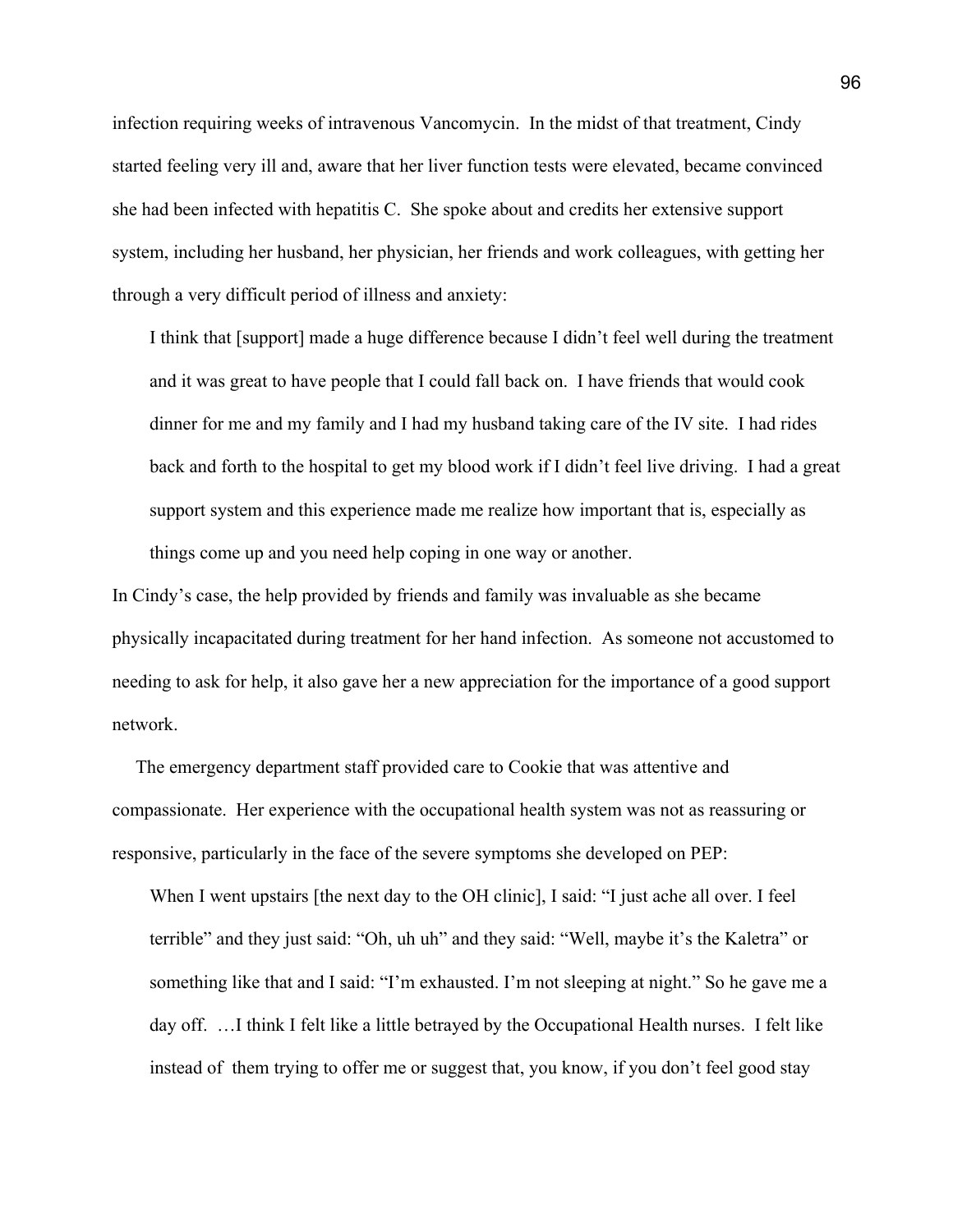infection requiring weeks of intravenous Vancomycin. In the midst of that treatment, Cindy started feeling very ill and, aware that her liver function tests were elevated, became convinced she had been infected with hepatitis C. She spoke about and credits her extensive support system, including her husband, her physician, her friends and work colleagues, with getting her through a very difficult period of illness and anxiety:

> I think that [support] made a huge difference because I didn't feel well during the treatment and it was great to have people that I could fall back on. I have friends that would cook dinner for me and my family and I had my husband taking care of the IV site. I had rides back and forth to the hospital to get my blood work if I didn't feel live driving. I had a great support system and this experience made me realize how important that is, especially as things come up and you need help coping in one way or another.

In Cindy's case, the help provided by friends and family was invaluable as she became physically incapacitated during treatment for her hand infection. As someone not accustomed to needing to ask for help, it also gave her a new appreciation for the importance of a good support network.

The emergency department staff provided care to Cookie that was attentive and compassionate. Her experience with the occupational health system was not as reassuring or responsive, particularly in the face of the severe symptoms she developed on PEP:

> When I went upstairs [the next day to the OH clinic], I said: "I just ache all over. I feel terrible" and they just said: "Oh, uh uh" and they said: "Well, maybe it's the Kaletra" or something like that and I said: "I'm exhausted. I'm not sleeping at night." So he gave me a day off. …I think I felt like a little betrayed by the Occupational Health nurses. I felt like instead of them trying to offer me or suggest that, you know, if you don't feel good stay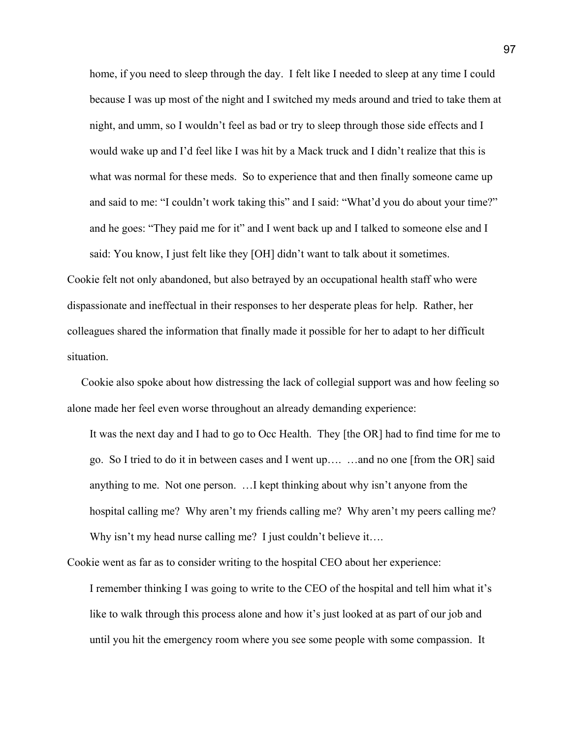> home, if you need to sleep through the day. I felt like I needed to sleep at any time I could because I was up most of the night and I switched my meds around and tried to take them at night, and umm, so I wouldn't feel as bad or try to sleep through those side effects and I would wake up and I'd feel like I was hit by a Mack truck and I didn't realize that this is what was normal for these meds. So to experience that and then finally someone came up and said to me: "I couldn't work taking this" and I said: "What'd you do about your time?" and he goes: "They paid me for it" and I went back up and I talked to someone else and I said: You know, I just felt like they [OH] didn't want to talk about it sometimes.

Cookie felt not only abandoned, but also betrayed by an occupational health staff who were dispassionate and ineffectual in their responses to her desperate pleas for help. Rather, her colleagues shared the information that finally made it possible for her to adapt to her difficult situation.

Cookie also spoke about how distressing the lack of collegial support was and how feeling so alone made her feel even worse throughout an already demanding experience:

> It was the next day and I had to go to Occ Health. They [the OR] had to find time for me to go. So I tried to do it in between cases and I went up…. …and no one [from the OR] said anything to me. Not one person. …I kept thinking about why isn't anyone from the hospital calling me? Why aren't my friends calling me? Why aren't my peers calling me? Why isn't my head nurse calling me? I just couldn't believe it….

Cookie went as far as to consider writing to the hospital CEO about her experience:

> I remember thinking I was going to write to the CEO of the hospital and tell him what it's like to walk through this process alone and how it's just looked at as part of our job and until you hit the emergency room where you see some people with some compassion. It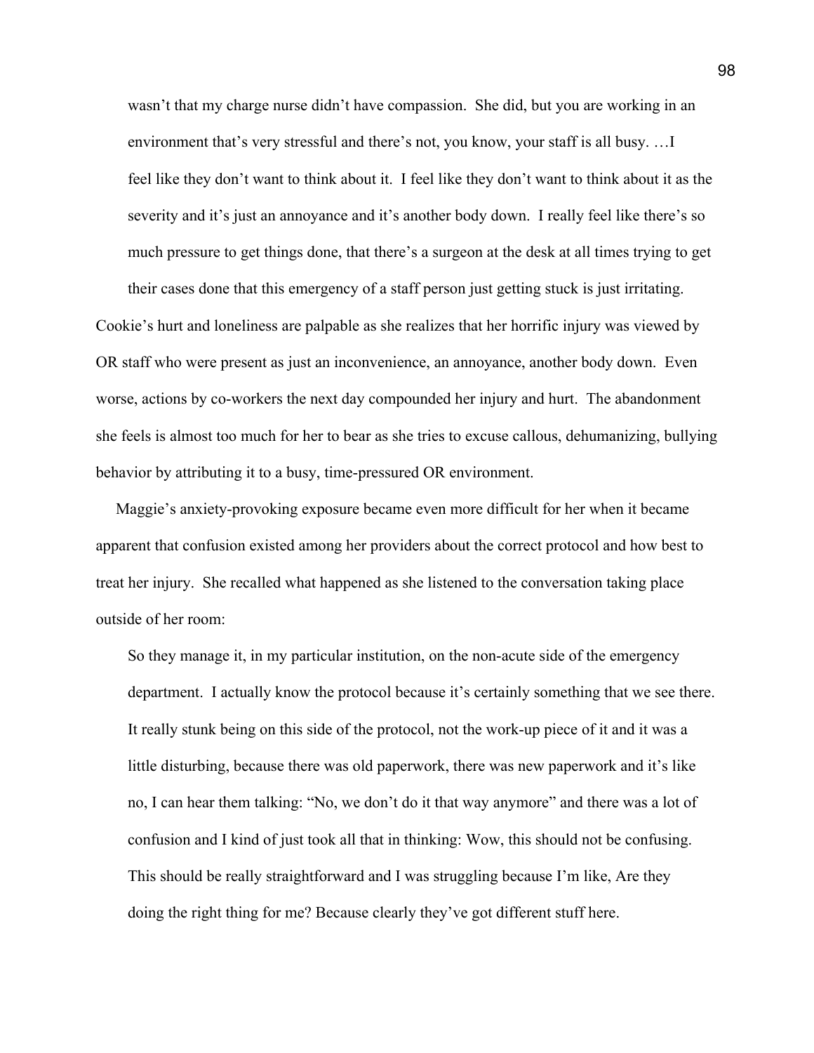> wasn't that my charge nurse didn't have compassion. She did, but you are working in an environment that's very stressful and there's not, you know, your staff is all busy. …I feel like they don't want to think about it. I feel like they don't want to think about it as the severity and it's just an annoyance and it's another body down. I really feel like there's so much pressure to get things done, that there's a surgeon at the desk at all times trying to get their cases done that this emergency of a staff person just getting stuck is just irritating.

Cookie's hurt and loneliness are palpable as she realizes that her horrific injury was viewed by OR staff who were present as just an inconvenience, an annoyance, another body down. Even worse, actions by co-workers the next day compounded her injury and hurt. The abandonment she feels is almost too much for her to bear as she tries to excuse callous, dehumanizing, bullying behavior by attributing it to a busy, time-pressured OR environment.

Maggie's anxiety-provoking exposure became even more difficult for her when it became apparent that confusion existed among her providers about the correct protocol and how best to treat her injury. She recalled what happened as she listened to the conversation taking place outside of her room:

> So they manage it, in my particular institution, on the non-acute side of the emergency department. I actually know the protocol because it's certainly something that we see there. It really stunk being on this side of the protocol, not the work-up piece of it and it was a little disturbing, because there was old paperwork, there was new paperwork and it's like no, I can hear them talking: "No, we don't do it that way anymore" and there was a lot of confusion and I kind of just took all that in thinking: Wow, this should not be confusing. This should be really straightforward and I was struggling because I'm like, Are they doing the right thing for me? Because clearly they've got different stuff here.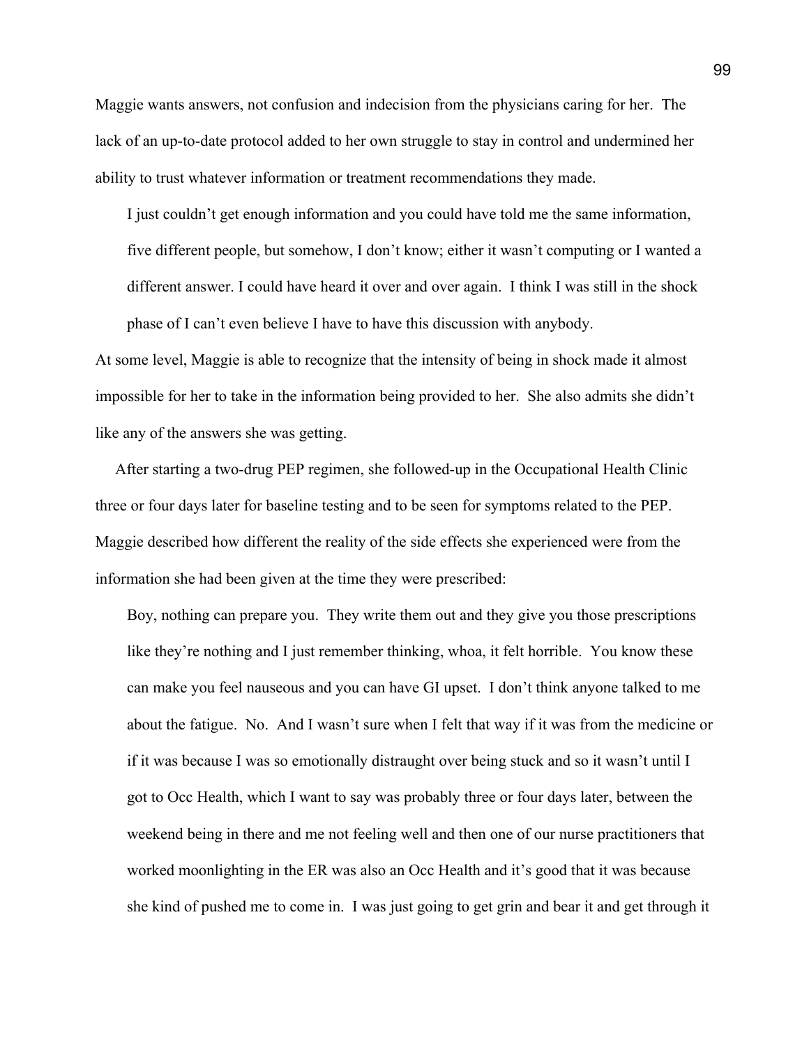Maggie wants answers, not confusion and indecision from the physicians caring for her. The lack of an up-to-date protocol added to her own struggle to stay in control and undermined her ability to trust whatever information or treatment recommendations they made.

> I just couldn't get enough information and you could have told me the same information, five different people, but somehow, I don't know; either it wasn't computing or I wanted a different answer. I could have heard it over and over again. I think I was still in the shock phase of I can't even believe I have to have this discussion with anybody.

At some level, Maggie is able to recognize that the intensity of being in shock made it almost impossible for her to take in the information being provided to her. She also admits she didn't like any of the answers she was getting.

After starting a two-drug PEP regimen, she followed-up in the Occupational Health Clinic three or four days later for baseline testing and to be seen for symptoms related to the PEP. Maggie described how different the reality of the side effects she experienced were from the information she had been given at the time they were prescribed:

> Boy, nothing can prepare you. They write them out and they give you those prescriptions like they're nothing and I just remember thinking, whoa, it felt horrible. You know these can make you feel nauseous and you can have GI upset. I don't think anyone talked to me about the fatigue. No. And I wasn't sure when I felt that way if it was from the medicine or if it was because I was so emotionally distraught over being stuck and so it wasn't until I got to Occ Health, which I want to say was probably three or four days later, between the weekend being in there and me not feeling well and then one of our nurse practitioners that worked moonlighting in the ER was also an Occ Health and it's good that it was because she kind of pushed me to come in. I was just going to get grin and bear it and get through it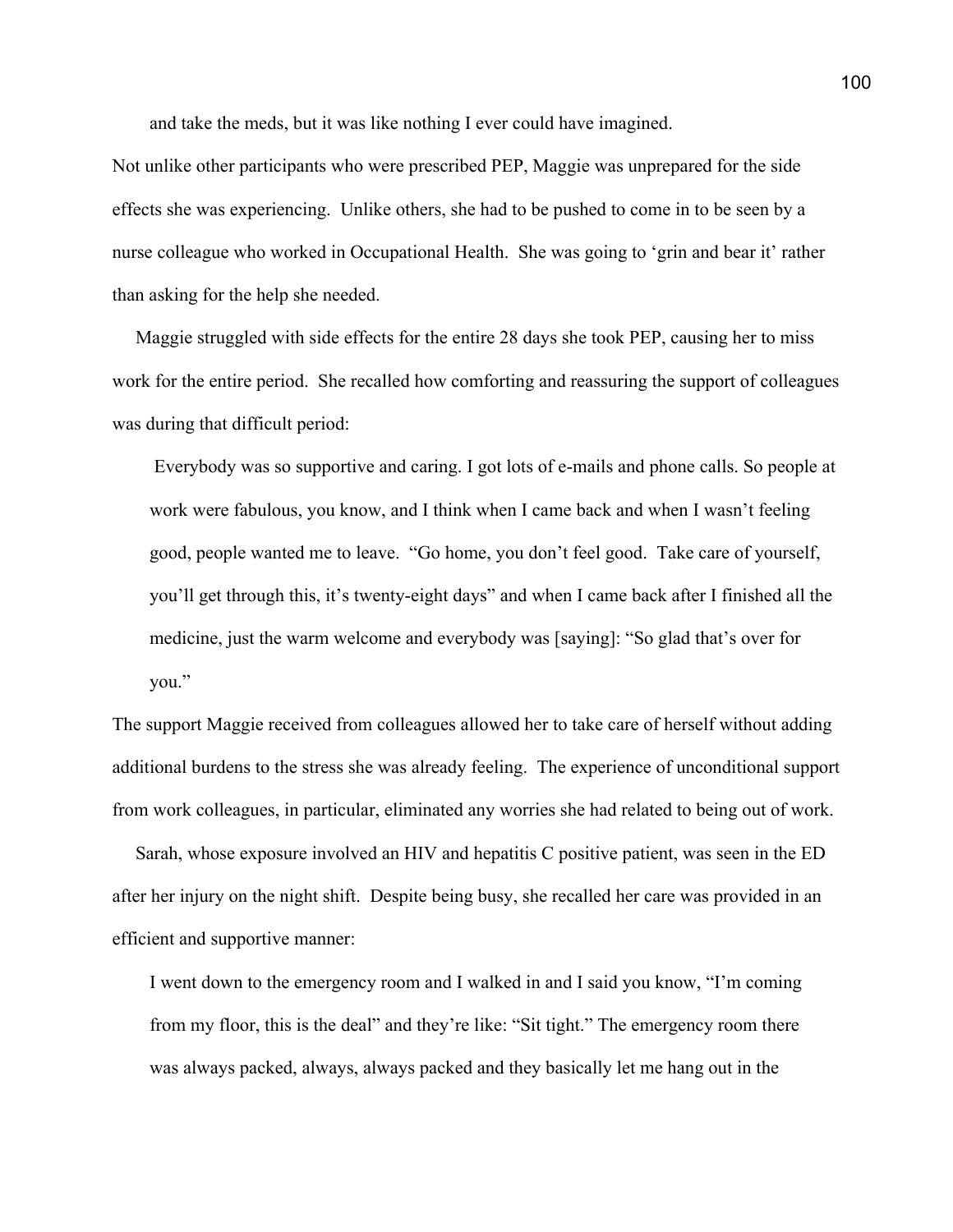> and take the meds, but it was like nothing I ever could have imagined.

Not unlike other participants who were prescribed PEP, Maggie was unprepared for the side effects she was experiencing. Unlike others, she had to be pushed to come in to be seen by a nurse colleague who worked in Occupational Health. She was going to 'grin and bear it' rather than asking for the help she needed.

Maggie struggled with side effects for the entire 28 days she took PEP, causing her to miss work for the entire period. She recalled how comforting and reassuring the support of colleagues was during that difficult period:

> Everybody was so supportive and caring. I got lots of e-mails and phone calls. So people at work were fabulous, you know, and I think when I came back and when I wasn't feeling good, people wanted me to leave. "Go home, you don't feel good. Take care of yourself, you'll get through this, it's twenty-eight days" and when I came back after I finished all the medicine, just the warm welcome and everybody was [saying]: "So glad that's over for you."

The support Maggie received from colleagues allowed her to take care of herself without adding additional burdens to the stress she was already feeling. The experience of unconditional support from work colleagues, in particular, eliminated any worries she had related to being out of work.

Sarah, whose exposure involved an HIV and hepatitis C positive patient, was seen in the ED after her injury on the night shift. Despite being busy, she recalled her care was provided in an efficient and supportive manner:

> I went down to the emergency room and I walked in and I said you know, "I'm coming from my floor, this is the deal" and they're like: "Sit tight." The emergency room there was always packed, always, always packed and they basically let me hang out in the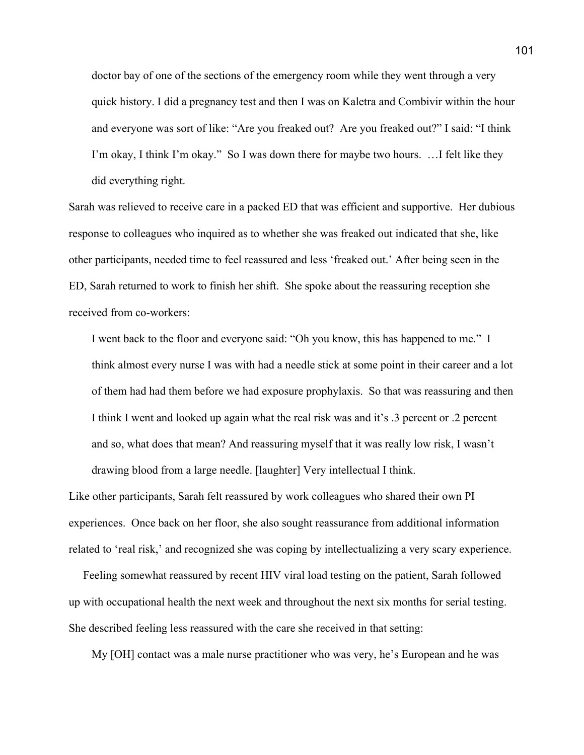> doctor bay of one of the sections of the emergency room while they went through a very quick history. I did a pregnancy test and then I was on Kaletra and Combivir within the hour and everyone was sort of like: "Are you freaked out? Are you freaked out?" I said: "I think I'm okay, I think I'm okay." So I was down there for maybe two hours. …I felt like they did everything right.

Sarah was relieved to receive care in a packed ED that was efficient and supportive. Her dubious response to colleagues who inquired as to whether she was freaked out indicated that she, like other participants, needed time to feel reassured and less 'freaked out.' After being seen in the ED, Sarah returned to work to finish her shift. She spoke about the reassuring reception she received from co-workers:

> I went back to the floor and everyone said: "Oh you know, this has happened to me." I think almost every nurse I was with had a needle stick at some point in their career and a lot of them had had them before we had exposure prophylaxis. So that was reassuring and then I think I went and looked up again what the real risk was and it's .3 percent or .2 percent and so, what does that mean? And reassuring myself that it was really low risk, I wasn't drawing blood from a large needle. [laughter] Very intellectual I think.

Like other participants, Sarah felt reassured by work colleagues who shared their own PI experiences. Once back on her floor, she also sought reassurance from additional information related to 'real risk,' and recognized she was coping by intellectualizing a very scary experience.

Feeling somewhat reassured by recent HIV viral load testing on the patient, Sarah followed up with occupational health the next week and throughout the next six months for serial testing. She described feeling less reassured with the care she received in that setting:

> My [OH] contact was a male nurse practitioner who was very, he's European and he was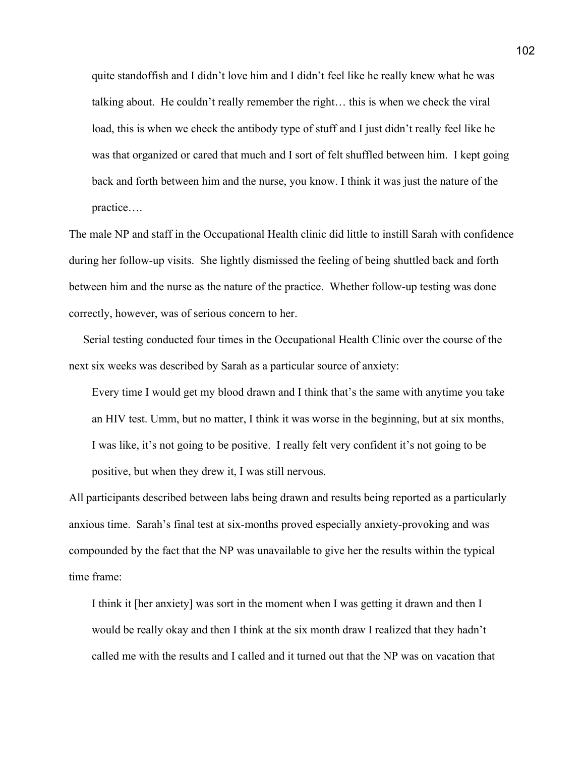> quite standoffish and I didn't love him and I didn't feel like he really knew what he was talking about. He couldn't really remember the right… this is when we check the viral load, this is when we check the antibody type of stuff and I just didn't really feel like he was that organized or cared that much and I sort of felt shuffled between him. I kept going back and forth between him and the nurse, you know. I think it was just the nature of the practice….

The male NP and staff in the Occupational Health clinic did little to instill Sarah with confidence during her follow-up visits. She lightly dismissed the feeling of being shuttled back and forth between him and the nurse as the nature of the practice. Whether follow-up testing was done correctly, however, was of serious concern to her.

Serial testing conducted four times in the Occupational Health Clinic over the course of the next six weeks was described by Sarah as a particular source of anxiety:

> Every time I would get my blood drawn and I think that's the same with anytime you take an HIV test. Umm, but no matter, I think it was worse in the beginning, but at six months, I was like, it's not going to be positive. I really felt very confident it's not going to be positive, but when they drew it, I was still nervous.

All participants described between labs being drawn and results being reported as a particularly anxious time. Sarah's final test at six-months proved especially anxiety-provoking and was compounded by the fact that the NP was unavailable to give her the results within the typical time frame:

> I think it [her anxiety] was sort in the moment when I was getting it drawn and then I would be really okay and then I think at the six month draw I realized that they hadn't called me with the results and I called and it turned out that the NP was on vacation that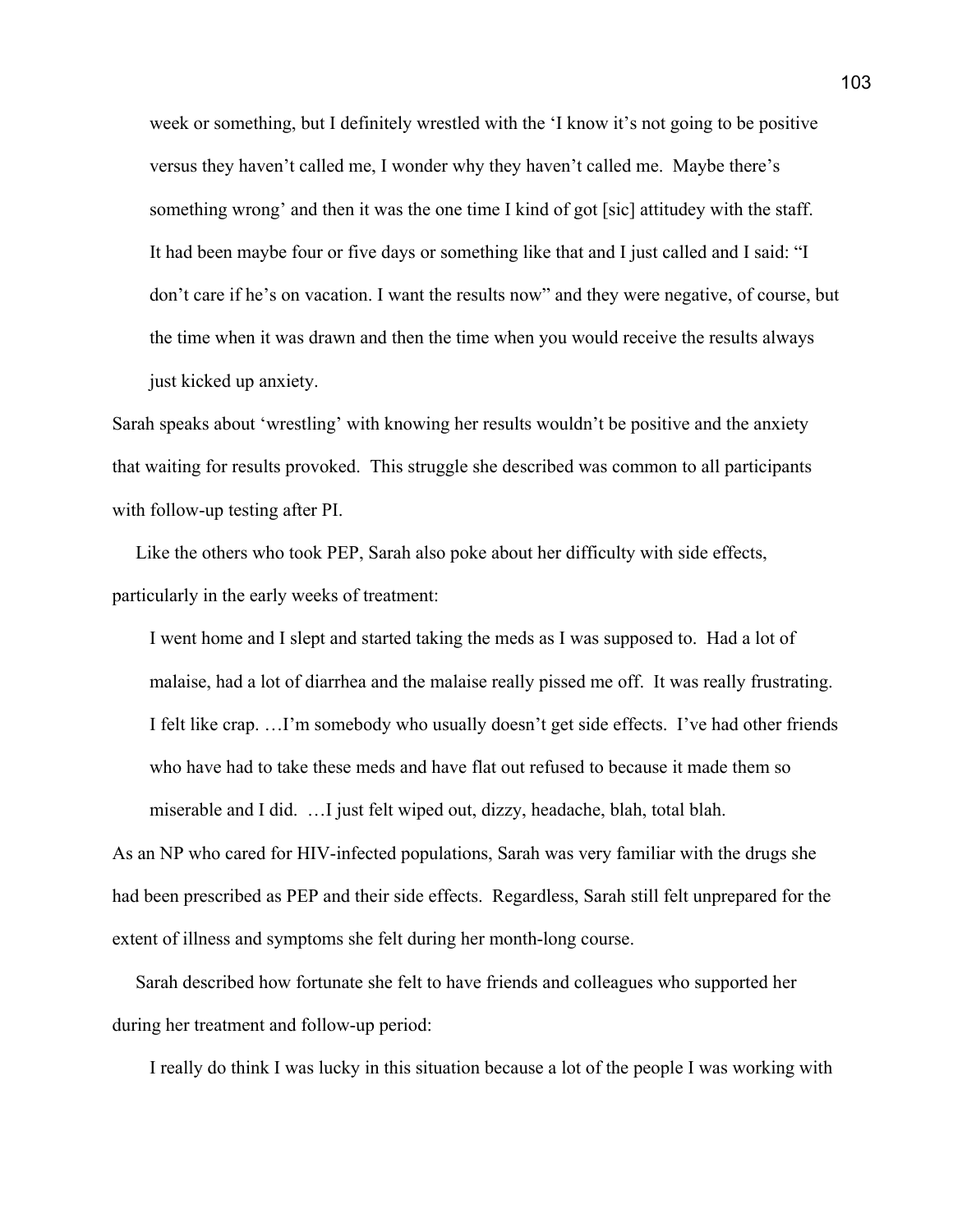> week or something, but I definitely wrestled with the 'I know it's not going to be positive versus they haven't called me, I wonder why they haven't called me. Maybe there's something wrong' and then it was the one time I kind of got [sic] attitudey with the staff. It had been maybe four or five days or something like that and I just called and I said: "I don't care if he's on vacation. I want the results now" and they were negative, of course, but the time when it was drawn and then the time when you would receive the results always just kicked up anxiety.

Sarah speaks about 'wrestling' with knowing her results wouldn't be positive and the anxiety that waiting for results provoked. This struggle she described was common to all participants with follow-up testing after PI.

Like the others who took PEP, Sarah also poke about her difficulty with side effects, particularly in the early weeks of treatment:

> I went home and I slept and started taking the meds as I was supposed to. Had a lot of malaise, had a lot of diarrhea and the malaise really pissed me off. It was really frustrating. I felt like crap. …I'm somebody who usually doesn't get side effects. I've had other friends who have had to take these meds and have flat out refused to because it made them so miserable and I did. …I just felt wiped out, dizzy, headache, blah, total blah.

As an NP who cared for HIV-infected populations, Sarah was very familiar with the drugs she had been prescribed as PEP and their side effects. Regardless, Sarah still felt unprepared for the extent of illness and symptoms she felt during her month-long course.

Sarah described how fortunate she felt to have friends and colleagues who supported her during her treatment and follow-up period:

> I really do think I was lucky in this situation because a lot of the people I was working with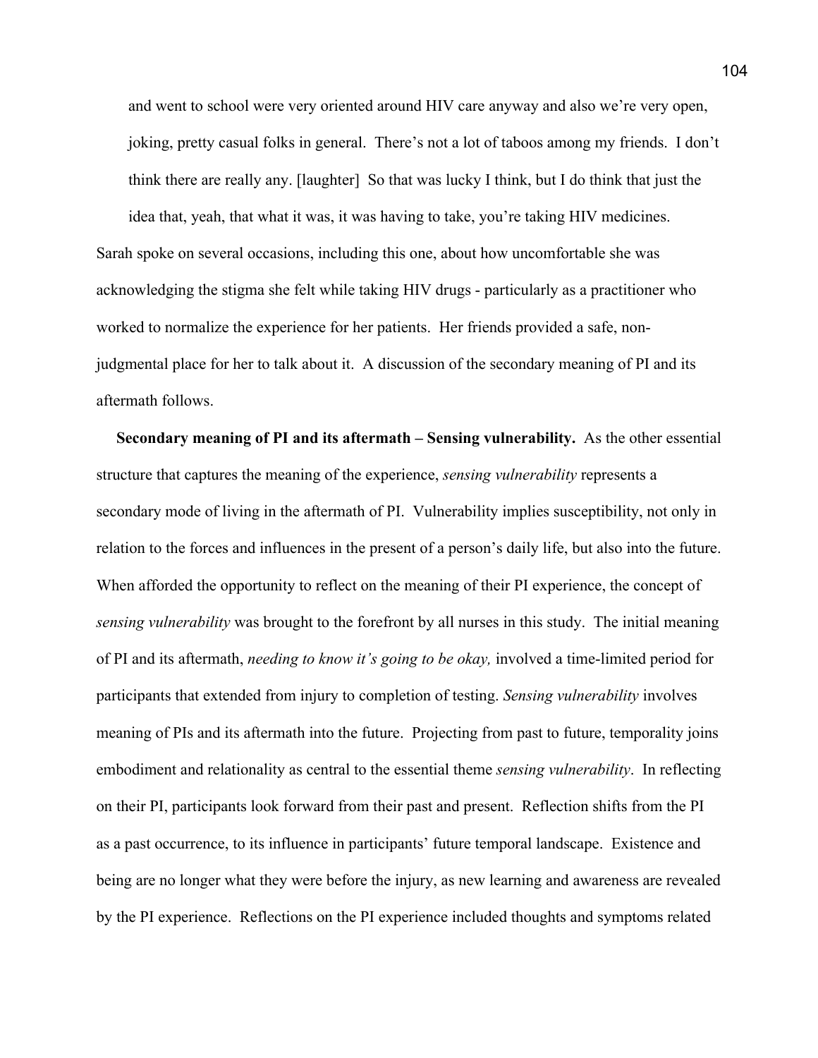> and went to school were very oriented around HIV care anyway and also we're very open, joking, pretty casual folks in general. There's not a lot of taboos among my friends. I don't think there are really any. [laughter] So that was lucky I think, but I do think that just the idea that, yeah, that what it was, it was having to take, you're taking HIV medicines.

Sarah spoke on several occasions, including this one, about how uncomfortable she was acknowledging the stigma she felt while taking HIV drugs - particularly as a practitioner who worked to normalize the experience for her patients. Her friends provided a safe, non-judgmental place for her to talk about it. A discussion of the secondary meaning of PI and its aftermath follows.

**Secondary meaning of PI and its aftermath – Sensing vulnerability.** As the other essential structure that captures the meaning of the experience, *sensing vulnerability* represents a secondary mode of living in the aftermath of PI. Vulnerability implies susceptibility, not only in relation to the forces and influences in the present of a person's daily life, but also into the future. When afforded the opportunity to reflect on the meaning of their PI experience, the concept of *sensing vulnerability* was brought to the forefront by all nurses in this study. The initial meaning of PI and its aftermath, *needing to know it's going to be okay,* involved a time-limited period for participants that extended from injury to completion of testing. *Sensing vulnerability* involves meaning of PIs and its aftermath into the future. Projecting from past to future, temporality joins embodiment and relationality as central to the essential theme *sensing vulnerability*. In reflecting on their PI, participants look forward from their past and present. Reflection shifts from the PI as a past occurrence, to its influence in participants' future temporal landscape. Existence and being are no longer what they were before the injury, as new learning and awareness are revealed by the PI experience. Reflections on the PI experience included thoughts and symptoms related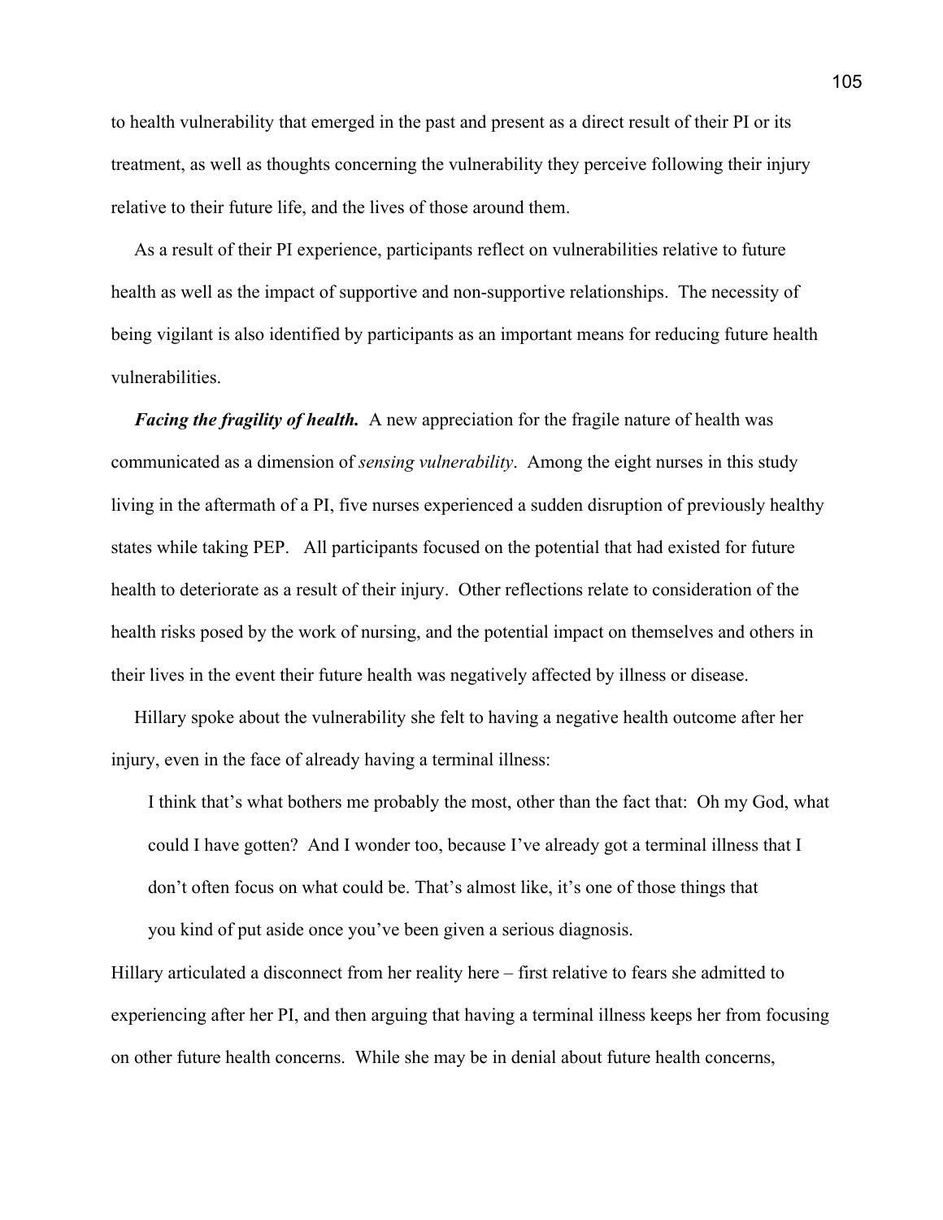to health vulnerability that emerged in the past and present as a direct result of their PI or its treatment, as well as thoughts concerning the vulnerability they perceive following their injury relative to their future life, and the lives of those around them.

As a result of their PI experience, participants reflect on vulnerabilities relative to future health as well as the impact of supportive and non-supportive relationships. The necessity of being vigilant is also identified by participants as an important means for reducing future health vulnerabilities.

***Facing the fragility of health.*** A new appreciation for the fragile nature of health was communicated as a dimension of *sensing vulnerability*. Among the eight nurses in this study living in the aftermath of a PI, five nurses experienced a sudden disruption of previously healthy states while taking PEP. All participants focused on the potential that had existed for future health to deteriorate as a result of their injury. Other reflections relate to consideration of the health risks posed by the work of nursing, and the potential impact on themselves and others in their lives in the event their future health was negatively affected by illness or disease.

Hillary spoke about the vulnerability she felt to having a negative health outcome after her injury, even in the face of already having a terminal illness:

> I think that's what bothers me probably the most, other than the fact that: Oh my God, what could I have gotten? And I wonder too, because I've already got a terminal illness that I don't often focus on what could be. That's almost like, it's one of those things that you kind of put aside once you've been given a serious diagnosis.

Hillary articulated a disconnect from her reality here – first relative to fears she admitted to experiencing after her PI, and then arguing that having a terminal illness keeps her from focusing on other future health concerns. While she may be in denial about future health concerns,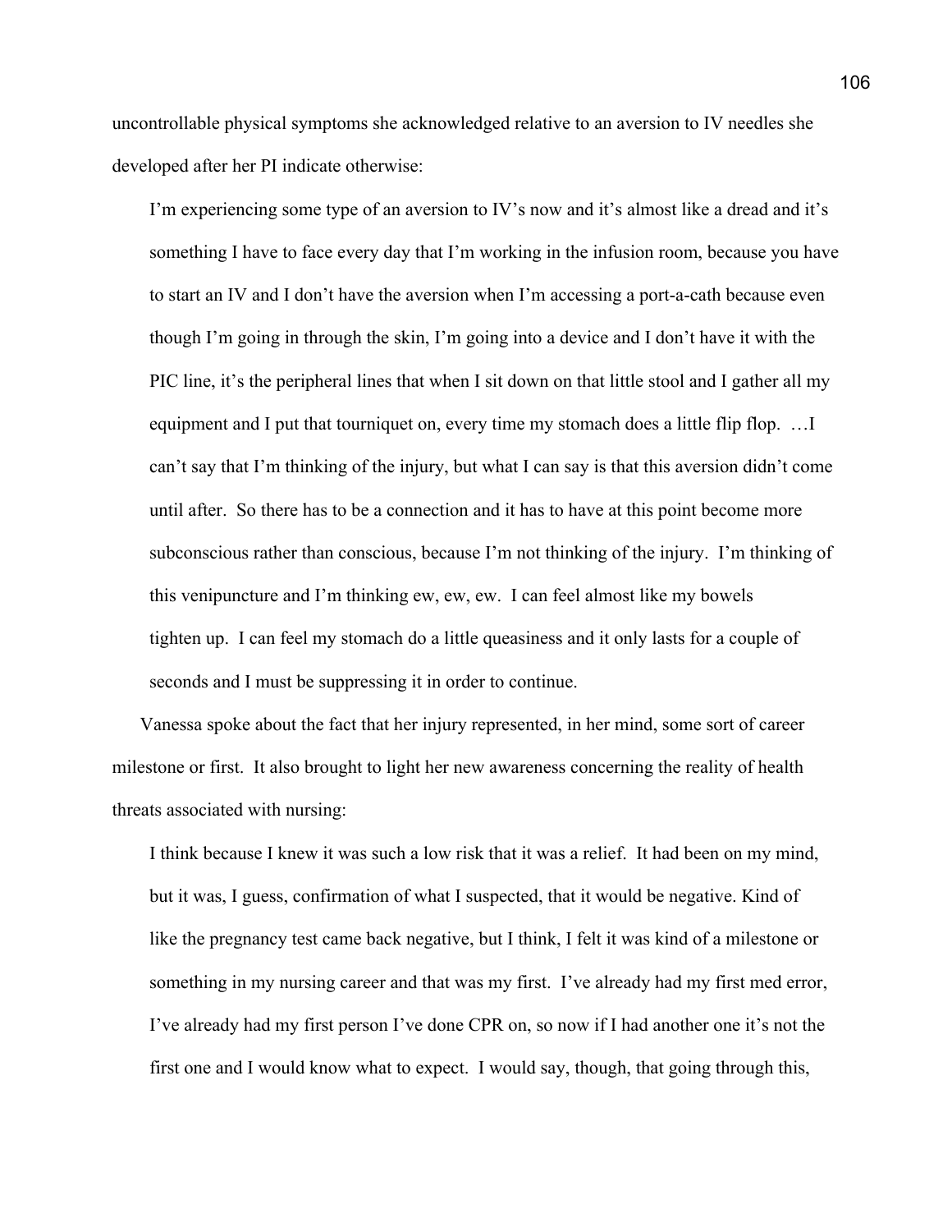uncontrollable physical symptoms she acknowledged relative to an aversion to IV needles she developed after her PI indicate otherwise:

> I'm experiencing some type of an aversion to IV's now and it's almost like a dread and it's something I have to face every day that I'm working in the infusion room, because you have to start an IV and I don't have the aversion when I'm accessing a port-a-cath because even though I'm going in through the skin, I'm going into a device and I don't have it with the PIC line, it's the peripheral lines that when I sit down on that little stool and I gather all my equipment and I put that tourniquet on, every time my stomach does a little flip flop. …I can't say that I'm thinking of the injury, but what I can say is that this aversion didn't come until after. So there has to be a connection and it has to have at this point become more subconscious rather than conscious, because I'm not thinking of the injury. I'm thinking of this venipuncture and I'm thinking ew, ew, ew. I can feel almost like my bowels tighten up. I can feel my stomach do a little queasiness and it only lasts for a couple of seconds and I must be suppressing it in order to continue.

Vanessa spoke about the fact that her injury represented, in her mind, some sort of career milestone or first. It also brought to light her new awareness concerning the reality of health threats associated with nursing:

> I think because I knew it was such a low risk that it was a relief. It had been on my mind, but it was, I guess, confirmation of what I suspected, that it would be negative. Kind of like the pregnancy test came back negative, but I think, I felt it was kind of a milestone or something in my nursing career and that was my first. I've already had my first med error, I've already had my first person I've done CPR on, so now if I had another one it's not the first one and I would know what to expect. I would say, though, that going through this,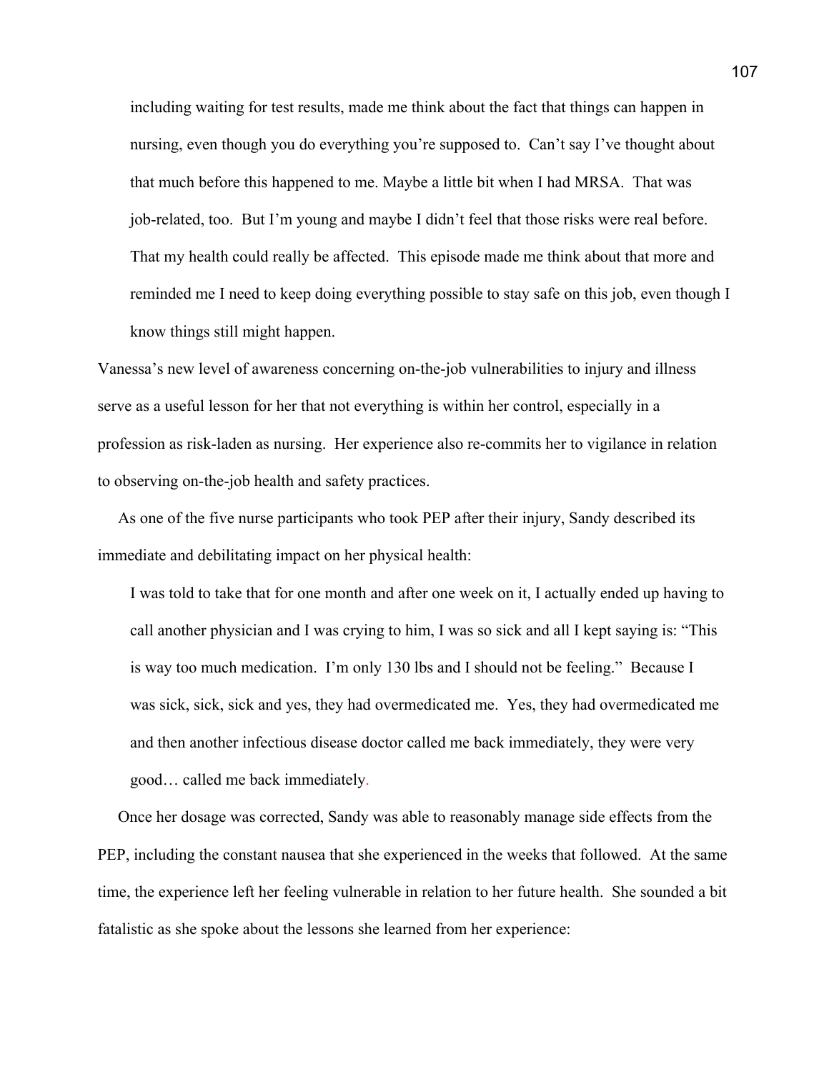> including waiting for test results, made me think about the fact that things can happen in nursing, even though you do everything you're supposed to. Can't say I've thought about that much before this happened to me. Maybe a little bit when I had MRSA. That was job-related, too. But I'm young and maybe I didn't feel that those risks were real before. That my health could really be affected. This episode made me think about that more and reminded me I need to keep doing everything possible to stay safe on this job, even though I know things still might happen.

Vanessa's new level of awareness concerning on-the-job vulnerabilities to injury and illness serve as a useful lesson for her that not everything is within her control, especially in a profession as risk-laden as nursing. Her experience also re-commits her to vigilance in relation to observing on-the-job health and safety practices.

As one of the five nurse participants who took PEP after their injury, Sandy described its immediate and debilitating impact on her physical health:

> I was told to take that for one month and after one week on it, I actually ended up having to call another physician and I was crying to him, I was so sick and all I kept saying is: "This is way too much medication. I'm only 130 lbs and I should not be feeling." Because I was sick, sick, sick and yes, they had overmedicated me. Yes, they had overmedicated me and then another infectious disease doctor called me back immediately, they were very good… called me back immediately.

Once her dosage was corrected, Sandy was able to reasonably manage side effects from the PEP, including the constant nausea that she experienced in the weeks that followed. At the same time, the experience left her feeling vulnerable in relation to her future health. She sounded a bit fatalistic as she spoke about the lessons she learned from her experience: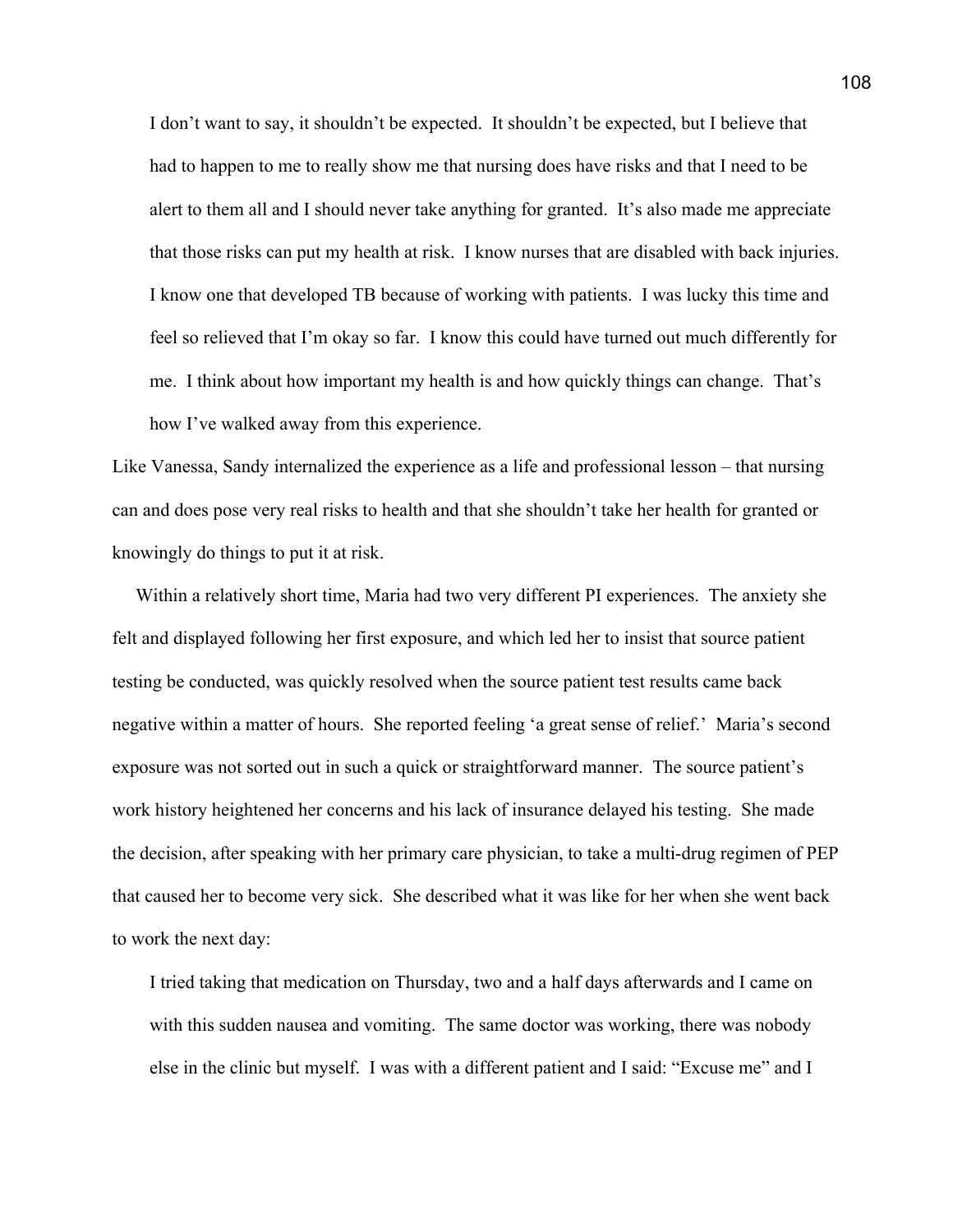> I don't want to say, it shouldn't be expected. It shouldn't be expected, but I believe that had to happen to me to really show me that nursing does have risks and that I need to be alert to them all and I should never take anything for granted. It's also made me appreciate that those risks can put my health at risk. I know nurses that are disabled with back injuries. I know one that developed TB because of working with patients. I was lucky this time and feel so relieved that I'm okay so far. I know this could have turned out much differently for me. I think about how important my health is and how quickly things can change. That's how I've walked away from this experience.

Like Vanessa, Sandy internalized the experience as a life and professional lesson – that nursing can and does pose very real risks to health and that she shouldn't take her health for granted or knowingly do things to put it at risk.

Within a relatively short time, Maria had two very different PI experiences. The anxiety she felt and displayed following her first exposure, and which led her to insist that source patient testing be conducted, was quickly resolved when the source patient test results came back negative within a matter of hours. She reported feeling 'a great sense of relief.' Maria's second exposure was not sorted out in such a quick or straightforward manner. The source patient's work history heightened her concerns and his lack of insurance delayed his testing. She made the decision, after speaking with her primary care physician, to take a multi-drug regimen of PEP that caused her to become very sick. She described what it was like for her when she went back to work the next day:

> I tried taking that medication on Thursday, two and a half days afterwards and I came on with this sudden nausea and vomiting. The same doctor was working, there was nobody else in the clinic but myself. I was with a different patient and I said: "Excuse me" and I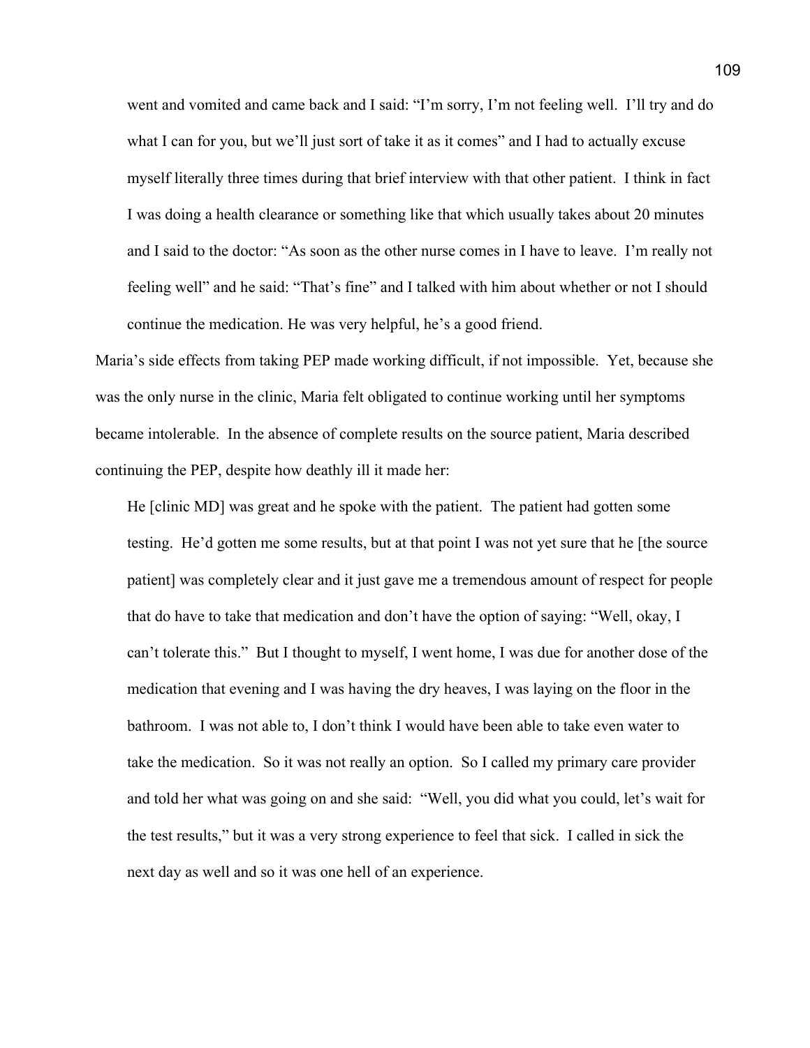> went and vomited and came back and I said: "I'm sorry, I'm not feeling well. I'll try and do what I can for you, but we'll just sort of take it as it comes" and I had to actually excuse myself literally three times during that brief interview with that other patient. I think in fact I was doing a health clearance or something like that which usually takes about 20 minutes and I said to the doctor: "As soon as the other nurse comes in I have to leave. I'm really not feeling well" and he said: "That's fine" and I talked with him about whether or not I should continue the medication. He was very helpful, he's a good friend.

Maria's side effects from taking PEP made working difficult, if not impossible. Yet, because she was the only nurse in the clinic, Maria felt obligated to continue working until her symptoms became intolerable. In the absence of complete results on the source patient, Maria described continuing the PEP, despite how deathly ill it made her:

> He [clinic MD] was great and he spoke with the patient. The patient had gotten some testing. He'd gotten me some results, but at that point I was not yet sure that he [the source patient] was completely clear and it just gave me a tremendous amount of respect for people that do have to take that medication and don't have the option of saying: "Well, okay, I can't tolerate this." But I thought to myself, I went home, I was due for another dose of the medication that evening and I was having the dry heaves, I was laying on the floor in the bathroom. I was not able to, I don't think I would have been able to take even water to take the medication. So it was not really an option. So I called my primary care provider and told her what was going on and she said: "Well, you did what you could, let's wait for the test results," but it was a very strong experience to feel that sick. I called in sick the next day as well and so it was one hell of an experience.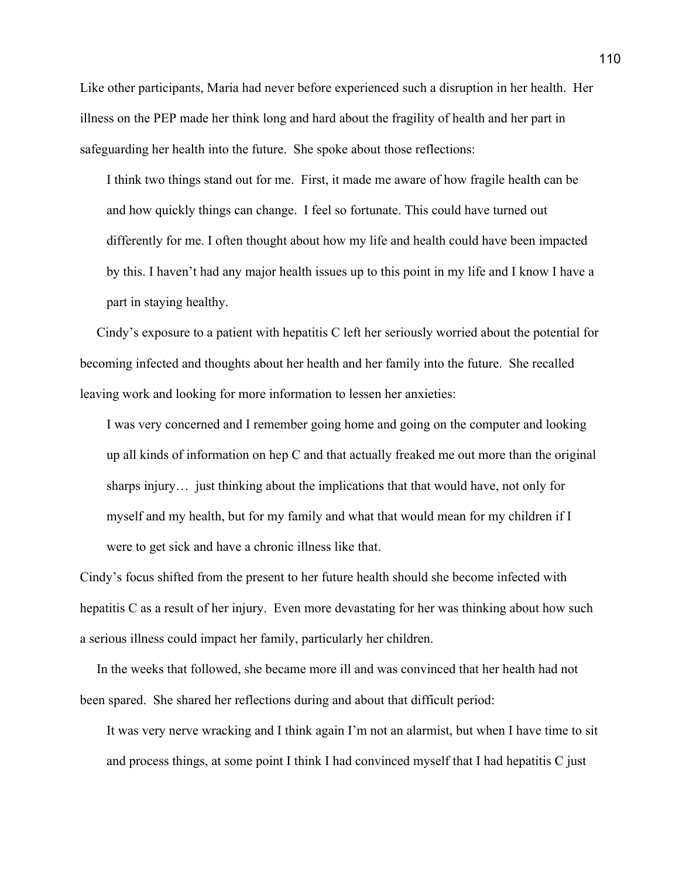Like other participants, Maria had never before experienced such a disruption in her health. Her illness on the PEP made her think long and hard about the fragility of health and her part in safeguarding her health into the future. She spoke about those reflections:

> I think two things stand out for me. First, it made me aware of how fragile health can be and how quickly things can change. I feel so fortunate. This could have turned out differently for me. I often thought about how my life and health could have been impacted by this. I haven't had any major health issues up to this point in my life and I know I have a part in staying healthy.

Cindy's exposure to a patient with hepatitis C left her seriously worried about the potential for becoming infected and thoughts about her health and her family into the future. She recalled leaving work and looking for more information to lessen her anxieties:

> I was very concerned and I remember going home and going on the computer and looking up all kinds of information on hep C and that actually freaked me out more than the original sharps injury… just thinking about the implications that that would have, not only for myself and my health, but for my family and what that would mean for my children if I were to get sick and have a chronic illness like that.

Cindy's focus shifted from the present to her future health should she become infected with hepatitis C as a result of her injury. Even more devastating for her was thinking about how such a serious illness could impact her family, particularly her children.

In the weeks that followed, she became more ill and was convinced that her health had not been spared. She shared her reflections during and about that difficult period:

> It was very nerve wracking and I think again I'm not an alarmist, but when I have time to sit and process things, at some point I think I had convinced myself that I had hepatitis C just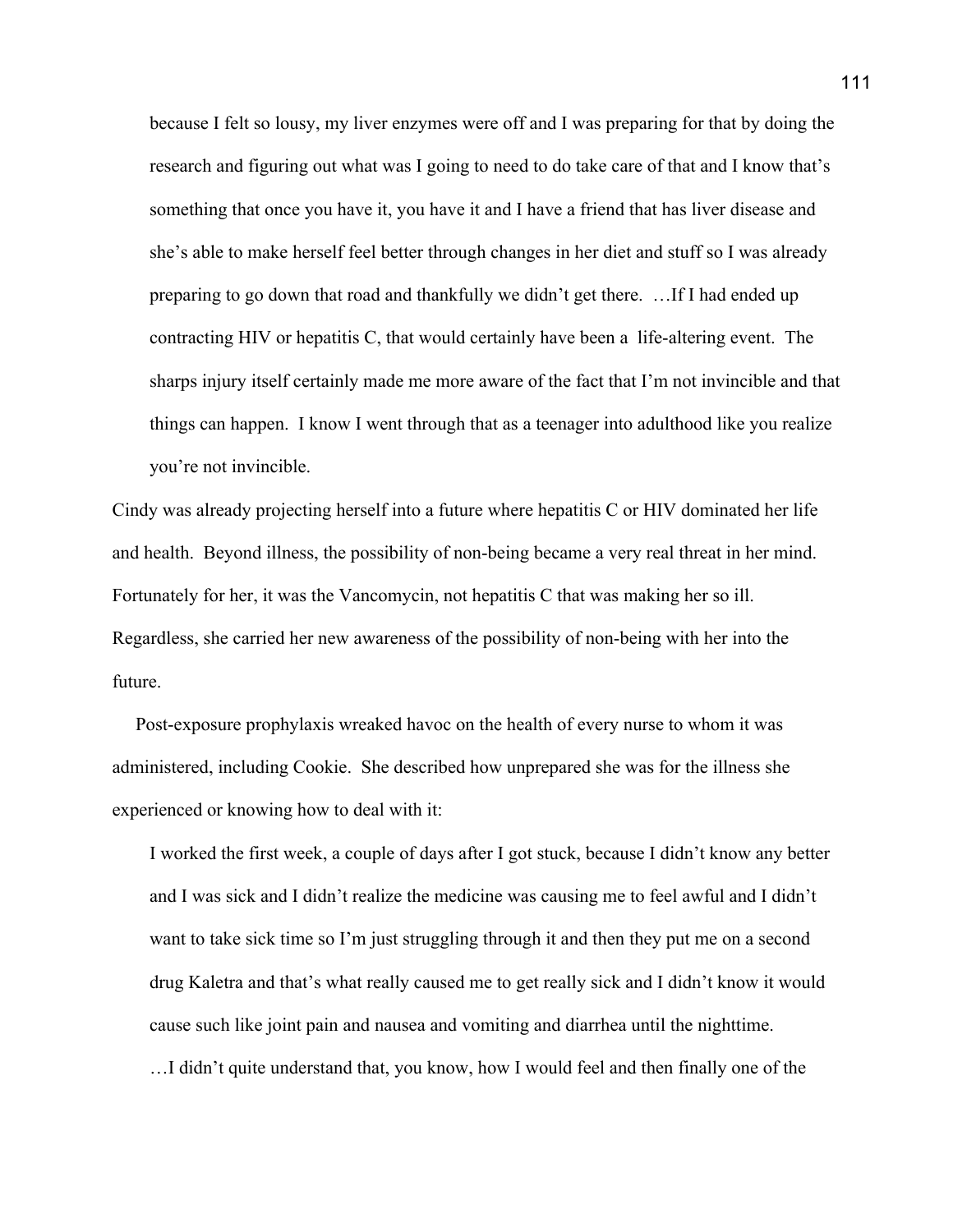> because I felt so lousy, my liver enzymes were off and I was preparing for that by doing the research and figuring out what was I going to need to do take care of that and I know that's something that once you have it, you have it and I have a friend that has liver disease and she's able to make herself feel better through changes in her diet and stuff so I was already preparing to go down that road and thankfully we didn't get there. …If I had ended up contracting HIV or hepatitis C, that would certainly have been a life-altering event. The sharps injury itself certainly made me more aware of the fact that I'm not invincible and that things can happen. I know I went through that as a teenager into adulthood like you realize you're not invincible.

Cindy was already projecting herself into a future where hepatitis C or HIV dominated her life and health. Beyond illness, the possibility of non-being became a very real threat in her mind. Fortunately for her, it was the Vancomycin, not hepatitis C that was making her so ill. Regardless, she carried her new awareness of the possibility of non-being with her into the future.

Post-exposure prophylaxis wreaked havoc on the health of every nurse to whom it was administered, including Cookie. She described how unprepared she was for the illness she experienced or knowing how to deal with it:

> I worked the first week, a couple of days after I got stuck, because I didn't know any better and I was sick and I didn't realize the medicine was causing me to feel awful and I didn't want to take sick time so I'm just struggling through it and then they put me on a second drug Kaletra and that's what really caused me to get really sick and I didn't know it would cause such like joint pain and nausea and vomiting and diarrhea until the nighttime. …I didn't quite understand that, you know, how I would feel and then finally one of the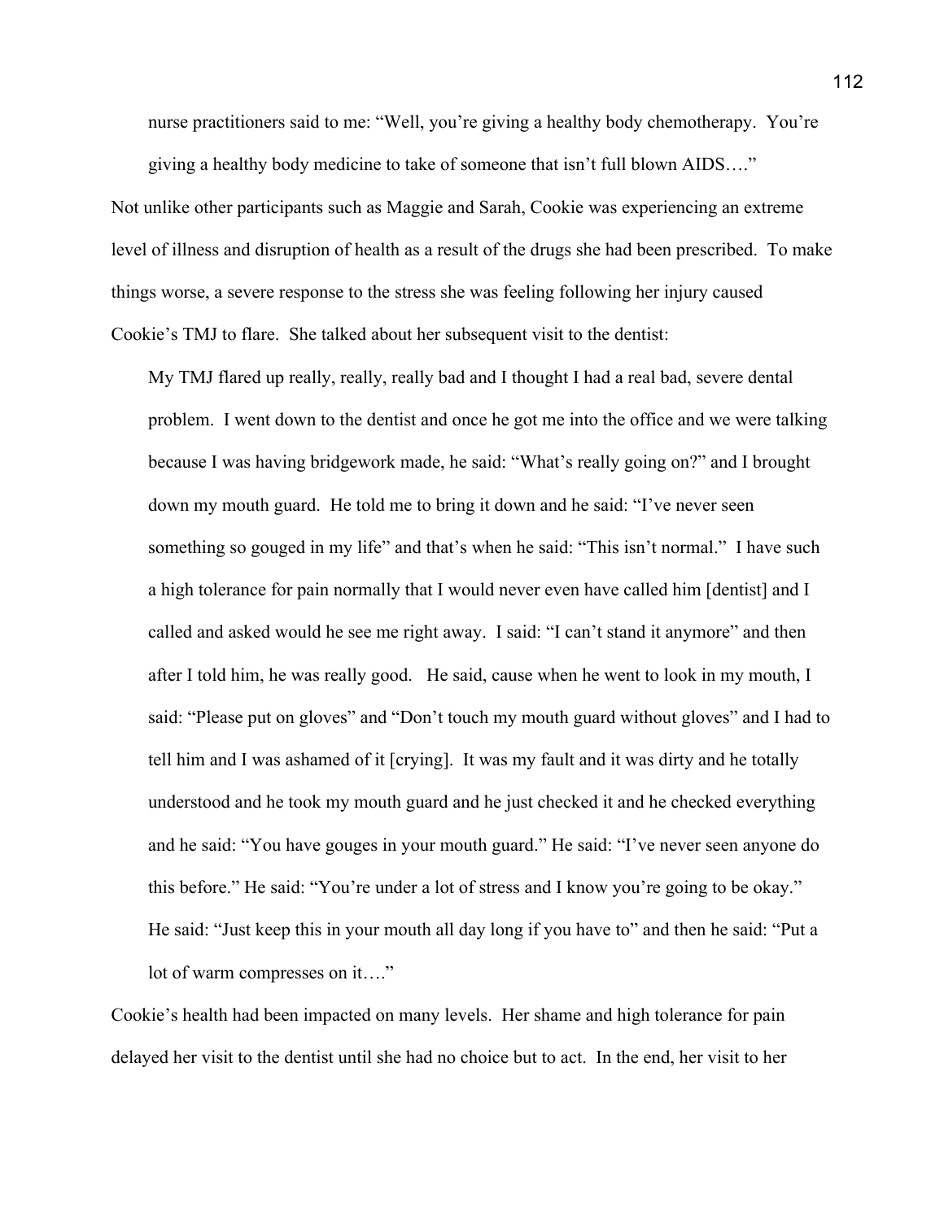> nurse practitioners said to me: "Well, you're giving a healthy body chemotherapy. You're giving a healthy body medicine to take of someone that isn't full blown AIDS…."

Not unlike other participants such as Maggie and Sarah, Cookie was experiencing an extreme level of illness and disruption of health as a result of the drugs she had been prescribed. To make things worse, a severe response to the stress she was feeling following her injury caused Cookie's TMJ to flare. She talked about her subsequent visit to the dentist:

> My TMJ flared up really, really, really bad and I thought I had a real bad, severe dental problem. I went down to the dentist and once he got me into the office and we were talking because I was having bridgework made, he said: "What's really going on?" and I brought down my mouth guard. He told me to bring it down and he said: "I've never seen something so gouged in my life" and that's when he said: "This isn't normal." I have such a high tolerance for pain normally that I would never even have called him [dentist] and I called and asked would he see me right away. I said: "I can't stand it anymore" and then after I told him, he was really good. He said, cause when he went to look in my mouth, I said: "Please put on gloves" and "Don't touch my mouth guard without gloves" and I had to tell him and I was ashamed of it [crying]. It was my fault and it was dirty and he totally understood and he took my mouth guard and he just checked it and he checked everything and he said: "You have gouges in your mouth guard." He said: "I've never seen anyone do this before." He said: "You're under a lot of stress and I know you're going to be okay." He said: "Just keep this in your mouth all day long if you have to" and then he said: "Put a lot of warm compresses on it…."

Cookie's health had been impacted on many levels. Her shame and high tolerance for pain delayed her visit to the dentist until she had no choice but to act. In the end, her visit to her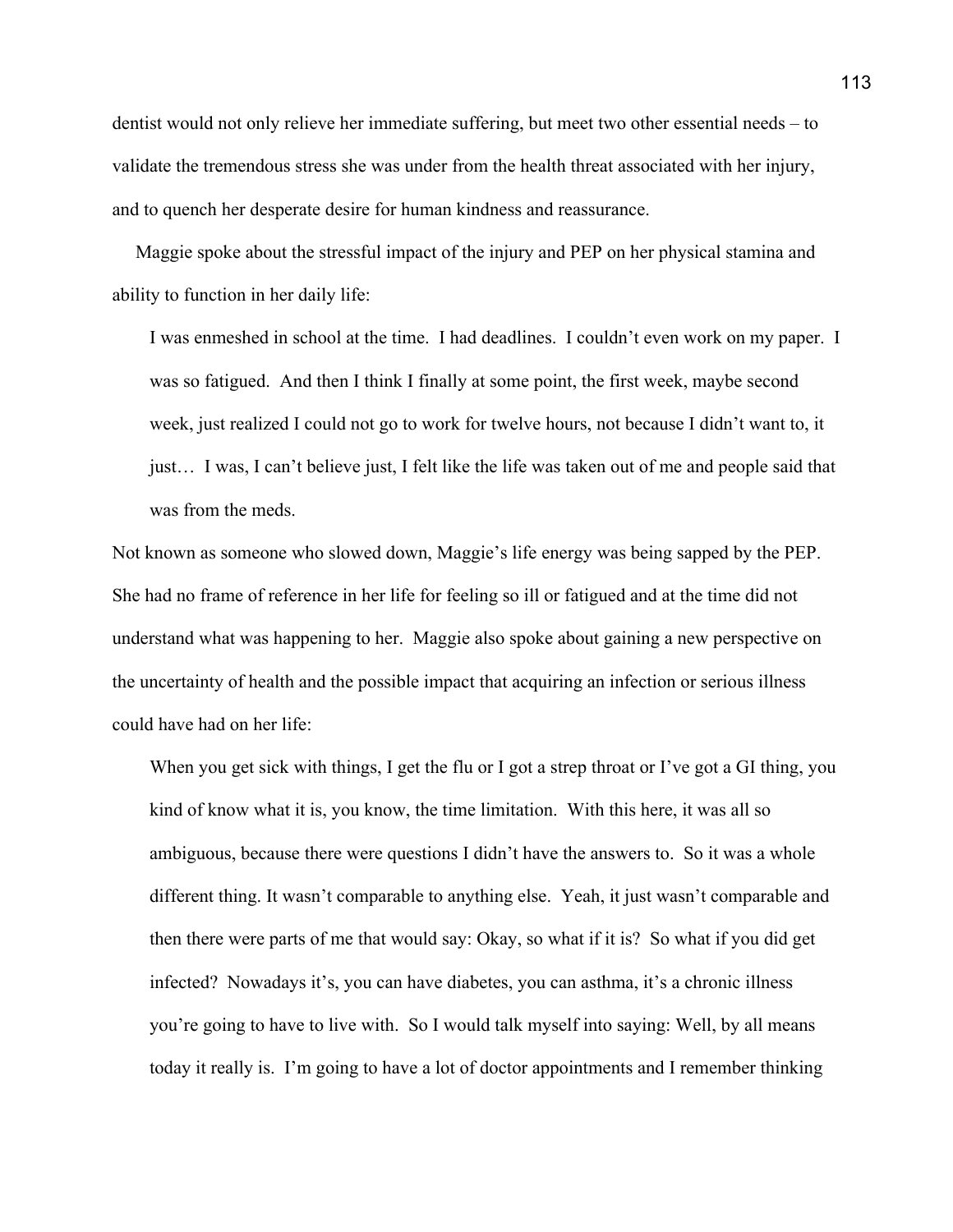dentist would not only relieve her immediate suffering, but meet two other essential needs – to validate the tremendous stress she was under from the health threat associated with her injury, and to quench her desperate desire for human kindness and reassurance.

Maggie spoke about the stressful impact of the injury and PEP on her physical stamina and ability to function in her daily life:

> I was enmeshed in school at the time. I had deadlines. I couldn't even work on my paper. I was so fatigued. And then I think I finally at some point, the first week, maybe second week, just realized I could not go to work for twelve hours, not because I didn't want to, it just… I was, I can't believe just, I felt like the life was taken out of me and people said that was from the meds.

Not known as someone who slowed down, Maggie's life energy was being sapped by the PEP. She had no frame of reference in her life for feeling so ill or fatigued and at the time did not understand what was happening to her. Maggie also spoke about gaining a new perspective on the uncertainty of health and the possible impact that acquiring an infection or serious illness could have had on her life:

> When you get sick with things, I get the flu or I got a strep throat or I've got a GI thing, you kind of know what it is, you know, the time limitation. With this here, it was all so ambiguous, because there were questions I didn't have the answers to. So it was a whole different thing. It wasn't comparable to anything else. Yeah, it just wasn't comparable and then there were parts of me that would say: Okay, so what if it is? So what if you did get infected? Nowadays it's, you can have diabetes, you can asthma, it's a chronic illness you're going to have to live with. So I would talk myself into saying: Well, by all means today it really is. I'm going to have a lot of doctor appointments and I remember thinking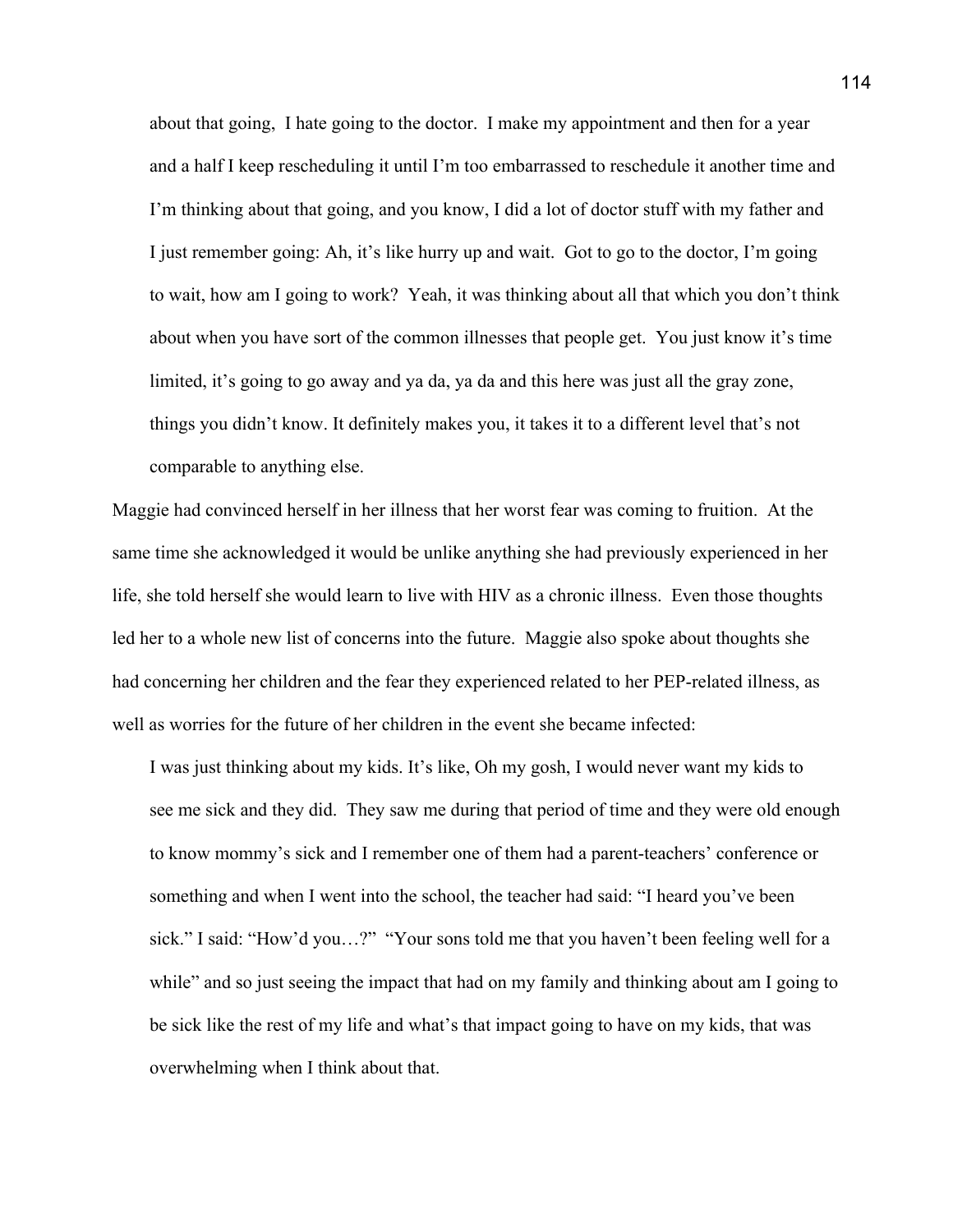> about that going, I hate going to the doctor. I make my appointment and then for a year and a half I keep rescheduling it until I'm too embarrassed to reschedule it another time and I'm thinking about that going, and you know, I did a lot of doctor stuff with my father and I just remember going: Ah, it's like hurry up and wait. Got to go to the doctor, I'm going to wait, how am I going to work? Yeah, it was thinking about all that which you don't think about when you have sort of the common illnesses that people get. You just know it's time limited, it's going to go away and ya da, ya da and this here was just all the gray zone, things you didn't know. It definitely makes you, it takes it to a different level that's not comparable to anything else.

Maggie had convinced herself in her illness that her worst fear was coming to fruition. At the same time she acknowledged it would be unlike anything she had previously experienced in her life, she told herself she would learn to live with HIV as a chronic illness. Even those thoughts led her to a whole new list of concerns into the future. Maggie also spoke about thoughts she had concerning her children and the fear they experienced related to her PEP-related illness, as well as worries for the future of her children in the event she became infected:

> I was just thinking about my kids. It's like, Oh my gosh, I would never want my kids to see me sick and they did. They saw me during that period of time and they were old enough to know mommy's sick and I remember one of them had a parent-teachers' conference or something and when I went into the school, the teacher had said: "I heard you've been sick." I said: "How'd you…?" "Your sons told me that you haven't been feeling well for a while" and so just seeing the impact that had on my family and thinking about am I going to be sick like the rest of my life and what's that impact going to have on my kids, that was overwhelming when I think about that.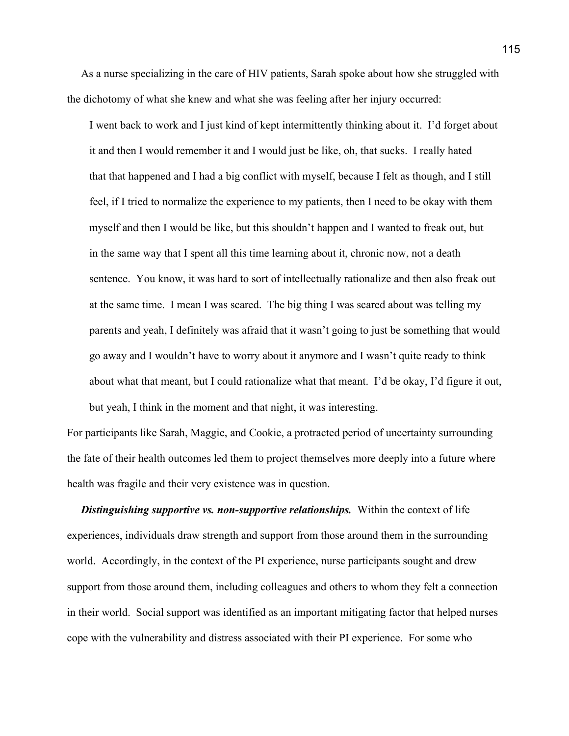As a nurse specializing in the care of HIV patients, Sarah spoke about how she struggled with the dichotomy of what she knew and what she was feeling after her injury occurred:

> I went back to work and I just kind of kept intermittently thinking about it. I'd forget about it and then I would remember it and I would just be like, oh, that sucks. I really hated that that happened and I had a big conflict with myself, because I felt as though, and I still feel, if I tried to normalize the experience to my patients, then I need to be okay with them myself and then I would be like, but this shouldn't happen and I wanted to freak out, but in the same way that I spent all this time learning about it, chronic now, not a death sentence. You know, it was hard to sort of intellectually rationalize and then also freak out at the same time. I mean I was scared. The big thing I was scared about was telling my parents and yeah, I definitely was afraid that it wasn't going to just be something that would go away and I wouldn't have to worry about it anymore and I wasn't quite ready to think about what that meant, but I could rationalize what that meant. I'd be okay, I'd figure it out, but yeah, I think in the moment and that night, it was interesting.

For participants like Sarah, Maggie, and Cookie, a protracted period of uncertainty surrounding the fate of their health outcomes led them to project themselves more deeply into a future where health was fragile and their very existence was in question.

***Distinguishing supportive vs. non-supportive relationships.*** Within the context of life experiences, individuals draw strength and support from those around them in the surrounding world. Accordingly, in the context of the PI experience, nurse participants sought and drew support from those around them, including colleagues and others to whom they felt a connection in their world. Social support was identified as an important mitigating factor that helped nurses cope with the vulnerability and distress associated with their PI experience. For some who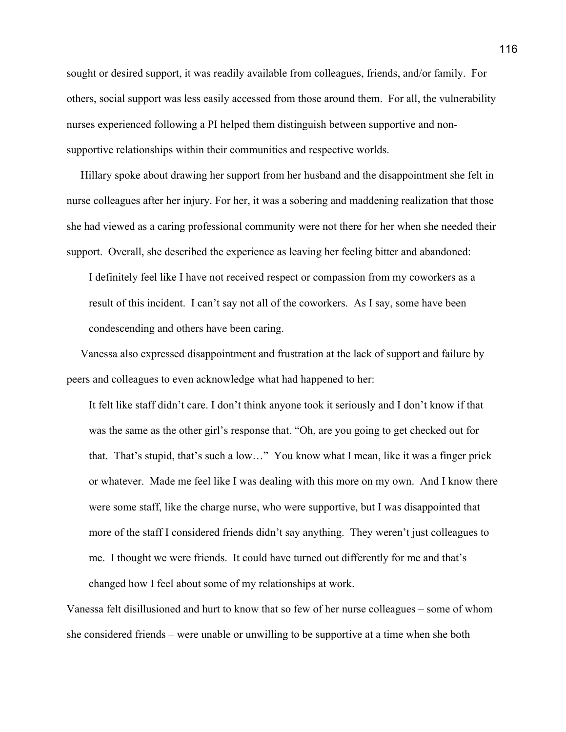sought or desired support, it was readily available from colleagues, friends, and/or family. For others, social support was less easily accessed from those around them. For all, the vulnerability nurses experienced following a PI helped them distinguish between supportive and non-supportive relationships within their communities and respective worlds.

Hillary spoke about drawing her support from her husband and the disappointment she felt in nurse colleagues after her injury. For her, it was a sobering and maddening realization that those she had viewed as a caring professional community were not there for her when she needed their support. Overall, she described the experience as leaving her feeling bitter and abandoned:

> I definitely feel like I have not received respect or compassion from my coworkers as a result of this incident. I can't say not all of the coworkers. As I say, some have been condescending and others have been caring.

Vanessa also expressed disappointment and frustration at the lack of support and failure by peers and colleagues to even acknowledge what had happened to her:

> It felt like staff didn't care. I don't think anyone took it seriously and I don't know if that was the same as the other girl's response that. "Oh, are you going to get checked out for that. That's stupid, that's such a low…" You know what I mean, like it was a finger prick or whatever. Made me feel like I was dealing with this more on my own. And I know there were some staff, like the charge nurse, who were supportive, but I was disappointed that more of the staff I considered friends didn't say anything. They weren't just colleagues to me. I thought we were friends. It could have turned out differently for me and that's changed how I feel about some of my relationships at work.

Vanessa felt disillusioned and hurt to know that so few of her nurse colleagues – some of whom she considered friends – were unable or unwilling to be supportive at a time when she both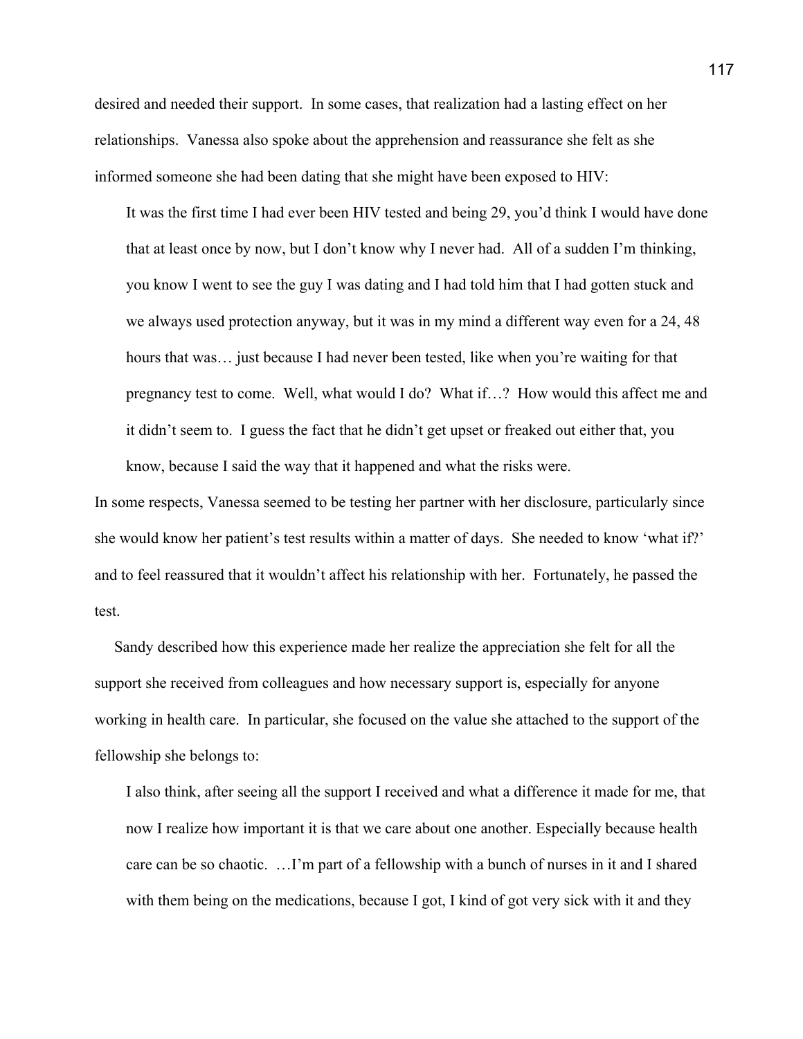desired and needed their support. In some cases, that realization had a lasting effect on her relationships. Vanessa also spoke about the apprehension and reassurance she felt as she informed someone she had been dating that she might have been exposed to HIV:

> It was the first time I had ever been HIV tested and being 29, you'd think I would have done that at least once by now, but I don't know why I never had. All of a sudden I'm thinking, you know I went to see the guy I was dating and I had told him that I had gotten stuck and we always used protection anyway, but it was in my mind a different way even for a 24, 48 hours that was… just because I had never been tested, like when you're waiting for that pregnancy test to come. Well, what would I do? What if…? How would this affect me and it didn't seem to. I guess the fact that he didn't get upset or freaked out either that, you know, because I said the way that it happened and what the risks were.

In some respects, Vanessa seemed to be testing her partner with her disclosure, particularly since she would know her patient's test results within a matter of days. She needed to know 'what if?' and to feel reassured that it wouldn't affect his relationship with her. Fortunately, he passed the test.

Sandy described how this experience made her realize the appreciation she felt for all the support she received from colleagues and how necessary support is, especially for anyone working in health care. In particular, she focused on the value she attached to the support of the fellowship she belongs to:

> I also think, after seeing all the support I received and what a difference it made for me, that now I realize how important it is that we care about one another. Especially because health care can be so chaotic. …I'm part of a fellowship with a bunch of nurses in it and I shared with them being on the medications, because I got, I kind of got very sick with it and they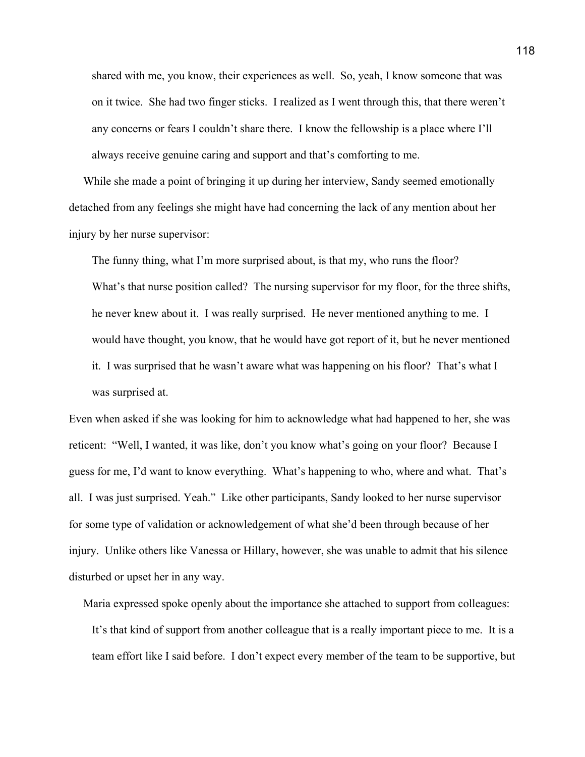> shared with me, you know, their experiences as well. So, yeah, I know someone that was on it twice. She had two finger sticks. I realized as I went through this, that there weren't any concerns or fears I couldn't share there. I know the fellowship is a place where I'll always receive genuine caring and support and that's comforting to me.

While she made a point of bringing it up during her interview, Sandy seemed emotionally detached from any feelings she might have had concerning the lack of any mention about her injury by her nurse supervisor:

> The funny thing, what I'm more surprised about, is that my, who runs the floor? What's that nurse position called? The nursing supervisor for my floor, for the three shifts, he never knew about it. I was really surprised. He never mentioned anything to me. I would have thought, you know, that he would have got report of it, but he never mentioned it. I was surprised that he wasn't aware what was happening on his floor? That's what I was surprised at.

Even when asked if she was looking for him to acknowledge what had happened to her, she was reticent: "Well, I wanted, it was like, don't you know what's going on your floor? Because I guess for me, I'd want to know everything. What's happening to who, where and what. That's all. I was just surprised. Yeah." Like other participants, Sandy looked to her nurse supervisor for some type of validation or acknowledgement of what she'd been through because of her injury. Unlike others like Vanessa or Hillary, however, she was unable to admit that his silence disturbed or upset her in any way.

Maria expressed spoke openly about the importance she attached to support from colleagues:

> It's that kind of support from another colleague that is a really important piece to me. It is a team effort like I said before. I don't expect every member of the team to be supportive, but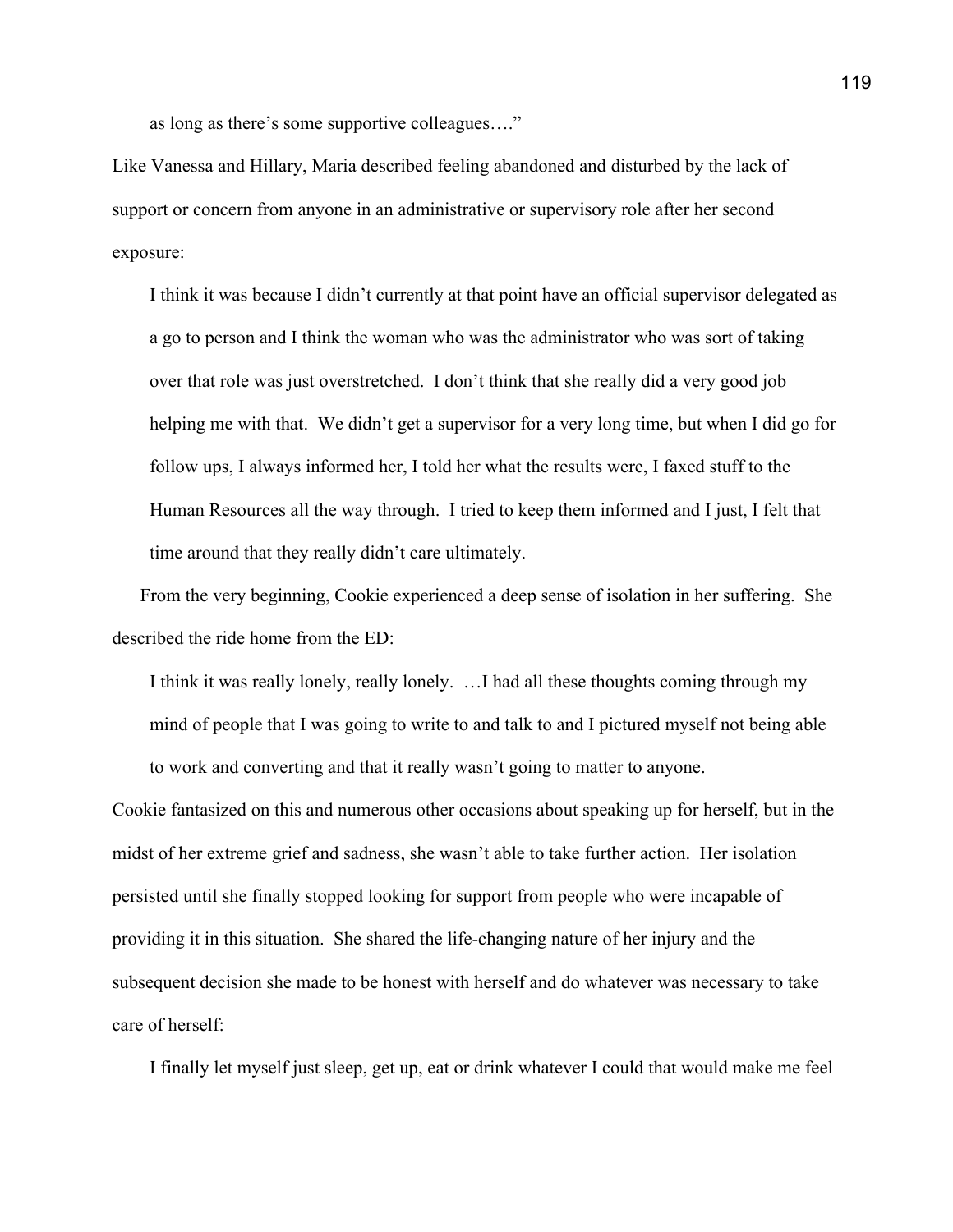as long as there's some supportive colleagues…."

Like Vanessa and Hillary, Maria described feeling abandoned and disturbed by the lack of support or concern from anyone in an administrative or supervisory role after her second exposure:

> I think it was because I didn't currently at that point have an official supervisor delegated as a go to person and I think the woman who was the administrator who was sort of taking over that role was just overstretched. I don't think that she really did a very good job helping me with that. We didn't get a supervisor for a very long time, but when I did go for follow ups, I always informed her, I told her what the results were, I faxed stuff to the Human Resources all the way through. I tried to keep them informed and I just, I felt that time around that they really didn't care ultimately.

From the very beginning, Cookie experienced a deep sense of isolation in her suffering. She described the ride home from the ED:

> I think it was really lonely, really lonely. …I had all these thoughts coming through my mind of people that I was going to write to and talk to and I pictured myself not being able to work and converting and that it really wasn't going to matter to anyone.

Cookie fantasized on this and numerous other occasions about speaking up for herself, but in the midst of her extreme grief and sadness, she wasn't able to take further action. Her isolation persisted until she finally stopped looking for support from people who were incapable of providing it in this situation. She shared the life-changing nature of her injury and the subsequent decision she made to be honest with herself and do whatever was necessary to take care of herself:

> I finally let myself just sleep, get up, eat or drink whatever I could that would make me feel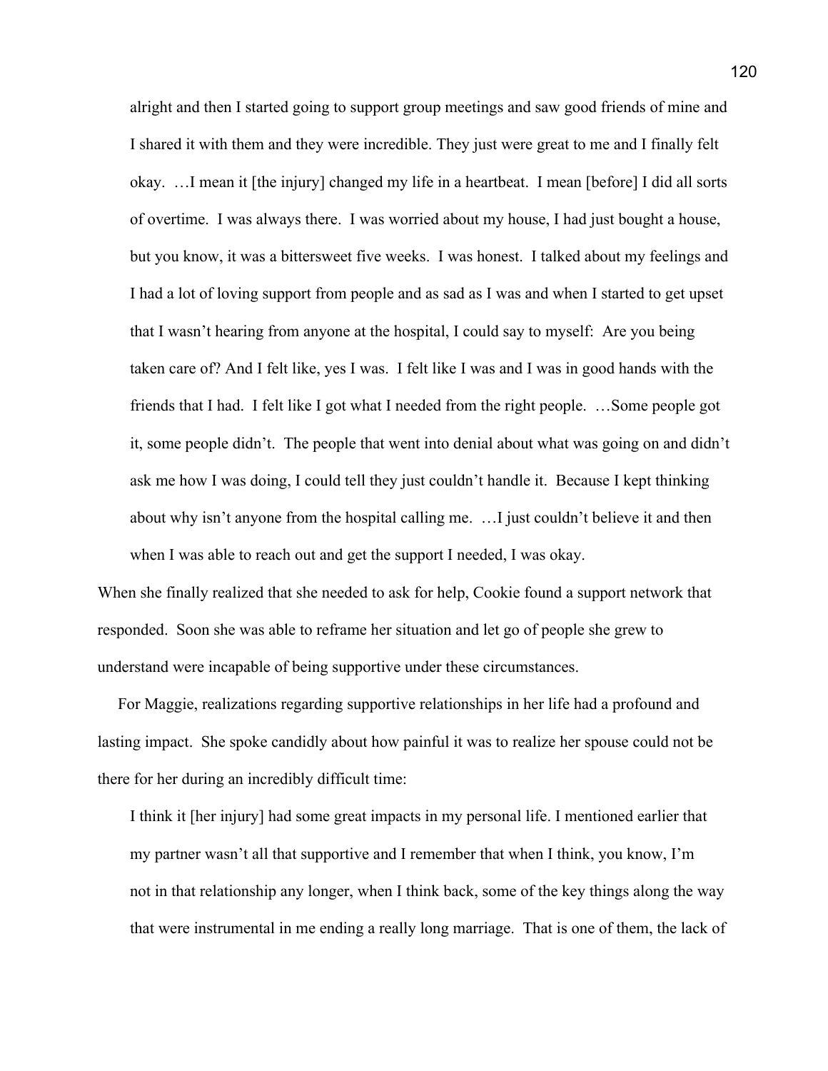> alright and then I started going to support group meetings and saw good friends of mine and I shared it with them and they were incredible. They just were great to me and I finally felt okay. …I mean it [the injury] changed my life in a heartbeat. I mean [before] I did all sorts of overtime. I was always there. I was worried about my house, I had just bought a house, but you know, it was a bittersweet five weeks. I was honest. I talked about my feelings and I had a lot of loving support from people and as sad as I was and when I started to get upset that I wasn't hearing from anyone at the hospital, I could say to myself: Are you being taken care of? And I felt like, yes I was. I felt like I was and I was in good hands with the friends that I had. I felt like I got what I needed from the right people. …Some people got it, some people didn't. The people that went into denial about what was going on and didn't ask me how I was doing, I could tell they just couldn't handle it. Because I kept thinking about why isn't anyone from the hospital calling me. …I just couldn't believe it and then when I was able to reach out and get the support I needed, I was okay.

When she finally realized that she needed to ask for help, Cookie found a support network that responded. Soon she was able to reframe her situation and let go of people she grew to understand were incapable of being supportive under these circumstances.

For Maggie, realizations regarding supportive relationships in her life had a profound and lasting impact. She spoke candidly about how painful it was to realize her spouse could not be there for her during an incredibly difficult time:

> I think it [her injury] had some great impacts in my personal life. I mentioned earlier that my partner wasn't all that supportive and I remember that when I think, you know, I'm not in that relationship any longer, when I think back, some of the key things along the way that were instrumental in me ending a really long marriage. That is one of them, the lack of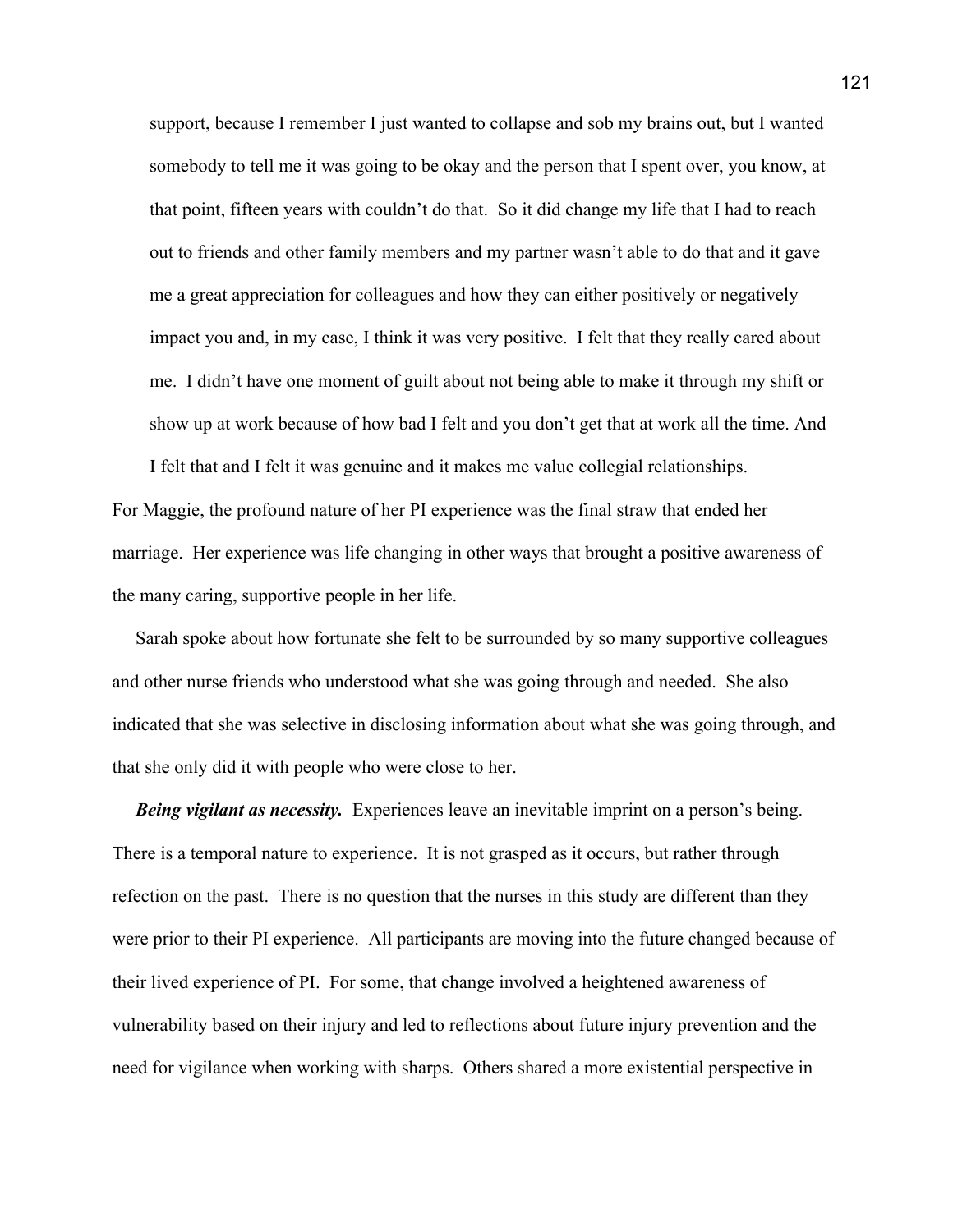> support, because I remember I just wanted to collapse and sob my brains out, but I wanted somebody to tell me it was going to be okay and the person that I spent over, you know, at that point, fifteen years with couldn't do that. So it did change my life that I had to reach out to friends and other family members and my partner wasn't able to do that and it gave me a great appreciation for colleagues and how they can either positively or negatively impact you and, in my case, I think it was very positive. I felt that they really cared about me. I didn't have one moment of guilt about not being able to make it through my shift or show up at work because of how bad I felt and you don't get that at work all the time. And I felt that and I felt it was genuine and it makes me value collegial relationships.

For Maggie, the profound nature of her PI experience was the final straw that ended her marriage. Her experience was life changing in other ways that brought a positive awareness of the many caring, supportive people in her life.

Sarah spoke about how fortunate she felt to be surrounded by so many supportive colleagues and other nurse friends who understood what she was going through and needed. She also indicated that she was selective in disclosing information about what she was going through, and that she only did it with people who were close to her.

***Being vigilant as necessity.*** Experiences leave an inevitable imprint on a person's being. There is a temporal nature to experience. It is not grasped as it occurs, but rather through refection on the past. There is no question that the nurses in this study are different than they were prior to their PI experience. All participants are moving into the future changed because of their lived experience of PI. For some, that change involved a heightened awareness of vulnerability based on their injury and led to reflections about future injury prevention and the need for vigilance when working with sharps. Others shared a more existential perspective in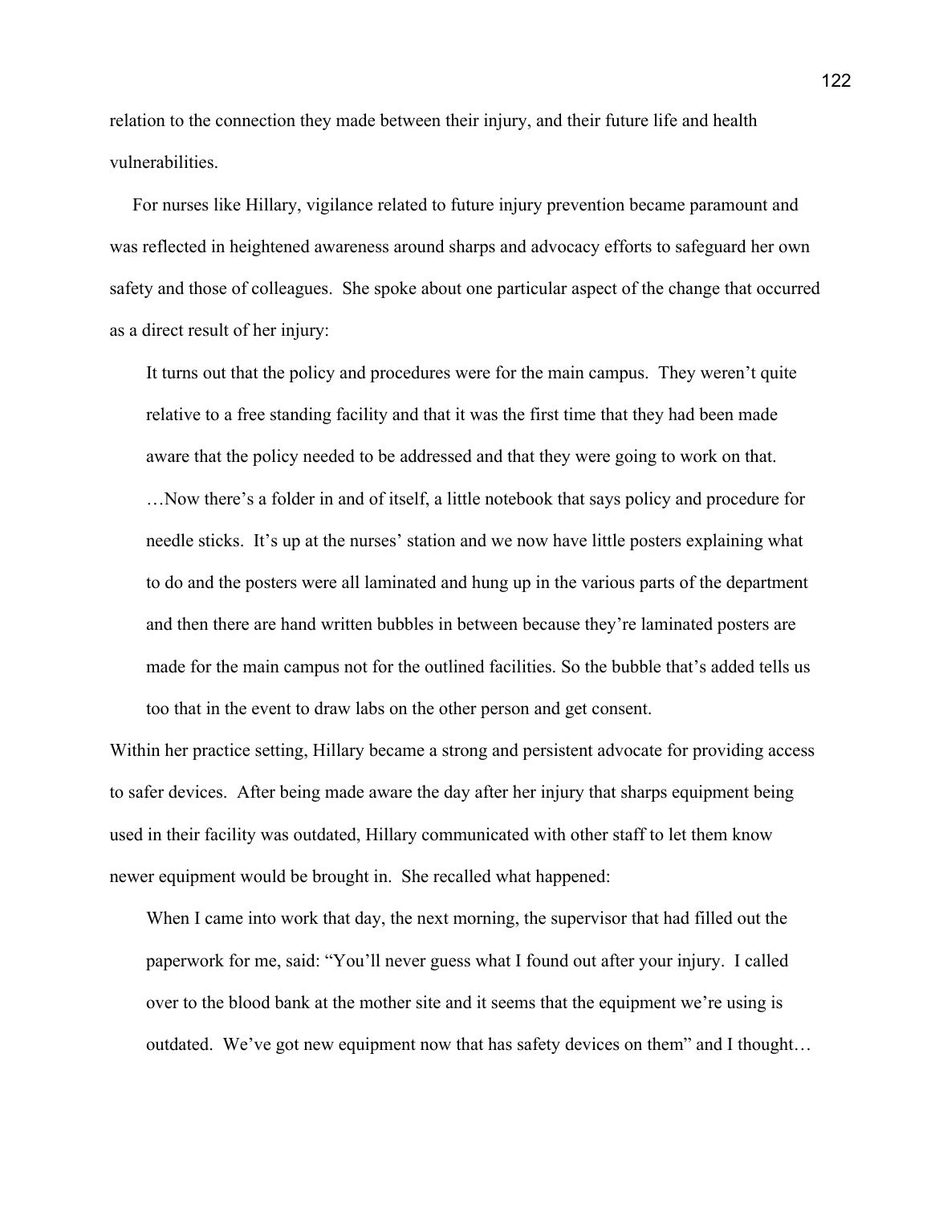relation to the connection they made between their injury, and their future life and health vulnerabilities.

For nurses like Hillary, vigilance related to future injury prevention became paramount and was reflected in heightened awareness around sharps and advocacy efforts to safeguard her own safety and those of colleagues. She spoke about one particular aspect of the change that occurred as a direct result of her injury:

> It turns out that the policy and procedures were for the main campus. They weren't quite relative to a free standing facility and that it was the first time that they had been made aware that the policy needed to be addressed and that they were going to work on that. …Now there's a folder in and of itself, a little notebook that says policy and procedure for needle sticks. It's up at the nurses' station and we now have little posters explaining what to do and the posters were all laminated and hung up in the various parts of the department and then there are hand written bubbles in between because they're laminated posters are made for the main campus not for the outlined facilities. So the bubble that's added tells us too that in the event to draw labs on the other person and get consent.

Within her practice setting, Hillary became a strong and persistent advocate for providing access to safer devices. After being made aware the day after her injury that sharps equipment being used in their facility was outdated, Hillary communicated with other staff to let them know newer equipment would be brought in. She recalled what happened:

> When I came into work that day, the next morning, the supervisor that had filled out the paperwork for me, said: "You'll never guess what I found out after your injury. I called over to the blood bank at the mother site and it seems that the equipment we're using is outdated. We've got new equipment now that has safety devices on them" and I thought…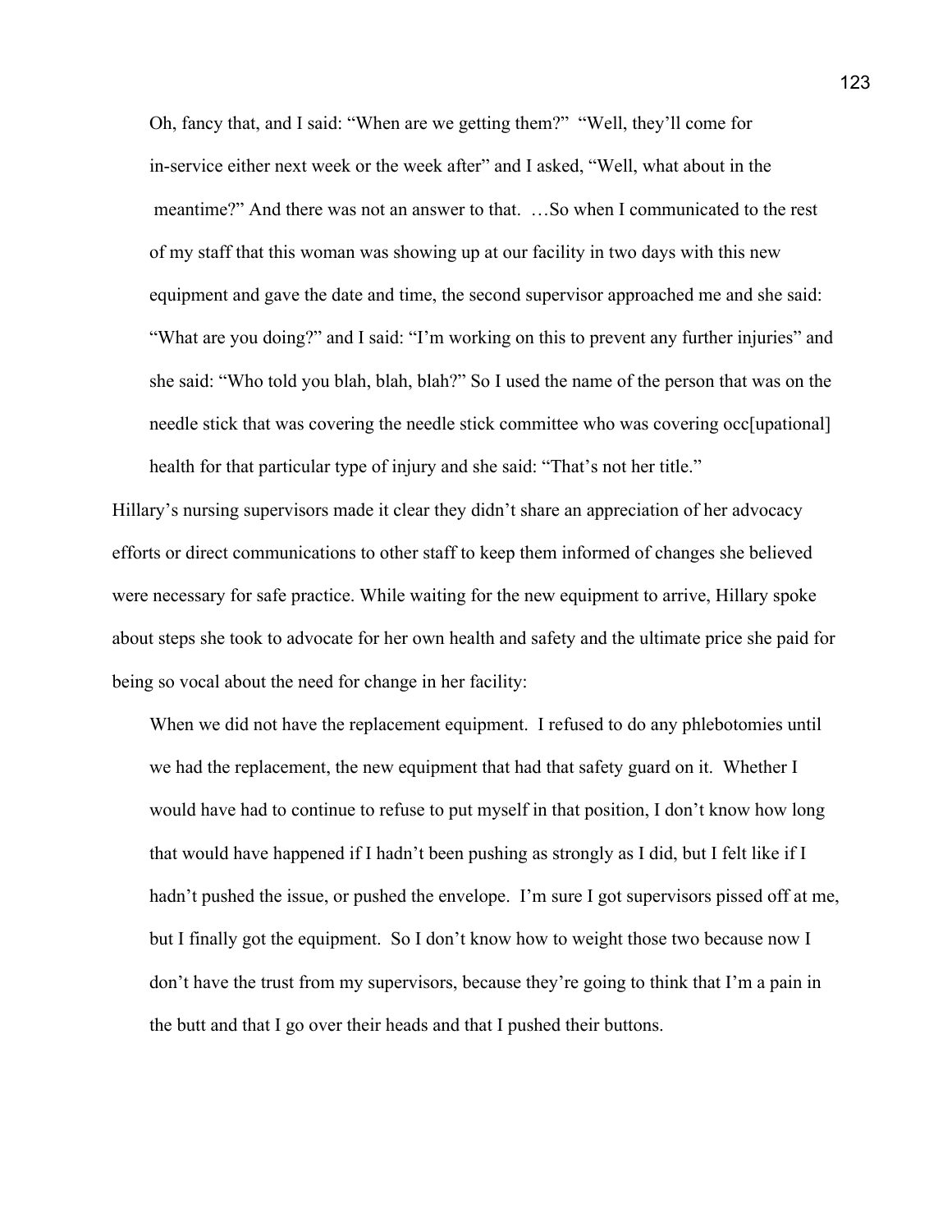> Oh, fancy that, and I said: "When are we getting them?" "Well, they'll come for in-service either next week or the week after" and I asked, "Well, what about in the meantime?" And there was not an answer to that. …So when I communicated to the rest of my staff that this woman was showing up at our facility in two days with this new equipment and gave the date and time, the second supervisor approached me and she said: "What are you doing?" and I said: "I'm working on this to prevent any further injuries" and she said: "Who told you blah, blah, blah?" So I used the name of the person that was on the needle stick that was covering the needle stick committee who was covering occ[upational] health for that particular type of injury and she said: "That's not her title."

Hillary's nursing supervisors made it clear they didn't share an appreciation of her advocacy efforts or direct communications to other staff to keep them informed of changes she believed were necessary for safe practice. While waiting for the new equipment to arrive, Hillary spoke about steps she took to advocate for her own health and safety and the ultimate price she paid for being so vocal about the need for change in her facility:

> When we did not have the replacement equipment. I refused to do any phlebotomies until we had the replacement, the new equipment that had that safety guard on it. Whether I would have had to continue to refuse to put myself in that position, I don't know how long that would have happened if I hadn't been pushing as strongly as I did, but I felt like if I hadn't pushed the issue, or pushed the envelope. I'm sure I got supervisors pissed off at me, but I finally got the equipment. So I don't know how to weight those two because now I don't have the trust from my supervisors, because they're going to think that I'm a pain in the butt and that I go over their heads and that I pushed their buttons.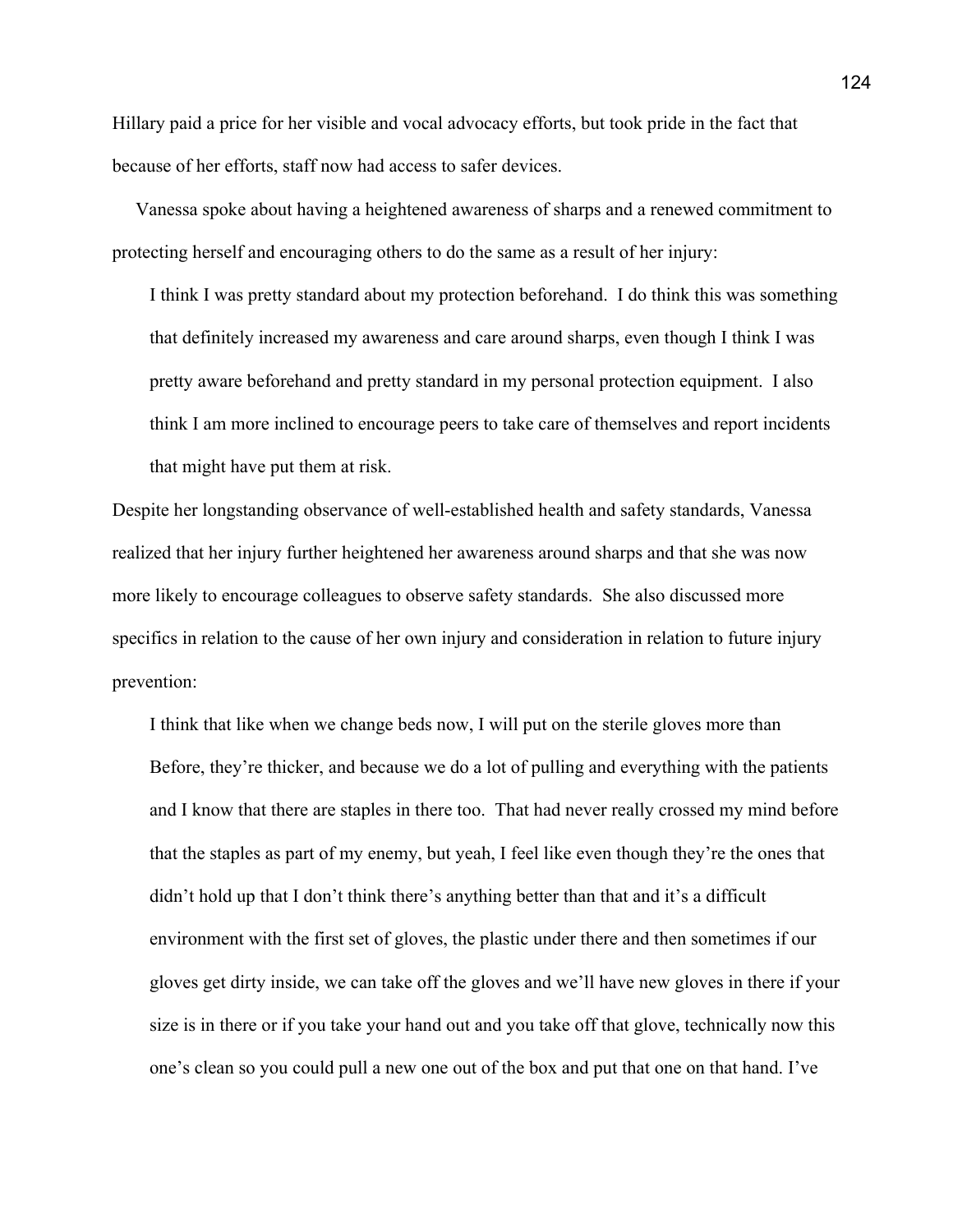Hillary paid a price for her visible and vocal advocacy efforts, but took pride in the fact that because of her efforts, staff now had access to safer devices.

Vanessa spoke about having a heightened awareness of sharps and a renewed commitment to protecting herself and encouraging others to do the same as a result of her injury:

> I think I was pretty standard about my protection beforehand. I do think this was something that definitely increased my awareness and care around sharps, even though I think I was pretty aware beforehand and pretty standard in my personal protection equipment. I also think I am more inclined to encourage peers to take care of themselves and report incidents that might have put them at risk.

Despite her longstanding observance of well-established health and safety standards, Vanessa realized that her injury further heightened her awareness around sharps and that she was now more likely to encourage colleagues to observe safety standards. She also discussed more specifics in relation to the cause of her own injury and consideration in relation to future injury prevention:

> I think that like when we change beds now, I will put on the sterile gloves more than Before, they're thicker, and because we do a lot of pulling and everything with the patients and I know that there are staples in there too. That had never really crossed my mind before that the staples as part of my enemy, but yeah, I feel like even though they're the ones that didn't hold up that I don't think there's anything better than that and it's a difficult environment with the first set of gloves, the plastic under there and then sometimes if our gloves get dirty inside, we can take off the gloves and we'll have new gloves in there if your size is in there or if you take your hand out and you take off that glove, technically now this one's clean so you could pull a new one out of the box and put that one on that hand. I've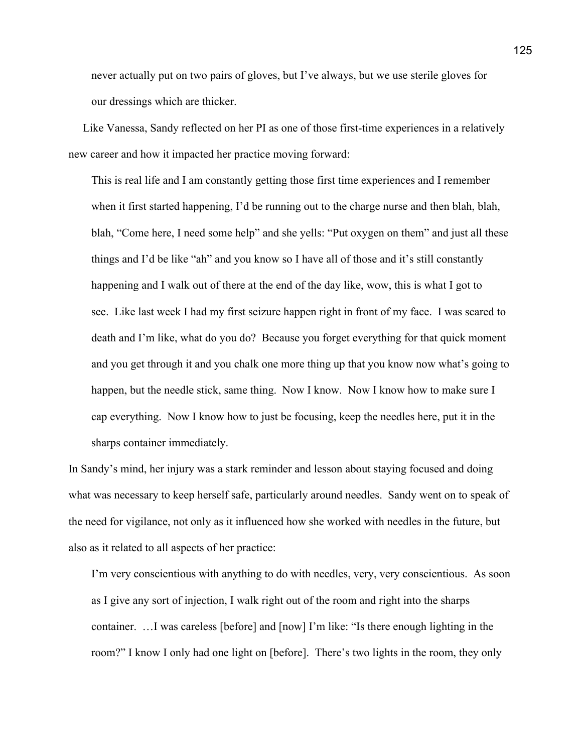never actually put on two pairs of gloves, but I've always, but we use sterile gloves for our dressings which are thicker.

Like Vanessa, Sandy reflected on her PI as one of those first-time experiences in a relatively new career and how it impacted her practice moving forward:

> This is real life and I am constantly getting those first time experiences and I remember when it first started happening, I'd be running out to the charge nurse and then blah, blah, blah, "Come here, I need some help" and she yells: "Put oxygen on them" and just all these things and I'd be like "ah" and you know so I have all of those and it's still constantly happening and I walk out of there at the end of the day like, wow, this is what I got to see. Like last week I had my first seizure happen right in front of my face. I was scared to death and I'm like, what do you do? Because you forget everything for that quick moment and you get through it and you chalk one more thing up that you know now what's going to happen, but the needle stick, same thing. Now I know. Now I know how to make sure I cap everything. Now I know how to just be focusing, keep the needles here, put it in the sharps container immediately.

In Sandy's mind, her injury was a stark reminder and lesson about staying focused and doing what was necessary to keep herself safe, particularly around needles. Sandy went on to speak of the need for vigilance, not only as it influenced how she worked with needles in the future, but also as it related to all aspects of her practice:

> I'm very conscientious with anything to do with needles, very, very conscientious. As soon as I give any sort of injection, I walk right out of the room and right into the sharps container. …I was careless [before] and [now] I'm like: "Is there enough lighting in the room?" I know I only had one light on [before]. There's two lights in the room, they only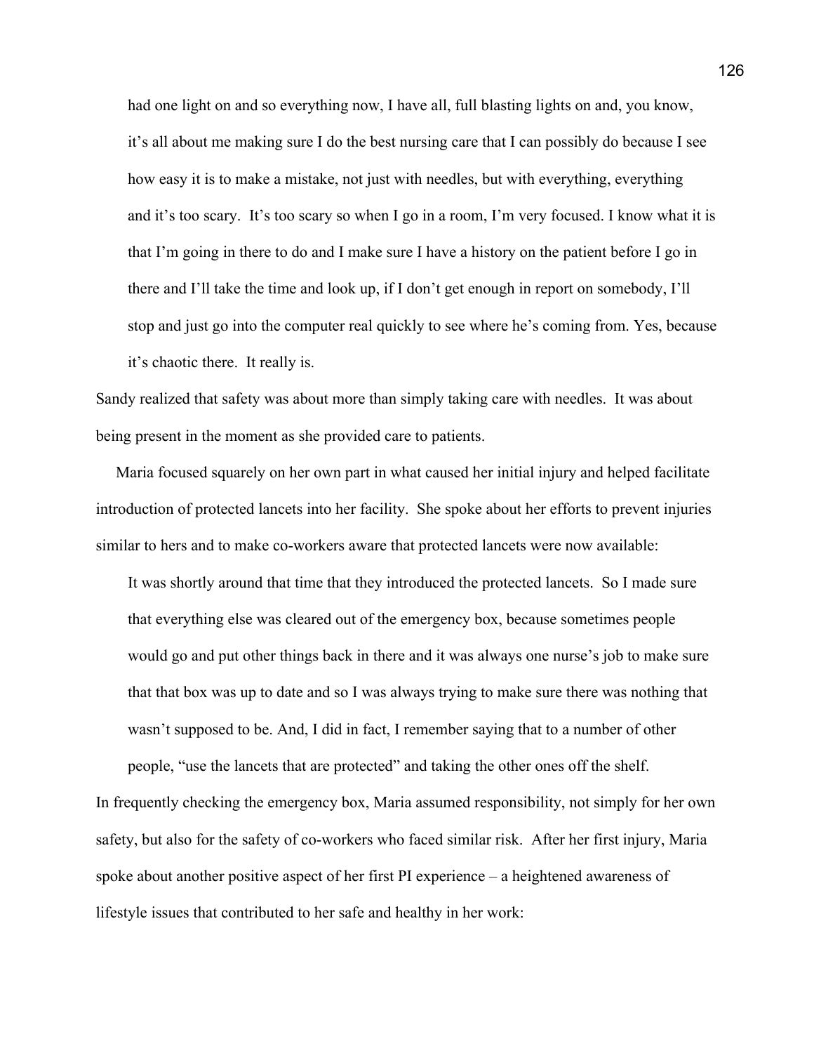> had one light on and so everything now, I have all, full blasting lights on and, you know, it's all about me making sure I do the best nursing care that I can possibly do because I see how easy it is to make a mistake, not just with needles, but with everything, everything and it's too scary. It's too scary so when I go in a room, I'm very focused. I know what it is that I'm going in there to do and I make sure I have a history on the patient before I go in there and I'll take the time and look up, if I don't get enough in report on somebody, I'll stop and just go into the computer real quickly to see where he's coming from. Yes, because it's chaotic there. It really is.

Sandy realized that safety was about more than simply taking care with needles. It was about being present in the moment as she provided care to patients.

Maria focused squarely on her own part in what caused her initial injury and helped facilitate introduction of protected lancets into her facility. She spoke about her efforts to prevent injuries similar to hers and to make co-workers aware that protected lancets were now available:

> It was shortly around that time that they introduced the protected lancets. So I made sure that everything else was cleared out of the emergency box, because sometimes people would go and put other things back in there and it was always one nurse's job to make sure that that box was up to date and so I was always trying to make sure there was nothing that wasn't supposed to be. And, I did in fact, I remember saying that to a number of other people, "use the lancets that are protected" and taking the other ones off the shelf.

In frequently checking the emergency box, Maria assumed responsibility, not simply for her own safety, but also for the safety of co-workers who faced similar risk. After her first injury, Maria spoke about another positive aspect of her first PI experience – a heightened awareness of lifestyle issues that contributed to her safe and healthy in her work: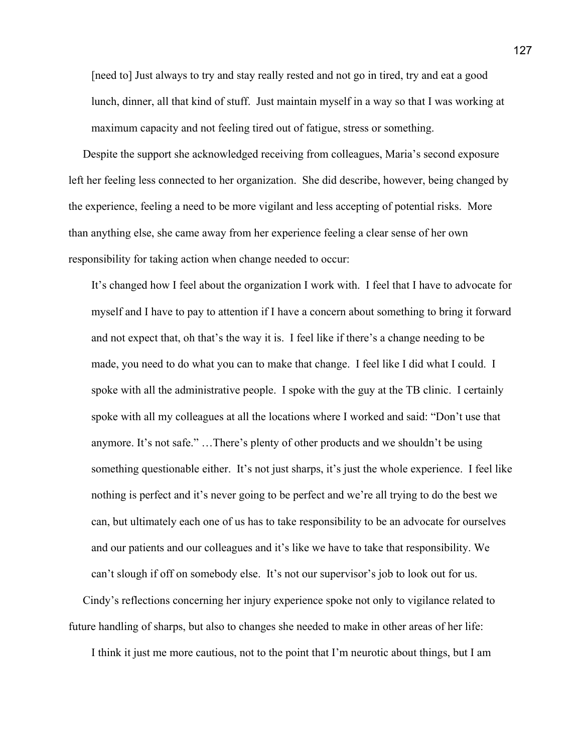> [need to] Just always to try and stay really rested and not go in tired, try and eat a good lunch, dinner, all that kind of stuff. Just maintain myself in a way so that I was working at maximum capacity and not feeling tired out of fatigue, stress or something.

Despite the support she acknowledged receiving from colleagues, Maria's second exposure left her feeling less connected to her organization. She did describe, however, being changed by the experience, feeling a need to be more vigilant and less accepting of potential risks. More than anything else, she came away from her experience feeling a clear sense of her own responsibility for taking action when change needed to occur:

> It's changed how I feel about the organization I work with. I feel that I have to advocate for myself and I have to pay to attention if I have a concern about something to bring it forward and not expect that, oh that's the way it is. I feel like if there's a change needing to be made, you need to do what you can to make that change. I feel like I did what I could. I spoke with all the administrative people. I spoke with the guy at the TB clinic. I certainly spoke with all my colleagues at all the locations where I worked and said: "Don't use that anymore. It's not safe." …There's plenty of other products and we shouldn't be using something questionable either. It's not just sharps, it's just the whole experience. I feel like nothing is perfect and it's never going to be perfect and we're all trying to do the best we can, but ultimately each one of us has to take responsibility to be an advocate for ourselves and our patients and our colleagues and it's like we have to take that responsibility. We can't slough if off on somebody else. It's not our supervisor's job to look out for us.

Cindy's reflections concerning her injury experience spoke not only to vigilance related to future handling of sharps, but also to changes she needed to make in other areas of her life:

> I think it just me more cautious, not to the point that I'm neurotic about things, but I am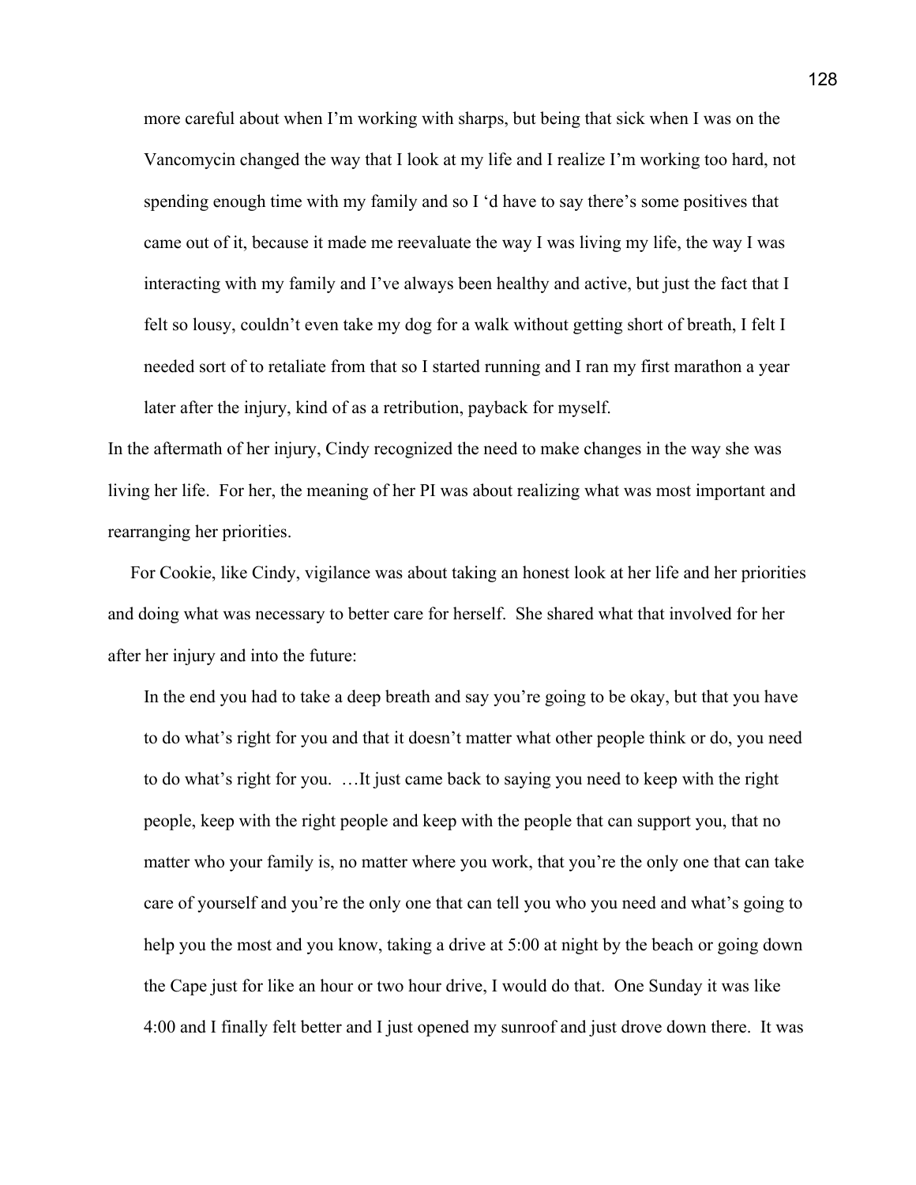> more careful about when I'm working with sharps, but being that sick when I was on the Vancomycin changed the way that I look at my life and I realize I'm working too hard, not spending enough time with my family and so I 'd have to say there's some positives that came out of it, because it made me reevaluate the way I was living my life, the way I was interacting with my family and I've always been healthy and active, but just the fact that I felt so lousy, couldn't even take my dog for a walk without getting short of breath, I felt I needed sort of to retaliate from that so I started running and I ran my first marathon a year later after the injury, kind of as a retribution, payback for myself.

In the aftermath of her injury, Cindy recognized the need to make changes in the way she was living her life. For her, the meaning of her PI was about realizing what was most important and rearranging her priorities.

For Cookie, like Cindy, vigilance was about taking an honest look at her life and her priorities and doing what was necessary to better care for herself. She shared what that involved for her after her injury and into the future:

> In the end you had to take a deep breath and say you're going to be okay, but that you have to do what's right for you and that it doesn't matter what other people think or do, you need to do what's right for you. …It just came back to saying you need to keep with the right people, keep with the right people and keep with the people that can support you, that no matter who your family is, no matter where you work, that you're the only one that can take care of yourself and you're the only one that can tell you who you need and what's going to help you the most and you know, taking a drive at 5:00 at night by the beach or going down the Cape just for like an hour or two hour drive, I would do that. One Sunday it was like 4:00 and I finally felt better and I just opened my sunroof and just drove down there. It was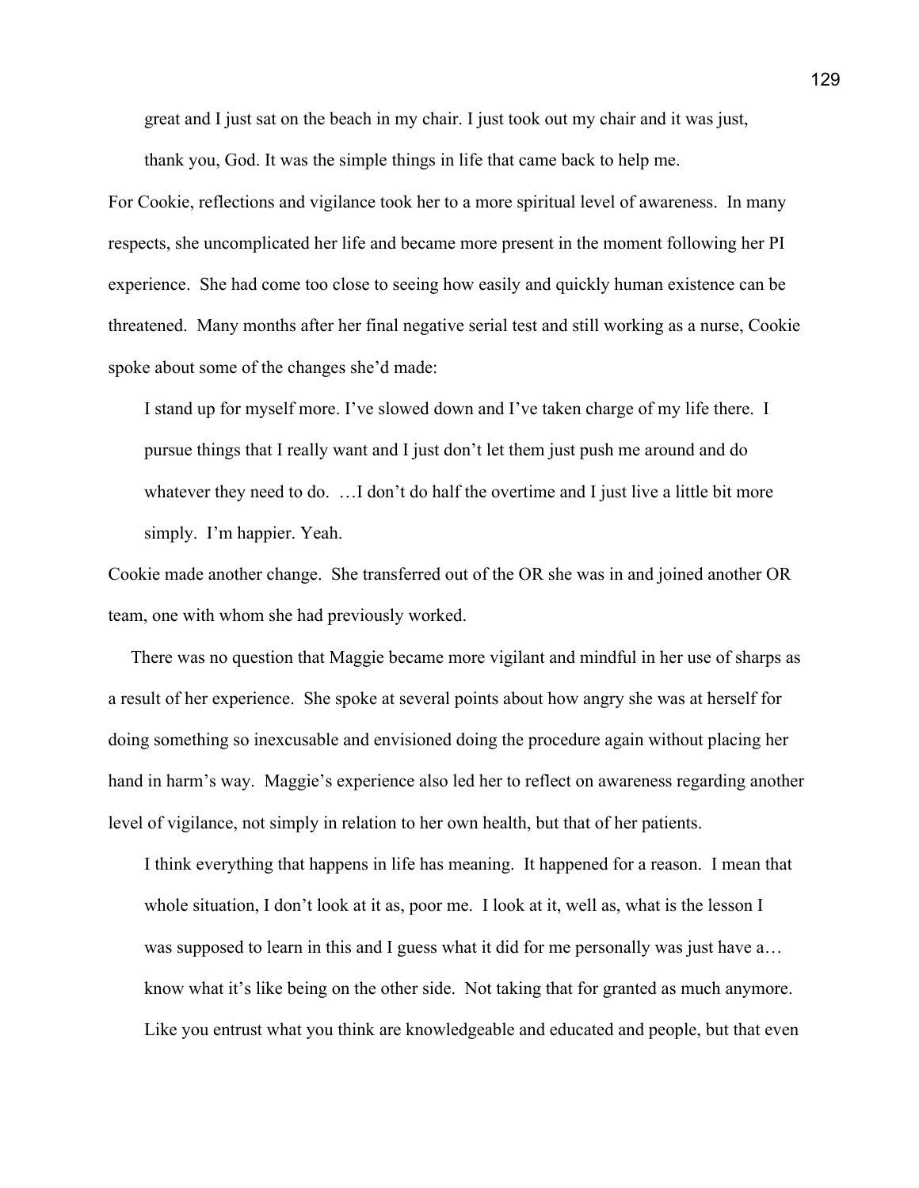> great and I just sat on the beach in my chair. I just took out my chair and it was just, thank you, God. It was the simple things in life that came back to help me.

For Cookie, reflections and vigilance took her to a more spiritual level of awareness. In many respects, she uncomplicated her life and became more present in the moment following her PI experience. She had come too close to seeing how easily and quickly human existence can be threatened. Many months after her final negative serial test and still working as a nurse, Cookie spoke about some of the changes she'd made:

> I stand up for myself more. I've slowed down and I've taken charge of my life there. I pursue things that I really want and I just don't let them just push me around and do whatever they need to do. …I don't do half the overtime and I just live a little bit more simply. I'm happier. Yeah.

Cookie made another change. She transferred out of the OR she was in and joined another OR team, one with whom she had previously worked.

There was no question that Maggie became more vigilant and mindful in her use of sharps as a result of her experience. She spoke at several points about how angry she was at herself for doing something so inexcusable and envisioned doing the procedure again without placing her hand in harm's way. Maggie's experience also led her to reflect on awareness regarding another level of vigilance, not simply in relation to her own health, but that of her patients.

> I think everything that happens in life has meaning. It happened for a reason. I mean that whole situation, I don't look at it as, poor me. I look at it, well as, what is the lesson I was supposed to learn in this and I guess what it did for me personally was just have a… know what it's like being on the other side. Not taking that for granted as much anymore. Like you entrust what you think are knowledgeable and educated and people, but that even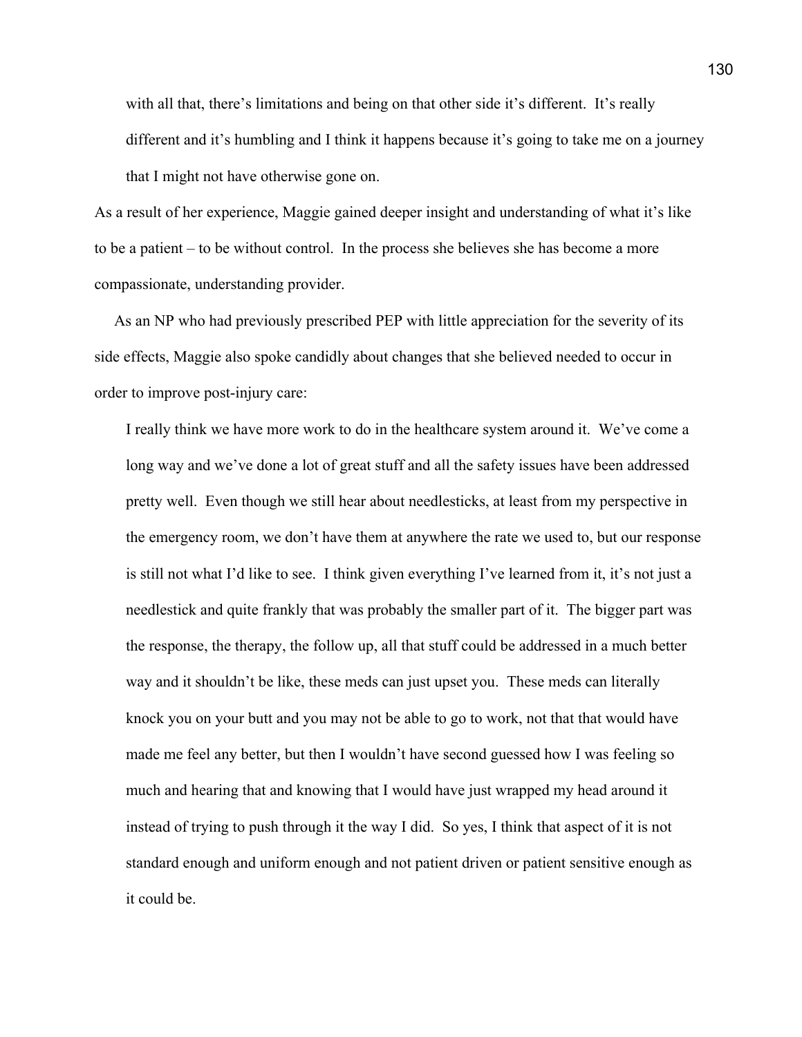> with all that, there's limitations and being on that other side it's different. It's really different and it's humbling and I think it happens because it's going to take me on a journey that I might not have otherwise gone on.

As a result of her experience, Maggie gained deeper insight and understanding of what it's like to be a patient – to be without control. In the process she believes she has become a more compassionate, understanding provider.

As an NP who had previously prescribed PEP with little appreciation for the severity of its side effects, Maggie also spoke candidly about changes that she believed needed to occur in order to improve post-injury care:

> I really think we have more work to do in the healthcare system around it. We've come a long way and we've done a lot of great stuff and all the safety issues have been addressed pretty well. Even though we still hear about needlesticks, at least from my perspective in the emergency room, we don't have them at anywhere the rate we used to, but our response is still not what I'd like to see. I think given everything I've learned from it, it's not just a needlestick and quite frankly that was probably the smaller part of it. The bigger part was the response, the therapy, the follow up, all that stuff could be addressed in a much better way and it shouldn't be like, these meds can just upset you. These meds can literally knock you on your butt and you may not be able to go to work, not that that would have made me feel any better, but then I wouldn't have second guessed how I was feeling so much and hearing that and knowing that I would have just wrapped my head around it instead of trying to push through it the way I did. So yes, I think that aspect of it is not standard enough and uniform enough and not patient driven or patient sensitive enough as it could be.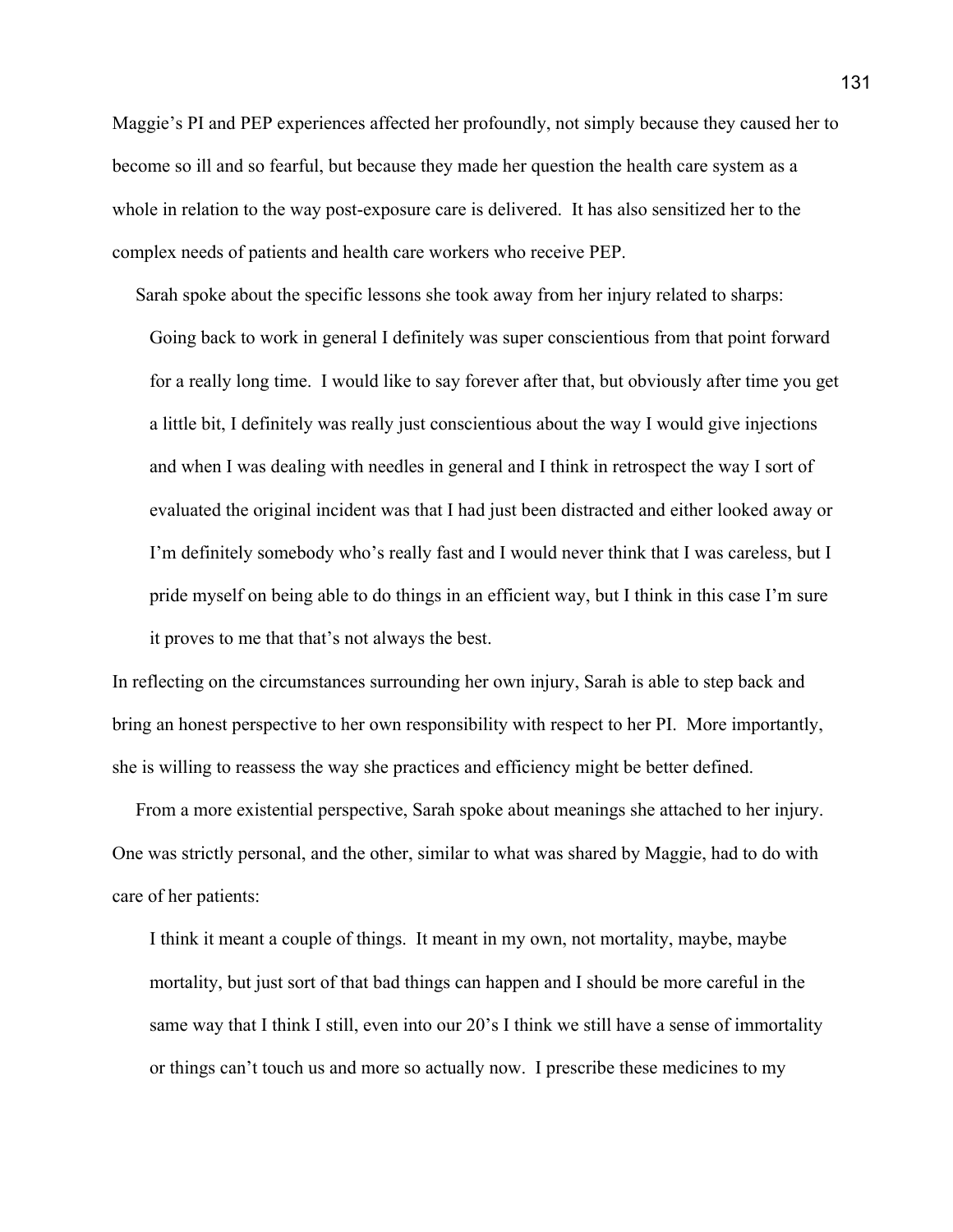Maggie's PI and PEP experiences affected her profoundly, not simply because they caused her to become so ill and so fearful, but because they made her question the health care system as a whole in relation to the way post-exposure care is delivered. It has also sensitized her to the complex needs of patients and health care workers who receive PEP.

Sarah spoke about the specific lessons she took away from her injury related to sharps:

> Going back to work in general I definitely was super conscientious from that point forward for a really long time. I would like to say forever after that, but obviously after time you get a little bit, I definitely was really just conscientious about the way I would give injections and when I was dealing with needles in general and I think in retrospect the way I sort of evaluated the original incident was that I had just been distracted and either looked away or I'm definitely somebody who's really fast and I would never think that I was careless, but I pride myself on being able to do things in an efficient way, but I think in this case I'm sure it proves to me that that's not always the best.

In reflecting on the circumstances surrounding her own injury, Sarah is able to step back and bring an honest perspective to her own responsibility with respect to her PI. More importantly, she is willing to reassess the way she practices and efficiency might be better defined.

From a more existential perspective, Sarah spoke about meanings she attached to her injury. One was strictly personal, and the other, similar to what was shared by Maggie, had to do with care of her patients:

> I think it meant a couple of things. It meant in my own, not mortality, maybe, maybe mortality, but just sort of that bad things can happen and I should be more careful in the same way that I think I still, even into our 20's I think we still have a sense of immortality or things can't touch us and more so actually now. I prescribe these medicines to my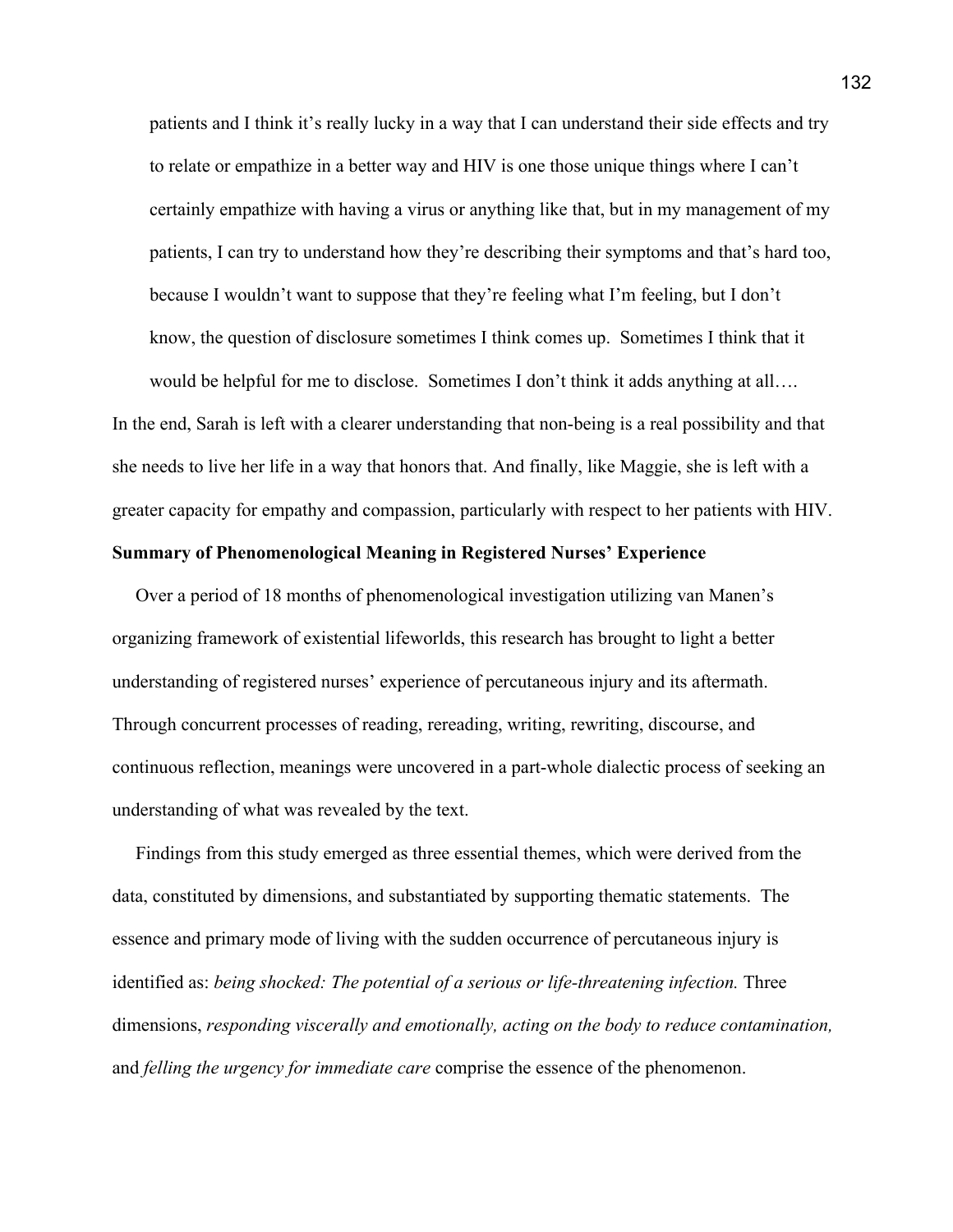patients and I think it's really lucky in a way that I can understand their side effects and try to relate or empathize in a better way and HIV is one those unique things where I can't certainly empathize with having a virus or anything like that, but in my management of my patients, I can try to understand how they're describing their symptoms and that's hard too, because I wouldn't want to suppose that they're feeling what I'm feeling, but I don't know, the question of disclosure sometimes I think comes up. Sometimes I think that it would be helpful for me to disclose. Sometimes I don't think it adds anything at all….

In the end, Sarah is left with a clearer understanding that non-being is a real possibility and that she needs to live her life in a way that honors that. And finally, like Maggie, she is left with a greater capacity for empathy and compassion, particularly with respect to her patients with HIV.

**Summary of Phenomenological Meaning in Registered Nurses' Experience**

Over a period of 18 months of phenomenological investigation utilizing van Manen's organizing framework of existential lifeworlds, this research has brought to light a better understanding of registered nurses' experience of percutaneous injury and its aftermath. Through concurrent processes of reading, rereading, writing, rewriting, discourse, and continuous reflection, meanings were uncovered in a part-whole dialectic process of seeking an understanding of what was revealed by the text.

Findings from this study emerged as three essential themes, which were derived from the data, constituted by dimensions, and substantiated by supporting thematic statements. The essence and primary mode of living with the sudden occurrence of percutaneous injury is identified as: *being shocked: The potential of a serious or life-threatening infection.* Three dimensions, *responding viscerally and emotionally, acting on the body to reduce contamination,* and *felling the urgency for immediate care* comprise the essence of the phenomenon.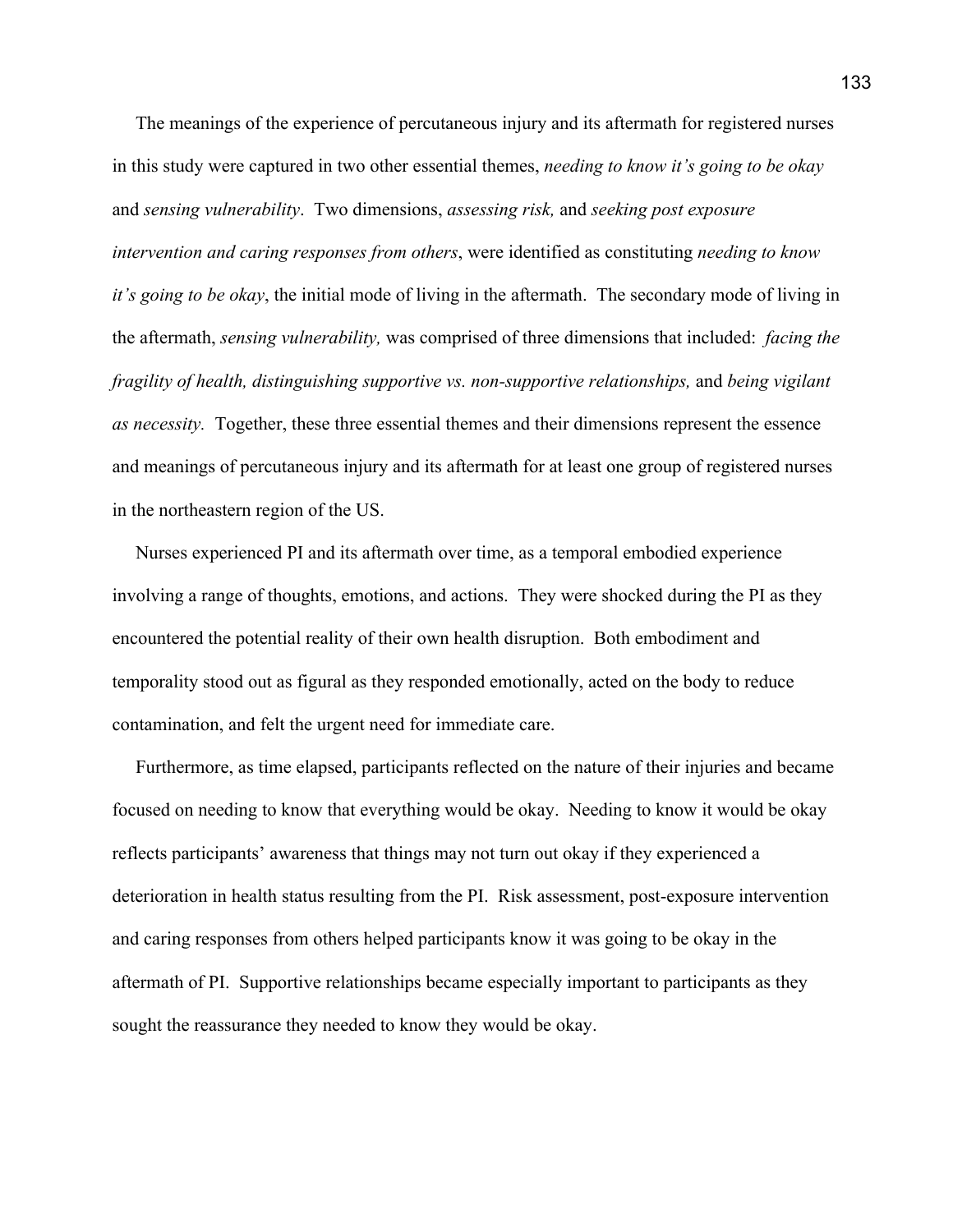The meanings of the experience of percutaneous injury and its aftermath for registered nurses in this study were captured in two other essential themes, *needing to know it's going to be okay* and *sensing vulnerability*. Two dimensions, *assessing risk,* and *seeking post exposure intervention and caring responses from others*, were identified as constituting *needing to know it's going to be okay*, the initial mode of living in the aftermath. The secondary mode of living in the aftermath, *sensing vulnerability,* was comprised of three dimensions that included: *facing the fragility of health, distinguishing supportive vs. non-supportive relationships,* and *being vigilant as necessity.* Together, these three essential themes and their dimensions represent the essence and meanings of percutaneous injury and its aftermath for at least one group of registered nurses in the northeastern region of the US.

Nurses experienced PI and its aftermath over time, as a temporal embodied experience involving a range of thoughts, emotions, and actions. They were shocked during the PI as they encountered the potential reality of their own health disruption. Both embodiment and temporality stood out as figural as they responded emotionally, acted on the body to reduce contamination, and felt the urgent need for immediate care.

Furthermore, as time elapsed, participants reflected on the nature of their injuries and became focused on needing to know that everything would be okay. Needing to know it would be okay reflects participants' awareness that things may not turn out okay if they experienced a deterioration in health status resulting from the PI. Risk assessment, post-exposure intervention and caring responses from others helped participants know it was going to be okay in the aftermath of PI. Supportive relationships became especially important to participants as they sought the reassurance they needed to know they would be okay.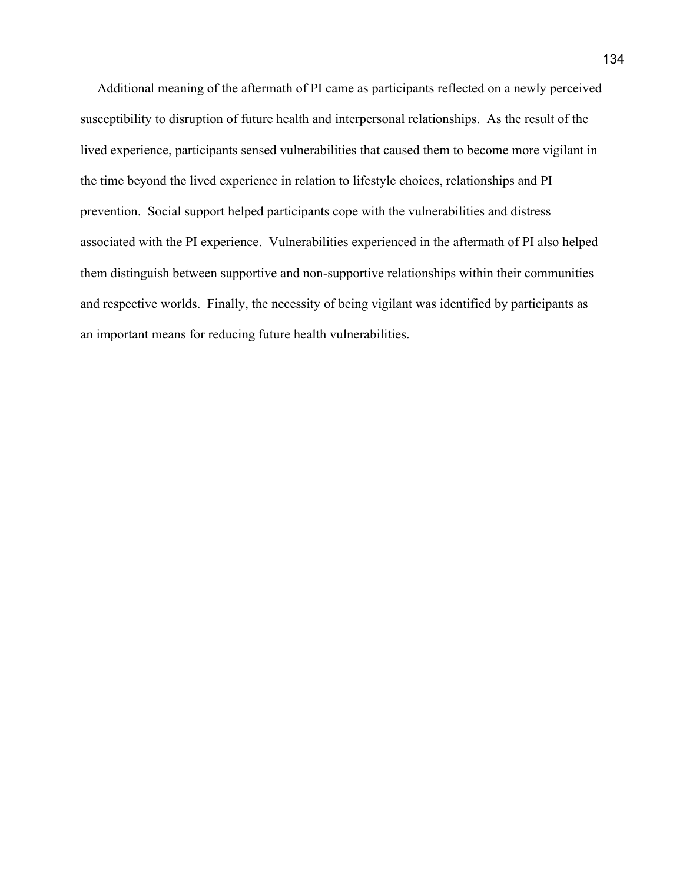Additional meaning of the aftermath of PI came as participants reflected on a newly perceived susceptibility to disruption of future health and interpersonal relationships. As the result of the lived experience, participants sensed vulnerabilities that caused them to become more vigilant in the time beyond the lived experience in relation to lifestyle choices, relationships and PI prevention. Social support helped participants cope with the vulnerabilities and distress associated with the PI experience. Vulnerabilities experienced in the aftermath of PI also helped them distinguish between supportive and non-supportive relationships within their communities and respective worlds. Finally, the necessity of being vigilant was identified by participants as an important means for reducing future health vulnerabilities.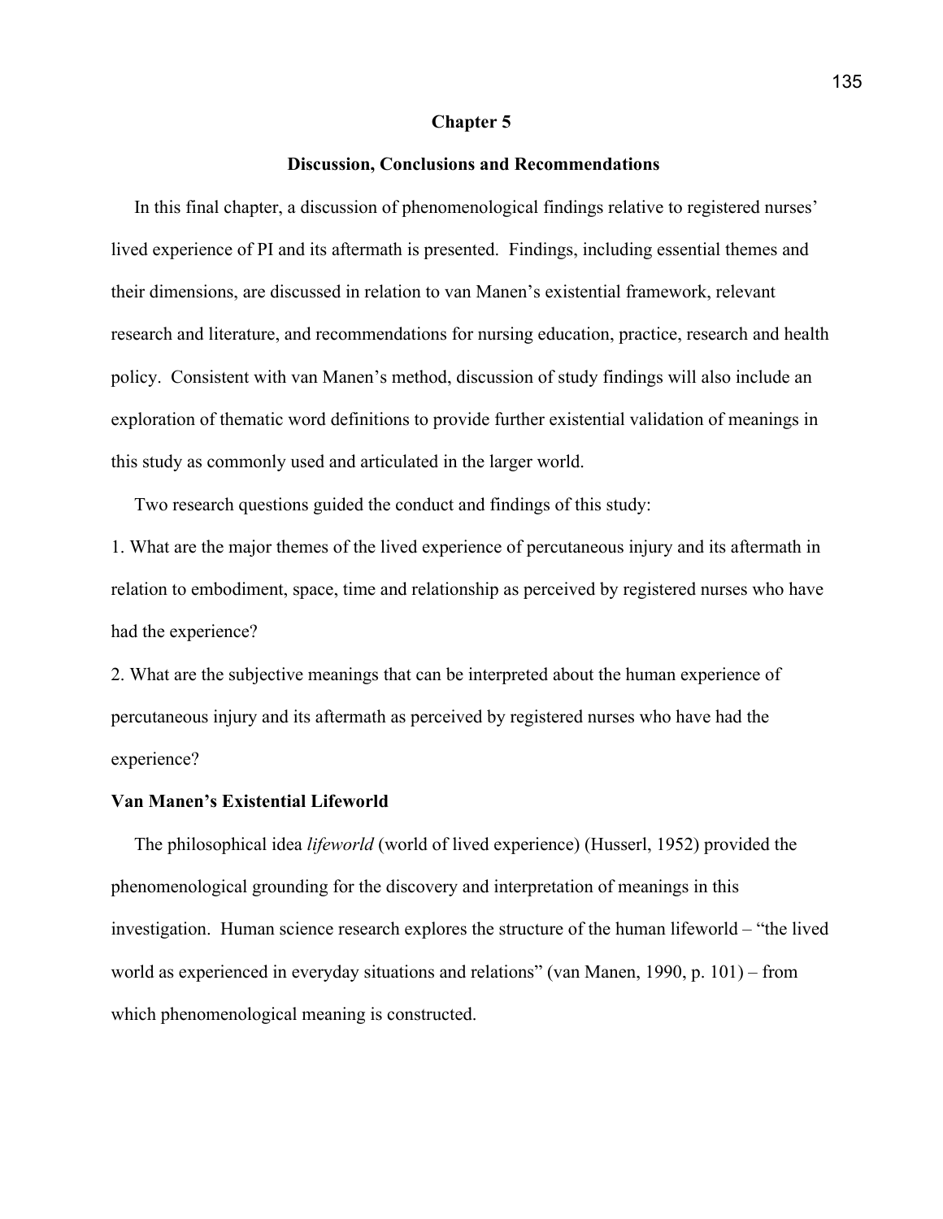# Chapter 5

## Discussion, Conclusions and Recommendations

In this final chapter, a discussion of phenomenological findings relative to registered nurses' lived experience of PI and its aftermath is presented. Findings, including essential themes and their dimensions, are discussed in relation to van Manen's existential framework, relevant research and literature, and recommendations for nursing education, practice, research and health policy. Consistent with van Manen's method, discussion of study findings will also include an exploration of thematic word definitions to provide further existential validation of meanings in this study as commonly used and articulated in the larger world.

Two research questions guided the conduct and findings of this study:

1. What are the major themes of the lived experience of percutaneous injury and its aftermath in relation to embodiment, space, time and relationship as perceived by registered nurses who have had the experience?
2. What are the subjective meanings that can be interpreted about the human experience of percutaneous injury and its aftermath as perceived by registered nurses who have had the experience?

### Van Manen's Existential Lifeworld

The philosophical idea *lifeworld* (world of lived experience) (Husserl, 1952) provided the phenomenological grounding for the discovery and interpretation of meanings in this investigation. Human science research explores the structure of the human lifeworld – "the lived world as experienced in everyday situations and relations" (van Manen, 1990, p. 101) – from which phenomenological meaning is constructed.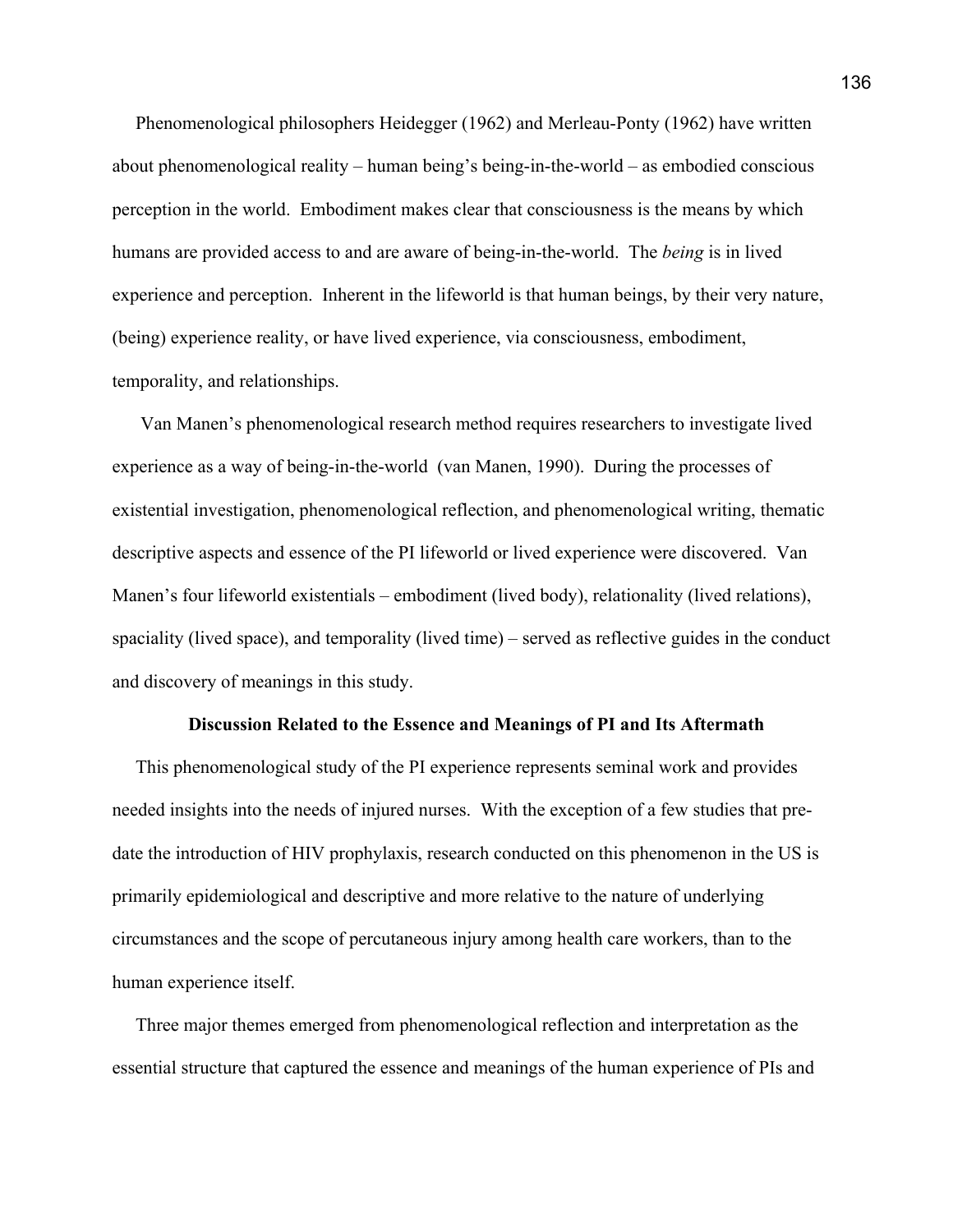Phenomenological philosophers Heidegger (1962) and Merleau-Ponty (1962) have written about phenomenological reality – human being's being-in-the-world – as embodied conscious perception in the world. Embodiment makes clear that consciousness is the means by which humans are provided access to and are aware of being-in-the-world. The *being* is in lived experience and perception. Inherent in the lifeworld is that human beings, by their very nature, (being) experience reality, or have lived experience, via consciousness, embodiment, temporality, and relationships.

Van Manen's phenomenological research method requires researchers to investigate lived experience as a way of being-in-the-world (van Manen, 1990). During the processes of existential investigation, phenomenological reflection, and phenomenological writing, thematic descriptive aspects and essence of the PI lifeworld or lived experience were discovered. Van Manen's four lifeworld existentials – embodiment (lived body), relationality (lived relations), spaciality (lived space), and temporality (lived time) – served as reflective guides in the conduct and discovery of meanings in this study.

## Discussion Related to the Essence and Meanings of PI and Its Aftermath

This phenomenological study of the PI experience represents seminal work and provides needed insights into the needs of injured nurses. With the exception of a few studies that pre-date the introduction of HIV prophylaxis, research conducted on this phenomenon in the US is primarily epidemiological and descriptive and more relative to the nature of underlying circumstances and the scope of percutaneous injury among health care workers, than to the human experience itself.

Three major themes emerged from phenomenological reflection and interpretation as the essential structure that captured the essence and meanings of the human experience of PIs and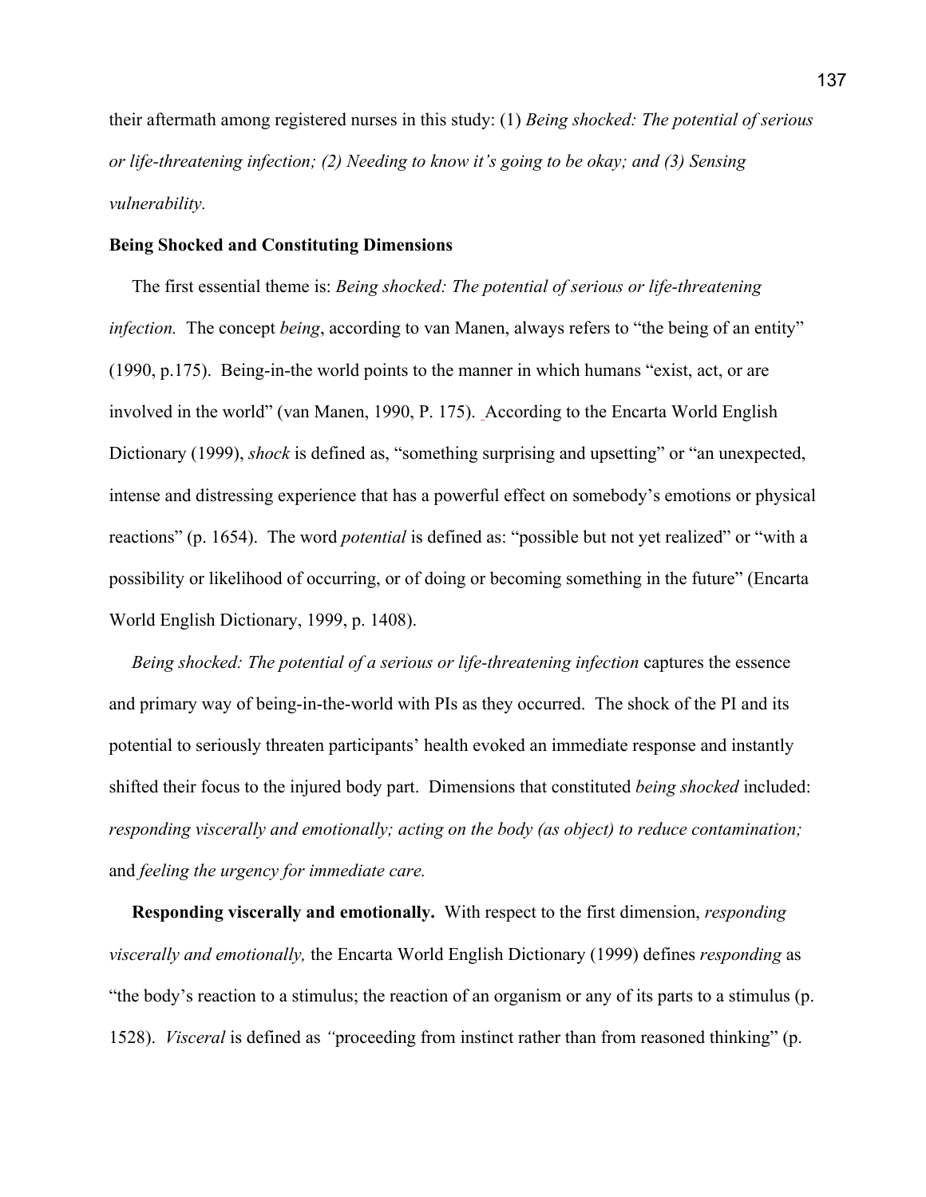their aftermath among registered nurses in this study: (1) *Being shocked: The potential of serious or life-threatening infection; (2) Needing to know it's going to be okay; and (3) Sensing vulnerability.*

**Being Shocked and Constituting Dimensions**

The first essential theme is: *Being shocked: The potential of serious or life-threatening infection.* The concept *being*, according to van Manen, always refers to "the being of an entity" (1990, p.175). Being-in-the world points to the manner in which humans "exist, act, or are involved in the world" (van Manen, 1990, P. 175). According to the Encarta World English Dictionary (1999), *shock* is defined as, "something surprising and upsetting" or "an unexpected, intense and distressing experience that has a powerful effect on somebody's emotions or physical reactions" (p. 1654). The word *potential* is defined as: "possible but not yet realized" or "with a possibility or likelihood of occurring, or of doing or becoming something in the future" (Encarta World English Dictionary, 1999, p. 1408).

*Being shocked: The potential of a serious or life-threatening infection* captures the essence and primary way of being-in-the-world with PIs as they occurred. The shock of the PI and its potential to seriously threaten participants' health evoked an immediate response and instantly shifted their focus to the injured body part. Dimensions that constituted *being shocked* included: *responding viscerally and emotionally; acting on the body (as object) to reduce contamination;* and *feeling the urgency for immediate care.*

**Responding viscerally and emotionally.** With respect to the first dimension, *responding viscerally and emotionally,* the Encarta World English Dictionary (1999) defines *responding* as "the body's reaction to a stimulus; the reaction of an organism or any of its parts to a stimulus (p. 1528). *Visceral* is defined as "proceeding from instinct rather than from reasoned thinking" (p.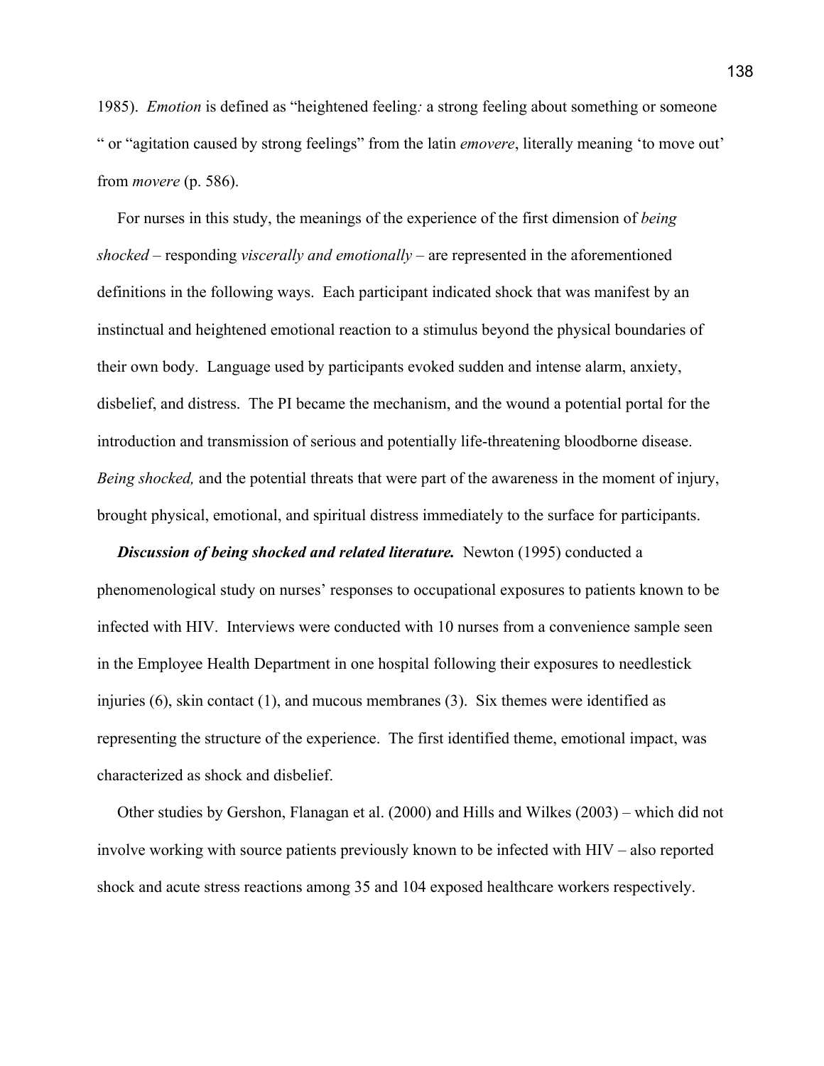1985). *Emotion* is defined as "heightened feeling*:* a strong feeling about something or someone " or "agitation caused by strong feelings" from the latin *emovere*, literally meaning 'to move out' from *movere* (p. 586).

For nurses in this study, the meanings of the experience of the first dimension of *being shocked* – responding *viscerally and emotionally* – are represented in the aforementioned definitions in the following ways. Each participant indicated shock that was manifest by an instinctual and heightened emotional reaction to a stimulus beyond the physical boundaries of their own body. Language used by participants evoked sudden and intense alarm, anxiety, disbelief, and distress. The PI became the mechanism, and the wound a potential portal for the introduction and transmission of serious and potentially life-threatening bloodborne disease. *Being shocked,* and the potential threats that were part of the awareness in the moment of injury, brought physical, emotional, and spiritual distress immediately to the surface for participants.

***Discussion of being shocked and related literature.*** Newton (1995) conducted a phenomenological study on nurses' responses to occupational exposures to patients known to be infected with HIV. Interviews were conducted with 10 nurses from a convenience sample seen in the Employee Health Department in one hospital following their exposures to needlestick injuries (6), skin contact (1), and mucous membranes (3). Six themes were identified as representing the structure of the experience. The first identified theme, emotional impact, was characterized as shock and disbelief.

Other studies by Gershon, Flanagan et al. (2000) and Hills and Wilkes (2003) – which did not involve working with source patients previously known to be infected with HIV – also reported shock and acute stress reactions among 35 and 104 exposed healthcare workers respectively.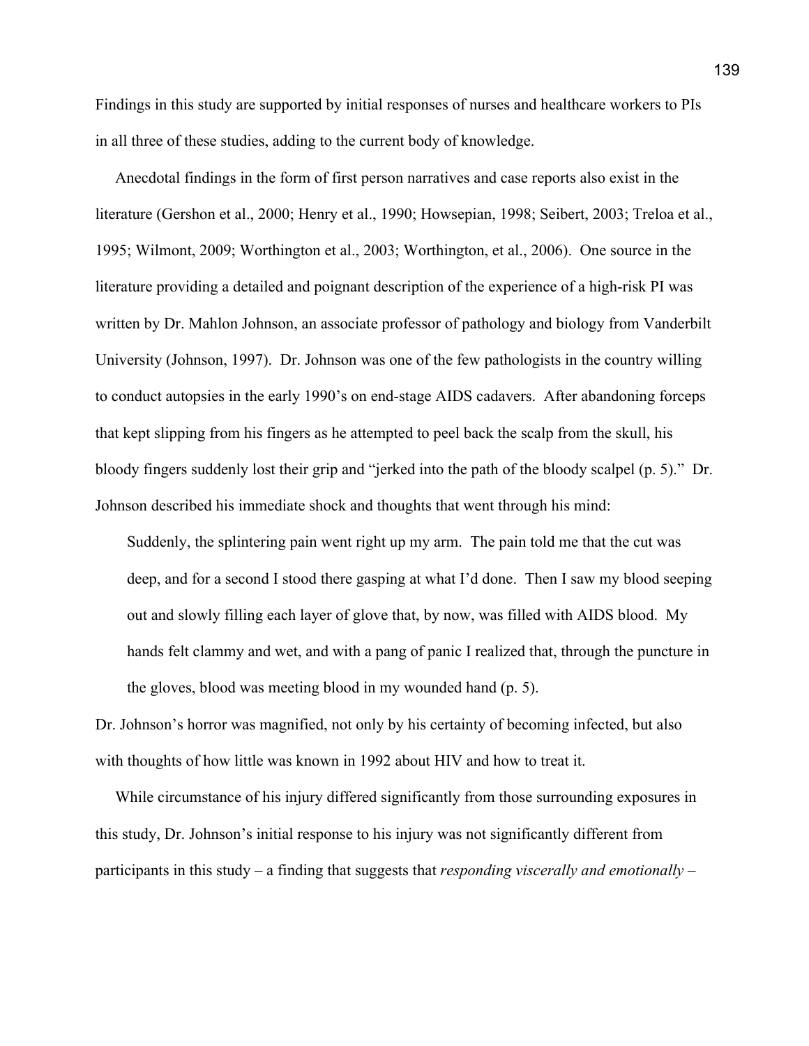Findings in this study are supported by initial responses of nurses and healthcare workers to PIs in all three of these studies, adding to the current body of knowledge.

Anecdotal findings in the form of first person narratives and case reports also exist in the literature (Gershon et al., 2000; Henry et al., 1990; Howsepian, 1998; Seibert, 2003; Treloa et al., 1995; Wilmont, 2009; Worthington et al., 2003; Worthington, et al., 2006). One source in the literature providing a detailed and poignant description of the experience of a high-risk PI was written by Dr. Mahlon Johnson, an associate professor of pathology and biology from Vanderbilt University (Johnson, 1997). Dr. Johnson was one of the few pathologists in the country willing to conduct autopsies in the early 1990's on end-stage AIDS cadavers. After abandoning forceps that kept slipping from his fingers as he attempted to peel back the scalp from the skull, his bloody fingers suddenly lost their grip and "jerked into the path of the bloody scalpel (p. 5)." Dr. Johnson described his immediate shock and thoughts that went through his mind:

> Suddenly, the splintering pain went right up my arm. The pain told me that the cut was deep, and for a second I stood there gasping at what I'd done. Then I saw my blood seeping out and slowly filling each layer of glove that, by now, was filled with AIDS blood. My hands felt clammy and wet, and with a pang of panic I realized that, through the puncture in the gloves, blood was meeting blood in my wounded hand (p. 5).

Dr. Johnson's horror was magnified, not only by his certainty of becoming infected, but also with thoughts of how little was known in 1992 about HIV and how to treat it.

While circumstance of his injury differed significantly from those surrounding exposures in this study, Dr. Johnson's initial response to his injury was not significantly different from participants in this study – a finding that suggests that *responding viscerally and emotionally* –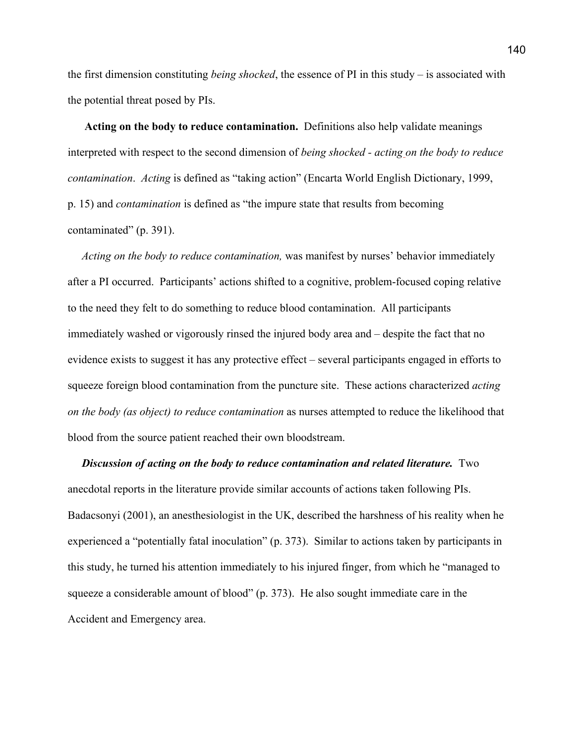the first dimension constituting *being shocked*, the essence of PI in this study – is associated with the potential threat posed by PIs.

**Acting on the body to reduce contamination.** Definitions also help validate meanings interpreted with respect to the second dimension of *being shocked - acting on the body to reduce contamination*. *Acting* is defined as "taking action" (Encarta World English Dictionary, 1999, p. 15) and *contamination* is defined as "the impure state that results from becoming contaminated" (p. 391).

*Acting on the body to reduce contamination,* was manifest by nurses' behavior immediately after a PI occurred. Participants' actions shifted to a cognitive, problem-focused coping relative to the need they felt to do something to reduce blood contamination. All participants immediately washed or vigorously rinsed the injured body area and – despite the fact that no evidence exists to suggest it has any protective effect – several participants engaged in efforts to squeeze foreign blood contamination from the puncture site. These actions characterized *acting on the body (as object) to reduce contamination* as nurses attempted to reduce the likelihood that blood from the source patient reached their own bloodstream.

***Discussion of acting on the body to reduce contamination and related literature.*** Two anecdotal reports in the literature provide similar accounts of actions taken following PIs. Badacsonyi (2001), an anesthesiologist in the UK, described the harshness of his reality when he experienced a "potentially fatal inoculation" (p. 373). Similar to actions taken by participants in this study, he turned his attention immediately to his injured finger, from which he "managed to squeeze a considerable amount of blood" (p. 373). He also sought immediate care in the Accident and Emergency area.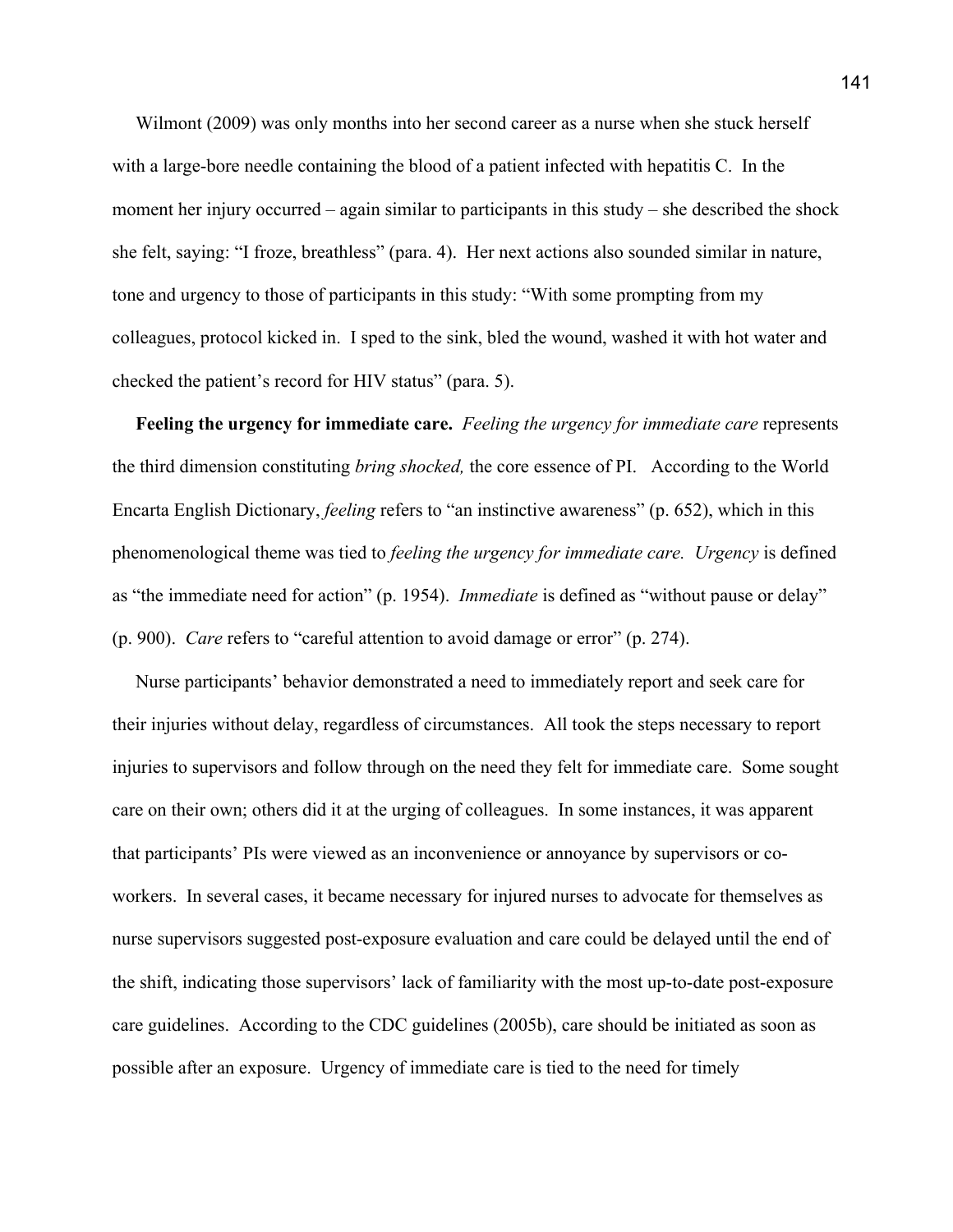Wilmont (2009) was only months into her second career as a nurse when she stuck herself with a large-bore needle containing the blood of a patient infected with hepatitis C. In the moment her injury occurred – again similar to participants in this study – she described the shock she felt, saying: "I froze, breathless" (para. 4). Her next actions also sounded similar in nature, tone and urgency to those of participants in this study: "With some prompting from my colleagues, protocol kicked in. I sped to the sink, bled the wound, washed it with hot water and checked the patient's record for HIV status" (para. 5).

**Feeling the urgency for immediate care.** *Feeling the urgency for immediate care* represents the third dimension constituting *bring shocked,* the core essence of PI. According to the World Encarta English Dictionary, *feeling* refers to "an instinctive awareness" (p. 652), which in this phenomenological theme was tied to *feeling the urgency for immediate care. Urgency* is defined as "the immediate need for action" (p. 1954). *Immediate* is defined as "without pause or delay" (p. 900). *Care* refers to "careful attention to avoid damage or error" (p. 274).

Nurse participants' behavior demonstrated a need to immediately report and seek care for their injuries without delay, regardless of circumstances. All took the steps necessary to report injuries to supervisors and follow through on the need they felt for immediate care. Some sought care on their own; others did it at the urging of colleagues. In some instances, it was apparent that participants' PIs were viewed as an inconvenience or annoyance by supervisors or co-workers. In several cases, it became necessary for injured nurses to advocate for themselves as nurse supervisors suggested post-exposure evaluation and care could be delayed until the end of the shift, indicating those supervisors' lack of familiarity with the most up-to-date post-exposure care guidelines. According to the CDC guidelines (2005b), care should be initiated as soon as possible after an exposure. Urgency of immediate care is tied to the need for timely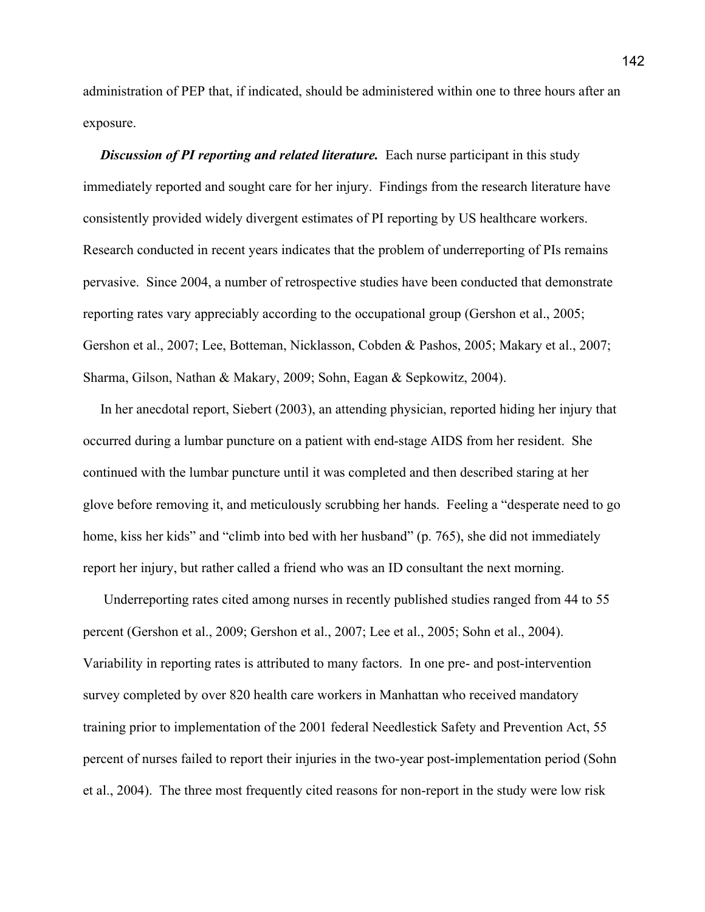administration of PEP that, if indicated, should be administered within one to three hours after an exposure.

***Discussion of PI reporting and related literature.*** Each nurse participant in this study immediately reported and sought care for her injury. Findings from the research literature have consistently provided widely divergent estimates of PI reporting by US healthcare workers. Research conducted in recent years indicates that the problem of underreporting of PIs remains pervasive. Since 2004, a number of retrospective studies have been conducted that demonstrate reporting rates vary appreciably according to the occupational group (Gershon et al., 2005; Gershon et al., 2007; Lee, Botteman, Nicklasson, Cobden & Pashos, 2005; Makary et al., 2007; Sharma, Gilson, Nathan & Makary, 2009; Sohn, Eagan & Sepkowitz, 2004).

In her anecdotal report, Siebert (2003), an attending physician, reported hiding her injury that occurred during a lumbar puncture on a patient with end-stage AIDS from her resident. She continued with the lumbar puncture until it was completed and then described staring at her glove before removing it, and meticulously scrubbing her hands. Feeling a "desperate need to go home, kiss her kids" and "climb into bed with her husband" (p. 765), she did not immediately report her injury, but rather called a friend who was an ID consultant the next morning.

Underreporting rates cited among nurses in recently published studies ranged from 44 to 55 percent (Gershon et al., 2009; Gershon et al., 2007; Lee et al., 2005; Sohn et al., 2004). Variability in reporting rates is attributed to many factors. In one pre- and post-intervention survey completed by over 820 health care workers in Manhattan who received mandatory training prior to implementation of the 2001 federal Needlestick Safety and Prevention Act, 55 percent of nurses failed to report their injuries in the two-year post-implementation period (Sohn et al., 2004). The three most frequently cited reasons for non-report in the study were low risk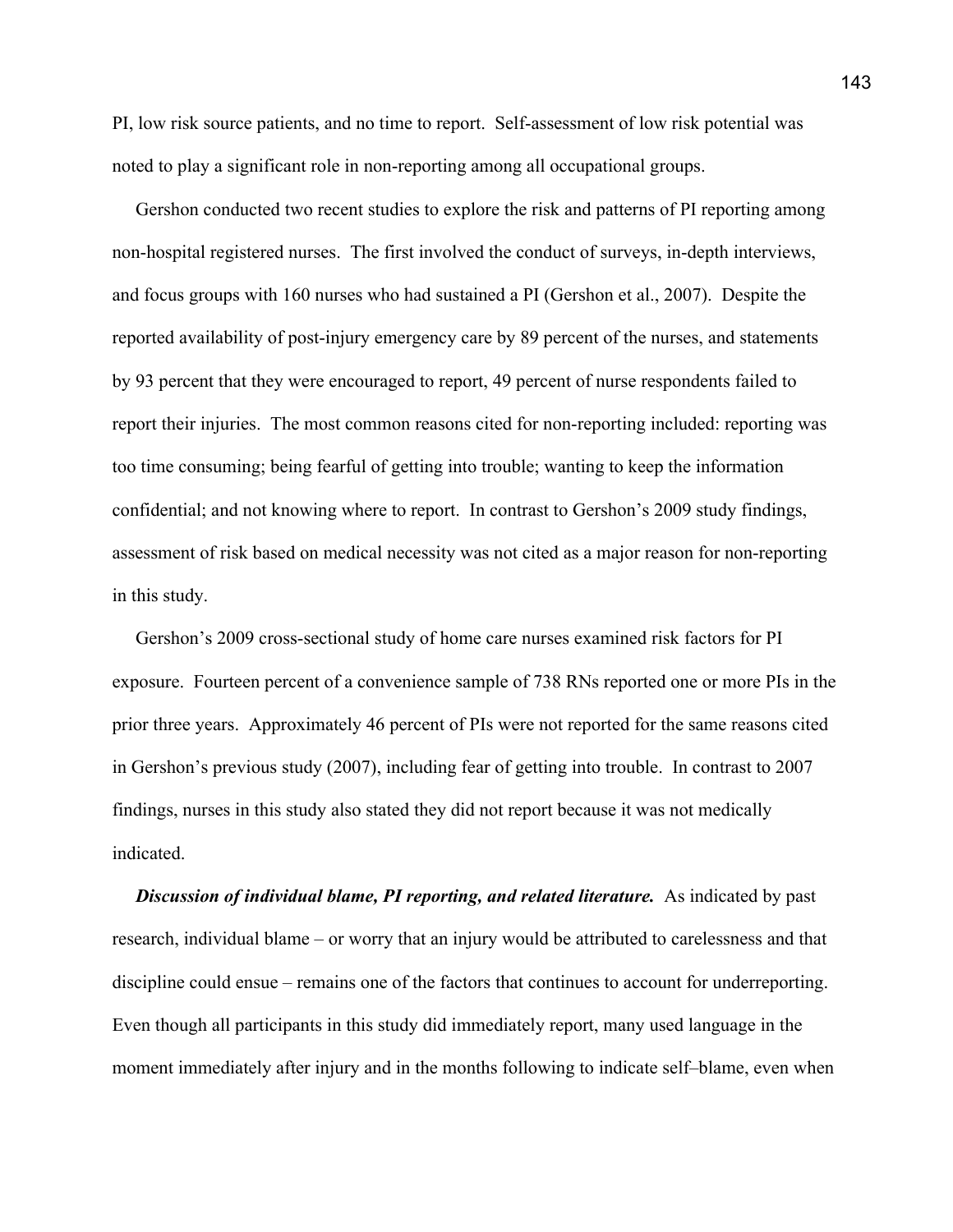PI, low risk source patients, and no time to report. Self-assessment of low risk potential was noted to play a significant role in non-reporting among all occupational groups.

Gershon conducted two recent studies to explore the risk and patterns of PI reporting among non-hospital registered nurses. The first involved the conduct of surveys, in-depth interviews, and focus groups with 160 nurses who had sustained a PI (Gershon et al., 2007). Despite the reported availability of post-injury emergency care by 89 percent of the nurses, and statements by 93 percent that they were encouraged to report, 49 percent of nurse respondents failed to report their injuries. The most common reasons cited for non-reporting included: reporting was too time consuming; being fearful of getting into trouble; wanting to keep the information confidential; and not knowing where to report. In contrast to Gershon's 2009 study findings, assessment of risk based on medical necessity was not cited as a major reason for non-reporting in this study.

Gershon's 2009 cross-sectional study of home care nurses examined risk factors for PI exposure. Fourteen percent of a convenience sample of 738 RNs reported one or more PIs in the prior three years. Approximately 46 percent of PIs were not reported for the same reasons cited in Gershon's previous study (2007), including fear of getting into trouble. In contrast to 2007 findings, nurses in this study also stated they did not report because it was not medically indicated.

***Discussion of individual blame, PI reporting, and related literature.*** As indicated by past research, individual blame – or worry that an injury would be attributed to carelessness and that discipline could ensue – remains one of the factors that continues to account for underreporting. Even though all participants in this study did immediately report, many used language in the moment immediately after injury and in the months following to indicate self–blame, even when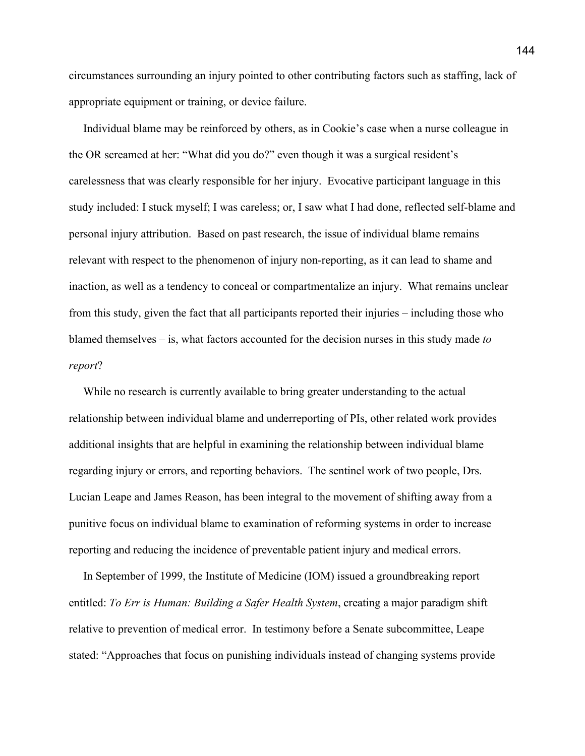circumstances surrounding an injury pointed to other contributing factors such as staffing, lack of appropriate equipment or training, or device failure.

Individual blame may be reinforced by others, as in Cookie's case when a nurse colleague in the OR screamed at her: "What did you do?" even though it was a surgical resident's carelessness that was clearly responsible for her injury. Evocative participant language in this study included: I stuck myself; I was careless; or, I saw what I had done, reflected self-blame and personal injury attribution. Based on past research, the issue of individual blame remains relevant with respect to the phenomenon of injury non-reporting, as it can lead to shame and inaction, as well as a tendency to conceal or compartmentalize an injury. What remains unclear from this study, given the fact that all participants reported their injuries – including those who blamed themselves – is, what factors accounted for the decision nurses in this study made *to report*?

While no research is currently available to bring greater understanding to the actual relationship between individual blame and underreporting of PIs, other related work provides additional insights that are helpful in examining the relationship between individual blame regarding injury or errors, and reporting behaviors. The sentinel work of two people, Drs. Lucian Leape and James Reason, has been integral to the movement of shifting away from a punitive focus on individual blame to examination of reforming systems in order to increase reporting and reducing the incidence of preventable patient injury and medical errors.

In September of 1999, the Institute of Medicine (IOM) issued a groundbreaking report entitled: *To Err is Human: Building a Safer Health System*, creating a major paradigm shift relative to prevention of medical error. In testimony before a Senate subcommittee, Leape stated: "Approaches that focus on punishing individuals instead of changing systems provide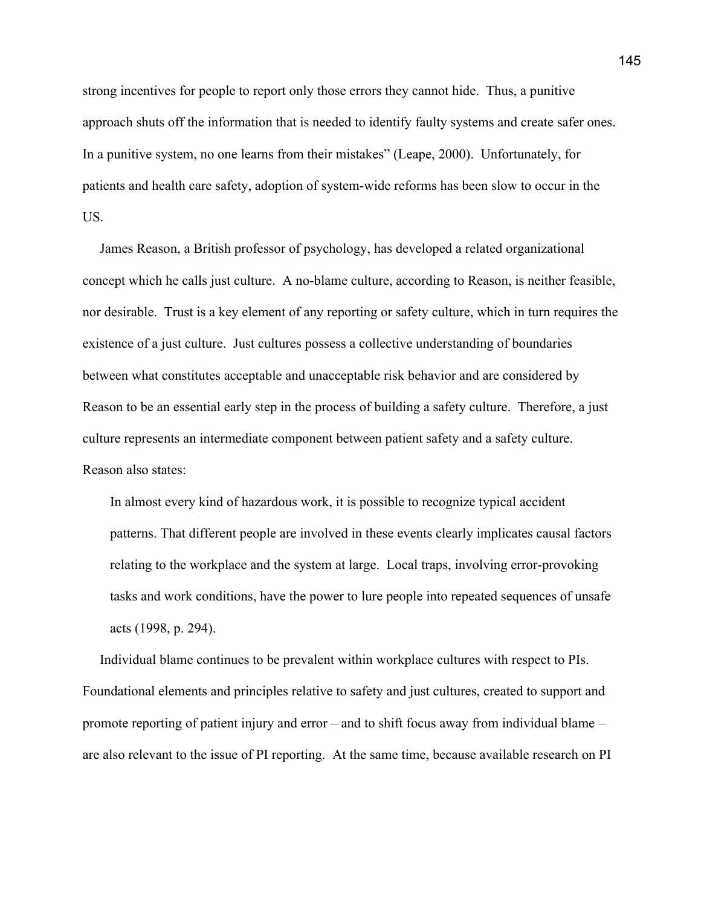strong incentives for people to report only those errors they cannot hide. Thus, a punitive approach shuts off the information that is needed to identify faulty systems and create safer ones. In a punitive system, no one learns from their mistakes" (Leape, 2000). Unfortunately, for patients and health care safety, adoption of system-wide reforms has been slow to occur in the US.

James Reason, a British professor of psychology, has developed a related organizational concept which he calls just culture. A no-blame culture, according to Reason, is neither feasible, nor desirable. Trust is a key element of any reporting or safety culture, which in turn requires the existence of a just culture. Just cultures possess a collective understanding of boundaries between what constitutes acceptable and unacceptable risk behavior and are considered by Reason to be an essential early step in the process of building a safety culture. Therefore, a just culture represents an intermediate component between patient safety and a safety culture. Reason also states:

> In almost every kind of hazardous work, it is possible to recognize typical accident patterns. That different people are involved in these events clearly implicates causal factors relating to the workplace and the system at large. Local traps, involving error-provoking tasks and work conditions, have the power to lure people into repeated sequences of unsafe acts (1998, p. 294).

Individual blame continues to be prevalent within workplace cultures with respect to PIs. Foundational elements and principles relative to safety and just cultures, created to support and promote reporting of patient injury and error – and to shift focus away from individual blame – are also relevant to the issue of PI reporting. At the same time, because available research on PI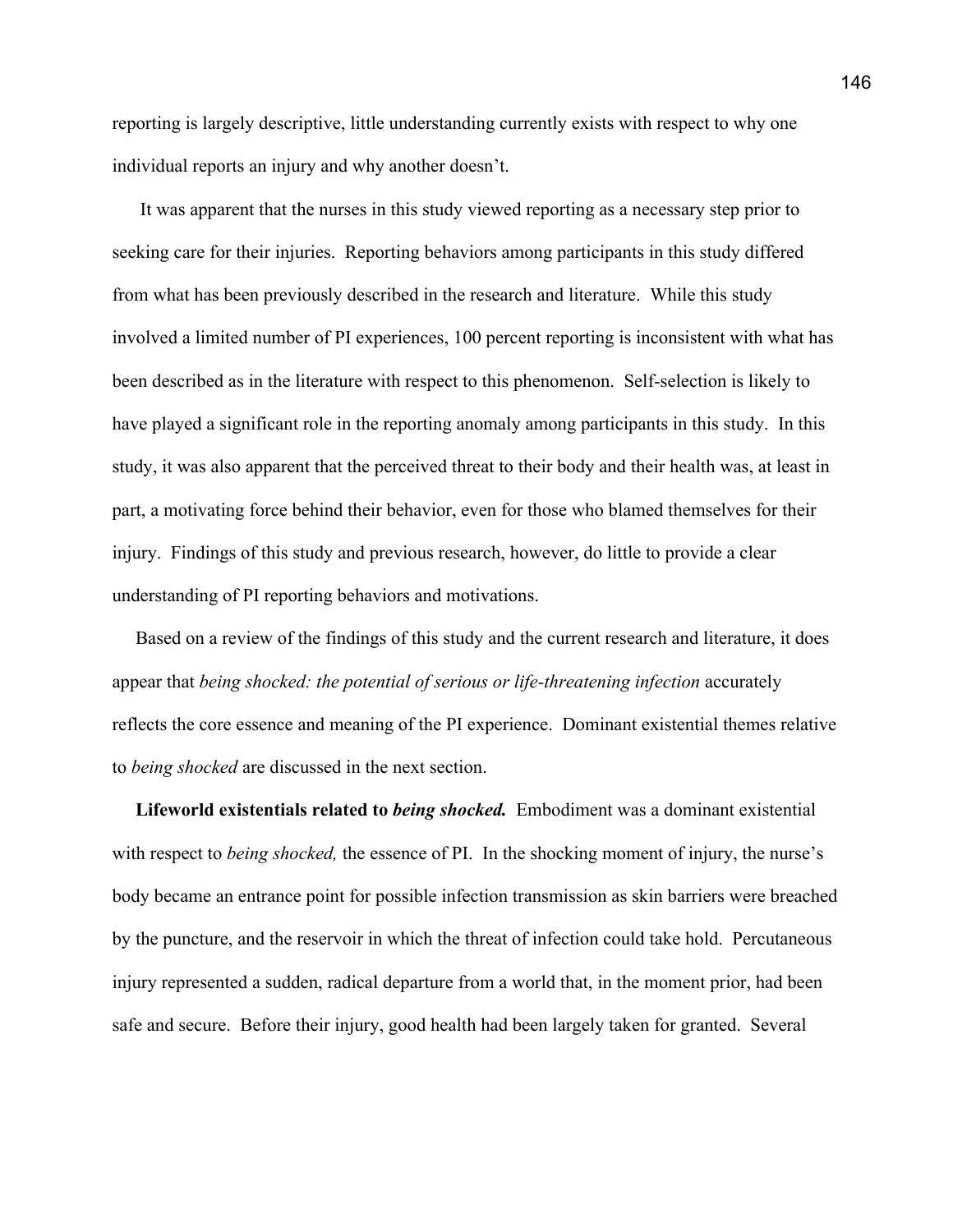reporting is largely descriptive, little understanding currently exists with respect to why one individual reports an injury and why another doesn't.

It was apparent that the nurses in this study viewed reporting as a necessary step prior to seeking care for their injuries. Reporting behaviors among participants in this study differed from what has been previously described in the research and literature. While this study involved a limited number of PI experiences, 100 percent reporting is inconsistent with what has been described as in the literature with respect to this phenomenon. Self-selection is likely to have played a significant role in the reporting anomaly among participants in this study. In this study, it was also apparent that the perceived threat to their body and their health was, at least in part, a motivating force behind their behavior, even for those who blamed themselves for their injury. Findings of this study and previous research, however, do little to provide a clear understanding of PI reporting behaviors and motivations.

Based on a review of the findings of this study and the current research and literature, it does appear that *being shocked: the potential of serious or life-threatening infection* accurately reflects the core essence and meaning of the PI experience. Dominant existential themes relative to *being shocked* are discussed in the next section.

**Lifeworld existentials related to *being shocked.*** Embodiment was a dominant existential with respect to *being shocked,* the essence of PI. In the shocking moment of injury, the nurse's body became an entrance point for possible infection transmission as skin barriers were breached by the puncture, and the reservoir in which the threat of infection could take hold. Percutaneous injury represented a sudden, radical departure from a world that, in the moment prior, had been safe and secure. Before their injury, good health had been largely taken for granted. Several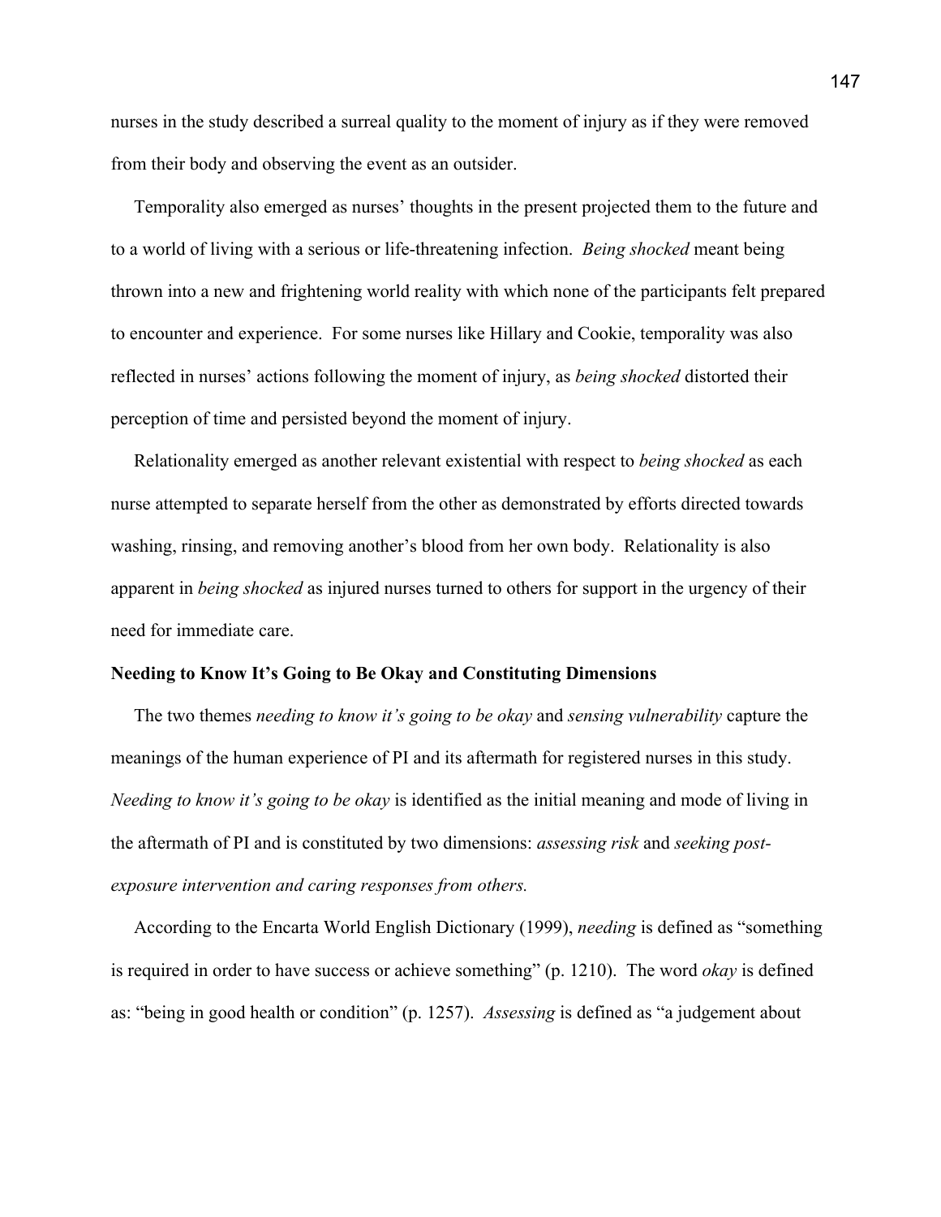nurses in the study described a surreal quality to the moment of injury as if they were removed from their body and observing the event as an outsider.

Temporality also emerged as nurses' thoughts in the present projected them to the future and to a world of living with a serious or life-threatening infection. *Being shocked* meant being thrown into a new and frightening world reality with which none of the participants felt prepared to encounter and experience. For some nurses like Hillary and Cookie, temporality was also reflected in nurses' actions following the moment of injury, as *being shocked* distorted their perception of time and persisted beyond the moment of injury.

Relationality emerged as another relevant existential with respect to *being shocked* as each nurse attempted to separate herself from the other as demonstrated by efforts directed towards washing, rinsing, and removing another's blood from her own body. Relationality is also apparent in *being shocked* as injured nurses turned to others for support in the urgency of their need for immediate care.

**Needing to Know It's Going to Be Okay and Constituting Dimensions**

The two themes *needing to know it's going to be okay* and *sensing vulnerability* capture the meanings of the human experience of PI and its aftermath for registered nurses in this study. *Needing to know it's going to be okay* is identified as the initial meaning and mode of living in the aftermath of PI and is constituted by two dimensions: *assessing risk* and *seeking post-exposure intervention and caring responses from others.*

According to the Encarta World English Dictionary (1999), *needing* is defined as "something is required in order to have success or achieve something" (p. 1210). The word *okay* is defined as: "being in good health or condition" (p. 1257). *Assessing* is defined as "a judgement about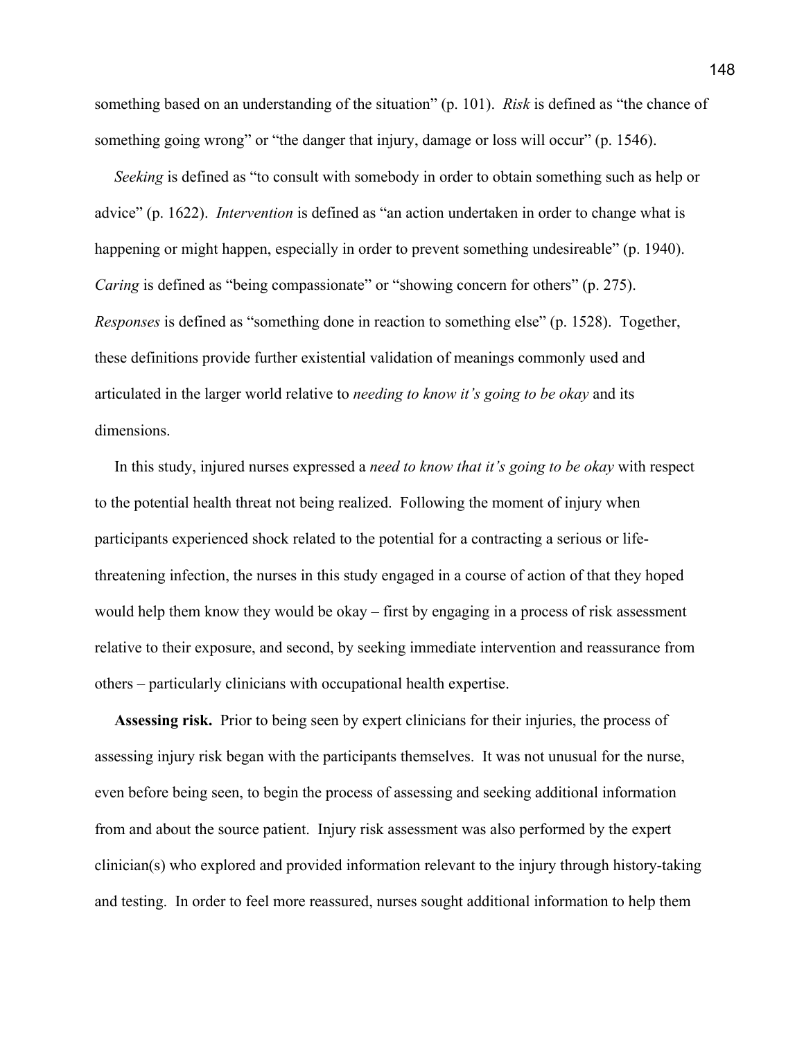something based on an understanding of the situation" (p. 101). *Risk* is defined as "the chance of something going wrong" or "the danger that injury, damage or loss will occur" (p. 1546).

*Seeking* is defined as "to consult with somebody in order to obtain something such as help or advice" (p. 1622). *Intervention* is defined as "an action undertaken in order to change what is happening or might happen, especially in order to prevent something undesireable" (p. 1940). *Caring* is defined as "being compassionate" or "showing concern for others" (p. 275). *Responses* is defined as "something done in reaction to something else" (p. 1528). Together, these definitions provide further existential validation of meanings commonly used and articulated in the larger world relative to *needing to know it's going to be okay* and its dimensions.

In this study, injured nurses expressed a *need to know that it's going to be okay* with respect to the potential health threat not being realized. Following the moment of injury when participants experienced shock related to the potential for a contracting a serious or life-threatening infection, the nurses in this study engaged in a course of action of that they hoped would help them know they would be okay – first by engaging in a process of risk assessment relative to their exposure, and second, by seeking immediate intervention and reassurance from others – particularly clinicians with occupational health expertise.

**Assessing risk.** Prior to being seen by expert clinicians for their injuries, the process of assessing injury risk began with the participants themselves. It was not unusual for the nurse, even before being seen, to begin the process of assessing and seeking additional information from and about the source patient. Injury risk assessment was also performed by the expert clinician(s) who explored and provided information relevant to the injury through history-taking and testing. In order to feel more reassured, nurses sought additional information to help them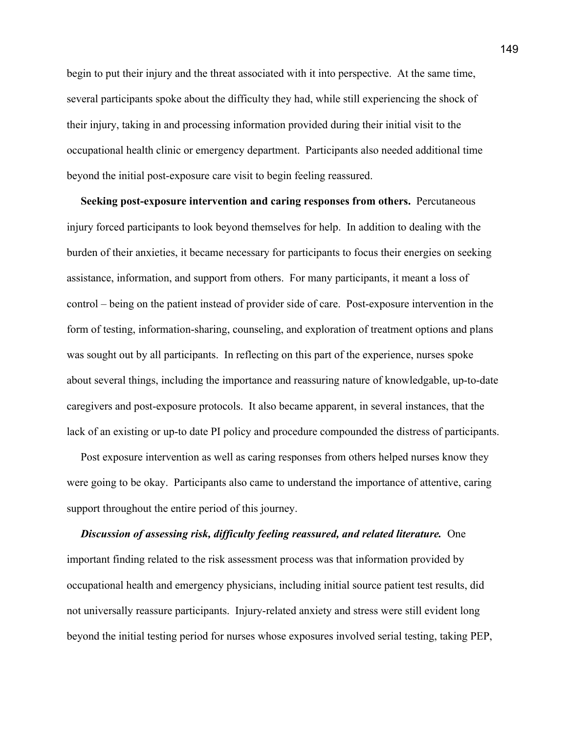begin to put their injury and the threat associated with it into perspective. At the same time, several participants spoke about the difficulty they had, while still experiencing the shock of their injury, taking in and processing information provided during their initial visit to the occupational health clinic or emergency department. Participants also needed additional time beyond the initial post-exposure care visit to begin feeling reassured.

**Seeking post-exposure intervention and caring responses from others.** Percutaneous injury forced participants to look beyond themselves for help. In addition to dealing with the burden of their anxieties, it became necessary for participants to focus their energies on seeking assistance, information, and support from others. For many participants, it meant a loss of control – being on the patient instead of provider side of care. Post-exposure intervention in the form of testing, information-sharing, counseling, and exploration of treatment options and plans was sought out by all participants. In reflecting on this part of the experience, nurses spoke about several things, including the importance and reassuring nature of knowledgable, up-to-date caregivers and post-exposure protocols. It also became apparent, in several instances, that the lack of an existing or up-to date PI policy and procedure compounded the distress of participants.

Post exposure intervention as well as caring responses from others helped nurses know they were going to be okay. Participants also came to understand the importance of attentive, caring support throughout the entire period of this journey.

***Discussion of assessing risk, difficulty feeling reassured, and related literature.*** One important finding related to the risk assessment process was that information provided by occupational health and emergency physicians, including initial source patient test results, did not universally reassure participants. Injury-related anxiety and stress were still evident long beyond the initial testing period for nurses whose exposures involved serial testing, taking PEP,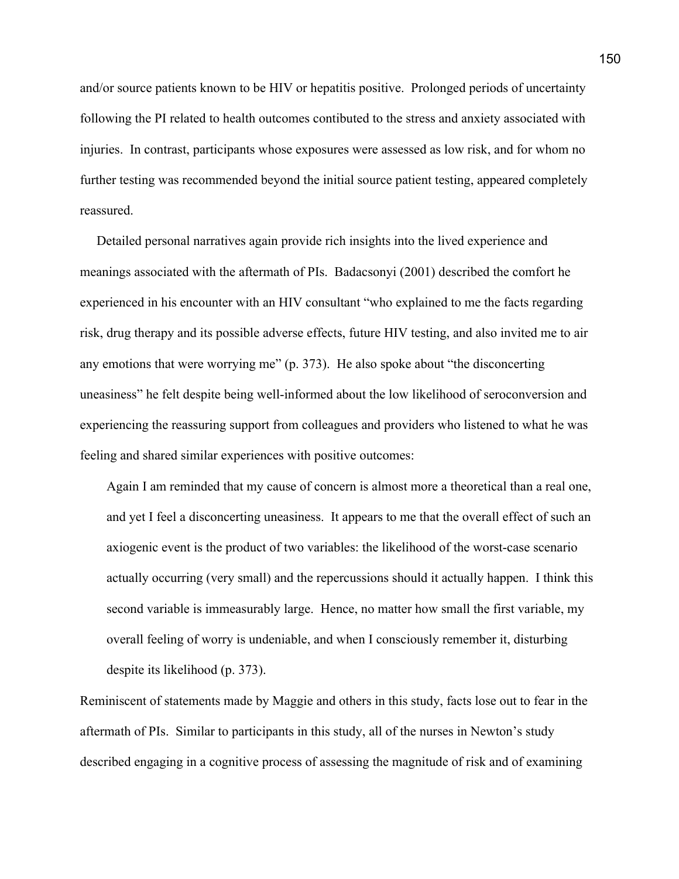and/or source patients known to be HIV or hepatitis positive. Prolonged periods of uncertainty following the PI related to health outcomes contibuted to the stress and anxiety associated with injuries. In contrast, participants whose exposures were assessed as low risk, and for whom no further testing was recommended beyond the initial source patient testing, appeared completely reassured.

Detailed personal narratives again provide rich insights into the lived experience and meanings associated with the aftermath of PIs. Badacsonyi (2001) described the comfort he experienced in his encounter with an HIV consultant "who explained to me the facts regarding risk, drug therapy and its possible adverse effects, future HIV testing, and also invited me to air any emotions that were worrying me" (p. 373). He also spoke about "the disconcerting uneasiness" he felt despite being well-informed about the low likelihood of seroconversion and experiencing the reassuring support from colleagues and providers who listened to what he was feeling and shared similar experiences with positive outcomes:

> Again I am reminded that my cause of concern is almost more a theoretical than a real one, and yet I feel a disconcerting uneasiness. It appears to me that the overall effect of such an axiogenic event is the product of two variables: the likelihood of the worst-case scenario actually occurring (very small) and the repercussions should it actually happen. I think this second variable is immeasurably large. Hence, no matter how small the first variable, my overall feeling of worry is undeniable, and when I consciously remember it, disturbing despite its likelihood (p. 373).

Reminiscent of statements made by Maggie and others in this study, facts lose out to fear in the aftermath of PIs. Similar to participants in this study, all of the nurses in Newton's study described engaging in a cognitive process of assessing the magnitude of risk and of examining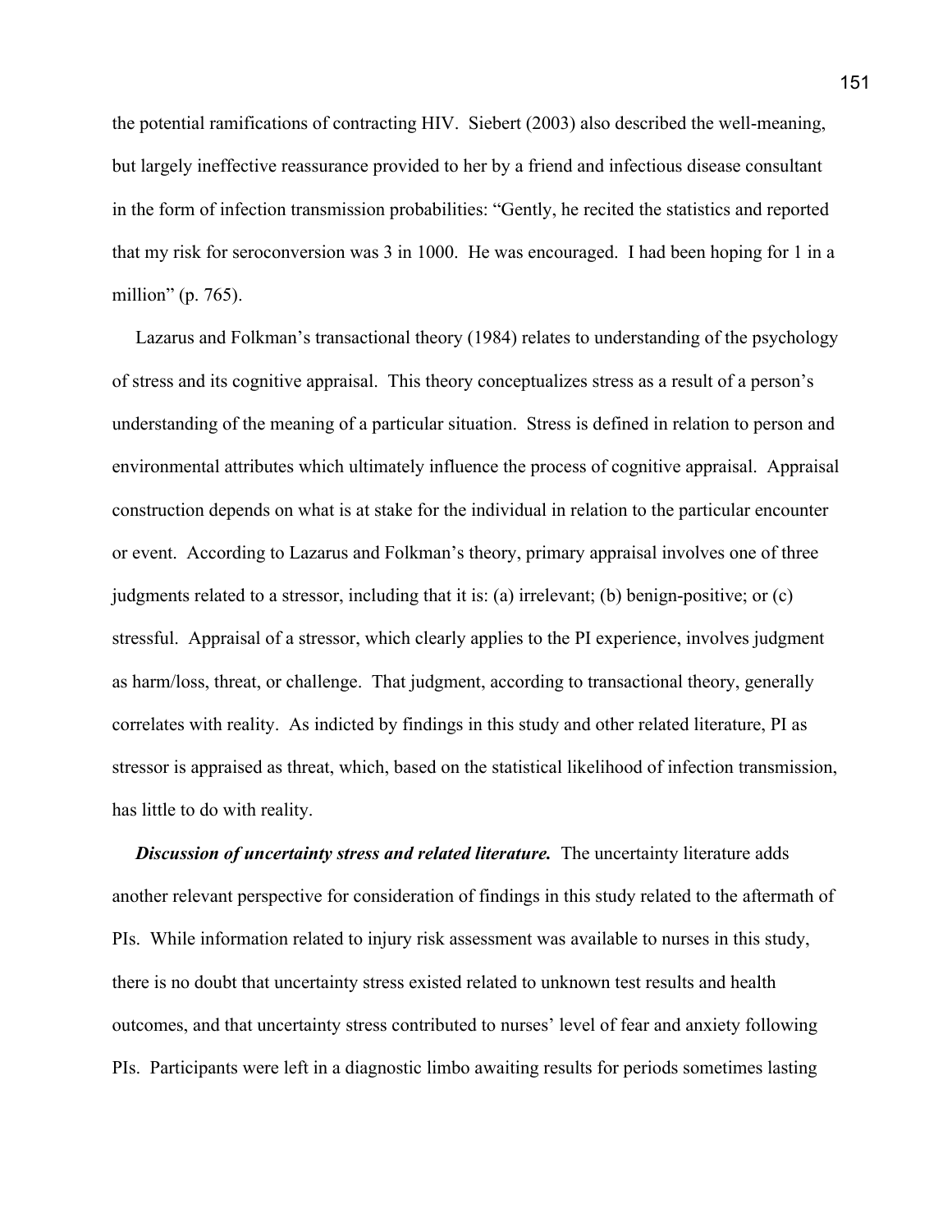the potential ramifications of contracting HIV. Siebert (2003) also described the well-meaning, but largely ineffective reassurance provided to her by a friend and infectious disease consultant in the form of infection transmission probabilities: "Gently, he recited the statistics and reported that my risk for seroconversion was 3 in 1000. He was encouraged. I had been hoping for 1 in a million" (p. 765).

Lazarus and Folkman's transactional theory (1984) relates to understanding of the psychology of stress and its cognitive appraisal. This theory conceptualizes stress as a result of a person's understanding of the meaning of a particular situation. Stress is defined in relation to person and environmental attributes which ultimately influence the process of cognitive appraisal. Appraisal construction depends on what is at stake for the individual in relation to the particular encounter or event. According to Lazarus and Folkman's theory, primary appraisal involves one of three judgments related to a stressor, including that it is: (a) irrelevant; (b) benign-positive; or (c) stressful. Appraisal of a stressor, which clearly applies to the PI experience, involves judgment as harm/loss, threat, or challenge. That judgment, according to transactional theory, generally correlates with reality. As indicted by findings in this study and other related literature, PI as stressor is appraised as threat, which, based on the statistical likelihood of infection transmission, has little to do with reality.

***Discussion of uncertainty stress and related literature.*** The uncertainty literature adds another relevant perspective for consideration of findings in this study related to the aftermath of PIs. While information related to injury risk assessment was available to nurses in this study, there is no doubt that uncertainty stress existed related to unknown test results and health outcomes, and that uncertainty stress contributed to nurses' level of fear and anxiety following PIs. Participants were left in a diagnostic limbo awaiting results for periods sometimes lasting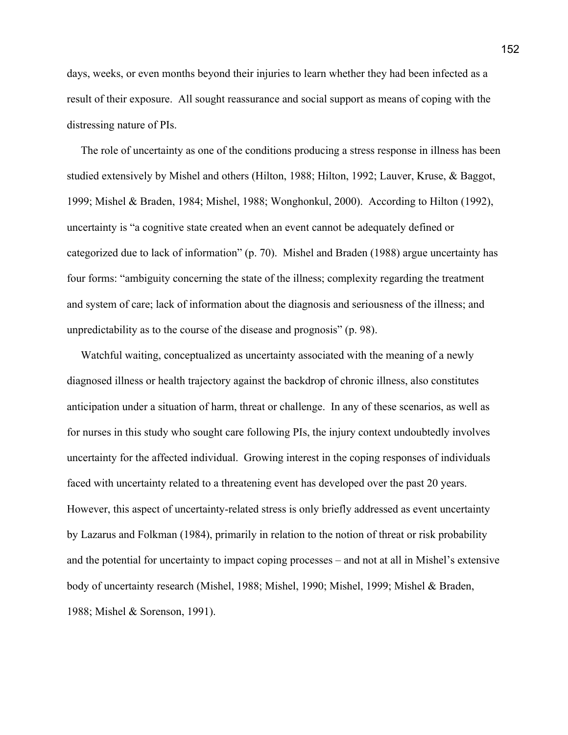days, weeks, or even months beyond their injuries to learn whether they had been infected as a result of their exposure. All sought reassurance and social support as means of coping with the distressing nature of PIs.

The role of uncertainty as one of the conditions producing a stress response in illness has been studied extensively by Mishel and others (Hilton, 1988; Hilton, 1992; Lauver, Kruse, & Baggot, 1999; Mishel & Braden, 1984; Mishel, 1988; Wonghonkul, 2000). According to Hilton (1992), uncertainty is "a cognitive state created when an event cannot be adequately defined or categorized due to lack of information" (p. 70). Mishel and Braden (1988) argue uncertainty has four forms: "ambiguity concerning the state of the illness; complexity regarding the treatment and system of care; lack of information about the diagnosis and seriousness of the illness; and unpredictability as to the course of the disease and prognosis" (p. 98).

Watchful waiting, conceptualized as uncertainty associated with the meaning of a newly diagnosed illness or health trajectory against the backdrop of chronic illness, also constitutes anticipation under a situation of harm, threat or challenge. In any of these scenarios, as well as for nurses in this study who sought care following PIs, the injury context undoubtedly involves uncertainty for the affected individual. Growing interest in the coping responses of individuals faced with uncertainty related to a threatening event has developed over the past 20 years. However, this aspect of uncertainty-related stress is only briefly addressed as event uncertainty by Lazarus and Folkman (1984), primarily in relation to the notion of threat or risk probability and the potential for uncertainty to impact coping processes – and not at all in Mishel's extensive body of uncertainty research (Mishel, 1988; Mishel, 1990; Mishel, 1999; Mishel & Braden, 1988; Mishel & Sorenson, 1991).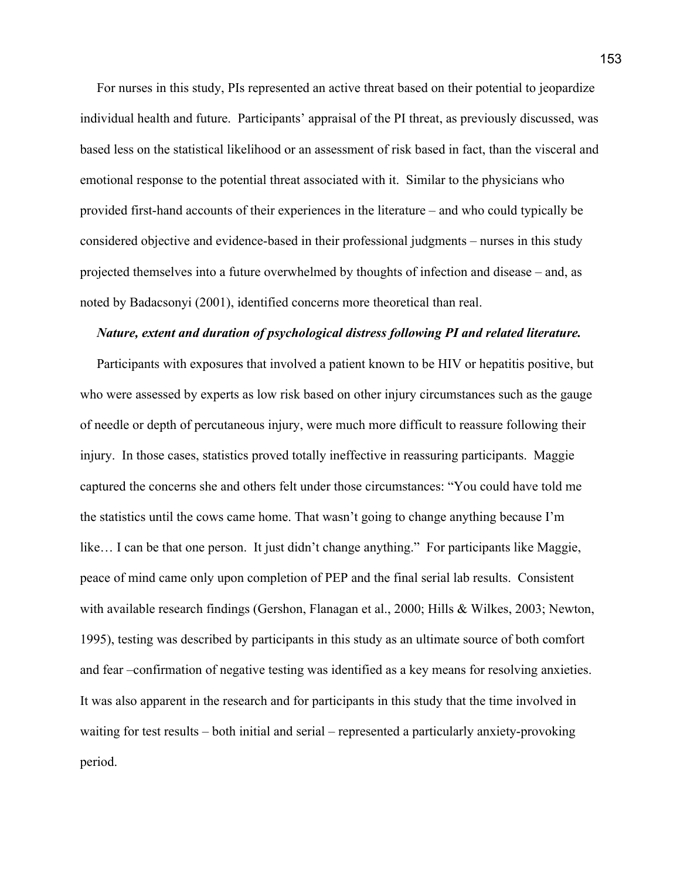For nurses in this study, PIs represented an active threat based on their potential to jeopardize individual health and future. Participants' appraisal of the PI threat, as previously discussed, was based less on the statistical likelihood or an assessment of risk based in fact, than the visceral and emotional response to the potential threat associated with it. Similar to the physicians who provided first-hand accounts of their experiences in the literature – and who could typically be considered objective and evidence-based in their professional judgments – nurses in this study projected themselves into a future overwhelmed by thoughts of infection and disease – and, as noted by Badacsonyi (2001), identified concerns more theoretical than real.

***Nature, extent and duration of psychological distress following PI and related literature.***

Participants with exposures that involved a patient known to be HIV or hepatitis positive, but who were assessed by experts as low risk based on other injury circumstances such as the gauge of needle or depth of percutaneous injury, were much more difficult to reassure following their injury. In those cases, statistics proved totally ineffective in reassuring participants. Maggie captured the concerns she and others felt under those circumstances: "You could have told me the statistics until the cows came home. That wasn't going to change anything because I'm like… I can be that one person. It just didn't change anything." For participants like Maggie, peace of mind came only upon completion of PEP and the final serial lab results. Consistent with available research findings (Gershon, Flanagan et al., 2000; Hills & Wilkes, 2003; Newton, 1995), testing was described by participants in this study as an ultimate source of both comfort and fear –confirmation of negative testing was identified as a key means for resolving anxieties. It was also apparent in the research and for participants in this study that the time involved in waiting for test results – both initial and serial – represented a particularly anxiety-provoking period.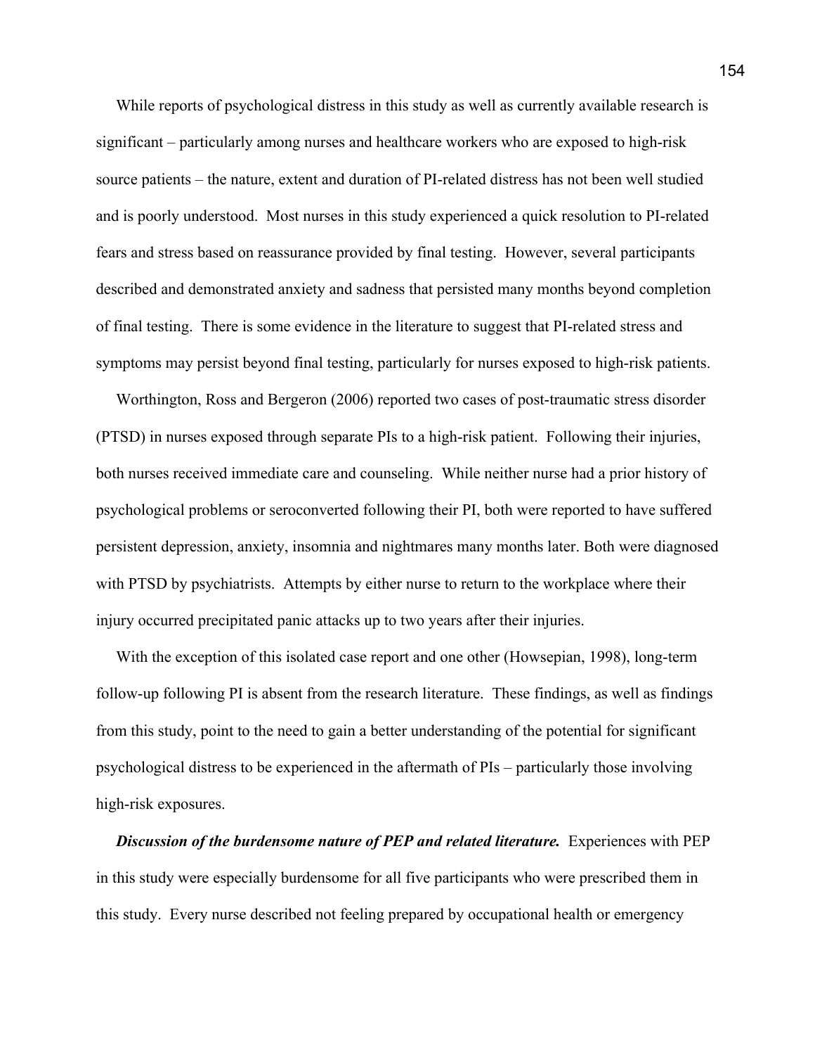While reports of psychological distress in this study as well as currently available research is significant – particularly among nurses and healthcare workers who are exposed to high-risk source patients – the nature, extent and duration of PI-related distress has not been well studied and is poorly understood. Most nurses in this study experienced a quick resolution to PI-related fears and stress based on reassurance provided by final testing. However, several participants described and demonstrated anxiety and sadness that persisted many months beyond completion of final testing. There is some evidence in the literature to suggest that PI-related stress and symptoms may persist beyond final testing, particularly for nurses exposed to high-risk patients.

Worthington, Ross and Bergeron (2006) reported two cases of post-traumatic stress disorder (PTSD) in nurses exposed through separate PIs to a high-risk patient. Following their injuries, both nurses received immediate care and counseling. While neither nurse had a prior history of psychological problems or seroconverted following their PI, both were reported to have suffered persistent depression, anxiety, insomnia and nightmares many months later. Both were diagnosed with PTSD by psychiatrists. Attempts by either nurse to return to the workplace where their injury occurred precipitated panic attacks up to two years after their injuries.

With the exception of this isolated case report and one other (Howsepian, 1998), long-term follow-up following PI is absent from the research literature. These findings, as well as findings from this study, point to the need to gain a better understanding of the potential for significant psychological distress to be experienced in the aftermath of PIs – particularly those involving high-risk exposures.

***Discussion of the burdensome nature of PEP and related literature.*** Experiences with PEP in this study were especially burdensome for all five participants who were prescribed them in this study. Every nurse described not feeling prepared by occupational health or emergency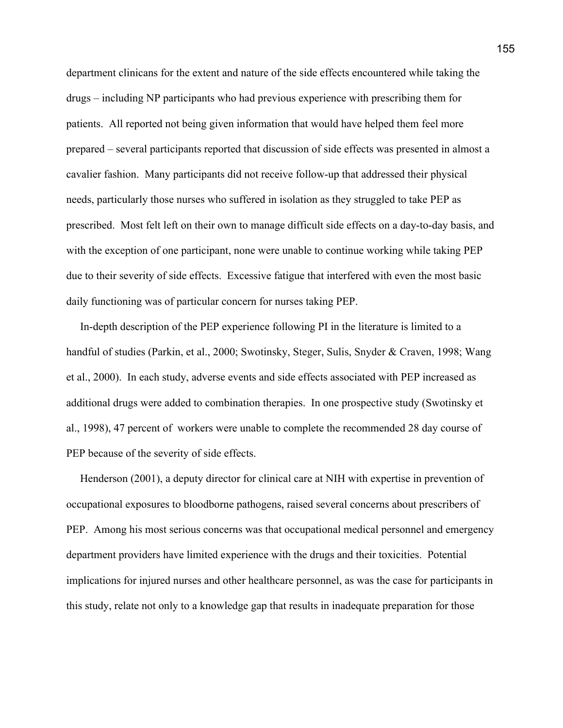department clinicans for the extent and nature of the side effects encountered while taking the drugs – including NP participants who had previous experience with prescribing them for patients. All reported not being given information that would have helped them feel more prepared – several participants reported that discussion of side effects was presented in almost a cavalier fashion. Many participants did not receive follow-up that addressed their physical needs, particularly those nurses who suffered in isolation as they struggled to take PEP as prescribed. Most felt left on their own to manage difficult side effects on a day-to-day basis, and with the exception of one participant, none were unable to continue working while taking PEP due to their severity of side effects. Excessive fatigue that interfered with even the most basic daily functioning was of particular concern for nurses taking PEP.

In-depth description of the PEP experience following PI in the literature is limited to a handful of studies (Parkin, et al., 2000; Swotinsky, Steger, Sulis, Snyder & Craven, 1998; Wang et al., 2000). In each study, adverse events and side effects associated with PEP increased as additional drugs were added to combination therapies. In one prospective study (Swotinsky et al., 1998), 47 percent of workers were unable to complete the recommended 28 day course of PEP because of the severity of side effects.

Henderson (2001), a deputy director for clinical care at NIH with expertise in prevention of occupational exposures to bloodborne pathogens, raised several concerns about prescribers of PEP. Among his most serious concerns was that occupational medical personnel and emergency department providers have limited experience with the drugs and their toxicities. Potential implications for injured nurses and other healthcare personnel, as was the case for participants in this study, relate not only to a knowledge gap that results in inadequate preparation for those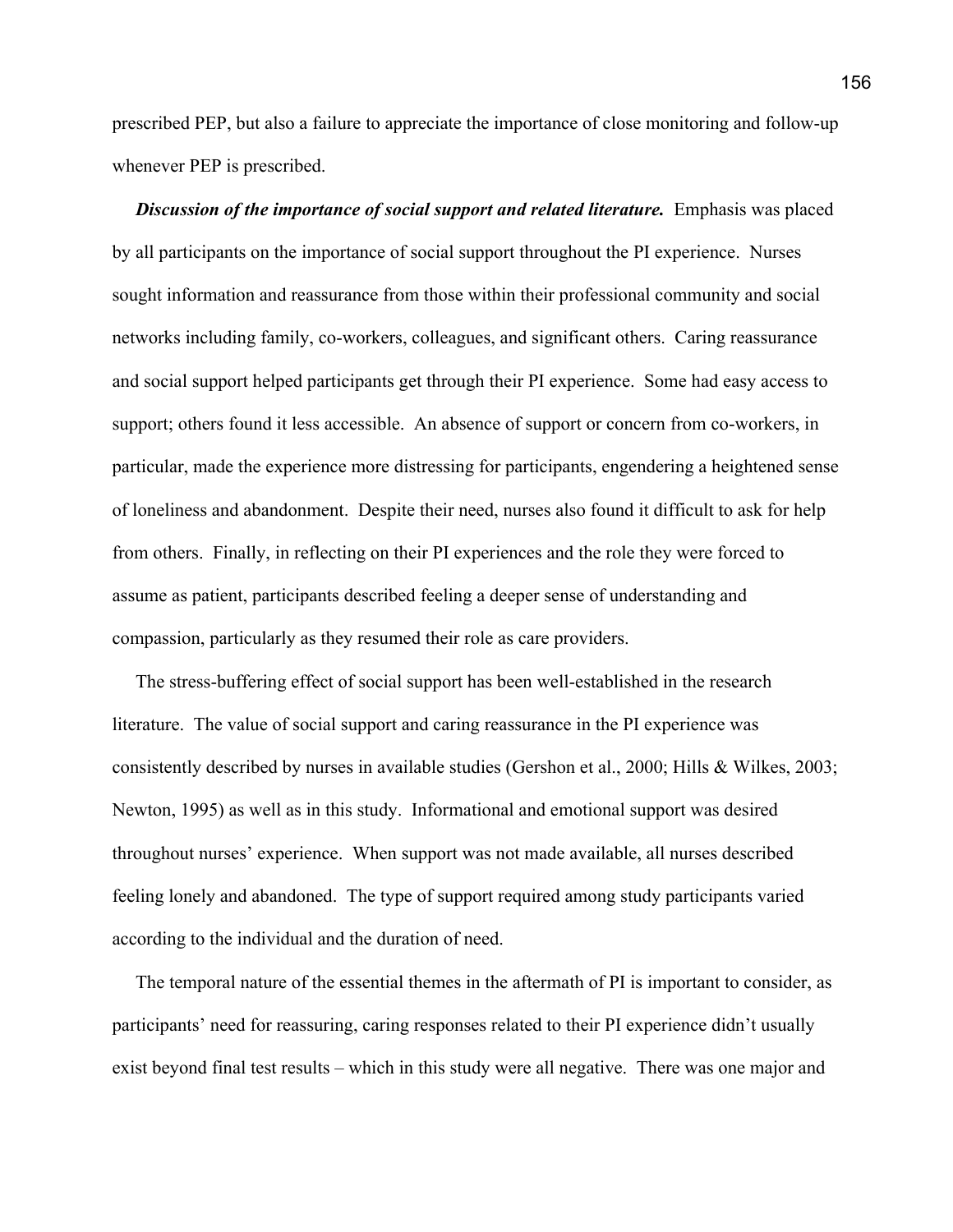prescribed PEP, but also a failure to appreciate the importance of close monitoring and follow-up whenever PEP is prescribed.

***Discussion of the importance of social support and related literature.*** Emphasis was placed by all participants on the importance of social support throughout the PI experience. Nurses sought information and reassurance from those within their professional community and social networks including family, co-workers, colleagues, and significant others. Caring reassurance and social support helped participants get through their PI experience. Some had easy access to support; others found it less accessible. An absence of support or concern from co-workers, in particular, made the experience more distressing for participants, engendering a heightened sense of loneliness and abandonment. Despite their need, nurses also found it difficult to ask for help from others. Finally, in reflecting on their PI experiences and the role they were forced to assume as patient, participants described feeling a deeper sense of understanding and compassion, particularly as they resumed their role as care providers.

The stress-buffering effect of social support has been well-established in the research literature. The value of social support and caring reassurance in the PI experience was consistently described by nurses in available studies (Gershon et al., 2000; Hills & Wilkes, 2003; Newton, 1995) as well as in this study. Informational and emotional support was desired throughout nurses' experience. When support was not made available, all nurses described feeling lonely and abandoned. The type of support required among study participants varied according to the individual and the duration of need.

The temporal nature of the essential themes in the aftermath of PI is important to consider, as participants' need for reassuring, caring responses related to their PI experience didn't usually exist beyond final test results – which in this study were all negative. There was one major and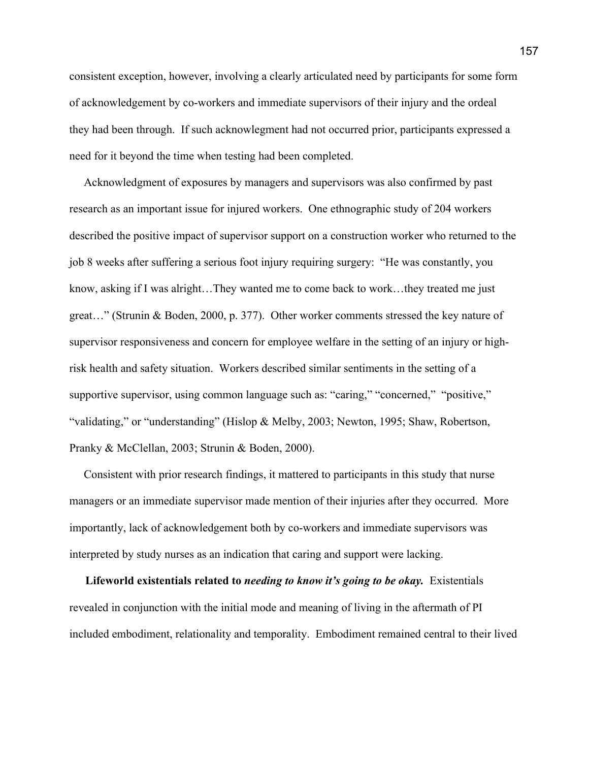consistent exception, however, involving a clearly articulated need by participants for some form of acknowledgement by co-workers and immediate supervisors of their injury and the ordeal they had been through. If such acknowlegment had not occurred prior, participants expressed a need for it beyond the time when testing had been completed.

Acknowledgment of exposures by managers and supervisors was also confirmed by past research as an important issue for injured workers. One ethnographic study of 204 workers described the positive impact of supervisor support on a construction worker who returned to the job 8 weeks after suffering a serious foot injury requiring surgery: "He was constantly, you know, asking if I was alright…They wanted me to come back to work…they treated me just great…" (Strunin & Boden, 2000, p. 377). Other worker comments stressed the key nature of supervisor responsiveness and concern for employee welfare in the setting of an injury or high-risk health and safety situation. Workers described similar sentiments in the setting of a supportive supervisor, using common language such as: "caring," "concerned," "positive," "validating," or "understanding" (Hislop & Melby, 2003; Newton, 1995; Shaw, Robertson, Pranky & McClellan, 2003; Strunin & Boden, 2000).

Consistent with prior research findings, it mattered to participants in this study that nurse managers or an immediate supervisor made mention of their injuries after they occurred. More importantly, lack of acknowledgement both by co-workers and immediate supervisors was interpreted by study nurses as an indication that caring and support were lacking.

**Lifeworld existentials related to *needing to know it's going to be okay.*** Existentials revealed in conjunction with the initial mode and meaning of living in the aftermath of PI included embodiment, relationality and temporality. Embodiment remained central to their lived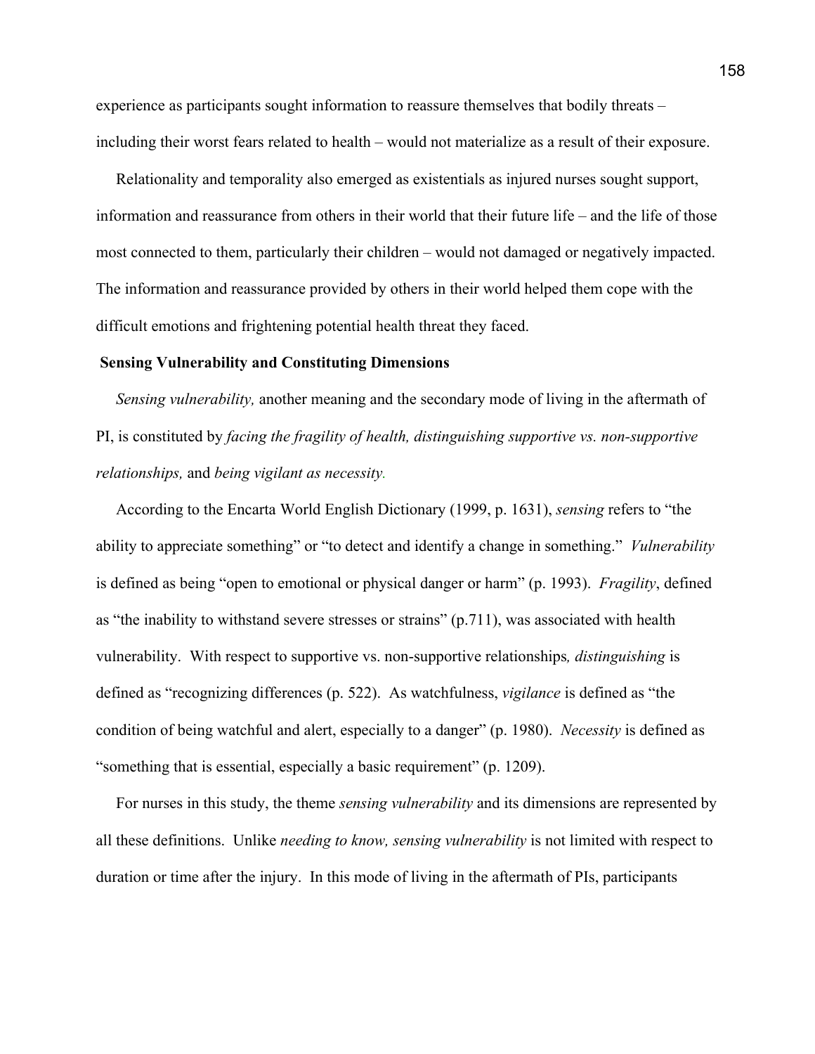experience as participants sought information to reassure themselves that bodily threats – including their worst fears related to health – would not materialize as a result of their exposure.

Relationality and temporality also emerged as existentials as injured nurses sought support, information and reassurance from others in their world that their future life – and the life of those most connected to them, particularly their children – would not damaged or negatively impacted. The information and reassurance provided by others in their world helped them cope with the difficult emotions and frightening potential health threat they faced.

**Sensing Vulnerability and Constituting Dimensions**

*Sensing vulnerability,* another meaning and the secondary mode of living in the aftermath of PI, is constituted by *facing the fragility of health, distinguishing supportive vs. non-supportive relationships,* and *being vigilant as necessity.*

According to the Encarta World English Dictionary (1999, p. 1631), *sensing* refers to "the ability to appreciate something" or "to detect and identify a change in something." *Vulnerability* is defined as being "open to emotional or physical danger or harm" (p. 1993). *Fragility*, defined as "the inability to withstand severe stresses or strains" (p.711), was associated with health vulnerability. With respect to supportive vs. non-supportive relationships*, distinguishing* is defined as "recognizing differences (p. 522). As watchfulness, *vigilance* is defined as "the condition of being watchful and alert, especially to a danger" (p. 1980). *Necessity* is defined as "something that is essential, especially a basic requirement" (p. 1209).

For nurses in this study, the theme *sensing vulnerability* and its dimensions are represented by all these definitions. Unlike *needing to know, sensing vulnerability* is not limited with respect to duration or time after the injury. In this mode of living in the aftermath of PIs, participants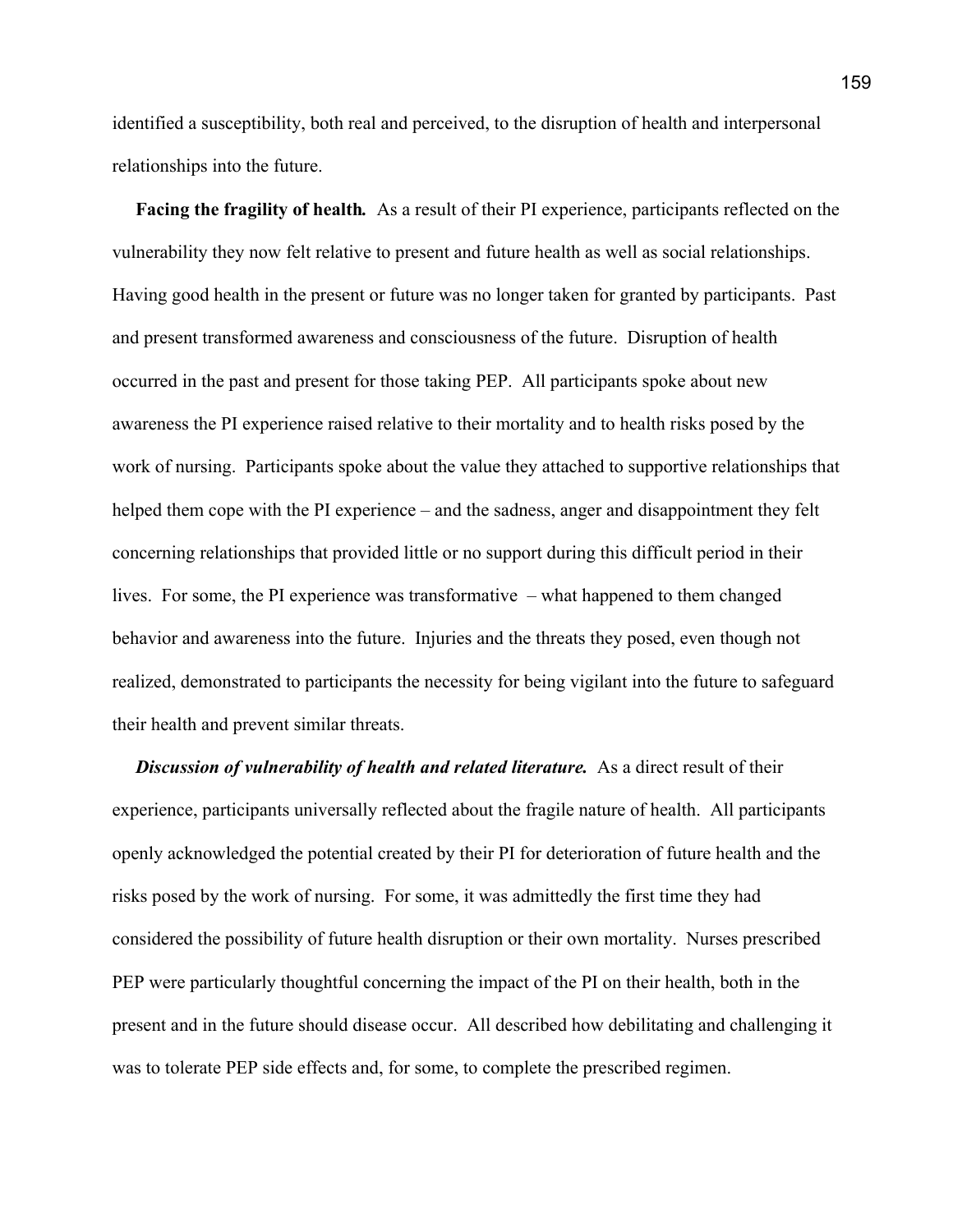identified a susceptibility, both real and perceived, to the disruption of health and interpersonal relationships into the future.

**Facing the fragility of health.** As a result of their PI experience, participants reflected on the vulnerability they now felt relative to present and future health as well as social relationships. Having good health in the present or future was no longer taken for granted by participants. Past and present transformed awareness and consciousness of the future. Disruption of health occurred in the past and present for those taking PEP. All participants spoke about new awareness the PI experience raised relative to their mortality and to health risks posed by the work of nursing. Participants spoke about the value they attached to supportive relationships that helped them cope with the PI experience – and the sadness, anger and disappointment they felt concerning relationships that provided little or no support during this difficult period in their lives. For some, the PI experience was transformative – what happened to them changed behavior and awareness into the future. Injuries and the threats they posed, even though not realized, demonstrated to participants the necessity for being vigilant into the future to safeguard their health and prevent similar threats.

***Discussion of vulnerability of health and related literature.*** As a direct result of their experience, participants universally reflected about the fragile nature of health. All participants openly acknowledged the potential created by their PI for deterioration of future health and the risks posed by the work of nursing. For some, it was admittedly the first time they had considered the possibility of future health disruption or their own mortality. Nurses prescribed PEP were particularly thoughtful concerning the impact of the PI on their health, both in the present and in the future should disease occur. All described how debilitating and challenging it was to tolerate PEP side effects and, for some, to complete the prescribed regimen.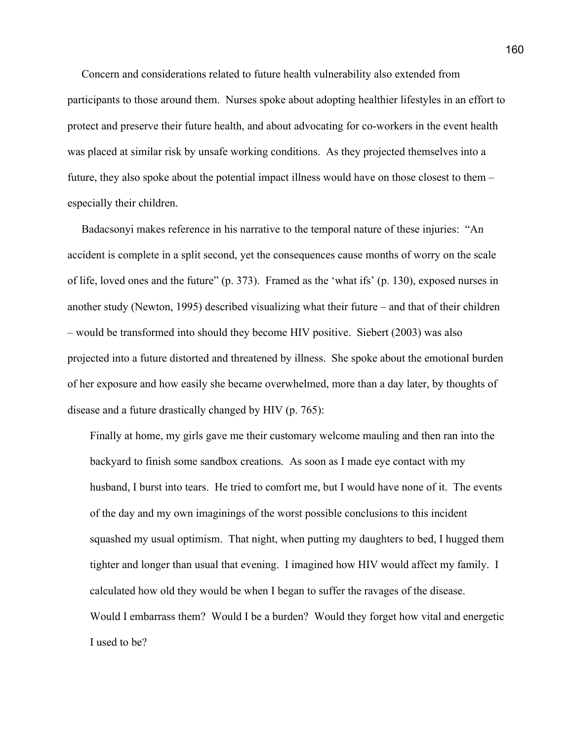Concern and considerations related to future health vulnerability also extended from participants to those around them. Nurses spoke about adopting healthier lifestyles in an effort to protect and preserve their future health, and about advocating for co-workers in the event health was placed at similar risk by unsafe working conditions. As they projected themselves into a future, they also spoke about the potential impact illness would have on those closest to them – especially their children.

Badacsonyi makes reference in his narrative to the temporal nature of these injuries: "An accident is complete in a split second, yet the consequences cause months of worry on the scale of life, loved ones and the future" (p. 373). Framed as the 'what ifs' (p. 130), exposed nurses in another study (Newton, 1995) described visualizing what their future – and that of their children – would be transformed into should they become HIV positive. Siebert (2003) was also projected into a future distorted and threatened by illness. She spoke about the emotional burden of her exposure and how easily she became overwhelmed, more than a day later, by thoughts of disease and a future drastically changed by HIV (p. 765):

> Finally at home, my girls gave me their customary welcome mauling and then ran into the backyard to finish some sandbox creations. As soon as I made eye contact with my husband, I burst into tears. He tried to comfort me, but I would have none of it. The events of the day and my own imaginings of the worst possible conclusions to this incident squashed my usual optimism. That night, when putting my daughters to bed, I hugged them tighter and longer than usual that evening. I imagined how HIV would affect my family. I calculated how old they would be when I began to suffer the ravages of the disease. Would I embarrass them? Would I be a burden? Would they forget how vital and energetic I used to be?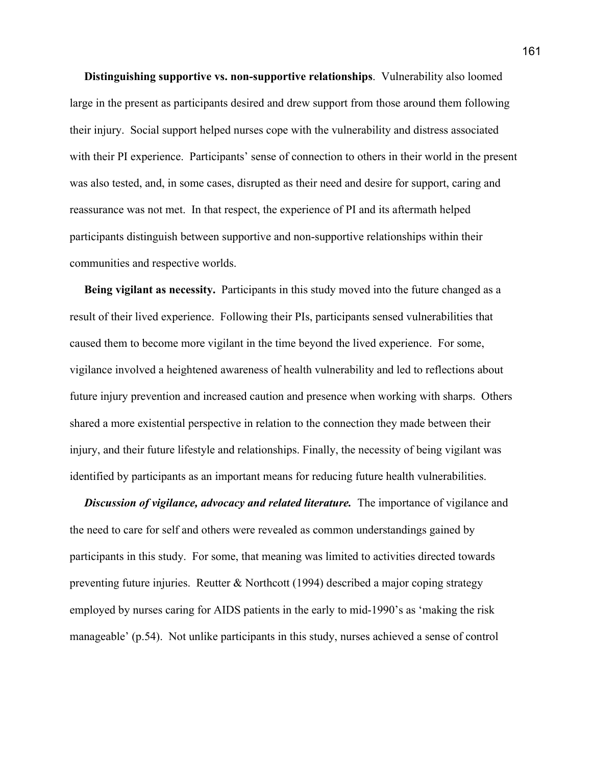**Distinguishing supportive vs. non-supportive relationships**. Vulnerability also loomed large in the present as participants desired and drew support from those around them following their injury. Social support helped nurses cope with the vulnerability and distress associated with their PI experience. Participants' sense of connection to others in their world in the present was also tested, and, in some cases, disrupted as their need and desire for support, caring and reassurance was not met. In that respect, the experience of PI and its aftermath helped participants distinguish between supportive and non-supportive relationships within their communities and respective worlds.

**Being vigilant as necessity.** Participants in this study moved into the future changed as a result of their lived experience. Following their PIs, participants sensed vulnerabilities that caused them to become more vigilant in the time beyond the lived experience. For some, vigilance involved a heightened awareness of health vulnerability and led to reflections about future injury prevention and increased caution and presence when working with sharps. Others shared a more existential perspective in relation to the connection they made between their injury, and their future lifestyle and relationships. Finally, the necessity of being vigilant was identified by participants as an important means for reducing future health vulnerabilities.

***Discussion of vigilance, advocacy and related literature.*** The importance of vigilance and the need to care for self and others were revealed as common understandings gained by participants in this study. For some, that meaning was limited to activities directed towards preventing future injuries. Reutter & Northcott (1994) described a major coping strategy employed by nurses caring for AIDS patients in the early to mid-1990's as 'making the risk manageable' (p.54). Not unlike participants in this study, nurses achieved a sense of control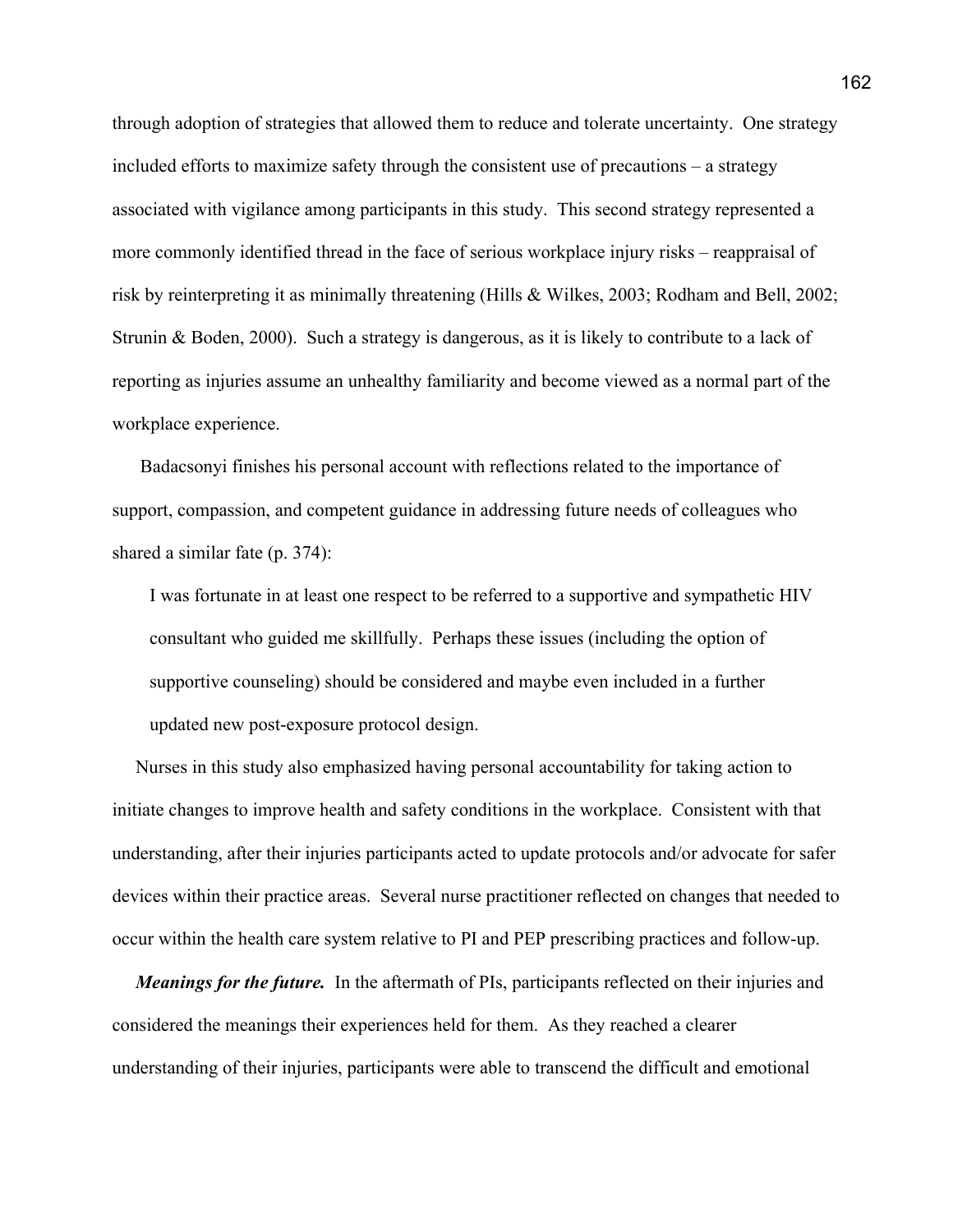through adoption of strategies that allowed them to reduce and tolerate uncertainty. One strategy included efforts to maximize safety through the consistent use of precautions – a strategy associated with vigilance among participants in this study. This second strategy represented a more commonly identified thread in the face of serious workplace injury risks – reappraisal of risk by reinterpreting it as minimally threatening (Hills & Wilkes, 2003; Rodham and Bell, 2002; Strunin & Boden, 2000). Such a strategy is dangerous, as it is likely to contribute to a lack of reporting as injuries assume an unhealthy familiarity and become viewed as a normal part of the workplace experience.

Badacsonyi finishes his personal account with reflections related to the importance of support, compassion, and competent guidance in addressing future needs of colleagues who shared a similar fate (p. 374):

> I was fortunate in at least one respect to be referred to a supportive and sympathetic HIV consultant who guided me skillfully. Perhaps these issues (including the option of supportive counseling) should be considered and maybe even included in a further updated new post-exposure protocol design.

Nurses in this study also emphasized having personal accountability for taking action to initiate changes to improve health and safety conditions in the workplace. Consistent with that understanding, after their injuries participants acted to update protocols and/or advocate for safer devices within their practice areas. Several nurse practitioner reflected on changes that needed to occur within the health care system relative to PI and PEP prescribing practices and follow-up.

***Meanings for the future.*** In the aftermath of PIs, participants reflected on their injuries and considered the meanings their experiences held for them. As they reached a clearer understanding of their injuries, participants were able to transcend the difficult and emotional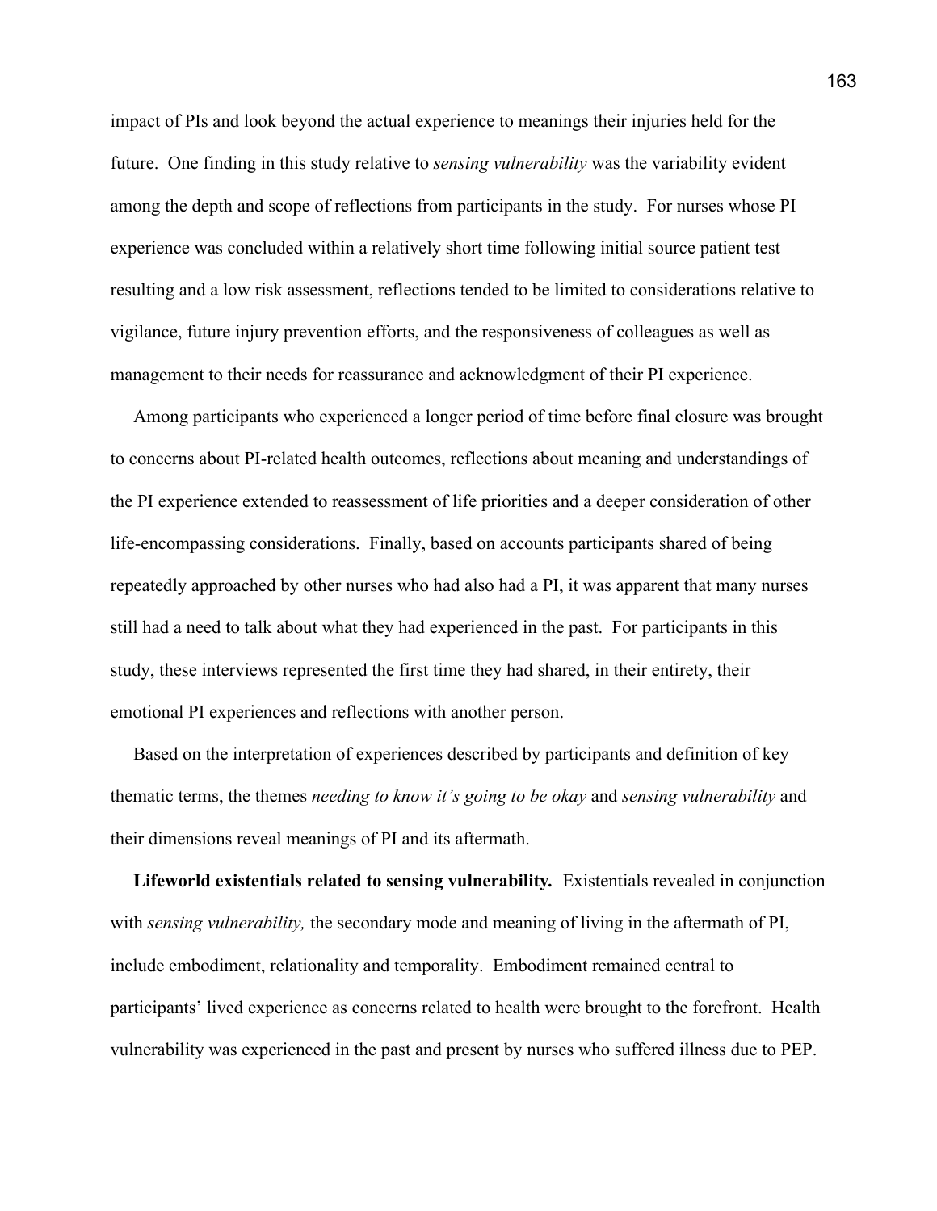impact of PIs and look beyond the actual experience to meanings their injuries held for the future. One finding in this study relative to *sensing vulnerability* was the variability evident among the depth and scope of reflections from participants in the study. For nurses whose PI experience was concluded within a relatively short time following initial source patient test resulting and a low risk assessment, reflections tended to be limited to considerations relative to vigilance, future injury prevention efforts, and the responsiveness of colleagues as well as management to their needs for reassurance and acknowledgment of their PI experience.

Among participants who experienced a longer period of time before final closure was brought to concerns about PI-related health outcomes, reflections about meaning and understandings of the PI experience extended to reassessment of life priorities and a deeper consideration of other life-encompassing considerations. Finally, based on accounts participants shared of being repeatedly approached by other nurses who had also had a PI, it was apparent that many nurses still had a need to talk about what they had experienced in the past. For participants in this study, these interviews represented the first time they had shared, in their entirety, their emotional PI experiences and reflections with another person.

Based on the interpretation of experiences described by participants and definition of key thematic terms, the themes *needing to know it's going to be okay* and *sensing vulnerability* and their dimensions reveal meanings of PI and its aftermath.

**Lifeworld existentials related to sensing vulnerability.** Existentials revealed in conjunction with *sensing vulnerability,* the secondary mode and meaning of living in the aftermath of PI, include embodiment, relationality and temporality. Embodiment remained central to participants' lived experience as concerns related to health were brought to the forefront. Health vulnerability was experienced in the past and present by nurses who suffered illness due to PEP.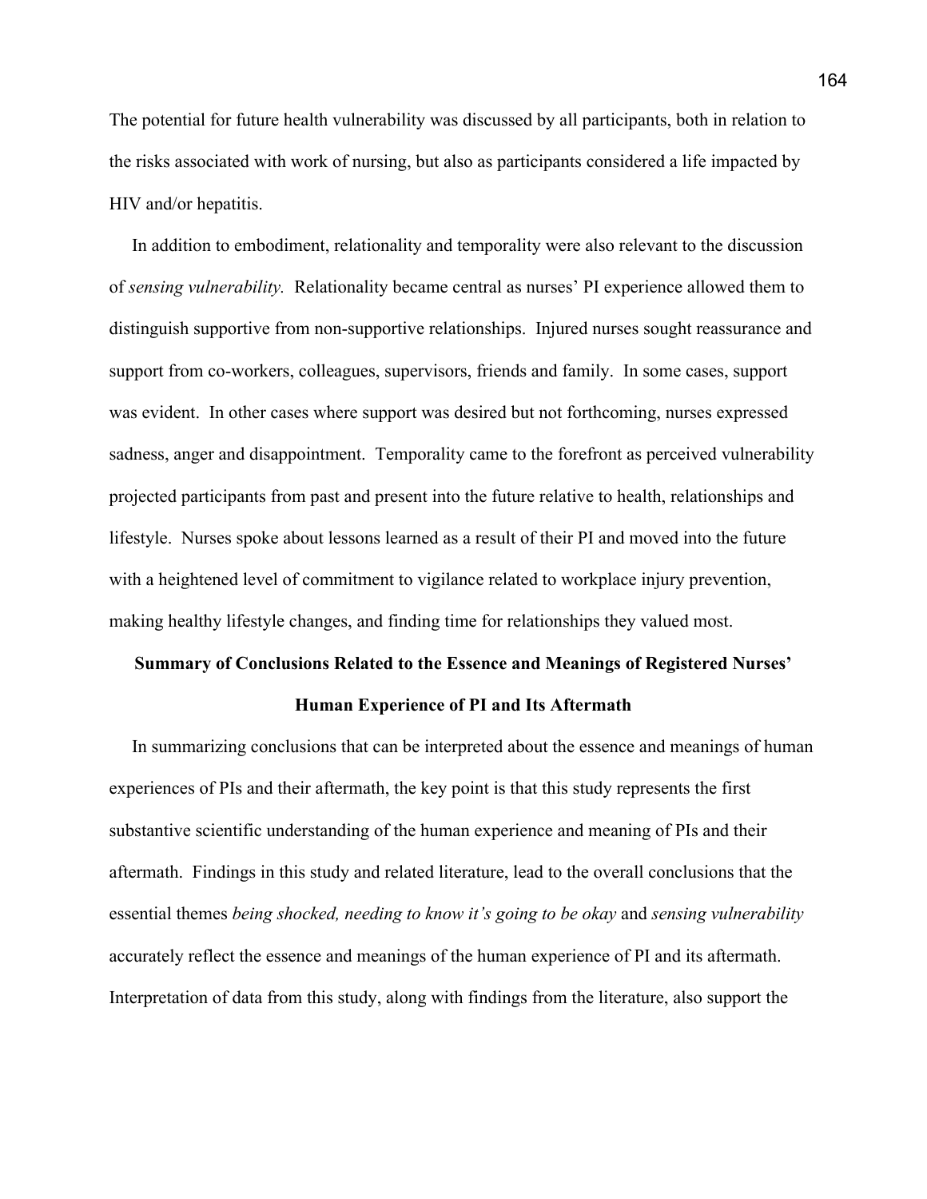The potential for future health vulnerability was discussed by all participants, both in relation to the risks associated with work of nursing, but also as participants considered a life impacted by HIV and/or hepatitis.

In addition to embodiment, relationality and temporality were also relevant to the discussion of *sensing vulnerability.* Relationality became central as nurses' PI experience allowed them to distinguish supportive from non-supportive relationships. Injured nurses sought reassurance and support from co-workers, colleagues, supervisors, friends and family. In some cases, support was evident. In other cases where support was desired but not forthcoming, nurses expressed sadness, anger and disappointment. Temporality came to the forefront as perceived vulnerability projected participants from past and present into the future relative to health, relationships and lifestyle. Nurses spoke about lessons learned as a result of their PI and moved into the future with a heightened level of commitment to vigilance related to workplace injury prevention, making healthy lifestyle changes, and finding time for relationships they valued most.

## Summary of Conclusions Related to the Essence and Meanings of Registered Nurses' Human Experience of PI and Its Aftermath

In summarizing conclusions that can be interpreted about the essence and meanings of human experiences of PIs and their aftermath, the key point is that this study represents the first substantive scientific understanding of the human experience and meaning of PIs and their aftermath. Findings in this study and related literature, lead to the overall conclusions that the essential themes *being shocked, needing to know it's going to be okay* and *sensing vulnerability* accurately reflect the essence and meanings of the human experience of PI and its aftermath. Interpretation of data from this study, along with findings from the literature, also support the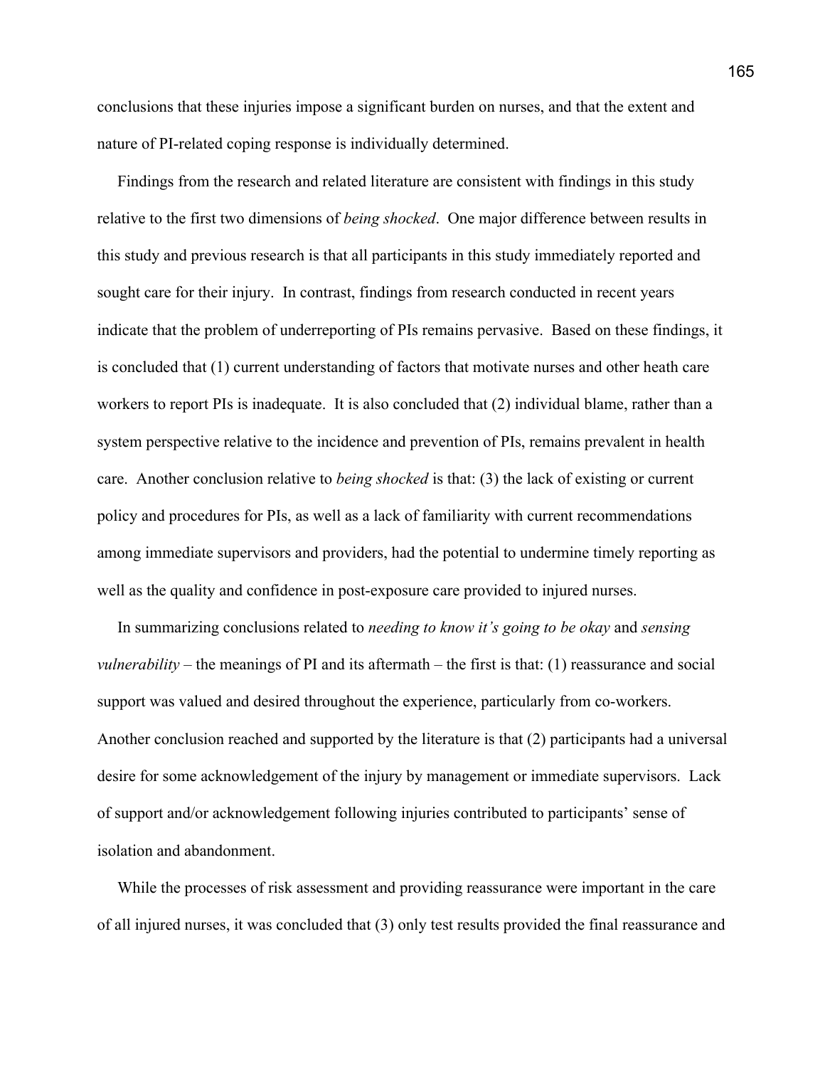conclusions that these injuries impose a significant burden on nurses, and that the extent and nature of PI-related coping response is individually determined.

Findings from the research and related literature are consistent with findings in this study relative to the first two dimensions of *being shocked*. One major difference between results in this study and previous research is that all participants in this study immediately reported and sought care for their injury. In contrast, findings from research conducted in recent years indicate that the problem of underreporting of PIs remains pervasive. Based on these findings, it is concluded that (1) current understanding of factors that motivate nurses and other heath care workers to report PIs is inadequate. It is also concluded that (2) individual blame, rather than a system perspective relative to the incidence and prevention of PIs, remains prevalent in health care. Another conclusion relative to *being shocked* is that: (3) the lack of existing or current policy and procedures for PIs, as well as a lack of familiarity with current recommendations among immediate supervisors and providers, had the potential to undermine timely reporting as well as the quality and confidence in post-exposure care provided to injured nurses.

In summarizing conclusions related to *needing to know it's going to be okay* and *sensing vulnerability* – the meanings of PI and its aftermath – the first is that: (1) reassurance and social support was valued and desired throughout the experience, particularly from co-workers. Another conclusion reached and supported by the literature is that (2) participants had a universal desire for some acknowledgement of the injury by management or immediate supervisors. Lack of support and/or acknowledgement following injuries contributed to participants' sense of isolation and abandonment.

While the processes of risk assessment and providing reassurance were important in the care of all injured nurses, it was concluded that (3) only test results provided the final reassurance and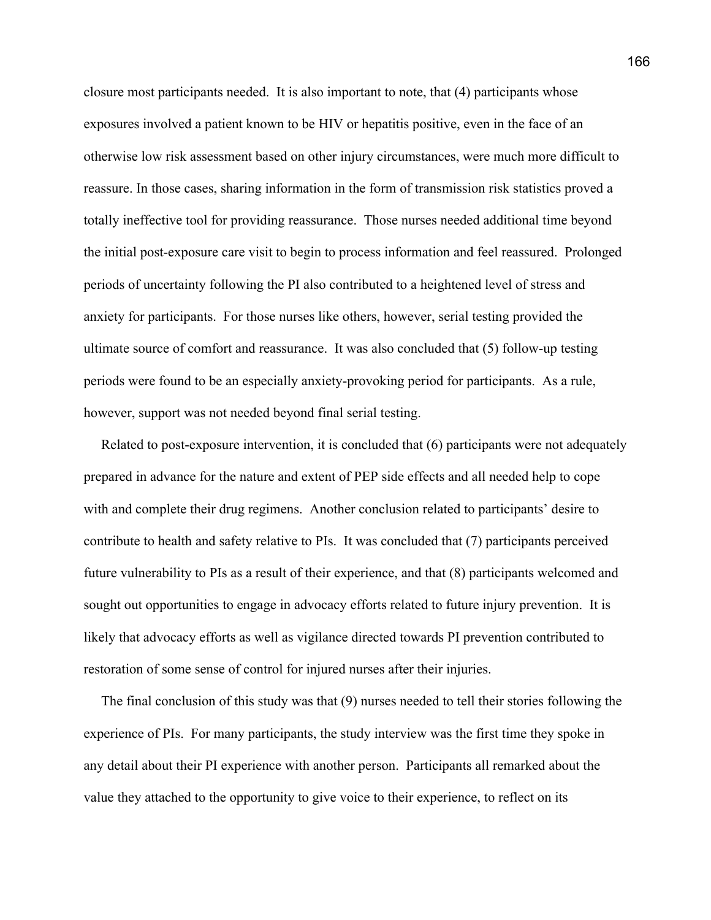closure most participants needed. It is also important to note, that (4) participants whose exposures involved a patient known to be HIV or hepatitis positive, even in the face of an otherwise low risk assessment based on other injury circumstances, were much more difficult to reassure. In those cases, sharing information in the form of transmission risk statistics proved a totally ineffective tool for providing reassurance. Those nurses needed additional time beyond the initial post-exposure care visit to begin to process information and feel reassured. Prolonged periods of uncertainty following the PI also contributed to a heightened level of stress and anxiety for participants. For those nurses like others, however, serial testing provided the ultimate source of comfort and reassurance. It was also concluded that (5) follow-up testing periods were found to be an especially anxiety-provoking period for participants. As a rule, however, support was not needed beyond final serial testing.

Related to post-exposure intervention, it is concluded that (6) participants were not adequately prepared in advance for the nature and extent of PEP side effects and all needed help to cope with and complete their drug regimens. Another conclusion related to participants' desire to contribute to health and safety relative to PIs. It was concluded that (7) participants perceived future vulnerability to PIs as a result of their experience, and that (8) participants welcomed and sought out opportunities to engage in advocacy efforts related to future injury prevention. It is likely that advocacy efforts as well as vigilance directed towards PI prevention contributed to restoration of some sense of control for injured nurses after their injuries.

The final conclusion of this study was that (9) nurses needed to tell their stories following the experience of PIs. For many participants, the study interview was the first time they spoke in any detail about their PI experience with another person. Participants all remarked about the value they attached to the opportunity to give voice to their experience, to reflect on its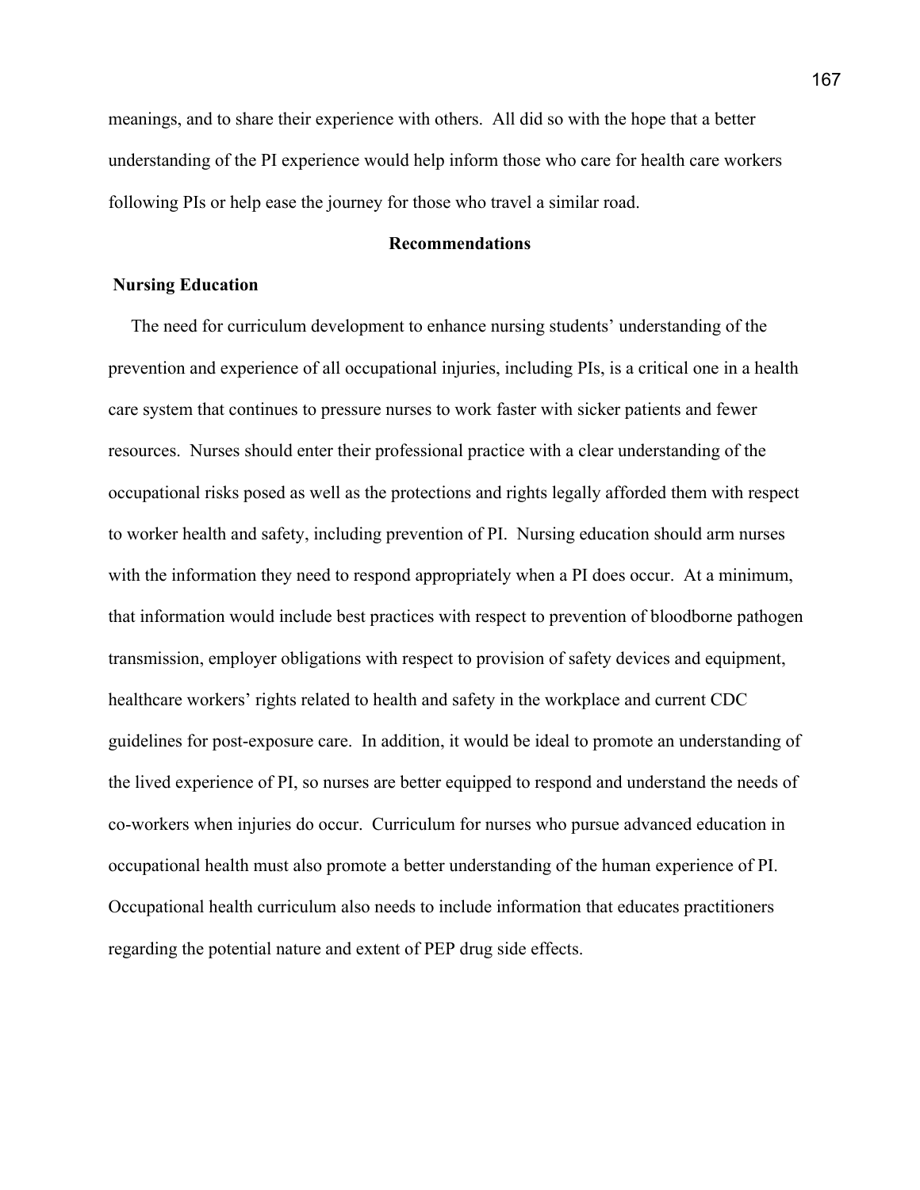meanings, and to share their experience with others. All did so with the hope that a better understanding of the PI experience would help inform those who care for health care workers following PIs or help ease the journey for those who travel a similar road.

## Recommendations

### Nursing Education

The need for curriculum development to enhance nursing students' understanding of the prevention and experience of all occupational injuries, including PIs, is a critical one in a health care system that continues to pressure nurses to work faster with sicker patients and fewer resources. Nurses should enter their professional practice with a clear understanding of the occupational risks posed as well as the protections and rights legally afforded them with respect to worker health and safety, including prevention of PI. Nursing education should arm nurses with the information they need to respond appropriately when a PI does occur. At a minimum, that information would include best practices with respect to prevention of bloodborne pathogen transmission, employer obligations with respect to provision of safety devices and equipment, healthcare workers' rights related to health and safety in the workplace and current CDC guidelines for post-exposure care. In addition, it would be ideal to promote an understanding of the lived experience of PI, so nurses are better equipped to respond and understand the needs of co-workers when injuries do occur. Curriculum for nurses who pursue advanced education in occupational health must also promote a better understanding of the human experience of PI. Occupational health curriculum also needs to include information that educates practitioners regarding the potential nature and extent of PEP drug side effects.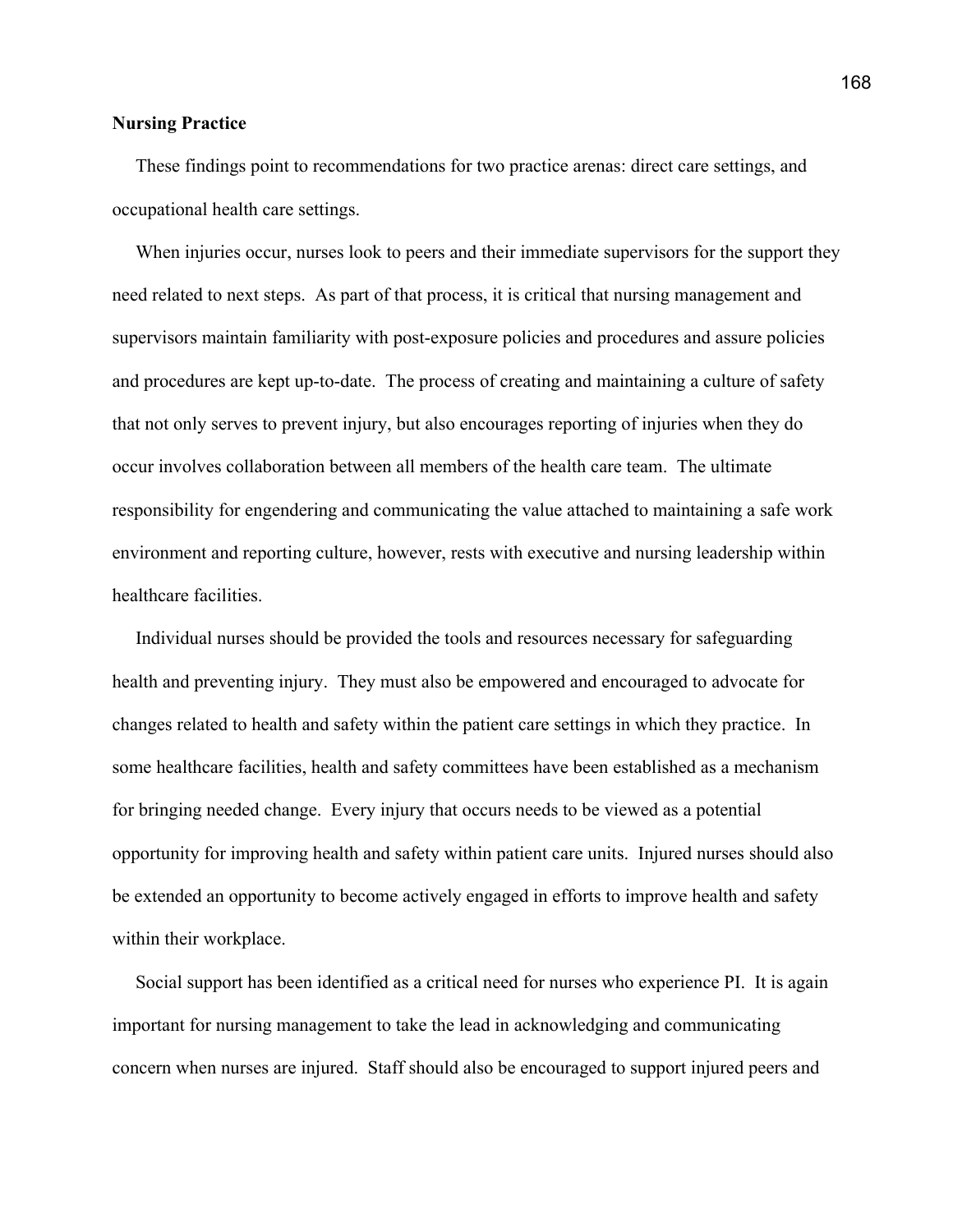**Nursing Practice**

These findings point to recommendations for two practice arenas: direct care settings, and occupational health care settings.

When injuries occur, nurses look to peers and their immediate supervisors for the support they need related to next steps. As part of that process, it is critical that nursing management and supervisors maintain familiarity with post-exposure policies and procedures and assure policies and procedures are kept up-to-date. The process of creating and maintaining a culture of safety that not only serves to prevent injury, but also encourages reporting of injuries when they do occur involves collaboration between all members of the health care team. The ultimate responsibility for engendering and communicating the value attached to maintaining a safe work environment and reporting culture, however, rests with executive and nursing leadership within healthcare facilities.

Individual nurses should be provided the tools and resources necessary for safeguarding health and preventing injury. They must also be empowered and encouraged to advocate for changes related to health and safety within the patient care settings in which they practice. In some healthcare facilities, health and safety committees have been established as a mechanism for bringing needed change. Every injury that occurs needs to be viewed as a potential opportunity for improving health and safety within patient care units. Injured nurses should also be extended an opportunity to become actively engaged in efforts to improve health and safety within their workplace.

Social support has been identified as a critical need for nurses who experience PI. It is again important for nursing management to take the lead in acknowledging and communicating concern when nurses are injured. Staff should also be encouraged to support injured peers and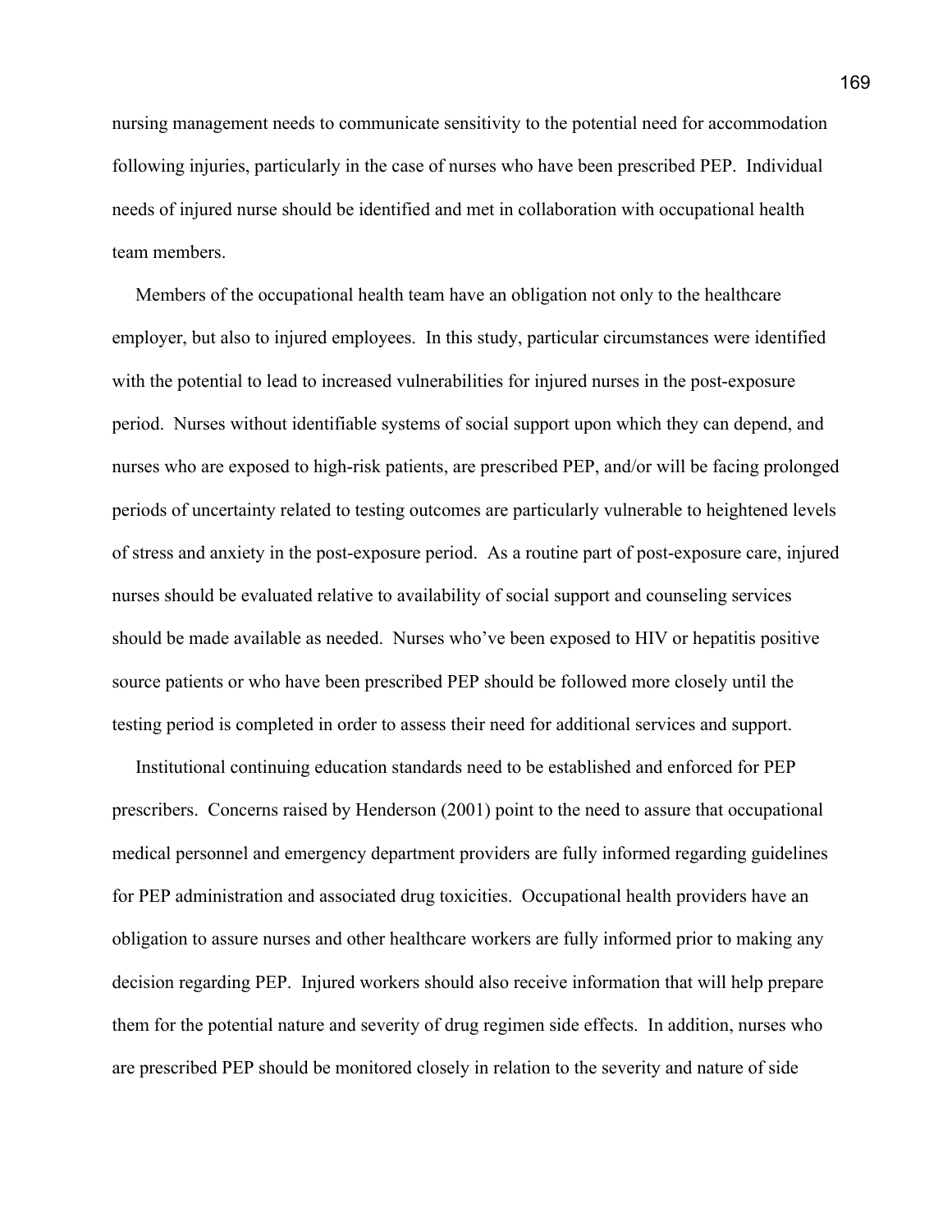nursing management needs to communicate sensitivity to the potential need for accommodation following injuries, particularly in the case of nurses who have been prescribed PEP. Individual needs of injured nurse should be identified and met in collaboration with occupational health team members.

Members of the occupational health team have an obligation not only to the healthcare employer, but also to injured employees. In this study, particular circumstances were identified with the potential to lead to increased vulnerabilities for injured nurses in the post-exposure period. Nurses without identifiable systems of social support upon which they can depend, and nurses who are exposed to high-risk patients, are prescribed PEP, and/or will be facing prolonged periods of uncertainty related to testing outcomes are particularly vulnerable to heightened levels of stress and anxiety in the post-exposure period. As a routine part of post-exposure care, injured nurses should be evaluated relative to availability of social support and counseling services should be made available as needed. Nurses who've been exposed to HIV or hepatitis positive source patients or who have been prescribed PEP should be followed more closely until the testing period is completed in order to assess their need for additional services and support.

Institutional continuing education standards need to be established and enforced for PEP prescribers. Concerns raised by Henderson (2001) point to the need to assure that occupational medical personnel and emergency department providers are fully informed regarding guidelines for PEP administration and associated drug toxicities. Occupational health providers have an obligation to assure nurses and other healthcare workers are fully informed prior to making any decision regarding PEP. Injured workers should also receive information that will help prepare them for the potential nature and severity of drug regimen side effects. In addition, nurses who are prescribed PEP should be monitored closely in relation to the severity and nature of side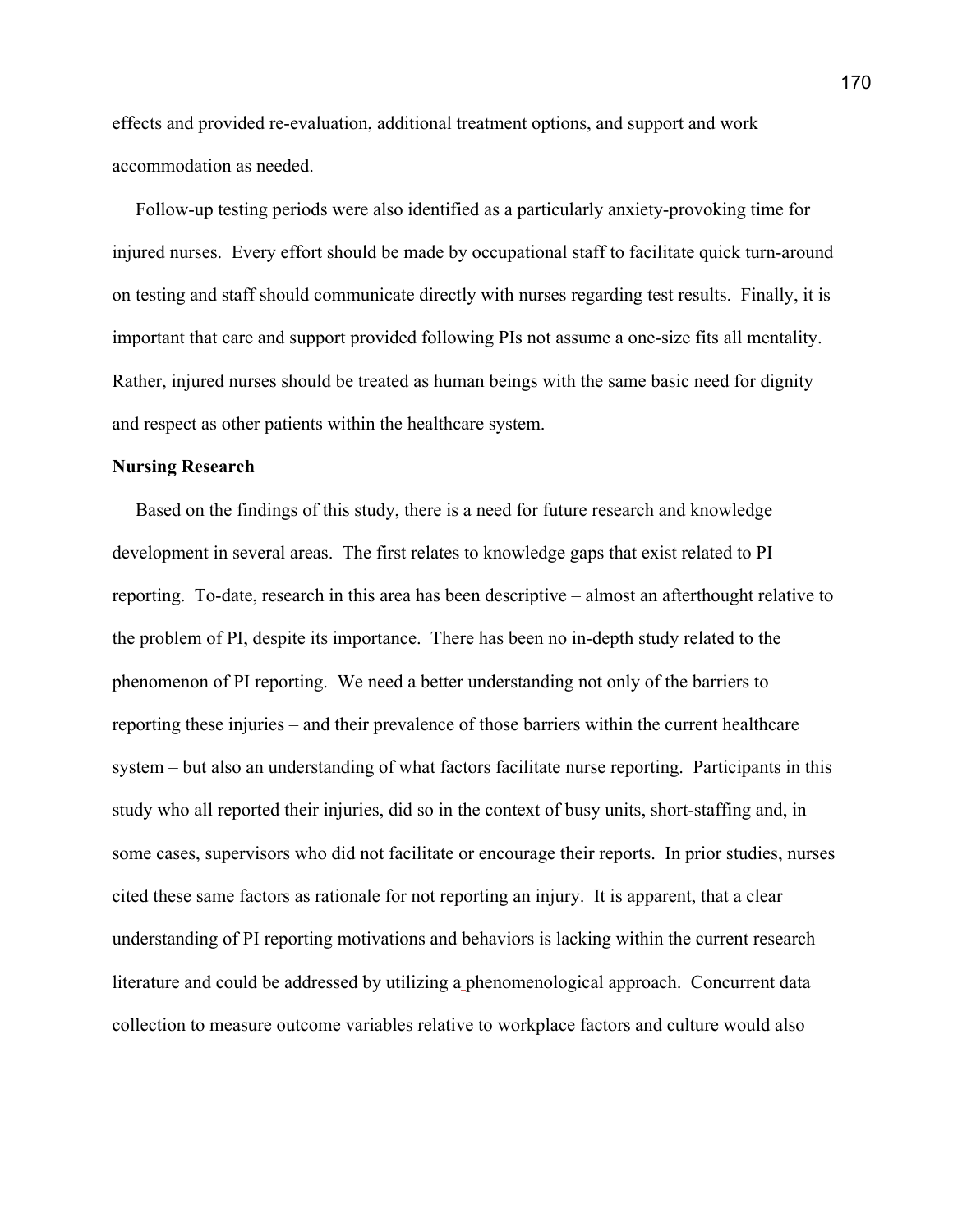effects and provided re-evaluation, additional treatment options, and support and work accommodation as needed.

Follow-up testing periods were also identified as a particularly anxiety-provoking time for injured nurses. Every effort should be made by occupational staff to facilitate quick turn-around on testing and staff should communicate directly with nurses regarding test results. Finally, it is important that care and support provided following PIs not assume a one-size fits all mentality. Rather, injured nurses should be treated as human beings with the same basic need for dignity and respect as other patients within the healthcare system.

**Nursing Research**

Based on the findings of this study, there is a need for future research and knowledge development in several areas. The first relates to knowledge gaps that exist related to PI reporting. To-date, research in this area has been descriptive – almost an afterthought relative to the problem of PI, despite its importance. There has been no in-depth study related to the phenomenon of PI reporting. We need a better understanding not only of the barriers to reporting these injuries – and their prevalence of those barriers within the current healthcare system – but also an understanding of what factors facilitate nurse reporting. Participants in this study who all reported their injuries, did so in the context of busy units, short-staffing and, in some cases, supervisors who did not facilitate or encourage their reports. In prior studies, nurses cited these same factors as rationale for not reporting an injury. It is apparent, that a clear understanding of PI reporting motivations and behaviors is lacking within the current research literature and could be addressed by utilizing a phenomenological approach. Concurrent data collection to measure outcome variables relative to workplace factors and culture would also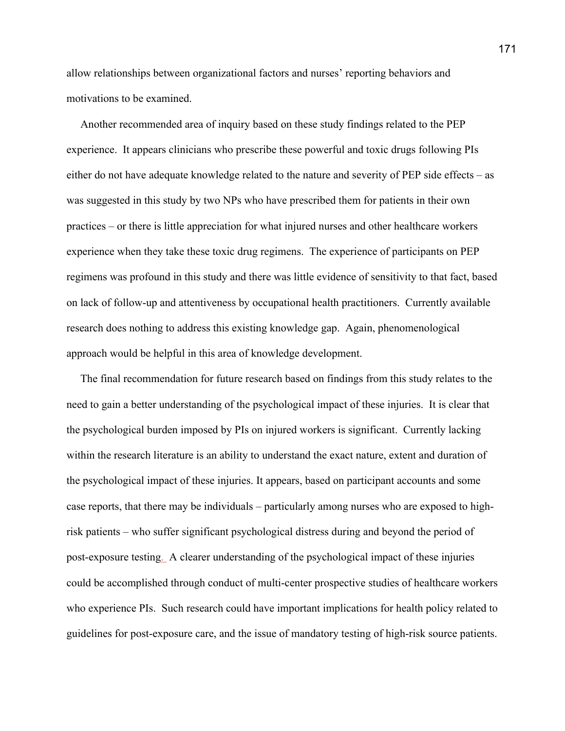allow relationships between organizational factors and nurses' reporting behaviors and motivations to be examined.

Another recommended area of inquiry based on these study findings related to the PEP experience. It appears clinicians who prescribe these powerful and toxic drugs following PIs either do not have adequate knowledge related to the nature and severity of PEP side effects – as was suggested in this study by two NPs who have prescribed them for patients in their own practices – or there is little appreciation for what injured nurses and other healthcare workers experience when they take these toxic drug regimens. The experience of participants on PEP regimens was profound in this study and there was little evidence of sensitivity to that fact, based on lack of follow-up and attentiveness by occupational health practitioners. Currently available research does nothing to address this existing knowledge gap. Again, phenomenological approach would be helpful in this area of knowledge development.

The final recommendation for future research based on findings from this study relates to the need to gain a better understanding of the psychological impact of these injuries. It is clear that the psychological burden imposed by PIs on injured workers is significant. Currently lacking within the research literature is an ability to understand the exact nature, extent and duration of the psychological impact of these injuries. It appears, based on participant accounts and some case reports, that there may be individuals – particularly among nurses who are exposed to high-risk patients – who suffer significant psychological distress during and beyond the period of post-exposure testing. A clearer understanding of the psychological impact of these injuries could be accomplished through conduct of multi-center prospective studies of healthcare workers who experience PIs. Such research could have important implications for health policy related to guidelines for post-exposure care, and the issue of mandatory testing of high-risk source patients.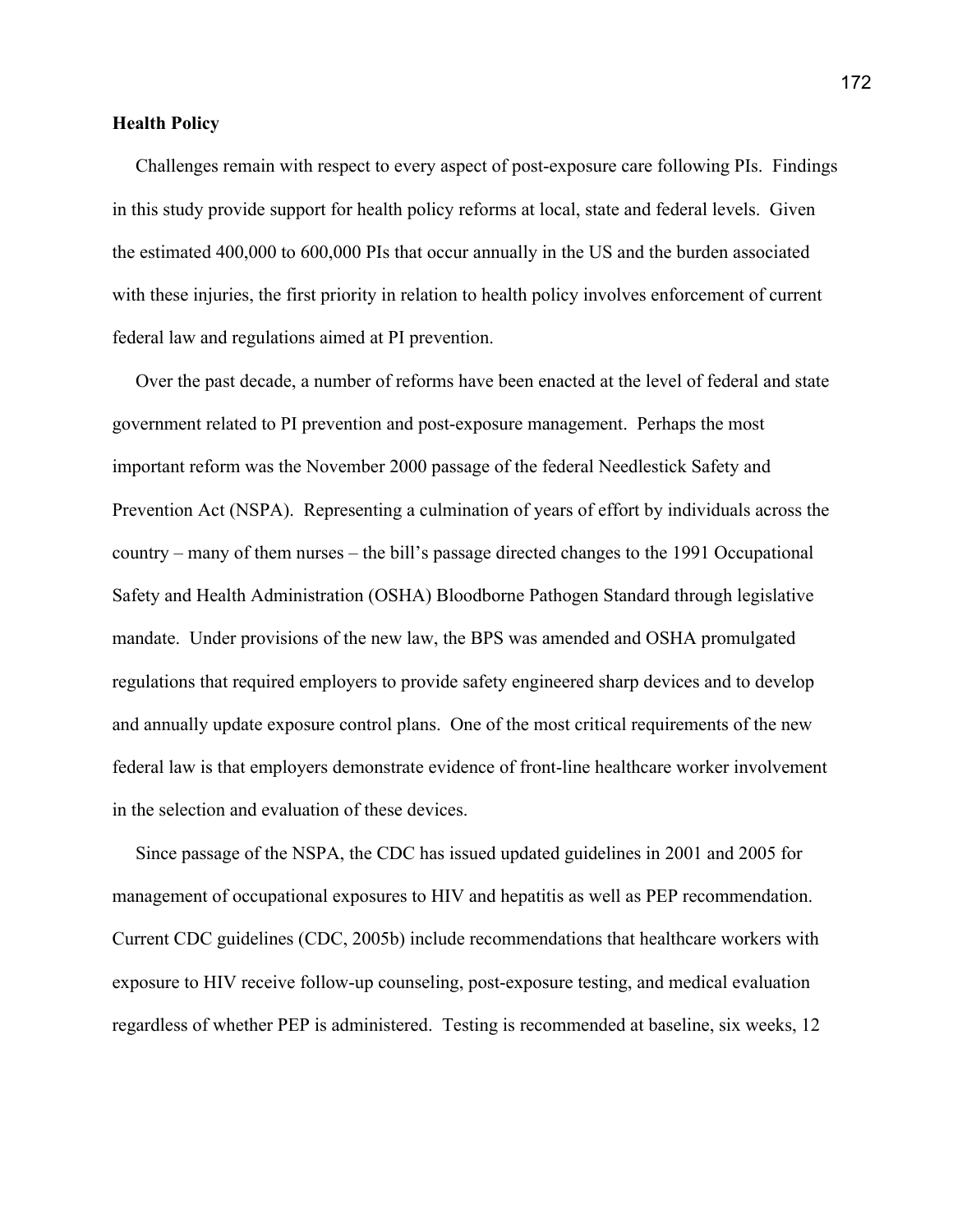**Health Policy**

Challenges remain with respect to every aspect of post-exposure care following PIs. Findings in this study provide support for health policy reforms at local, state and federal levels. Given the estimated 400,000 to 600,000 PIs that occur annually in the US and the burden associated with these injuries, the first priority in relation to health policy involves enforcement of current federal law and regulations aimed at PI prevention.

Over the past decade, a number of reforms have been enacted at the level of federal and state government related to PI prevention and post-exposure management. Perhaps the most important reform was the November 2000 passage of the federal Needlestick Safety and Prevention Act (NSPA). Representing a culmination of years of effort by individuals across the country – many of them nurses – the bill's passage directed changes to the 1991 Occupational Safety and Health Administration (OSHA) Bloodborne Pathogen Standard through legislative mandate. Under provisions of the new law, the BPS was amended and OSHA promulgated regulations that required employers to provide safety engineered sharp devices and to develop and annually update exposure control plans. One of the most critical requirements of the new federal law is that employers demonstrate evidence of front-line healthcare worker involvement in the selection and evaluation of these devices.

Since passage of the NSPA, the CDC has issued updated guidelines in 2001 and 2005 for management of occupational exposures to HIV and hepatitis as well as PEP recommendation. Current CDC guidelines (CDC, 2005b) include recommendations that healthcare workers with exposure to HIV receive follow-up counseling, post-exposure testing, and medical evaluation regardless of whether PEP is administered. Testing is recommended at baseline, six weeks, 12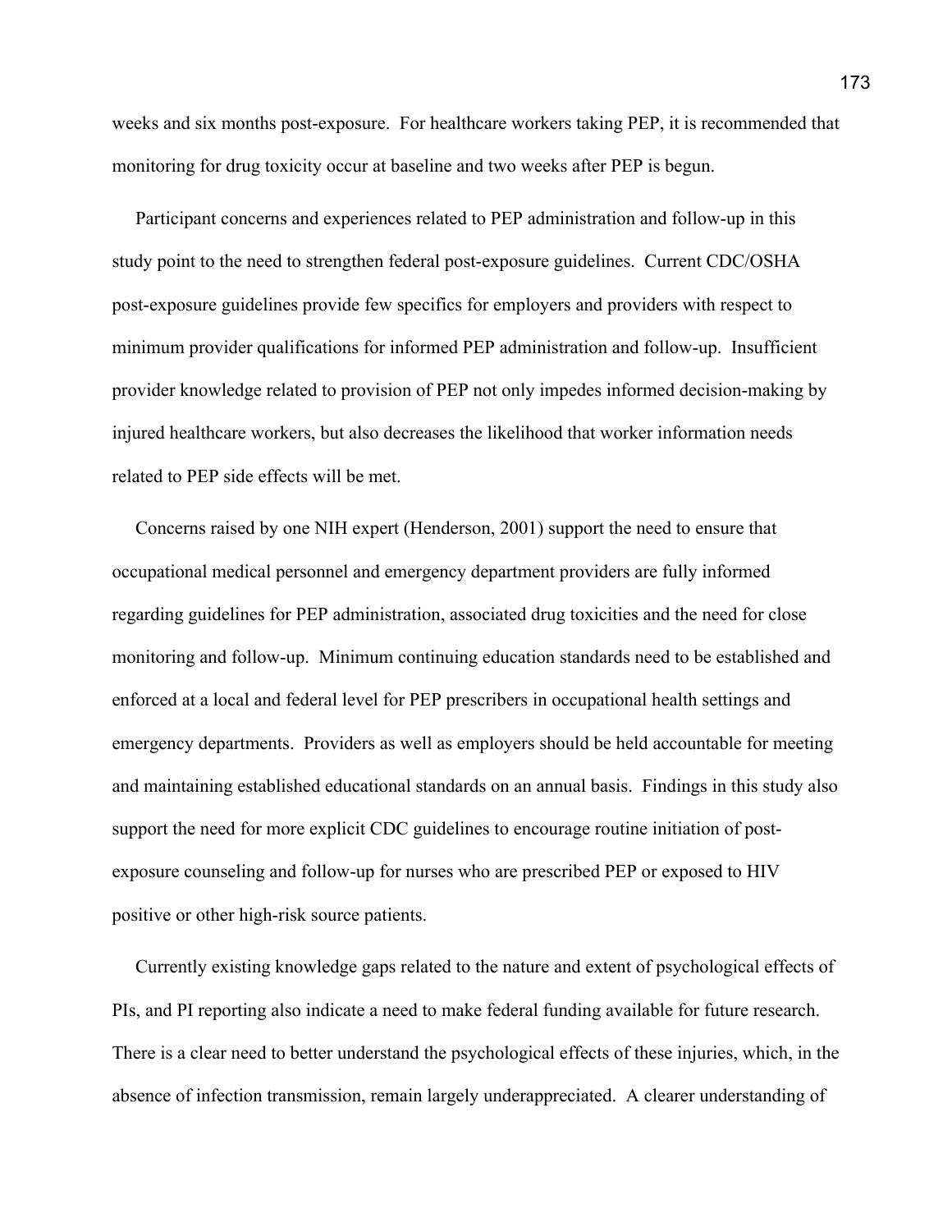weeks and six months post-exposure. For healthcare workers taking PEP, it is recommended that monitoring for drug toxicity occur at baseline and two weeks after PEP is begun.

Participant concerns and experiences related to PEP administration and follow-up in this study point to the need to strengthen federal post-exposure guidelines. Current CDC/OSHA post-exposure guidelines provide few specifics for employers and providers with respect to minimum provider qualifications for informed PEP administration and follow-up. Insufficient provider knowledge related to provision of PEP not only impedes informed decision-making by injured healthcare workers, but also decreases the likelihood that worker information needs related to PEP side effects will be met.

Concerns raised by one NIH expert (Henderson, 2001) support the need to ensure that occupational medical personnel and emergency department providers are fully informed regarding guidelines for PEP administration, associated drug toxicities and the need for close monitoring and follow-up. Minimum continuing education standards need to be established and enforced at a local and federal level for PEP prescribers in occupational health settings and emergency departments. Providers as well as employers should be held accountable for meeting and maintaining established educational standards on an annual basis. Findings in this study also support the need for more explicit CDC guidelines to encourage routine initiation of post-exposure counseling and follow-up for nurses who are prescribed PEP or exposed to HIV positive or other high-risk source patients.

Currently existing knowledge gaps related to the nature and extent of psychological effects of PIs, and PI reporting also indicate a need to make federal funding available for future research. There is a clear need to better understand the psychological effects of these injuries, which, in the absence of infection transmission, remain largely underappreciated. A clearer understanding of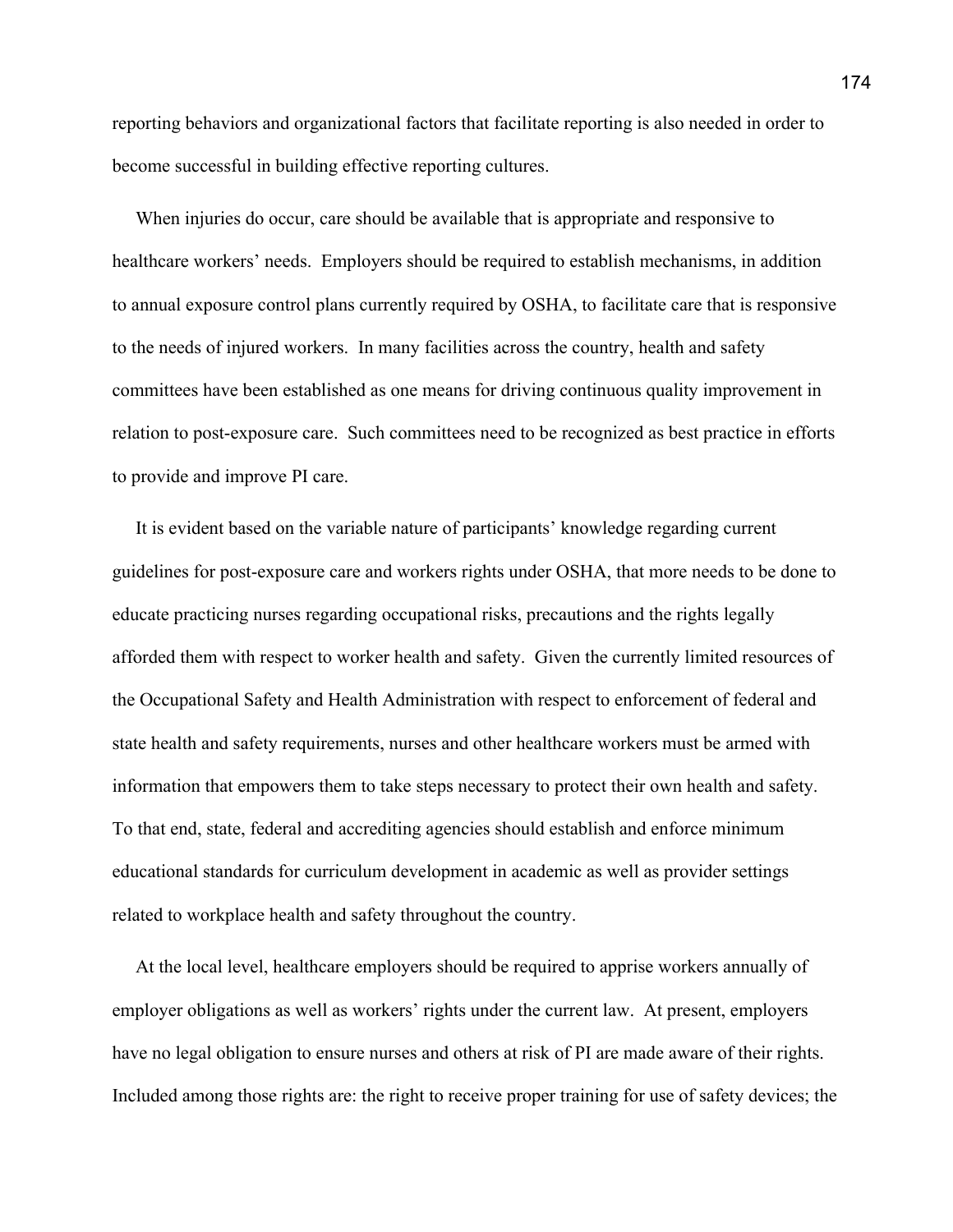reporting behaviors and organizational factors that facilitate reporting is also needed in order to become successful in building effective reporting cultures.

When injuries do occur, care should be available that is appropriate and responsive to healthcare workers' needs. Employers should be required to establish mechanisms, in addition to annual exposure control plans currently required by OSHA, to facilitate care that is responsive to the needs of injured workers. In many facilities across the country, health and safety committees have been established as one means for driving continuous quality improvement in relation to post-exposure care. Such committees need to be recognized as best practice in efforts to provide and improve PI care.

It is evident based on the variable nature of participants' knowledge regarding current guidelines for post-exposure care and workers rights under OSHA, that more needs to be done to educate practicing nurses regarding occupational risks, precautions and the rights legally afforded them with respect to worker health and safety. Given the currently limited resources of the Occupational Safety and Health Administration with respect to enforcement of federal and state health and safety requirements, nurses and other healthcare workers must be armed with information that empowers them to take steps necessary to protect their own health and safety. To that end, state, federal and accrediting agencies should establish and enforce minimum educational standards for curriculum development in academic as well as provider settings related to workplace health and safety throughout the country.

At the local level, healthcare employers should be required to apprise workers annually of employer obligations as well as workers' rights under the current law. At present, employers have no legal obligation to ensure nurses and others at risk of PI are made aware of their rights. Included among those rights are: the right to receive proper training for use of safety devices; the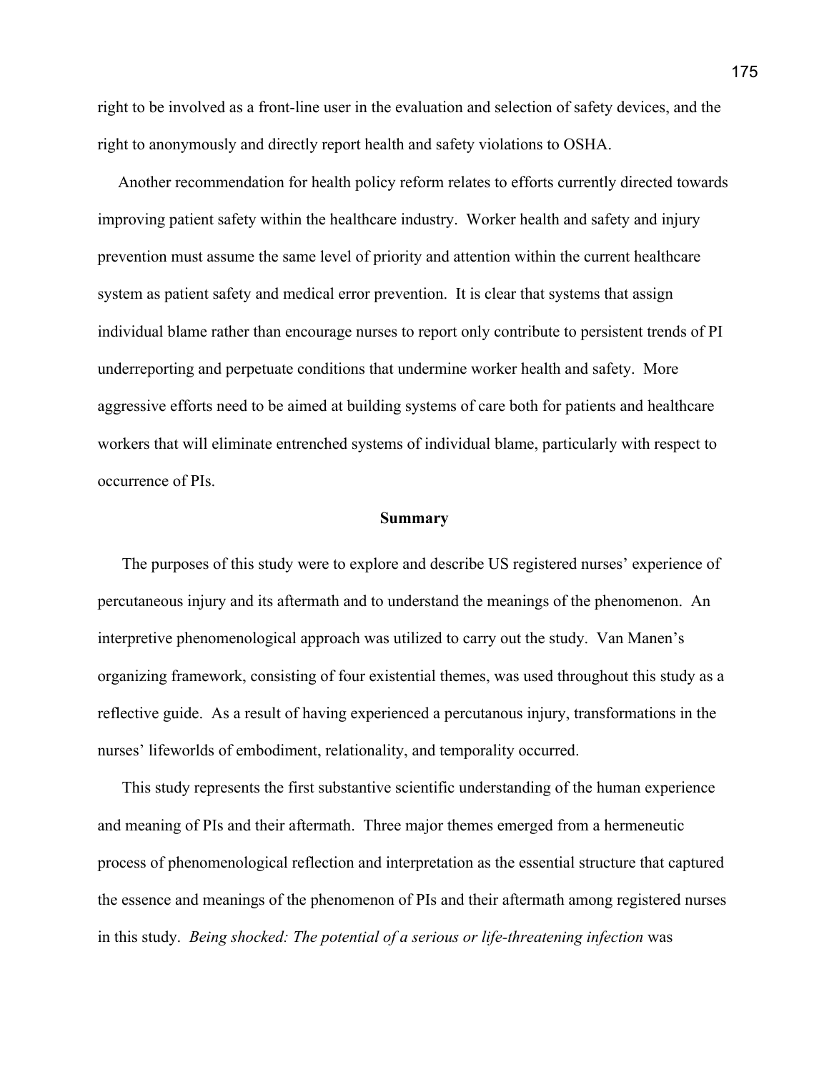right to be involved as a front-line user in the evaluation and selection of safety devices, and the right to anonymously and directly report health and safety violations to OSHA.

Another recommendation for health policy reform relates to efforts currently directed towards improving patient safety within the healthcare industry. Worker health and safety and injury prevention must assume the same level of priority and attention within the current healthcare system as patient safety and medical error prevention. It is clear that systems that assign individual blame rather than encourage nurses to report only contribute to persistent trends of PI underreporting and perpetuate conditions that undermine worker health and safety. More aggressive efforts need to be aimed at building systems of care both for patients and healthcare workers that will eliminate entrenched systems of individual blame, particularly with respect to occurrence of PIs.

## Summary

The purposes of this study were to explore and describe US registered nurses' experience of percutaneous injury and its aftermath and to understand the meanings of the phenomenon. An interpretive phenomenological approach was utilized to carry out the study. Van Manen's organizing framework, consisting of four existential themes, was used throughout this study as a reflective guide. As a result of having experienced a percutanous injury, transformations in the nurses' lifeworlds of embodiment, relationality, and temporality occurred.

This study represents the first substantive scientific understanding of the human experience and meaning of PIs and their aftermath. Three major themes emerged from a hermeneutic process of phenomenological reflection and interpretation as the essential structure that captured the essence and meanings of the phenomenon of PIs and their aftermath among registered nurses in this study. *Being shocked: The potential of a serious or life-threatening infection* was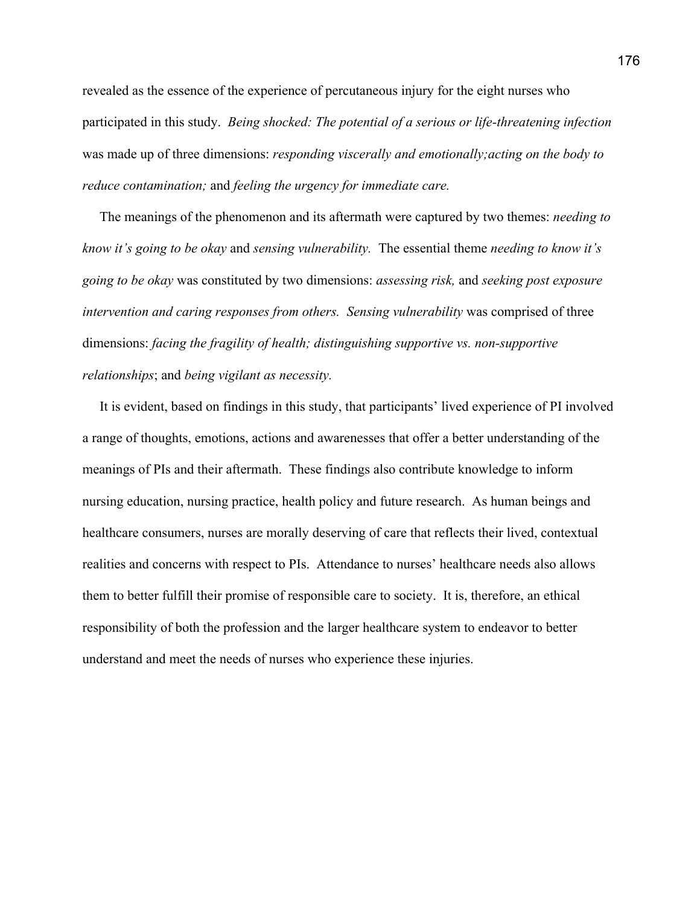revealed as the essence of the experience of percutaneous injury for the eight nurses who participated in this study. *Being shocked: The potential of a serious or life-threatening infection* was made up of three dimensions: *responding viscerally and emotionally;acting on the body to reduce contamination;* and *feeling the urgency for immediate care.*

The meanings of the phenomenon and its aftermath were captured by two themes: *needing to know it's going to be okay* and *sensing vulnerability.* The essential theme *needing to know it's going to be okay* was constituted by two dimensions: *assessing risk,* and *seeking post exposure intervention and caring responses from others. Sensing vulnerability* was comprised of three dimensions: *facing the fragility of health; distinguishing supportive vs. non-supportive relationships*; and *being vigilant as necessity.*

It is evident, based on findings in this study, that participants' lived experience of PI involved a range of thoughts, emotions, actions and awarenesses that offer a better understanding of the meanings of PIs and their aftermath. These findings also contribute knowledge to inform nursing education, nursing practice, health policy and future research. As human beings and healthcare consumers, nurses are morally deserving of care that reflects their lived, contextual realities and concerns with respect to PIs. Attendance to nurses' healthcare needs also allows them to better fulfill their promise of responsible care to society. It is, therefore, an ethical responsibility of both the profession and the larger healthcare system to endeavor to better understand and meet the needs of nurses who experience these injuries.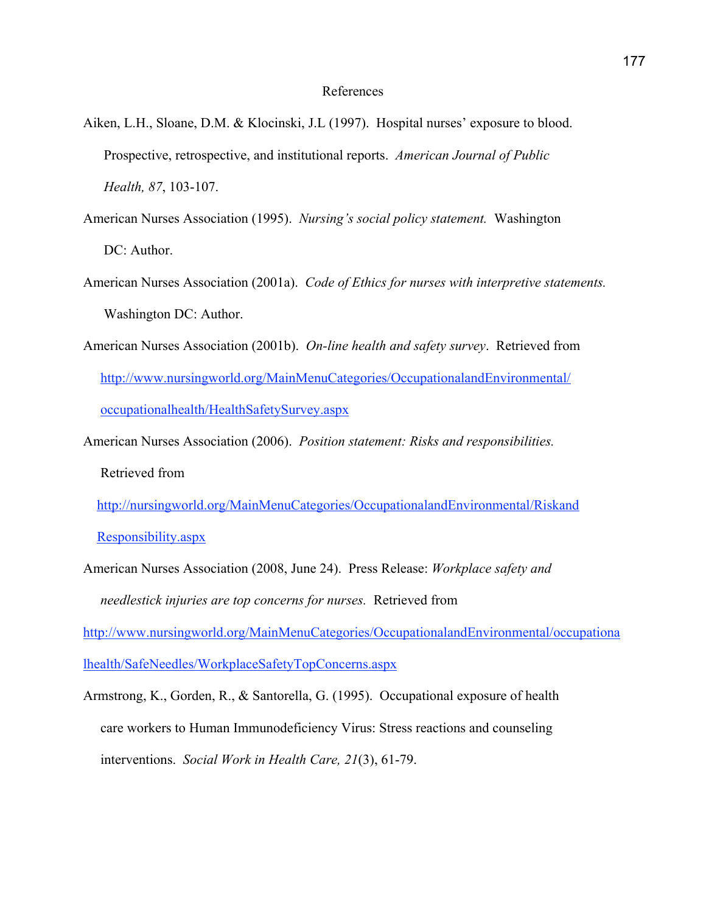# References

Aiken, L.H., Sloane, D.M. & Klocinski, J.L (1997). Hospital nurses' exposure to blood. Prospective, retrospective, and institutional reports. *American Journal of Public Health, 87*, 103-107.

American Nurses Association (1995). *Nursing's social policy statement.* Washington DC: Author.

American Nurses Association (2001a). *Code of Ethics for nurses with interpretive statements.* Washington DC: Author.

American Nurses Association (2001b). *On-line health and safety survey*. Retrieved from http://www.nursingworld.org/MainMenuCategories/OccupationalandEnvironmental/occupationalhealth/HealthSafetySurvey.aspx

American Nurses Association (2006). *Position statement: Risks and responsibilities.* Retrieved from http://nursingworld.org/MainMenuCategories/OccupationalandEnvironmental/RiskandResponsibility.aspx

American Nurses Association (2008, June 24). Press Release: *Workplace safety and needlestick injuries are top concerns for nurses.* Retrieved from http://www.nursingworld.org/MainMenuCategories/OccupationalandEnvironmental/occupationalhealth/SafeNeedles/WorkplaceSafetyTopConcerns.aspx

Armstrong, K., Gorden, R., & Santorella, G. (1995). Occupational exposure of health care workers to Human Immunodeficiency Virus: Stress reactions and counseling interventions. *Social Work in Health Care, 21*(3), 61-79.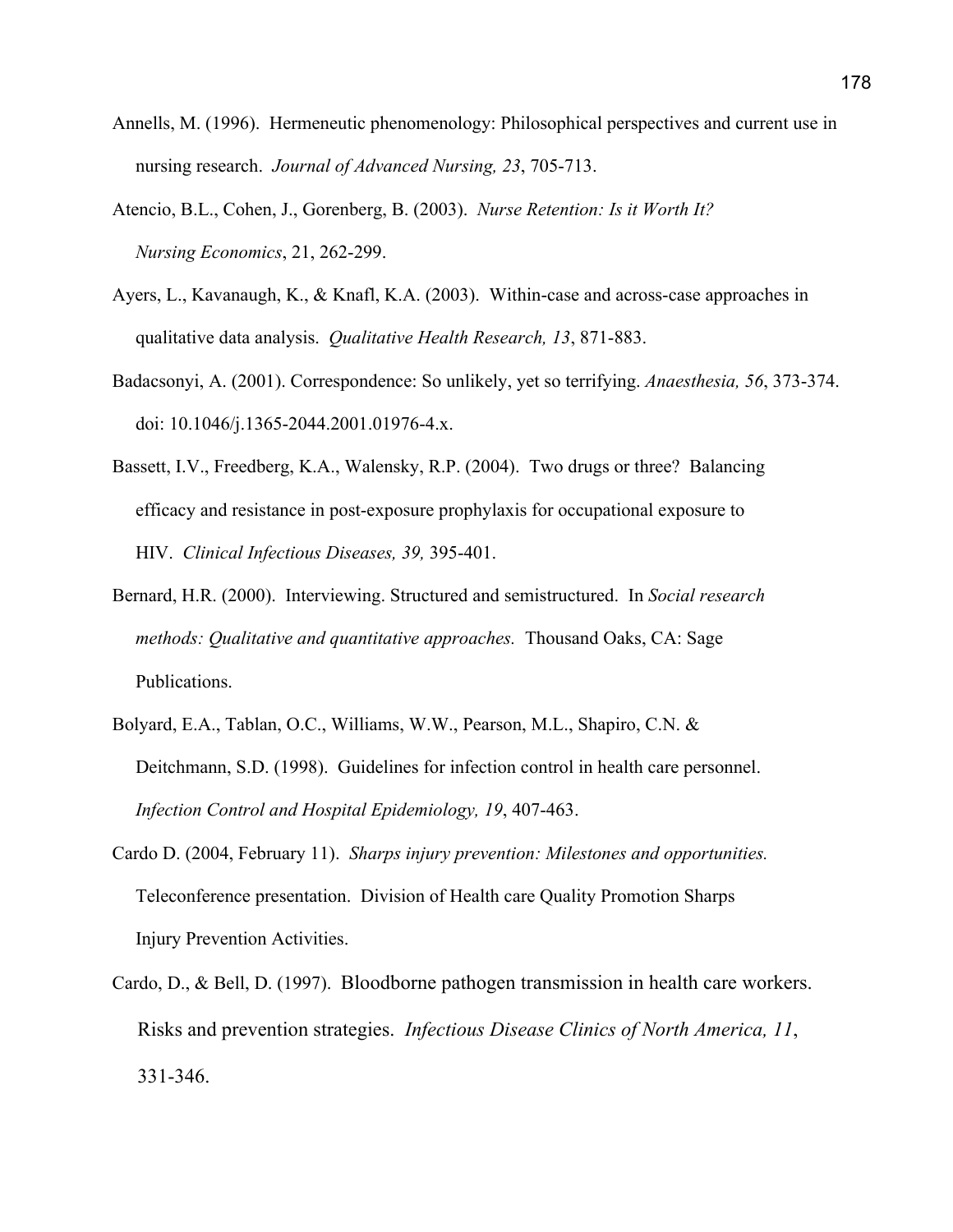Annells, M. (1996). Hermeneutic phenomenology: Philosophical perspectives and current use in nursing research. *Journal of Advanced Nursing, 23*, 705-713.

Atencio, B.L., Cohen, J., Gorenberg, B. (2003). *Nurse Retention: Is it Worth It? Nursing Economics*, 21, 262-299.

Ayers, L., Kavanaugh, K., & Knafl, K.A. (2003). Within-case and across-case approaches in qualitative data analysis. *Qualitative Health Research, 13*, 871-883.

Badacsonyi, A. (2001). Correspondence: So unlikely, yet so terrifying. *Anaesthesia, 56*, 373-374. doi: 10.1046/j.1365-2044.2001.01976-4.x.

Bassett, I.V., Freedberg, K.A., Walensky, R.P. (2004). Two drugs or three? Balancing efficacy and resistance in post-exposure prophylaxis for occupational exposure to HIV. *Clinical Infectious Diseases, 39,* 395-401.

Bernard, H.R. (2000). Interviewing. Structured and semistructured. In *Social research methods: Qualitative and quantitative approaches.* Thousand Oaks, CA: Sage Publications.

Bolyard, E.A., Tablan, O.C., Williams, W.W., Pearson, M.L., Shapiro, C.N. & Deitchmann, S.D. (1998). Guidelines for infection control in health care personnel. *Infection Control and Hospital Epidemiology, 19*, 407-463.

Cardo D. (2004, February 11). *Sharps injury prevention: Milestones and opportunities.* Teleconference presentation. Division of Health care Quality Promotion Sharps Injury Prevention Activities.

Cardo, D., & Bell, D. (1997). Bloodborne pathogen transmission in health care workers. Risks and prevention strategies. *Infectious Disease Clinics of North America, 11*, 331-346.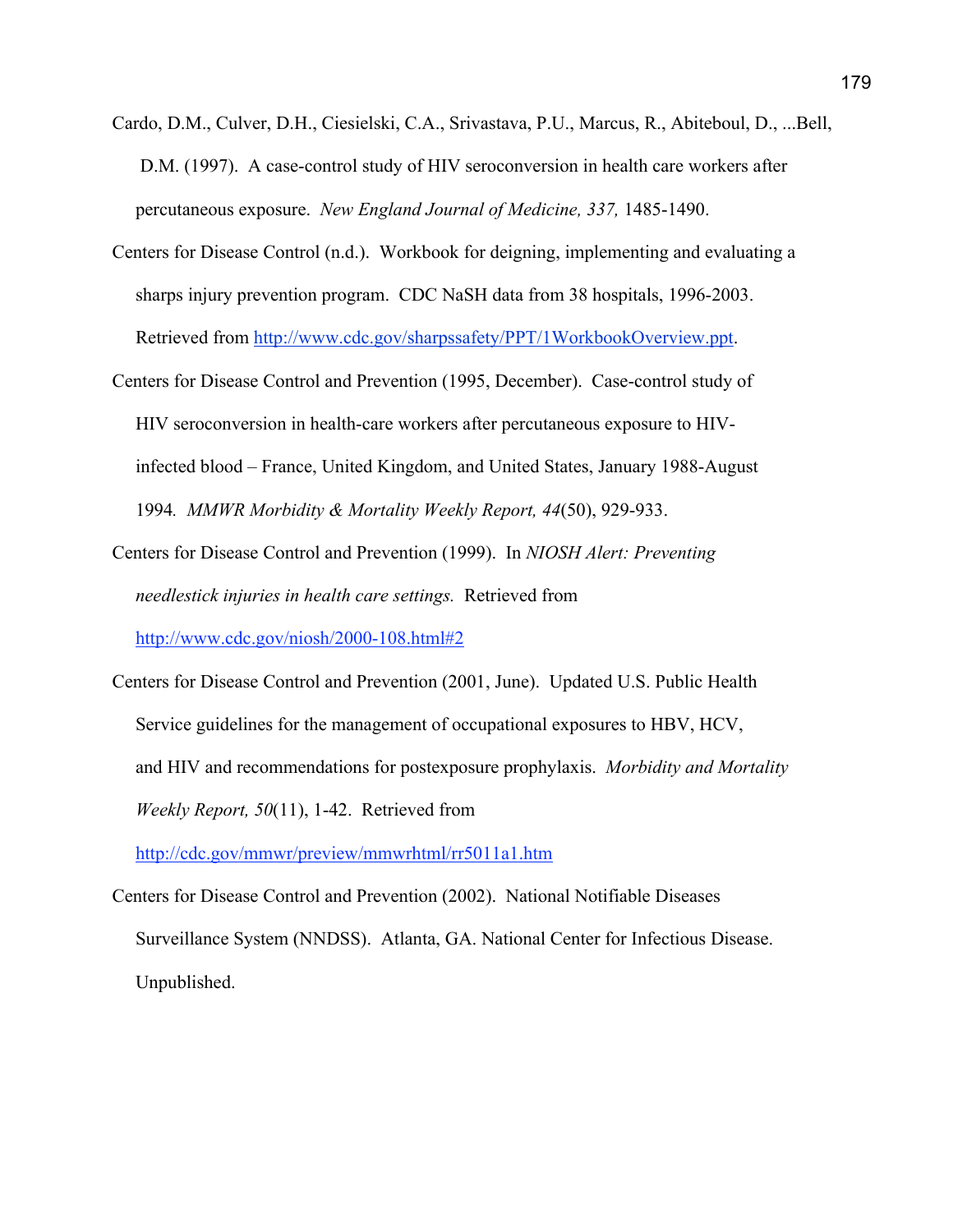Cardo, D.M., Culver, D.H., Ciesielski, C.A., Srivastava, P.U., Marcus, R., Abiteboul, D., ...Bell, D.M. (1997). A case-control study of HIV seroconversion in health care workers after percutaneous exposure. *New England Journal of Medicine, 337,* 1485-1490.

Centers for Disease Control (n.d.). Workbook for deigning, implementing and evaluating a sharps injury prevention program. CDC NaSH data from 38 hospitals, 1996-2003. Retrieved from http://www.cdc.gov/sharpssafety/PPT/1WorkbookOverview.ppt.

Centers for Disease Control and Prevention (1995, December). Case-control study of HIV seroconversion in health-care workers after percutaneous exposure to HIV-infected blood – France, United Kingdom, and United States, January 1988-August 1994. *MMWR Morbidity & Mortality Weekly Report, 44*(50), 929-933.

Centers for Disease Control and Prevention (1999). In *NIOSH Alert: Preventing needlestick injuries in health care settings.* Retrieved from http://www.cdc.gov/niosh/2000-108.html#2

Centers for Disease Control and Prevention (2001, June). Updated U.S. Public Health Service guidelines for the management of occupational exposures to HBV, HCV, and HIV and recommendations for postexposure prophylaxis. *Morbidity and Mortality Weekly Report, 50*(11), 1-42. Retrieved from http://cdc.gov/mmwr/preview/mmwrhtml/rr5011a1.htm

Centers for Disease Control and Prevention (2002). National Notifiable Diseases Surveillance System (NNDSS). Atlanta, GA. National Center for Infectious Disease. Unpublished.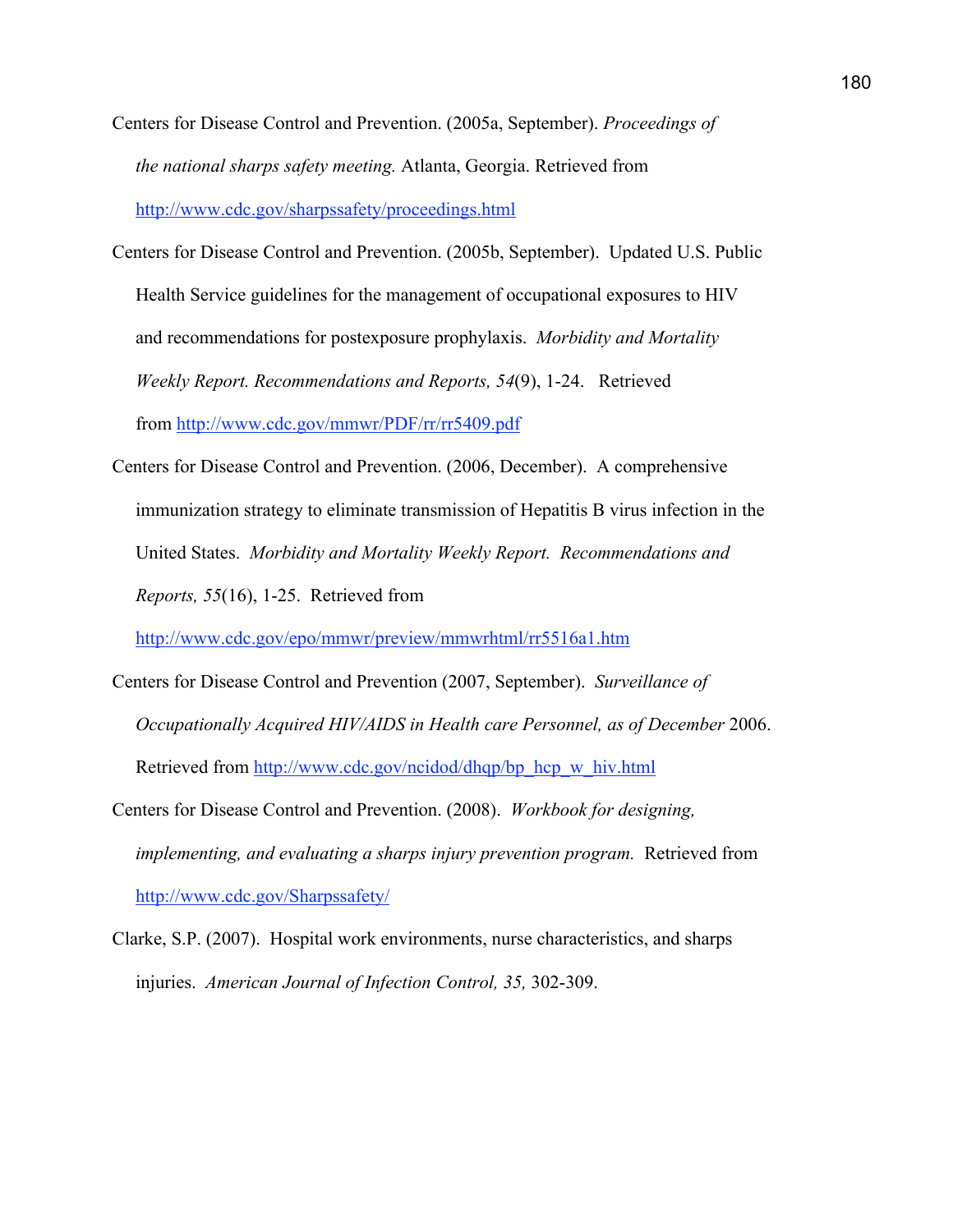Centers for Disease Control and Prevention. (2005a, September). *Proceedings of the national sharps safety meeting.* Atlanta, Georgia. Retrieved from http://www.cdc.gov/sharpssafety/proceedings.html

Centers for Disease Control and Prevention. (2005b, September). Updated U.S. Public Health Service guidelines for the management of occupational exposures to HIV and recommendations for postexposure prophylaxis. *Morbidity and Mortality Weekly Report. Recommendations and Reports, 54*(9), 1-24. Retrieved from http://www.cdc.gov/mmwr/PDF/rr/rr5409.pdf

Centers for Disease Control and Prevention. (2006, December). A comprehensive immunization strategy to eliminate transmission of Hepatitis B virus infection in the United States. *Morbidity and Mortality Weekly Report. Recommendations and Reports, 55*(16), 1-25. Retrieved from http://www.cdc.gov/epo/mmwr/preview/mmwrhtml/rr5516a1.htm

Centers for Disease Control and Prevention (2007, September). *Surveillance of Occupationally Acquired HIV/AIDS in Health care Personnel, as of December* 2006. Retrieved from http://www.cdc.gov/ncidod/dhqp/bp_hcp_w_hiv.html

Centers for Disease Control and Prevention. (2008). *Workbook for designing, implementing, and evaluating a sharps injury prevention program.* Retrieved from http://www.cdc.gov/Sharpssafety/

Clarke, S.P. (2007). Hospital work environments, nurse characteristics, and sharps injuries. *American Journal of Infection Control, 35,* 302-309.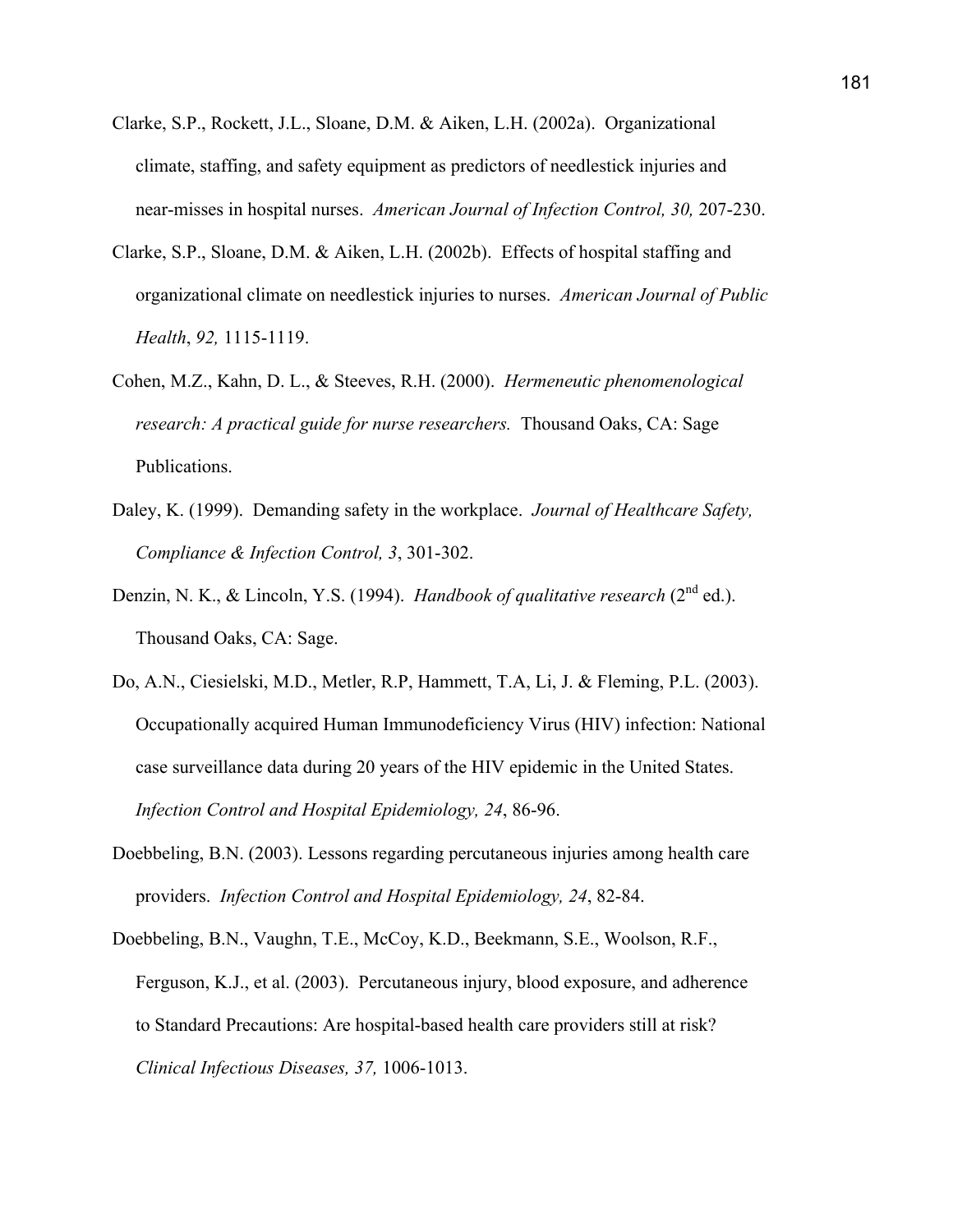Clarke, S.P., Rockett, J.L., Sloane, D.M. & Aiken, L.H. (2002a). Organizational climate, staffing, and safety equipment as predictors of needlestick injuries and near-misses in hospital nurses. *American Journal of Infection Control, 30,* 207-230.

Clarke, S.P., Sloane, D.M. & Aiken, L.H. (2002b). Effects of hospital staffing and organizational climate on needlestick injuries to nurses. *American Journal of Public Health*, *92,* 1115-1119.

Cohen, M.Z., Kahn, D. L., & Steeves, R.H. (2000). *Hermeneutic phenomenological research: A practical guide for nurse researchers.* Thousand Oaks, CA: Sage Publications.

Daley, K. (1999). Demanding safety in the workplace. *Journal of Healthcare Safety, Compliance & Infection Control, 3*, 301-302.

Denzin, N. K., & Lincoln, Y.S. (1994). *Handbook of qualitative research* (2nd ed.). Thousand Oaks, CA: Sage.

Do, A.N., Ciesielski, M.D., Metler, R.P, Hammett, T.A, Li, J. & Fleming, P.L. (2003). Occupationally acquired Human Immunodeficiency Virus (HIV) infection: National case surveillance data during 20 years of the HIV epidemic in the United States. *Infection Control and Hospital Epidemiology, 24*, 86-96.

Doebbeling, B.N. (2003). Lessons regarding percutaneous injuries among health care providers. *Infection Control and Hospital Epidemiology, 24*, 82-84.

Doebbeling, B.N., Vaughn, T.E., McCoy, K.D., Beekmann, S.E., Woolson, R.F., Ferguson, K.J., et al. (2003). Percutaneous injury, blood exposure, and adherence to Standard Precautions: Are hospital-based health care providers still at risk? *Clinical Infectious Diseases, 37,* 1006-1013.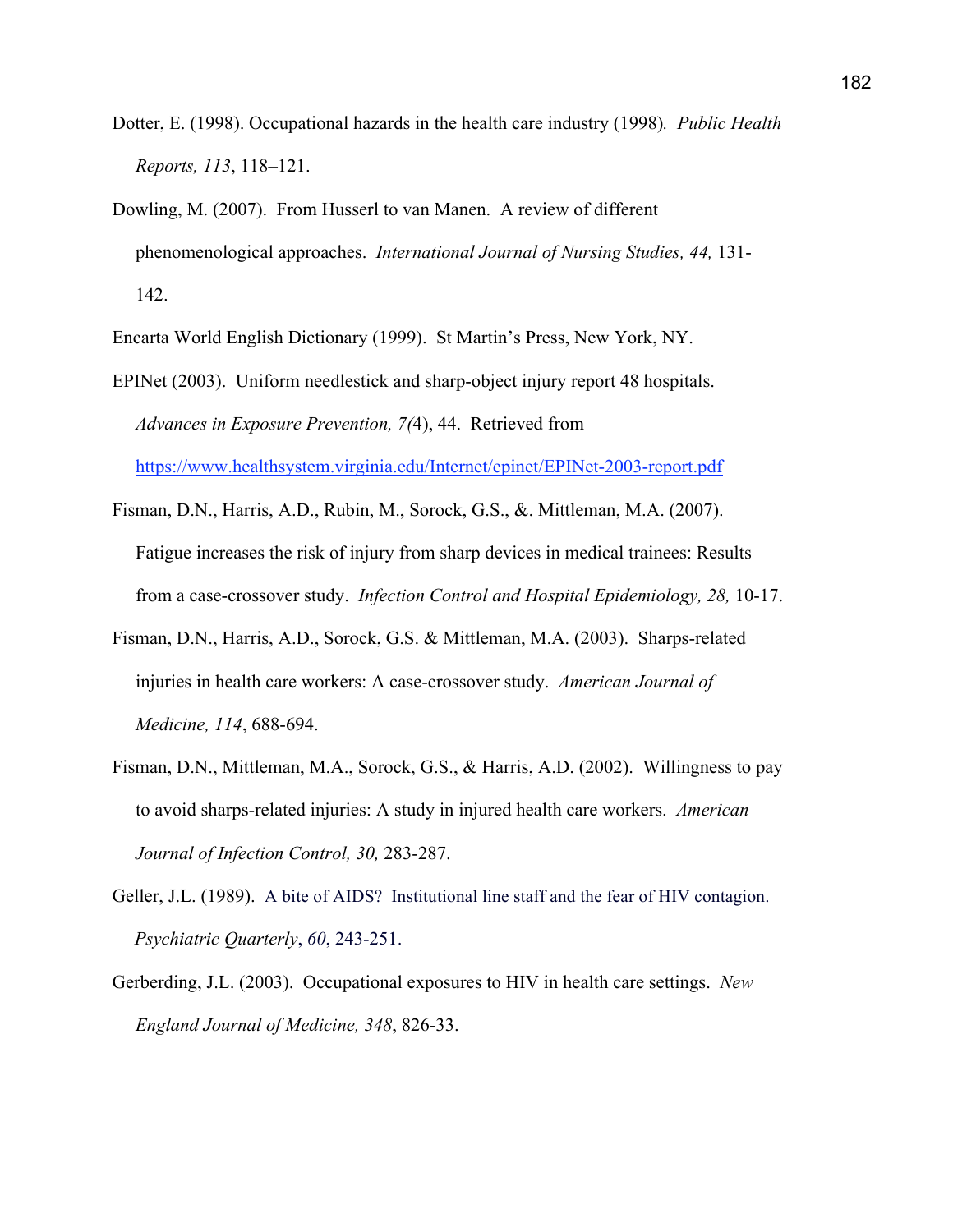Dotter, E. (1998). Occupational hazards in the health care industry (1998)*. Public Health Reports, 113*, 118–121.

Dowling, M. (2007). From Husserl to van Manen. A review of different phenomenological approaches. *International Journal of Nursing Studies, 44,* 131-142.

Encarta World English Dictionary (1999). St Martin's Press, New York, NY.

EPINet (2003). Uniform needlestick and sharp-object injury report 48 hospitals. *Advances in Exposure Prevention, 7(*4), 44. Retrieved from https://www.healthsystem.virginia.edu/Internet/epinet/EPINet-2003-report.pdf

Fisman, D.N., Harris, A.D., Rubin, M., Sorock, G.S., &. Mittleman, M.A. (2007). Fatigue increases the risk of injury from sharp devices in medical trainees: Results from a case-crossover study. *Infection Control and Hospital Epidemiology, 28,* 10-17.

Fisman, D.N., Harris, A.D., Sorock, G.S. & Mittleman, M.A. (2003). Sharps-related injuries in health care workers: A case-crossover study. *American Journal of Medicine, 114*, 688-694.

Fisman, D.N., Mittleman, M.A., Sorock, G.S., & Harris, A.D. (2002). Willingness to pay to avoid sharps-related injuries: A study in injured health care workers. *American Journal of Infection Control, 30,* 283-287.

Geller, J.L. (1989). A bite of AIDS? Institutional line staff and the fear of HIV contagion. *Psychiatric Quarterly*, *60*, 243-251.

Gerberding, J.L. (2003). Occupational exposures to HIV in health care settings. *New England Journal of Medicine, 348*, 826-33.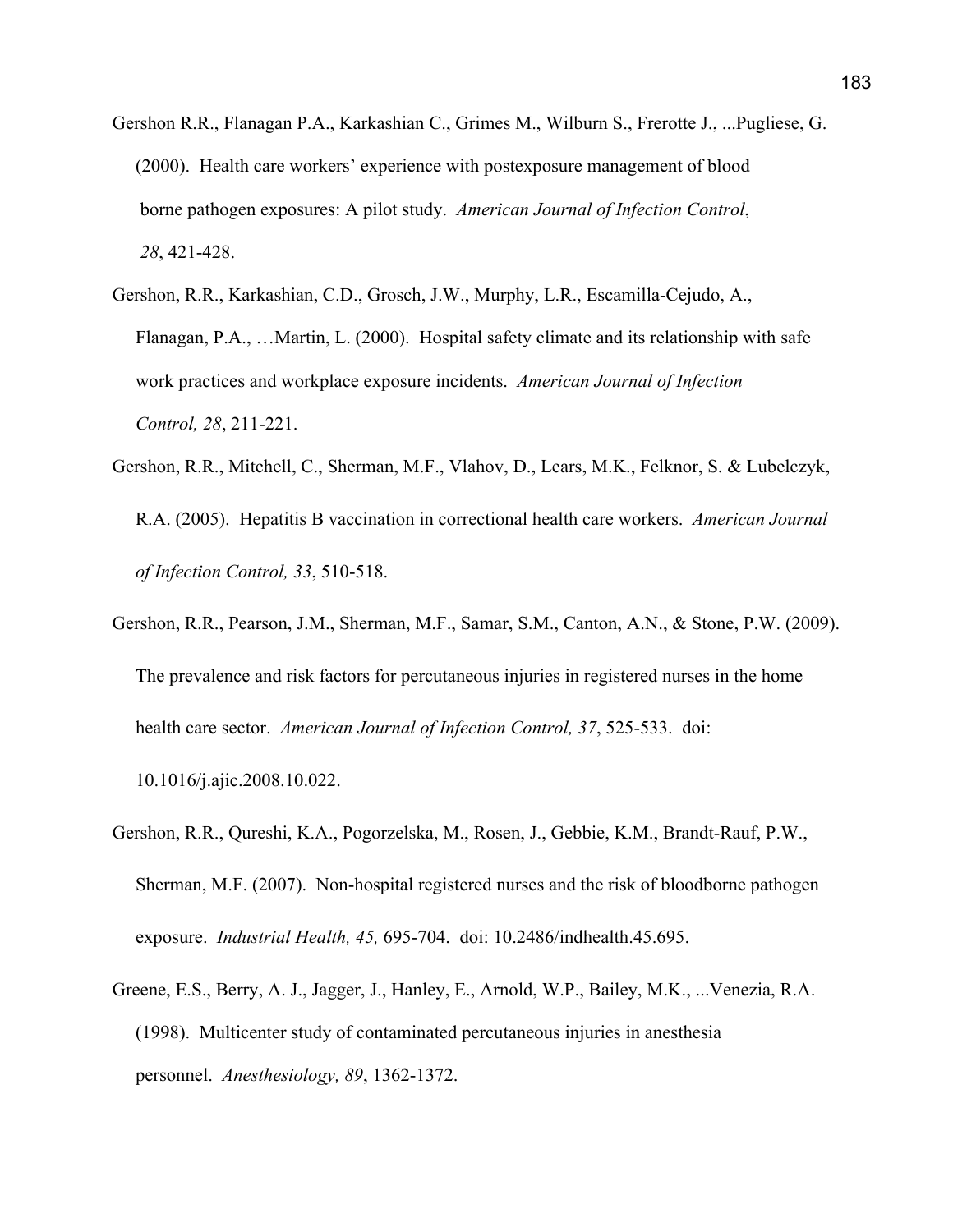Gershon R.R., Flanagan P.A., Karkashian C., Grimes M., Wilburn S., Frerotte J., ...Pugliese, G. (2000). Health care workers' experience with postexposure management of blood borne pathogen exposures: A pilot study. *American Journal of Infection Control*, *28*, 421-428.

Gershon, R.R., Karkashian, C.D., Grosch, J.W., Murphy, L.R., Escamilla-Cejudo, A., Flanagan, P.A., …Martin, L. (2000). Hospital safety climate and its relationship with safe work practices and workplace exposure incidents. *American Journal of Infection Control, 28*, 211-221.

Gershon, R.R., Mitchell, C., Sherman, M.F., Vlahov, D., Lears, M.K., Felknor, S. & Lubelczyk, R.A. (2005). Hepatitis B vaccination in correctional health care workers. *American Journal of Infection Control, 33*, 510-518.

Gershon, R.R., Pearson, J.M., Sherman, M.F., Samar, S.M., Canton, A.N., & Stone, P.W. (2009). The prevalence and risk factors for percutaneous injuries in registered nurses in the home health care sector. *American Journal of Infection Control, 37*, 525-533. doi: 10.1016/j.ajic.2008.10.022.

Gershon, R.R., Qureshi, K.A., Pogorzelska, M., Rosen, J., Gebbie, K.M., Brandt-Rauf, P.W., Sherman, M.F. (2007). Non-hospital registered nurses and the risk of bloodborne pathogen exposure. *Industrial Health, 45,* 695-704. doi: 10.2486/indhealth.45.695.

Greene, E.S., Berry, A. J., Jagger, J., Hanley, E., Arnold, W.P., Bailey, M.K., ...Venezia, R.A. (1998). Multicenter study of contaminated percutaneous injuries in anesthesia personnel. *Anesthesiology, 89*, 1362-1372.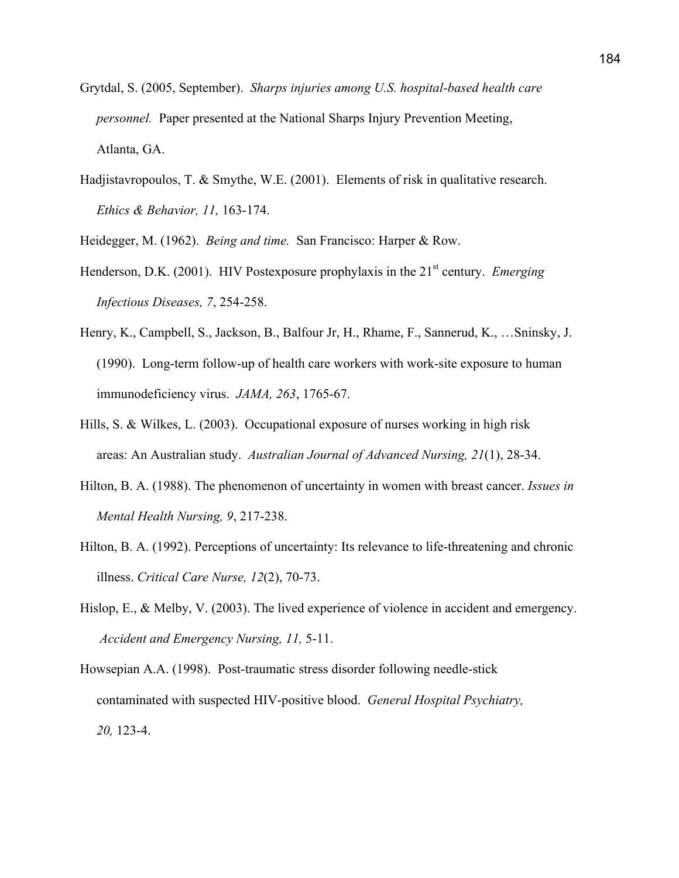Grytdal, S. (2005, September). *Sharps injuries among U.S. hospital-based health care personnel.* Paper presented at the National Sharps Injury Prevention Meeting, Atlanta, GA.

Hadjistavropoulos, T. & Smythe, W.E. (2001). Elements of risk in qualitative research. *Ethics & Behavior, 11,* 163-174.

Heidegger, M. (1962). *Being and time.* San Francisco: Harper & Row.

Henderson, D.K. (2001). HIV Postexposure prophylaxis in the 21st century. *Emerging Infectious Diseases, 7*, 254-258.

Henry, K., Campbell, S., Jackson, B., Balfour Jr, H., Rhame, F., Sannerud, K., …Sninsky, J. (1990). Long-term follow-up of health care workers with work-site exposure to human immunodeficiency virus. *JAMA, 263*, 1765-67.

Hills, S. & Wilkes, L. (2003). Occupational exposure of nurses working in high risk areas: An Australian study. *Australian Journal of Advanced Nursing, 21*(1), 28-34.

Hilton, B. A. (1988). The phenomenon of uncertainty in women with breast cancer. *Issues in Mental Health Nursing, 9*, 217-238.

Hilton, B. A. (1992). Perceptions of uncertainty: Its relevance to life-threatening and chronic illness. *Critical Care Nurse, 12*(2), 70-73.

Hislop, E., & Melby, V. (2003). The lived experience of violence in accident and emergency. *Accident and Emergency Nursing, 11,* 5-11.

Howsepian A.A. (1998). Post-traumatic stress disorder following needle-stick contaminated with suspected HIV-positive blood. *General Hospital Psychiatry, 20,* 123-4.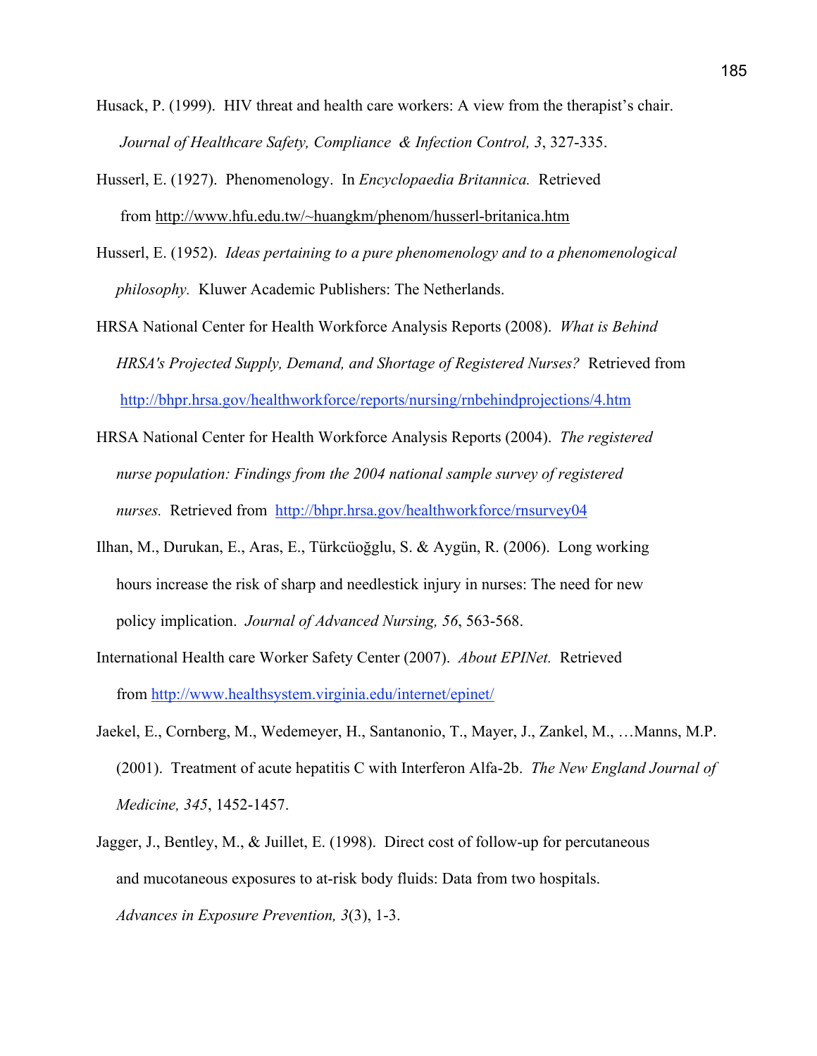Husack, P. (1999). HIV threat and health care workers: A view from the therapist's chair. *Journal of Healthcare Safety, Compliance & Infection Control, 3*, 327-335.

Husserl, E. (1927). Phenomenology. In *Encyclopaedia Britannica.* Retrieved from http://www.hfu.edu.tw/~huangkm/phenom/husserl-britanica.htm

Husserl, E. (1952). *Ideas pertaining to a pure phenomenology and to a phenomenological philosophy.* Kluwer Academic Publishers: The Netherlands.

HRSA National Center for Health Workforce Analysis Reports (2008). *What is Behind HRSA's Projected Supply, Demand, and Shortage of Registered Nurses?* Retrieved from http://bhpr.hrsa.gov/healthworkforce/reports/nursing/rnbehindprojections/4.htm

HRSA National Center for Health Workforce Analysis Reports (2004). *The registered nurse population: Findings from the 2004 national sample survey of registered nurses.* Retrieved from http://bhpr.hrsa.gov/healthworkforce/rnsurvey04

Ilhan, M., Durukan, E., Aras, E., Türkcüoğglu, S. & Aygün, R. (2006). Long working hours increase the risk of sharp and needlestick injury in nurses: The need for new policy implication. *Journal of Advanced Nursing, 56*, 563-568.

International Health care Worker Safety Center (2007). *About EPINet.* Retrieved from http://www.healthsystem.virginia.edu/internet/epinet/

Jaekel, E., Cornberg, M., Wedemeyer, H., Santanonio, T., Mayer, J., Zankel, M., …Manns, M.P. (2001). Treatment of acute hepatitis C with Interferon Alfa-2b. *The New England Journal of Medicine, 345*, 1452-1457.

Jagger, J., Bentley, M., & Juillet, E. (1998). Direct cost of follow-up for percutaneous and mucotaneous exposures to at-risk body fluids: Data from two hospitals. *Advances in Exposure Prevention, 3*(3), 1-3.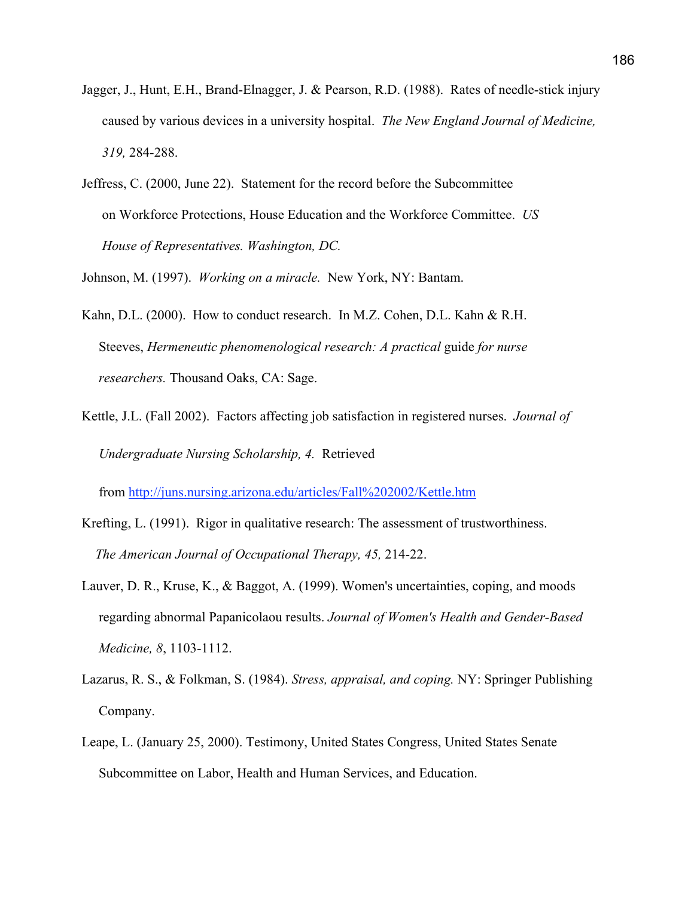Jagger, J., Hunt, E.H., Brand-Elnagger, J. & Pearson, R.D. (1988). Rates of needle-stick injury caused by various devices in a university hospital. *The New England Journal of Medicine, 319,* 284-288.

Jeffress, C. (2000, June 22). Statement for the record before the Subcommittee on Workforce Protections, House Education and the Workforce Committee. *US House of Representatives. Washington, DC.*

Johnson, M. (1997). *Working on a miracle.* New York, NY: Bantam.

Kahn, D.L. (2000). How to conduct research. In M.Z. Cohen, D.L. Kahn & R.H. Steeves, *Hermeneutic phenomenological research: A practical* guide *for nurse researchers.* Thousand Oaks, CA: Sage.

Kettle, J.L. (Fall 2002). Factors affecting job satisfaction in registered nurses. *Journal of Undergraduate Nursing Scholarship, 4.* Retrieved from http://juns.nursing.arizona.edu/articles/Fall%202002/Kettle.htm

Krefting, L. (1991). Rigor in qualitative research: The assessment of trustworthiness. *The American Journal of Occupational Therapy, 45,* 214-22.

Lauver, D. R., Kruse, K., & Baggot, A. (1999). Women's uncertainties, coping, and moods regarding abnormal Papanicolaou results. *Journal of Women's Health and Gender-Based Medicine, 8*, 1103-1112.

Lazarus, R. S., & Folkman, S. (1984). *Stress, appraisal, and coping.* NY: Springer Publishing Company.

Leape, L. (January 25, 2000). Testimony, United States Congress, United States Senate Subcommittee on Labor, Health and Human Services, and Education.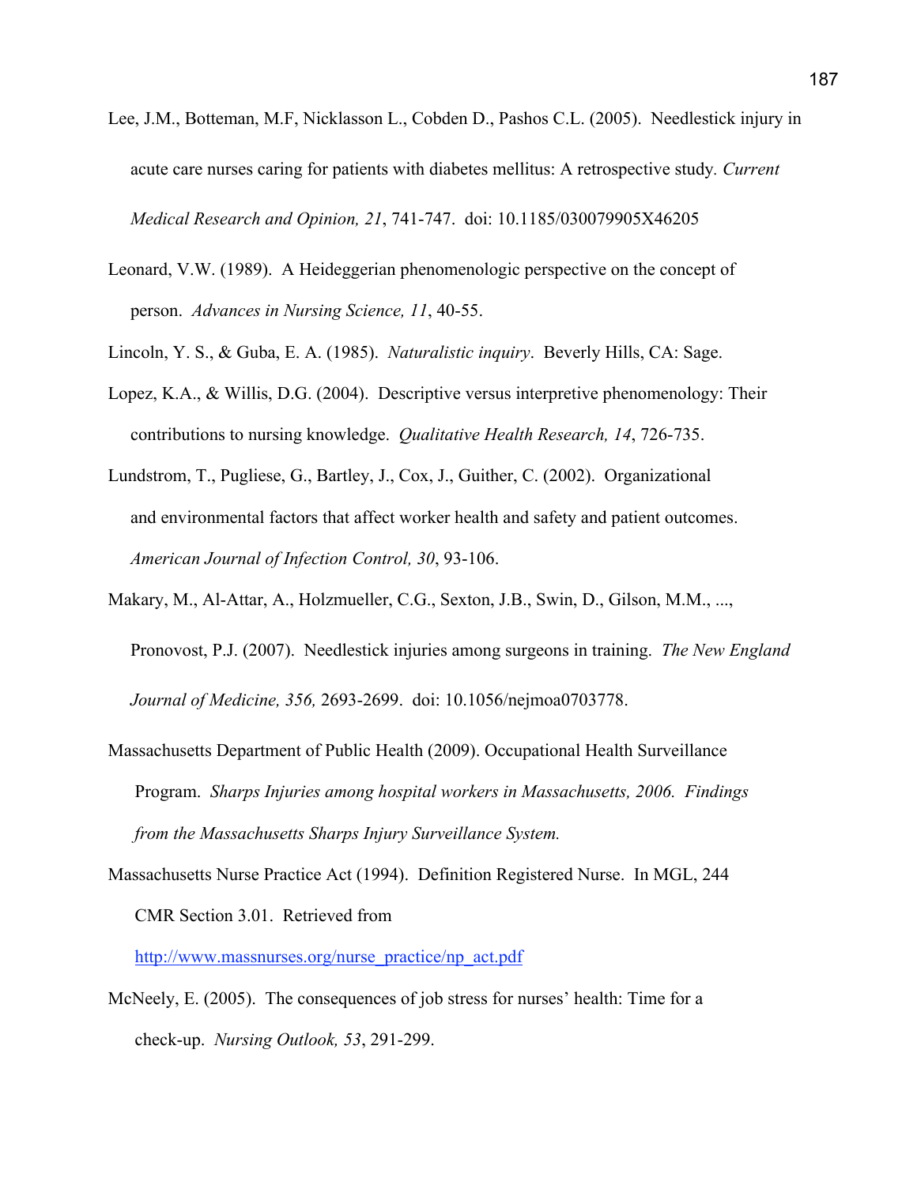Lee, J.M., Botteman, M.F, Nicklasson L., Cobden D., Pashos C.L. (2005). Needlestick injury in acute care nurses caring for patients with diabetes mellitus: A retrospective study. *Current Medical Research and Opinion, 21*, 741-747. doi: 10.1185/030079905X46205

Leonard, V.W. (1989). A Heideggerian phenomenologic perspective on the concept of person. *Advances in Nursing Science, 11*, 40-55.

Lincoln, Y. S., & Guba, E. A. (1985). *Naturalistic inquiry*. Beverly Hills, CA: Sage.

Lopez, K.A., & Willis, D.G. (2004). Descriptive versus interpretive phenomenology: Their contributions to nursing knowledge. *Qualitative Health Research, 14*, 726-735.

Lundstrom, T., Pugliese, G., Bartley, J., Cox, J., Guither, C. (2002). Organizational and environmental factors that affect worker health and safety and patient outcomes. *American Journal of Infection Control, 30*, 93-106.

Makary, M., Al-Attar, A., Holzmueller, C.G., Sexton, J.B., Swin, D., Gilson, M.M., ..., Pronovost, P.J. (2007). Needlestick injuries among surgeons in training. *The New England Journal of Medicine, 356,* 2693-2699. doi: 10.1056/nejmoa0703778.

Massachusetts Department of Public Health (2009). Occupational Health Surveillance Program. *Sharps Injuries among hospital workers in Massachusetts, 2006. Findings from the Massachusetts Sharps Injury Surveillance System.*

Massachusetts Nurse Practice Act (1994). Definition Registered Nurse. In MGL, 244 CMR Section 3.01. Retrieved from http://www.massnurses.org/nurse_practice/np_act.pdf

McNeely, E. (2005). The consequences of job stress for nurses' health: Time for a check-up. *Nursing Outlook, 53*, 291-299.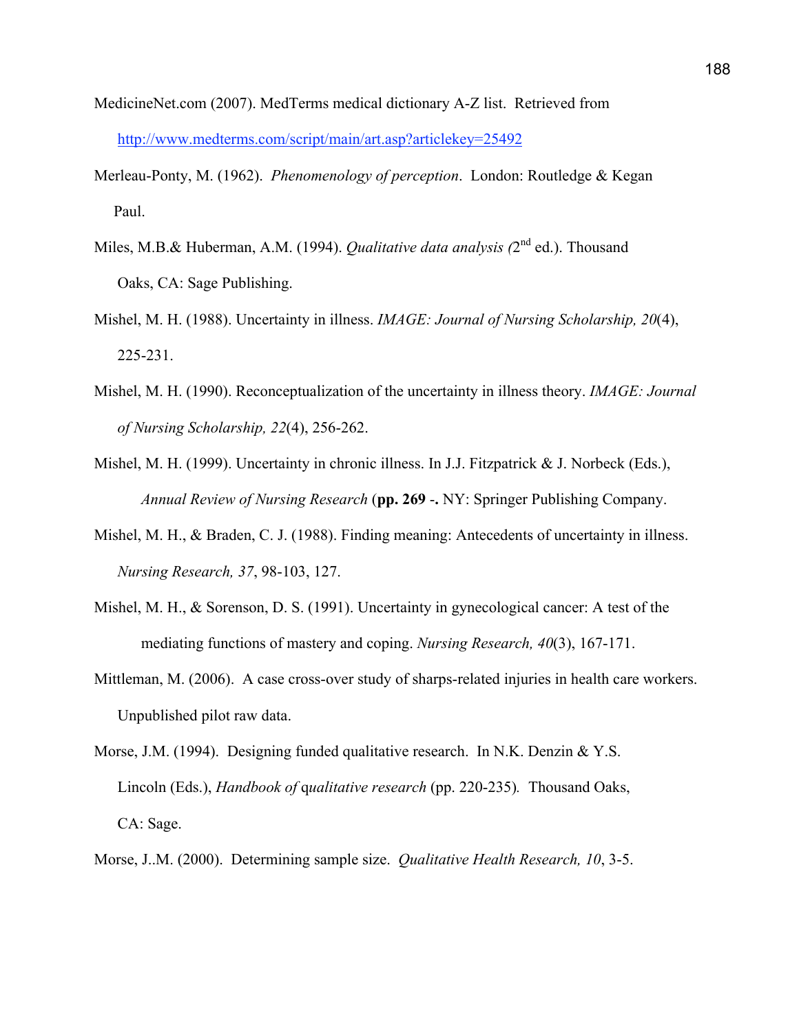MedicineNet.com (2007). MedTerms medical dictionary A-Z list. Retrieved from http://www.medterms.com/script/main/art.asp?articlekey=25492

Merleau-Ponty, M. (1962). *Phenomenology of perception*. London: Routledge & Kegan Paul.

Miles, M.B.& Huberman, A.M. (1994). *Qualitative data analysis (*2nd ed.). Thousand Oaks, CA: Sage Publishing.

Mishel, M. H. (1988). Uncertainty in illness. *IMAGE: Journal of Nursing Scholarship, 20*(4), 225-231.

Mishel, M. H. (1990). Reconceptualization of the uncertainty in illness theory. *IMAGE: Journal of Nursing Scholarship, 22*(4), 256-262.

Mishel, M. H. (1999). Uncertainty in chronic illness. In J.J. Fitzpatrick & J. Norbeck (Eds.), *Annual Review of Nursing Research* (**pp. 269 -.** NY: Springer Publishing Company.

Mishel, M. H., & Braden, C. J. (1988). Finding meaning: Antecedents of uncertainty in illness. *Nursing Research, 37*, 98-103, 127.

Mishel, M. H., & Sorenson, D. S. (1991). Uncertainty in gynecological cancer: A test of the mediating functions of mastery and coping. *Nursing Research, 40*(3), 167-171.

Mittleman, M. (2006). A case cross-over study of sharps-related injuries in health care workers. Unpublished pilot raw data.

Morse, J.M. (1994). Designing funded qualitative research. In N.K. Denzin & Y.S. Lincoln (Eds.), *Handbook of* qualitative *research* (pp. 220-235)*.* Thousand Oaks, CA: Sage.

Morse, J..M. (2000). Determining sample size. *Qualitative Health Research, 10*, 3-5.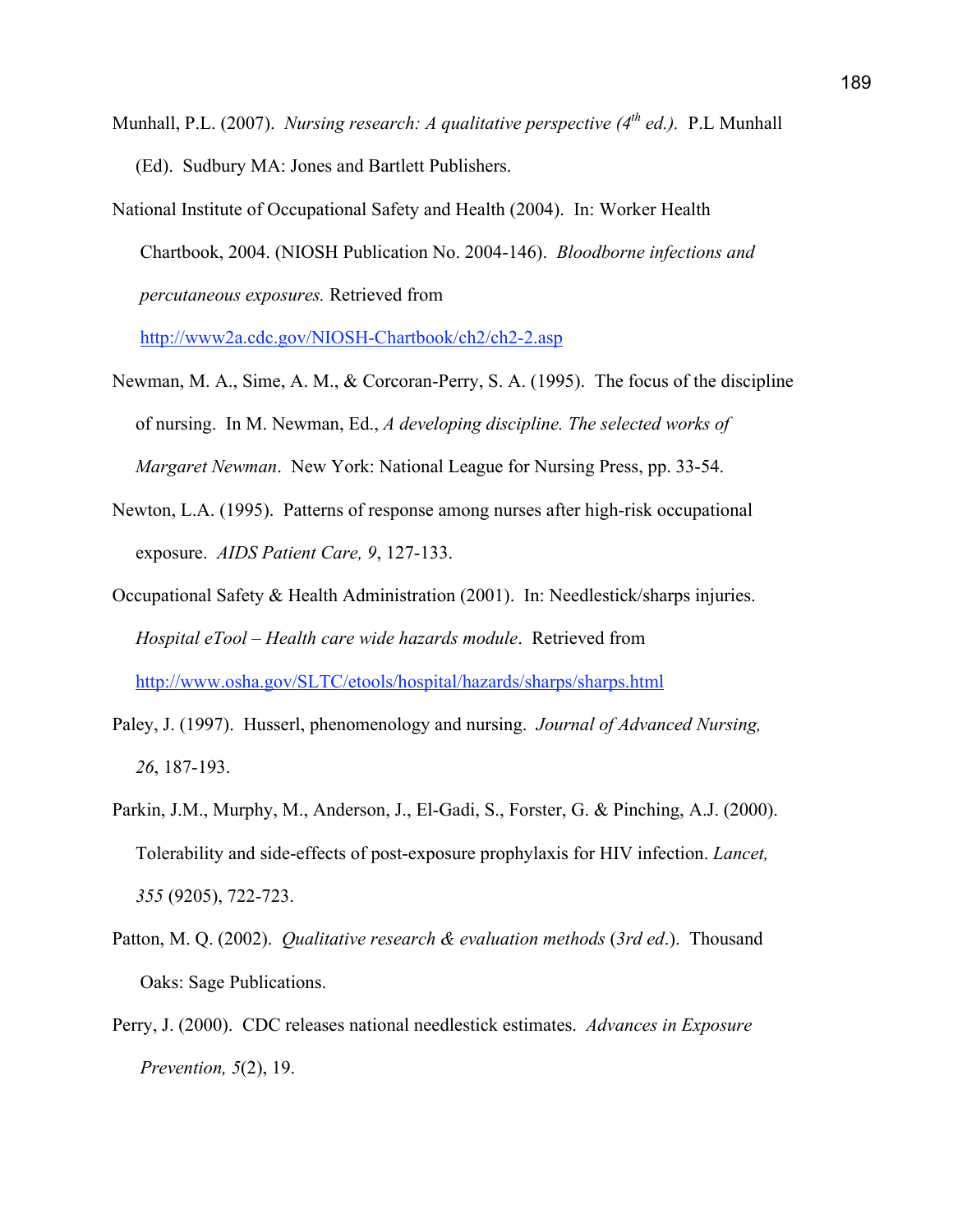Munhall, P.L. (2007). *Nursing research: A qualitative perspective (4th ed.).* P.L Munhall (Ed). Sudbury MA: Jones and Bartlett Publishers.

National Institute of Occupational Safety and Health (2004). In: Worker Health Chartbook, 2004. (NIOSH Publication No. 2004-146). *Bloodborne infections and percutaneous exposures.* Retrieved from http://www2a.cdc.gov/NIOSH-Chartbook/ch2/ch2-2.asp

Newman, M. A., Sime, A. M., & Corcoran-Perry, S. A. (1995). The focus of the discipline of nursing. In M. Newman, Ed., *A developing discipline. The selected works of Margaret Newman*. New York: National League for Nursing Press, pp. 33-54.

Newton, L.A. (1995). Patterns of response among nurses after high-risk occupational exposure. *AIDS Patient Care, 9*, 127-133.

Occupational Safety & Health Administration (2001). In: Needlestick/sharps injuries. *Hospital eTool – Health care wide hazards module*. Retrieved from http://www.osha.gov/SLTC/etools/hospital/hazards/sharps/sharps.html

Paley, J. (1997). Husserl, phenomenology and nursing. *Journal of Advanced Nursing, 26*, 187-193.

Parkin, J.M., Murphy, M., Anderson, J., El-Gadi, S., Forster, G. & Pinching, A.J. (2000). Tolerability and side-effects of post-exposure prophylaxis for HIV infection. *Lancet, 355* (9205), 722-723.

Patton, M. Q. (2002). *Qualitative research & evaluation methods* (*3rd ed*.). Thousand Oaks: Sage Publications.

Perry, J. (2000). CDC releases national needlestick estimates. *Advances in Exposure Prevention, 5*(2), 19.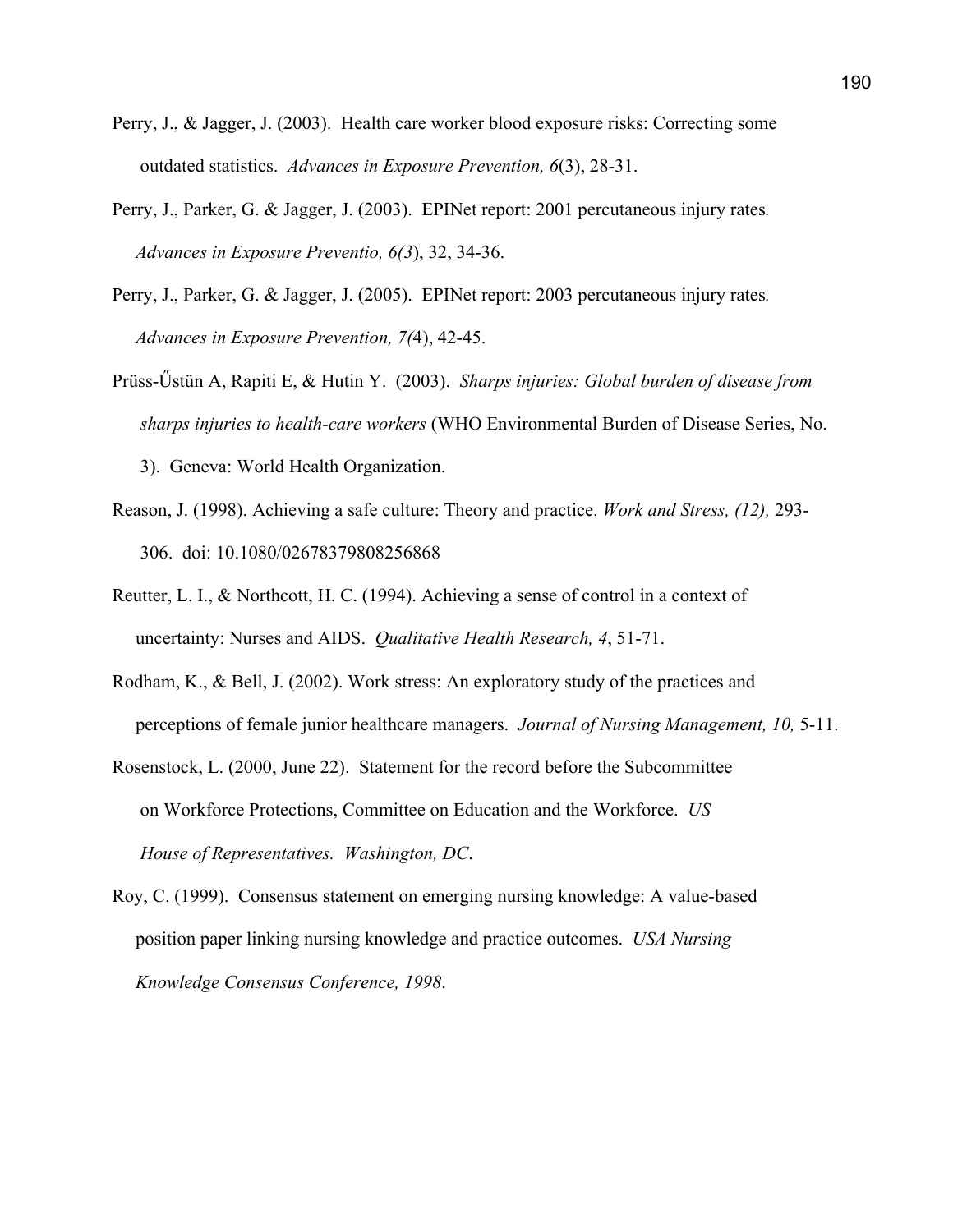Perry, J., & Jagger, J. (2003). Health care worker blood exposure risks: Correcting some outdated statistics. *Advances in Exposure Prevention, 6*(3), 28-31.

Perry, J., Parker, G. & Jagger, J. (2003). EPINet report: 2001 percutaneous injury rates*.* *Advances in Exposure Preventio, 6(3*), 32, 34-36.

Perry, J., Parker, G. & Jagger, J. (2005). EPINet report: 2003 percutaneous injury rates*.* *Advances in Exposure Prevention, 7(*4), 42-45.

Prüss-Űstün A, Rapiti E, & Hutin Y. (2003). *Sharps injuries: Global burden of disease from sharps injuries to health-care workers* (WHO Environmental Burden of Disease Series, No. 3). Geneva: World Health Organization.

Reason, J. (1998). Achieving a safe culture: Theory and practice. *Work and Stress, (12),* 293-306. doi: 10.1080/02678379808256868

Reutter, L. I., & Northcott, H. C. (1994). Achieving a sense of control in a context of uncertainty: Nurses and AIDS. *Qualitative Health Research, 4*, 51-71.

Rodham, K., & Bell, J. (2002). Work stress: An exploratory study of the practices and perceptions of female junior healthcare managers. *Journal of Nursing Management, 10,* 5-11.

Rosenstock, L. (2000, June 22). Statement for the record before the Subcommittee on Workforce Protections, Committee on Education and the Workforce. *US House of Representatives. Washington, DC.*

Roy, C. (1999). Consensus statement on emerging nursing knowledge: A value-based position paper linking nursing knowledge and practice outcomes. *USA Nursing Knowledge Consensus Conference, 1998*.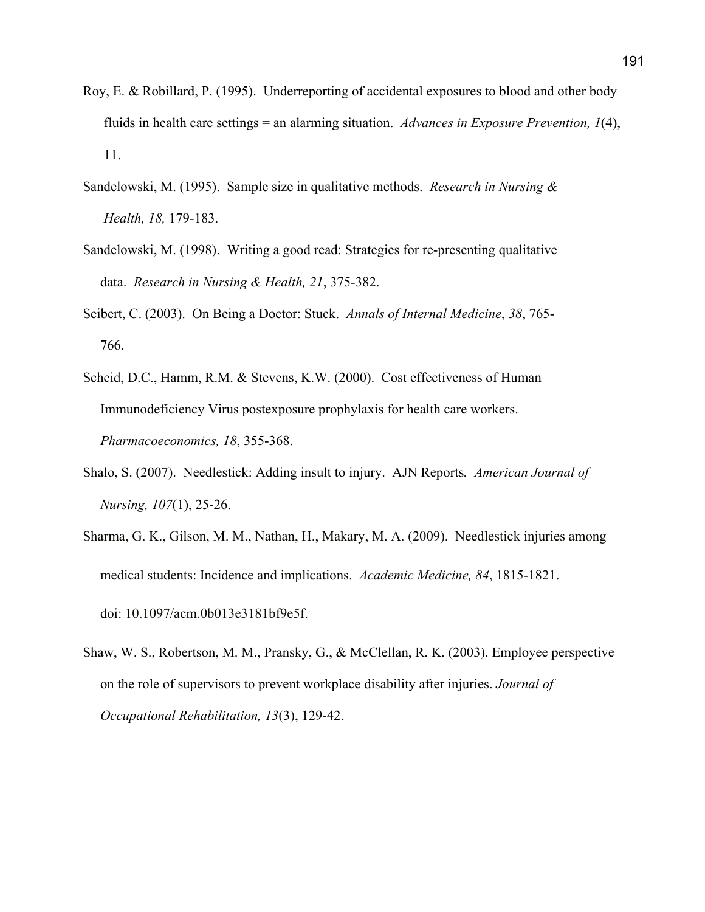Roy, E. & Robillard, P. (1995). Underreporting of accidental exposures to blood and other body fluids in health care settings = an alarming situation. *Advances in Exposure Prevention, 1*(4), 11.

Sandelowski, M. (1995). Sample size in qualitative methods. *Research in Nursing & Health, 18,* 179-183.

Sandelowski, M. (1998). Writing a good read: Strategies for re-presenting qualitative data. *Research in Nursing & Health, 21*, 375-382.

Seibert, C. (2003). On Being a Doctor: Stuck. *Annals of Internal Medicine*, *38*, 765-766.

Scheid, D.C., Hamm, R.M. & Stevens, K.W. (2000). Cost effectiveness of Human Immunodeficiency Virus postexposure prophylaxis for health care workers. *Pharmacoeconomics, 18*, 355-368.

Shalo, S. (2007). Needlestick: Adding insult to injury. AJN Reports*. American Journal of Nursing, 107*(1), 25-26.

Sharma, G. K., Gilson, M. M., Nathan, H., Makary, M. A. (2009). Needlestick injuries among medical students: Incidence and implications. *Academic Medicine, 84*, 1815-1821. doi: 10.1097/acm.0b013e3181bf9e5f.

Shaw, W. S., Robertson, M. M., Pransky, G., & McClellan, R. K. (2003). Employee perspective on the role of supervisors to prevent workplace disability after injuries. *Journal of Occupational Rehabilitation, 13*(3), 129-42.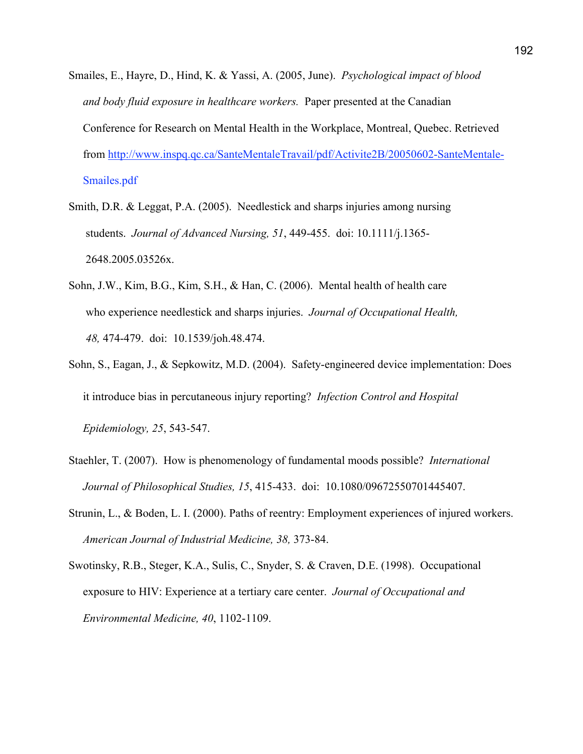Smailes, E., Hayre, D., Hind, K. & Yassi, A. (2005, June). *Psychological impact of blood and body fluid exposure in healthcare workers.* Paper presented at the Canadian Conference for Research on Mental Health in the Workplace, Montreal, Quebec. Retrieved from http://www.inspq.qc.ca/SanteMentaleTravail/pdf/Activite2B/20050602-SanteMentale-Smailes.pdf

Smith, D.R. & Leggat, P.A. (2005). Needlestick and sharps injuries among nursing students. *Journal of Advanced Nursing, 51*, 449-455. doi: 10.1111/j.1365-2648.2005.03526x.

Sohn, J.W., Kim, B.G., Kim, S.H., & Han, C. (2006). Mental health of health care who experience needlestick and sharps injuries. *Journal of Occupational Health, 48,* 474-479. doi: 10.1539/joh.48.474.

Sohn, S., Eagan, J., & Sepkowitz, M.D. (2004). Safety-engineered device implementation: Does it introduce bias in percutaneous injury reporting? *Infection Control and Hospital Epidemiology, 25*, 543-547.

Staehler, T. (2007). How is phenomenology of fundamental moods possible? *International Journal of Philosophical Studies, 15*, 415-433. doi: 10.1080/09672550701445407.

Strunin, L., & Boden, L. I. (2000). Paths of reentry: Employment experiences of injured workers. *American Journal of Industrial Medicine, 38,* 373-84.

Swotinsky, R.B., Steger, K.A., Sulis, C., Snyder, S. & Craven, D.E. (1998). Occupational exposure to HIV: Experience at a tertiary care center. *Journal of Occupational and Environmental Medicine, 40*, 1102-1109.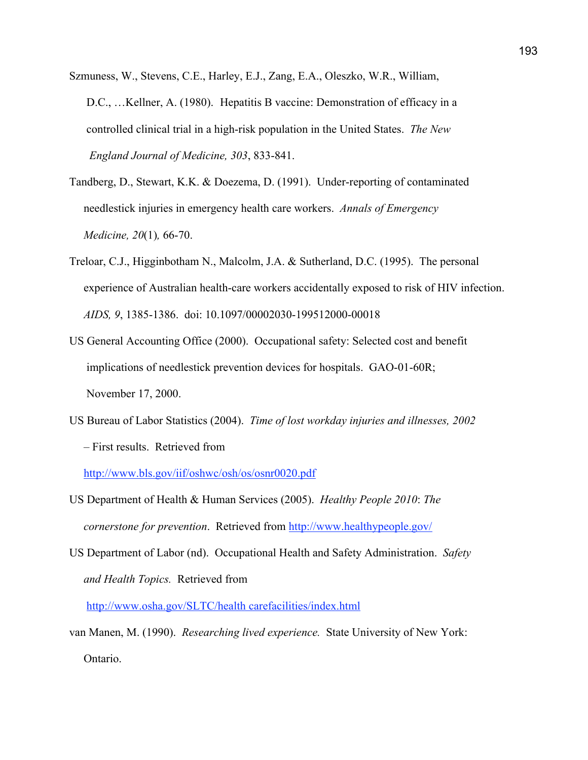Szmuness, W., Stevens, C.E., Harley, E.J., Zang, E.A., Oleszko, W.R., William, D.C., …Kellner, A. (1980). Hepatitis B vaccine: Demonstration of efficacy in a controlled clinical trial in a high-risk population in the United States. *The New England Journal of Medicine, 303*, 833-841.

Tandberg, D., Stewart, K.K. & Doezema, D. (1991). Under-reporting of contaminated needlestick injuries in emergency health care workers. *Annals of Emergency Medicine, 20*(1)*,* 66-70.

Treloar, C.J., Higginbotham N., Malcolm, J.A. & Sutherland, D.C. (1995). The personal experience of Australian health-care workers accidentally exposed to risk of HIV infection. *AIDS, 9*, 1385-1386. doi: 10.1097/00002030-199512000-00018

US General Accounting Office (2000). Occupational safety: Selected cost and benefit implications of needlestick prevention devices for hospitals. GAO-01-60R; November 17, 2000.

US Bureau of Labor Statistics (2004). *Time of lost workday injuries and illnesses, 2002* – First results. Retrieved from http://www.bls.gov/iif/oshwc/osh/os/osnr0020.pdf

US Department of Health & Human Services (2005). *Healthy People 2010*: *The cornerstone for prevention*. Retrieved from http://www.healthypeople.gov/

US Department of Labor (nd). Occupational Health and Safety Administration. *Safety and Health Topics.* Retrieved from http://www.osha.gov/SLTC/health carefacilities/index.html

van Manen, M. (1990). *Researching lived experience.* State University of New York: Ontario.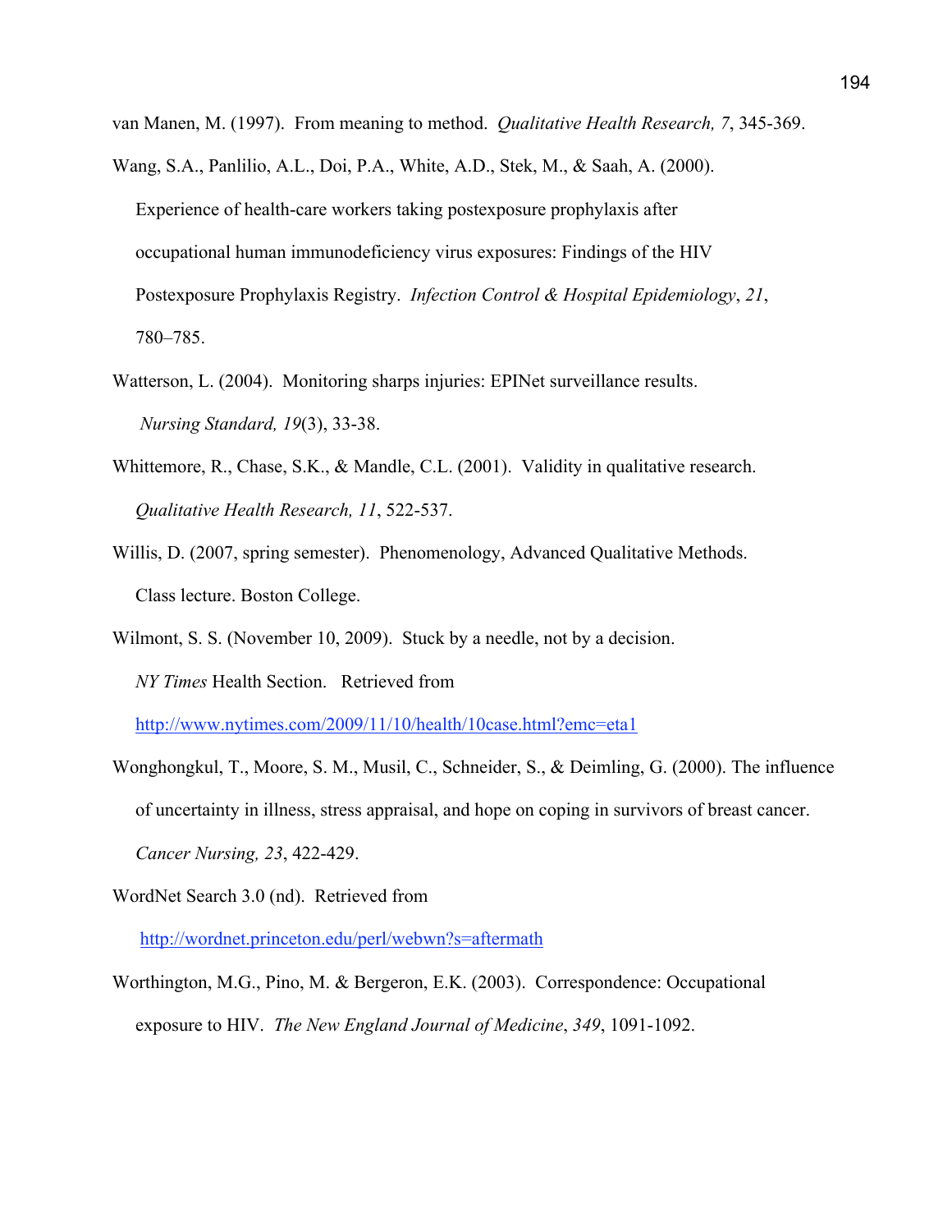van Manen, M. (1997). From meaning to method. *Qualitative Health Research, 7*, 345-369.

Wang, S.A., Panlilio, A.L., Doi, P.A., White, A.D., Stek, M., & Saah, A. (2000). Experience of health-care workers taking postexposure prophylaxis after occupational human immunodeficiency virus exposures: Findings of the HIV Postexposure Prophylaxis Registry. *Infection Control & Hospital Epidemiology*, *21*, 780–785.

Watterson, L. (2004). Monitoring sharps injuries: EPINet surveillance results. *Nursing Standard, 19*(3), 33-38.

Whittemore, R., Chase, S.K., & Mandle, C.L. (2001). Validity in qualitative research. *Qualitative Health Research, 11*, 522-537.

Willis, D. (2007, spring semester). Phenomenology, Advanced Qualitative Methods. Class lecture. Boston College.

Wilmont, S. S. (November 10, 2009). Stuck by a needle, not by a decision. *NY Times* Health Section. Retrieved from http://www.nytimes.com/2009/11/10/health/10case.html?emc=eta1

Wonghongkul, T., Moore, S. M., Musil, C., Schneider, S., & Deimling, G. (2000). The influence of uncertainty in illness, stress appraisal, and hope on coping in survivors of breast cancer. *Cancer Nursing, 23*, 422-429.

WordNet Search 3.0 (nd). Retrieved from http://wordnet.princeton.edu/perl/webwn?s=aftermath

Worthington, M.G., Pino, M. & Bergeron, E.K. (2003). Correspondence: Occupational exposure to HIV. *The New England Journal of Medicine*, *349*, 1091-1092.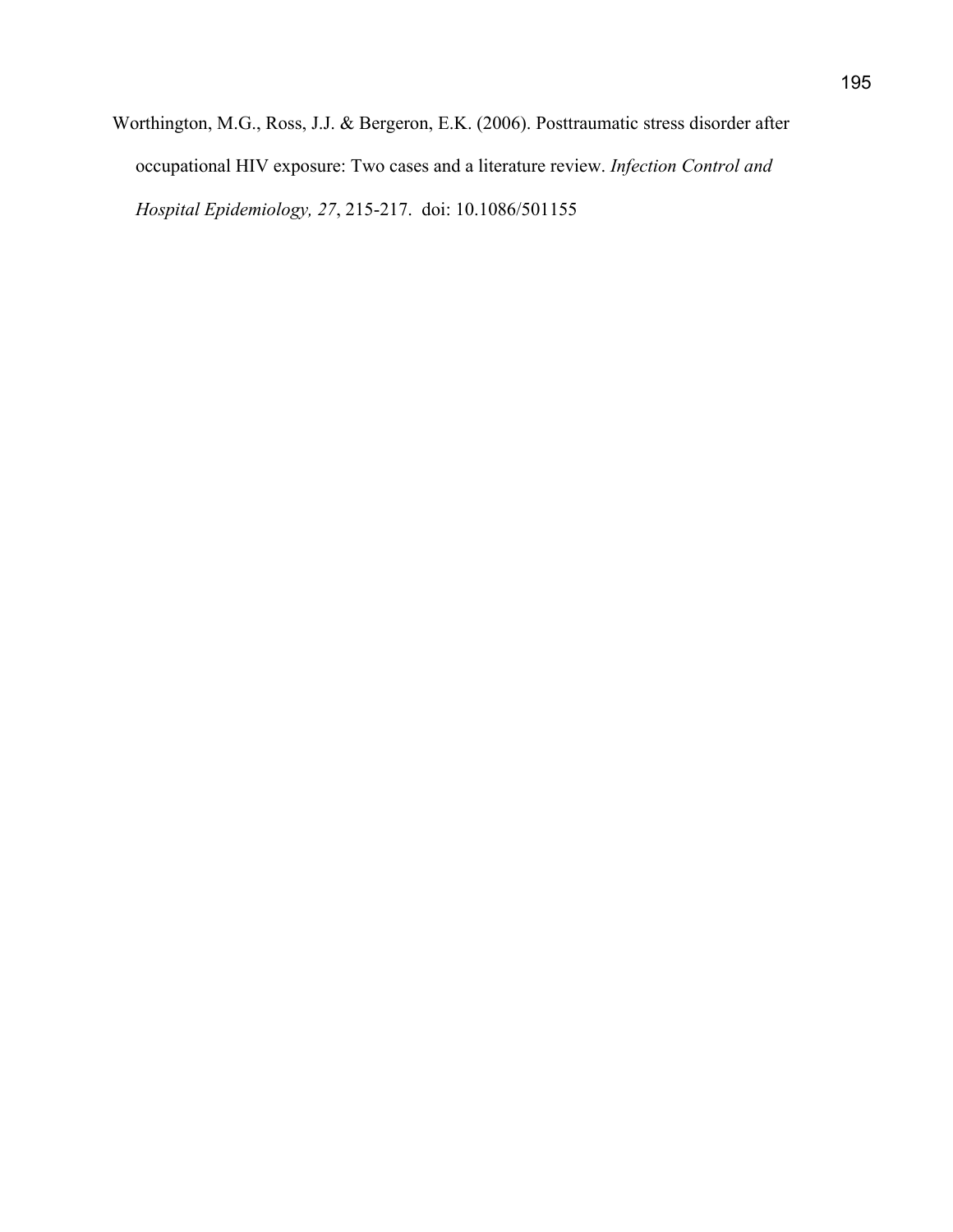Worthington, M.G., Ross, J.J. & Bergeron, E.K. (2006). Posttraumatic stress disorder after occupational HIV exposure: Two cases and a literature review. *Infection Control and Hospital Epidemiology, 27*, 215-217. doi: 10.1086/501155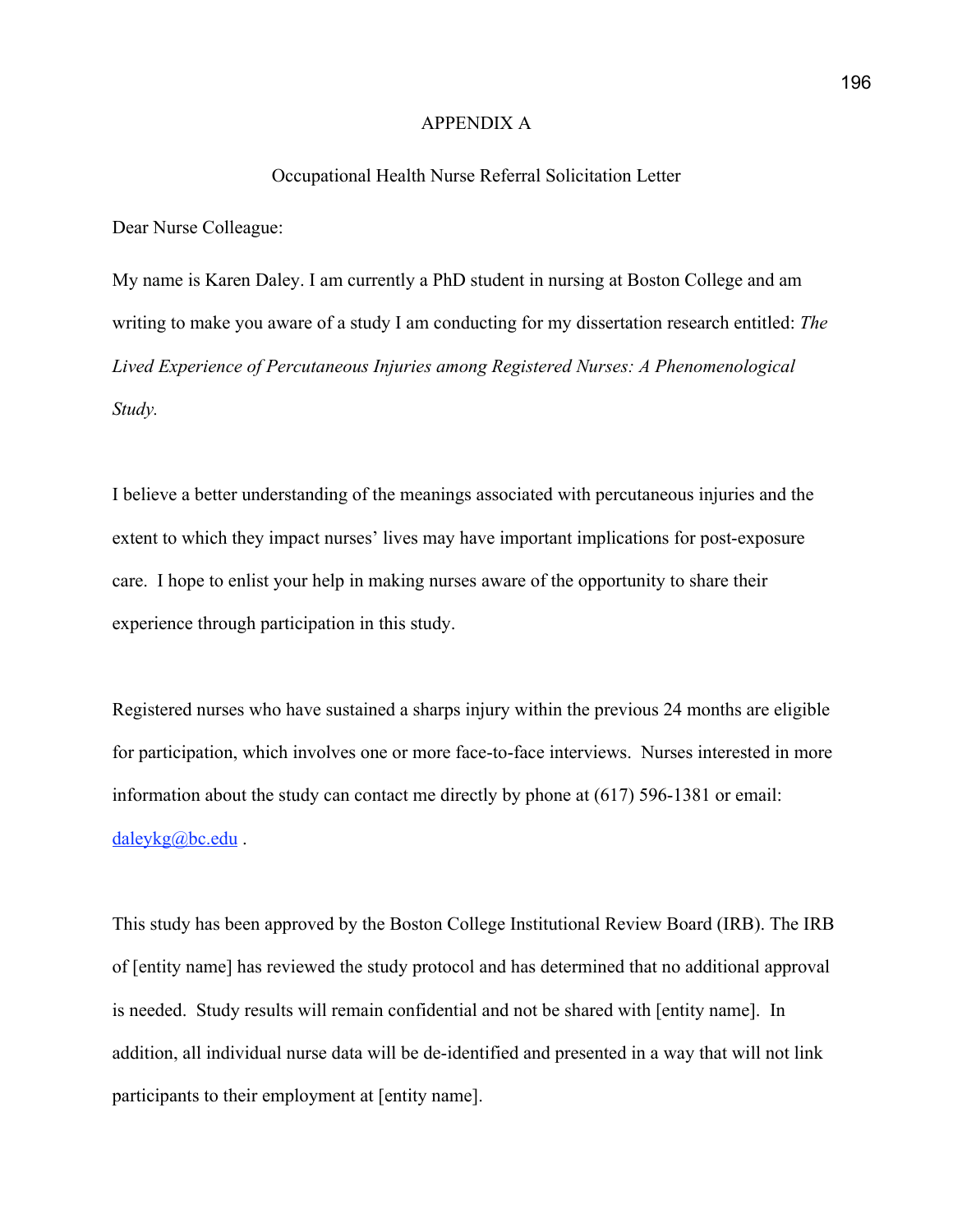# APPENDIX A

## Occupational Health Nurse Referral Solicitation Letter

Dear Nurse Colleague:

My name is Karen Daley. I am currently a PhD student in nursing at Boston College and am writing to make you aware of a study I am conducting for my dissertation research entitled: *The Lived Experience of Percutaneous Injuries among Registered Nurses: A Phenomenological Study.*

I believe a better understanding of the meanings associated with percutaneous injuries and the extent to which they impact nurses' lives may have important implications for post-exposure care. I hope to enlist your help in making nurses aware of the opportunity to share their experience through participation in this study.

Registered nurses who have sustained a sharps injury within the previous 24 months are eligible for participation, which involves one or more face-to-face interviews. Nurses interested in more information about the study can contact me directly by phone at (617) 596-1381 or email: daleykg@bc.edu .

This study has been approved by the Boston College Institutional Review Board (IRB). The IRB of [entity name] has reviewed the study protocol and has determined that no additional approval is needed. Study results will remain confidential and not be shared with [entity name]. In addition, all individual nurse data will be de-identified and presented in a way that will not link participants to their employment at [entity name].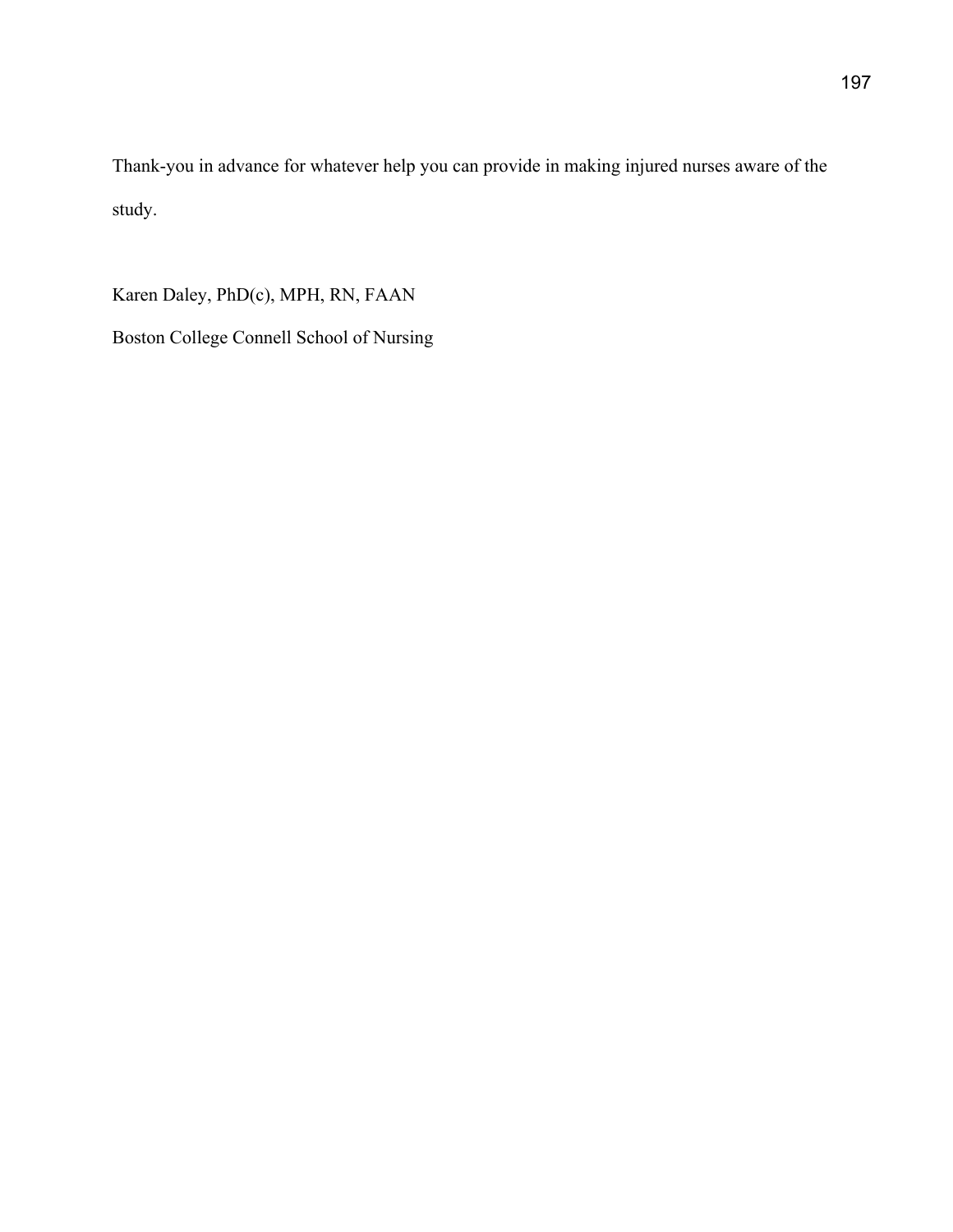Thank-you in advance for whatever help you can provide in making injured nurses aware of the study.

Karen Daley, PhD(c), MPH, RN, FAAN

Boston College Connell School of Nursing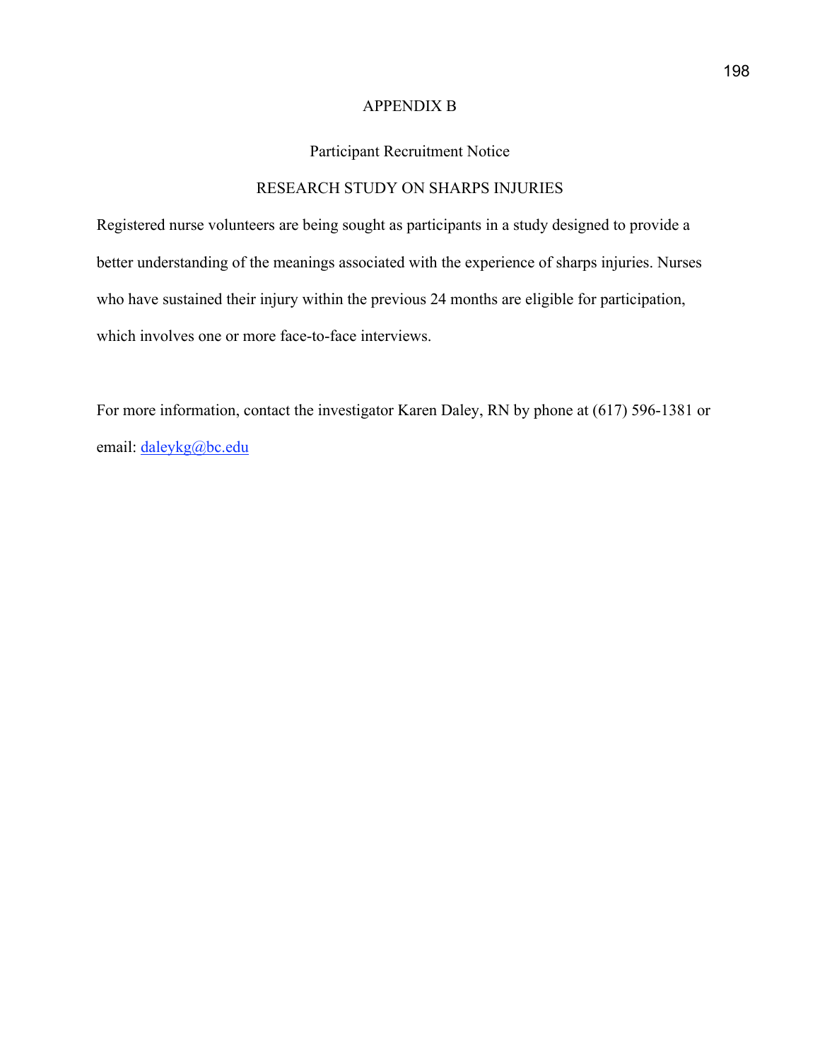# APPENDIX B

## Participant Recruitment Notice

## RESEARCH STUDY ON SHARPS INJURIES

Registered nurse volunteers are being sought as participants in a study designed to provide a better understanding of the meanings associated with the experience of sharps injuries. Nurses who have sustained their injury within the previous 24 months are eligible for participation, which involves one or more face-to-face interviews.

For more information, contact the investigator Karen Daley, RN by phone at (617) 596-1381 or email: daleykg@bc.edu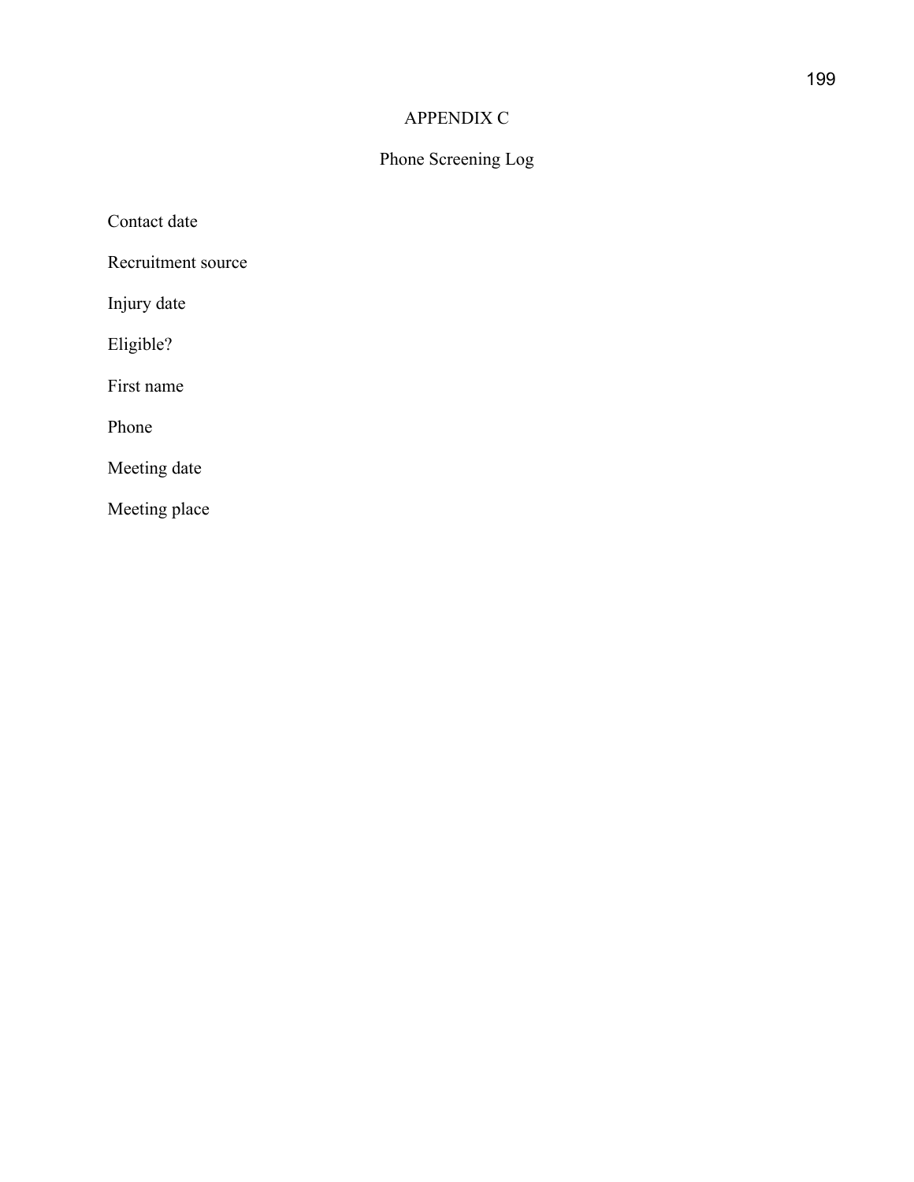# APPENDIX C

## Phone Screening Log

Contact date

Recruitment source

Injury date

Eligible?

First name

Phone

Meeting date

Meeting place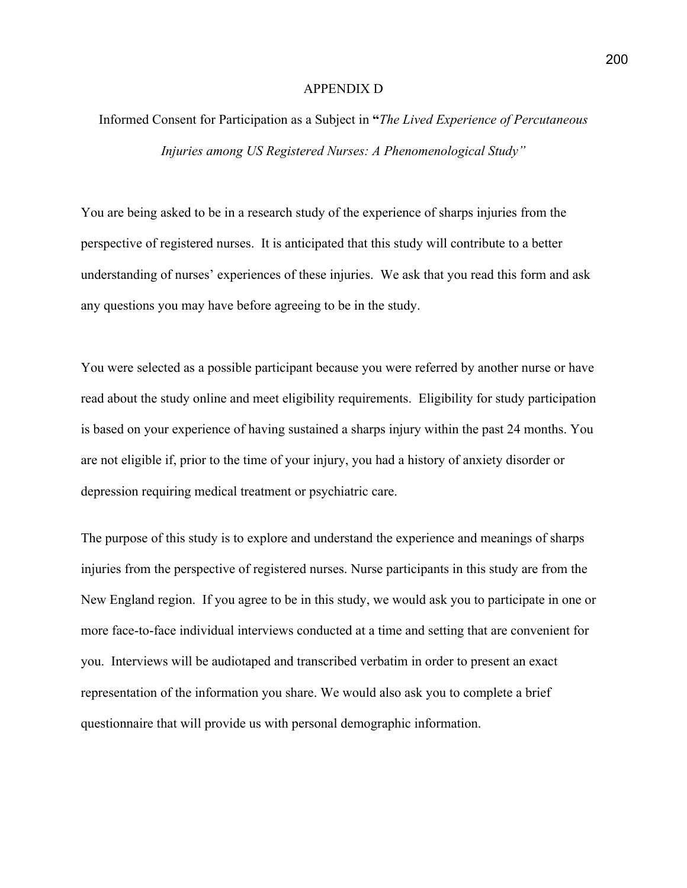## APPENDIX D

Informed Consent for Participation as a Subject in **"***The Lived Experience of Percutaneous Injuries among US Registered Nurses: A Phenomenological Study"*

You are being asked to be in a research study of the experience of sharps injuries from the perspective of registered nurses. It is anticipated that this study will contribute to a better understanding of nurses' experiences of these injuries. We ask that you read this form and ask any questions you may have before agreeing to be in the study.

You were selected as a possible participant because you were referred by another nurse or have read about the study online and meet eligibility requirements. Eligibility for study participation is based on your experience of having sustained a sharps injury within the past 24 months. You are not eligible if, prior to the time of your injury, you had a history of anxiety disorder or depression requiring medical treatment or psychiatric care.

The purpose of this study is to explore and understand the experience and meanings of sharps injuries from the perspective of registered nurses. Nurse participants in this study are from the New England region. If you agree to be in this study, we would ask you to participate in one or more face-to-face individual interviews conducted at a time and setting that are convenient for you. Interviews will be audiotaped and transcribed verbatim in order to present an exact representation of the information you share. We would also ask you to complete a brief questionnaire that will provide us with personal demographic information.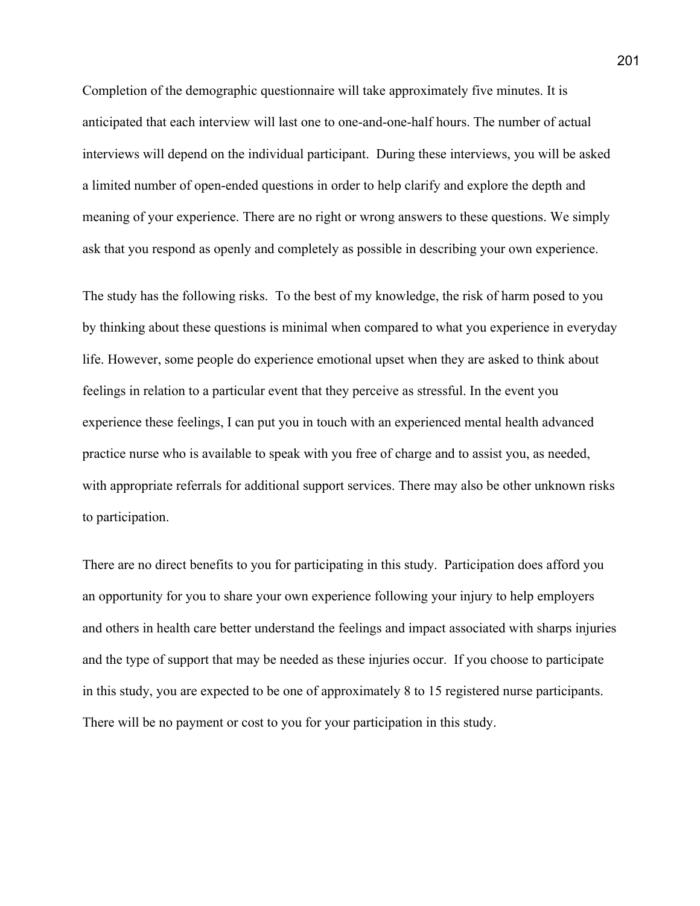Completion of the demographic questionnaire will take approximately five minutes. It is anticipated that each interview will last one to one-and-one-half hours. The number of actual interviews will depend on the individual participant. During these interviews, you will be asked a limited number of open-ended questions in order to help clarify and explore the depth and meaning of your experience. There are no right or wrong answers to these questions. We simply ask that you respond as openly and completely as possible in describing your own experience.

The study has the following risks. To the best of my knowledge, the risk of harm posed to you by thinking about these questions is minimal when compared to what you experience in everyday life. However, some people do experience emotional upset when they are asked to think about feelings in relation to a particular event that they perceive as stressful. In the event you experience these feelings, I can put you in touch with an experienced mental health advanced practice nurse who is available to speak with you free of charge and to assist you, as needed, with appropriate referrals for additional support services. There may also be other unknown risks to participation.

There are no direct benefits to you for participating in this study. Participation does afford you an opportunity for you to share your own experience following your injury to help employers and others in health care better understand the feelings and impact associated with sharps injuries and the type of support that may be needed as these injuries occur. If you choose to participate in this study, you are expected to be one of approximately 8 to 15 registered nurse participants. There will be no payment or cost to you for your participation in this study.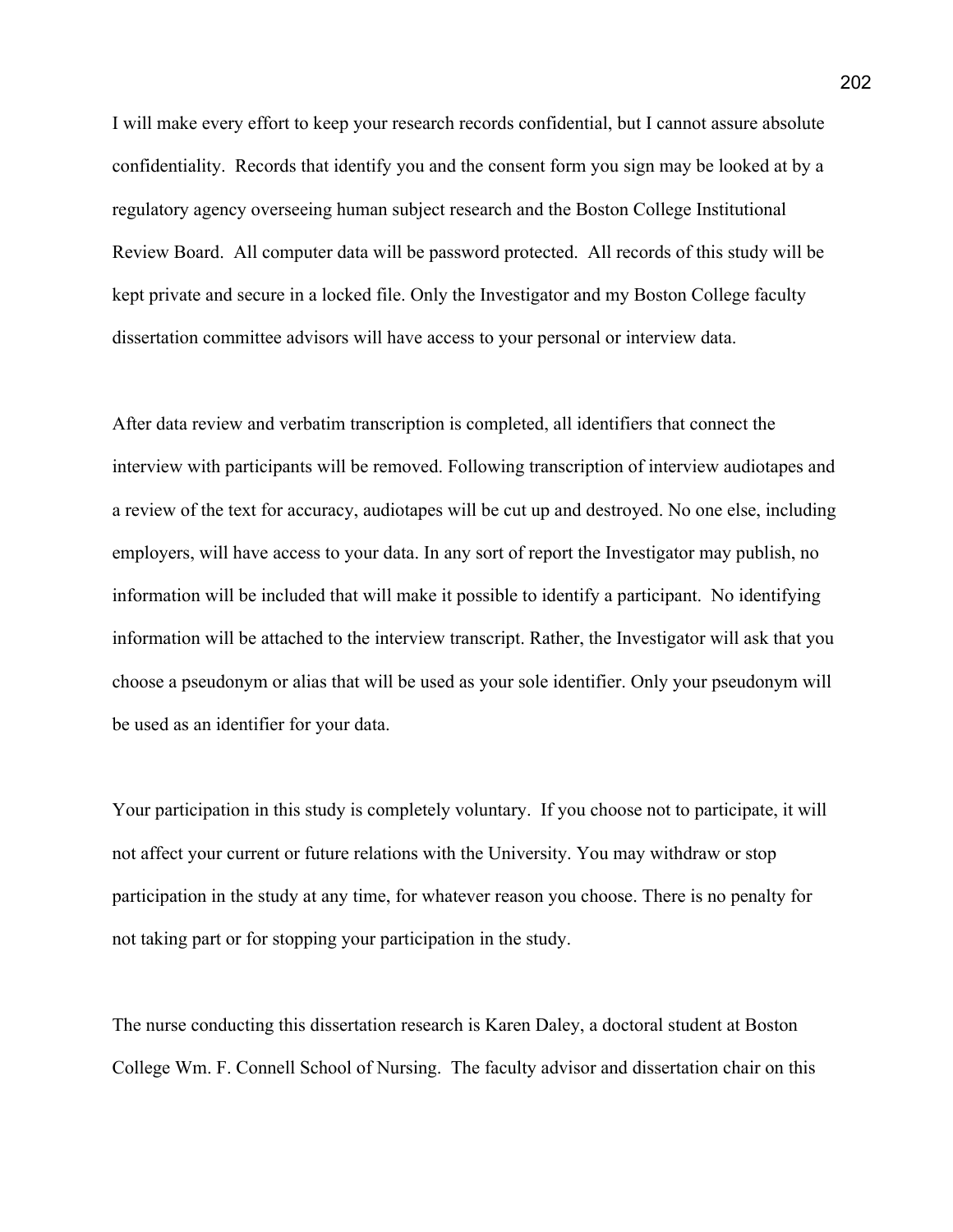I will make every effort to keep your research records confidential, but I cannot assure absolute confidentiality. Records that identify you and the consent form you sign may be looked at by a regulatory agency overseeing human subject research and the Boston College Institutional Review Board. All computer data will be password protected. All records of this study will be kept private and secure in a locked file. Only the Investigator and my Boston College faculty dissertation committee advisors will have access to your personal or interview data.

After data review and verbatim transcription is completed, all identifiers that connect the interview with participants will be removed. Following transcription of interview audiotapes and a review of the text for accuracy, audiotapes will be cut up and destroyed. No one else, including employers, will have access to your data. In any sort of report the Investigator may publish, no information will be included that will make it possible to identify a participant. No identifying information will be attached to the interview transcript. Rather, the Investigator will ask that you choose a pseudonym or alias that will be used as your sole identifier. Only your pseudonym will be used as an identifier for your data.

Your participation in this study is completely voluntary. If you choose not to participate, it will not affect your current or future relations with the University. You may withdraw or stop participation in the study at any time, for whatever reason you choose. There is no penalty for not taking part or for stopping your participation in the study.

The nurse conducting this dissertation research is Karen Daley, a doctoral student at Boston College Wm. F. Connell School of Nursing. The faculty advisor and dissertation chair on this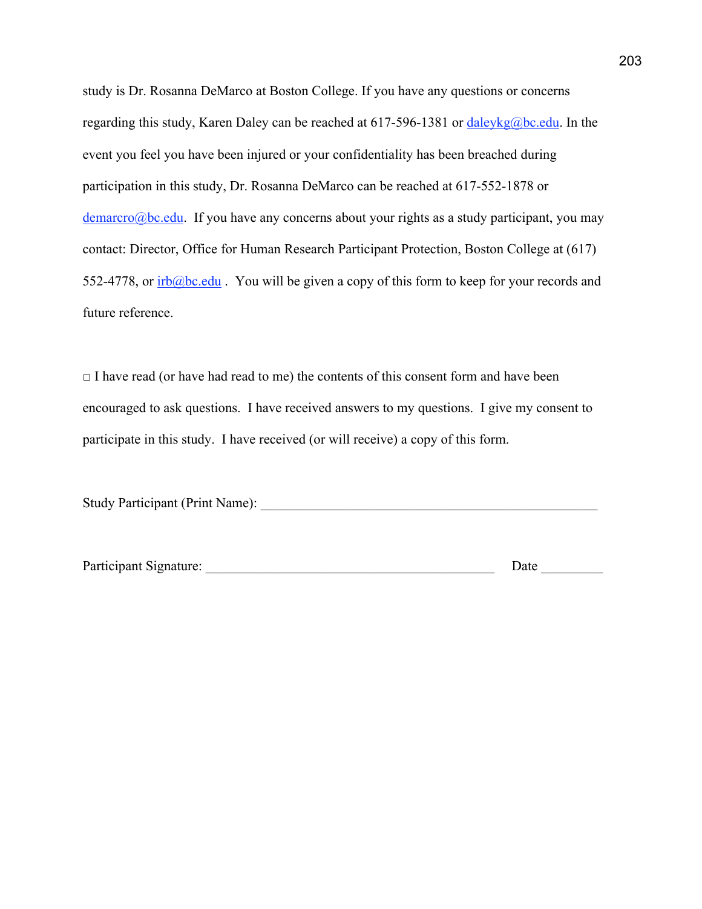study is Dr. Rosanna DeMarco at Boston College. If you have any questions or concerns regarding this study, Karen Daley can be reached at 617-596-1381 or daleykg@bc.edu. In the event you feel you have been injured or your confidentiality has been breached during participation in this study, Dr. Rosanna DeMarco can be reached at 617-552-1878 or demarcro@bc.edu. If you have any concerns about your rights as a study participant, you may contact: Director, Office for Human Research Participant Protection, Boston College at (617) 552-4778, or irb@bc.edu . You will be given a copy of this form to keep for your records and future reference.

□ I have read (or have had read to me) the contents of this consent form and have been encouraged to ask questions. I have received answers to my questions. I give my consent to participate in this study. I have received (or will receive) a copy of this form.

Study Participant (Print Name): ___________________________________________________

Participant Signature: ___________________________________________ Date _________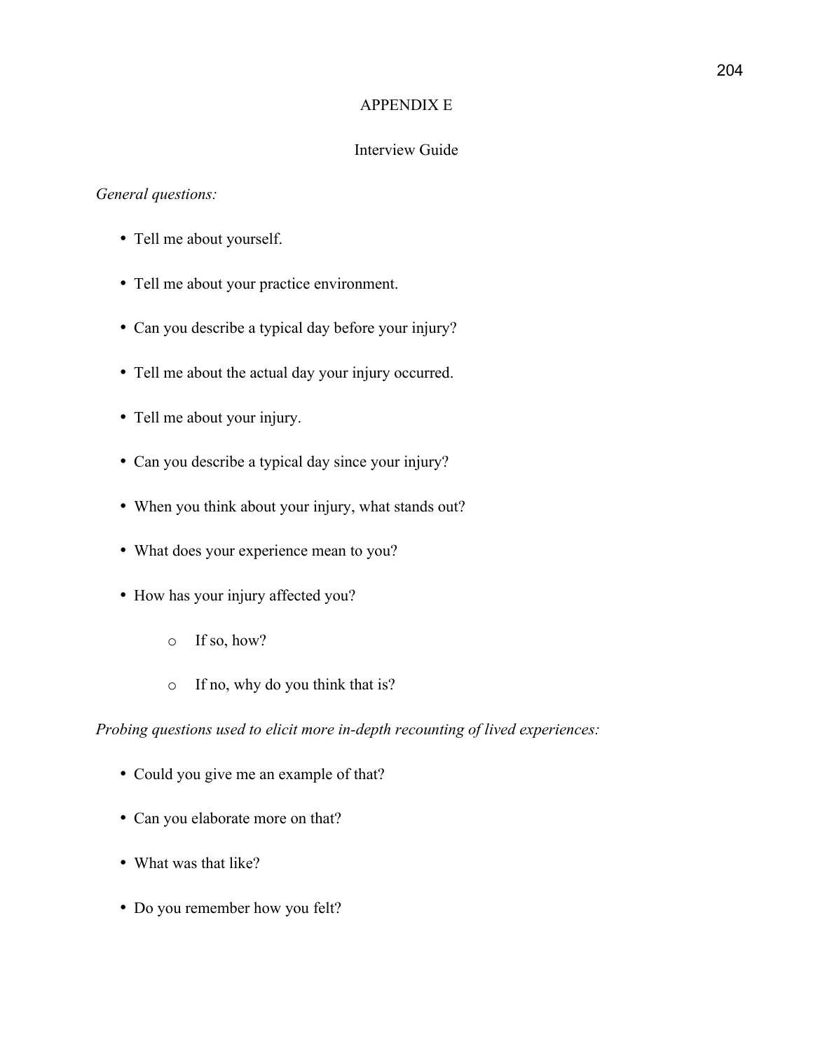# APPENDIX E

## Interview Guide

*General questions:*

- Tell me about yourself.
- Tell me about your practice environment.
- Can you describe a typical day before your injury?
- Tell me about the actual day your injury occurred.
- Tell me about your injury.
- Can you describe a typical day since your injury?
- When you think about your injury, what stands out?
- What does your experience mean to you?
- How has your injury affected you?
    - If so, how?
    - If no, why do you think that is?

*Probing questions used to elicit more in-depth recounting of lived experiences:*

- Could you give me an example of that?
- Can you elaborate more on that?
- What was that like?
- Do you remember how you felt?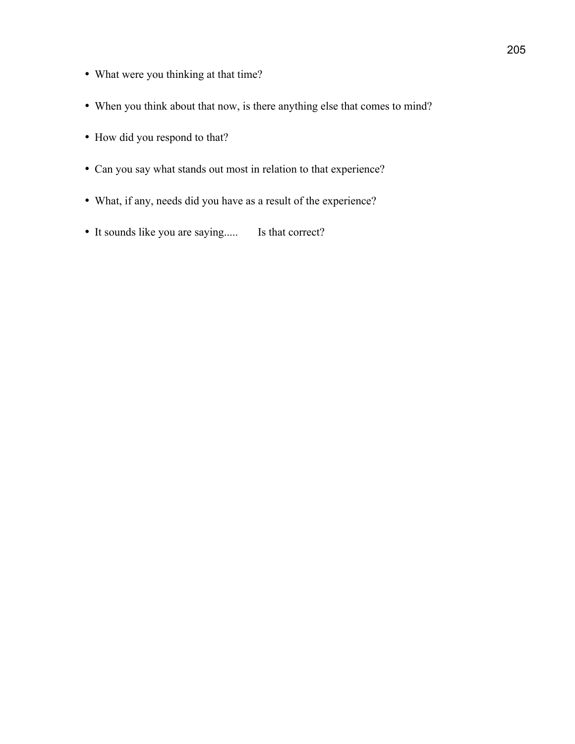- What were you thinking at that time?
- When you think about that now, is there anything else that comes to mind?
- How did you respond to that?
- Can you say what stands out most in relation to that experience?
- What, if any, needs did you have as a result of the experience?
- It sounds like you are saying.....     Is that correct?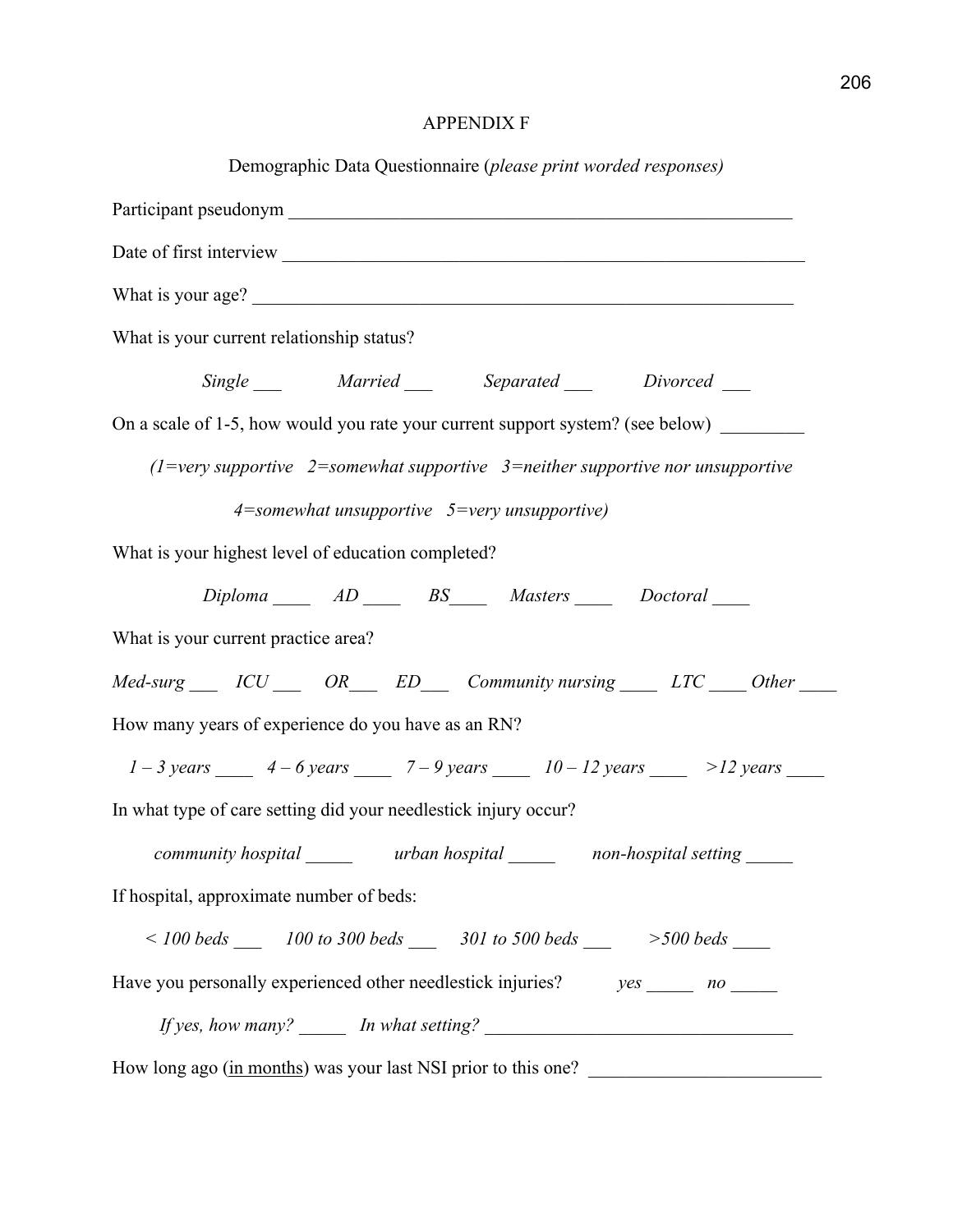# APPENDIX F

## Demographic Data Questionnaire (*please print worded responses)*

Participant pseudonym ___________________________________________________________

Date of first interview ___________________________________________________________

What is your age? _______________________________________________________________

What is your current relationship status?

*Single* ___ *Married* ___ *Separated* ___ *Divorced* ___

On a scale of 1-5, how would you rate your current support system? (see below) _________

*(1=very supportive 2=somewhat supportive 3=neither supportive nor unsupportive 4=somewhat unsupportive 5=very unsupportive)*

What is your highest level of education completed?

*Diploma* ____ *AD* ____ *BS*____ *Masters* ____ *Doctoral* ____

What is your current practice area?

*Med-surg* ___ *ICU* ___ *OR*___ *ED*___ *Community nursing* ____ *LTC* ____ *Other* ____

How many years of experience do you have as an RN?

*1 – 3 years* ____ *4 – 6 years* ____ *7 – 9 years* ____ *10 – 12 years* ____ *>12 years* ____

In what type of care setting did your needlestick injury occur?

*community hospital* _____ *urban hospital* _____ *non-hospital setting* _____

If hospital, approximate number of beds:

*< 100 beds* ___ *100 to 300 beds* ___ *301 to 500 beds* ___ *>500 beds* ____

Have you personally experienced other needlestick injuries? *yes* _____ *no* _____

*If yes, how many?* _____ *In what setting?* _________________________________

How long ago (<u>in months</u>) was your last NSI prior to this one? _________________________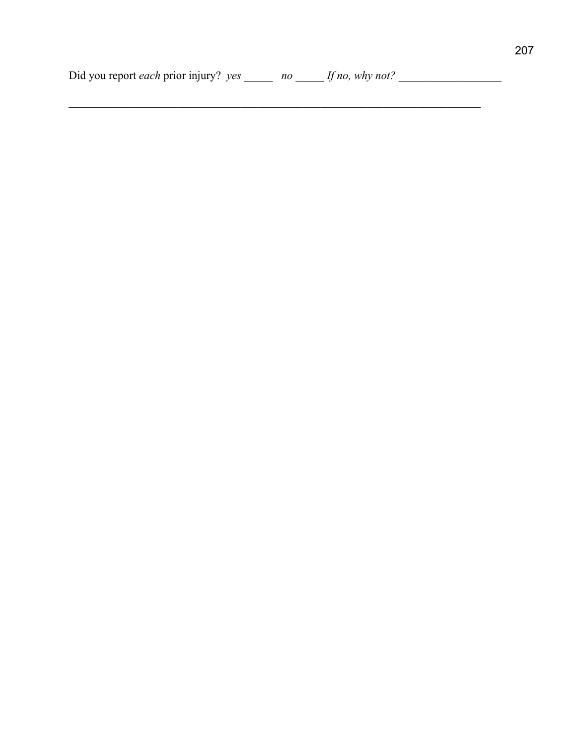Did you report *each* prior injury? *yes* _____ *no* _____ *If no, why not?* __________________

___________________________________________________________________________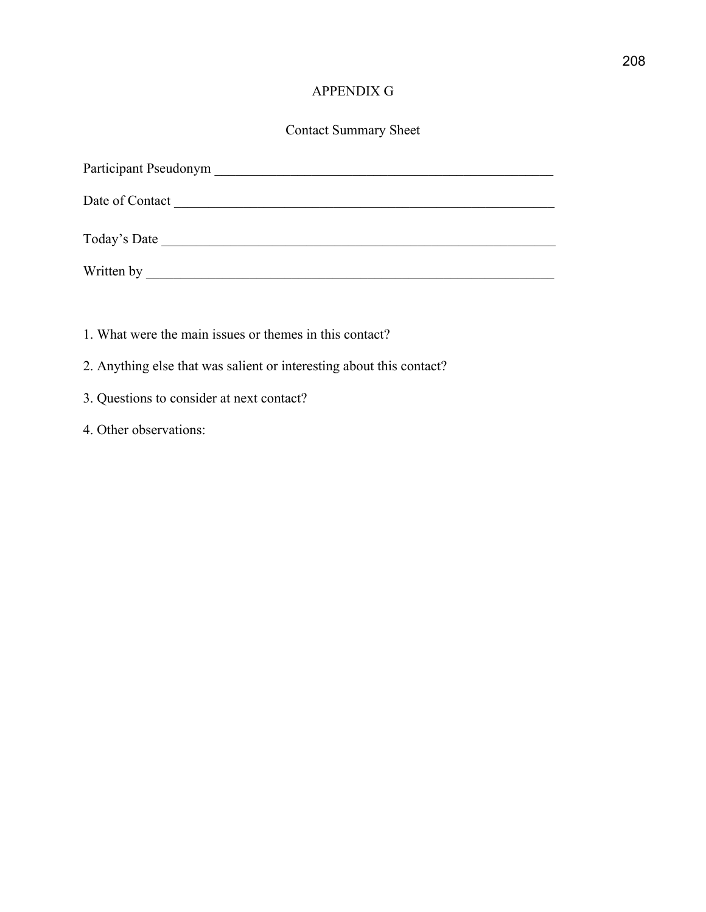# APPENDIX G

## Contact Summary Sheet

Participant Pseudonym ____________________________________________________

Date of Contact _________________________________________________________

Today's Date ___________________________________________________________

Written by _____________________________________________________________

1. What were the main issues or themes in this contact?
2. Anything else that was salient or interesting about this contact?
3. Questions to consider at next contact?
4. Other observations: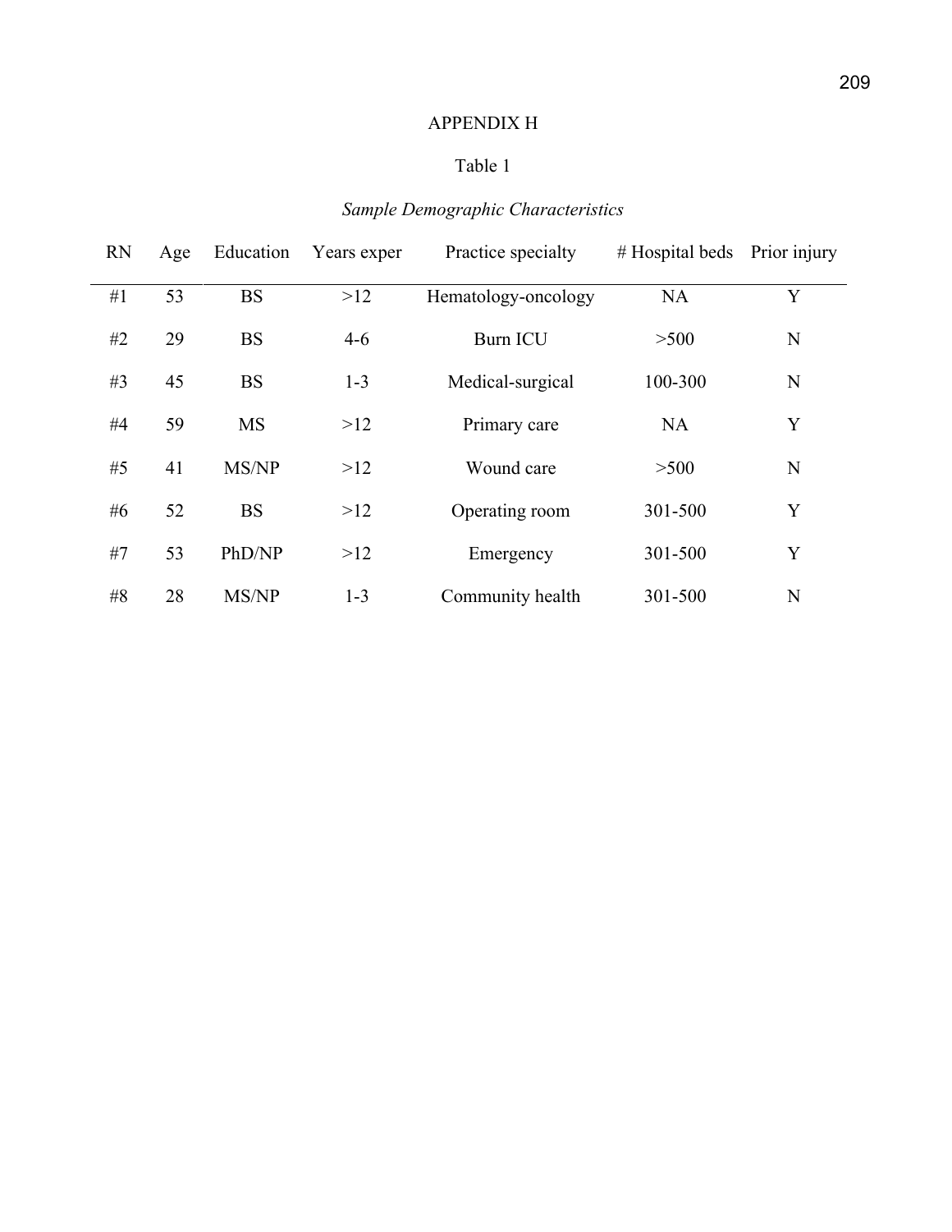APPENDIX H

Table 1

*Sample Demographic Characteristics*

| RN | Age | Education | Years exper | Practice specialty | # Hospital beds | Prior injury |
|---|---|---|---|---|---|---|
| #1 | 53 | BS | >12 | Hematology-oncology | NA | Y |
| #2 | 29 | BS | 4-6 | Burn ICU | >500 | N |
| #3 | 45 | BS | 1-3 | Medical-surgical | 100-300 | N |
| #4 | 59 | MS | >12 | Primary care | NA | Y |
| #5 | 41 | MS/NP | >12 | Wound care | >500 | N |
| #6 | 52 | BS | >12 | Operating room | 301-500 | Y |
| #7 | 53 | PhD/NP | >12 | Emergency | 301-500 | Y |
| #8 | 28 | MS/NP | 1-3 | Community health | 301-500 | N |